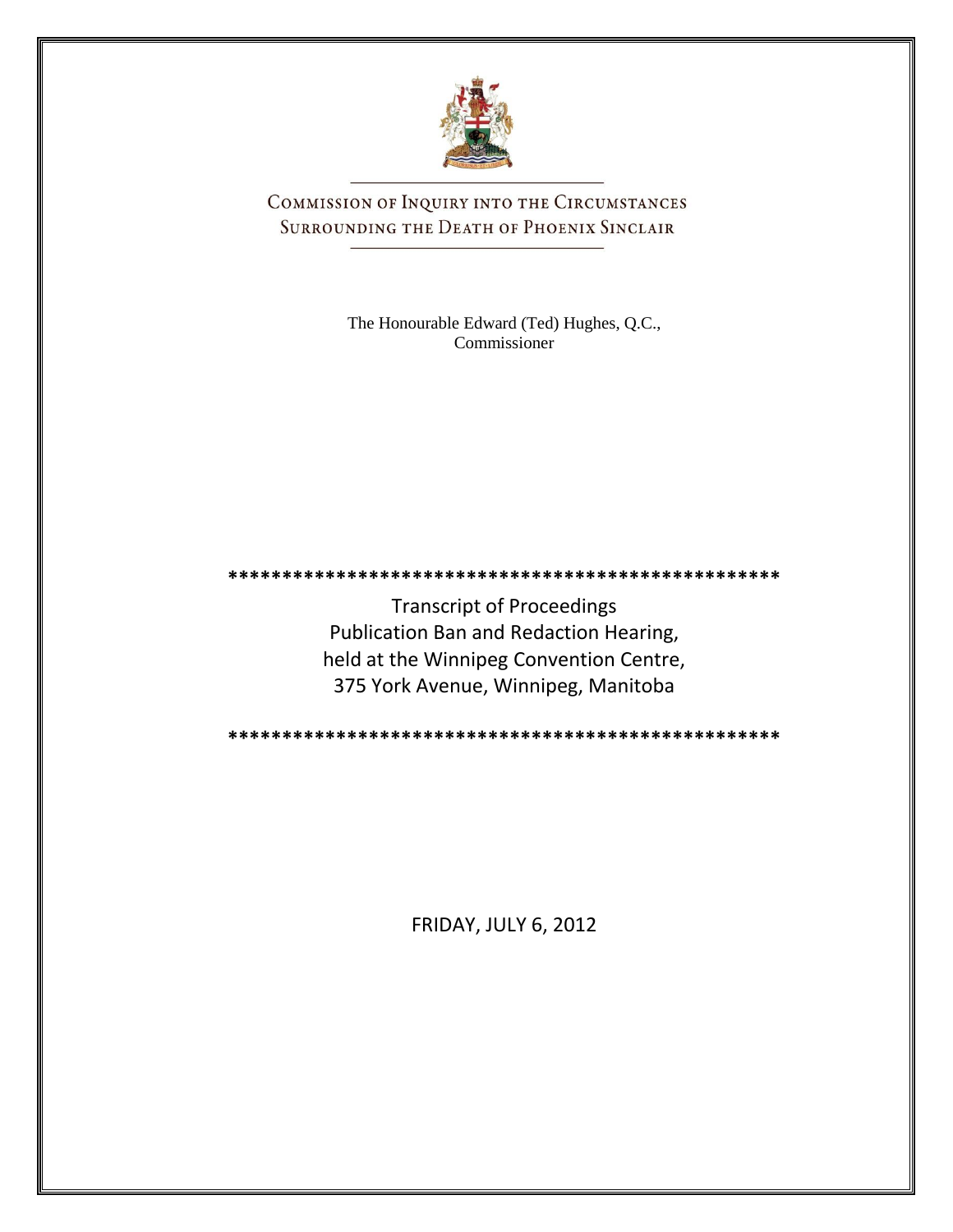# Commission of Inquiry into the Circumstances Surrounding the Death of Phoenix Sinclair

The Honourable Edward (Ted) Hughes, Q.C.,
Commissioner

***************************************************

Transcript of Proceedings
Publication Ban and Redaction Hearing,
held at the Winnipeg Convention Centre,
375 York Avenue, Winnipeg, Manitoba

***************************************************

FRIDAY, JULY 6, 2012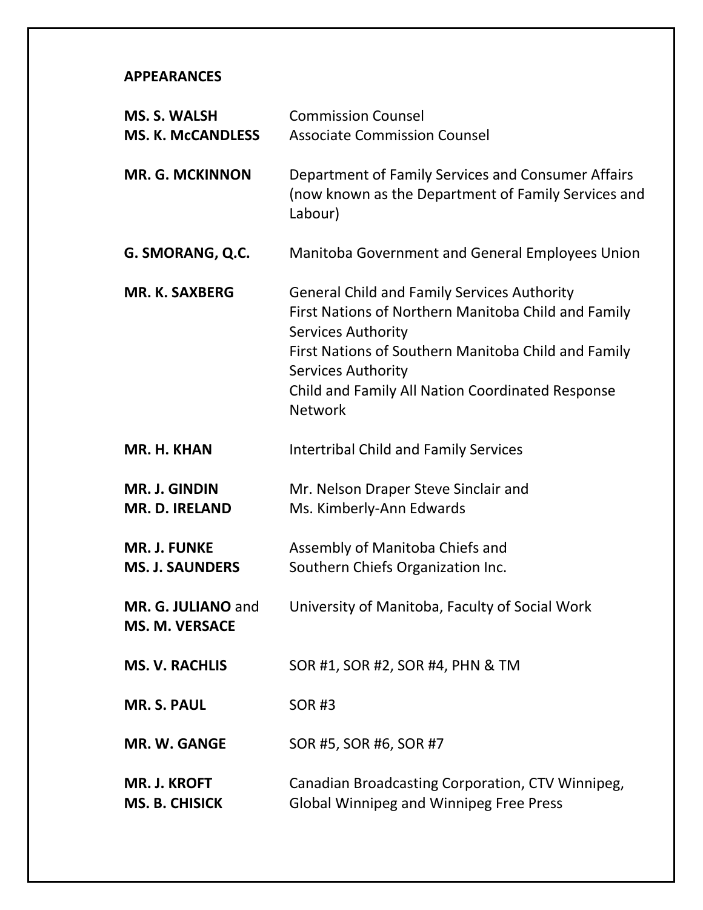## APPEARANCES

| | |
|---|---|
| **MS. S. WALSH**<br>**MS. K. McCANDLESS** | Commission Counsel<br>Associate Commission Counsel |
| **MR. G. MCKINNON** | Department of Family Services and Consumer Affairs (now known as the Department of Family Services and Labour) |
| **G. SMORANG, Q.C.** | Manitoba Government and General Employees Union |
| **MR. K. SAXBERG** | General Child and Family Services Authority<br>First Nations of Northern Manitoba Child and Family Services Authority<br>First Nations of Southern Manitoba Child and Family Services Authority<br>Child and Family All Nation Coordinated Response Network |
| **MR. H. KHAN** | Intertribal Child and Family Services |
| **MR. J. GINDIN**<br>**MR. D. IRELAND** | Mr. Nelson Draper Steve Sinclair and<br>Ms. Kimberly-Ann Edwards |
| **MR. J. FUNKE**<br>**MS. J. SAUNDERS** | Assembly of Manitoba Chiefs and<br>Southern Chiefs Organization Inc. |
| **MR. G. JULIANO** and<br>**MS. M. VERSACE** | University of Manitoba, Faculty of Social Work |
| **MS. V. RACHLIS** | SOR #1, SOR #2, SOR #4, PHN & TM |
| **MR. S. PAUL** | SOR #3 |
| **MR. W. GANGE** | SOR #5, SOR #6, SOR #7 |
| **MR. J. KROFT**<br>**MS. B. CHISICK** | Canadian Broadcasting Corporation, CTV Winnipeg,<br>Global Winnipeg and Winnipeg Free Press |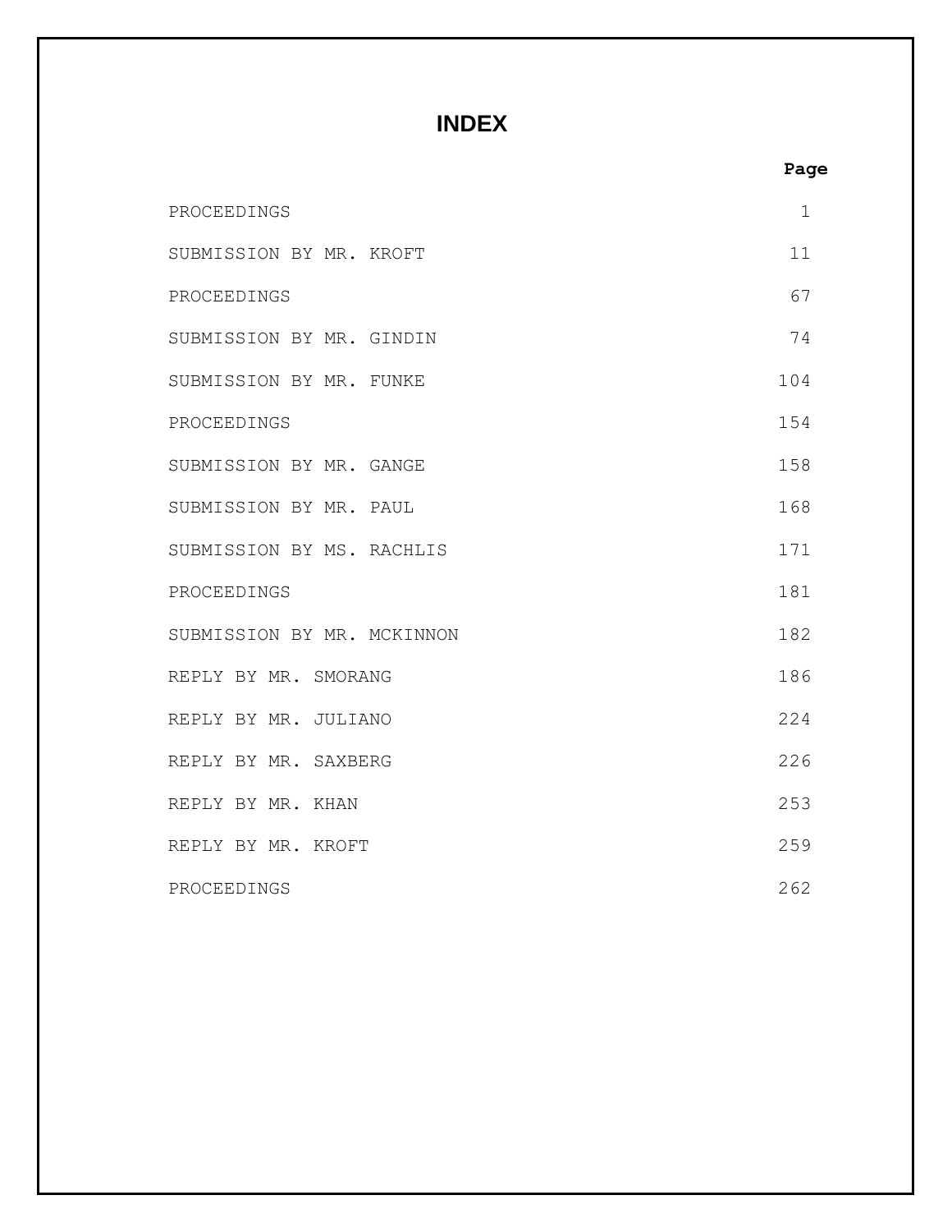# INDEX

| | Page |
|---|---|
| PROCEEDINGS | 1 |
| SUBMISSION BY MR. KROFT | 11 |
| PROCEEDINGS | 67 |
| SUBMISSION BY MR. GINDIN | 74 |
| SUBMISSION BY MR. FUNKE | 104 |
| PROCEEDINGS | 154 |
| SUBMISSION BY MR. GANGE | 158 |
| SUBMISSION BY MR. PAUL | 168 |
| SUBMISSION BY MS. RACHLIS | 171 |
| PROCEEDINGS | 181 |
| SUBMISSION BY MR. MCKINNON | 182 |
| REPLY BY MR. SMORANG | 186 |
| REPLY BY MR. JULIANO | 224 |
| REPLY BY MR. SAXBERG | 226 |
| REPLY BY MR. KHAN | 253 |
| REPLY BY MR. KROFT | 259 |
| PROCEEDINGS | 262 |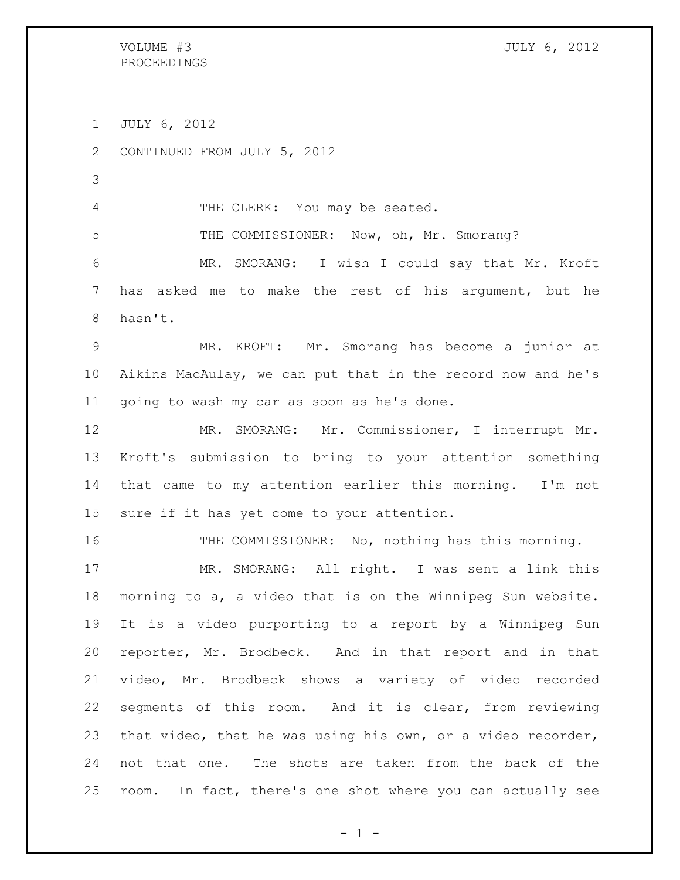JULY 6, 2012

CONTINUED FROM JULY 5, 2012

THE CLERK: You may be seated.

THE COMMISSIONER: Now, oh, Mr. Smorang?

MR. SMORANG: I wish I could say that Mr. Kroft has asked me to make the rest of his argument, but he hasn't.

MR. KROFT: Mr. Smorang has become a junior at Aikins MacAulay, we can put that in the record now and he's going to wash my car as soon as he's done.

MR. SMORANG: Mr. Commissioner, I interrupt Mr. Kroft's submission to bring to your attention something that came to my attention earlier this morning. I'm not sure if it has yet come to your attention.

THE COMMISSIONER: No, nothing has this morning.

MR. SMORANG: All right. I was sent a link this morning to a, a video that is on the Winnipeg Sun website. It is a video purporting to a report by a Winnipeg Sun reporter, Mr. Brodbeck. And in that report and in that video, Mr. Brodbeck shows a variety of video recorded segments of this room. And it is clear, from reviewing that video, that he was using his own, or a video recorder, not that one. The shots are taken from the back of the room. In fact, there's one shot where you can actually see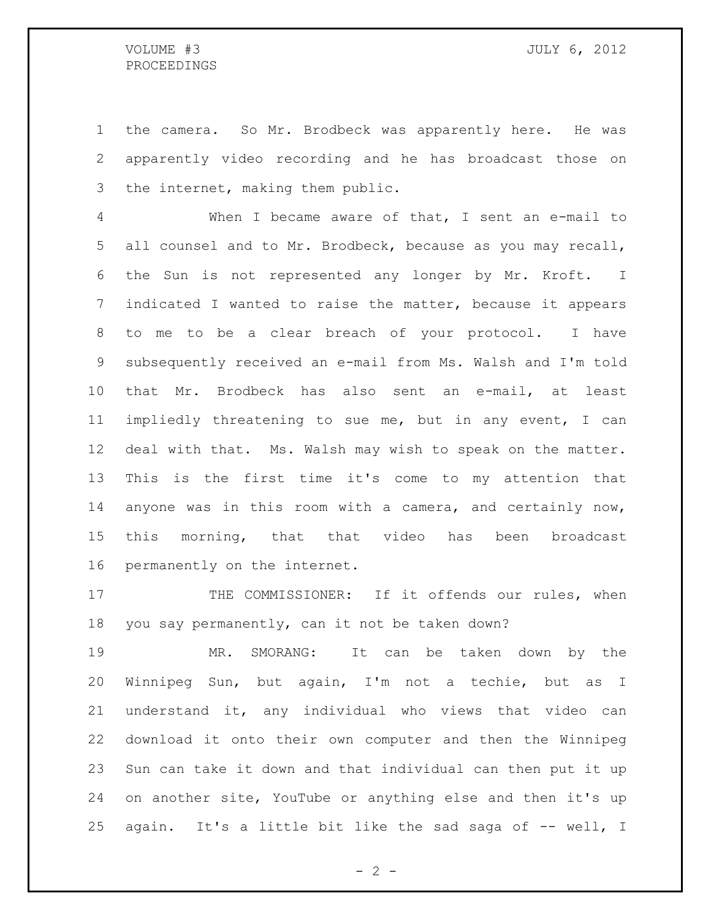the camera. So Mr. Brodbeck was apparently here. He was apparently video recording and he has broadcast those on the internet, making them public.

When I became aware of that, I sent an e-mail to all counsel and to Mr. Brodbeck, because as you may recall, the Sun is not represented any longer by Mr. Kroft. I indicated I wanted to raise the matter, because it appears to me to be a clear breach of your protocol. I have subsequently received an e-mail from Ms. Walsh and I'm told that Mr. Brodbeck has also sent an e-mail, at least impliedly threatening to sue me, but in any event, I can deal with that. Ms. Walsh may wish to speak on the matter. This is the first time it's come to my attention that anyone was in this room with a camera, and certainly now, this morning, that that video has been broadcast permanently on the internet.

THE COMMISSIONER: If it offends our rules, when you say permanently, can it not be taken down?

MR. SMORANG: It can be taken down by the Winnipeg Sun, but again, I'm not a techie, but as I understand it, any individual who views that video can download it onto their own computer and then the Winnipeg Sun can take it down and that individual can then put it up on another site, YouTube or anything else and then it's up again. It's a little bit like the sad saga of -- well, I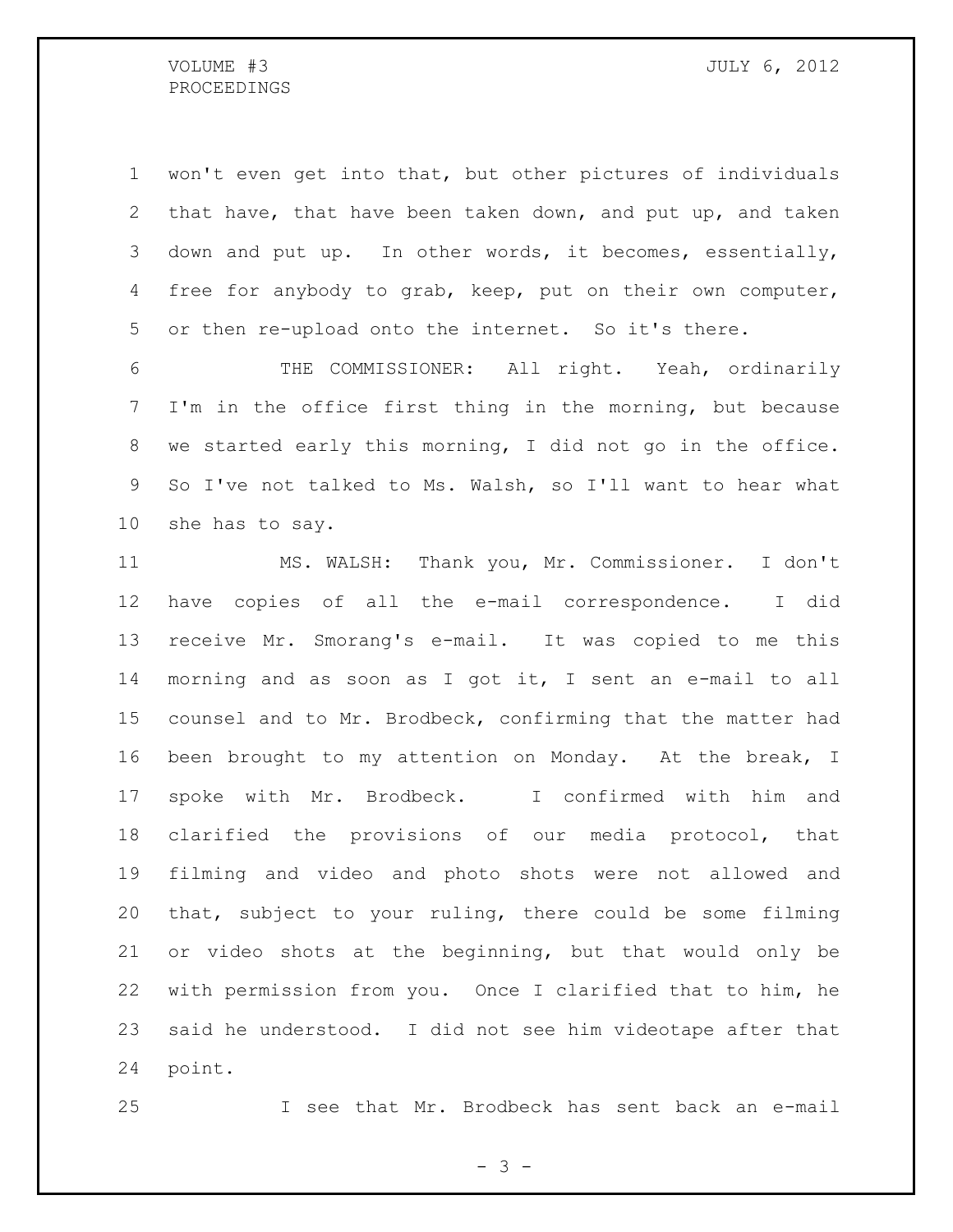won't even get into that, but other pictures of individuals that have, that have been taken down, and put up, and taken down and put up. In other words, it becomes, essentially, free for anybody to grab, keep, put on their own computer, or then re-upload onto the internet. So it's there.

THE COMMISSIONER: All right. Yeah, ordinarily I'm in the office first thing in the morning, but because we started early this morning, I did not go in the office. So I've not talked to Ms. Walsh, so I'll want to hear what she has to say.

MS. WALSH: Thank you, Mr. Commissioner. I don't have copies of all the e-mail correspondence. I did receive Mr. Smorang's e-mail. It was copied to me this morning and as soon as I got it, I sent an e-mail to all counsel and to Mr. Brodbeck, confirming that the matter had been brought to my attention on Monday. At the break, I spoke with Mr. Brodbeck. I confirmed with him and clarified the provisions of our media protocol, that filming and video and photo shots were not allowed and that, subject to your ruling, there could be some filming or video shots at the beginning, but that would only be with permission from you. Once I clarified that to him, he said he understood. I did not see him videotape after that point.

I see that Mr. Brodbeck has sent back an e-mail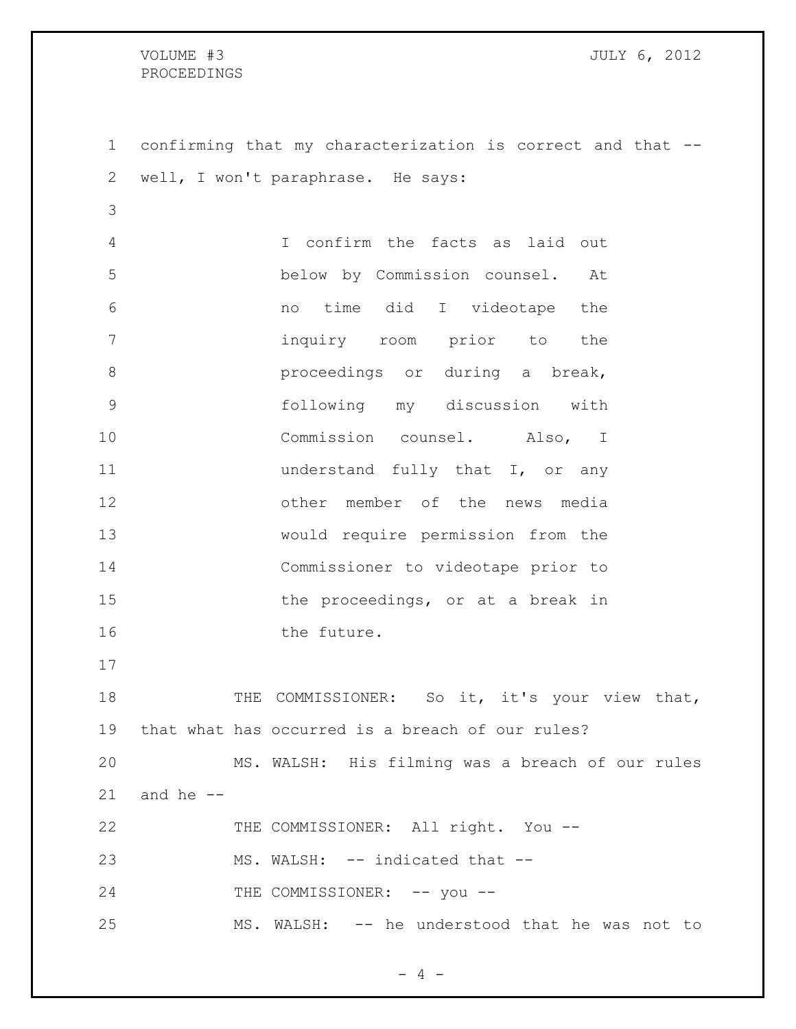confirming that my characterization is correct and that -- well, I won't paraphrase. He says:

> I confirm the facts as laid out below by Commission counsel. At no time did I videotape the inquiry room prior to the proceedings or during a break, following my discussion with Commission counsel. Also, I understand fully that I, or any other member of the news media would require permission from the Commissioner to videotape prior to the proceedings, or at a break in the future.

THE COMMISSIONER: So it, it's your view that, that what has occurred is a breach of our rules?

MS. WALSH: His filming was a breach of our rules and he --

THE COMMISSIONER: All right. You --

MS. WALSH: -- indicated that --

THE COMMISSIONER: -- you --

MS. WALSH: -- he understood that he was not to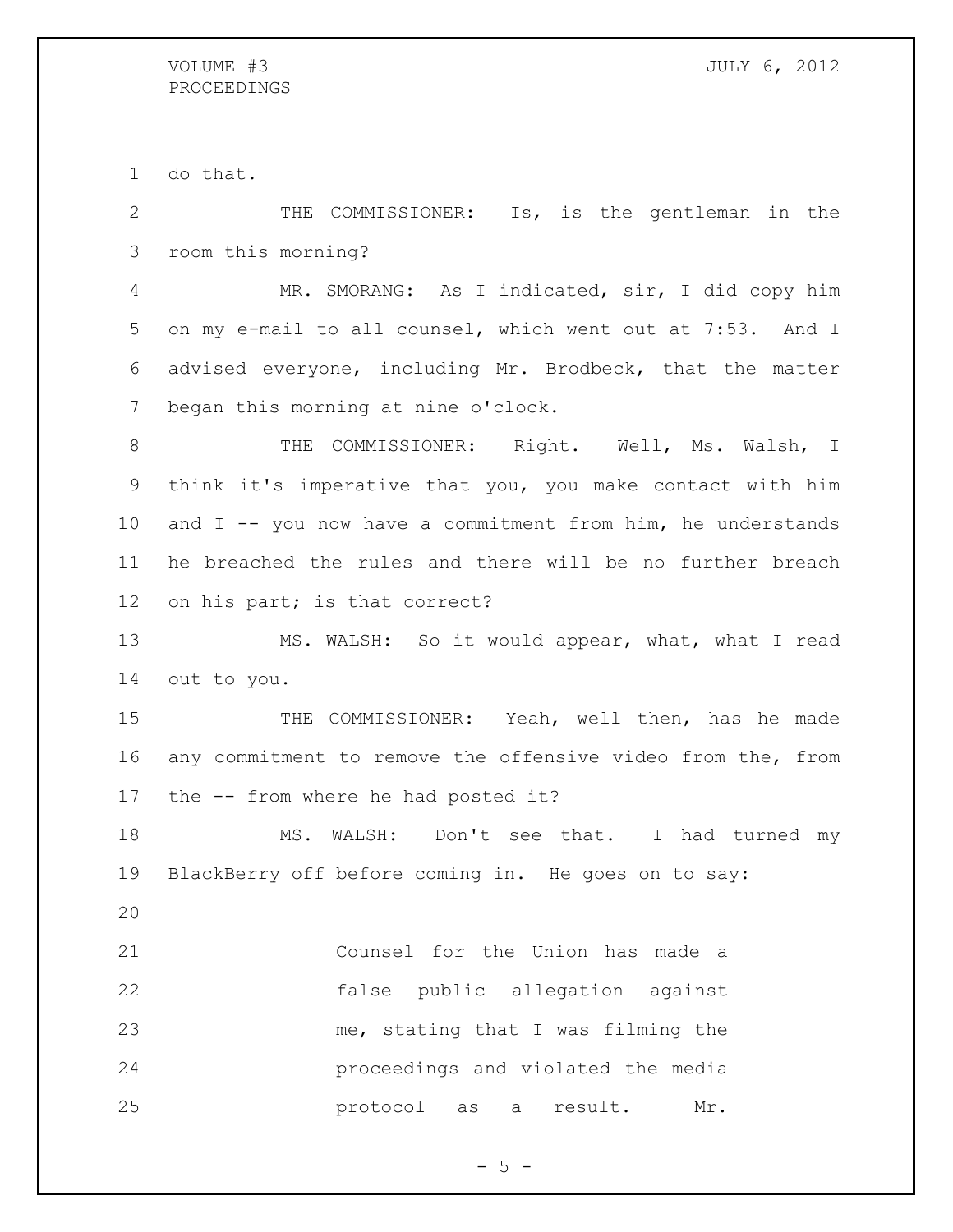do that.

THE COMMISSIONER: Is, is the gentleman in the room this morning?

MR. SMORANG: As I indicated, sir, I did copy him on my e-mail to all counsel, which went out at 7:53. And I advised everyone, including Mr. Brodbeck, that the matter began this morning at nine o'clock.

THE COMMISSIONER: Right. Well, Ms. Walsh, I think it's imperative that you, you make contact with him and I -- you now have a commitment from him, he understands he breached the rules and there will be no further breach on his part; is that correct?

MS. WALSH: So it would appear, what, what I read out to you.

THE COMMISSIONER: Yeah, well then, has he made any commitment to remove the offensive video from the, from the -- from where he had posted it?

MS. WALSH: Don't see that. I had turned my BlackBerry off before coming in. He goes on to say:

> Counsel for the Union has made a false public allegation against me, stating that I was filming the proceedings and violated the media protocol as a result. Mr.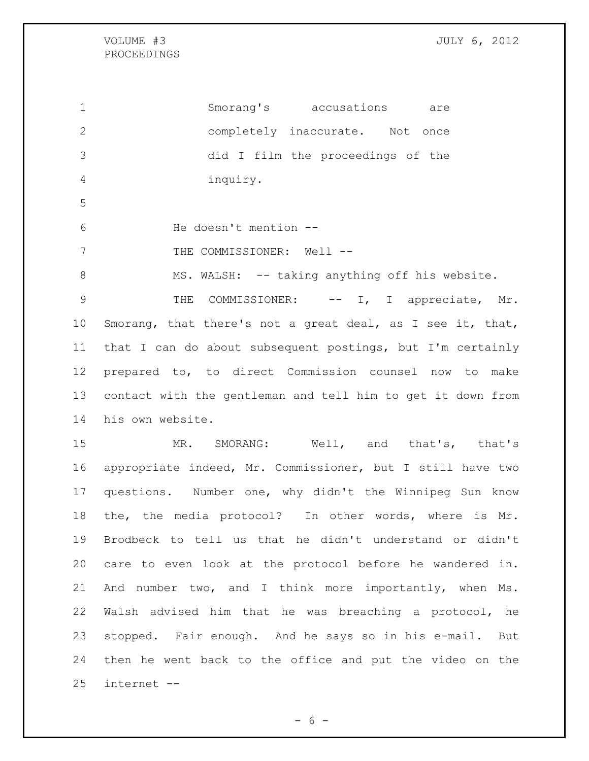> Smorang's accusations are completely inaccurate. Not once did I film the proceedings of the inquiry.

He doesn't mention --

THE COMMISSIONER: Well --

MS. WALSH: -- taking anything off his website.

THE COMMISSIONER: -- I, I appreciate, Mr. Smorang, that there's not a great deal, as I see it, that, that I can do about subsequent postings, but I'm certainly prepared to, to direct Commission counsel now to make contact with the gentleman and tell him to get it down from his own website.

MR. SMORANG: Well, and that's, that's appropriate indeed, Mr. Commissioner, but I still have two questions. Number one, why didn't the Winnipeg Sun know the, the media protocol? In other words, where is Mr. Brodbeck to tell us that he didn't understand or didn't care to even look at the protocol before he wandered in. And number two, and I think more importantly, when Ms. Walsh advised him that he was breaching a protocol, he stopped. Fair enough. And he says so in his e-mail. But then he went back to the office and put the video on the internet --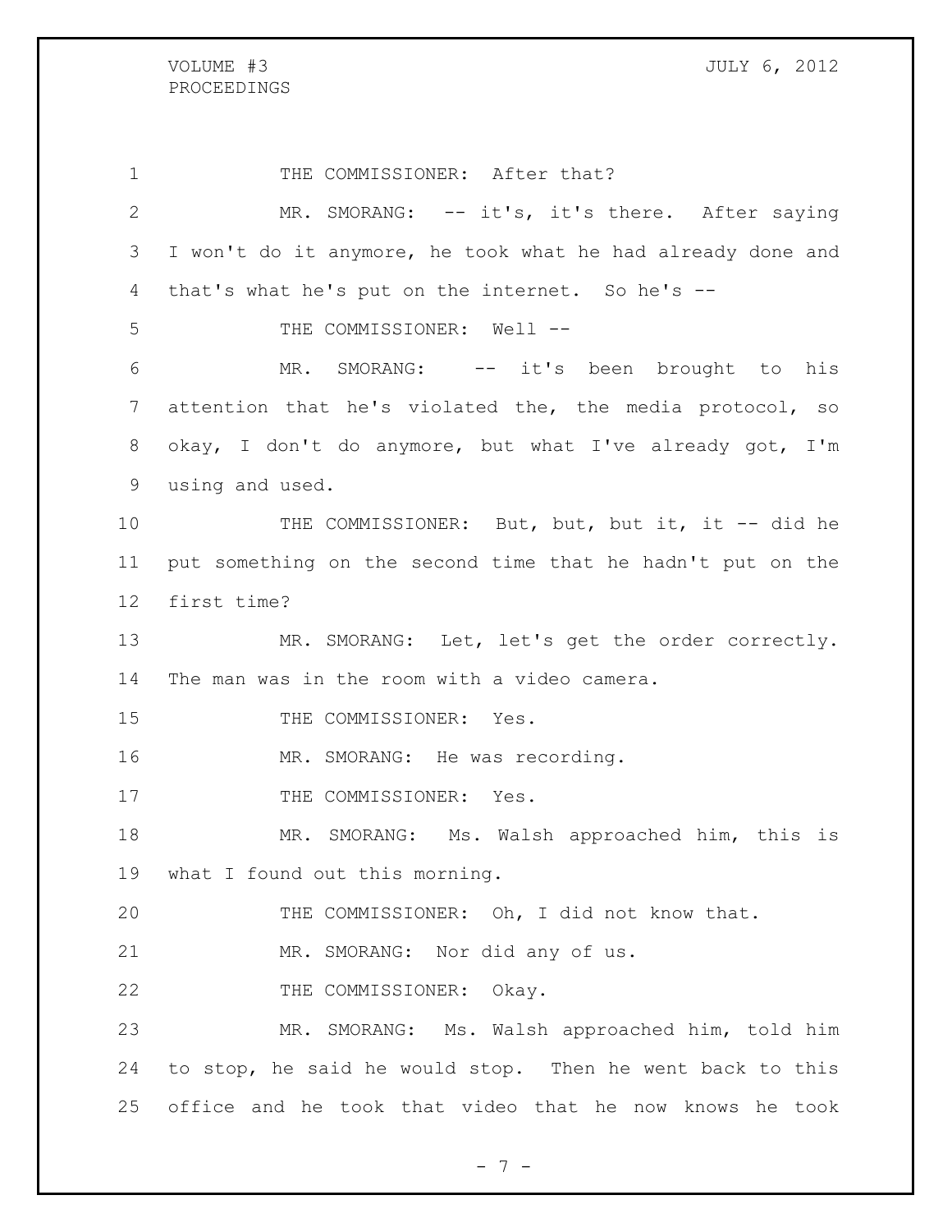THE COMMISSIONER: After that?

MR. SMORANG: -- it's, it's there. After saying I won't do it anymore, he took what he had already done and that's what he's put on the internet. So he's --

THE COMMISSIONER: Well --

MR. SMORANG: -- it's been brought to his attention that he's violated the, the media protocol, so okay, I don't do anymore, but what I've already got, I'm using and used.

THE COMMISSIONER: But, but, but it, it -- did he put something on the second time that he hadn't put on the first time?

MR. SMORANG: Let, let's get the order correctly. The man was in the room with a video camera.

THE COMMISSIONER: Yes.

MR. SMORANG: He was recording.

THE COMMISSIONER: Yes.

MR. SMORANG: Ms. Walsh approached him, this is what I found out this morning.

THE COMMISSIONER: Oh, I did not know that.

MR. SMORANG: Nor did any of us.

THE COMMISSIONER: Okay.

MR. SMORANG: Ms. Walsh approached him, told him to stop, he said he would stop. Then he went back to this office and he took that video that he now knows he took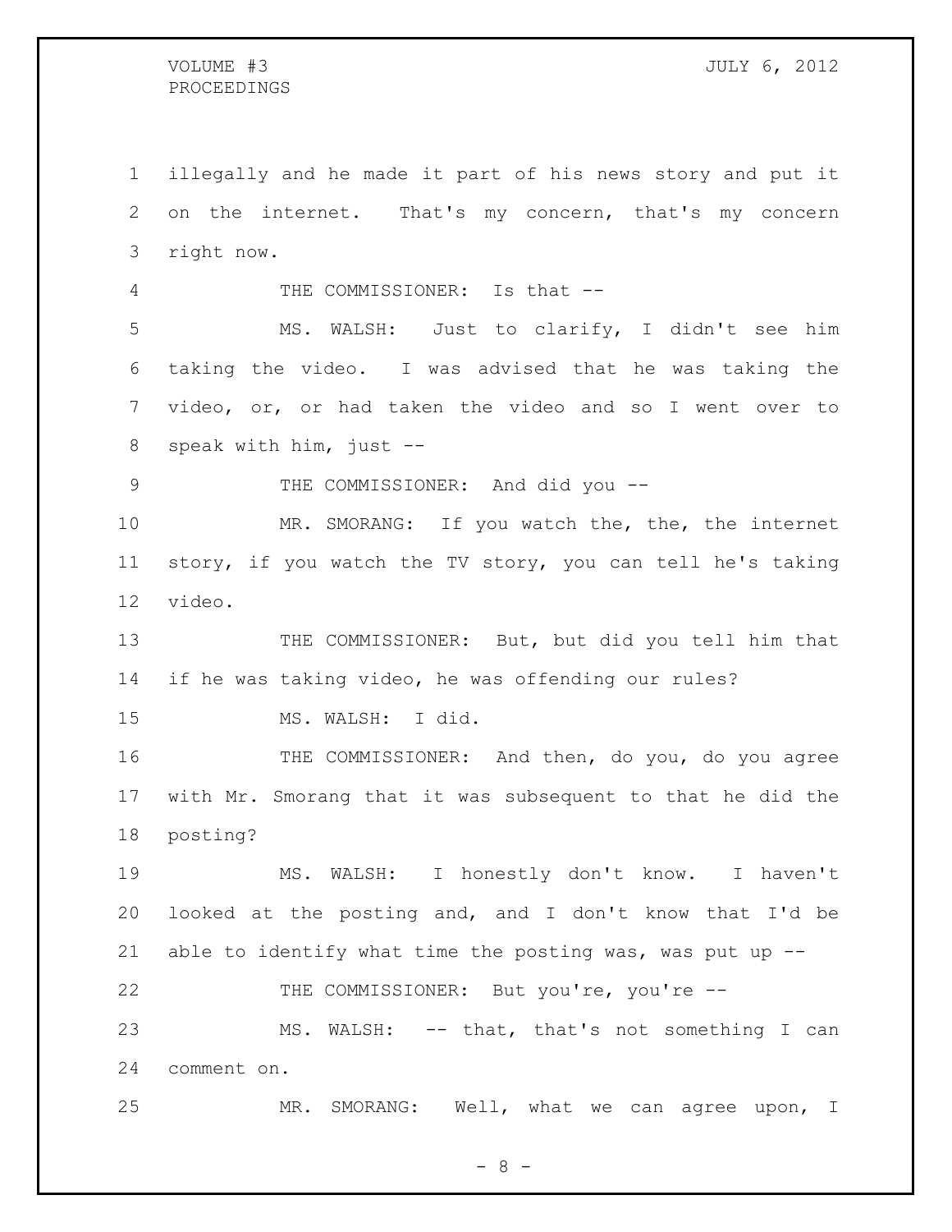illegally and he made it part of his news story and put it on the internet. That's my concern, that's my concern right now.

THE COMMISSIONER: Is that --

MS. WALSH: Just to clarify, I didn't see him taking the video. I was advised that he was taking the video, or, or had taken the video and so I went over to speak with him, just --

THE COMMISSIONER: And did you --

MR. SMORANG: If you watch the, the, the internet story, if you watch the TV story, you can tell he's taking video.

THE COMMISSIONER: But, but did you tell him that if he was taking video, he was offending our rules?

MS. WALSH: I did.

THE COMMISSIONER: And then, do you, do you agree with Mr. Smorang that it was subsequent to that he did the posting?

MS. WALSH: I honestly don't know. I haven't looked at the posting and, and I don't know that I'd be able to identify what time the posting was, was put up --

THE COMMISSIONER: But you're, you're --

MS. WALSH: -- that, that's not something I can comment on.

MR. SMORANG: Well, what we can agree upon, I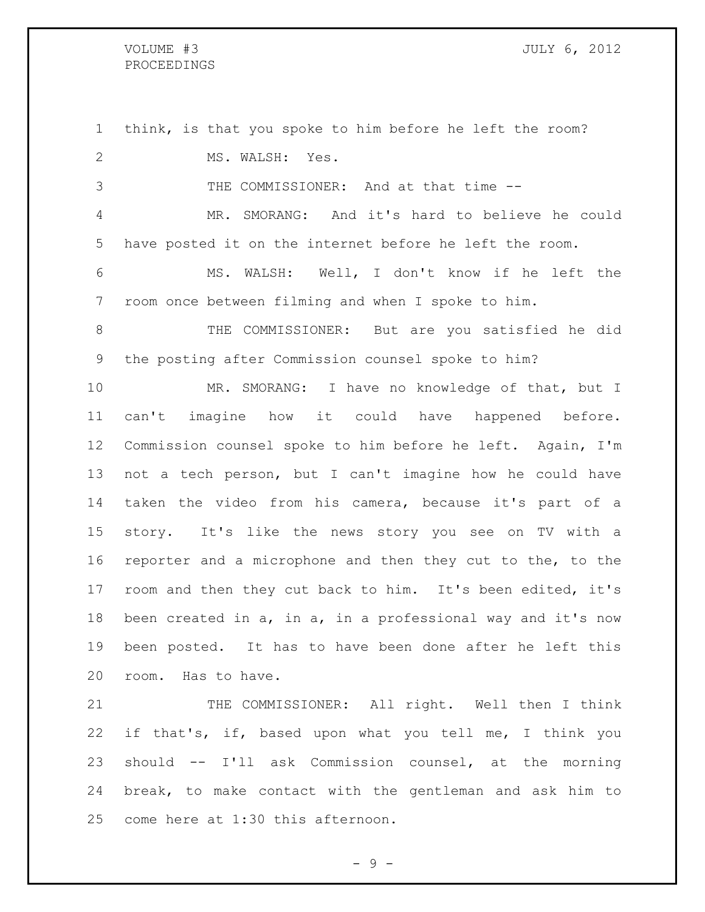think, is that you spoke to him before he left the room?

MS. WALSH: Yes.

THE COMMISSIONER: And at that time --

MR. SMORANG: And it's hard to believe he could have posted it on the internet before he left the room.

MS. WALSH: Well, I don't know if he left the room once between filming and when I spoke to him.

THE COMMISSIONER: But are you satisfied he did the posting after Commission counsel spoke to him?

MR. SMORANG: I have no knowledge of that, but I can't imagine how it could have happened before. Commission counsel spoke to him before he left. Again, I'm not a tech person, but I can't imagine how he could have taken the video from his camera, because it's part of a story. It's like the news story you see on TV with a reporter and a microphone and then they cut to the, to the room and then they cut back to him. It's been edited, it's been created in a, in a, in a professional way and it's now been posted. It has to have been done after he left this room. Has to have.

THE COMMISSIONER: All right. Well then I think if that's, if, based upon what you tell me, I think you should -- I'll ask Commission counsel, at the morning break, to make contact with the gentleman and ask him to come here at 1:30 this afternoon.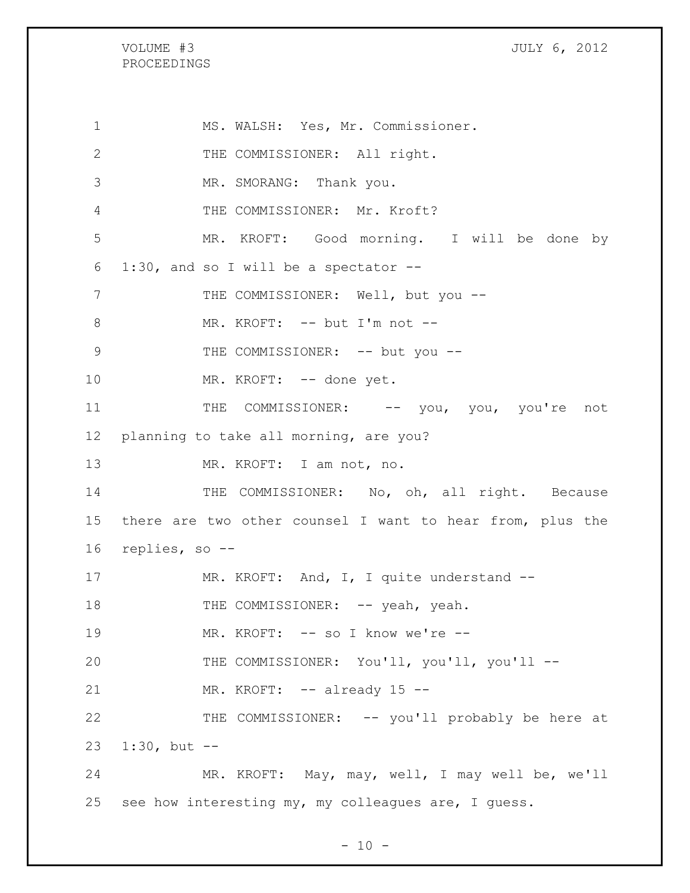MS. WALSH: Yes, Mr. Commissioner.

THE COMMISSIONER: All right.

MR. SMORANG: Thank you.

THE COMMISSIONER: Mr. Kroft?

MR. KROFT: Good morning. I will be done by 1:30, and so I will be a spectator --

THE COMMISSIONER: Well, but you --

MR. KROFT: -- but I'm not --

THE COMMISSIONER: -- but you --

MR. KROFT: -- done yet.

THE COMMISSIONER: -- you, you, you're not planning to take all morning, are you?

MR. KROFT: I am not, no.

THE COMMISSIONER: No, oh, all right. Because there are two other counsel I want to hear from, plus the replies, so --

MR. KROFT: And, I, I quite understand --

THE COMMISSIONER: -- yeah, yeah.

MR. KROFT: -- so I know we're --

THE COMMISSIONER: You'll, you'll, you'll --

MR. KROFT: -- already 15 --

THE COMMISSIONER: -- you'll probably be here at 1:30, but --

MR. KROFT: May, may, well, I may well be, we'll see how interesting my, my colleagues are, I guess.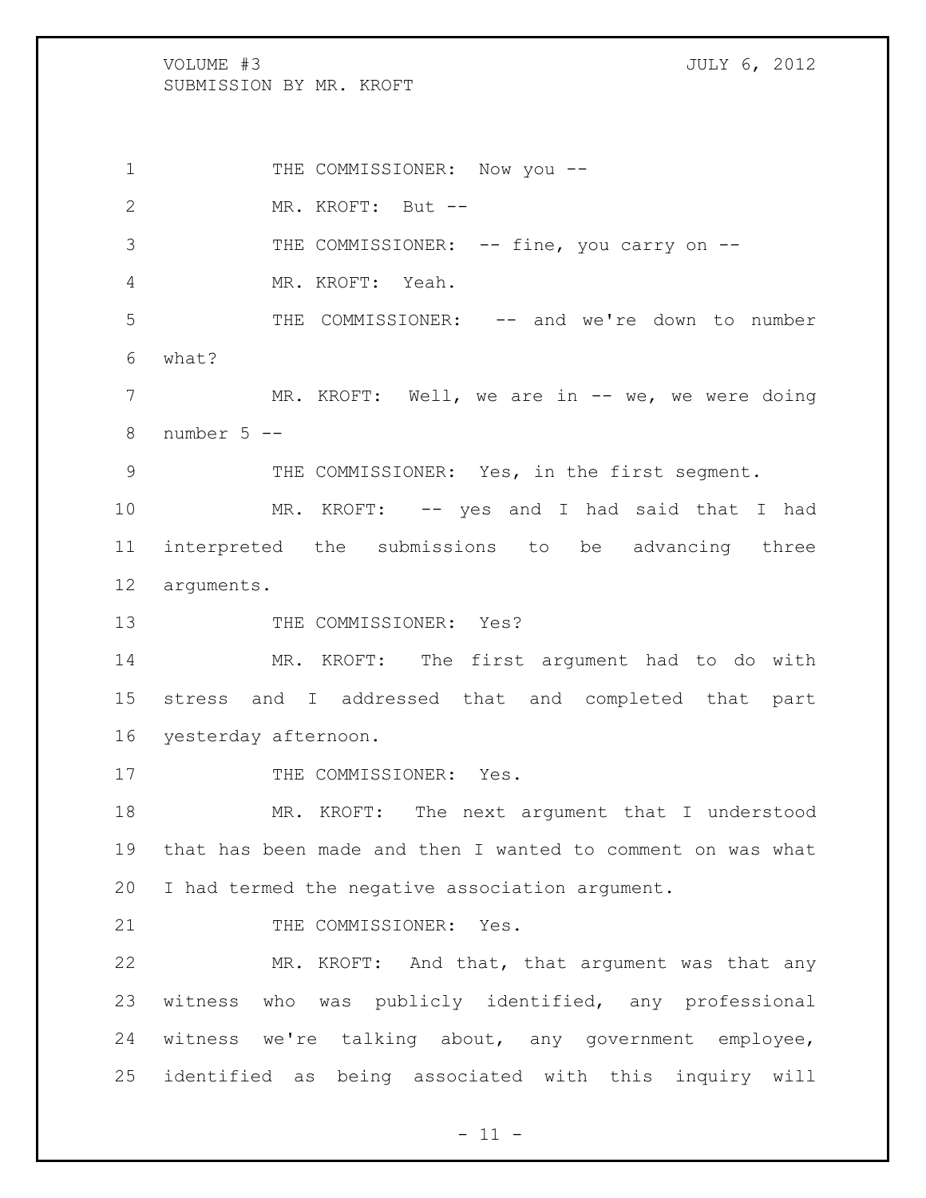THE COMMISSIONER: Now you --

MR. KROFT: But --

THE COMMISSIONER: -- fine, you carry on --

MR. KROFT: Yeah.

THE COMMISSIONER: -- and we're down to number what?

MR. KROFT: Well, we are in -- we, we were doing number 5 --

THE COMMISSIONER: Yes, in the first segment.

MR. KROFT: -- yes and I had said that I had interpreted the submissions to be advancing three arguments.

THE COMMISSIONER: Yes?

MR. KROFT: The first argument had to do with stress and I addressed that and completed that part yesterday afternoon.

THE COMMISSIONER: Yes.

MR. KROFT: The next argument that I understood that has been made and then I wanted to comment on was what I had termed the negative association argument.

THE COMMISSIONER: Yes.

MR. KROFT: And that, that argument was that any witness who was publicly identified, any professional witness we're talking about, any government employee, identified as being associated with this inquiry will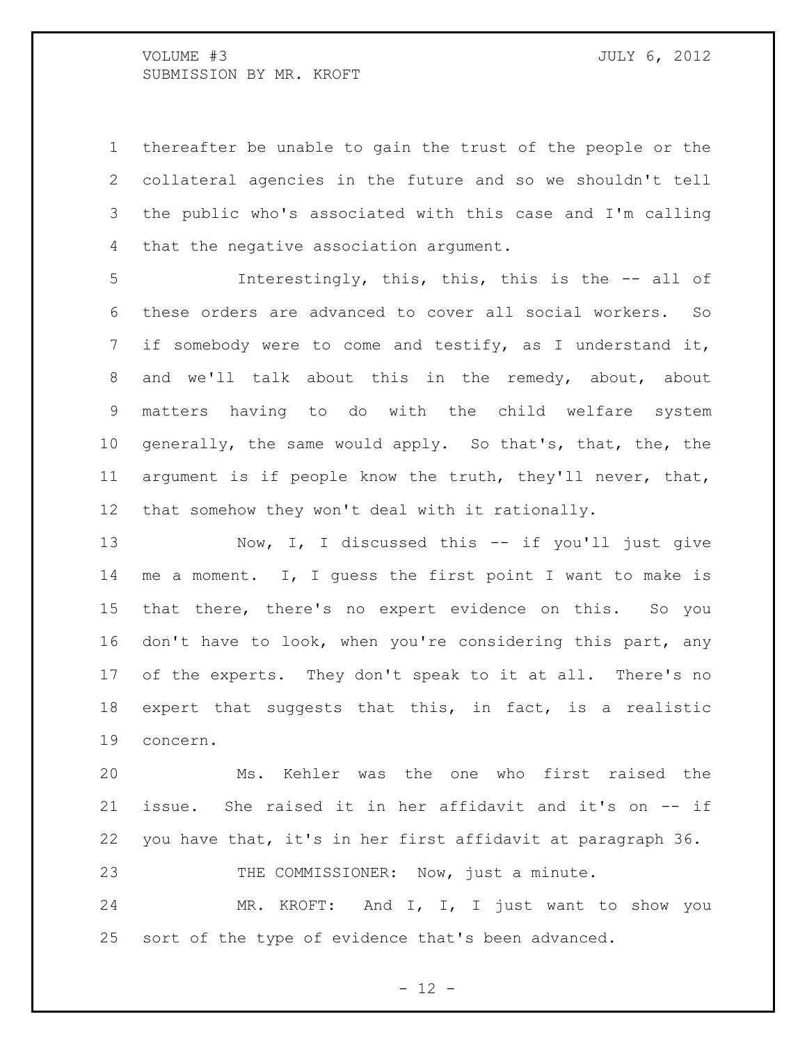thereafter be unable to gain the trust of the people or the collateral agencies in the future and so we shouldn't tell the public who's associated with this case and I'm calling that the negative association argument.

Interestingly, this, this, this is the -- all of these orders are advanced to cover all social workers. So if somebody were to come and testify, as I understand it, and we'll talk about this in the remedy, about, about matters having to do with the child welfare system generally, the same would apply. So that's, that, the, the argument is if people know the truth, they'll never, that, that somehow they won't deal with it rationally.

Now, I, I discussed this -- if you'll just give me a moment. I, I guess the first point I want to make is that there, there's no expert evidence on this. So you don't have to look, when you're considering this part, any of the experts. They don't speak to it at all. There's no expert that suggests that this, in fact, is a realistic concern.

Ms. Kehler was the one who first raised the issue. She raised it in her affidavit and it's on -- if you have that, it's in her first affidavit at paragraph 36.

THE COMMISSIONER: Now, just a minute.

MR. KROFT: And I, I, I just want to show you sort of the type of evidence that's been advanced.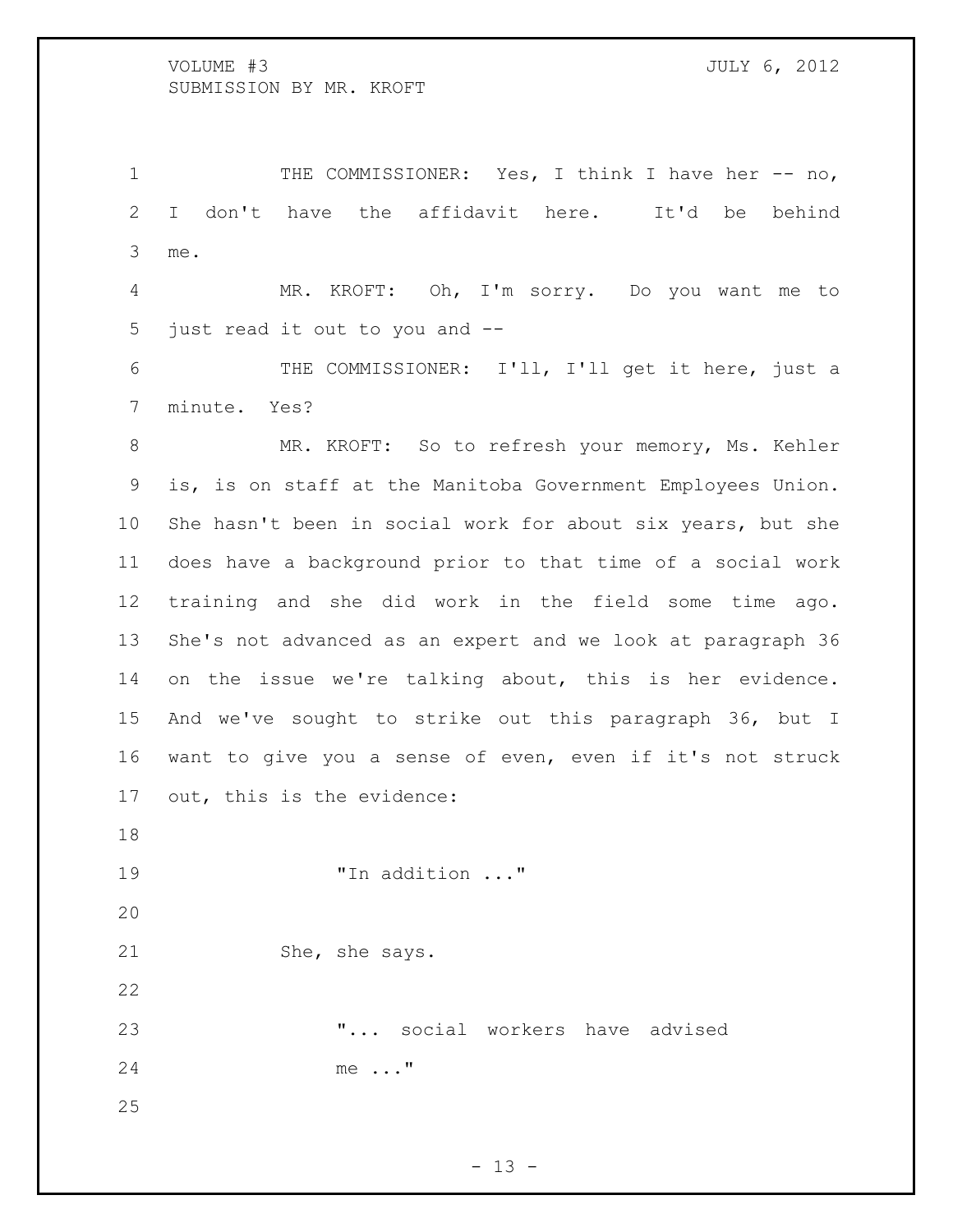THE COMMISSIONER: Yes, I think I have her -- no, I don't have the affidavit here. It'd be behind me.

MR. KROFT: Oh, I'm sorry. Do you want me to just read it out to you and --

THE COMMISSIONER: I'll, I'll get it here, just a minute. Yes?

MR. KROFT: So to refresh your memory, Ms. Kehler is, is on staff at the Manitoba Government Employees Union. She hasn't been in social work for about six years, but she does have a background prior to that time of a social work training and she did work in the field some time ago. She's not advanced as an expert and we look at paragraph 36 on the issue we're talking about, this is her evidence. And we've sought to strike out this paragraph 36, but I want to give you a sense of even, even if it's not struck out, this is the evidence:

> "In addition ..."

She, she says.

> "... social workers have advised me ..."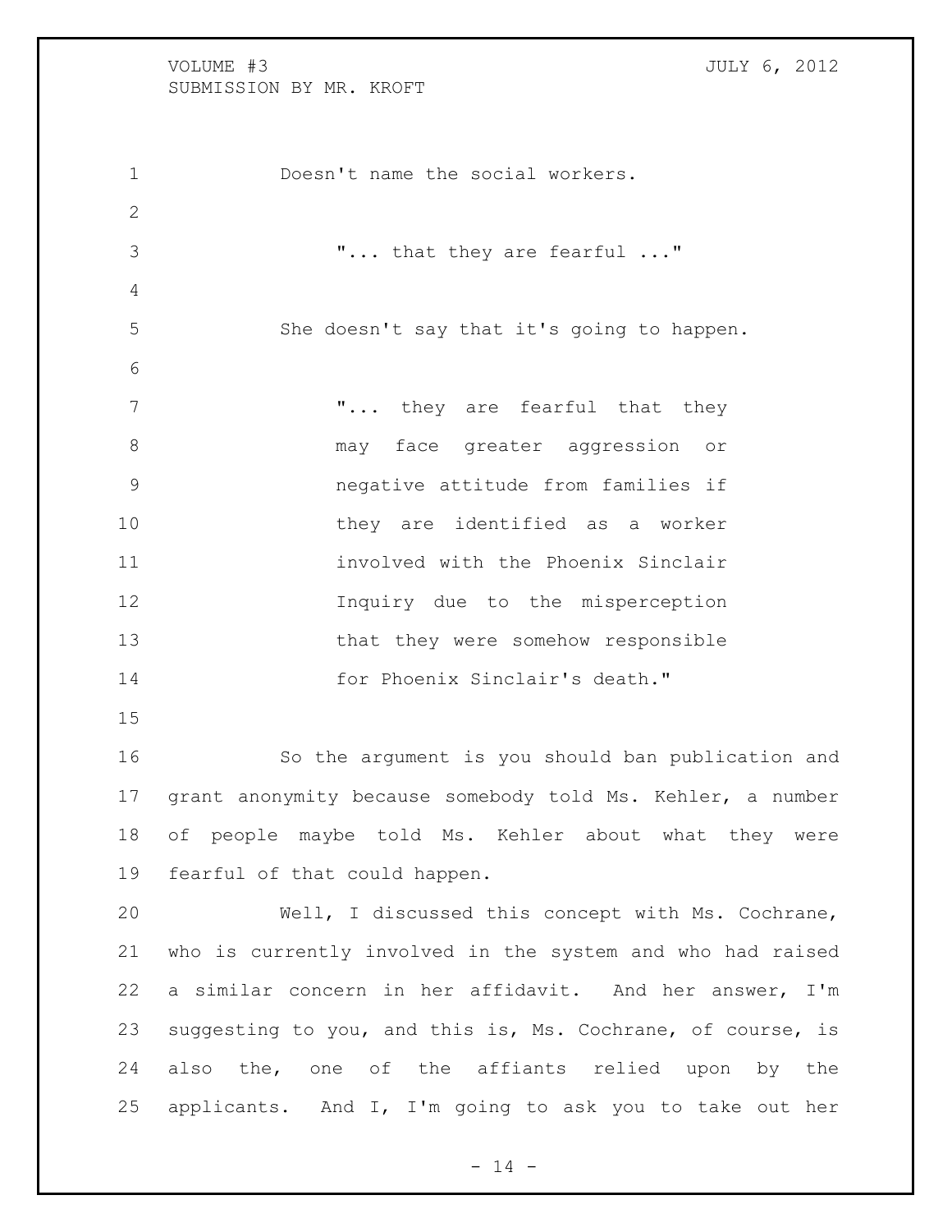Doesn't name the social workers.

> "... that they are fearful ..."

She doesn't say that it's going to happen.

> "... they are fearful that they may face greater aggression or negative attitude from families if they are identified as a worker involved with the Phoenix Sinclair Inquiry due to the misperception that they were somehow responsible for Phoenix Sinclair's death."

So the argument is you should ban publication and grant anonymity because somebody told Ms. Kehler, a number of people maybe told Ms. Kehler about what they were fearful of that could happen.

Well, I discussed this concept with Ms. Cochrane, who is currently involved in the system and who had raised a similar concern in her affidavit. And her answer, I'm suggesting to you, and this is, Ms. Cochrane, of course, is also the, one of the affiants relied upon by the applicants. And I, I'm going to ask you to take out her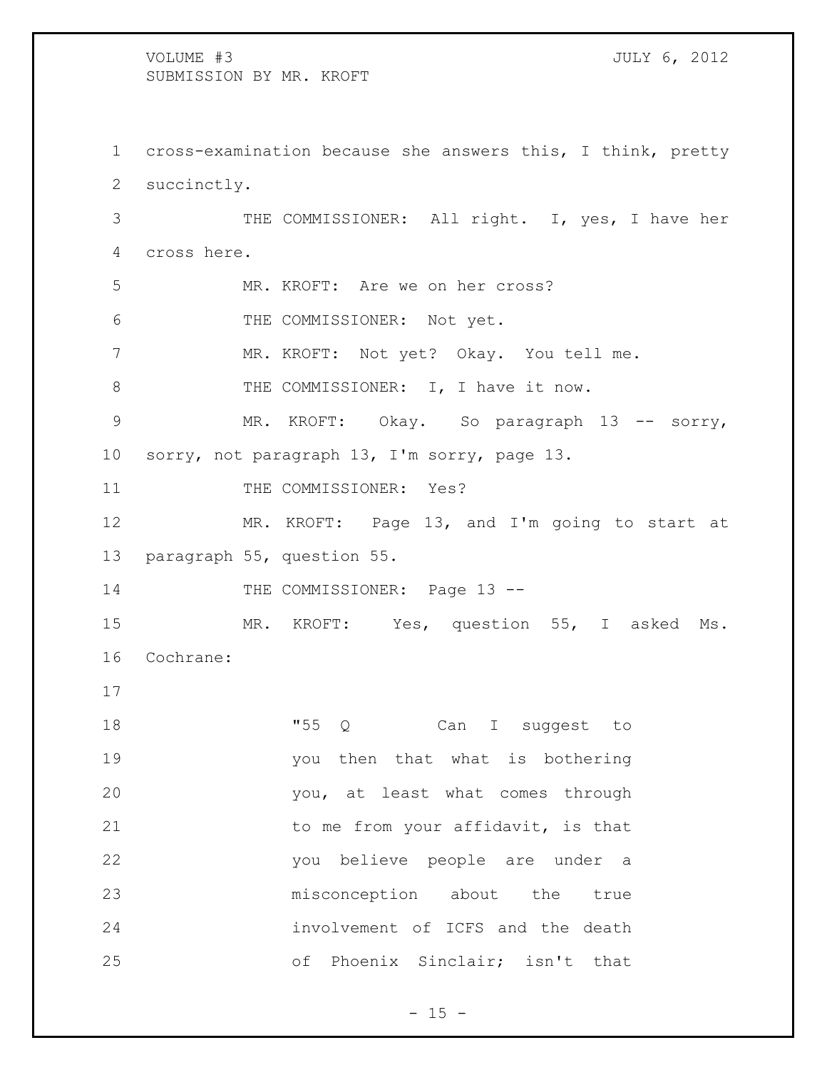cross-examination because she answers this, I think, pretty succinctly.

THE COMMISSIONER: All right. I, yes, I have her cross here.

MR. KROFT: Are we on her cross?

THE COMMISSIONER: Not yet.

MR. KROFT: Not yet? Okay. You tell me.

THE COMMISSIONER: I, I have it now.

MR. KROFT: Okay. So paragraph 13 -- sorry, sorry, not paragraph 13, I'm sorry, page 13.

THE COMMISSIONER: Yes?

MR. KROFT: Page 13, and I'm going to start at paragraph 55, question 55.

THE COMMISSIONER: Page 13 --

MR. KROFT: Yes, question 55, I asked Ms. Cochrane:

> "55 Q Can I suggest to you then that what is bothering you, at least what comes through to me from your affidavit, is that you believe people are under a misconception about the true involvement of ICFS and the death of Phoenix Sinclair; isn't that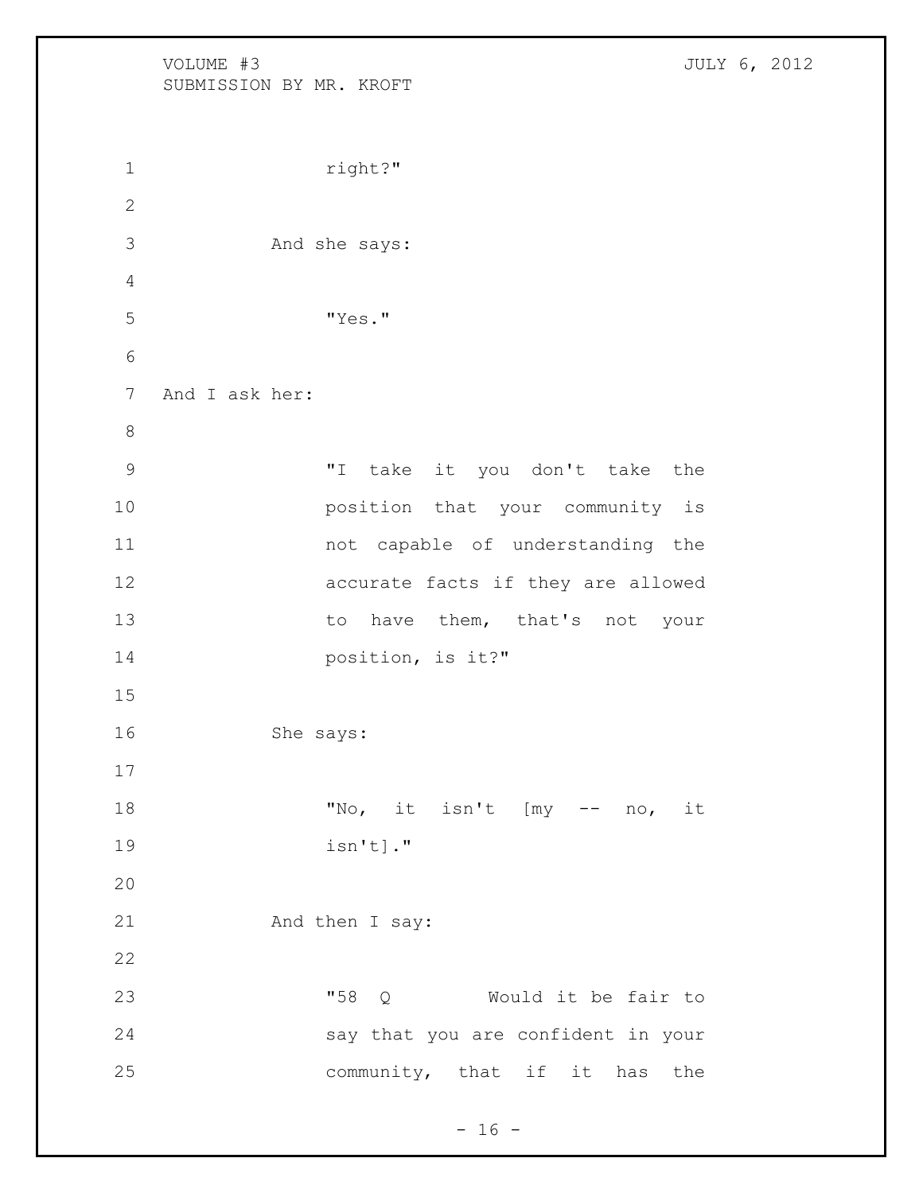right?"

And she says:

"Yes."

And I ask her:

"I take it you don't take the position that your community is not capable of understanding the accurate facts if they are allowed to have them, that's not your position, is it?"

She says:

"No, it isn't [my -- no, it isn't]."

And then I say:

"58 Q Would it be fair to say that you are confident in your community, that if it has the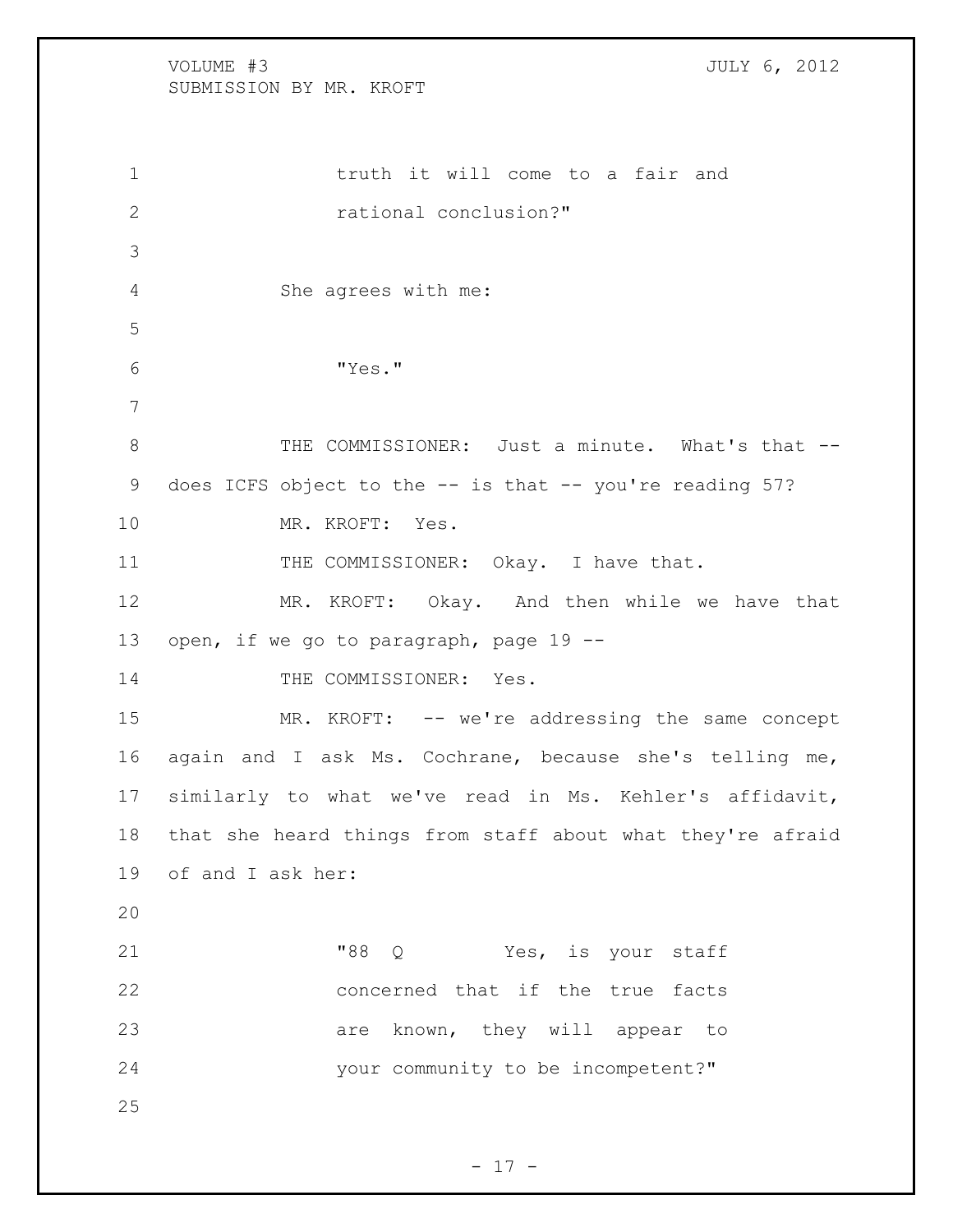truth it will come to a fair and rational conclusion?"

She agrees with me:

"Yes."

THE COMMISSIONER: Just a minute. What's that -- does ICFS object to the -- is that -- you're reading 57?

MR. KROFT: Yes.

THE COMMISSIONER: Okay. I have that.

MR. KROFT: Okay. And then while we have that open, if we go to paragraph, page 19 --

THE COMMISSIONER: Yes.

MR. KROFT: -- we're addressing the same concept again and I ask Ms. Cochrane, because she's telling me, similarly to what we've read in Ms. Kehler's affidavit, that she heard things from staff about what they're afraid of and I ask her:

"88 Q Yes, is your staff concerned that if the true facts are known, they will appear to your community to be incompetent?"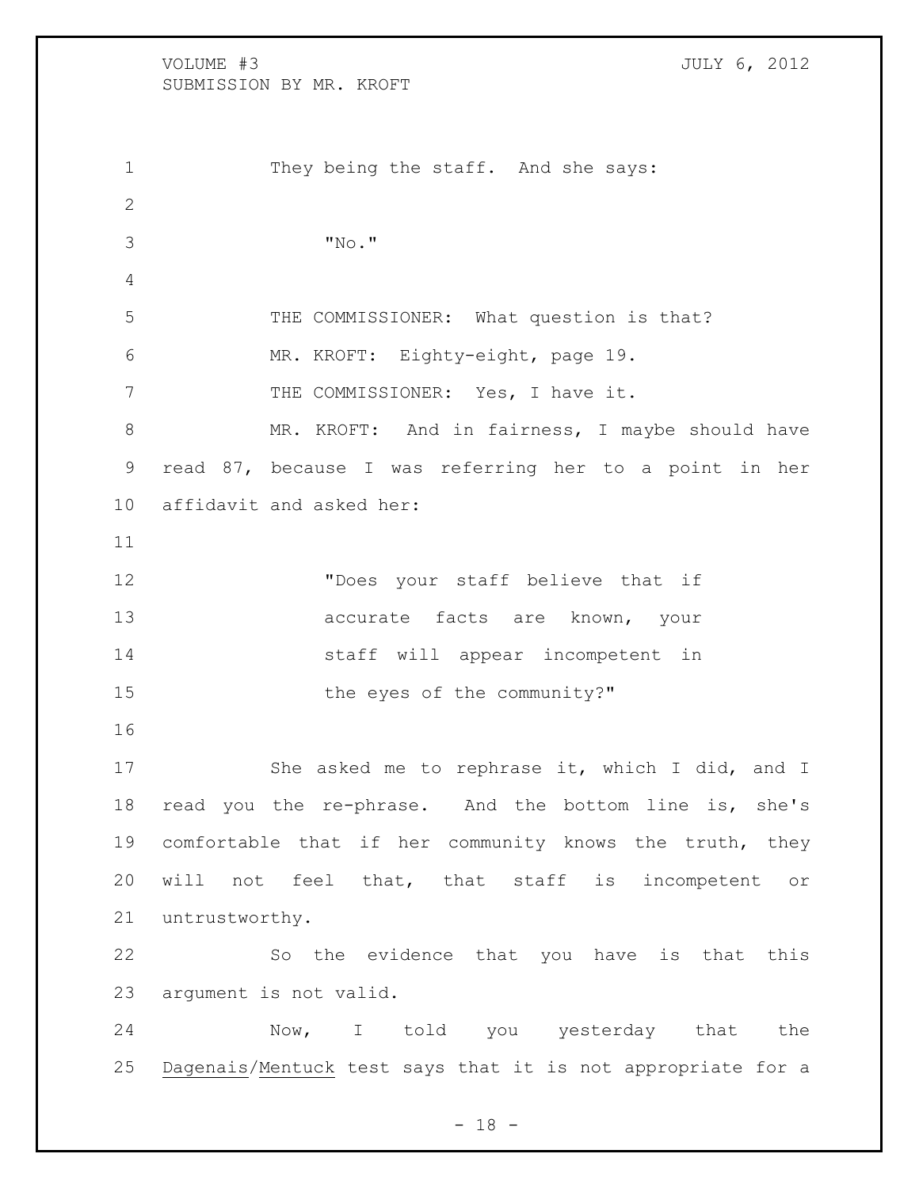They being the staff. And she says:

> "No."

THE COMMISSIONER: What question is that?

MR. KROFT: Eighty-eight, page 19.

THE COMMISSIONER: Yes, I have it.

MR. KROFT: And in fairness, I maybe should have read 87, because I was referring her to a point in her affidavit and asked her:

> "Does your staff believe that if accurate facts are known, your staff will appear incompetent in the eyes of the community?"

She asked me to rephrase it, which I did, and I read you the re-phrase. And the bottom line is, she's comfortable that if her community knows the truth, they will not feel that, that staff is incompetent or untrustworthy.

So the evidence that you have is that this argument is not valid.

Now, I told you yesterday that the Dagenais/Mentuck test says that it is not appropriate for a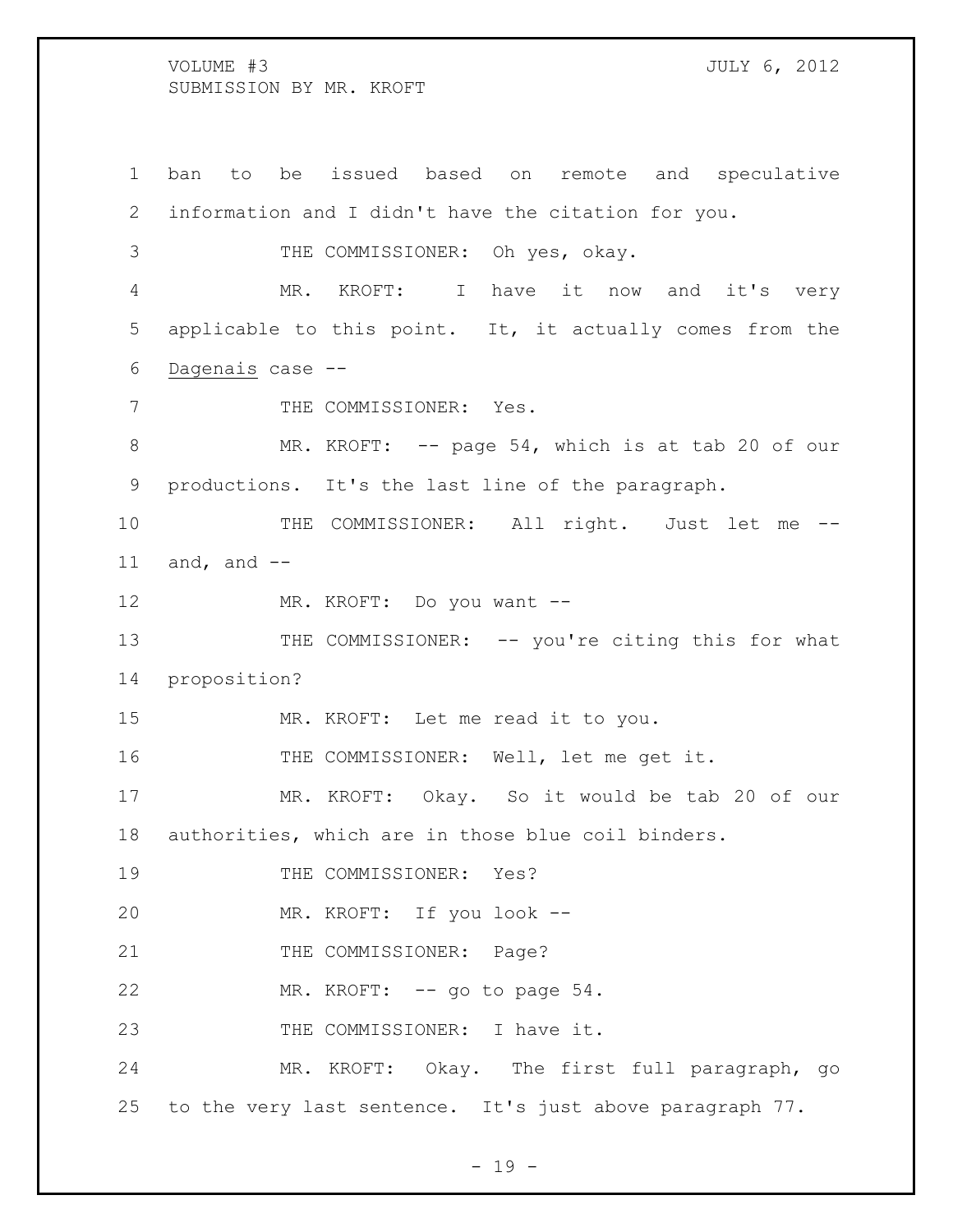ban to be issued based on remote and speculative information and I didn't have the citation for you.

THE COMMISSIONER: Oh yes, okay.

MR. KROFT: I have it now and it's very applicable to this point. It, it actually comes from the Dagenais case --

THE COMMISSIONER: Yes.

MR. KROFT: -- page 54, which is at tab 20 of our productions. It's the last line of the paragraph.

THE COMMISSIONER: All right. Just let me -- and, and --

MR. KROFT: Do you want --

THE COMMISSIONER: -- you're citing this for what proposition?

MR. KROFT: Let me read it to you.

THE COMMISSIONER: Well, let me get it.

MR. KROFT: Okay. So it would be tab 20 of our authorities, which are in those blue coil binders.

THE COMMISSIONER: Yes?

MR. KROFT: If you look --

THE COMMISSIONER: Page?

MR. KROFT: -- go to page 54.

THE COMMISSIONER: I have it.

MR. KROFT: Okay. The first full paragraph, go to the very last sentence. It's just above paragraph 77.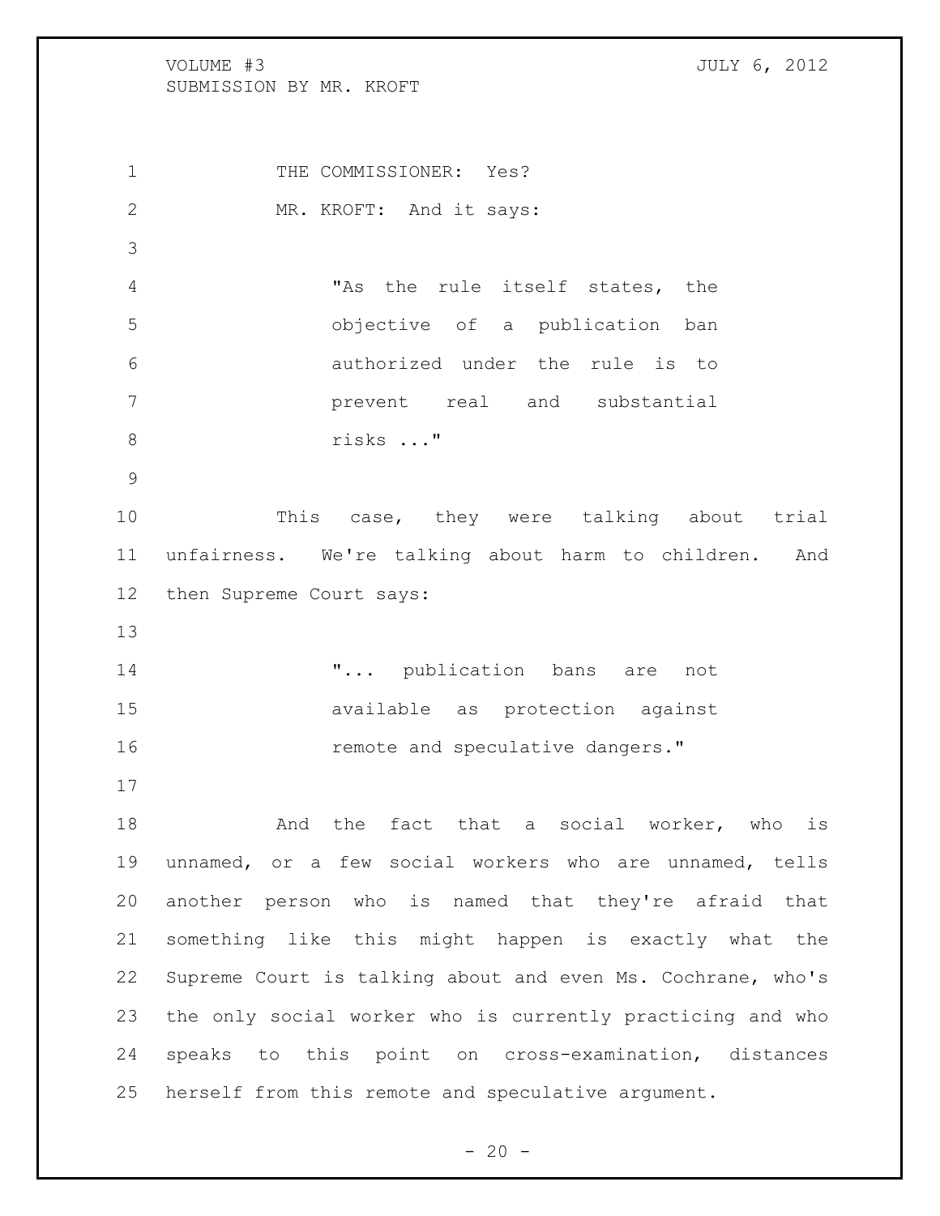THE COMMISSIONER: Yes?

MR. KROFT: And it says:

> "As the rule itself states, the objective of a publication ban authorized under the rule is to prevent real and substantial risks ..."

This case, they were talking about trial unfairness. We're talking about harm to children. And then Supreme Court says:

> "... publication bans are not available as protection against remote and speculative dangers."

And the fact that a social worker, who is unnamed, or a few social workers who are unnamed, tells another person who is named that they're afraid that something like this might happen is exactly what the Supreme Court is talking about and even Ms. Cochrane, who's the only social worker who is currently practicing and who speaks to this point on cross-examination, distances herself from this remote and speculative argument.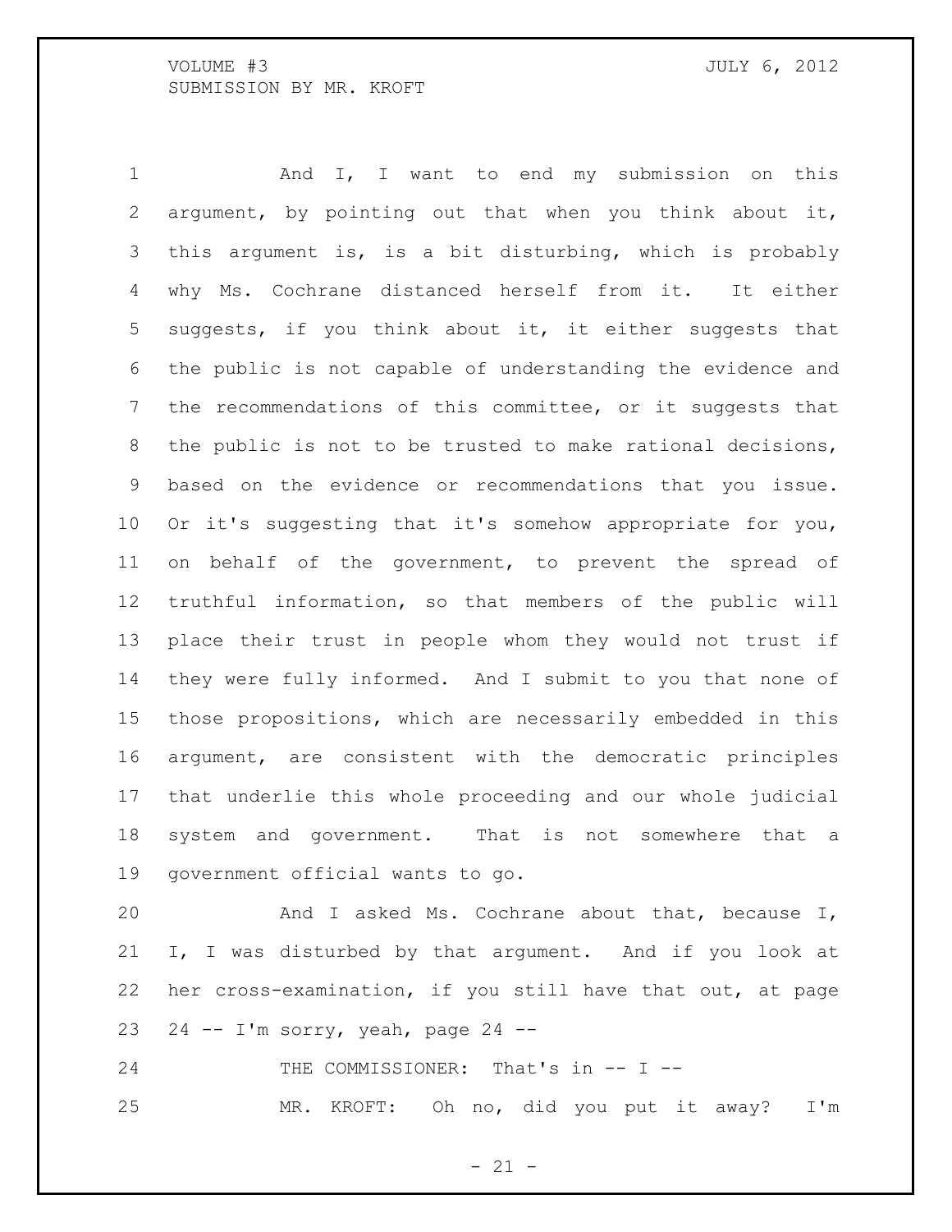And I, I want to end my submission on this argument, by pointing out that when you think about it, this argument is, is a bit disturbing, which is probably why Ms. Cochrane distanced herself from it. It either suggests, if you think about it, it either suggests that the public is not capable of understanding the evidence and the recommendations of this committee, or it suggests that the public is not to be trusted to make rational decisions, based on the evidence or recommendations that you issue. Or it's suggesting that it's somehow appropriate for you, on behalf of the government, to prevent the spread of truthful information, so that members of the public will place their trust in people whom they would not trust if they were fully informed. And I submit to you that none of those propositions, which are necessarily embedded in this argument, are consistent with the democratic principles that underlie this whole proceeding and our whole judicial system and government. That is not somewhere that a government official wants to go.

And I asked Ms. Cochrane about that, because I, I, I was disturbed by that argument. And if you look at her cross-examination, if you still have that out, at page 24 -- I'm sorry, yeah, page 24 --

THE COMMISSIONER: That's in -- I --

MR. KROFT: Oh no, did you put it away? I'm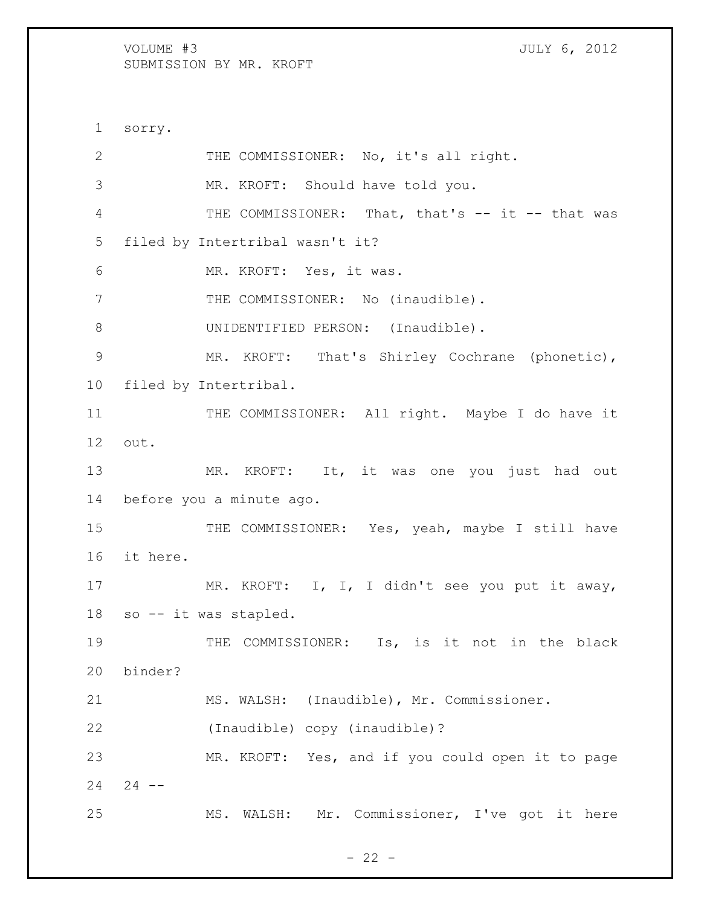sorry.

THE COMMISSIONER: No, it's all right.

MR. KROFT: Should have told you.

THE COMMISSIONER: That, that's -- it -- that was filed by Intertribal wasn't it?

MR. KROFT: Yes, it was.

THE COMMISSIONER: No (inaudible).

UNIDENTIFIED PERSON: (Inaudible).

MR. KROFT: That's Shirley Cochrane (phonetic), filed by Intertribal.

THE COMMISSIONER: All right. Maybe I do have it out.

MR. KROFT: It, it was one you just had out before you a minute ago.

THE COMMISSIONER: Yes, yeah, maybe I still have it here.

MR. KROFT: I, I, I didn't see you put it away, so -- it was stapled.

THE COMMISSIONER: Is, is it not in the black binder?

MS. WALSH: (Inaudible), Mr. Commissioner.

(Inaudible) copy (inaudible)?

MR. KROFT: Yes, and if you could open it to page 24 --

MS. WALSH: Mr. Commissioner, I've got it here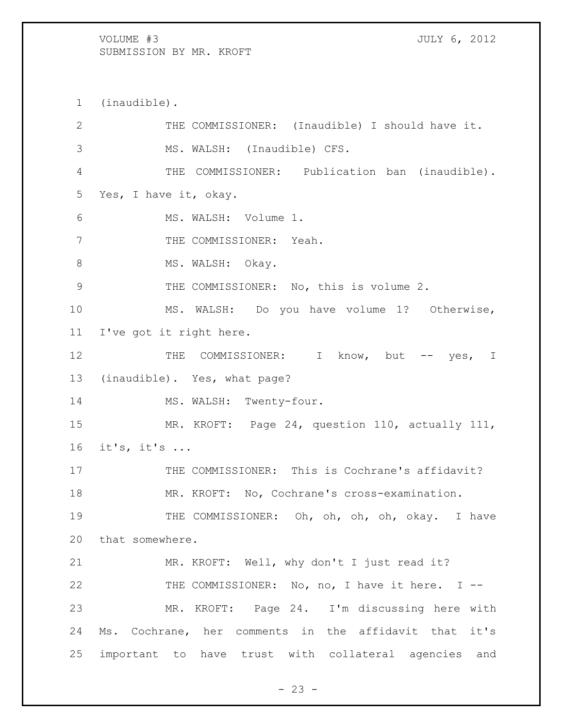(inaudible).

THE COMMISSIONER: (Inaudible) I should have it.

MS. WALSH: (Inaudible) CFS.

THE COMMISSIONER: Publication ban (inaudible). Yes, I have it, okay.

MS. WALSH: Volume 1.

THE COMMISSIONER: Yeah.

MS. WALSH: Okay.

THE COMMISSIONER: No, this is volume 2.

MS. WALSH: Do you have volume 1? Otherwise, I've got it right here.

THE COMMISSIONER: I know, but -- yes, I (inaudible). Yes, what page?

MS. WALSH: Twenty-four.

MR. KROFT: Page 24, question 110, actually 111, it's, it's ...

THE COMMISSIONER: This is Cochrane's affidavit?

MR. KROFT: No, Cochrane's cross-examination.

THE COMMISSIONER: Oh, oh, oh, oh, okay. I have that somewhere.

MR. KROFT: Well, why don't I just read it?

THE COMMISSIONER: No, no, I have it here. I --

MR. KROFT: Page 24. I'm discussing here with Ms. Cochrane, her comments in the affidavit that it's important to have trust with collateral agencies and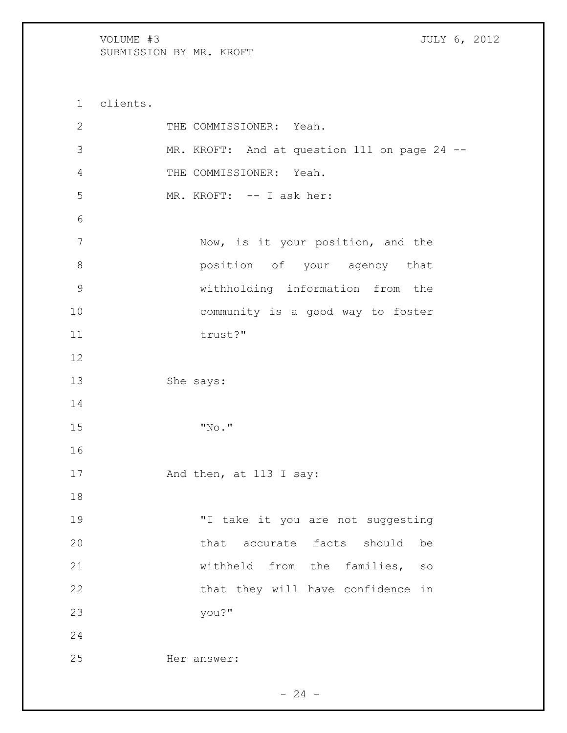clients.

THE COMMISSIONER: Yeah.

MR. KROFT: And at question 111 on page 24 --

THE COMMISSIONER: Yeah.

MR. KROFT: -- I ask her:

> Now, is it your position, and the position of your agency that withholding information from the community is a good way to foster trust?"

She says:

> "No."

And then, at 113 I say:

> "I take it you are not suggesting that accurate facts should be withheld from the families, so that they will have confidence in you?"

Her answer: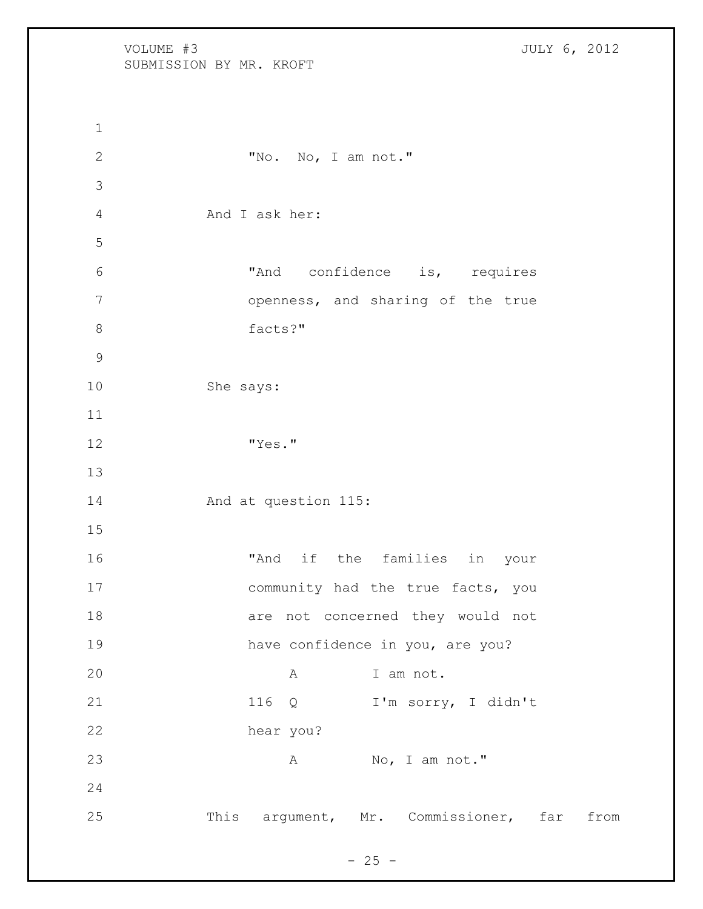> "No. No, I am not."

And I ask her:

> "And confidence is, requires openness, and sharing of the true facts?"

She says:

> "Yes."

And at question 115:

> "And if the families in your community had the true facts, you are not concerned they would not have confidence in you, are you?
>
> A I am not.
>
> 116 Q I'm sorry, I didn't hear you?
>
> A No, I am not."

This argument, Mr. Commissioner, far from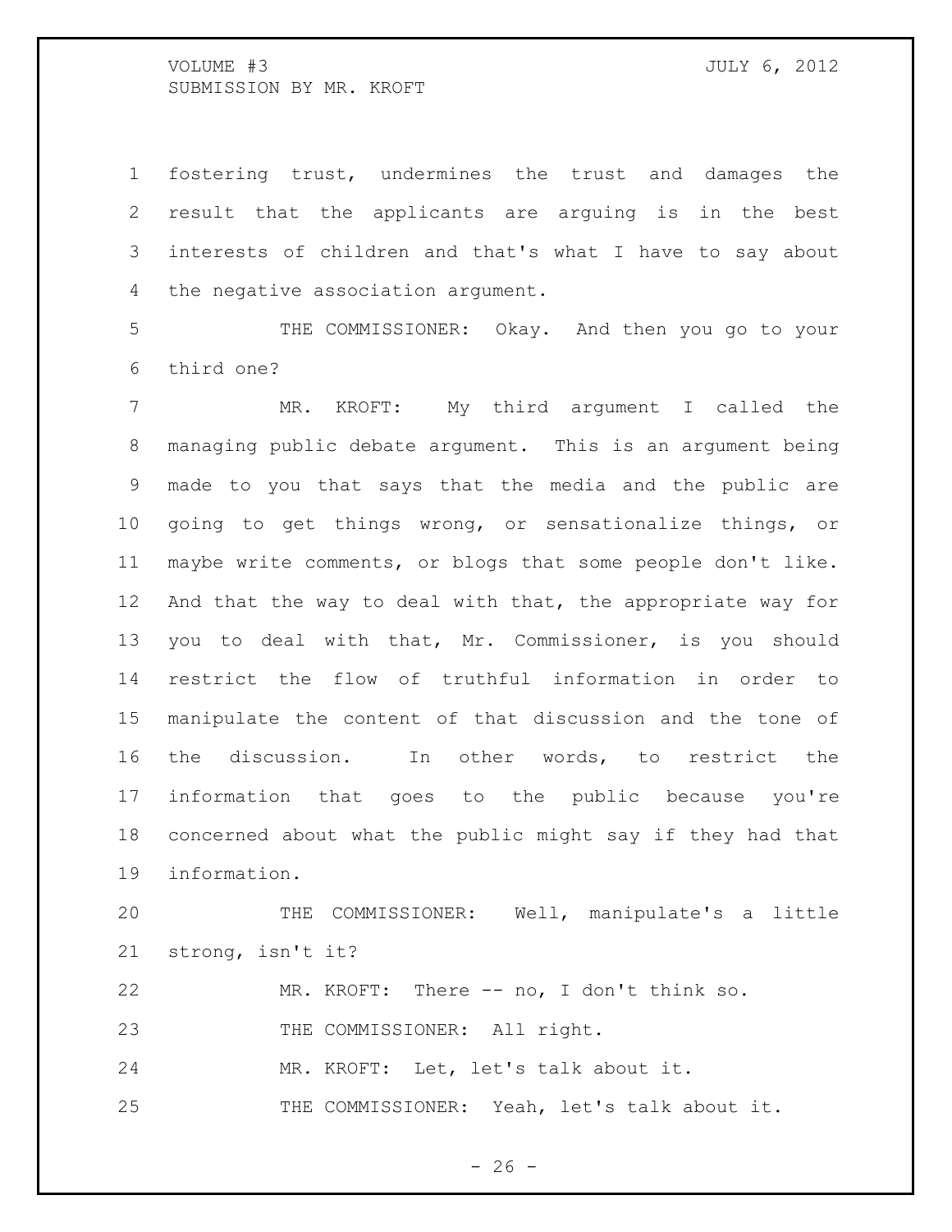fostering trust, undermines the trust and damages the result that the applicants are arguing is in the best interests of children and that's what I have to say about the negative association argument.

THE COMMISSIONER: Okay. And then you go to your third one?

MR. KROFT: My third argument I called the managing public debate argument. This is an argument being made to you that says that the media and the public are going to get things wrong, or sensationalize things, or maybe write comments, or blogs that some people don't like. And that the way to deal with that, the appropriate way for you to deal with that, Mr. Commissioner, is you should restrict the flow of truthful information in order to manipulate the content of that discussion and the tone of the discussion. In other words, to restrict the information that goes to the public because you're concerned about what the public might say if they had that information.

THE COMMISSIONER: Well, manipulate's a little strong, isn't it?

MR. KROFT: There -- no, I don't think so.

THE COMMISSIONER: All right.

MR. KROFT: Let, let's talk about it.

THE COMMISSIONER: Yeah, let's talk about it.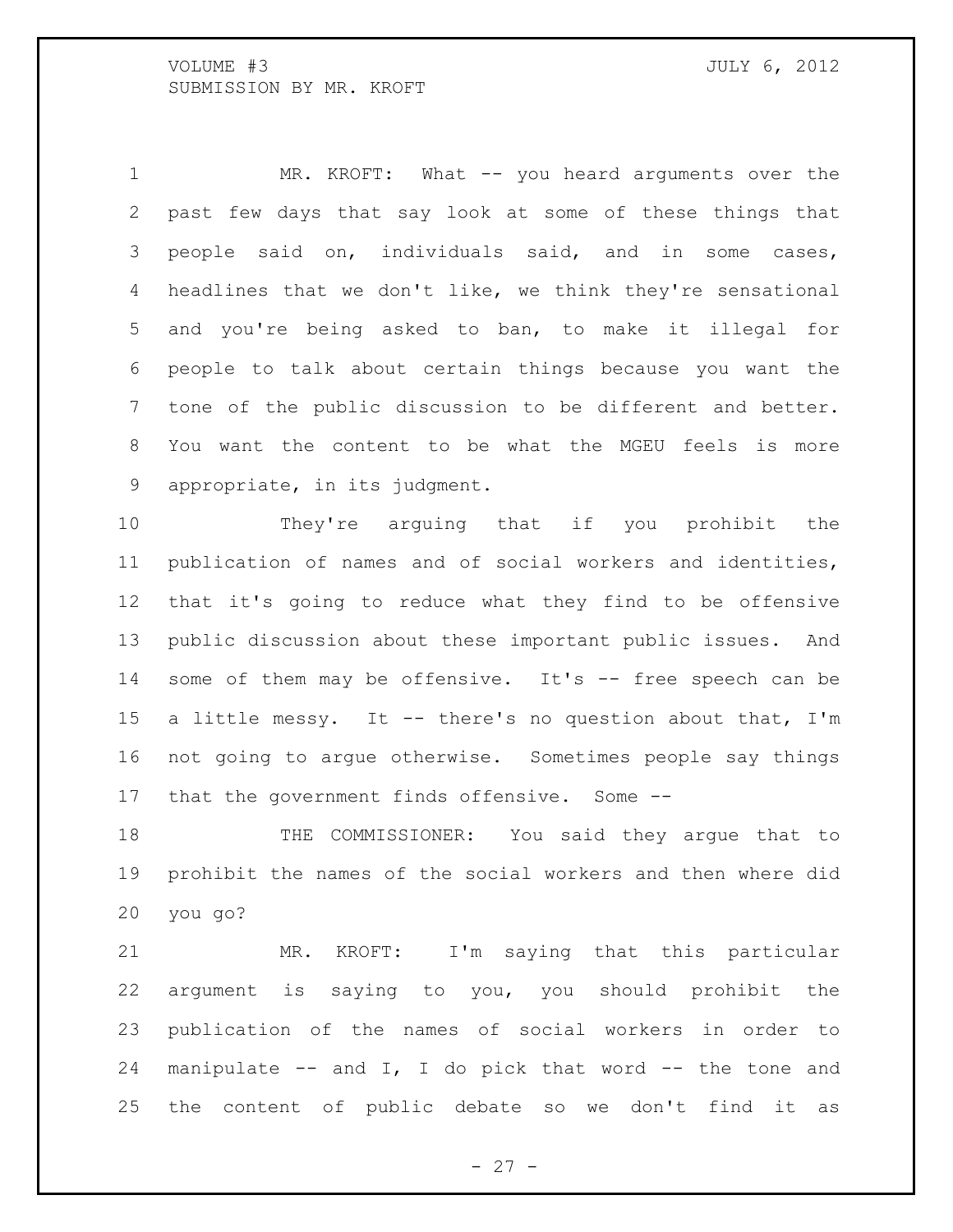MR. KROFT: What -- you heard arguments over the past few days that say look at some of these things that people said on, individuals said, and in some cases, headlines that we don't like, we think they're sensational and you're being asked to ban, to make it illegal for people to talk about certain things because you want the tone of the public discussion to be different and better. You want the content to be what the MGEU feels is more appropriate, in its judgment.

They're arguing that if you prohibit the publication of names and of social workers and identities, that it's going to reduce what they find to be offensive public discussion about these important public issues. And some of them may be offensive. It's -- free speech can be a little messy. It -- there's no question about that, I'm not going to argue otherwise. Sometimes people say things that the government finds offensive. Some --

THE COMMISSIONER: You said they argue that to prohibit the names of the social workers and then where did you go?

MR. KROFT: I'm saying that this particular argument is saying to you, you should prohibit the publication of the names of social workers in order to manipulate -- and I, I do pick that word -- the tone and the content of public debate so we don't find it as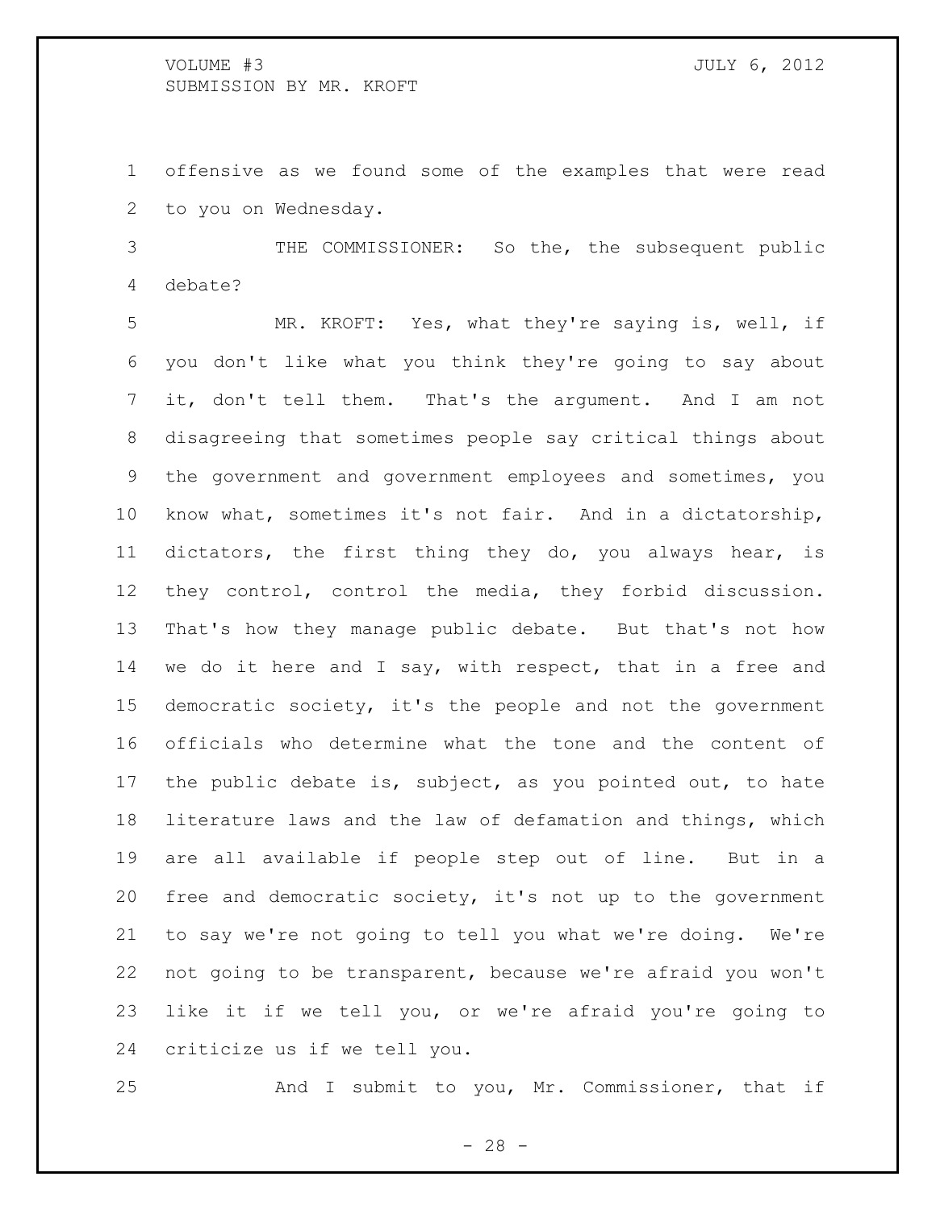offensive as we found some of the examples that were read to you on Wednesday.

THE COMMISSIONER: So the, the subsequent public debate?

MR. KROFT: Yes, what they're saying is, well, if you don't like what you think they're going to say about it, don't tell them. That's the argument. And I am not disagreeing that sometimes people say critical things about the government and government employees and sometimes, you know what, sometimes it's not fair. And in a dictatorship, dictators, the first thing they do, you always hear, is they control, control the media, they forbid discussion. That's how they manage public debate. But that's not how we do it here and I say, with respect, that in a free and democratic society, it's the people and not the government officials who determine what the tone and the content of the public debate is, subject, as you pointed out, to hate literature laws and the law of defamation and things, which are all available if people step out of line. But in a free and democratic society, it's not up to the government to say we're not going to tell you what we're doing. We're not going to be transparent, because we're afraid you won't like it if we tell you, or we're afraid you're going to criticize us if we tell you.

And I submit to you, Mr. Commissioner, that if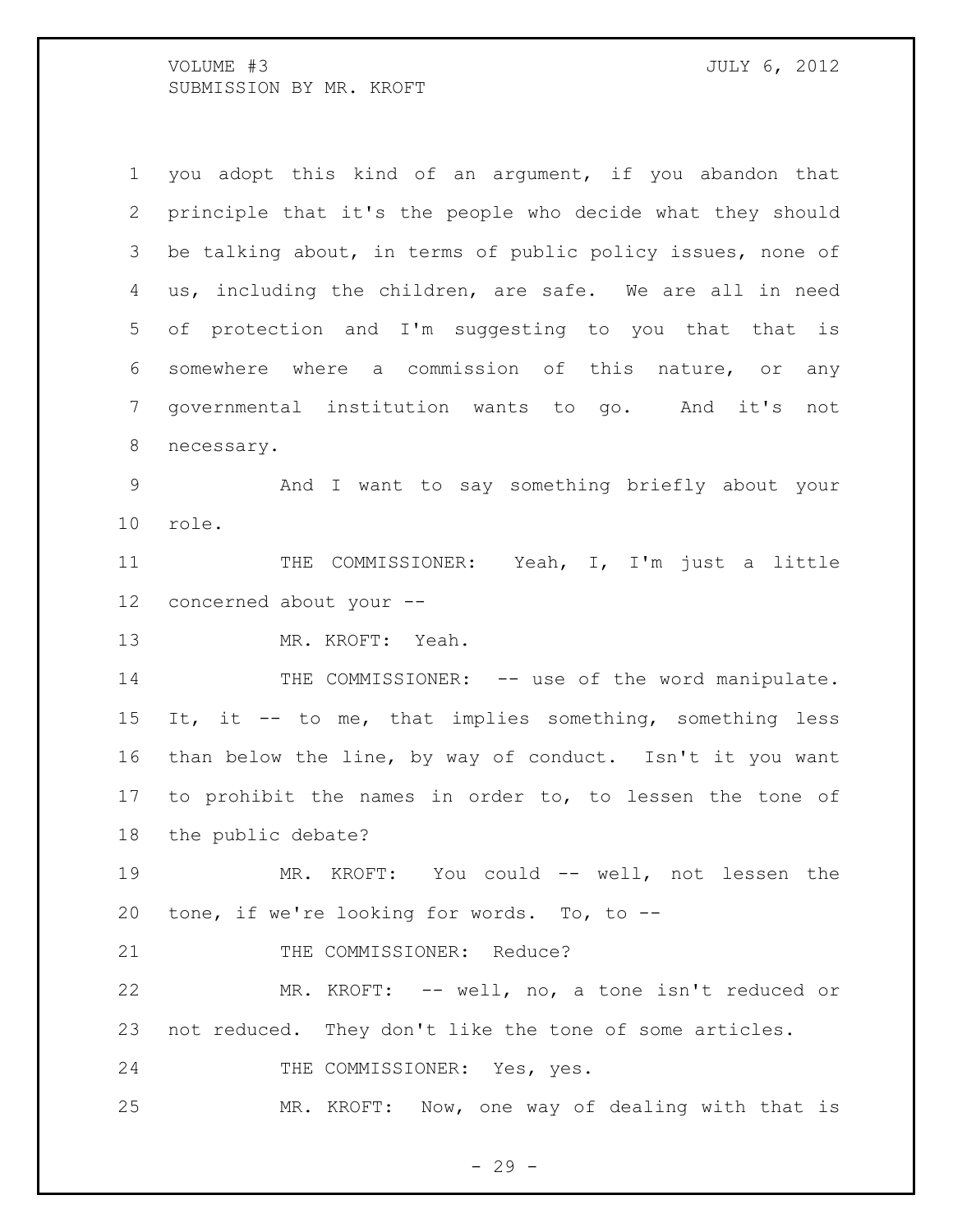you adopt this kind of an argument, if you abandon that principle that it's the people who decide what they should be talking about, in terms of public policy issues, none of us, including the children, are safe. We are all in need of protection and I'm suggesting to you that that is somewhere where a commission of this nature, or any governmental institution wants to go. And it's not necessary.

And I want to say something briefly about your role.

THE COMMISSIONER: Yeah, I, I'm just a little concerned about your --

MR. KROFT: Yeah.

THE COMMISSIONER: -- use of the word manipulate. It, it -- to me, that implies something, something less than below the line, by way of conduct. Isn't it you want to prohibit the names in order to, to lessen the tone of the public debate?

MR. KROFT: You could -- well, not lessen the tone, if we're looking for words. To, to --

THE COMMISSIONER: Reduce?

MR. KROFT: -- well, no, a tone isn't reduced or not reduced. They don't like the tone of some articles.

THE COMMISSIONER: Yes, yes.

MR. KROFT: Now, one way of dealing with that is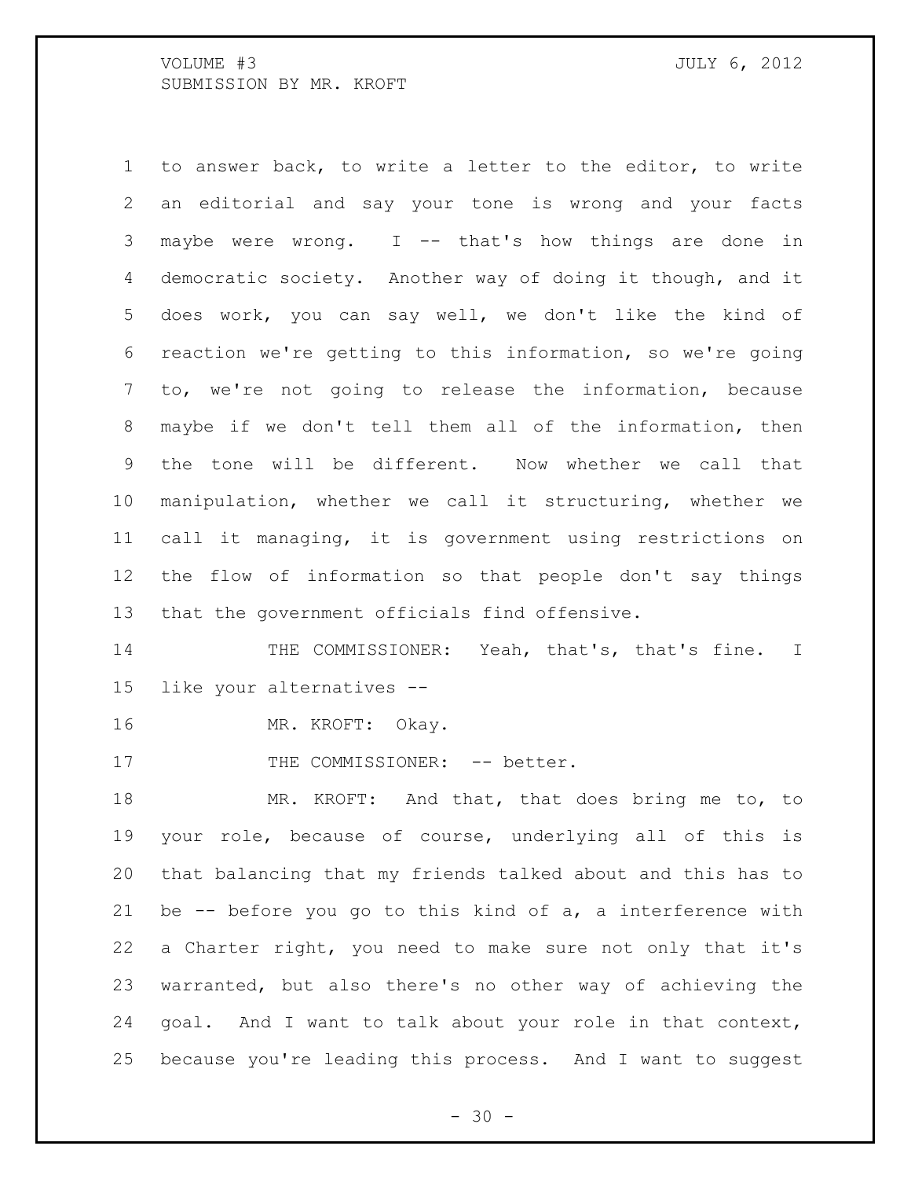to answer back, to write a letter to the editor, to write an editorial and say your tone is wrong and your facts maybe were wrong. I -- that's how things are done in democratic society. Another way of doing it though, and it does work, you can say well, we don't like the kind of reaction we're getting to this information, so we're going to, we're not going to release the information, because maybe if we don't tell them all of the information, then the tone will be different. Now whether we call that manipulation, whether we call it structuring, whether we call it managing, it is government using restrictions on the flow of information so that people don't say things that the government officials find offensive.

THE COMMISSIONER: Yeah, that's, that's fine. I like your alternatives --

MR. KROFT: Okay.

THE COMMISSIONER: -- better.

MR. KROFT: And that, that does bring me to, to your role, because of course, underlying all of this is that balancing that my friends talked about and this has to be -- before you go to this kind of a, a interference with a Charter right, you need to make sure not only that it's warranted, but also there's no other way of achieving the goal. And I want to talk about your role in that context, because you're leading this process. And I want to suggest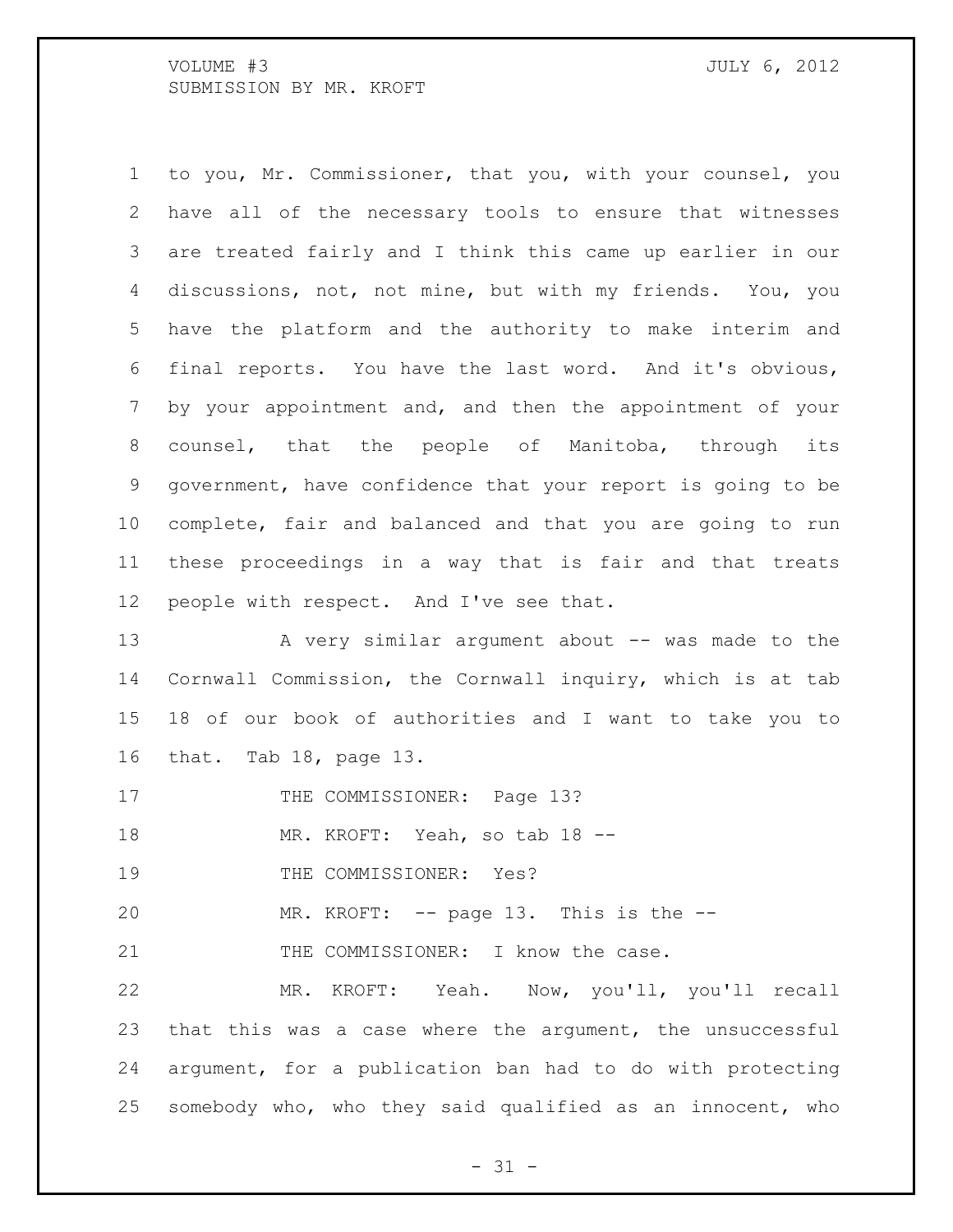to you, Mr. Commissioner, that you, with your counsel, you have all of the necessary tools to ensure that witnesses are treated fairly and I think this came up earlier in our discussions, not, not mine, but with my friends. You, you have the platform and the authority to make interim and final reports. You have the last word. And it's obvious, by your appointment and, and then the appointment of your counsel, that the people of Manitoba, through its government, have confidence that your report is going to be complete, fair and balanced and that you are going to run these proceedings in a way that is fair and that treats people with respect. And I've see that.

A very similar argument about -- was made to the Cornwall Commission, the Cornwall inquiry, which is at tab 18 of our book of authorities and I want to take you to that. Tab 18, page 13.

THE COMMISSIONER: Page 13?

MR. KROFT: Yeah, so tab 18 --

THE COMMISSIONER: Yes?

MR. KROFT: -- page 13. This is the --

THE COMMISSIONER: I know the case.

MR. KROFT: Yeah. Now, you'll, you'll recall that this was a case where the argument, the unsuccessful argument, for a publication ban had to do with protecting somebody who, who they said qualified as an innocent, who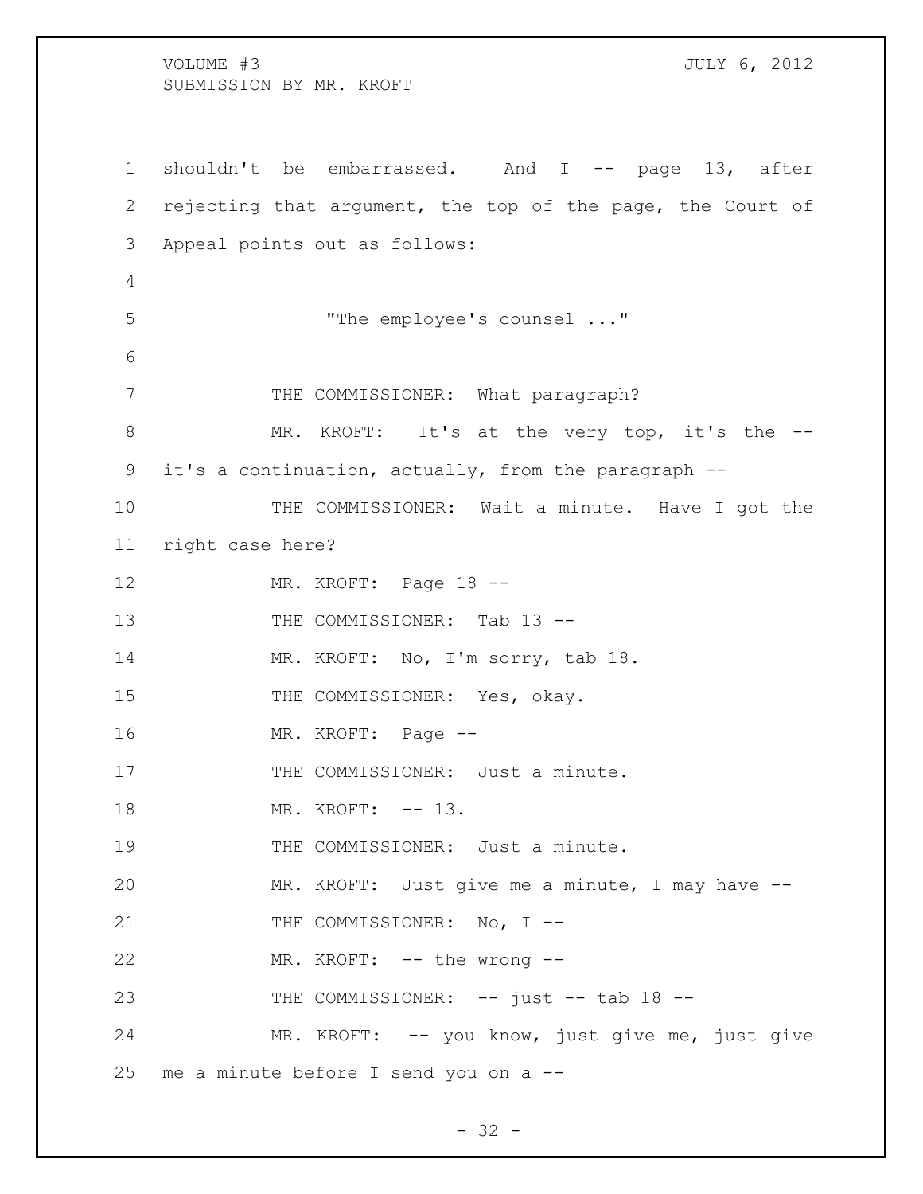shouldn't be embarrassed. And I -- page 13, after rejecting that argument, the top of the page, the Court of Appeal points out as follows:

> "The employee's counsel ..."

THE COMMISSIONER: What paragraph?

MR. KROFT: It's at the very top, it's the -- it's a continuation, actually, from the paragraph --

THE COMMISSIONER: Wait a minute. Have I got the right case here?

MR. KROFT: Page 18 --

THE COMMISSIONER: Tab 13 --

MR. KROFT: No, I'm sorry, tab 18.

THE COMMISSIONER: Yes, okay.

MR. KROFT: Page --

THE COMMISSIONER: Just a minute.

MR. KROFT: -- 13.

THE COMMISSIONER: Just a minute.

MR. KROFT: Just give me a minute, I may have --

THE COMMISSIONER: No, I --

MR. KROFT: -- the wrong --

THE COMMISSIONER: -- just -- tab 18 --

MR. KROFT: -- you know, just give me, just give me a minute before I send you on a --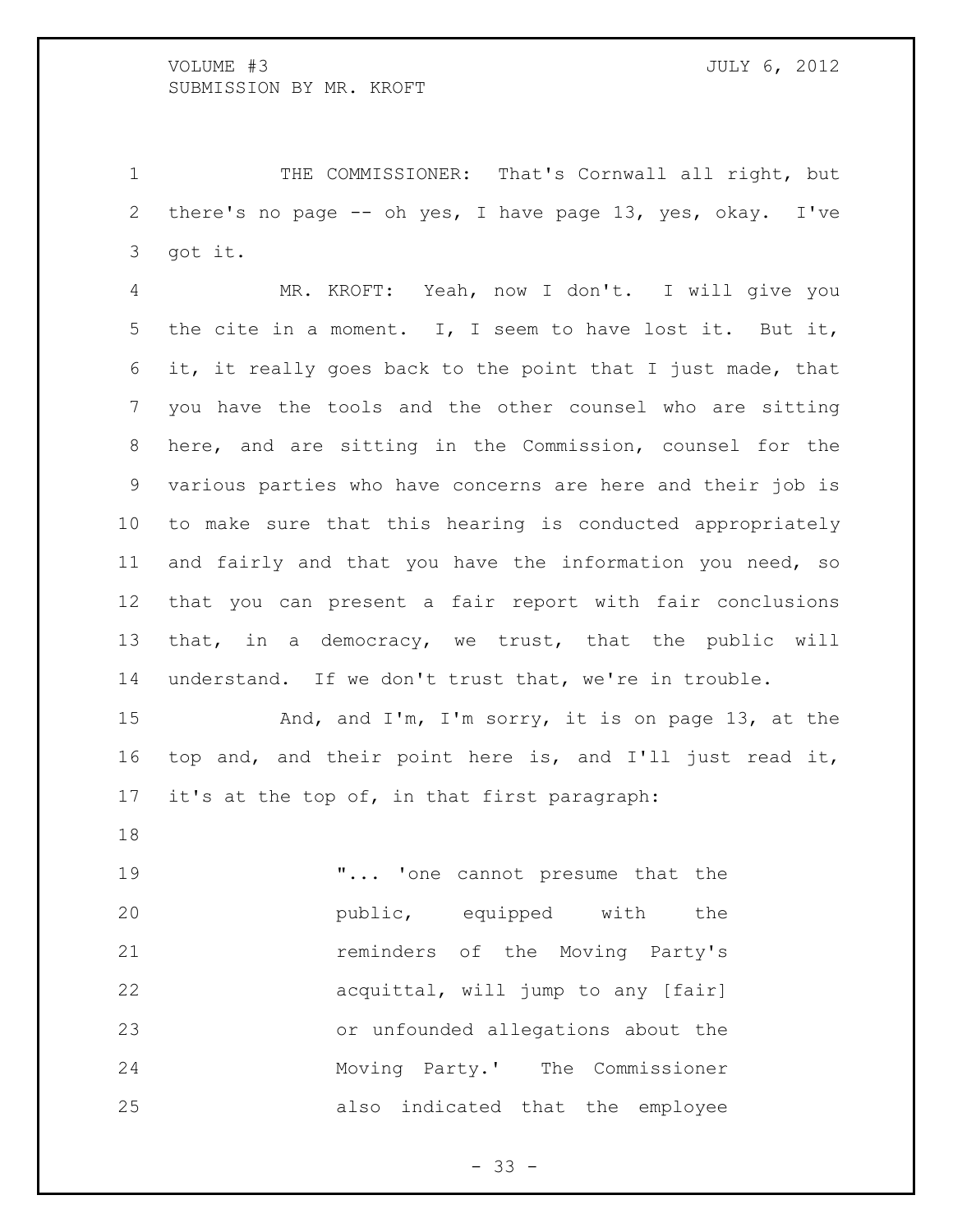THE COMMISSIONER: That's Cornwall all right, but there's no page -- oh yes, I have page 13, yes, okay. I've got it.

MR. KROFT: Yeah, now I don't. I will give you the cite in a moment. I, I seem to have lost it. But it, it, it really goes back to the point that I just made, that you have the tools and the other counsel who are sitting here, and are sitting in the Commission, counsel for the various parties who have concerns are here and their job is to make sure that this hearing is conducted appropriately and fairly and that you have the information you need, so that you can present a fair report with fair conclusions that, in a democracy, we trust, that the public will understand. If we don't trust that, we're in trouble.

And, and I'm, I'm sorry, it is on page 13, at the top and, and their point here is, and I'll just read it, it's at the top of, in that first paragraph:

> "... 'one cannot presume that the public, equipped with the reminders of the Moving Party's acquittal, will jump to any [fair] or unfounded allegations about the Moving Party.' The Commissioner also indicated that the employee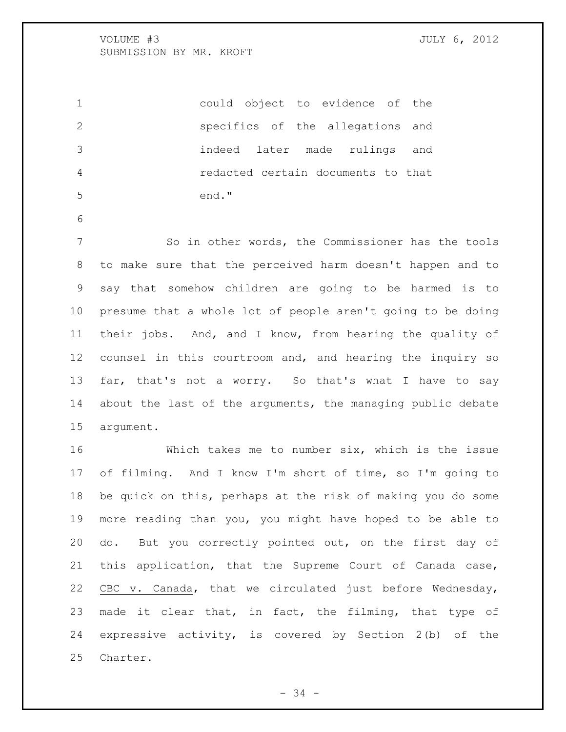could object to evidence of the specifics of the allegations and indeed later made rulings and redacted certain documents to that end."

So in other words, the Commissioner has the tools to make sure that the perceived harm doesn't happen and to say that somehow children are going to be harmed is to presume that a whole lot of people aren't going to be doing their jobs. And, and I know, from hearing the quality of counsel in this courtroom and, and hearing the inquiry so far, that's not a worry. So that's what I have to say about the last of the arguments, the managing public debate argument.

Which takes me to number six, which is the issue of filming. And I know I'm short of time, so I'm going to be quick on this, perhaps at the risk of making you do some more reading than you, you might have hoped to be able to do. But you correctly pointed out, on the first day of this application, that the Supreme Court of Canada case, <u>CBC v. Canada</u>, that we circulated just before Wednesday, made it clear that, in fact, the filming, that type of expressive activity, is covered by Section 2(b) of the Charter.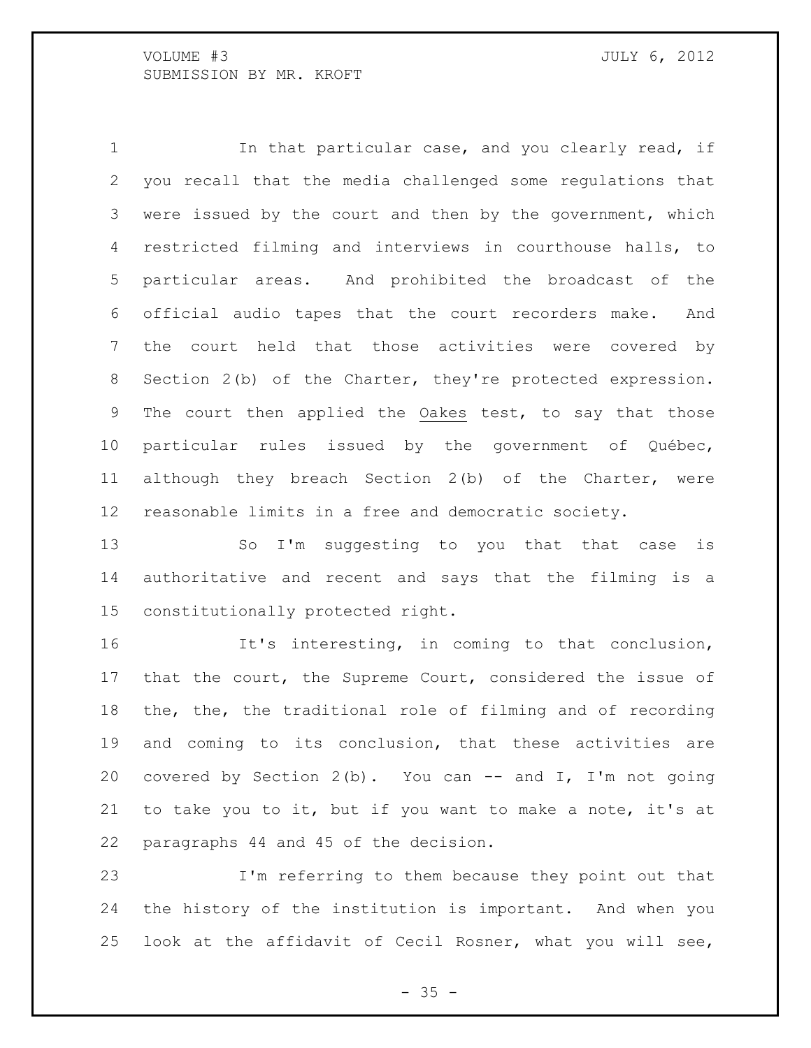In that particular case, and you clearly read, if you recall that the media challenged some regulations that were issued by the court and then by the government, which restricted filming and interviews in courthouse halls, to particular areas. And prohibited the broadcast of the official audio tapes that the court recorders make. And the court held that those activities were covered by Section 2(b) of the Charter, they're protected expression. The court then applied the Oakes test, to say that those particular rules issued by the government of Québec, although they breach Section 2(b) of the Charter, were reasonable limits in a free and democratic society.

So I'm suggesting to you that that case is authoritative and recent and says that the filming is a constitutionally protected right.

It's interesting, in coming to that conclusion, that the court, the Supreme Court, considered the issue of the, the, the traditional role of filming and of recording and coming to its conclusion, that these activities are covered by Section 2(b). You can -- and I, I'm not going to take you to it, but if you want to make a note, it's at paragraphs 44 and 45 of the decision.

I'm referring to them because they point out that the history of the institution is important. And when you look at the affidavit of Cecil Rosner, what you will see,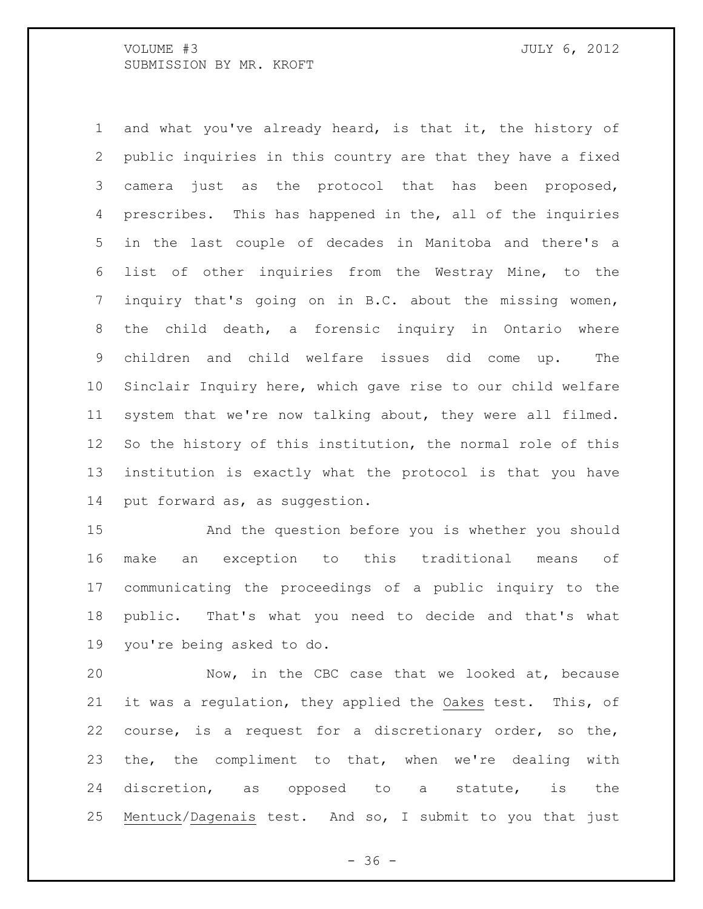and what you've already heard, is that it, the history of public inquiries in this country are that they have a fixed camera just as the protocol that has been proposed, prescribes. This has happened in the, all of the inquiries in the last couple of decades in Manitoba and there's a list of other inquiries from the Westray Mine, to the inquiry that's going on in B.C. about the missing women, the child death, a forensic inquiry in Ontario where children and child welfare issues did come up. The Sinclair Inquiry here, which gave rise to our child welfare system that we're now talking about, they were all filmed. So the history of this institution, the normal role of this institution is exactly what the protocol is that you have put forward as, as suggestion.

And the question before you is whether you should make an exception to this traditional means of communicating the proceedings of a public inquiry to the public. That's what you need to decide and that's what you're being asked to do.

Now, in the CBC case that we looked at, because it was a regulation, they applied the Oakes test. This, of course, is a request for a discretionary order, so the, the, the compliment to that, when we're dealing with discretion, as opposed to a statute, is the Mentuck/Dagenais test. And so, I submit to you that just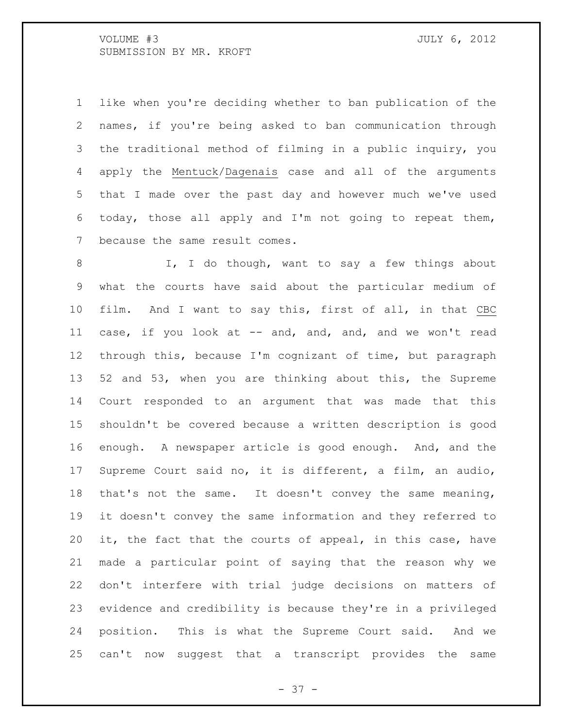like when you're deciding whether to ban publication of the names, if you're being asked to ban communication through the traditional method of filming in a public inquiry, you apply the Mentuck/Dagenais case and all of the arguments that I made over the past day and however much we've used today, those all apply and I'm not going to repeat them, because the same result comes.

I, I do though, want to say a few things about what the courts have said about the particular medium of film. And I want to say this, first of all, in that CBC case, if you look at -- and, and, and, and we won't read through this, because I'm cognizant of time, but paragraph 52 and 53, when you are thinking about this, the Supreme Court responded to an argument that was made that this shouldn't be covered because a written description is good enough. A newspaper article is good enough. And, and the Supreme Court said no, it is different, a film, an audio, that's not the same. It doesn't convey the same meaning, it doesn't convey the same information and they referred to it, the fact that the courts of appeal, in this case, have made a particular point of saying that the reason why we don't interfere with trial judge decisions on matters of evidence and credibility is because they're in a privileged position. This is what the Supreme Court said. And we can't now suggest that a transcript provides the same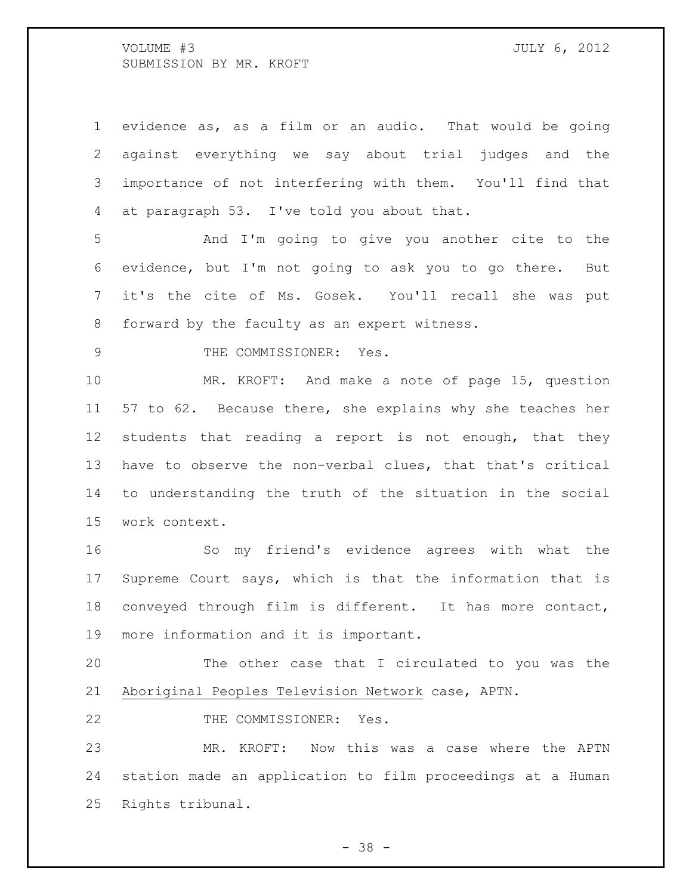evidence as, as a film or an audio. That would be going against everything we say about trial judges and the importance of not interfering with them. You'll find that at paragraph 53. I've told you about that.

And I'm going to give you another cite to the evidence, but I'm not going to ask you to go there. But it's the cite of Ms. Gosek. You'll recall she was put forward by the faculty as an expert witness.

THE COMMISSIONER: Yes.

MR. KROFT: And make a note of page 15, question 57 to 62. Because there, she explains why she teaches her students that reading a report is not enough, that they have to observe the non-verbal clues, that that's critical to understanding the truth of the situation in the social work context.

So my friend's evidence agrees with what the Supreme Court says, which is that the information that is conveyed through film is different. It has more contact, more information and it is important.

The other case that I circulated to you was the Aboriginal Peoples Television Network case, APTN.

THE COMMISSIONER: Yes.

MR. KROFT: Now this was a case where the APTN station made an application to film proceedings at a Human Rights tribunal.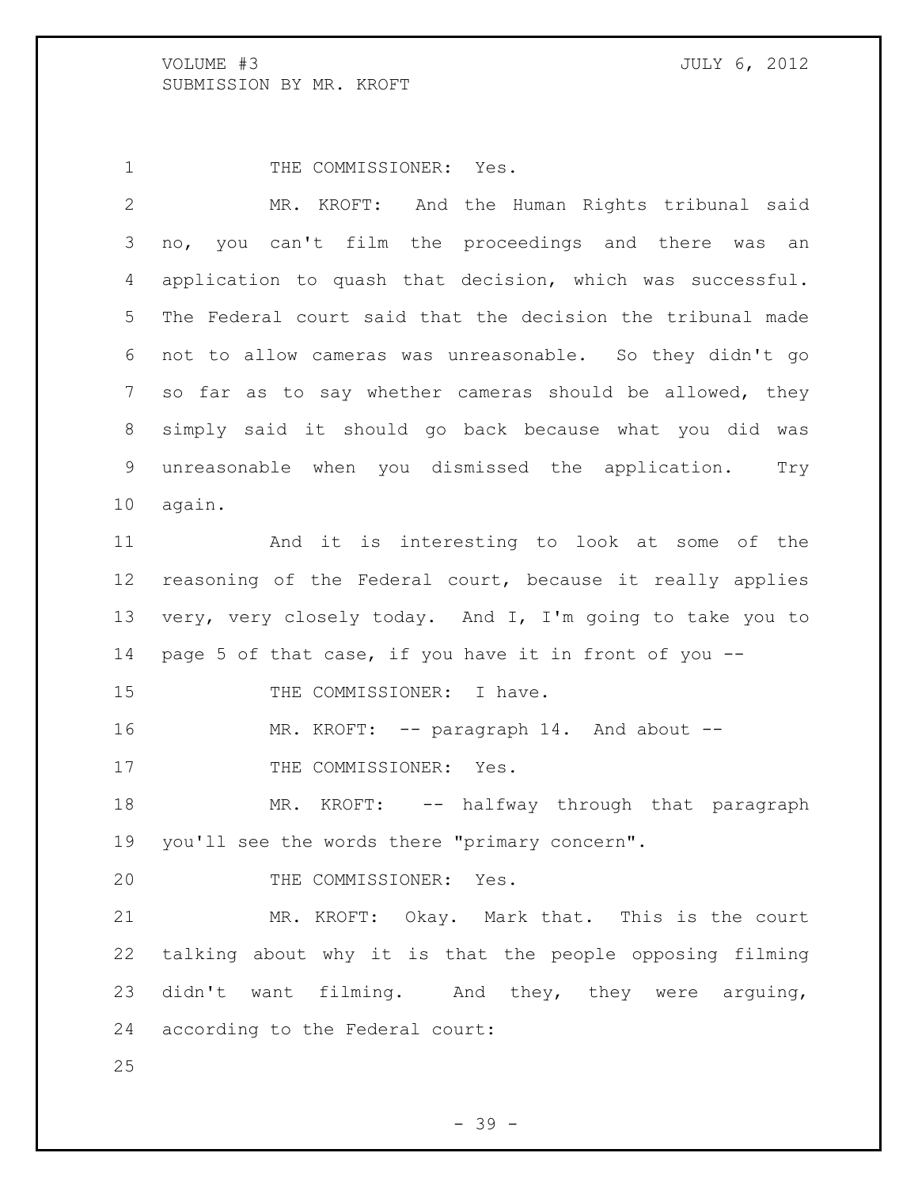THE COMMISSIONER: Yes.

MR. KROFT: And the Human Rights tribunal said no, you can't film the proceedings and there was an application to quash that decision, which was successful. The Federal court said that the decision the tribunal made not to allow cameras was unreasonable. So they didn't go so far as to say whether cameras should be allowed, they simply said it should go back because what you did was unreasonable when you dismissed the application. Try again.

And it is interesting to look at some of the reasoning of the Federal court, because it really applies very, very closely today. And I, I'm going to take you to page 5 of that case, if you have it in front of you --

THE COMMISSIONER: I have.

MR. KROFT: -- paragraph 14. And about --

THE COMMISSIONER: Yes.

MR. KROFT: -- halfway through that paragraph you'll see the words there "primary concern".

THE COMMISSIONER: Yes.

MR. KROFT: Okay. Mark that. This is the court talking about why it is that the people opposing filming didn't want filming. And they, they were arguing, according to the Federal court: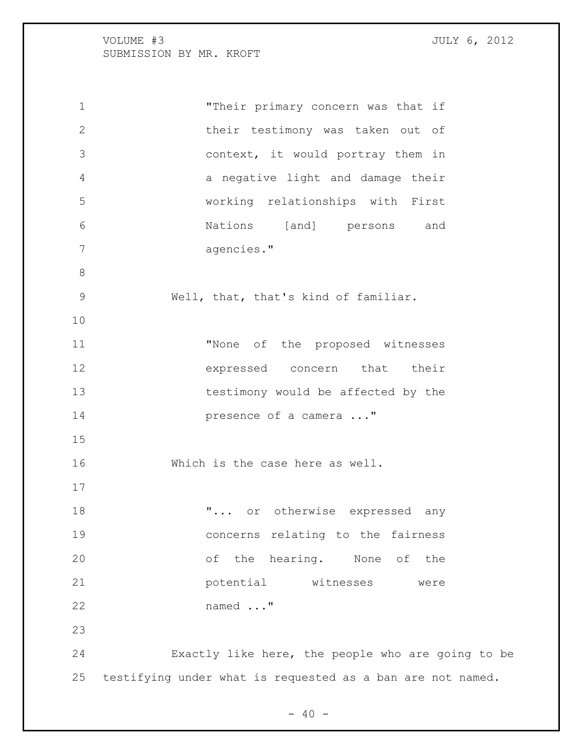> "Their primary concern was that if their testimony was taken out of context, it would portray them in a negative light and damage their working relationships with First Nations [and] persons and agencies."

Well, that, that's kind of familiar.

> "None of the proposed witnesses expressed concern that their testimony would be affected by the presence of a camera ..."

Which is the case here as well.

> "... or otherwise expressed any concerns relating to the fairness of the hearing. None of the potential witnesses were named ..."

Exactly like here, the people who are going to be testifying under what is requested as a ban are not named.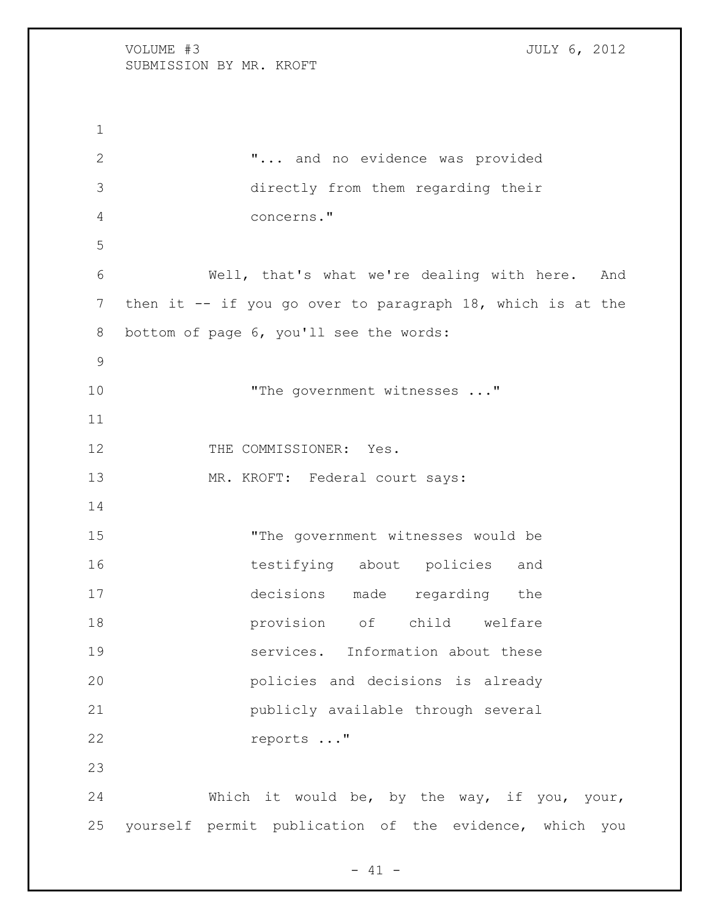"... and no evidence was provided directly from them regarding their concerns."

Well, that's what we're dealing with here. And then it -- if you go over to paragraph 18, which is at the bottom of page 6, you'll see the words:

"The government witnesses ..."

THE COMMISSIONER: Yes.

MR. KROFT: Federal court says:

"The government witnesses would be testifying about policies and decisions made regarding the provision of child welfare services. Information about these policies and decisions is already publicly available through several reports ..."

Which it would be, by the way, if you, your, yourself permit publication of the evidence, which you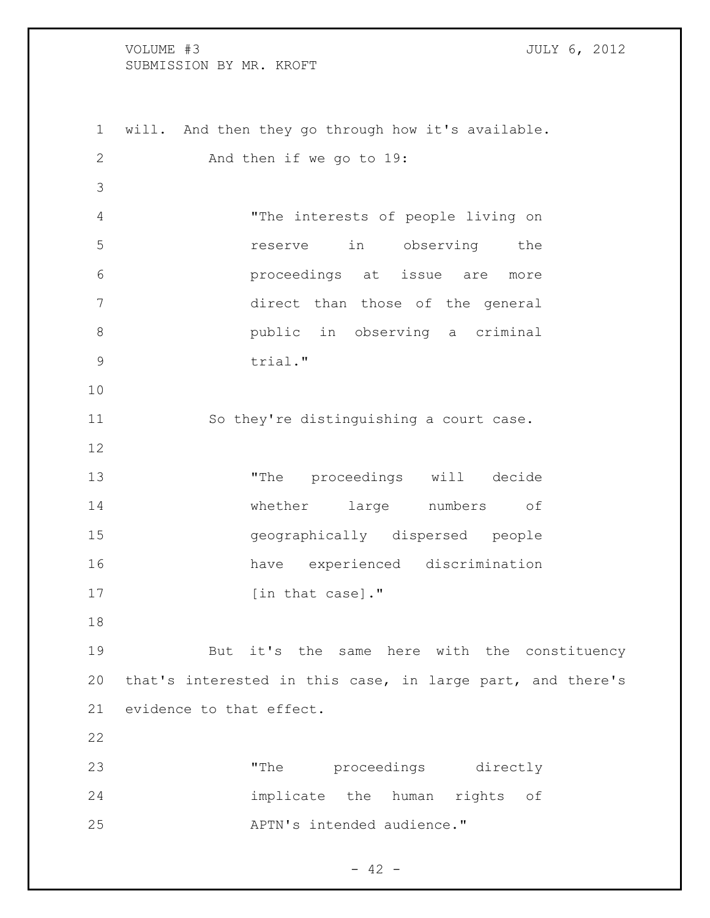will. And then they go through how it's available.

And then if we go to 19:

> "The interests of people living on reserve in observing the proceedings at issue are more direct than those of the general public in observing a criminal trial."

So they're distinguishing a court case.

> "The proceedings will decide whether large numbers of geographically dispersed people have experienced discrimination [in that case]."

But it's the same here with the constituency that's interested in this case, in large part, and there's evidence to that effect.

> "The proceedings directly implicate the human rights of APTN's intended audience."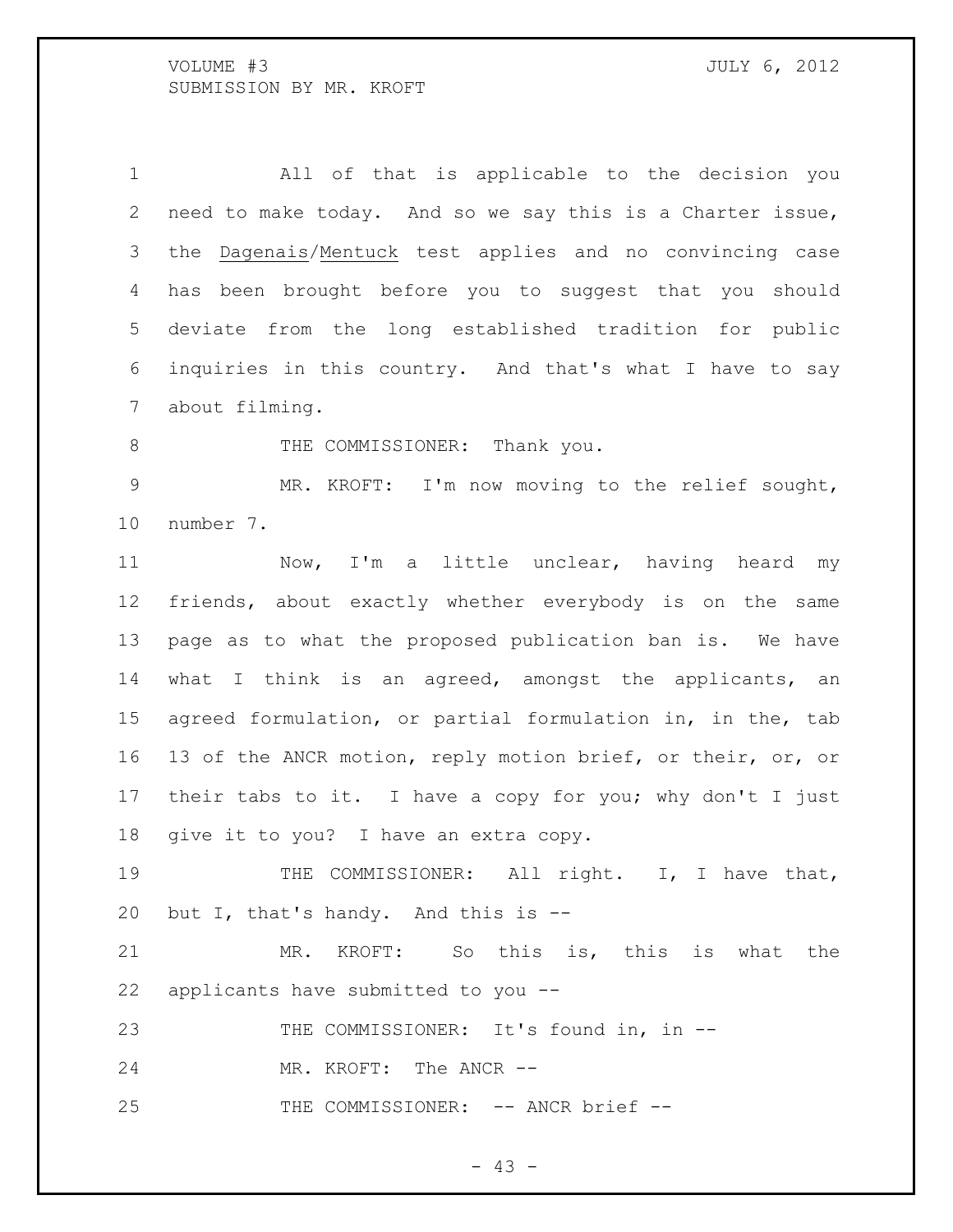All of that is applicable to the decision you need to make today. And so we say this is a Charter issue, the Dagenais/Mentuck test applies and no convincing case has been brought before you to suggest that you should deviate from the long established tradition for public inquiries in this country. And that's what I have to say about filming.

THE COMMISSIONER: Thank you.

MR. KROFT: I'm now moving to the relief sought, number 7.

Now, I'm a little unclear, having heard my friends, about exactly whether everybody is on the same page as to what the proposed publication ban is. We have what I think is an agreed, amongst the applicants, an agreed formulation, or partial formulation in, in the, tab 13 of the ANCR motion, reply motion brief, or their, or, or their tabs to it. I have a copy for you; why don't I just give it to you? I have an extra copy.

THE COMMISSIONER: All right. I, I have that, but I, that's handy. And this is --

MR. KROFT: So this is, this is what the applicants have submitted to you --

THE COMMISSIONER: It's found in, in --

MR. KROFT: The ANCR --

THE COMMISSIONER: -- ANCR brief --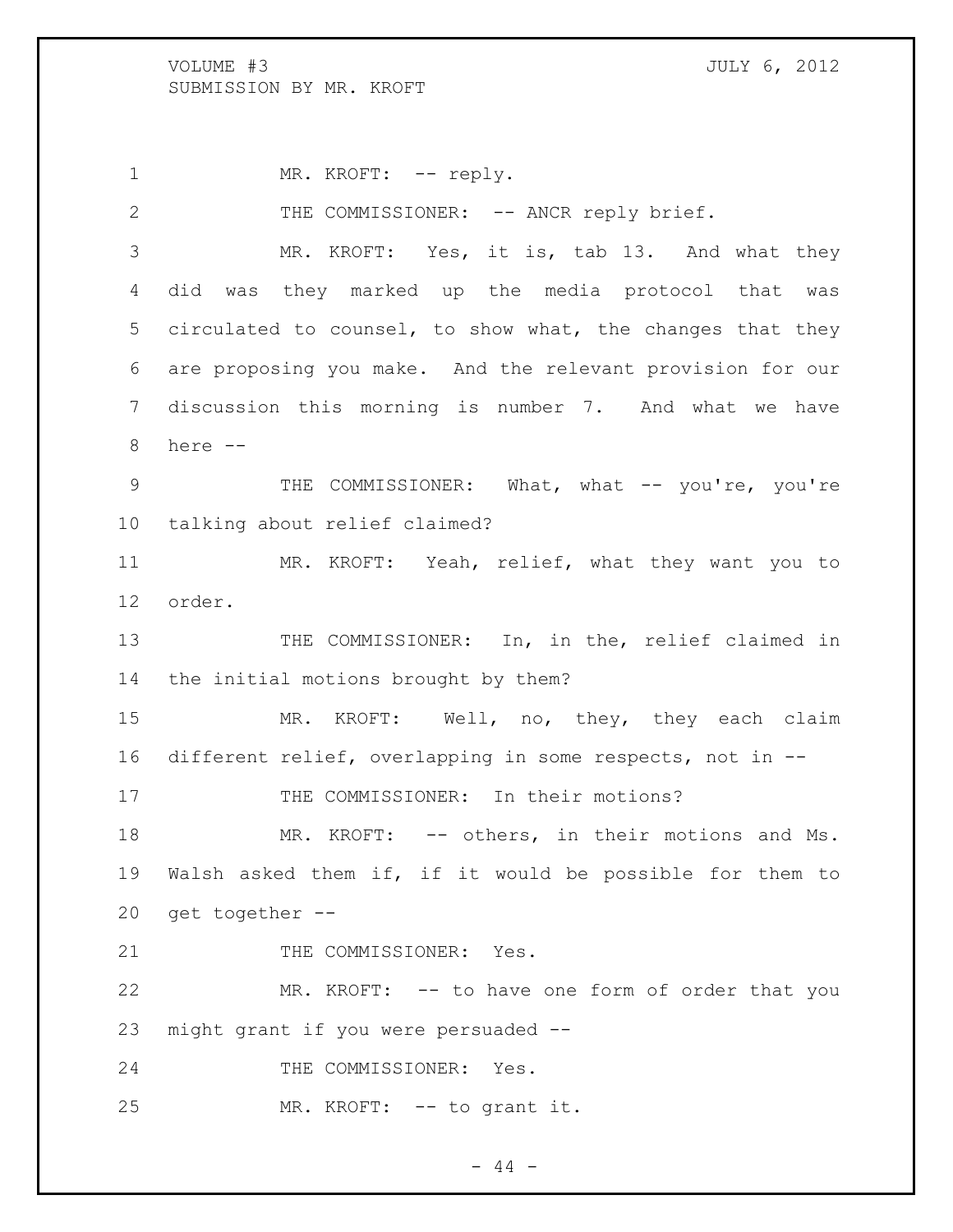MR. KROFT: -- reply.

THE COMMISSIONER: -- ANCR reply brief.

MR. KROFT: Yes, it is, tab 13. And what they did was they marked up the media protocol that was circulated to counsel, to show what, the changes that they are proposing you make. And the relevant provision for our discussion this morning is number 7. And what we have here --

THE COMMISSIONER: What, what -- you're, you're talking about relief claimed?

MR. KROFT: Yeah, relief, what they want you to order.

THE COMMISSIONER: In, in the, relief claimed in the initial motions brought by them?

MR. KROFT: Well, no, they, they each claim different relief, overlapping in some respects, not in --

THE COMMISSIONER: In their motions?

MR. KROFT: -- others, in their motions and Ms. Walsh asked them if, if it would be possible for them to get together --

THE COMMISSIONER: Yes.

MR. KROFT: -- to have one form of order that you might grant if you were persuaded --

THE COMMISSIONER: Yes.

MR. KROFT: -- to grant it.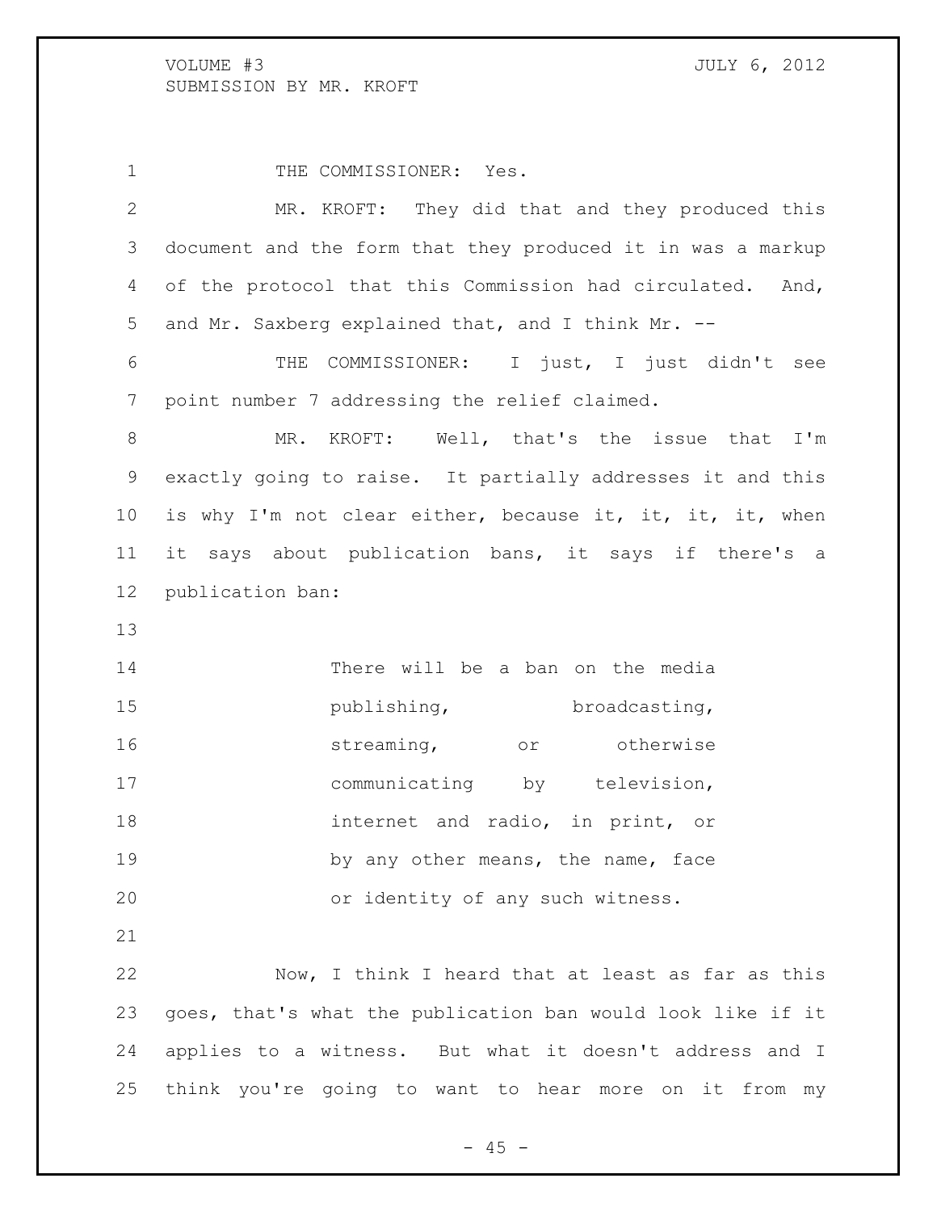THE COMMISSIONER: Yes.

MR. KROFT: They did that and they produced this document and the form that they produced it in was a markup of the protocol that this Commission had circulated. And, and Mr. Saxberg explained that, and I think Mr. --

THE COMMISSIONER: I just, I just didn't see point number 7 addressing the relief claimed.

MR. KROFT: Well, that's the issue that I'm exactly going to raise. It partially addresses it and this is why I'm not clear either, because it, it, it, it, when it says about publication bans, it says if there's a publication ban:

> There will be a ban on the media publishing, broadcasting, streaming, or otherwise communicating by television, internet and radio, in print, or by any other means, the name, face or identity of any such witness.

Now, I think I heard that at least as far as this goes, that's what the publication ban would look like if it applies to a witness. But what it doesn't address and I think you're going to want to hear more on it from my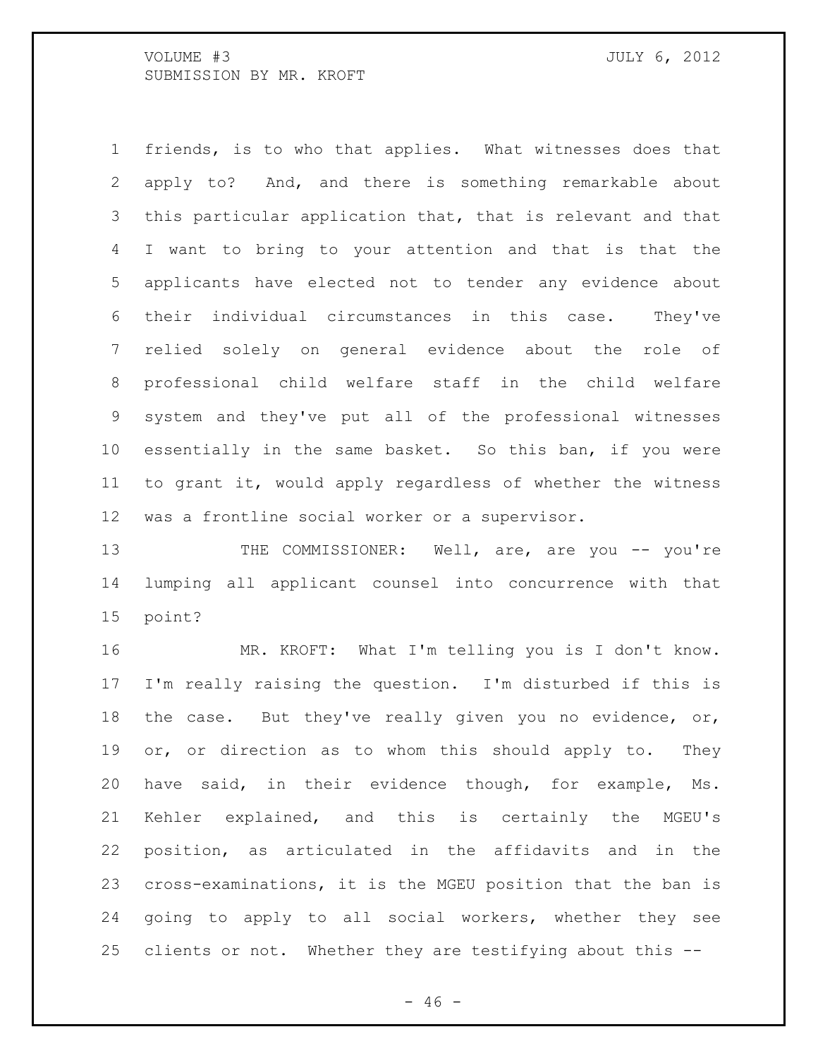friends, is to who that applies. What witnesses does that apply to? And, and there is something remarkable about this particular application that, that is relevant and that I want to bring to your attention and that is that the applicants have elected not to tender any evidence about their individual circumstances in this case. They've relied solely on general evidence about the role of professional child welfare staff in the child welfare system and they've put all of the professional witnesses essentially in the same basket. So this ban, if you were to grant it, would apply regardless of whether the witness was a frontline social worker or a supervisor.

THE COMMISSIONER: Well, are, are you -- you're lumping all applicant counsel into concurrence with that point?

MR. KROFT: What I'm telling you is I don't know. I'm really raising the question. I'm disturbed if this is the case. But they've really given you no evidence, or, or, or, or direction as to whom this should apply to. They have said, in their evidence though, for example, Ms. Kehler explained, and this is certainly the MGEU's position, as articulated in the affidavits and in the cross-examinations, it is the MGEU position that the ban is going to apply to all social workers, whether they see clients or not. Whether they are testifying about this --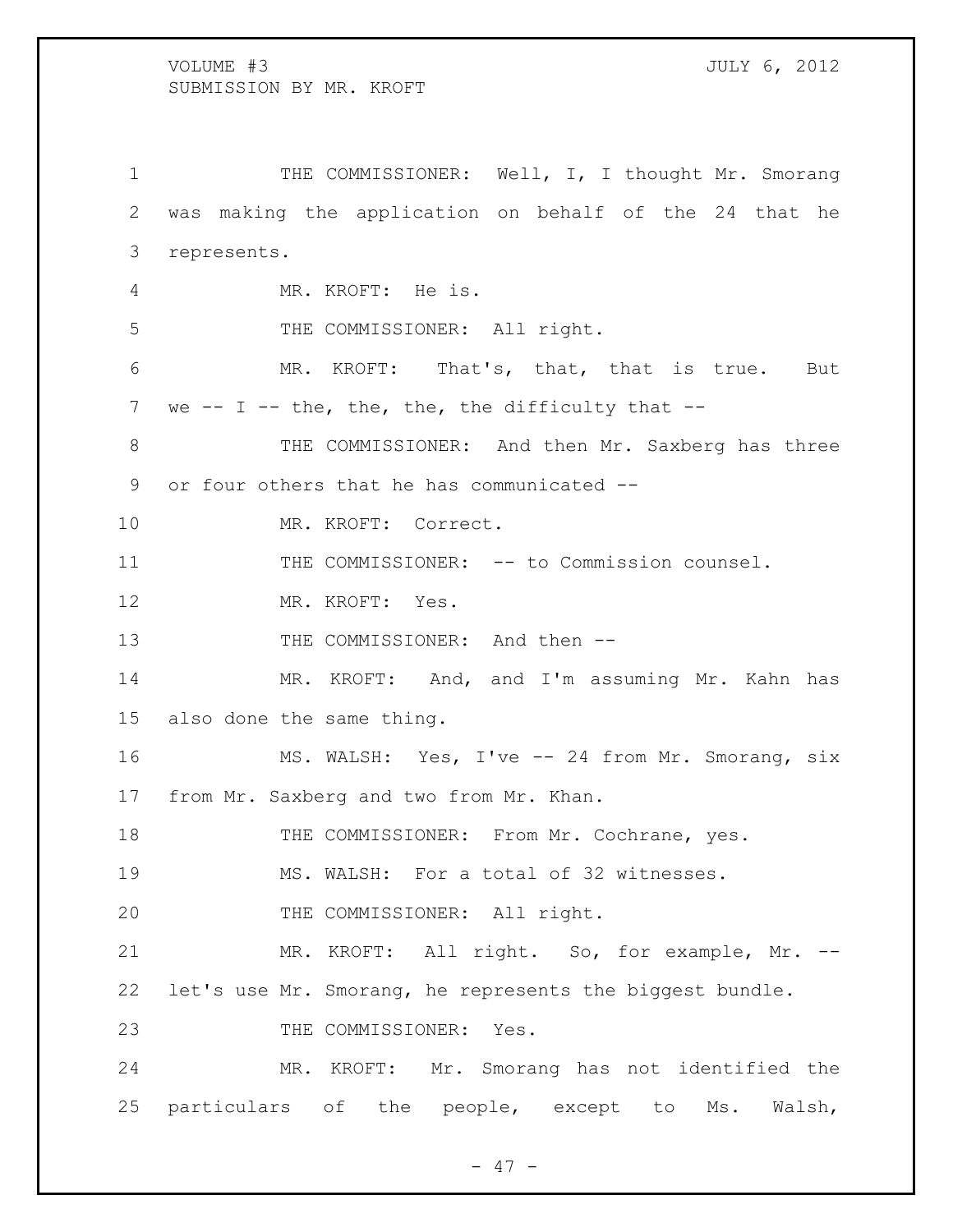THE COMMISSIONER: Well, I, I thought Mr. Smorang was making the application on behalf of the 24 that he represents.

MR. KROFT: He is.

THE COMMISSIONER: All right.

MR. KROFT: That's, that, that is true. But we -- I -- the, the, the, the difficulty that --

THE COMMISSIONER: And then Mr. Saxberg has three or four others that he has communicated --

MR. KROFT: Correct.

THE COMMISSIONER: -- to Commission counsel.

MR. KROFT: Yes.

THE COMMISSIONER: And then --

MR. KROFT: And, and I'm assuming Mr. Kahn has also done the same thing.

MS. WALSH: Yes, I've -- 24 from Mr. Smorang, six from Mr. Saxberg and two from Mr. Khan.

THE COMMISSIONER: From Mr. Cochrane, yes.

MS. WALSH: For a total of 32 witnesses.

THE COMMISSIONER: All right.

MR. KROFT: All right. So, for example, Mr. -- let's use Mr. Smorang, he represents the biggest bundle.

THE COMMISSIONER: Yes.

MR. KROFT: Mr. Smorang has not identified the particulars of the people, except to Ms. Walsh,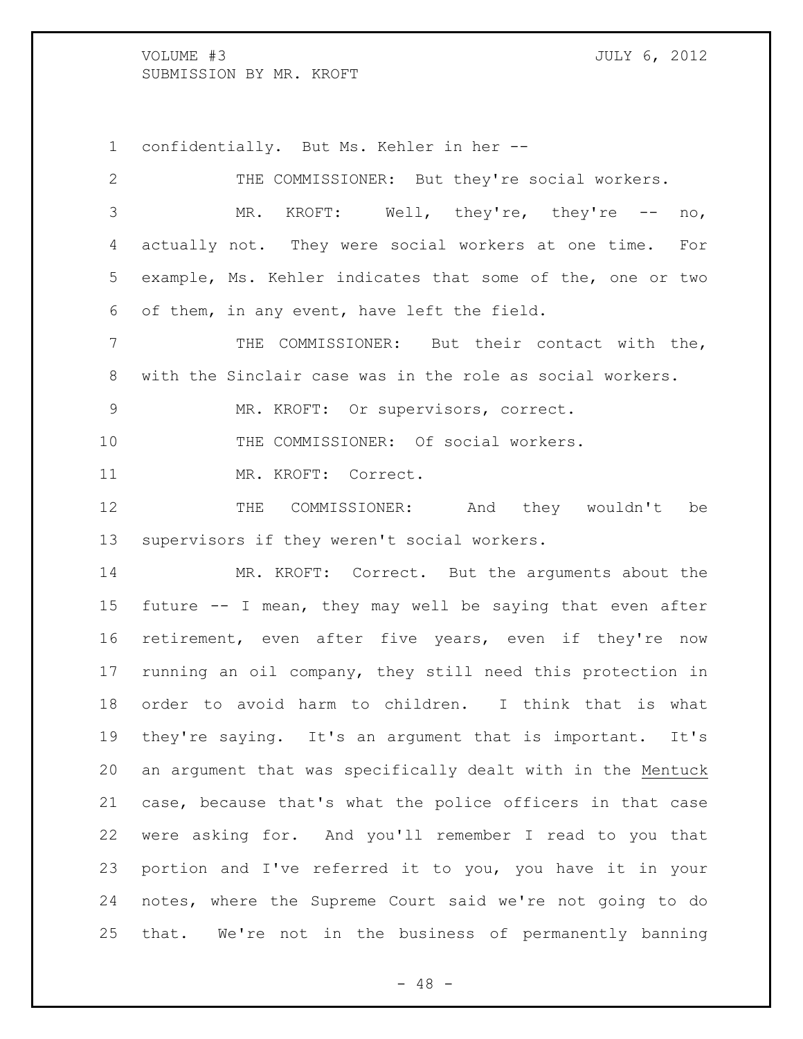confidentially. But Ms. Kehler in her --

THE COMMISSIONER: But they're social workers.

MR. KROFT: Well, they're, they're -- no, actually not. They were social workers at one time. For example, Ms. Kehler indicates that some of the, one or two of them, in any event, have left the field.

THE COMMISSIONER: But their contact with the, with the Sinclair case was in the role as social workers.

MR. KROFT: Or supervisors, correct.

THE COMMISSIONER: Of social workers.

MR. KROFT: Correct.

THE COMMISSIONER: And they wouldn't be supervisors if they weren't social workers.

MR. KROFT: Correct. But the arguments about the future -- I mean, they may well be saying that even after retirement, even after five years, even if they're now running an oil company, they still need this protection in order to avoid harm to children. I think that is what they're saying. It's an argument that is important. It's an argument that was specifically dealt with in the <u>Mentuck</u> case, because that's what the police officers in that case were asking for. And you'll remember I read to you that portion and I've referred it to you, you have it in your notes, where the Supreme Court said we're not going to do that. We're not in the business of permanently banning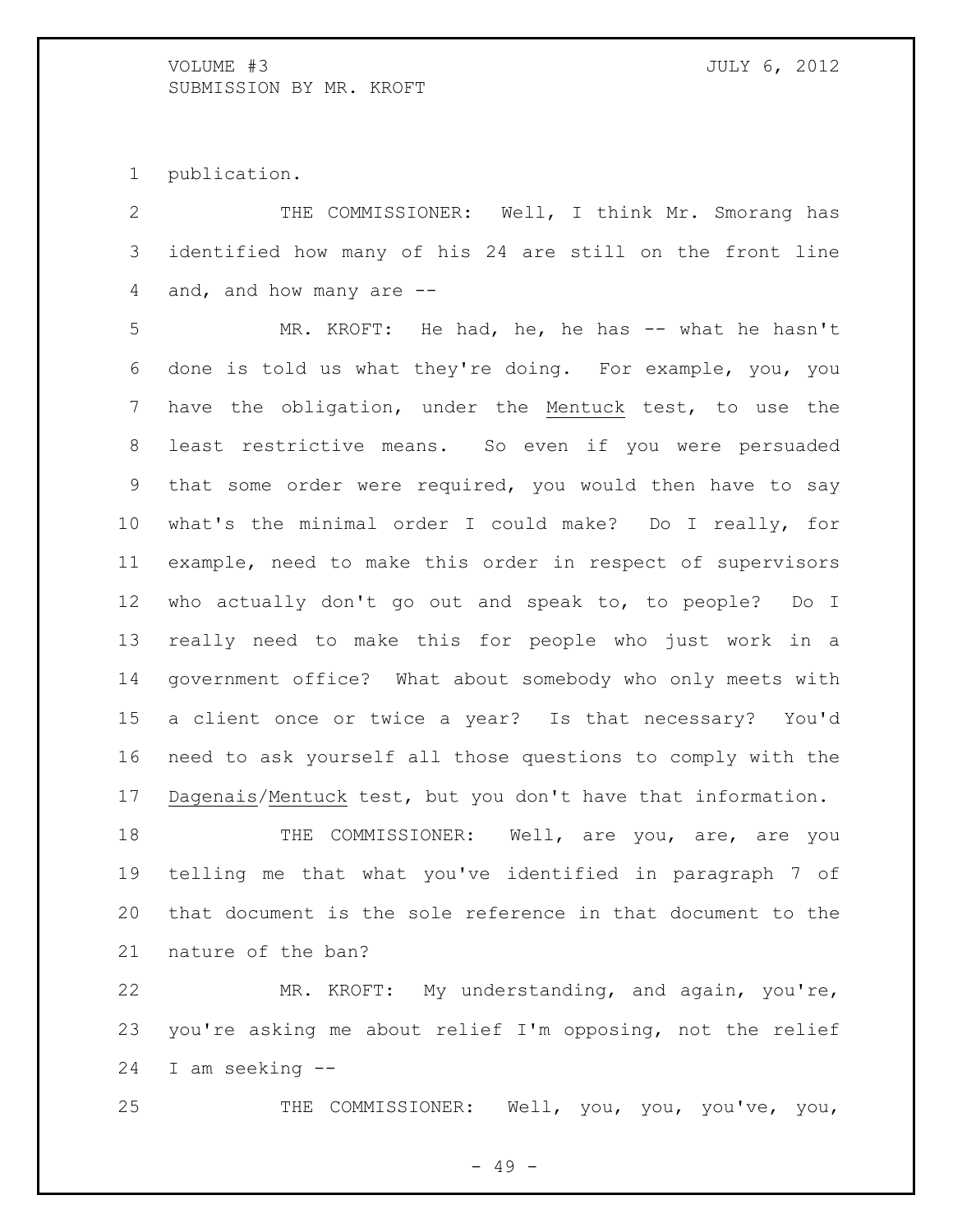publication.

THE COMMISSIONER: Well, I think Mr. Smorang has identified how many of his 24 are still on the front line and, and how many are --

MR. KROFT: He had, he, he has -- what he hasn't done is told us what they're doing. For example, you, you have the obligation, under the Mentuck test, to use the least restrictive means. So even if you were persuaded that some order were required, you would then have to say what's the minimal order I could make? Do I really, for example, need to make this order in respect of supervisors who actually don't go out and speak to, to people? Do I really need to make this for people who just work in a government office? What about somebody who only meets with a client once or twice a year? Is that necessary? You'd need to ask yourself all those questions to comply with the Dagenais/Mentuck test, but you don't have that information.

THE COMMISSIONER: Well, are you, are, are you telling me that what you've identified in paragraph 7 of that document is the sole reference in that document to the nature of the ban?

MR. KROFT: My understanding, and again, you're, you're asking me about relief I'm opposing, not the relief I am seeking --

THE COMMISSIONER: Well, you, you, you've, you,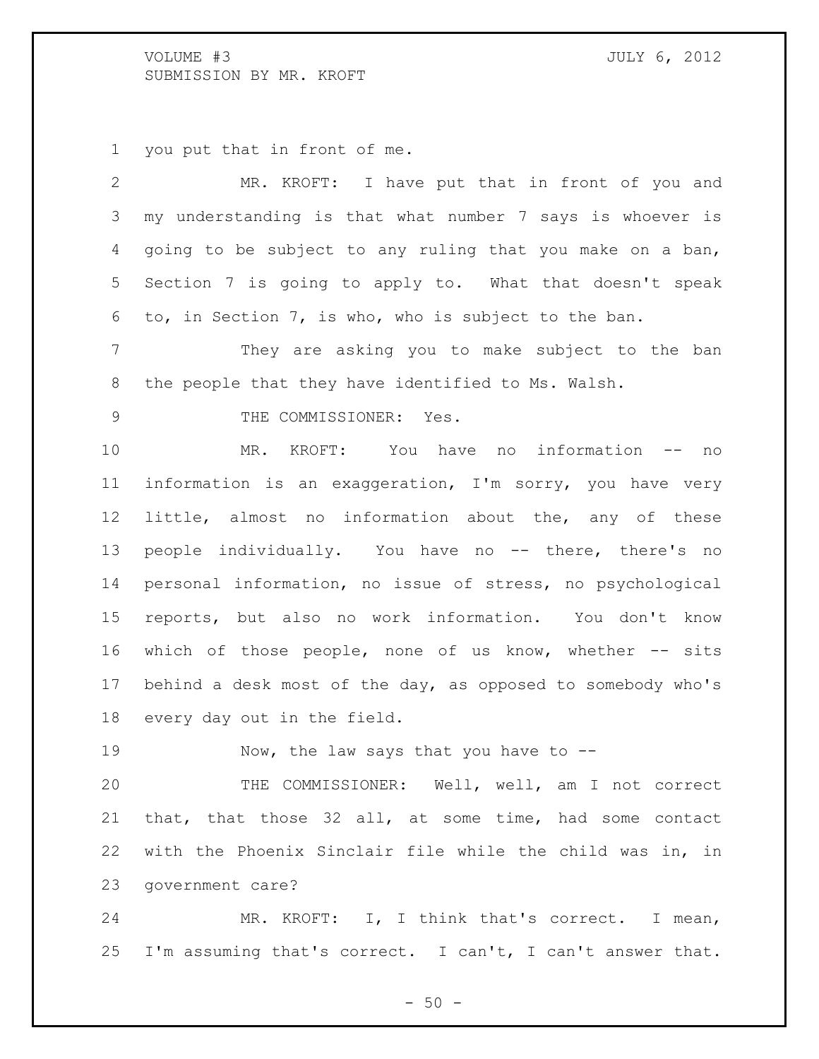you put that in front of me.

MR. KROFT: I have put that in front of you and my understanding is that what number 7 says is whoever is going to be subject to any ruling that you make on a ban, Section 7 is going to apply to. What that doesn't speak to, in Section 7, is who, who is subject to the ban.

They are asking you to make subject to the ban the people that they have identified to Ms. Walsh.

THE COMMISSIONER: Yes.

MR. KROFT: You have no information -- no information is an exaggeration, I'm sorry, you have very little, almost no information about the, any of these people individually. You have no -- there, there's no personal information, no issue of stress, no psychological reports, but also no work information. You don't know which of those people, none of us know, whether -- sits behind a desk most of the day, as opposed to somebody who's every day out in the field.

Now, the law says that you have to --

THE COMMISSIONER: Well, well, am I not correct that, that those 32 all, at some time, had some contact with the Phoenix Sinclair file while the child was in, in government care?

MR. KROFT: I, I think that's correct. I mean, I'm assuming that's correct. I can't, I can't answer that.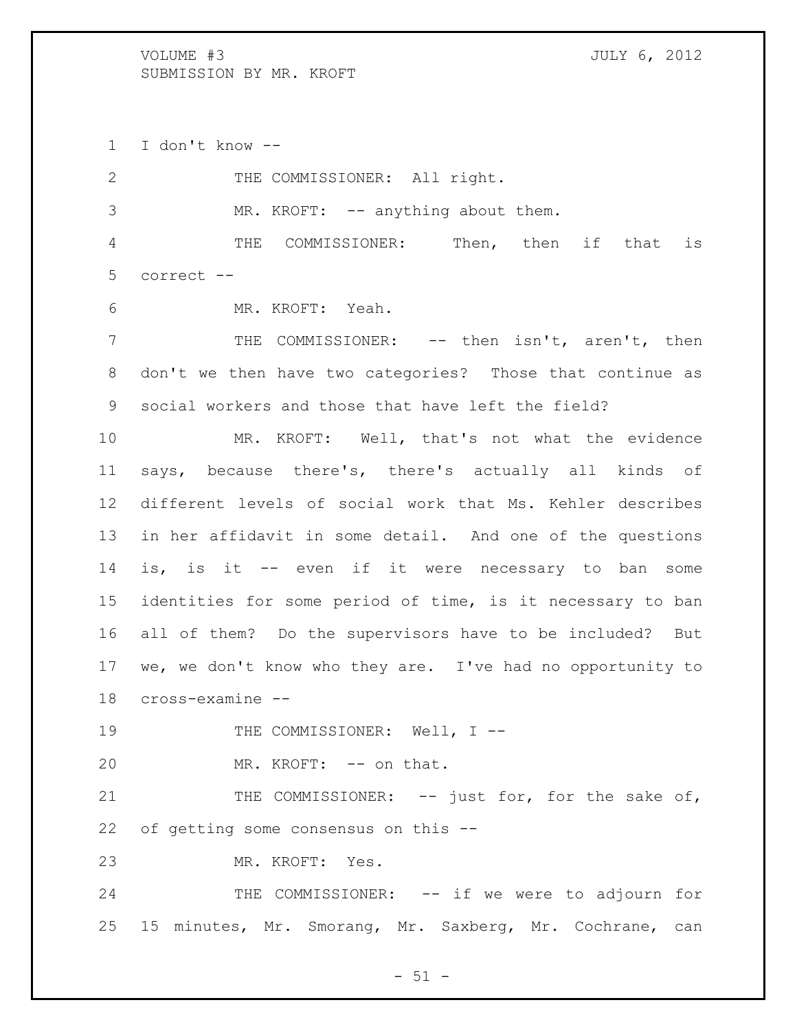I don't know --

THE COMMISSIONER: All right.

MR. KROFT: -- anything about them.

THE COMMISSIONER: Then, then if that is correct --

MR. KROFT: Yeah.

THE COMMISSIONER: -- then isn't, aren't, then don't we then have two categories? Those that continue as social workers and those that have left the field?

MR. KROFT: Well, that's not what the evidence says, because there's, there's actually all kinds of different levels of social work that Ms. Kehler describes in her affidavit in some detail. And one of the questions is, is it -- even if it were necessary to ban some identities for some period of time, is it necessary to ban all of them? Do the supervisors have to be included? But we, we don't know who they are. I've had no opportunity to cross-examine --

THE COMMISSIONER: Well, I --

MR. KROFT: -- on that.

THE COMMISSIONER: -- just for, for the sake of, of getting some consensus on this --

MR. KROFT: Yes.

THE COMMISSIONER: -- if we were to adjourn for 15 minutes, Mr. Smorang, Mr. Saxberg, Mr. Cochrane, can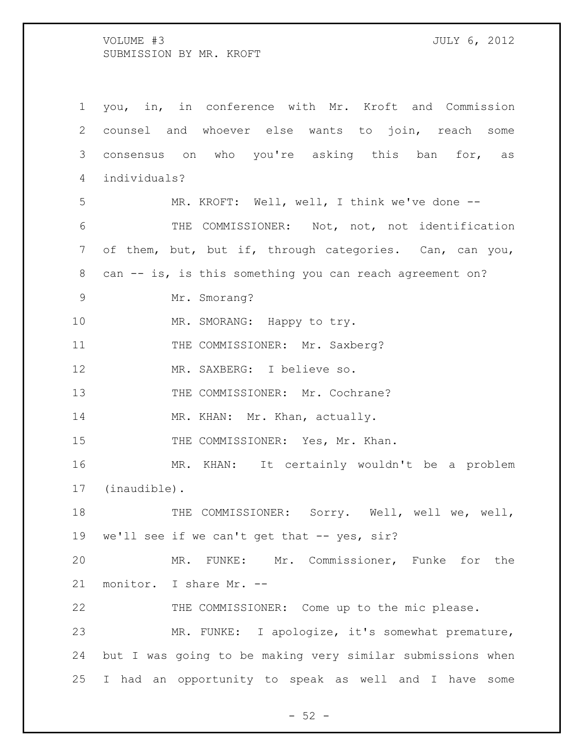you, in, in conference with Mr. Kroft and Commission counsel and whoever else wants to join, reach some consensus on who you're asking this ban for, as individuals?

MR. KROFT: Well, well, I think we've done --

THE COMMISSIONER: Not, not, not identification of them, but, but if, through categories. Can, can you, can -- is, is this something you can reach agreement on?

Mr. Smorang?

MR. SMORANG: Happy to try.

THE COMMISSIONER: Mr. Saxberg?

MR. SAXBERG: I believe so.

THE COMMISSIONER: Mr. Cochrane?

MR. KHAN: Mr. Khan, actually.

THE COMMISSIONER: Yes, Mr. Khan.

MR. KHAN: It certainly wouldn't be a problem (inaudible).

THE COMMISSIONER: Sorry. Well, well we, well, we'll see if we can't get that -- yes, sir?

MR. FUNKE: Mr. Commissioner, Funke for the monitor. I share Mr. --

THE COMMISSIONER: Come up to the mic please.

MR. FUNKE: I apologize, it's somewhat premature, but I was going to be making very similar submissions when I had an opportunity to speak as well and I have some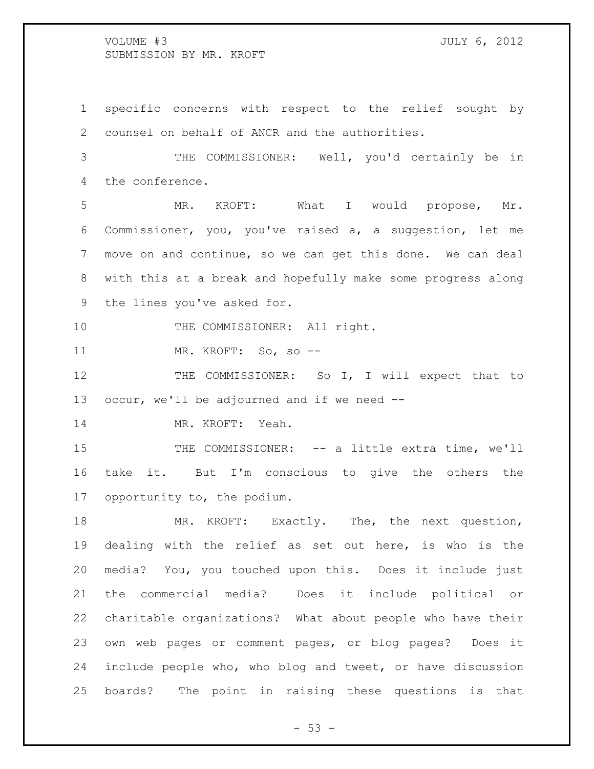specific concerns with respect to the relief sought by counsel on behalf of ANCR and the authorities.

THE COMMISSIONER: Well, you'd certainly be in the conference.

MR. KROFT: What I would propose, Mr. Commissioner, you, you've raised a, a suggestion, let me move on and continue, so we can get this done. We can deal with this at a break and hopefully make some progress along the lines you've asked for.

THE COMMISSIONER: All right.

MR. KROFT: So, so --

THE COMMISSIONER: So I, I will expect that to occur, we'll be adjourned and if we need --

MR. KROFT: Yeah.

THE COMMISSIONER: -- a little extra time, we'll take it. But I'm conscious to give the others the opportunity to, the podium.

MR. KROFT: Exactly. The, the next question, dealing with the relief as set out here, is who is the media? You, you touched upon this. Does it include just the commercial media? Does it include political or charitable organizations? What about people who have their own web pages or comment pages, or blog pages? Does it include people who, who blog and tweet, or have discussion boards? The point in raising these questions is that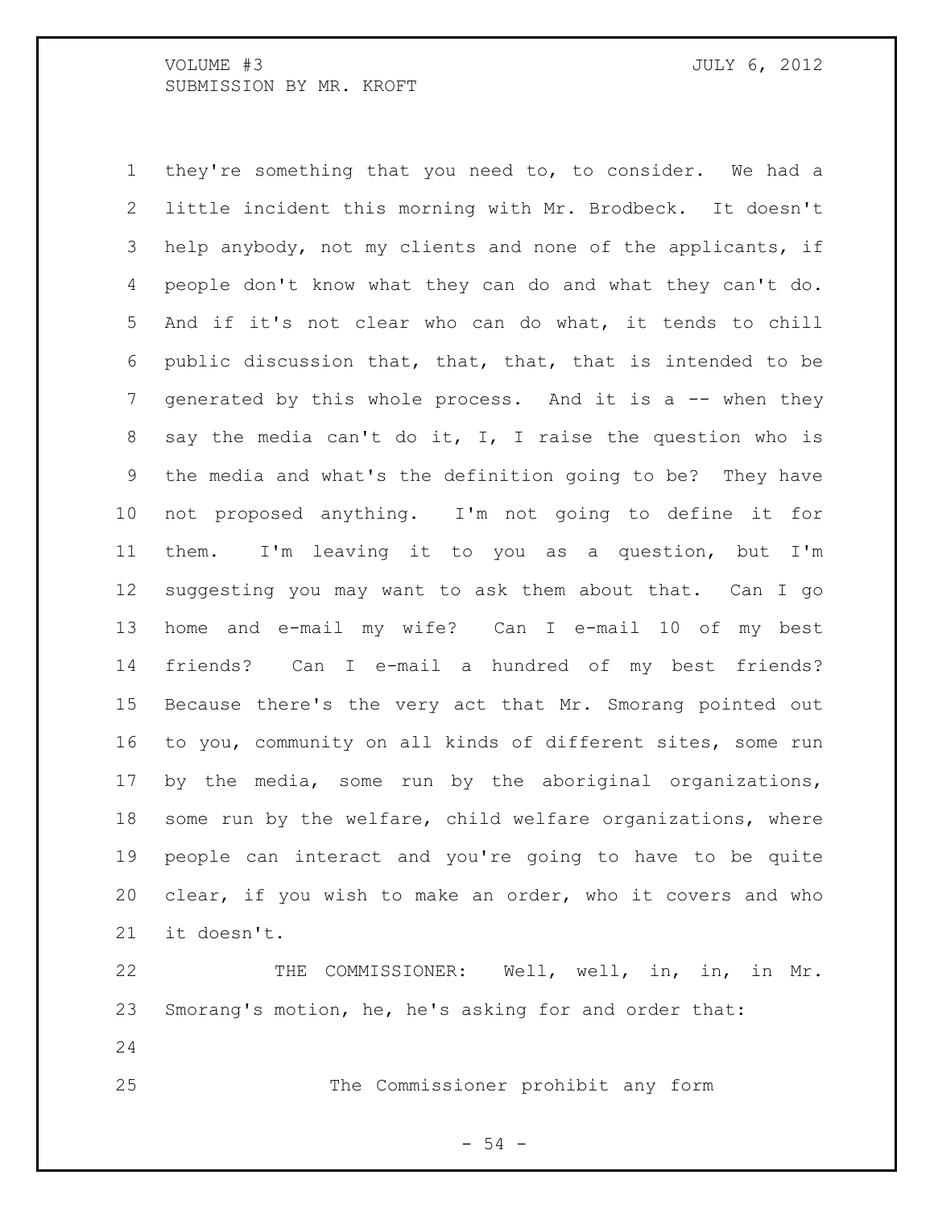they're something that you need to, to consider. We had a little incident this morning with Mr. Brodbeck. It doesn't help anybody, not my clients and none of the applicants, if people don't know what they can do and what they can't do. And if it's not clear who can do what, it tends to chill public discussion that, that, that, that is intended to be generated by this whole process. And it is a -- when they say the media can't do it, I, I raise the question who is the media and what's the definition going to be? They have not proposed anything. I'm not going to define it for them. I'm leaving it to you as a question, but I'm suggesting you may want to ask them about that. Can I go home and e-mail my wife? Can I e-mail 10 of my best friends? Can I e-mail a hundred of my best friends? Because there's the very act that Mr. Smorang pointed out to you, community on all kinds of different sites, some run by the media, some run by the aboriginal organizations, some run by the welfare, child welfare organizations, where people can interact and you're going to have to be quite clear, if you wish to make an order, who it covers and who it doesn't.

THE COMMISSIONER: Well, well, in, in, in Mr. Smorang's motion, he, he's asking for and order that:

> The Commissioner prohibit any form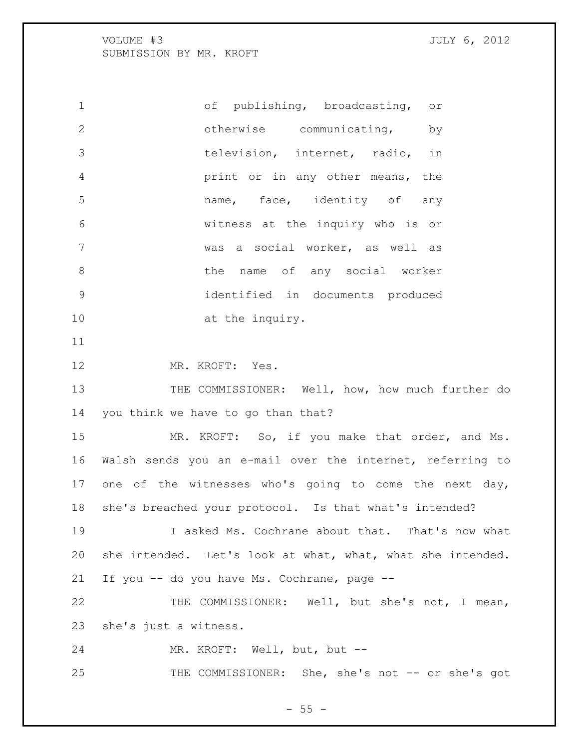of publishing, broadcasting, or otherwise communicating, by television, internet, radio, in print or in any other means, the name, face, identity of any witness at the inquiry who is or was a social worker, as well as the name of any social worker identified in documents produced at the inquiry.

MR. KROFT: Yes.

THE COMMISSIONER: Well, how, how much further do you think we have to go than that?

MR. KROFT: So, if you make that order, and Ms. Walsh sends you an e-mail over the internet, referring to one of the witnesses who's going to come the next day, she's breached your protocol. Is that what's intended?

I asked Ms. Cochrane about that. That's now what she intended. Let's look at what, what, what she intended. If you -- do you have Ms. Cochrane, page --

THE COMMISSIONER: Well, but she's not, I mean, she's just a witness.

MR. KROFT: Well, but, but --

THE COMMISSIONER: She, she's not -- or she's got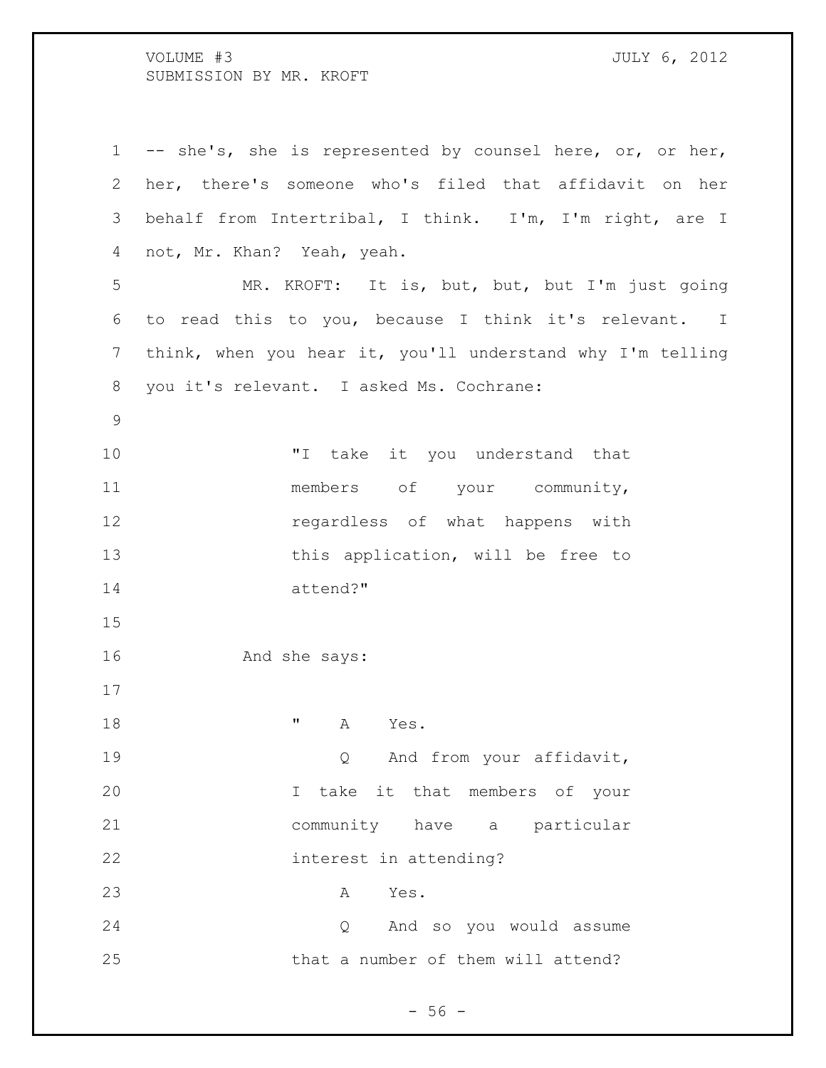-- she's, she is represented by counsel here, or, or her, her, there's someone who's filed that affidavit on her behalf from Intertribal, I think. I'm, I'm right, are I not, Mr. Khan? Yeah, yeah.

MR. KROFT: It is, but, but, but I'm just going to read this to you, because I think it's relevant. I think, when you hear it, you'll understand why I'm telling you it's relevant. I asked Ms. Cochrane:

> "I take it you understand that members of your community, regardless of what happens with this application, will be free to attend?"

And she says:

> " A Yes.
>
> Q And from your affidavit, I take it that members of your community have a particular interest in attending?
>
> A Yes.
>
> Q And so you would assume that a number of them will attend?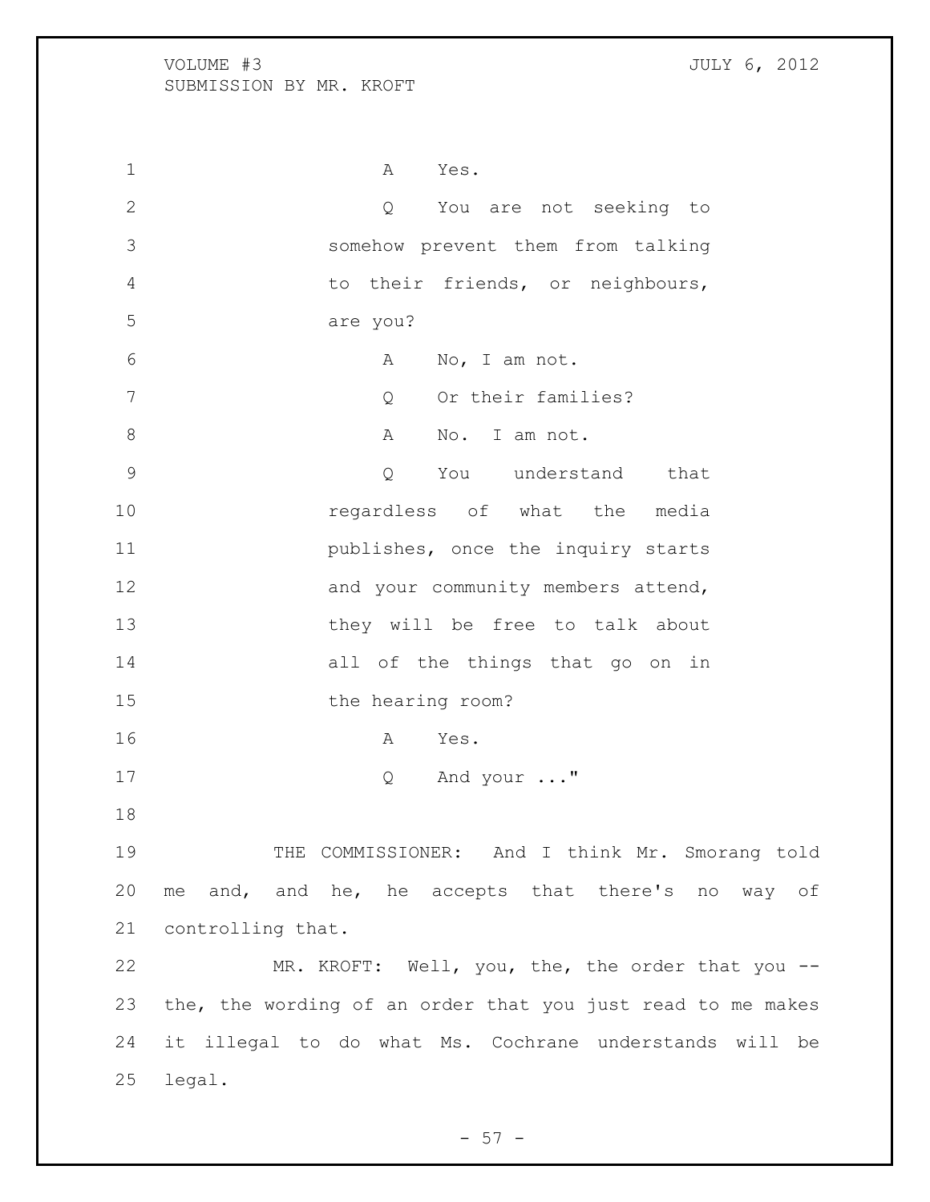A Yes.

Q You are not seeking to somehow prevent them from talking to their friends, or neighbours, are you?

A No, I am not.

Q Or their families?

A No. I am not.

Q You understand that regardless of what the media publishes, once the inquiry starts and your community members attend, they will be free to talk about all of the things that go on in the hearing room?

A Yes.

Q And your ..."

THE COMMISSIONER: And I think Mr. Smorang told me and, and he, he accepts that there's no way of controlling that.

MR. KROFT: Well, you, the, the order that you -- the, the wording of an order that you just read to me makes it illegal to do what Ms. Cochrane understands will be legal.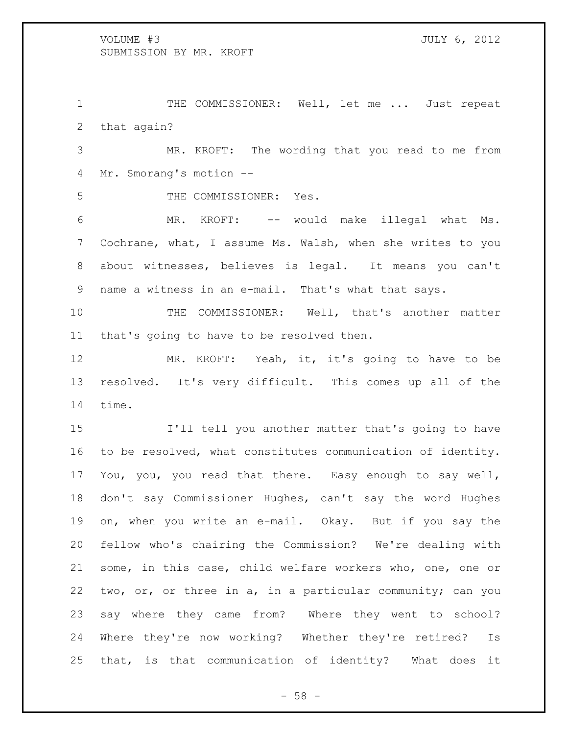THE COMMISSIONER: Well, let me ... Just repeat that again?

MR. KROFT: The wording that you read to me from Mr. Smorang's motion --

THE COMMISSIONER: Yes.

MR. KROFT: -- would make illegal what Ms. Cochrane, what, I assume Ms. Walsh, when she writes to you about witnesses, believes is legal. It means you can't name a witness in an e-mail. That's what that says.

THE COMMISSIONER: Well, that's another matter that's going to have to be resolved then.

MR. KROFT: Yeah, it, it's going to have to be resolved. It's very difficult. This comes up all of the time.

I'll tell you another matter that's going to have to be resolved, what constitutes communication of identity. You, you, you read that there. Easy enough to say well, don't say Commissioner Hughes, can't say the word Hughes on, when you write an e-mail. Okay. But if you say the fellow who's chairing the Commission? We're dealing with some, in this case, child welfare workers who, one, one or two, or, or three in a, in a particular community; can you say where they came from? Where they went to school? Where they're now working? Whether they're retired? Is that, is that communication of identity? What does it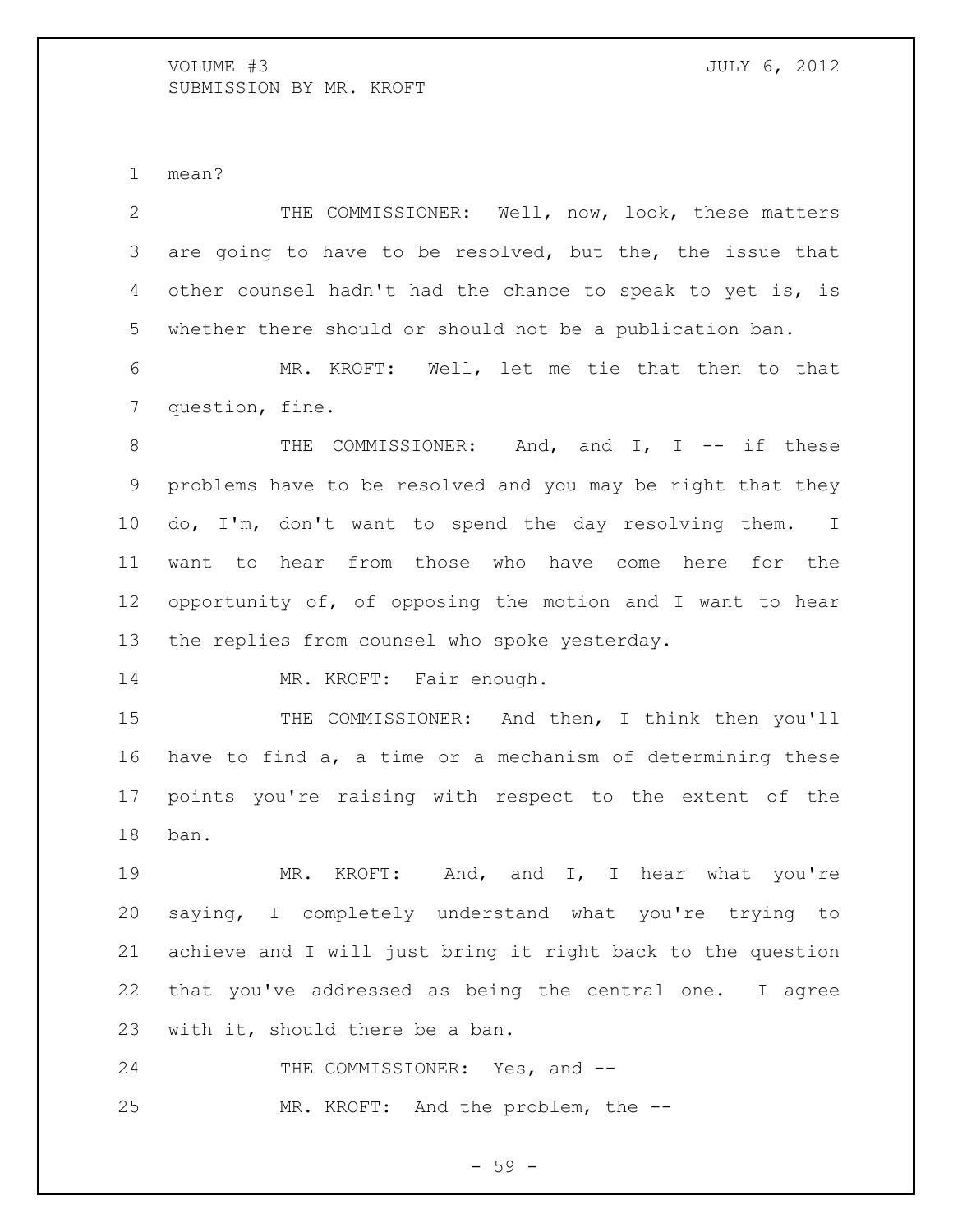mean?

THE COMMISSIONER: Well, now, look, these matters are going to have to be resolved, but the, the issue that other counsel hadn't had the chance to speak to yet is, is whether there should or should not be a publication ban.

MR. KROFT: Well, let me tie that then to that question, fine.

THE COMMISSIONER: And, and I, I -- if these problems have to be resolved and you may be right that they do, I'm, don't want to spend the day resolving them. I want to hear from those who have come here for the opportunity of, of opposing the motion and I want to hear the replies from counsel who spoke yesterday.

MR. KROFT: Fair enough.

THE COMMISSIONER: And then, I think then you'll have to find a, a time or a mechanism of determining these points you're raising with respect to the extent of the ban.

MR. KROFT: And, and I, I hear what you're saying, I completely understand what you're trying to achieve and I will just bring it right back to the question that you've addressed as being the central one. I agree with it, should there be a ban.

THE COMMISSIONER: Yes, and --

MR. KROFT: And the problem, the --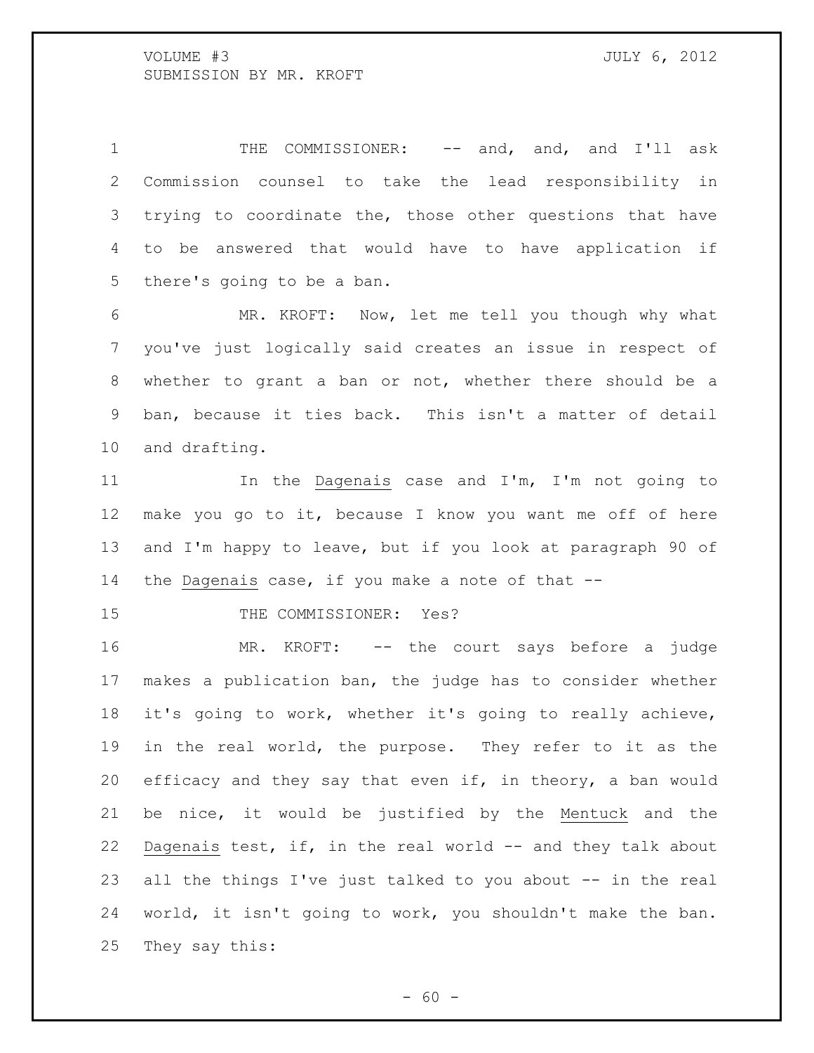THE COMMISSIONER: -- and, and, and I'll ask Commission counsel to take the lead responsibility in trying to coordinate the, those other questions that have to be answered that would have to have application if there's going to be a ban.

MR. KROFT: Now, let me tell you though why what you've just logically said creates an issue in respect of whether to grant a ban or not, whether there should be a ban, because it ties back. This isn't a matter of detail and drafting.

In the Dagenais case and I'm, I'm not going to make you go to it, because I know you want me off of here and I'm happy to leave, but if you look at paragraph 90 of the Dagenais case, if you make a note of that --

THE COMMISSIONER: Yes?

MR. KROFT: -- the court says before a judge makes a publication ban, the judge has to consider whether it's going to work, whether it's going to really achieve, in the real world, the purpose. They refer to it as the efficacy and they say that even if, in theory, a ban would be nice, it would be justified by the Mentuck and the Dagenais test, if, in the real world -- and they talk about all the things I've just talked to you about -- in the real world, it isn't going to work, you shouldn't make the ban. They say this: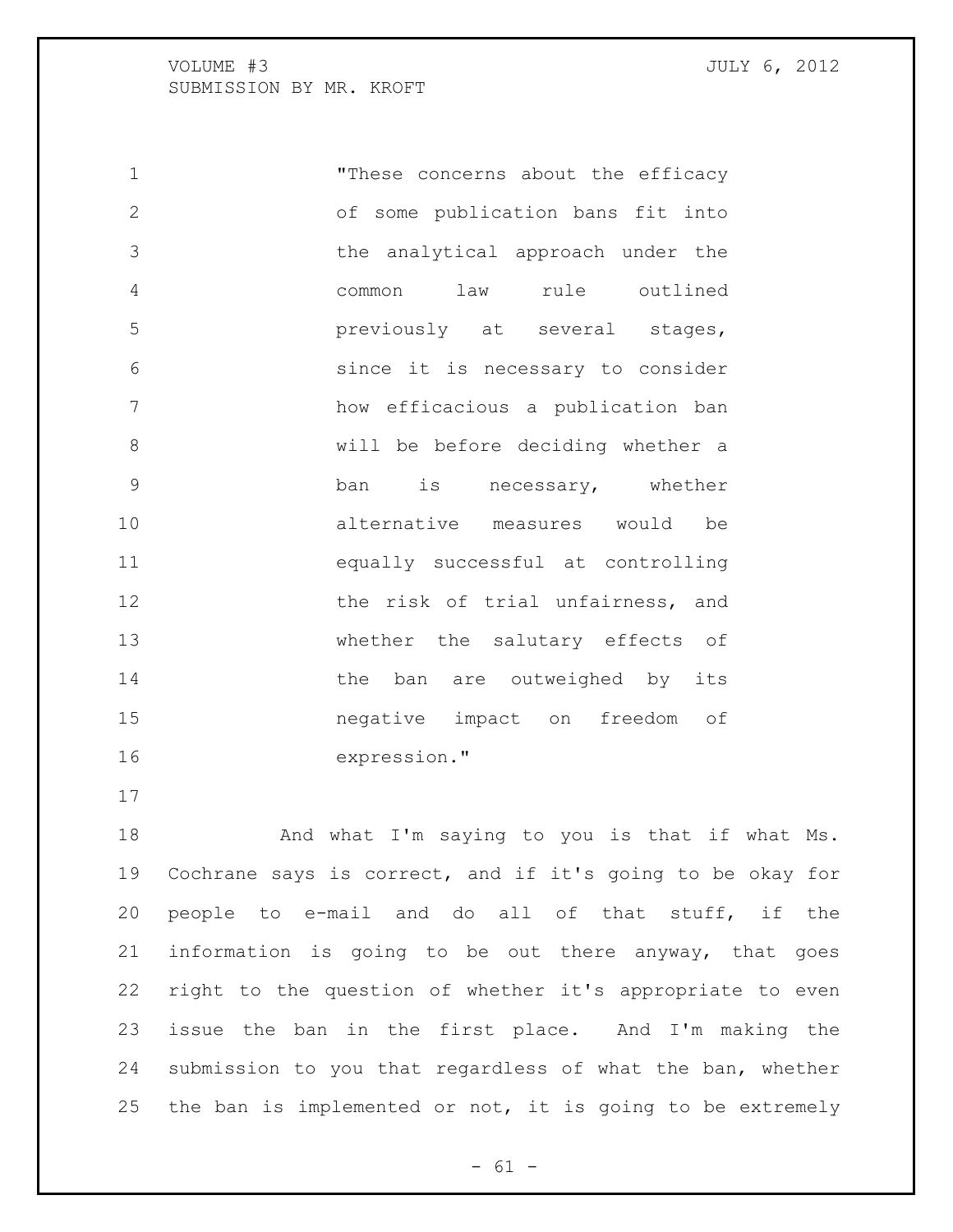> "These concerns about the efficacy of some publication bans fit into the analytical approach under the common law rule outlined previously at several stages, since it is necessary to consider how efficacious a publication ban will be before deciding whether a ban is necessary, whether alternative measures would be equally successful at controlling the risk of trial unfairness, and whether the salutary effects of the ban are outweighed by its negative impact on freedom of expression."

And what I'm saying to you is that if what Ms. Cochrane says is correct, and if it's going to be okay for people to e-mail and do all of that stuff, if the information is going to be out there anyway, that goes right to the question of whether it's appropriate to even issue the ban in the first place. And I'm making the submission to you that regardless of what the ban, whether the ban is implemented or not, it is going to be extremely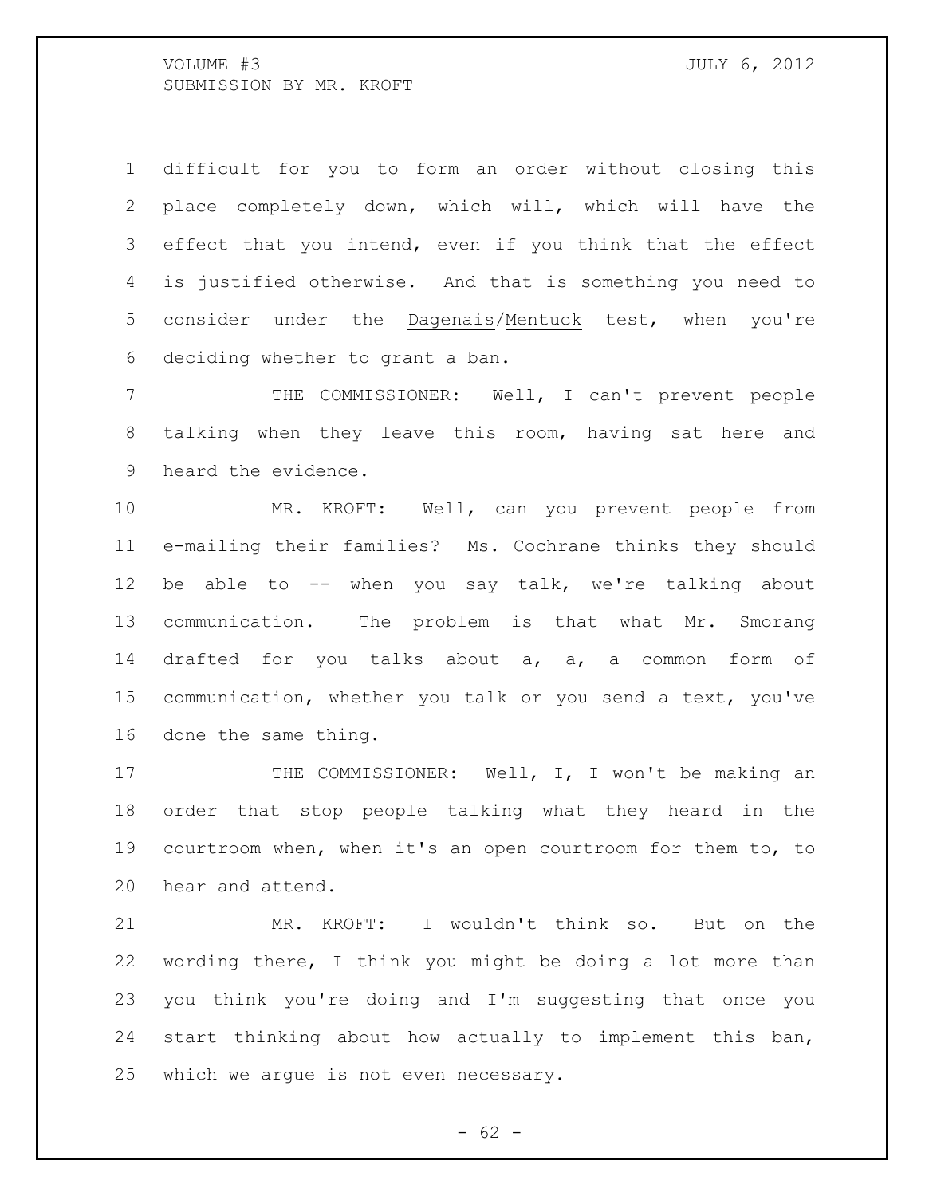difficult for you to form an order without closing this place completely down, which will, which will have the effect that you intend, even if you think that the effect is justified otherwise. And that is something you need to consider under the Dagenais/Mentuck test, when you're deciding whether to grant a ban.

THE COMMISSIONER: Well, I can't prevent people talking when they leave this room, having sat here and heard the evidence.

MR. KROFT: Well, can you prevent people from e-mailing their families? Ms. Cochrane thinks they should be able to -- when you say talk, we're talking about communication. The problem is that what Mr. Smorang drafted for you talks about a, a, a common form of communication, whether you talk or you send a text, you've done the same thing.

THE COMMISSIONER: Well, I, I won't be making an order that stop people talking what they heard in the courtroom when, when it's an open courtroom for them to, to hear and attend.

MR. KROFT: I wouldn't think so. But on the wording there, I think you might be doing a lot more than you think you're doing and I'm suggesting that once you start thinking about how actually to implement this ban, which we argue is not even necessary.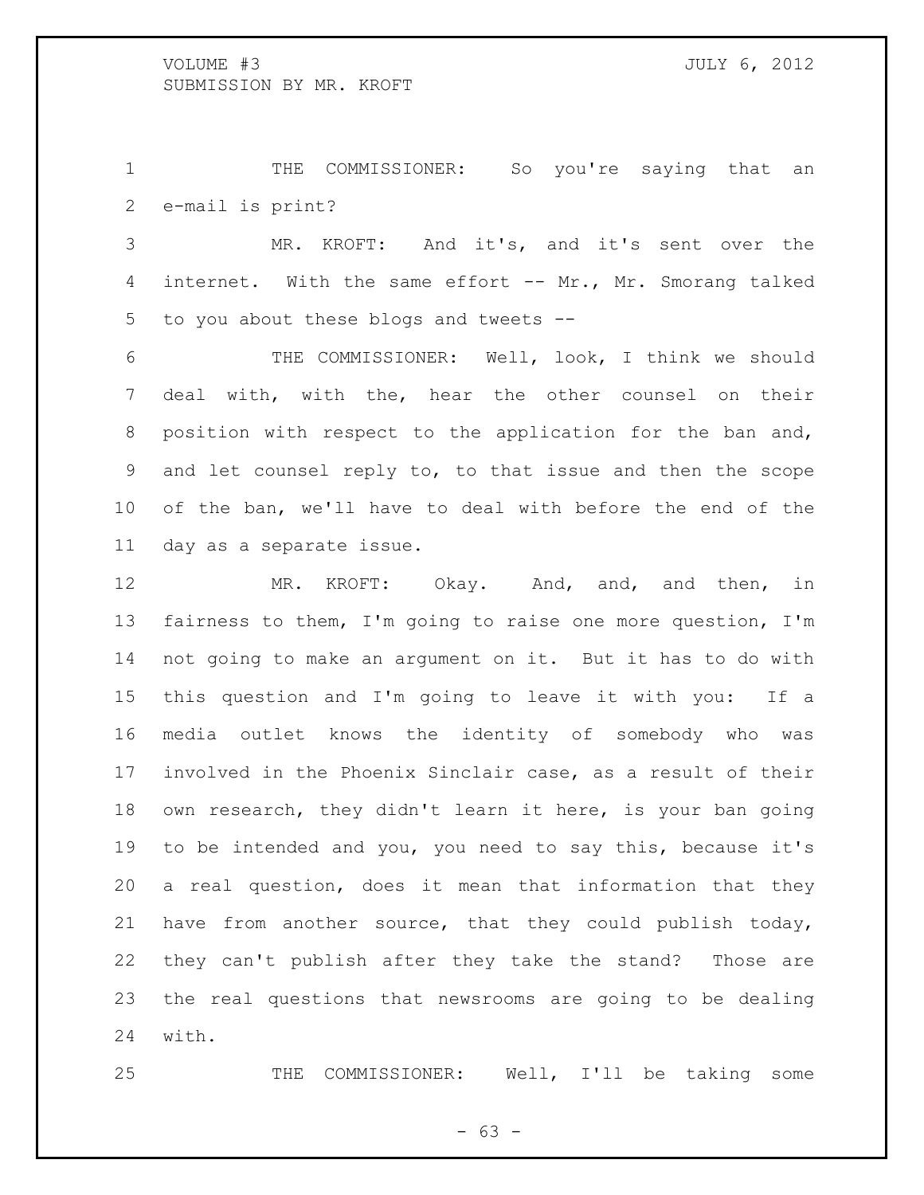THE COMMISSIONER: So you're saying that an e-mail is print?

MR. KROFT: And it's, and it's sent over the internet. With the same effort -- Mr., Mr. Smorang talked to you about these blogs and tweets --

THE COMMISSIONER: Well, look, I think we should deal with, with the, hear the other counsel on their position with respect to the application for the ban and, and let counsel reply to, to that issue and then the scope of the ban, we'll have to deal with before the end of the day as a separate issue.

MR. KROFT: Okay. And, and, and then, in fairness to them, I'm going to raise one more question, I'm not going to make an argument on it. But it has to do with this question and I'm going to leave it with you: If a media outlet knows the identity of somebody who was involved in the Phoenix Sinclair case, as a result of their own research, they didn't learn it here, is your ban going to be intended and you, you need to say this, because it's a real question, does it mean that information that they have from another source, that they could publish today, they can't publish after they take the stand? Those are the real questions that newsrooms are going to be dealing with.

THE COMMISSIONER: Well, I'll be taking some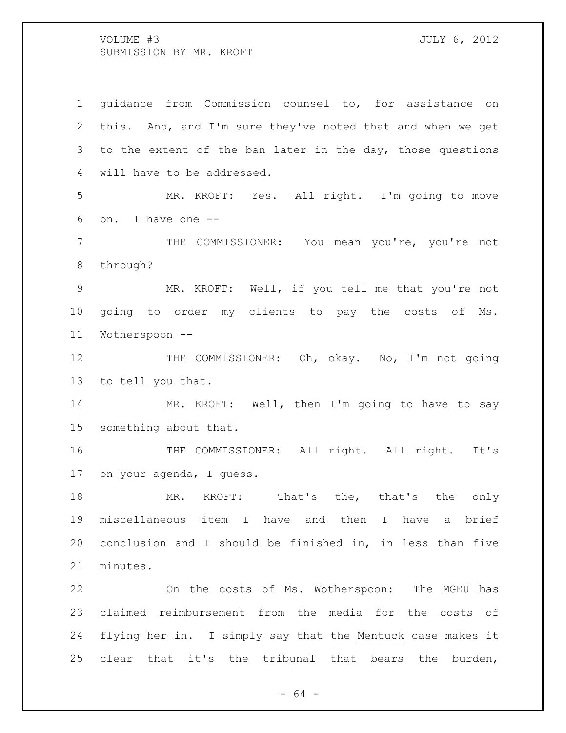guidance from Commission counsel to, for assistance on this. And, and I'm sure they've noted that and when we get to the extent of the ban later in the day, those questions will have to be addressed.

MR. KROFT: Yes. All right. I'm going to move on. I have one --

THE COMMISSIONER: You mean you're, you're not through?

MR. KROFT: Well, if you tell me that you're not going to order my clients to pay the costs of Ms. Wotherspoon --

THE COMMISSIONER: Oh, okay. No, I'm not going to tell you that.

MR. KROFT: Well, then I'm going to have to say something about that.

THE COMMISSIONER: All right. All right. It's on your agenda, I guess.

MR. KROFT: That's the, that's the only miscellaneous item I have and then I have a brief conclusion and I should be finished in, in less than five minutes.

On the costs of Ms. Wotherspoon: The MGEU has claimed reimbursement from the media for the costs of flying her in. I simply say that the Mentuck case makes it clear that it's the tribunal that bears the burden,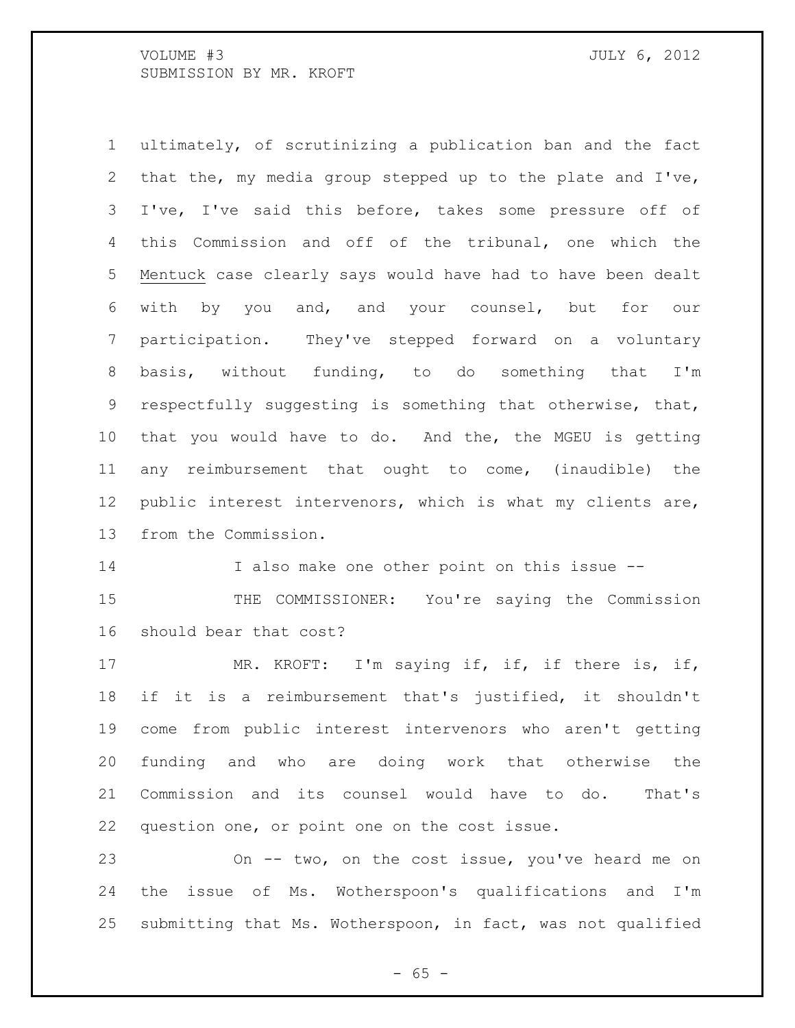ultimately, of scrutinizing a publication ban and the fact that the, my media group stepped up to the plate and I've, I've, I've said this before, takes some pressure off of this Commission and off of the tribunal, one which the Mentuck case clearly says would have had to have been dealt with by you and, and your counsel, but for our participation. They've stepped forward on a voluntary basis, without funding, to do something that I'm respectfully suggesting is something that otherwise, that, that you would have to do. And the, the MGEU is getting any reimbursement that ought to come, (inaudible) the public interest intervenors, which is what my clients are, from the Commission.

I also make one other point on this issue --

THE COMMISSIONER: You're saying the Commission should bear that cost?

MR. KROFT: I'm saying if, if, if there is, if, if it is a reimbursement that's justified, it shouldn't come from public interest intervenors who aren't getting funding and who are doing work that otherwise the Commission and its counsel would have to do. That's question one, or point one on the cost issue.

On -- two, on the cost issue, you've heard me on the issue of Ms. Wotherspoon's qualifications and I'm submitting that Ms. Wotherspoon, in fact, was not qualified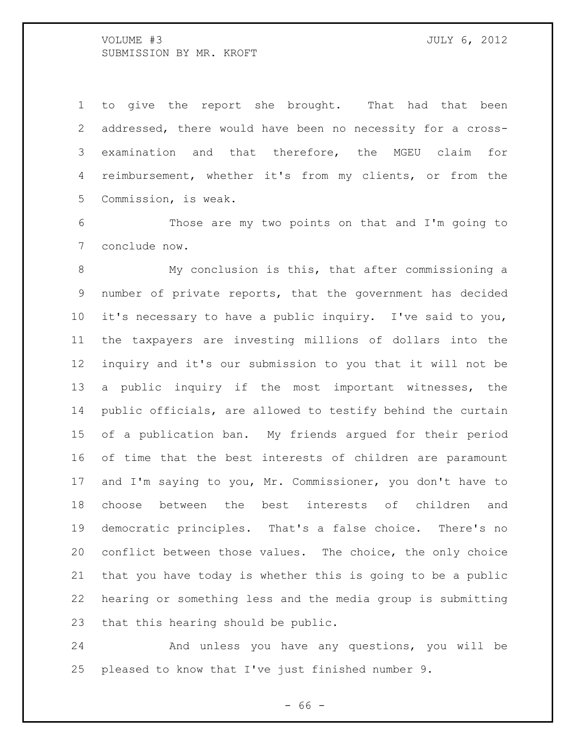to give the report she brought. That had that been addressed, there would have been no necessity for a cross-examination and that therefore, the MGEU claim for reimbursement, whether it's from my clients, or from the Commission, is weak.

Those are my two points on that and I'm going to conclude now.

My conclusion is this, that after commissioning a number of private reports, that the government has decided it's necessary to have a public inquiry. I've said to you, the taxpayers are investing millions of dollars into the inquiry and it's our submission to you that it will not be a public inquiry if the most important witnesses, the public officials, are allowed to testify behind the curtain of a publication ban. My friends argued for their period of time that the best interests of children are paramount and I'm saying to you, Mr. Commissioner, you don't have to choose between the best interests of children and democratic principles. That's a false choice. There's no conflict between those values. The choice, the only choice that you have today is whether this is going to be a public hearing or something less and the media group is submitting that this hearing should be public.

And unless you have any questions, you will be pleased to know that I've just finished number 9.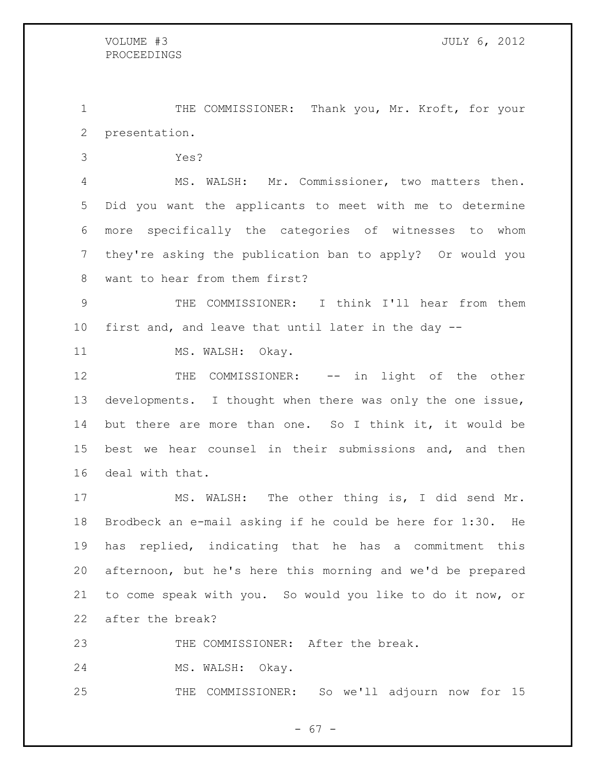THE COMMISSIONER: Thank you, Mr. Kroft, for your presentation.

Yes?

MS. WALSH: Mr. Commissioner, two matters then. Did you want the applicants to meet with me to determine more specifically the categories of witnesses to whom they're asking the publication ban to apply? Or would you want to hear from them first?

THE COMMISSIONER: I think I'll hear from them first and, and leave that until later in the day --

MS. WALSH: Okay.

THE COMMISSIONER: -- in light of the other developments. I thought when there was only the one issue, but there are more than one. So I think it, it would be best we hear counsel in their submissions and, and then deal with that.

MS. WALSH: The other thing is, I did send Mr. Brodbeck an e-mail asking if he could be here for 1:30. He has replied, indicating that he has a commitment this afternoon, but he's here this morning and we'd be prepared to come speak with you. So would you like to do it now, or after the break?

THE COMMISSIONER: After the break.

MS. WALSH: Okay.

THE COMMISSIONER: So we'll adjourn now for 15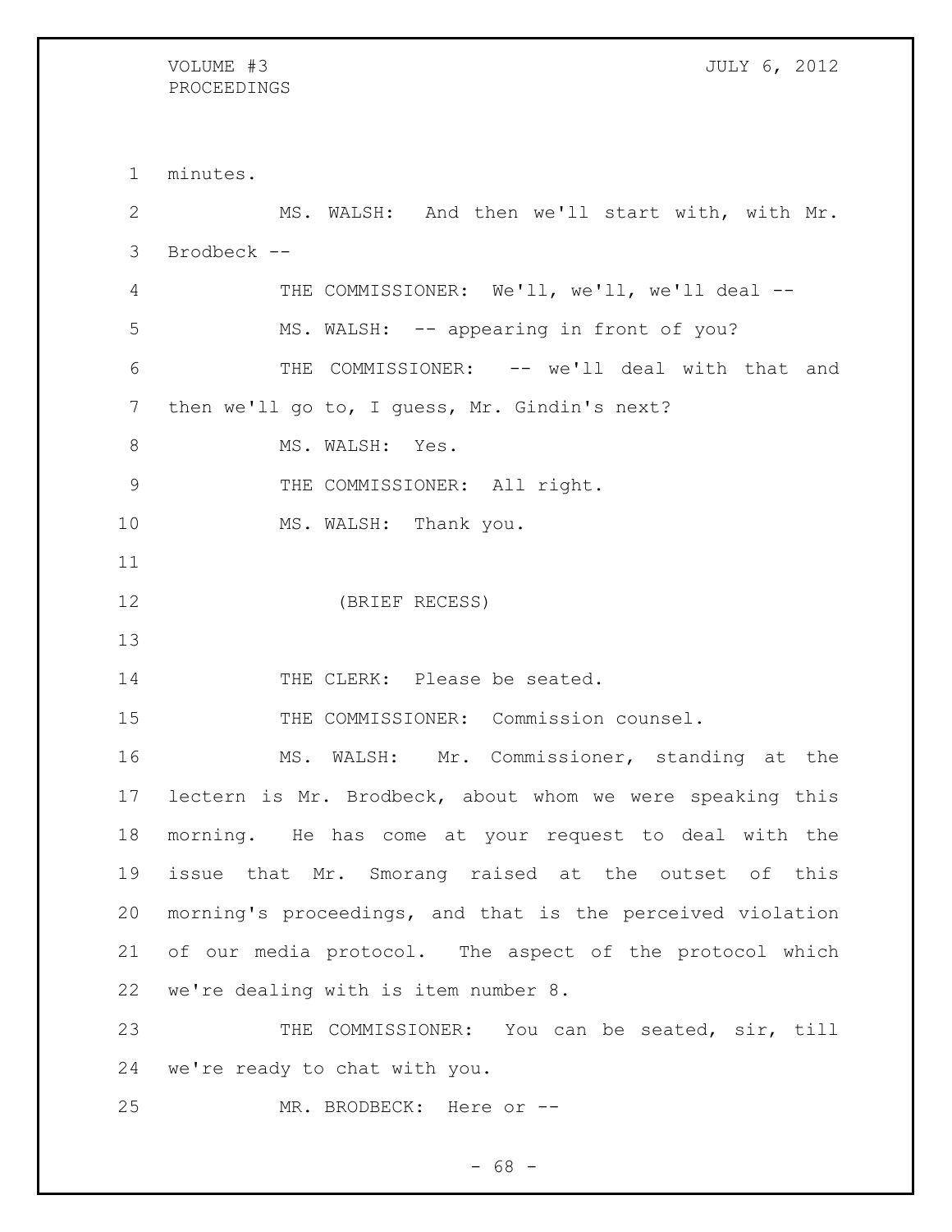minutes.

MS. WALSH: And then we'll start with, with Mr. Brodbeck --

THE COMMISSIONER: We'll, we'll, we'll deal --

MS. WALSH: -- appearing in front of you?

THE COMMISSIONER: -- we'll deal with that and then we'll go to, I guess, Mr. Gindin's next?

MS. WALSH: Yes.

THE COMMISSIONER: All right.

MS. WALSH: Thank you.

(BRIEF RECESS)

THE CLERK: Please be seated.

THE COMMISSIONER: Commission counsel.

MS. WALSH: Mr. Commissioner, standing at the lectern is Mr. Brodbeck, about whom we were speaking this morning. He has come at your request to deal with the issue that Mr. Smorang raised at the outset of this morning's proceedings, and that is the perceived violation of our media protocol. The aspect of the protocol which we're dealing with is item number 8.

THE COMMISSIONER: You can be seated, sir, till we're ready to chat with you.

MR. BRODBECK: Here or --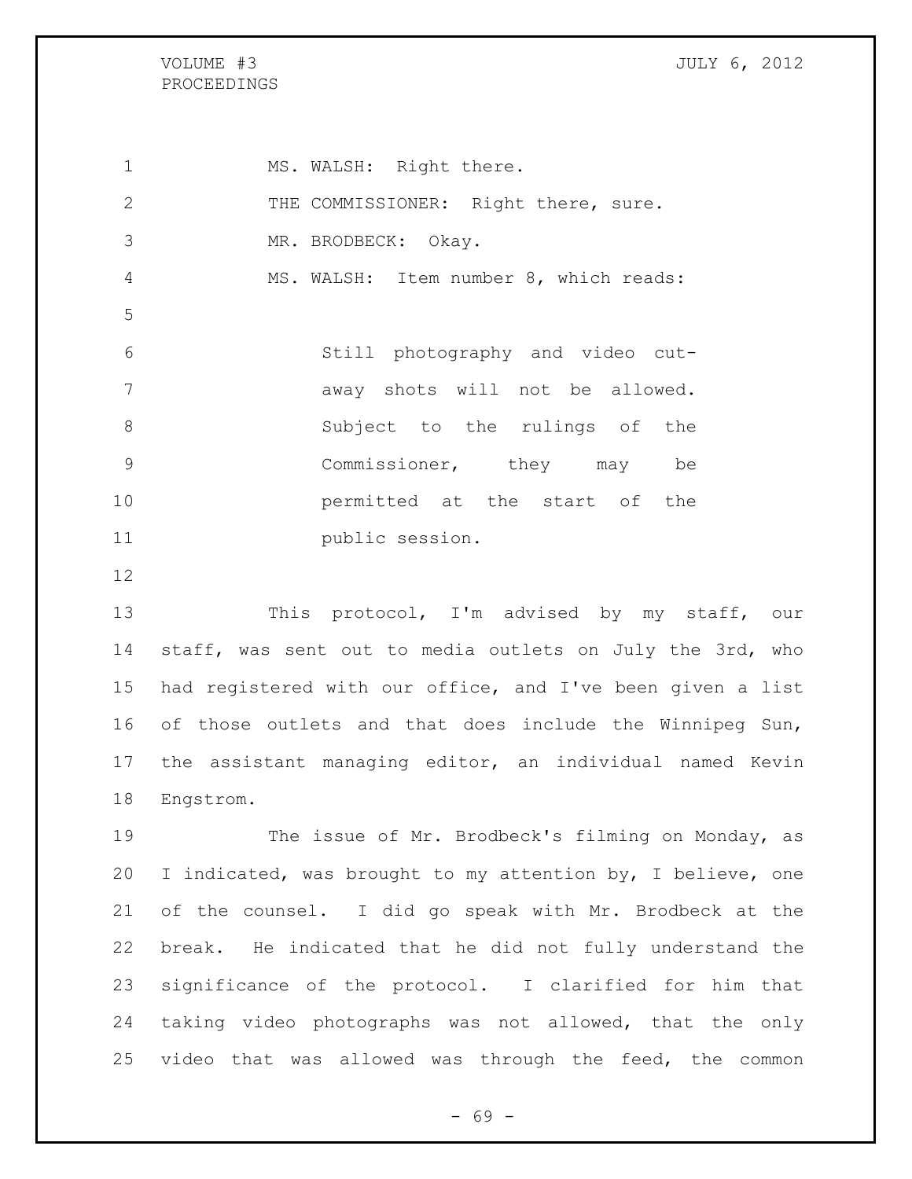MS. WALSH: Right there.

THE COMMISSIONER: Right there, sure.

MR. BRODBECK: Okay.

MS. WALSH: Item number 8, which reads:

> Still photography and video cut-away shots will not be allowed. Subject to the rulings of the Commissioner, they may be permitted at the start of the public session.

This protocol, I'm advised by my staff, our staff, was sent out to media outlets on July the 3rd, who had registered with our office, and I've been given a list of those outlets and that does include the Winnipeg Sun, the assistant managing editor, an individual named Kevin Engstrom.

The issue of Mr. Brodbeck's filming on Monday, as I indicated, was brought to my attention by, I believe, one of the counsel. I did go speak with Mr. Brodbeck at the break. He indicated that he did not fully understand the significance of the protocol. I clarified for him that taking video photographs was not allowed, that the only video that was allowed was through the feed, the common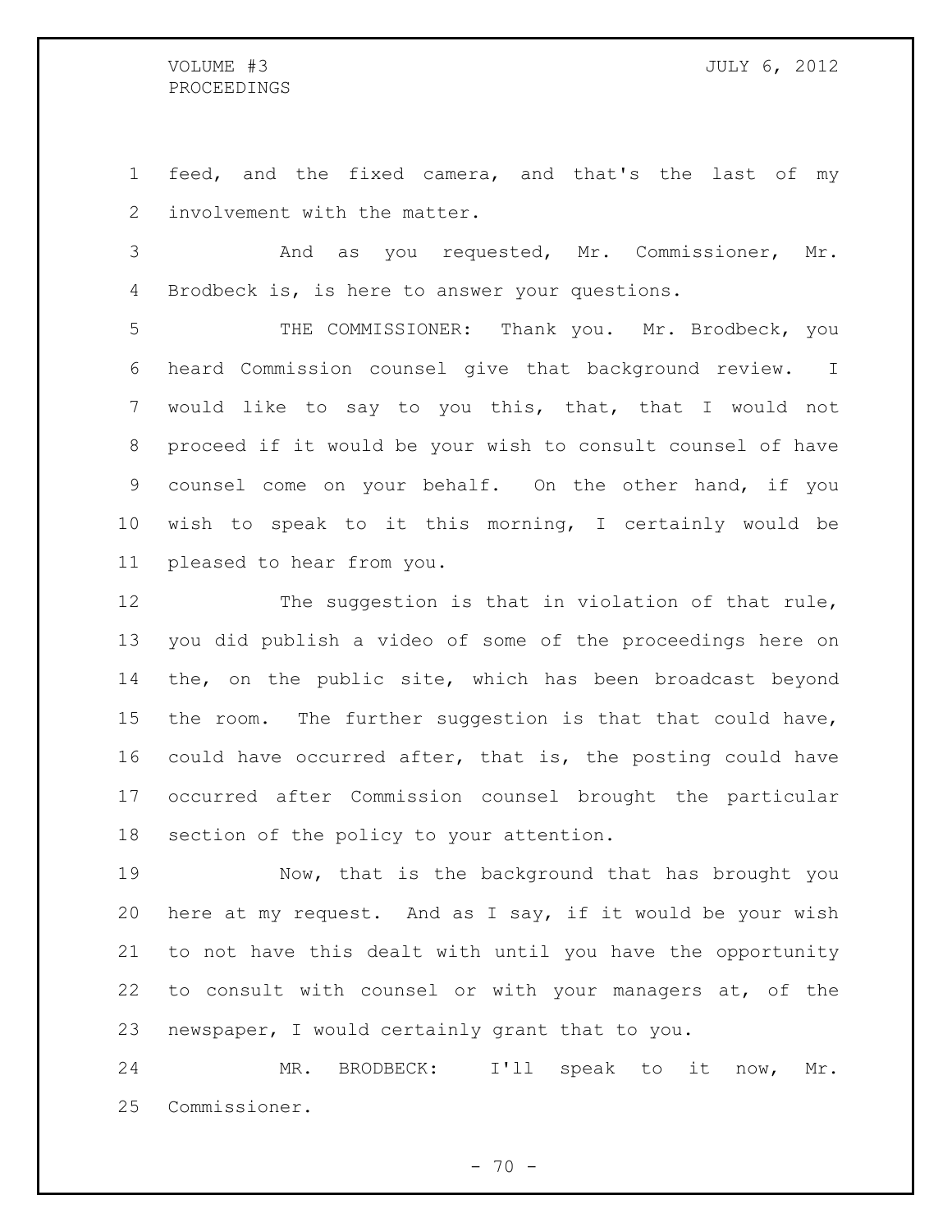feed, and the fixed camera, and that's the last of my involvement with the matter.

And as you requested, Mr. Commissioner, Mr. Brodbeck is, is here to answer your questions.

THE COMMISSIONER: Thank you. Mr. Brodbeck, you heard Commission counsel give that background review. I would like to say to you this, that, that I would not proceed if it would be your wish to consult counsel of have counsel come on your behalf. On the other hand, if you wish to speak to it this morning, I certainly would be pleased to hear from you.

The suggestion is that in violation of that rule, you did publish a video of some of the proceedings here on the, on the public site, which has been broadcast beyond the room. The further suggestion is that that could have, could have occurred after, that is, the posting could have occurred after Commission counsel brought the particular section of the policy to your attention.

Now, that is the background that has brought you here at my request. And as I say, if it would be your wish to not have this dealt with until you have the opportunity to consult with counsel or with your managers at, of the newspaper, I would certainly grant that to you.

MR. BRODBECK: I'll speak to it now, Mr. Commissioner.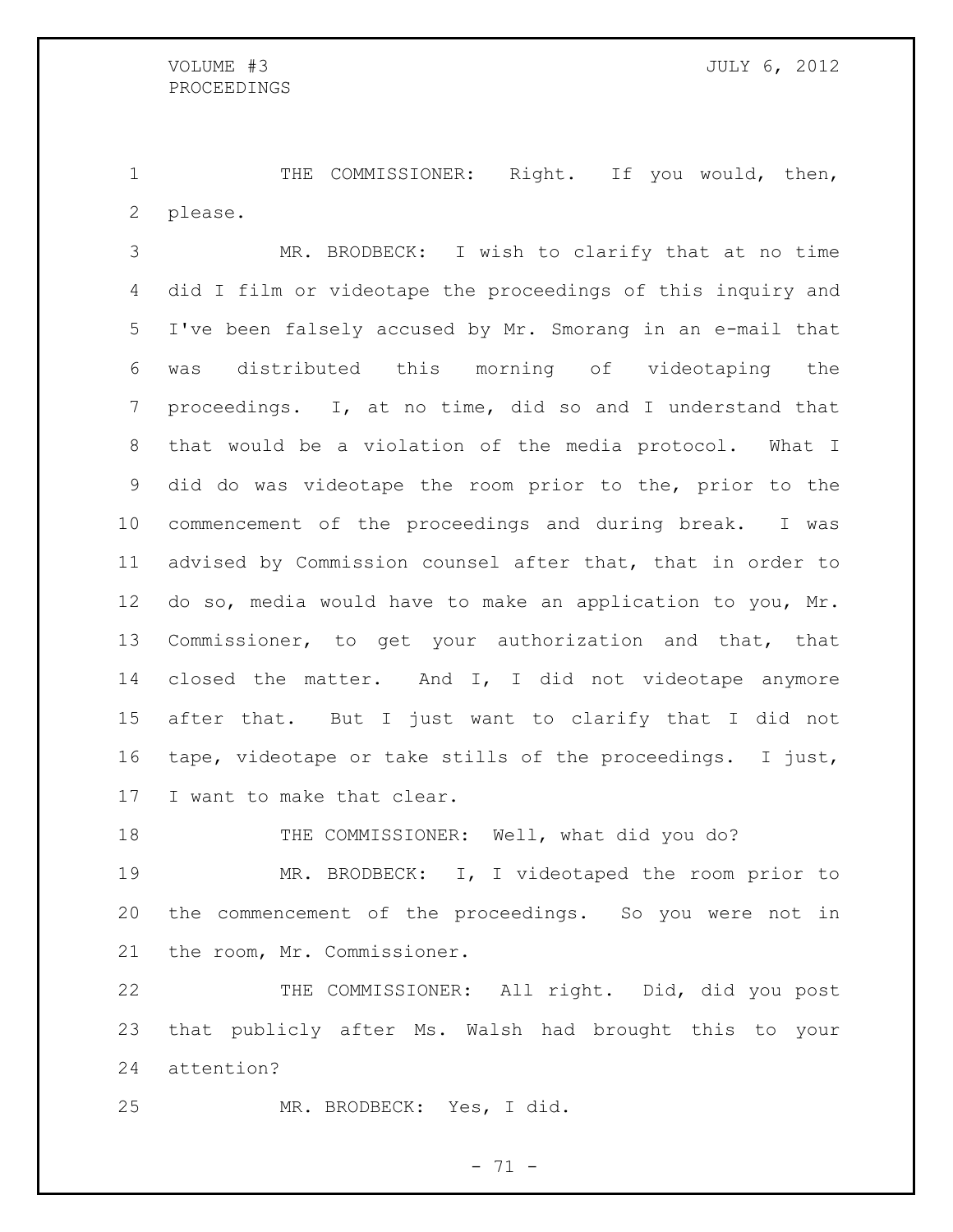THE COMMISSIONER: Right. If you would, then, please.

MR. BRODBECK: I wish to clarify that at no time did I film or videotape the proceedings of this inquiry and I've been falsely accused by Mr. Smorang in an e-mail that was distributed this morning of videotaping the proceedings. I, at no time, did so and I understand that that would be a violation of the media protocol. What I did do was videotape the room prior to the, prior to the commencement of the proceedings and during break. I was advised by Commission counsel after that, that in order to do so, media would have to make an application to you, Mr. Commissioner, to get your authorization and that, that closed the matter. And I, I did not videotape anymore after that. But I just want to clarify that I did not tape, videotape or take stills of the proceedings. I just, I want to make that clear.

THE COMMISSIONER: Well, what did you do?

MR. BRODBECK: I, I videotaped the room prior to the commencement of the proceedings. So you were not in the room, Mr. Commissioner.

THE COMMISSIONER: All right. Did, did you post that publicly after Ms. Walsh had brought this to your attention?

MR. BRODBECK: Yes, I did.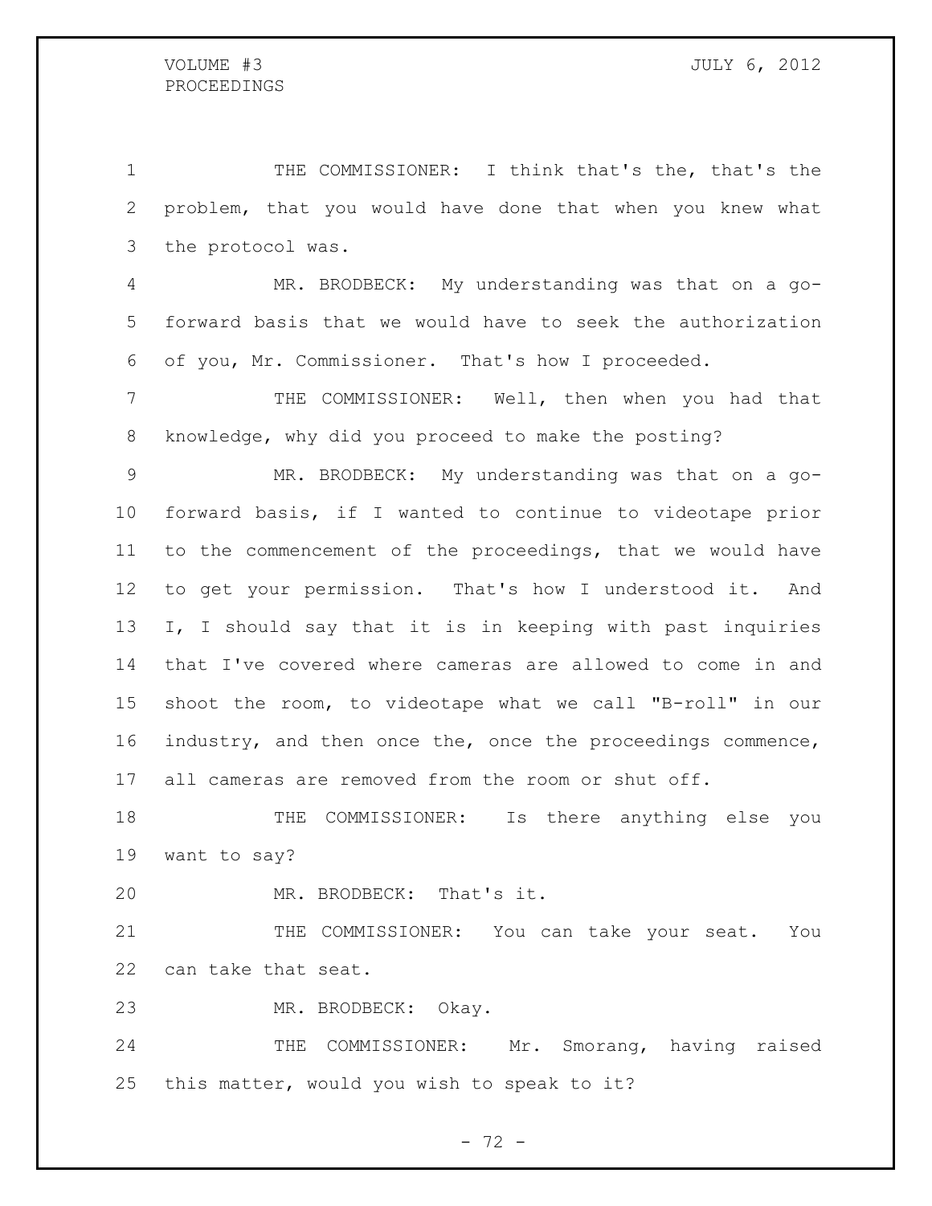THE COMMISSIONER: I think that's the, that's the problem, that you would have done that when you knew what the protocol was.

MR. BRODBECK: My understanding was that on a go-forward basis that we would have to seek the authorization of you, Mr. Commissioner. That's how I proceeded.

THE COMMISSIONER: Well, then when you had that knowledge, why did you proceed to make the posting?

MR. BRODBECK: My understanding was that on a go-forward basis, if I wanted to continue to videotape prior to the commencement of the proceedings, that we would have to get your permission. That's how I understood it. And I, I should say that it is in keeping with past inquiries that I've covered where cameras are allowed to come in and shoot the room, to videotape what we call "B-roll" in our industry, and then once the, once the proceedings commence, all cameras are removed from the room or shut off.

THE COMMISSIONER: Is there anything else you want to say?

MR. BRODBECK: That's it.

THE COMMISSIONER: You can take your seat. You can take that seat.

MR. BRODBECK: Okay.

THE COMMISSIONER: Mr. Smorang, having raised this matter, would you wish to speak to it?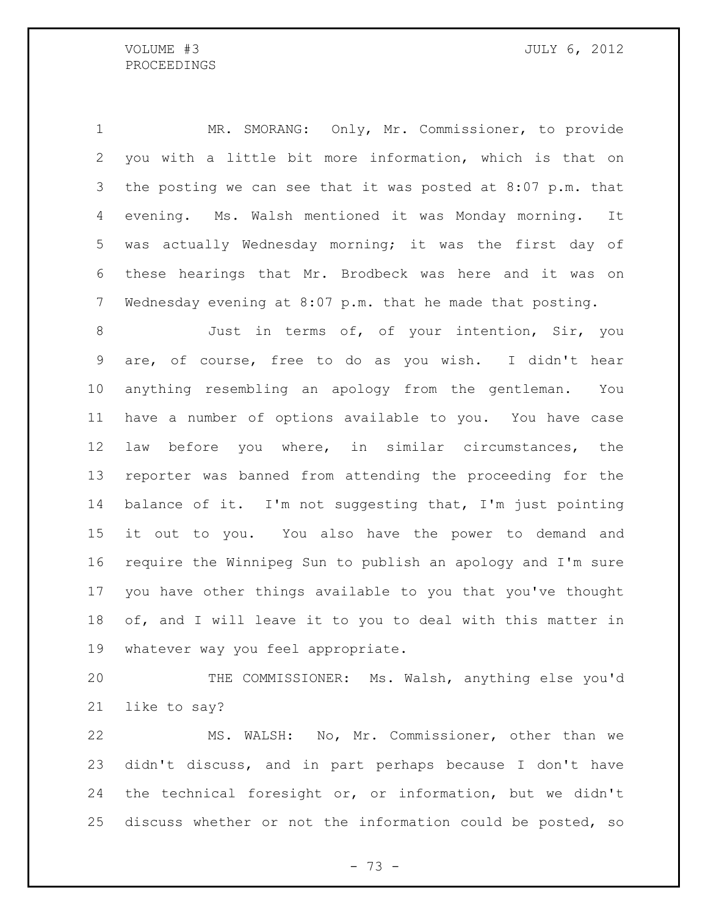MR. SMORANG: Only, Mr. Commissioner, to provide you with a little bit more information, which is that on the posting we can see that it was posted at 8:07 p.m. that evening. Ms. Walsh mentioned it was Monday morning. It was actually Wednesday morning; it was the first day of these hearings that Mr. Brodbeck was here and it was on Wednesday evening at 8:07 p.m. that he made that posting.

Just in terms of, of your intention, Sir, you are, of course, free to do as you wish. I didn't hear anything resembling an apology from the gentleman. You have a number of options available to you. You have case law before you where, in similar circumstances, the reporter was banned from attending the proceeding for the balance of it. I'm not suggesting that, I'm just pointing it out to you. You also have the power to demand and require the Winnipeg Sun to publish an apology and I'm sure you have other things available to you that you've thought of, and I will leave it to you to deal with this matter in whatever way you feel appropriate.

THE COMMISSIONER: Ms. Walsh, anything else you'd like to say?

MS. WALSH: No, Mr. Commissioner, other than we didn't discuss, and in part perhaps because I don't have the technical foresight or, or information, but we didn't discuss whether or not the information could be posted, so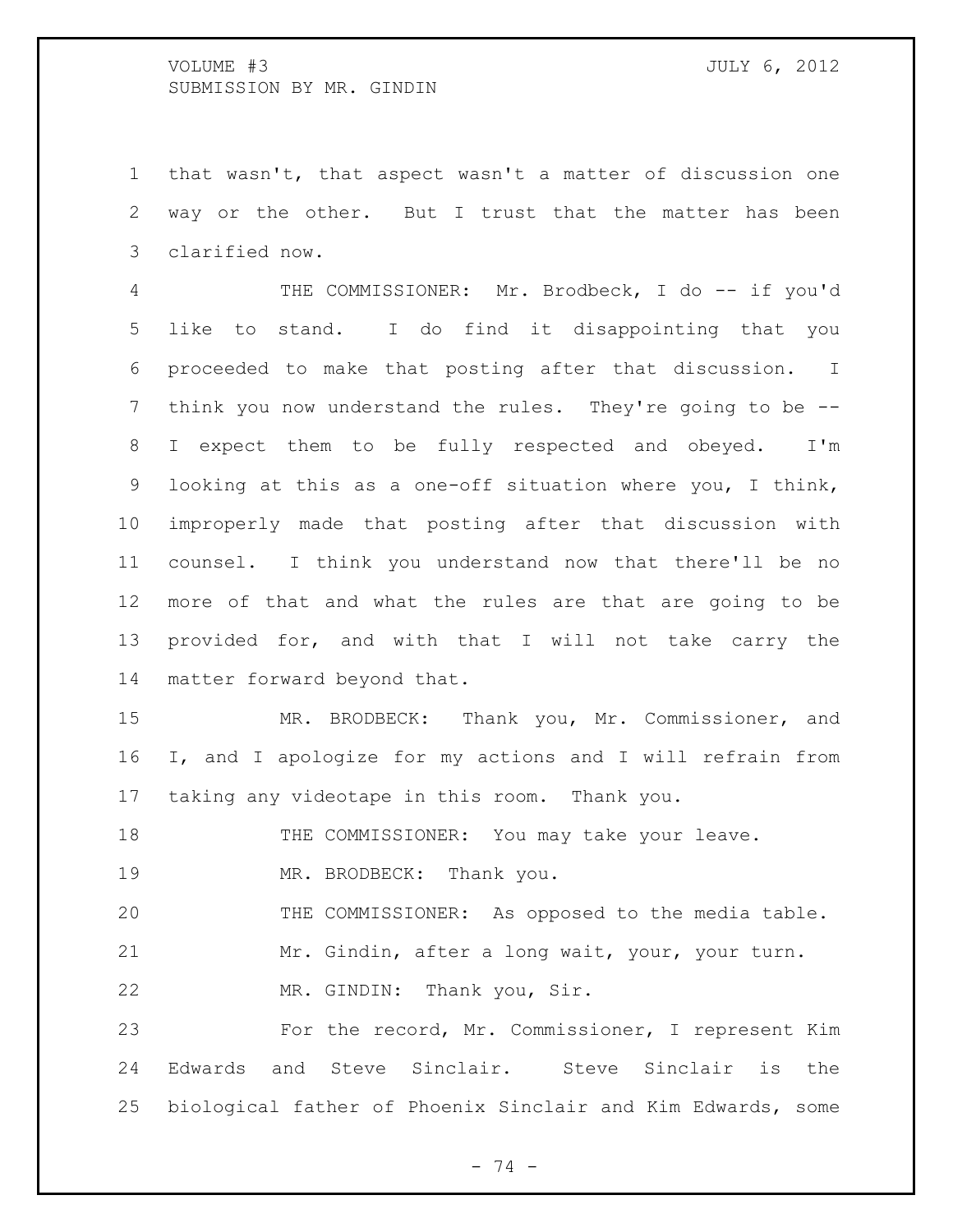that wasn't, that aspect wasn't a matter of discussion one way or the other. But I trust that the matter has been clarified now.

THE COMMISSIONER: Mr. Brodbeck, I do -- if you'd like to stand. I do find it disappointing that you proceeded to make that posting after that discussion. I think you now understand the rules. They're going to be -- I expect them to be fully respected and obeyed. I'm looking at this as a one-off situation where you, I think, improperly made that posting after that discussion with counsel. I think you understand now that there'll be no more of that and what the rules are that are going to be provided for, and with that I will not take carry the matter forward beyond that.

MR. BRODBECK: Thank you, Mr. Commissioner, and I, and I apologize for my actions and I will refrain from taking any videotape in this room. Thank you.

THE COMMISSIONER: You may take your leave.

MR. BRODBECK: Thank you.

THE COMMISSIONER: As opposed to the media table. Mr. Gindin, after a long wait, your, your turn.

MR. GINDIN: Thank you, Sir.

For the record, Mr. Commissioner, I represent Kim Edwards and Steve Sinclair. Steve Sinclair is the biological father of Phoenix Sinclair and Kim Edwards, some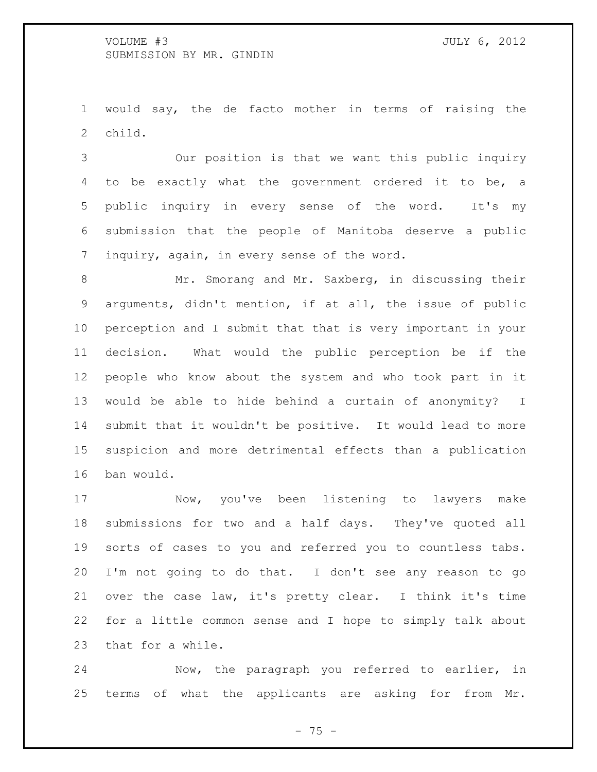would say, the de facto mother in terms of raising the child.

Our position is that we want this public inquiry to be exactly what the government ordered it to be, a public inquiry in every sense of the word. It's my submission that the people of Manitoba deserve a public inquiry, again, in every sense of the word.

Mr. Smorang and Mr. Saxberg, in discussing their arguments, didn't mention, if at all, the issue of public perception and I submit that that is very important in your decision. What would the public perception be if the people who know about the system and who took part in it would be able to hide behind a curtain of anonymity? I submit that it wouldn't be positive. It would lead to more suspicion and more detrimental effects than a publication ban would.

Now, you've been listening to lawyers make submissions for two and a half days. They've quoted all sorts of cases to you and referred you to countless tabs. I'm not going to do that. I don't see any reason to go over the case law, it's pretty clear. I think it's time for a little common sense and I hope to simply talk about that for a while.

Now, the paragraph you referred to earlier, in terms of what the applicants are asking for from Mr.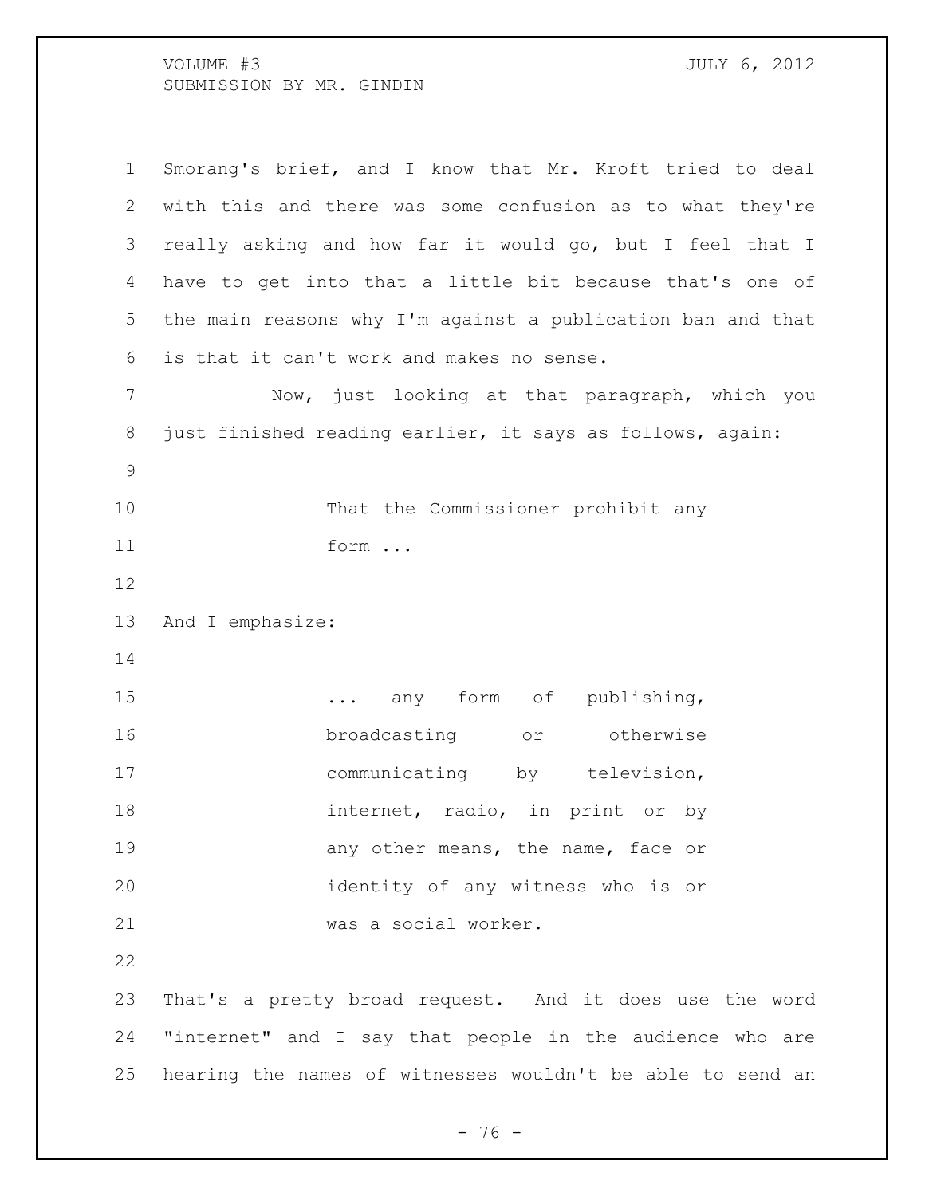Smorang's brief, and I know that Mr. Kroft tried to deal with this and there was some confusion as to what they're really asking and how far it would go, but I feel that I have to get into that a little bit because that's one of the main reasons why I'm against a publication ban and that is that it can't work and makes no sense.

Now, just looking at that paragraph, which you just finished reading earlier, it says as follows, again:

> That the Commissioner prohibit any form ...

And I emphasize:

> ... any form of publishing, broadcasting or otherwise communicating by television, internet, radio, in print or by any other means, the name, face or identity of any witness who is or was a social worker.

That's a pretty broad request. And it does use the word "internet" and I say that people in the audience who are hearing the names of witnesses wouldn't be able to send an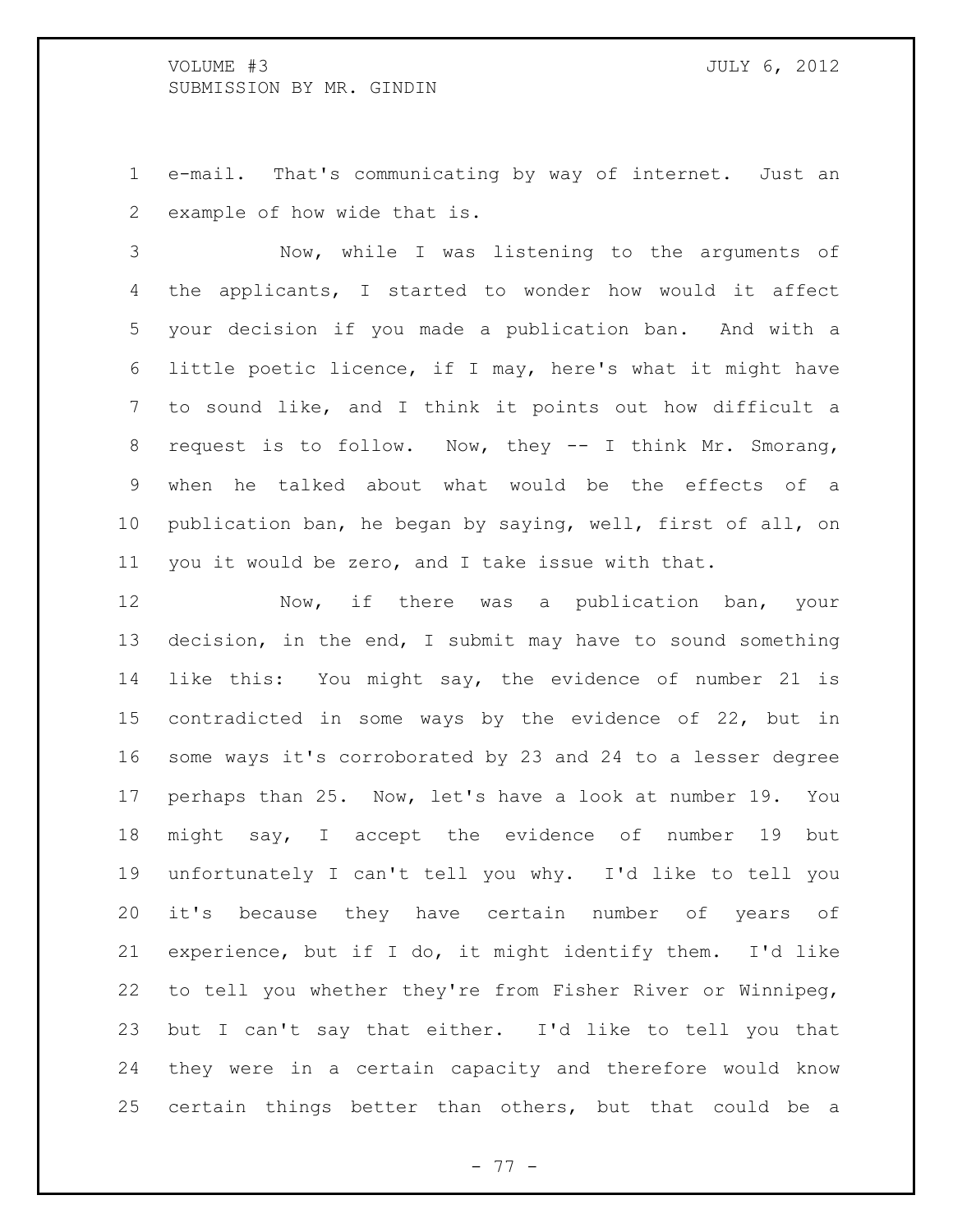e-mail. That's communicating by way of internet. Just an example of how wide that is.

Now, while I was listening to the arguments of the applicants, I started to wonder how would it affect your decision if you made a publication ban. And with a little poetic licence, if I may, here's what it might have to sound like, and I think it points out how difficult a request is to follow. Now, they -- I think Mr. Smorang, when he talked about what would be the effects of a publication ban, he began by saying, well, first of all, on you it would be zero, and I take issue with that.

Now, if there was a publication ban, your decision, in the end, I submit may have to sound something like this: You might say, the evidence of number 21 is contradicted in some ways by the evidence of 22, but in some ways it's corroborated by 23 and 24 to a lesser degree perhaps than 25. Now, let's have a look at number 19. You might say, I accept the evidence of number 19 but unfortunately I can't tell you why. I'd like to tell you it's because they have certain number of years of experience, but if I do, it might identify them. I'd like to tell you whether they're from Fisher River or Winnipeg, but I can't say that either. I'd like to tell you that they were in a certain capacity and therefore would know certain things better than others, but that could be a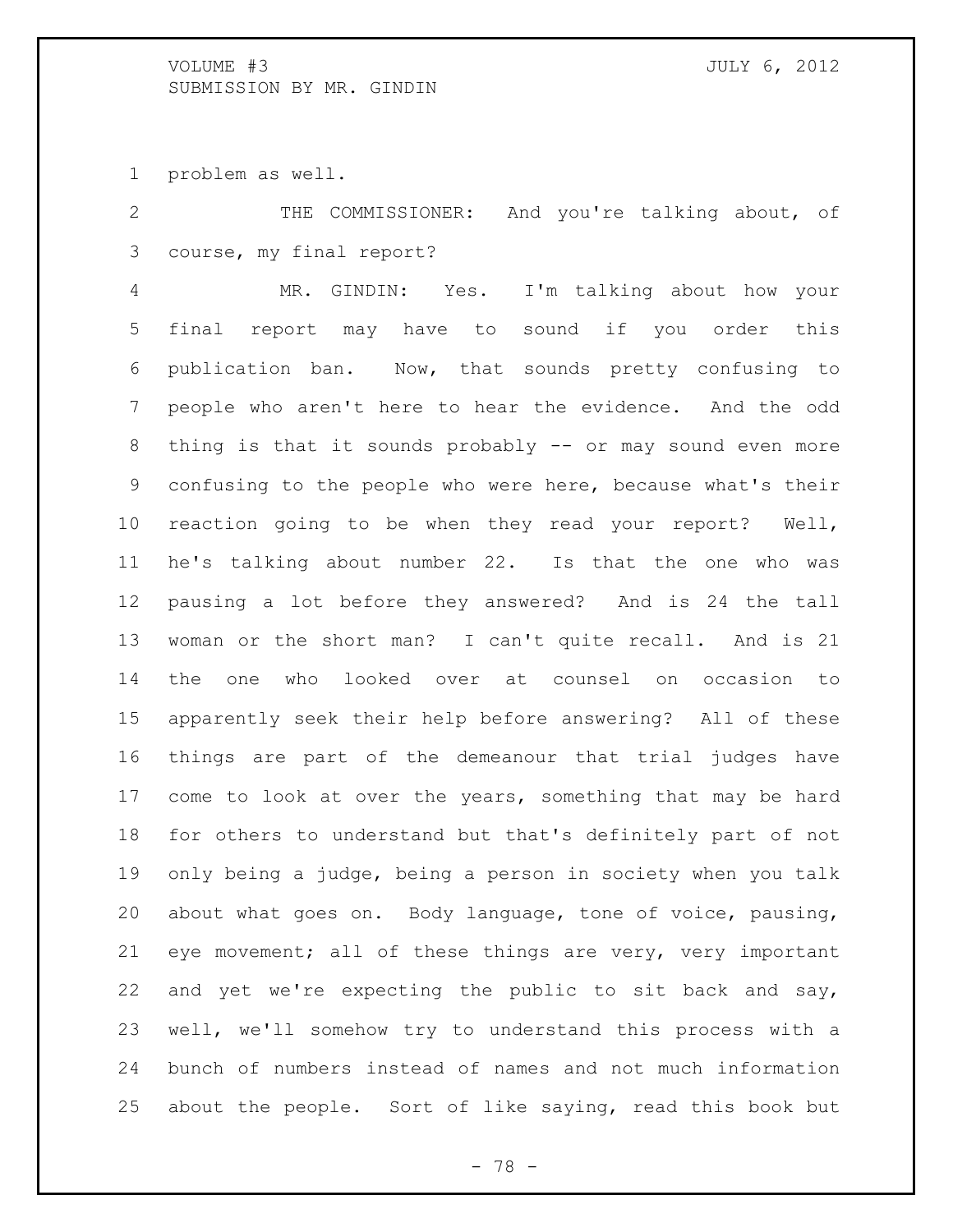problem as well.

THE COMMISSIONER: And you're talking about, of course, my final report?

MR. GINDIN: Yes. I'm talking about how your final report may have to sound if you order this publication ban. Now, that sounds pretty confusing to people who aren't here to hear the evidence. And the odd thing is that it sounds probably -- or may sound even more confusing to the people who were here, because what's their reaction going to be when they read your report? Well, he's talking about number 22. Is that the one who was pausing a lot before they answered? And is 24 the tall woman or the short man? I can't quite recall. And is 21 the one who looked over at counsel on occasion to apparently seek their help before answering? All of these things are part of the demeanour that trial judges have come to look at over the years, something that may be hard for others to understand but that's definitely part of not only being a judge, being a person in society when you talk about what goes on. Body language, tone of voice, pausing, eye movement; all of these things are very, very important and yet we're expecting the public to sit back and say, well, we'll somehow try to understand this process with a bunch of numbers instead of names and not much information about the people. Sort of like saying, read this book but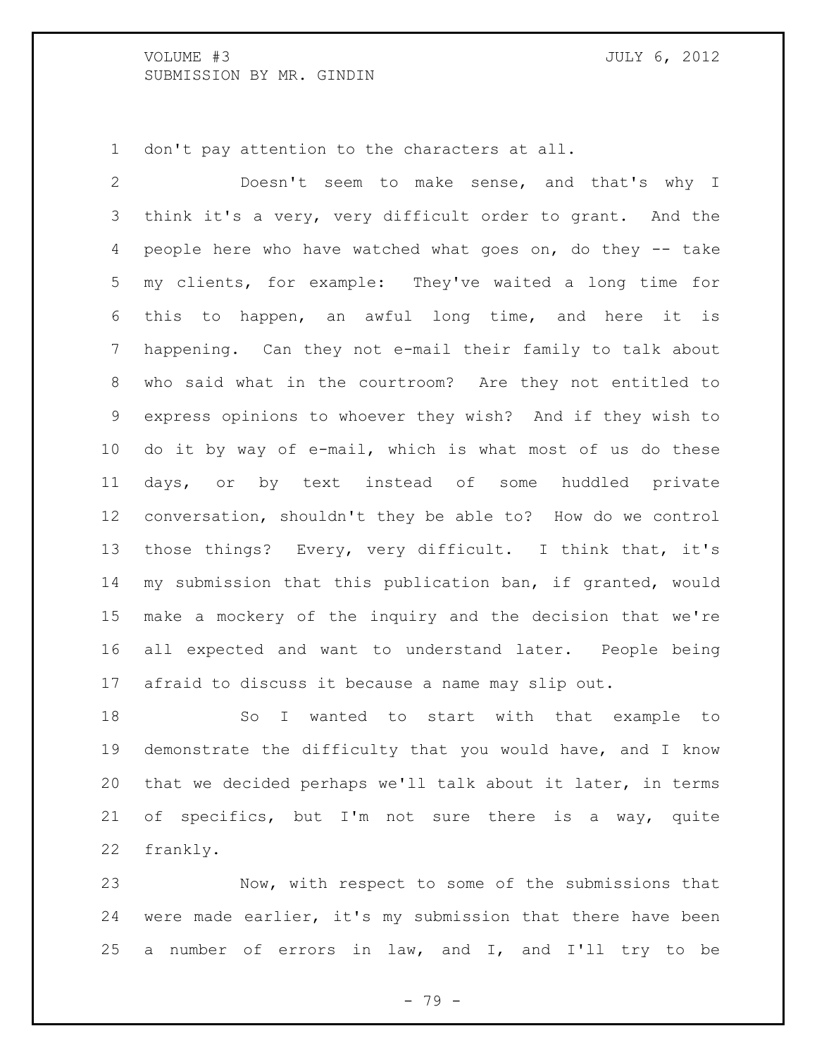don't pay attention to the characters at all.

Doesn't seem to make sense, and that's why I think it's a very, very difficult order to grant. And the people here who have watched what goes on, do they -- take my clients, for example: They've waited a long time for this to happen, an awful long time, and here it is happening. Can they not e-mail their family to talk about who said what in the courtroom? Are they not entitled to express opinions to whoever they wish? And if they wish to do it by way of e-mail, which is what most of us do these days, or by text instead of some huddled private conversation, shouldn't they be able to? How do we control those things? Every, very difficult. I think that, it's my submission that this publication ban, if granted, would make a mockery of the inquiry and the decision that we're all expected and want to understand later. People being afraid to discuss it because a name may slip out.

So I wanted to start with that example to demonstrate the difficulty that you would have, and I know that we decided perhaps we'll talk about it later, in terms of specifics, but I'm not sure there is a way, quite frankly.

Now, with respect to some of the submissions that were made earlier, it's my submission that there have been a number of errors in law, and I, and I'll try to be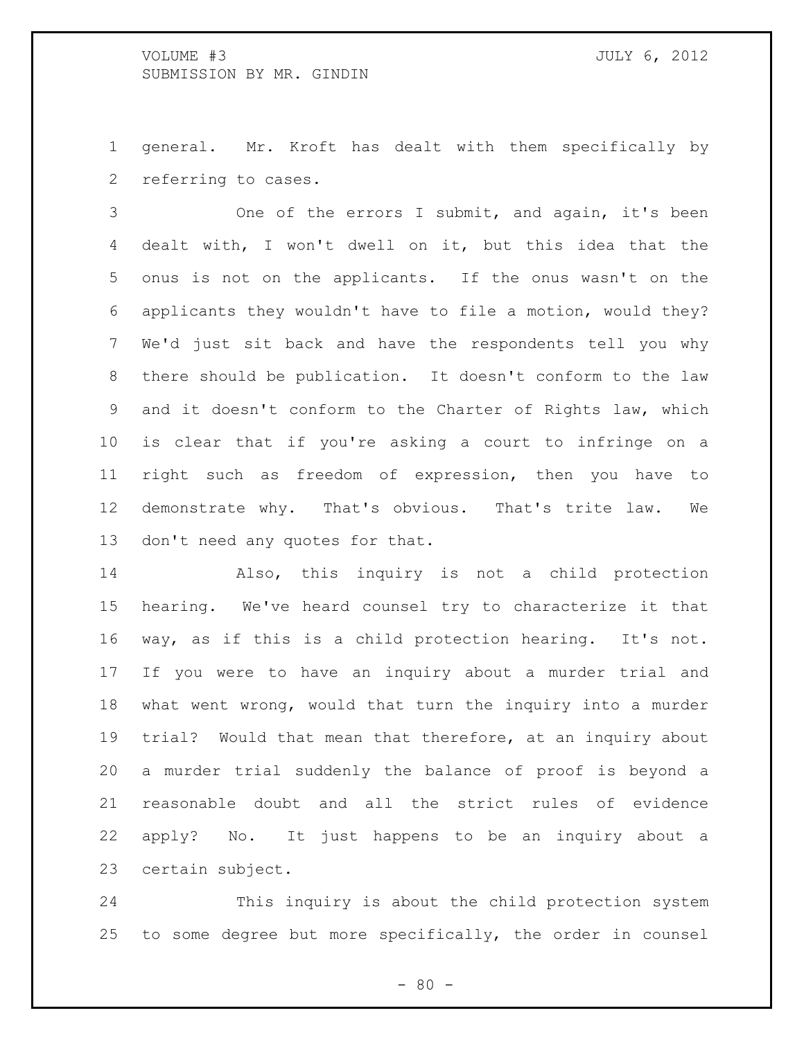general. Mr. Kroft has dealt with them specifically by referring to cases.

One of the errors I submit, and again, it's been dealt with, I won't dwell on it, but this idea that the onus is not on the applicants. If the onus wasn't on the applicants they wouldn't have to file a motion, would they? We'd just sit back and have the respondents tell you why there should be publication. It doesn't conform to the law and it doesn't conform to the Charter of Rights law, which is clear that if you're asking a court to infringe on a right such as freedom of expression, then you have to demonstrate why. That's obvious. That's trite law. We don't need any quotes for that.

Also, this inquiry is not a child protection hearing. We've heard counsel try to characterize it that way, as if this is a child protection hearing. It's not. If you were to have an inquiry about a murder trial and what went wrong, would that turn the inquiry into a murder trial? Would that mean that therefore, at an inquiry about a murder trial suddenly the balance of proof is beyond a reasonable doubt and all the strict rules of evidence apply? No. It just happens to be an inquiry about a certain subject.

This inquiry is about the child protection system to some degree but more specifically, the order in counsel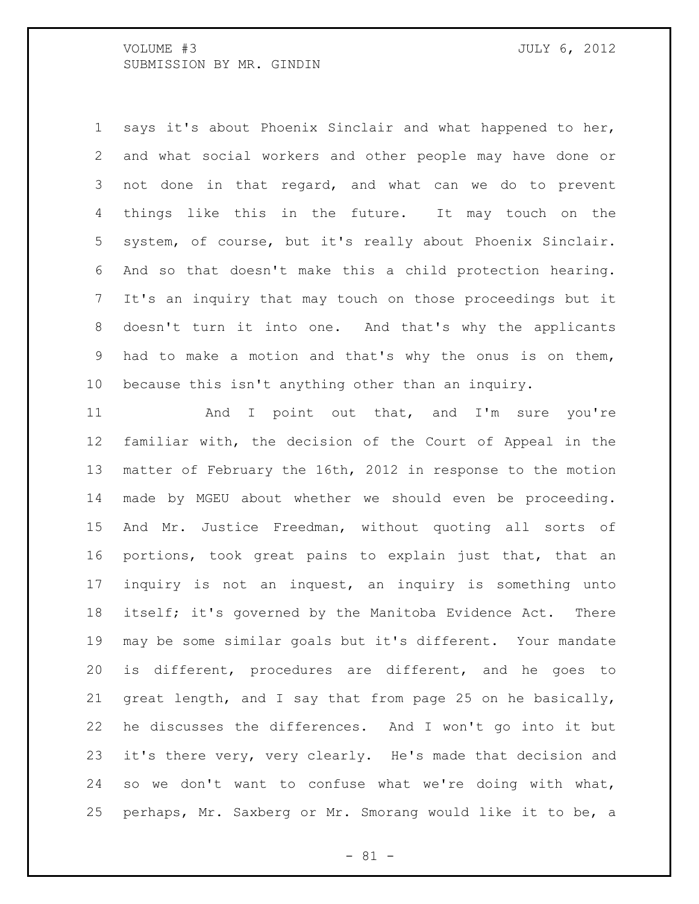says it's about Phoenix Sinclair and what happened to her, and what social workers and other people may have done or not done in that regard, and what can we do to prevent things like this in the future. It may touch on the system, of course, but it's really about Phoenix Sinclair. And so that doesn't make this a child protection hearing. It's an inquiry that may touch on those proceedings but it doesn't turn it into one. And that's why the applicants had to make a motion and that's why the onus is on them, because this isn't anything other than an inquiry.

And I point out that, and I'm sure you're familiar with, the decision of the Court of Appeal in the matter of February the 16th, 2012 in response to the motion made by MGEU about whether we should even be proceeding. And Mr. Justice Freedman, without quoting all sorts of portions, took great pains to explain just that, that an inquiry is not an inquest, an inquiry is something unto itself; it's governed by the Manitoba Evidence Act. There may be some similar goals but it's different. Your mandate is different, procedures are different, and he goes to great length, and I say that from page 25 on he basically, he discusses the differences. And I won't go into it but it's there very, very clearly. He's made that decision and so we don't want to confuse what we're doing with what, perhaps, Mr. Saxberg or Mr. Smorang would like it to be, a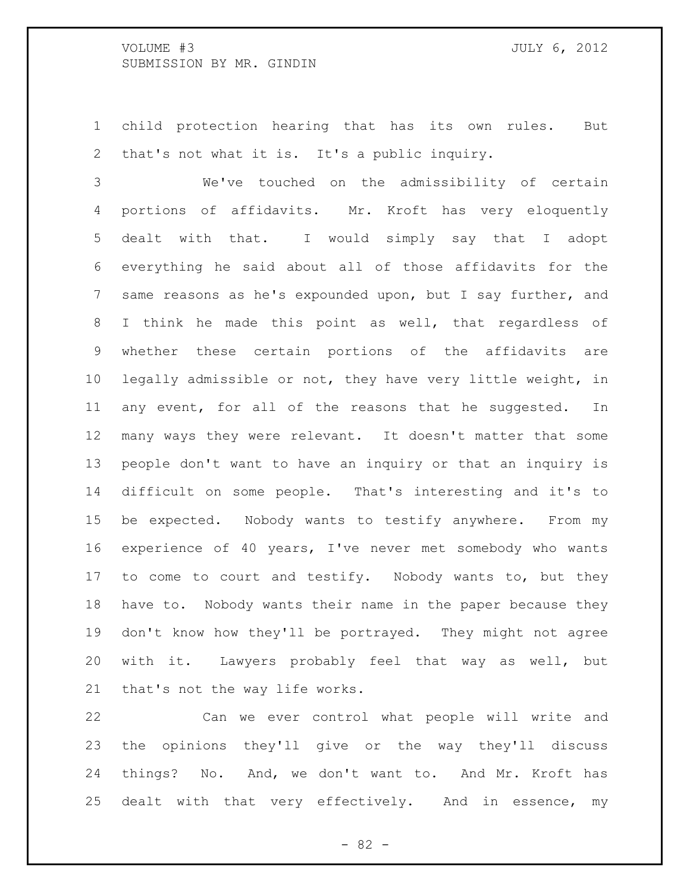child protection hearing that has its own rules. But that's not what it is. It's a public inquiry.

We've touched on the admissibility of certain portions of affidavits. Mr. Kroft has very eloquently dealt with that. I would simply say that I adopt everything he said about all of those affidavits for the same reasons as he's expounded upon, but I say further, and I think he made this point as well, that regardless of whether these certain portions of the affidavits are legally admissible or not, they have very little weight, in any event, for all of the reasons that he suggested. In many ways they were relevant. It doesn't matter that some people don't want to have an inquiry or that an inquiry is difficult on some people. That's interesting and it's to be expected. Nobody wants to testify anywhere. From my experience of 40 years, I've never met somebody who wants to come to court and testify. Nobody wants to, but they have to. Nobody wants their name in the paper because they don't know how they'll be portrayed. They might not agree with it. Lawyers probably feel that way as well, but that's not the way life works.

Can we ever control what people will write and the opinions they'll give or the way they'll discuss things? No. And, we don't want to. And Mr. Kroft has dealt with that very effectively. And in essence, my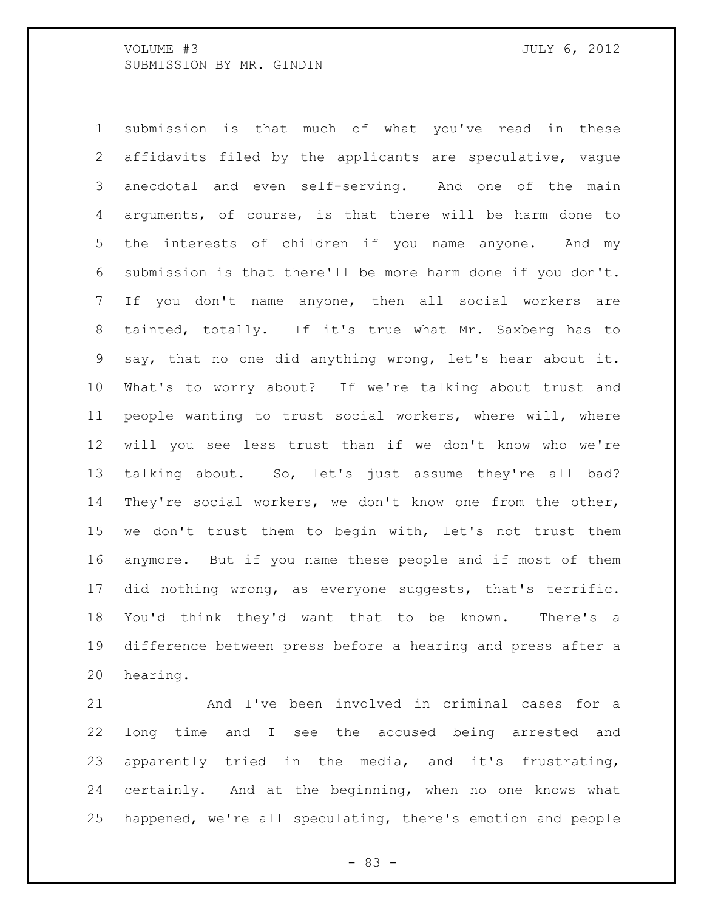submission is that much of what you've read in these affidavits filed by the applicants are speculative, vague anecdotal and even self-serving. And one of the main arguments, of course, is that there will be harm done to the interests of children if you name anyone. And my submission is that there'll be more harm done if you don't. If you don't name anyone, then all social workers are tainted, totally. If it's true what Mr. Saxberg has to say, that no one did anything wrong, let's hear about it. What's to worry about? If we're talking about trust and people wanting to trust social workers, where will, where will you see less trust than if we don't know who we're talking about. So, let's just assume they're all bad? They're social workers, we don't know one from the other, we don't trust them to begin with, let's not trust them anymore. But if you name these people and if most of them did nothing wrong, as everyone suggests, that's terrific. You'd think they'd want that to be known. There's a difference between press before a hearing and press after a hearing.

And I've been involved in criminal cases for a long time and I see the accused being arrested and apparently tried in the media, and it's frustrating, certainly. And at the beginning, when no one knows what happened, we're all speculating, there's emotion and people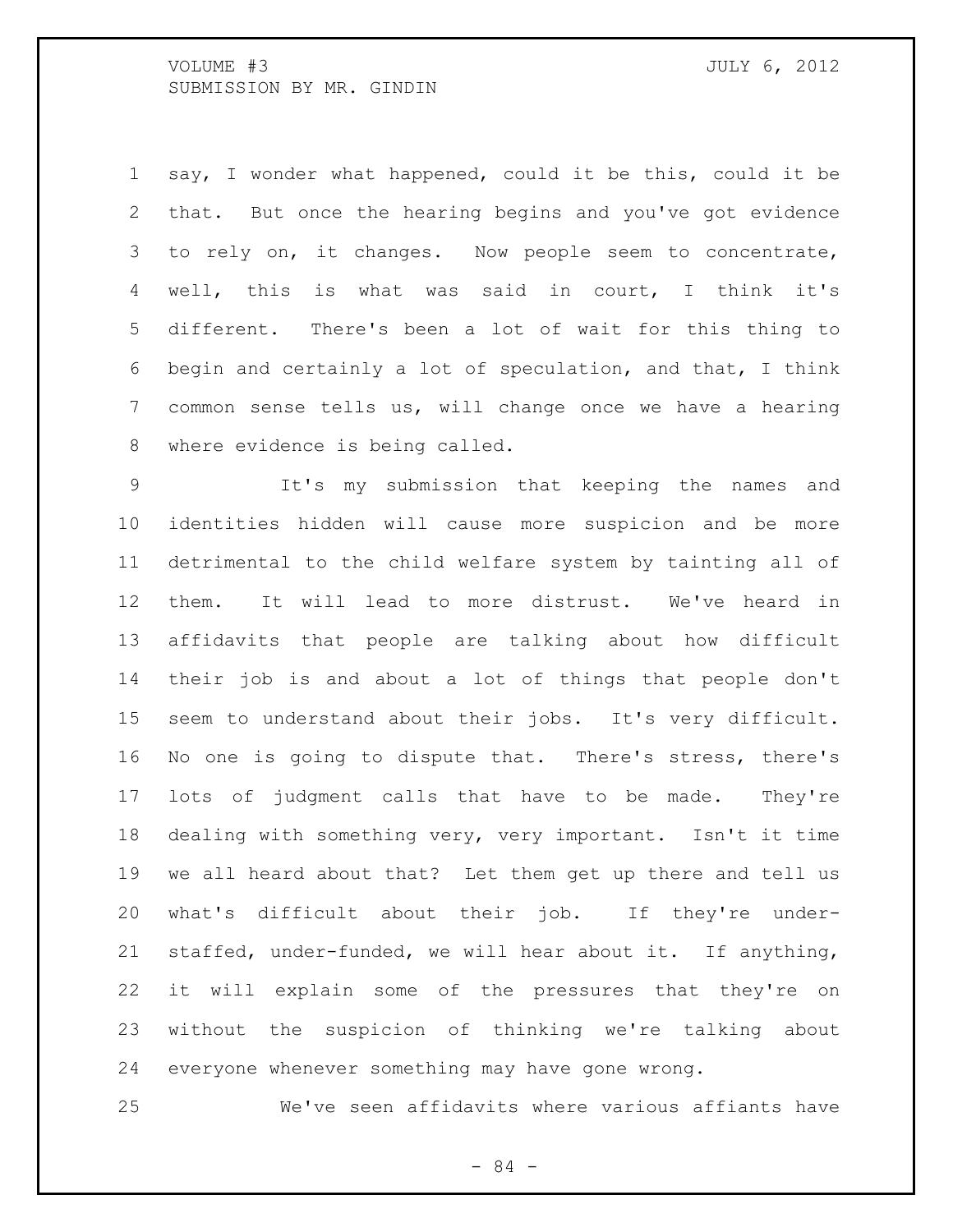say, I wonder what happened, could it be this, could it be that. But once the hearing begins and you've got evidence to rely on, it changes. Now people seem to concentrate, well, this is what was said in court, I think it's different. There's been a lot of wait for this thing to begin and certainly a lot of speculation, and that, I think common sense tells us, will change once we have a hearing where evidence is being called.

It's my submission that keeping the names and identities hidden will cause more suspicion and be more detrimental to the child welfare system by tainting all of them. It will lead to more distrust. We've heard in affidavits that people are talking about how difficult their job is and about a lot of things that people don't seem to understand about their jobs. It's very difficult. No one is going to dispute that. There's stress, there's lots of judgment calls that have to be made. They're dealing with something very, very important. Isn't it time we all heard about that? Let them get up there and tell us what's difficult about their job. If they're under-staffed, under-funded, we will hear about it. If anything, it will explain some of the pressures that they're on without the suspicion of thinking we're talking about everyone whenever something may have gone wrong.

We've seen affidavits where various affiants have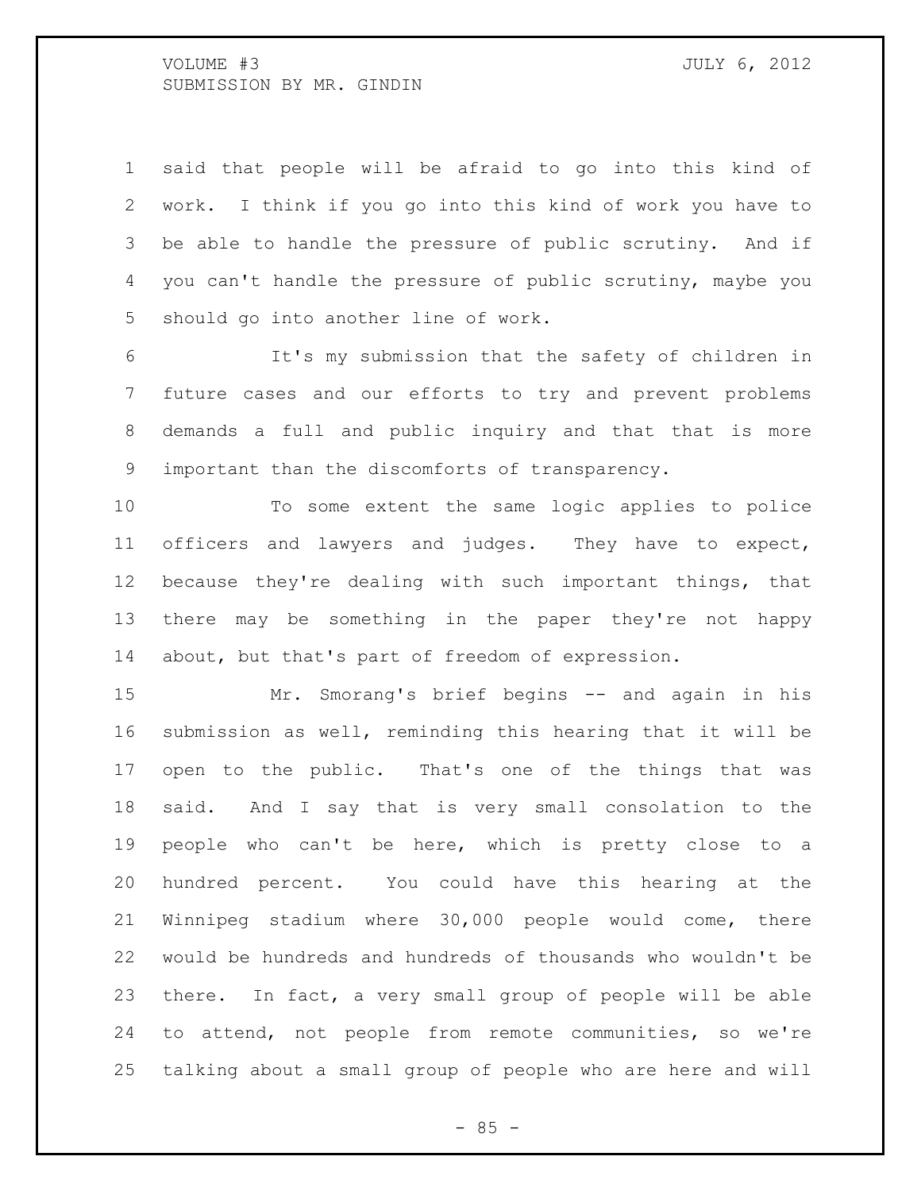said that people will be afraid to go into this kind of work. I think if you go into this kind of work you have to be able to handle the pressure of public scrutiny. And if you can't handle the pressure of public scrutiny, maybe you should go into another line of work.

It's my submission that the safety of children in future cases and our efforts to try and prevent problems demands a full and public inquiry and that that is more important than the discomforts of transparency.

To some extent the same logic applies to police officers and lawyers and judges. They have to expect, because they're dealing with such important things, that there may be something in the paper they're not happy about, but that's part of freedom of expression.

Mr. Smorang's brief begins -- and again in his submission as well, reminding this hearing that it will be open to the public. That's one of the things that was said. And I say that is very small consolation to the people who can't be here, which is pretty close to a hundred percent. You could have this hearing at the Winnipeg stadium where 30,000 people would come, there would be hundreds and hundreds of thousands who wouldn't be there. In fact, a very small group of people will be able to attend, not people from remote communities, so we're talking about a small group of people who are here and will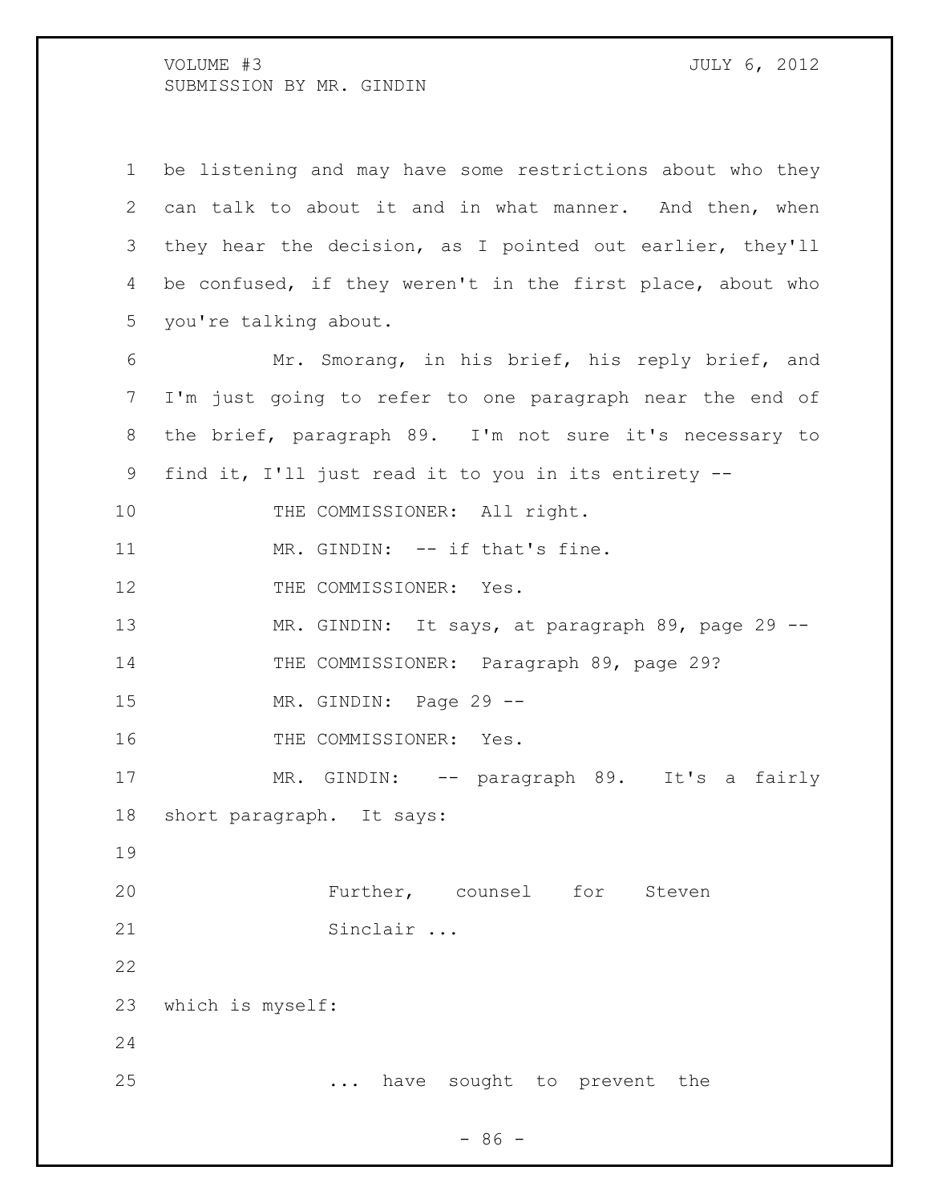be listening and may have some restrictions about who they can talk to about it and in what manner. And then, when they hear the decision, as I pointed out earlier, they'll be confused, if they weren't in the first place, about who you're talking about.

Mr. Smorang, in his brief, his reply brief, and I'm just going to refer to one paragraph near the end of the brief, paragraph 89. I'm not sure it's necessary to find it, I'll just read it to you in its entirety --

THE COMMISSIONER: All right.

MR. GINDIN: -- if that's fine.

THE COMMISSIONER: Yes.

MR. GINDIN: It says, at paragraph 89, page 29 --

THE COMMISSIONER: Paragraph 89, page 29?

MR. GINDIN: Page 29 --

THE COMMISSIONER: Yes.

MR. GINDIN: -- paragraph 89. It's a fairly short paragraph. It says:

> Further, counsel for Steven Sinclair ...

which is myself:

> ... have sought to prevent the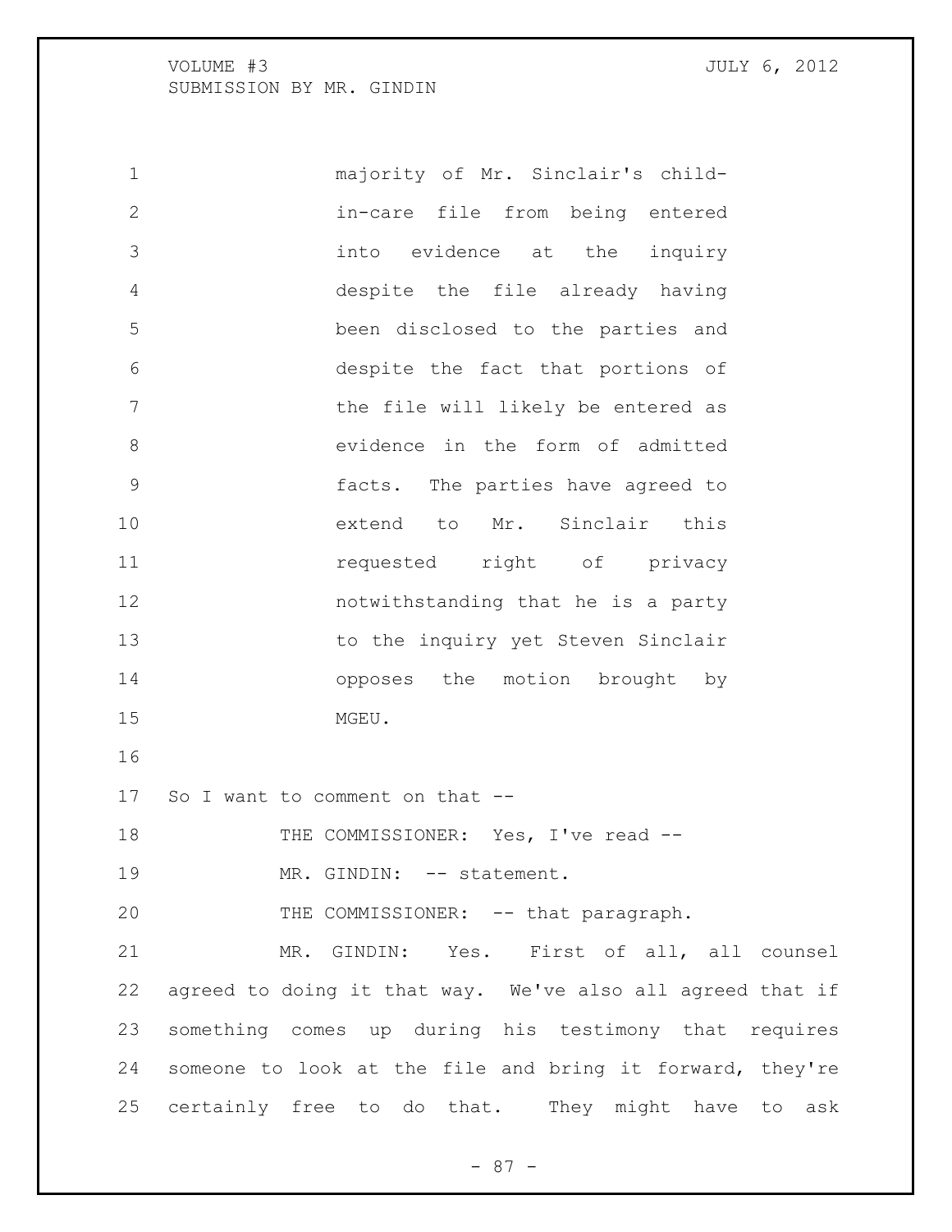majority of Mr. Sinclair's child-in-care file from being entered into evidence at the inquiry despite the file already having been disclosed to the parties and despite the fact that portions of the file will likely be entered as evidence in the form of admitted facts. The parties have agreed to extend to Mr. Sinclair this requested right of privacy notwithstanding that he is a party to the inquiry yet Steven Sinclair opposes the motion brought by MGEU.

So I want to comment on that --

THE COMMISSIONER: Yes, I've read --

MR. GINDIN: -- statement.

THE COMMISSIONER: -- that paragraph.

MR. GINDIN: Yes. First of all, all counsel agreed to doing it that way. We've also all agreed that if something comes up during his testimony that requires someone to look at the file and bring it forward, they're certainly free to do that. They might have to ask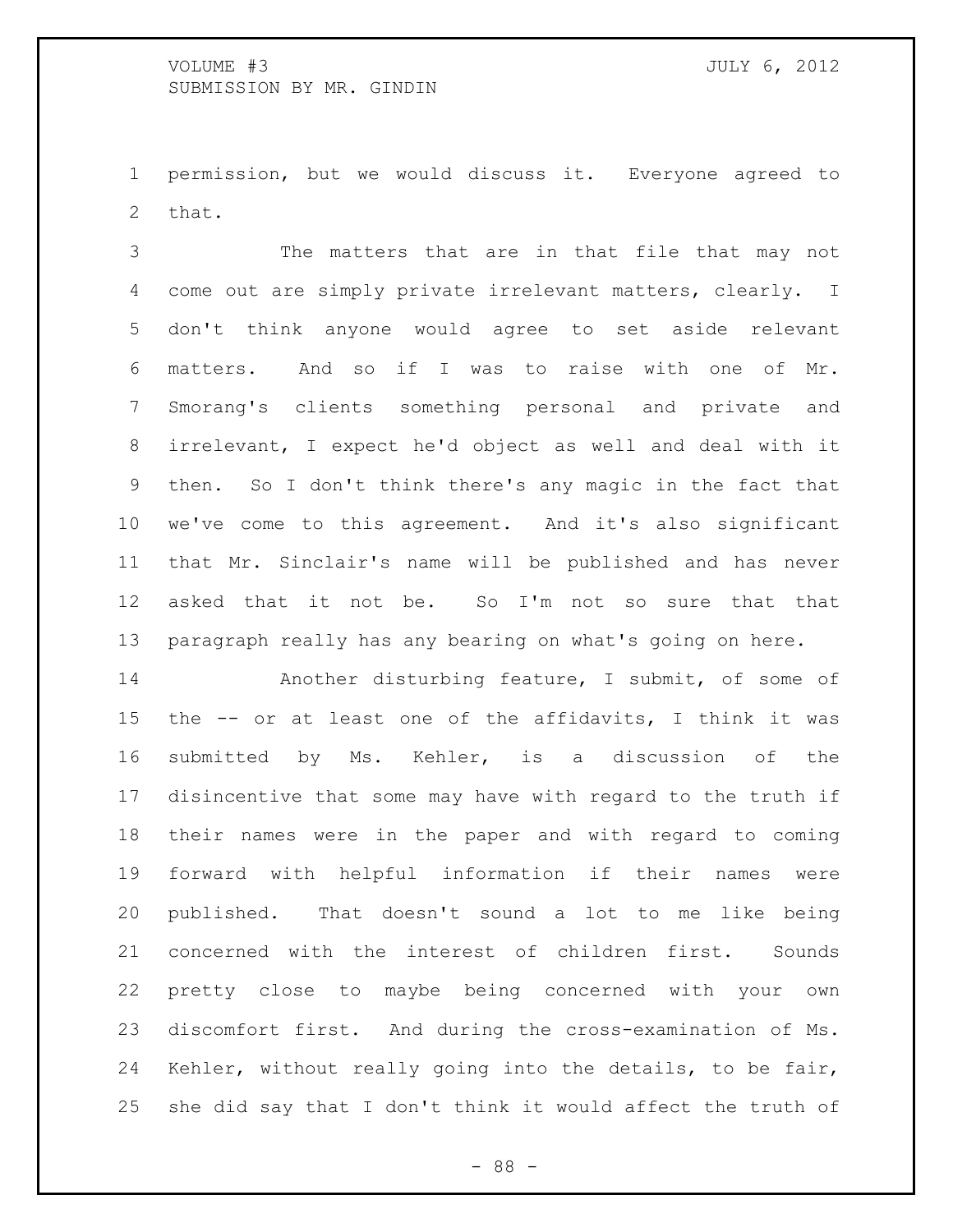permission, but we would discuss it. Everyone agreed to that.

The matters that are in that file that may not come out are simply private irrelevant matters, clearly. I don't think anyone would agree to set aside relevant matters. And so if I was to raise with one of Mr. Smorang's clients something personal and private and irrelevant, I expect he'd object as well and deal with it then. So I don't think there's any magic in the fact that we've come to this agreement. And it's also significant that Mr. Sinclair's name will be published and has never asked that it not be. So I'm not so sure that that paragraph really has any bearing on what's going on here.

Another disturbing feature, I submit, of some of the -- or at least one of the affidavits, I think it was submitted by Ms. Kehler, is a discussion of the disincentive that some may have with regard to the truth if their names were in the paper and with regard to coming forward with helpful information if their names were published. That doesn't sound a lot to me like being concerned with the interest of children first. Sounds pretty close to maybe being concerned with your own discomfort first. And during the cross-examination of Ms. Kehler, without really going into the details, to be fair, she did say that I don't think it would affect the truth of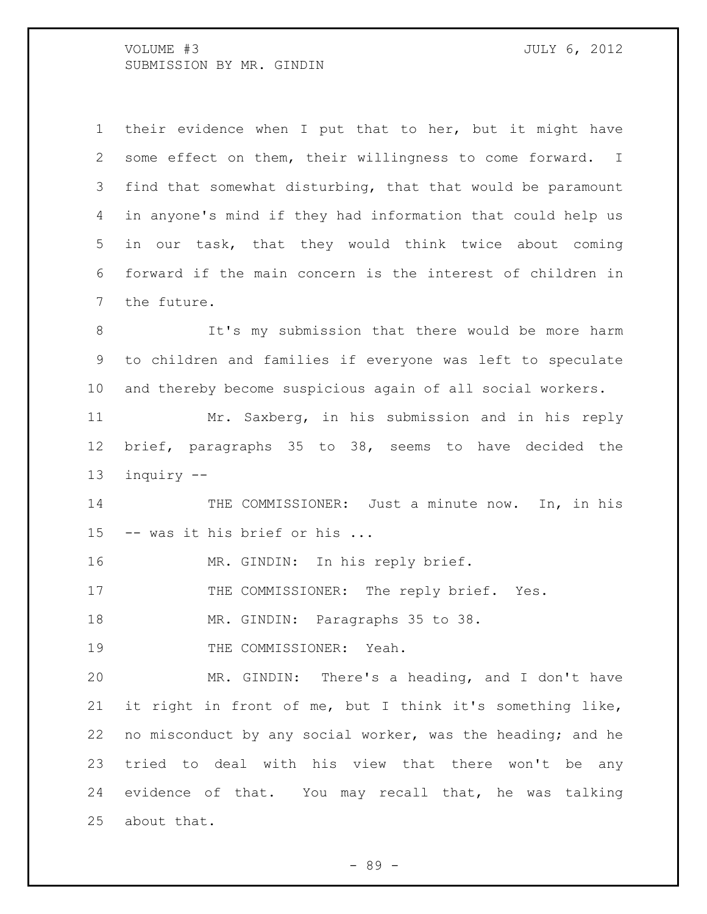their evidence when I put that to her, but it might have some effect on them, their willingness to come forward. I find that somewhat disturbing, that that would be paramount in anyone's mind if they had information that could help us in our task, that they would think twice about coming forward if the main concern is the interest of children in the future.

It's my submission that there would be more harm to children and families if everyone was left to speculate and thereby become suspicious again of all social workers.

Mr. Saxberg, in his submission and in his reply brief, paragraphs 35 to 38, seems to have decided the inquiry --

THE COMMISSIONER: Just a minute now. In, in his -- was it his brief or his ...

MR. GINDIN: In his reply brief.

THE COMMISSIONER: The reply brief. Yes.

MR. GINDIN: Paragraphs 35 to 38.

THE COMMISSIONER: Yeah.

MR. GINDIN: There's a heading, and I don't have it right in front of me, but I think it's something like, no misconduct by any social worker, was the heading; and he tried to deal with his view that there won't be any evidence of that. You may recall that, he was talking about that.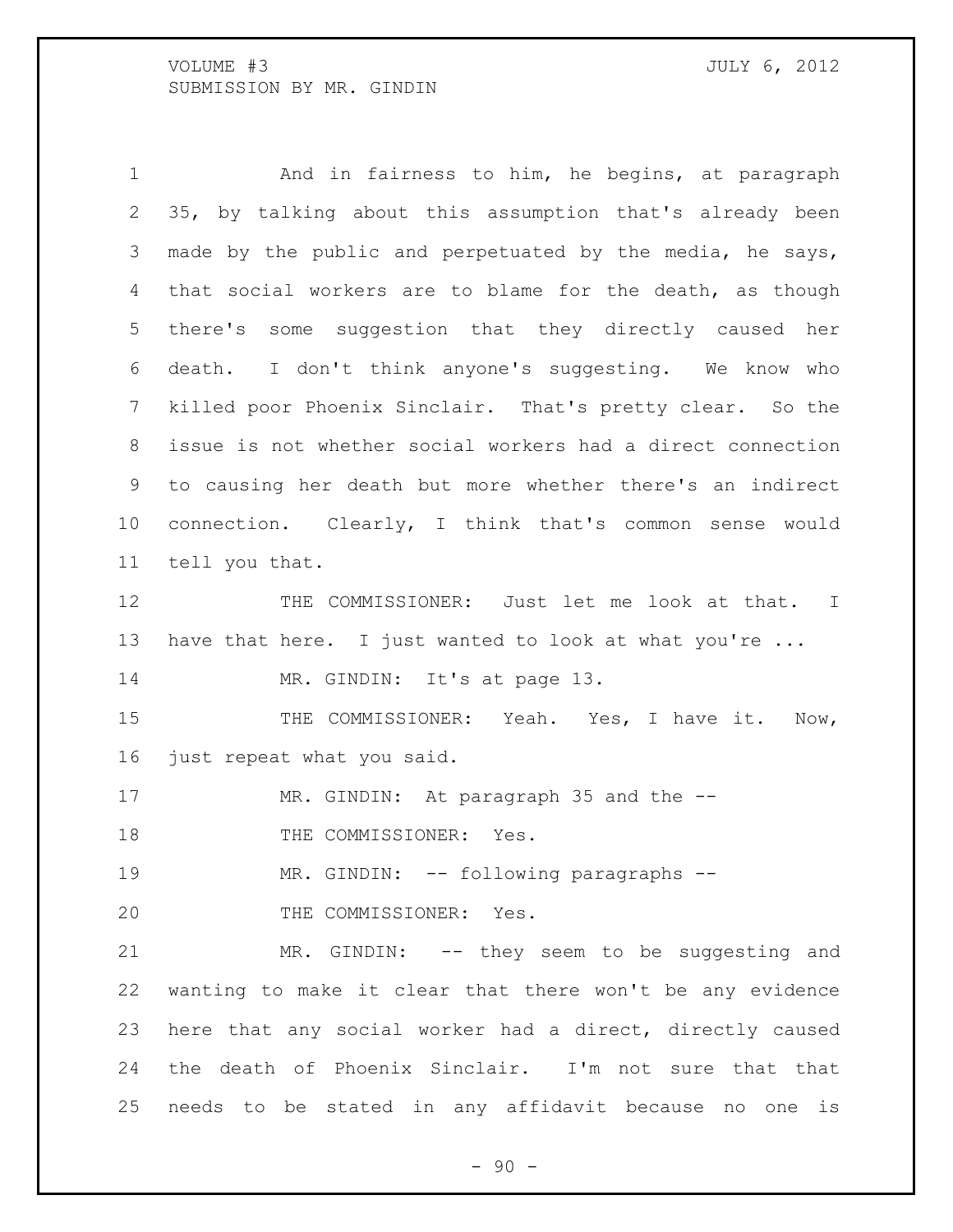And in fairness to him, he begins, at paragraph 35, by talking about this assumption that's already been made by the public and perpetuated by the media, he says, that social workers are to blame for the death, as though there's some suggestion that they directly caused her death. I don't think anyone's suggesting. We know who killed poor Phoenix Sinclair. That's pretty clear. So the issue is not whether social workers had a direct connection to causing her death but more whether there's an indirect connection. Clearly, I think that's common sense would tell you that.

THE COMMISSIONER: Just let me look at that. I have that here. I just wanted to look at what you're ...

MR. GINDIN: It's at page 13.

THE COMMISSIONER: Yeah. Yes, I have it. Now, just repeat what you said.

MR. GINDIN: At paragraph 35 and the --

THE COMMISSIONER: Yes.

MR. GINDIN: -- following paragraphs --

THE COMMISSIONER: Yes.

MR. GINDIN: -- they seem to be suggesting and wanting to make it clear that there won't be any evidence here that any social worker had a direct, directly caused the death of Phoenix Sinclair. I'm not sure that that needs to be stated in any affidavit because no one is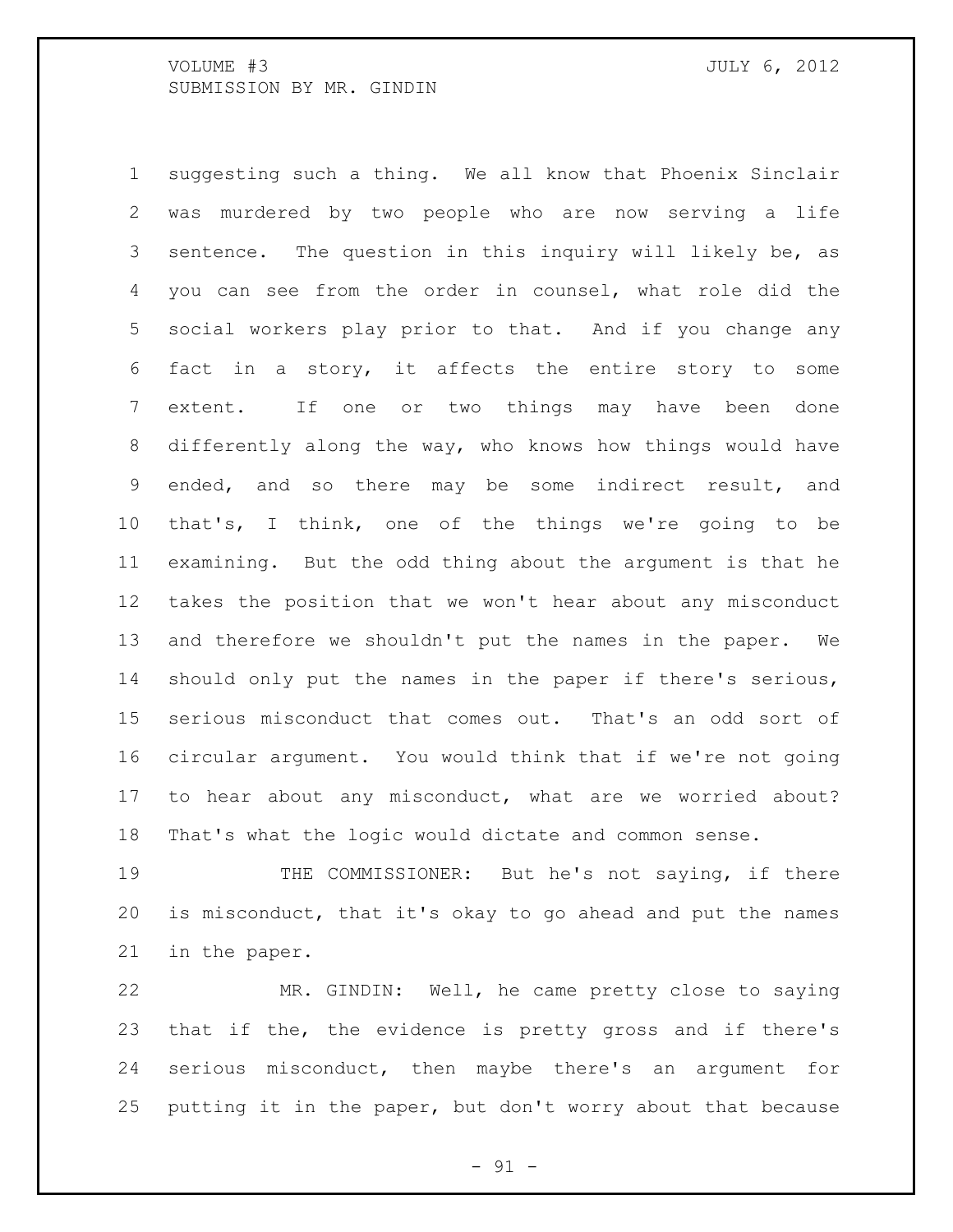suggesting such a thing. We all know that Phoenix Sinclair was murdered by two people who are now serving a life sentence. The question in this inquiry will likely be, as you can see from the order in counsel, what role did the social workers play prior to that. And if you change any fact in a story, it affects the entire story to some extent. If one or two things may have been done differently along the way, who knows how things would have ended, and so there may be some indirect result, and that's, I think, one of the things we're going to be examining. But the odd thing about the argument is that he takes the position that we won't hear about any misconduct and therefore we shouldn't put the names in the paper. We should only put the names in the paper if there's serious, serious misconduct that comes out. That's an odd sort of circular argument. You would think that if we're not going to hear about any misconduct, what are we worried about? That's what the logic would dictate and common sense.

THE COMMISSIONER: But he's not saying, if there is misconduct, that it's okay to go ahead and put the names in the paper.

MR. GINDIN: Well, he came pretty close to saying that if the, the evidence is pretty gross and if there's serious misconduct, then maybe there's an argument for putting it in the paper, but don't worry about that because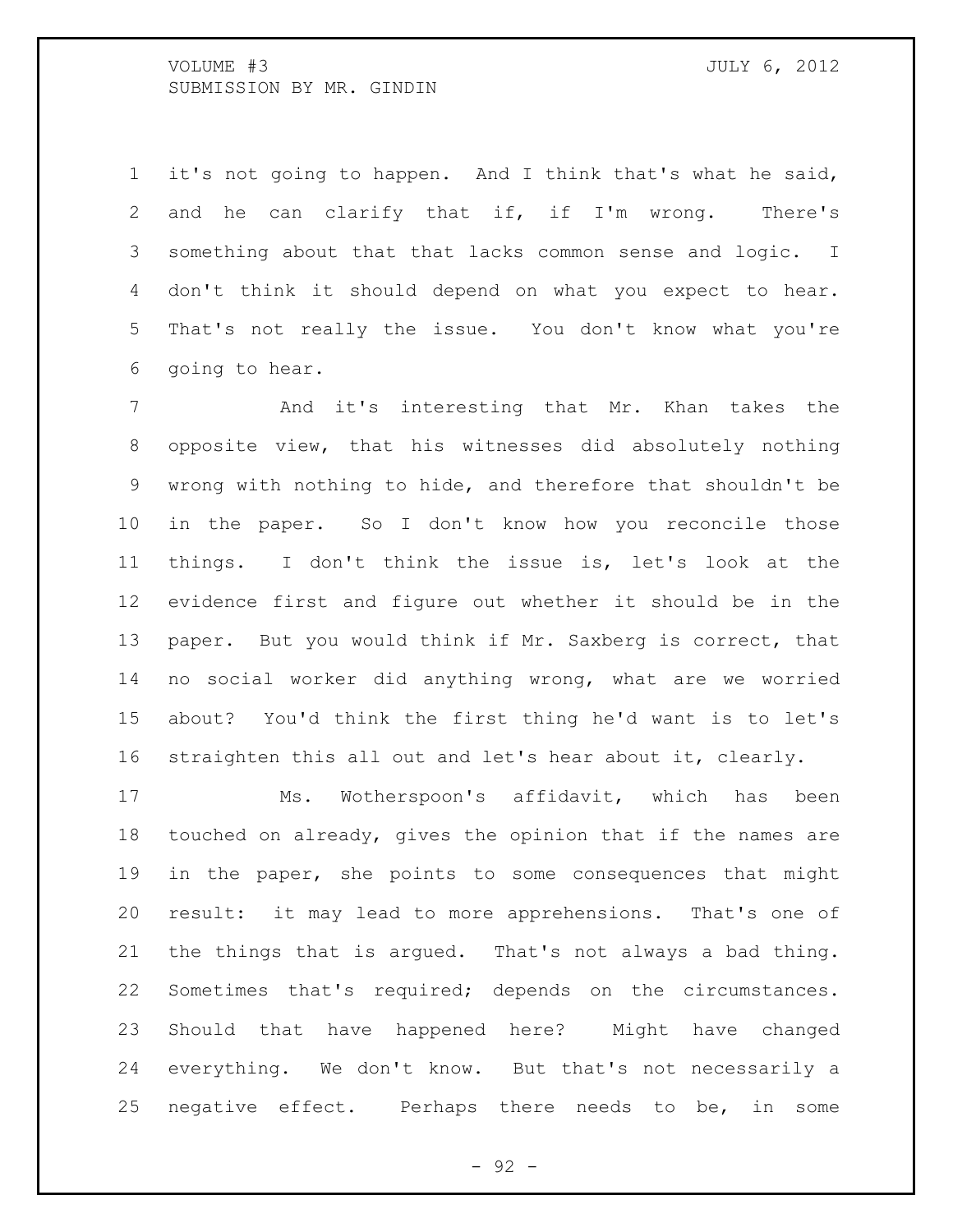it's not going to happen. And I think that's what he said, and he can clarify that if, if I'm wrong. There's something about that that lacks common sense and logic. I don't think it should depend on what you expect to hear. That's not really the issue. You don't know what you're going to hear.

And it's interesting that Mr. Khan takes the opposite view, that his witnesses did absolutely nothing wrong with nothing to hide, and therefore that shouldn't be in the paper. So I don't know how you reconcile those things. I don't think the issue is, let's look at the evidence first and figure out whether it should be in the paper. But you would think if Mr. Saxberg is correct, that no social worker did anything wrong, what are we worried about? You'd think the first thing he'd want is to let's straighten this all out and let's hear about it, clearly.

Ms. Wotherspoon's affidavit, which has been touched on already, gives the opinion that if the names are in the paper, she points to some consequences that might result: it may lead to more apprehensions. That's one of the things that is argued. That's not always a bad thing. Sometimes that's required; depends on the circumstances. Should that have happened here? Might have changed everything. We don't know. But that's not necessarily a negative effect. Perhaps there needs to be, in some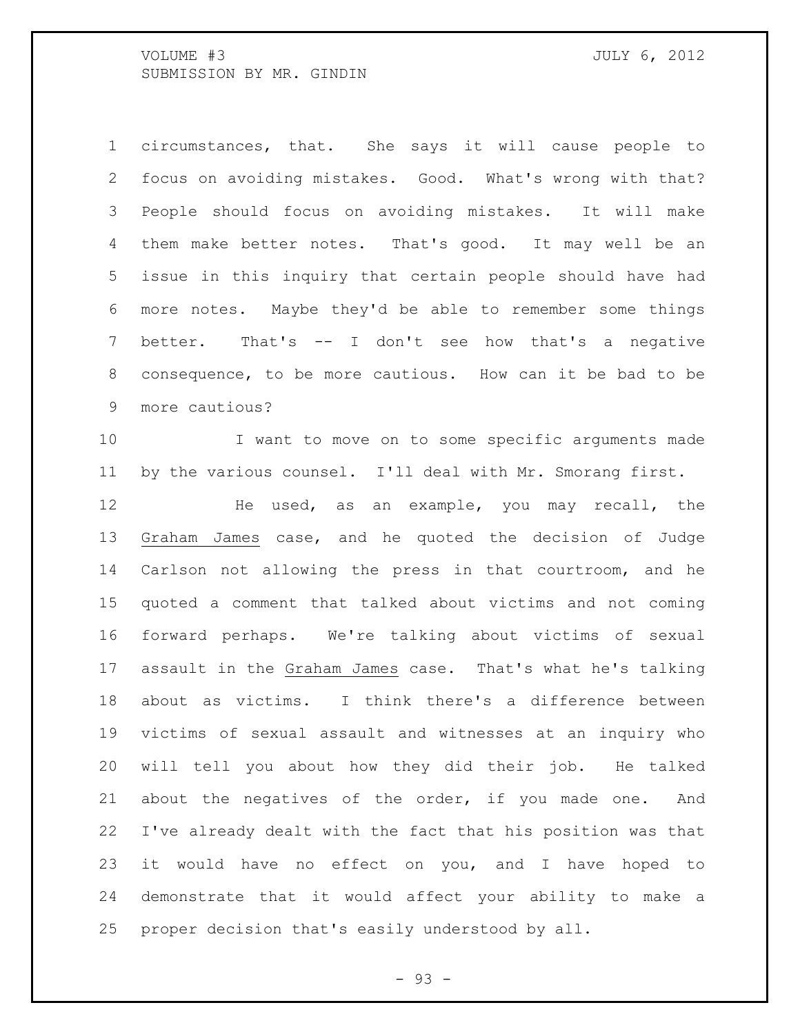circumstances, that. She says it will cause people to focus on avoiding mistakes. Good. What's wrong with that? People should focus on avoiding mistakes. It will make them make better notes. That's good. It may well be an issue in this inquiry that certain people should have had more notes. Maybe they'd be able to remember some things better. That's -- I don't see how that's a negative consequence, to be more cautious. How can it be bad to be more cautious?

I want to move on to some specific arguments made by the various counsel. I'll deal with Mr. Smorang first.

He used, as an example, you may recall, the Graham James case, and he quoted the decision of Judge Carlson not allowing the press in that courtroom, and he quoted a comment that talked about victims and not coming forward perhaps. We're talking about victims of sexual assault in the Graham James case. That's what he's talking about as victims. I think there's a difference between victims of sexual assault and witnesses at an inquiry who will tell you about how they did their job. He talked about the negatives of the order, if you made one. And I've already dealt with the fact that his position was that it would have no effect on you, and I have hoped to demonstrate that it would affect your ability to make a proper decision that's easily understood by all.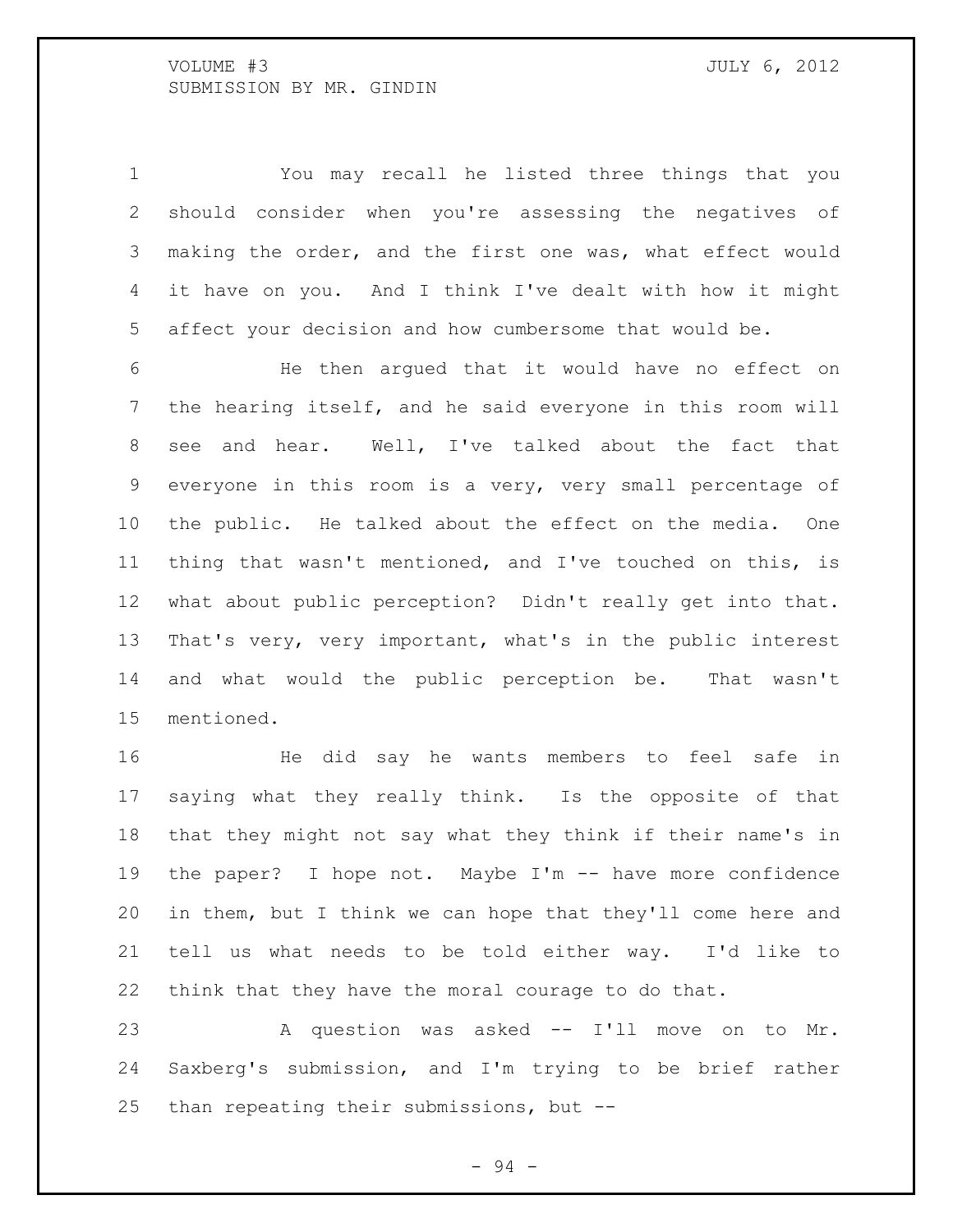You may recall he listed three things that you should consider when you're assessing the negatives of making the order, and the first one was, what effect would it have on you. And I think I've dealt with how it might affect your decision and how cumbersome that would be.

He then argued that it would have no effect on the hearing itself, and he said everyone in this room will see and hear. Well, I've talked about the fact that everyone in this room is a very, very small percentage of the public. He talked about the effect on the media. One thing that wasn't mentioned, and I've touched on this, is what about public perception? Didn't really get into that. That's very, very important, what's in the public interest and what would the public perception be. That wasn't mentioned.

He did say he wants members to feel safe in saying what they really think. Is the opposite of that that they might not say what they think if their name's in the paper? I hope not. Maybe I'm -- have more confidence in them, but I think we can hope that they'll come here and tell us what needs to be told either way. I'd like to think that they have the moral courage to do that.

A question was asked -- I'll move on to Mr. Saxberg's submission, and I'm trying to be brief rather than repeating their submissions, but --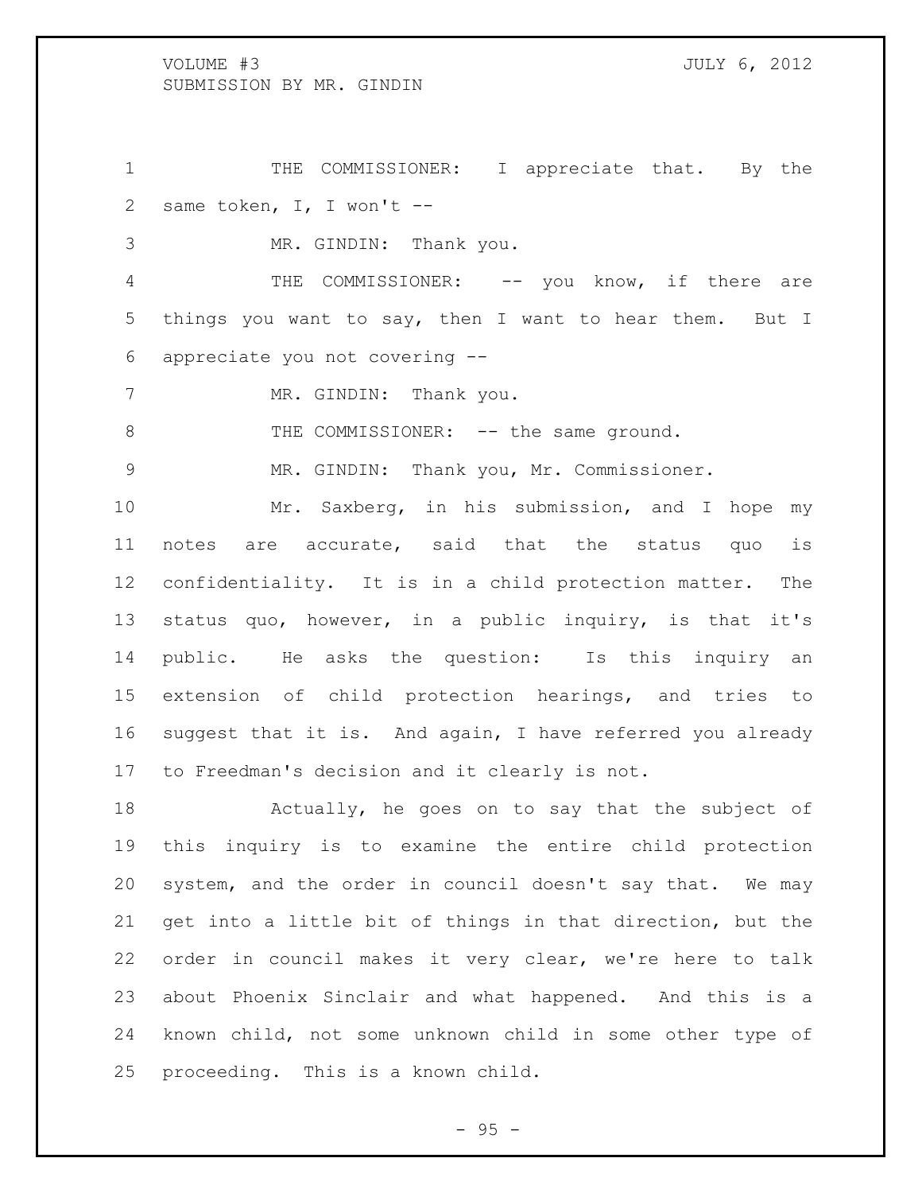THE COMMISSIONER: I appreciate that. By the same token, I, I won't --

MR. GINDIN: Thank you.

THE COMMISSIONER: -- you know, if there are things you want to say, then I want to hear them. But I appreciate you not covering --

MR. GINDIN: Thank you.

THE COMMISSIONER: -- the same ground.

MR. GINDIN: Thank you, Mr. Commissioner.

Mr. Saxberg, in his submission, and I hope my notes are accurate, said that the status quo is confidentiality. It is in a child protection matter. The status quo, however, in a public inquiry, is that it's public. He asks the question: Is this inquiry an extension of child protection hearings, and tries to suggest that it is. And again, I have referred you already to Freedman's decision and it clearly is not.

Actually, he goes on to say that the subject of this inquiry is to examine the entire child protection system, and the order in council doesn't say that. We may get into a little bit of things in that direction, but the order in council makes it very clear, we're here to talk about Phoenix Sinclair and what happened. And this is a known child, not some unknown child in some other type of proceeding. This is a known child.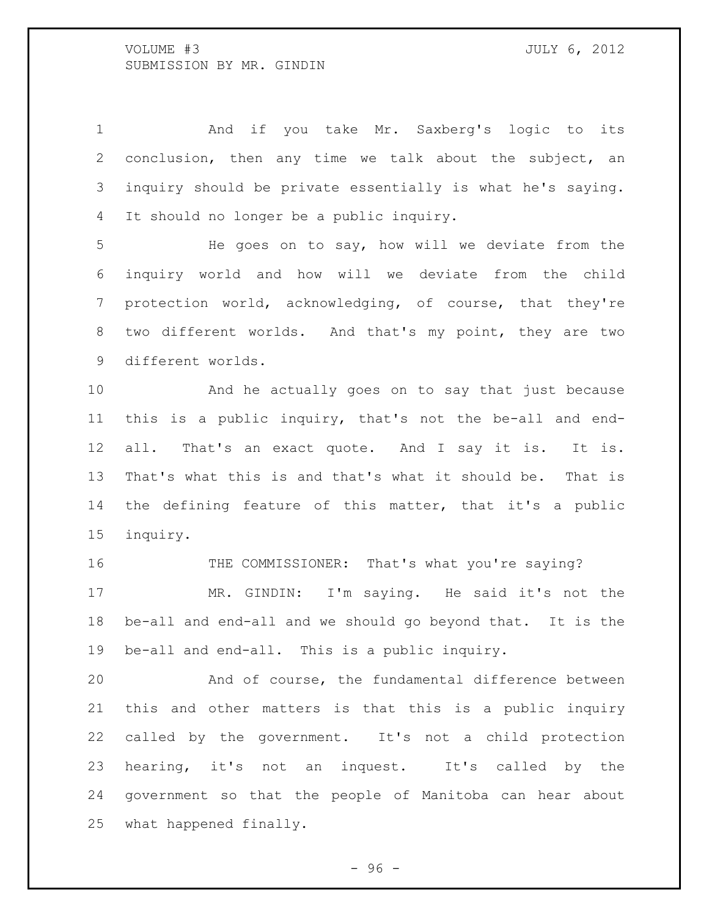And if you take Mr. Saxberg's logic to its conclusion, then any time we talk about the subject, an inquiry should be private essentially is what he's saying. It should no longer be a public inquiry.

He goes on to say, how will we deviate from the inquiry world and how will we deviate from the child protection world, acknowledging, of course, that they're two different worlds. And that's my point, they are two different worlds.

And he actually goes on to say that just because this is a public inquiry, that's not the be-all and end-all. That's an exact quote. And I say it is. It is. That's what this is and that's what it should be. That is the defining feature of this matter, that it's a public inquiry.

THE COMMISSIONER: That's what you're saying?

MR. GINDIN: I'm saying. He said it's not the be-all and end-all and we should go beyond that. It is the be-all and end-all. This is a public inquiry.

And of course, the fundamental difference between this and other matters is that this is a public inquiry called by the government. It's not a child protection hearing, it's not an inquest. It's called by the government so that the people of Manitoba can hear about what happened finally.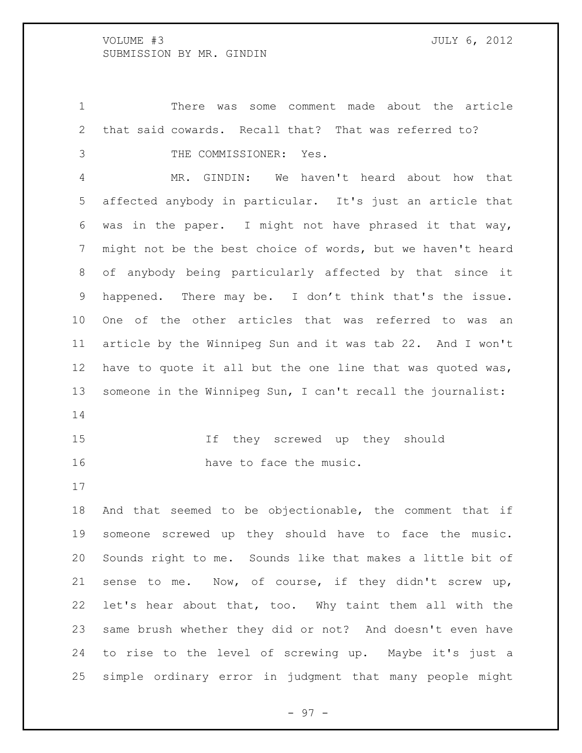There was some comment made about the article that said cowards. Recall that? That was referred to?

THE COMMISSIONER: Yes.

MR. GINDIN: We haven't heard about how that affected anybody in particular. It's just an article that was in the paper. I might not have phrased it that way, might not be the best choice of words, but we haven't heard of anybody being particularly affected by that since it happened. There may be. I don't think that's the issue. One of the other articles that was referred to was an article by the Winnipeg Sun and it was tab 22. And I won't have to quote it all but the one line that was quoted was, someone in the Winnipeg Sun, I can't recall the journalist:

> If they screwed up they should have to face the music.

And that seemed to be objectionable, the comment that if someone screwed up they should have to face the music. Sounds right to me. Sounds like that makes a little bit of sense to me. Now, of course, if they didn't screw up, let's hear about that, too. Why taint them all with the same brush whether they did or not? And doesn't even have to rise to the level of screwing up. Maybe it's just a simple ordinary error in judgment that many people might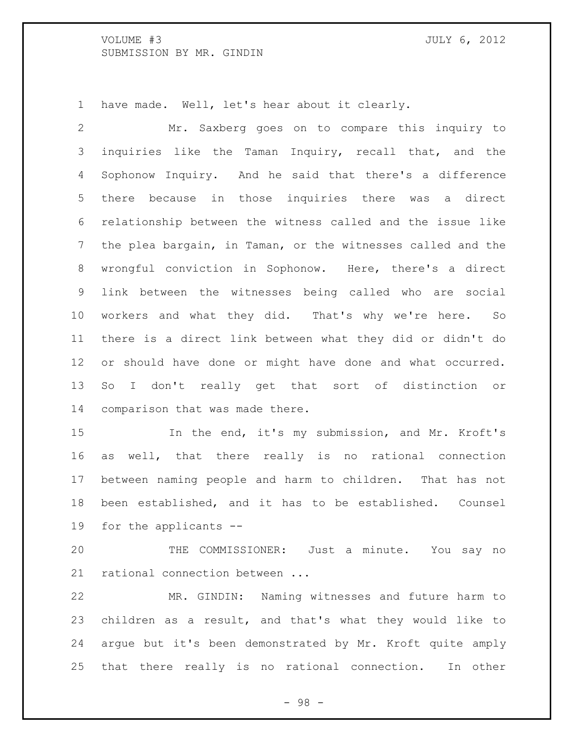have made. Well, let's hear about it clearly.

Mr. Saxberg goes on to compare this inquiry to inquiries like the Taman Inquiry, recall that, and the Sophonow Inquiry. And he said that there's a difference there because in those inquiries there was a direct relationship between the witness called and the issue like the plea bargain, in Taman, or the witnesses called and the wrongful conviction in Sophonow. Here, there's a direct link between the witnesses being called who are social workers and what they did. That's why we're here. So there is a direct link between what they did or didn't do or should have done or might have done and what occurred. So I don't really get that sort of distinction or comparison that was made there.

In the end, it's my submission, and Mr. Kroft's as well, that there really is no rational connection between naming people and harm to children. That has not been established, and it has to be established. Counsel for the applicants --

THE COMMISSIONER: Just a minute. You say no rational connection between ...

MR. GINDIN: Naming witnesses and future harm to children as a result, and that's what they would like to argue but it's been demonstrated by Mr. Kroft quite amply that there really is no rational connection. In other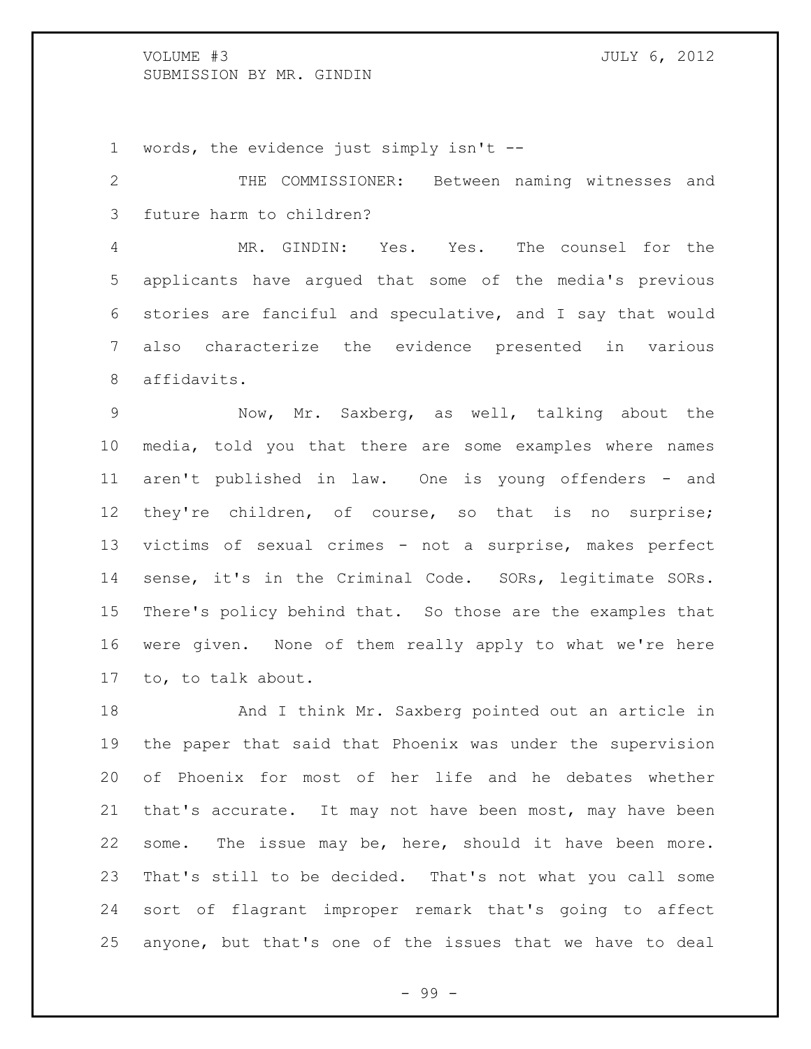words, the evidence just simply isn't --

THE COMMISSIONER: Between naming witnesses and future harm to children?

MR. GINDIN: Yes. Yes. The counsel for the applicants have argued that some of the media's previous stories are fanciful and speculative, and I say that would also characterize the evidence presented in various affidavits.

Now, Mr. Saxberg, as well, talking about the media, told you that there are some examples where names aren't published in law. One is young offenders - and they're children, of course, so that is no surprise; victims of sexual crimes - not a surprise, makes perfect sense, it's in the Criminal Code. SORs, legitimate SORs. There's policy behind that. So those are the examples that were given. None of them really apply to what we're here to, to talk about.

And I think Mr. Saxberg pointed out an article in the paper that said that Phoenix was under the supervision of Phoenix for most of her life and he debates whether that's accurate. It may not have been most, may have been some. The issue may be, here, should it have been more. That's still to be decided. That's not what you call some sort of flagrant improper remark that's going to affect anyone, but that's one of the issues that we have to deal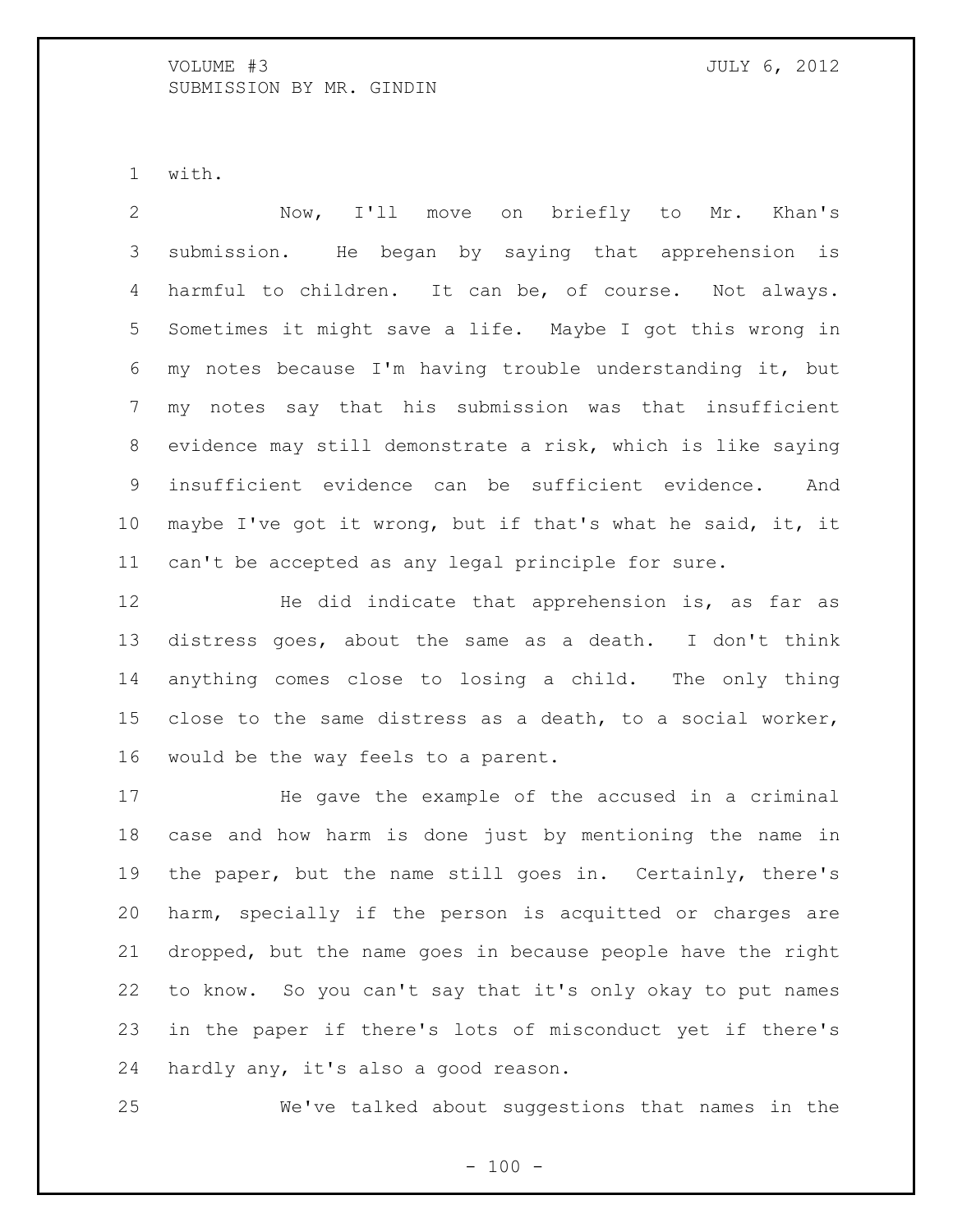with.

Now, I'll move on briefly to Mr. Khan's submission. He began by saying that apprehension is harmful to children. It can be, of course. Not always. Sometimes it might save a life. Maybe I got this wrong in my notes because I'm having trouble understanding it, but my notes say that his submission was that insufficient evidence may still demonstrate a risk, which is like saying insufficient evidence can be sufficient evidence. And maybe I've got it wrong, but if that's what he said, it, it can't be accepted as any legal principle for sure.

He did indicate that apprehension is, as far as distress goes, about the same as a death. I don't think anything comes close to losing a child. The only thing close to the same distress as a death, to a social worker, would be the way feels to a parent.

He gave the example of the accused in a criminal case and how harm is done just by mentioning the name in the paper, but the name still goes in. Certainly, there's harm, specially if the person is acquitted or charges are dropped, but the name goes in because people have the right to know. So you can't say that it's only okay to put names in the paper if there's lots of misconduct yet if there's hardly any, it's also a good reason.

We've talked about suggestions that names in the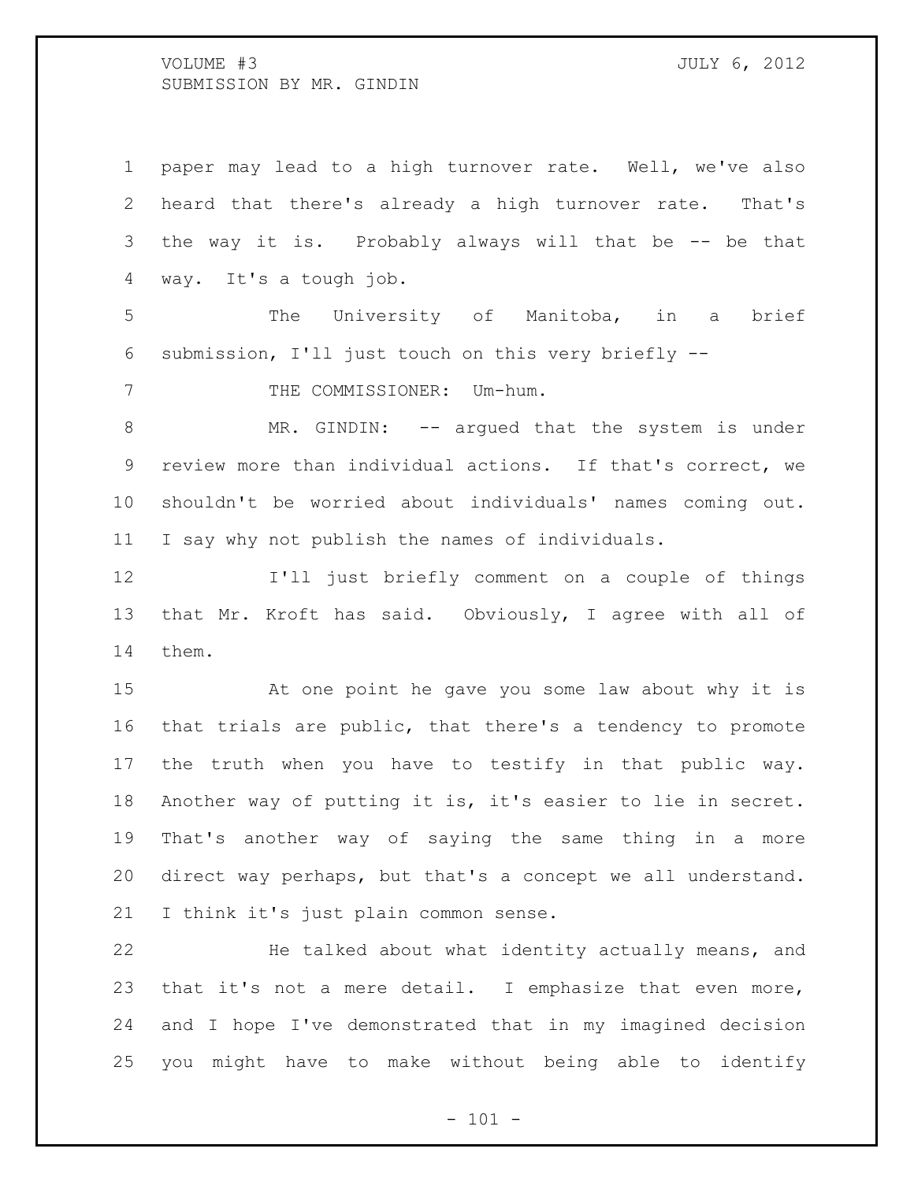paper may lead to a high turnover rate. Well, we've also heard that there's already a high turnover rate. That's the way it is. Probably always will that be -- be that way. It's a tough job.

The University of Manitoba, in a brief submission, I'll just touch on this very briefly --

THE COMMISSIONER: Um-hum.

MR. GINDIN: -- argued that the system is under review more than individual actions. If that's correct, we shouldn't be worried about individuals' names coming out. I say why not publish the names of individuals.

I'll just briefly comment on a couple of things that Mr. Kroft has said. Obviously, I agree with all of them.

At one point he gave you some law about why it is that trials are public, that there's a tendency to promote the truth when you have to testify in that public way. Another way of putting it is, it's easier to lie in secret. That's another way of saying the same thing in a more direct way perhaps, but that's a concept we all understand. I think it's just plain common sense.

He talked about what identity actually means, and that it's not a mere detail. I emphasize that even more, and I hope I've demonstrated that in my imagined decision you might have to make without being able to identify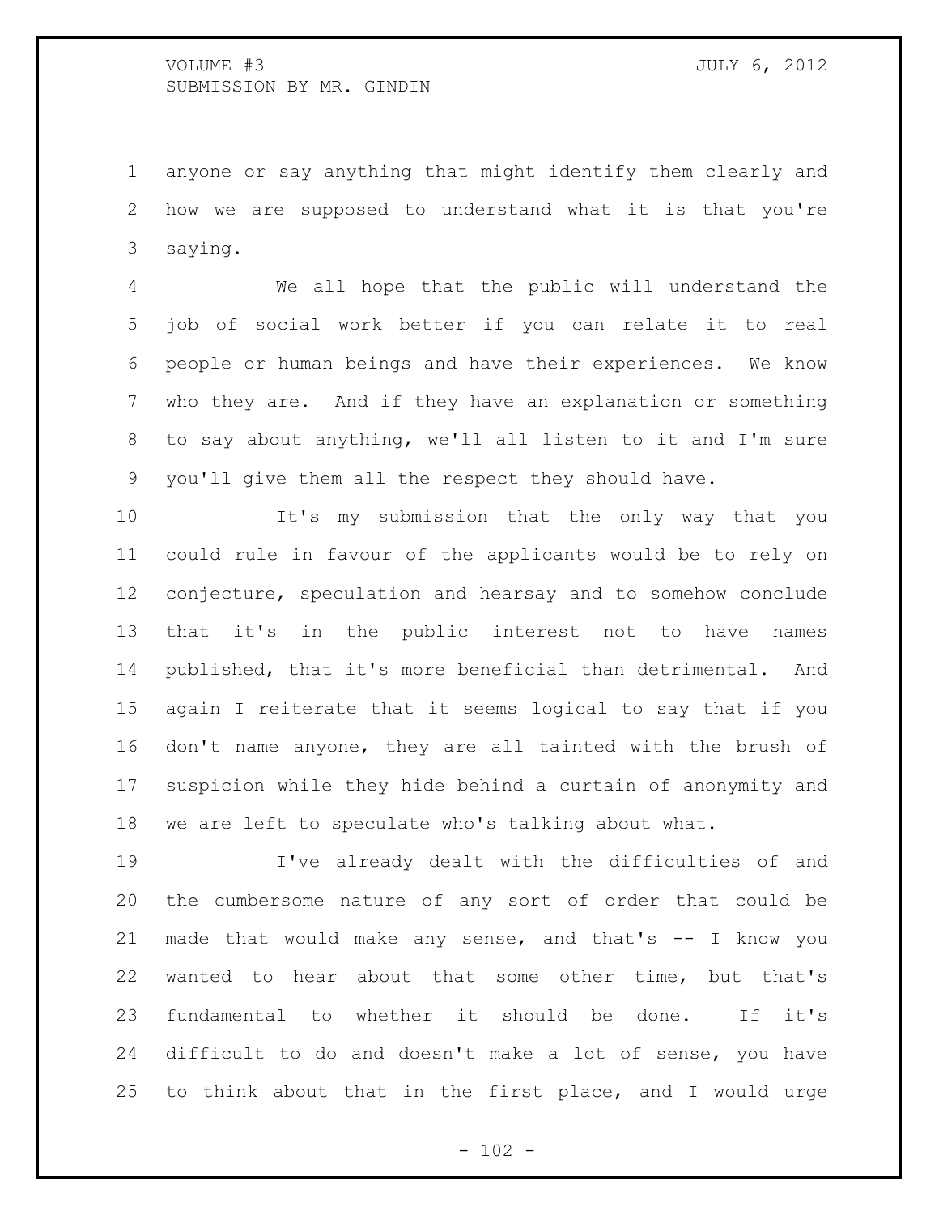anyone or say anything that might identify them clearly and how we are supposed to understand what it is that you're saying.

We all hope that the public will understand the job of social work better if you can relate it to real people or human beings and have their experiences. We know who they are. And if they have an explanation or something to say about anything, we'll all listen to it and I'm sure you'll give them all the respect they should have.

It's my submission that the only way that you could rule in favour of the applicants would be to rely on conjecture, speculation and hearsay and to somehow conclude that it's in the public interest not to have names published, that it's more beneficial than detrimental. And again I reiterate that it seems logical to say that if you don't name anyone, they are all tainted with the brush of suspicion while they hide behind a curtain of anonymity and we are left to speculate who's talking about what.

I've already dealt with the difficulties of and the cumbersome nature of any sort of order that could be made that would make any sense, and that's -- I know you wanted to hear about that some other time, but that's fundamental to whether it should be done. If it's difficult to do and doesn't make a lot of sense, you have to think about that in the first place, and I would urge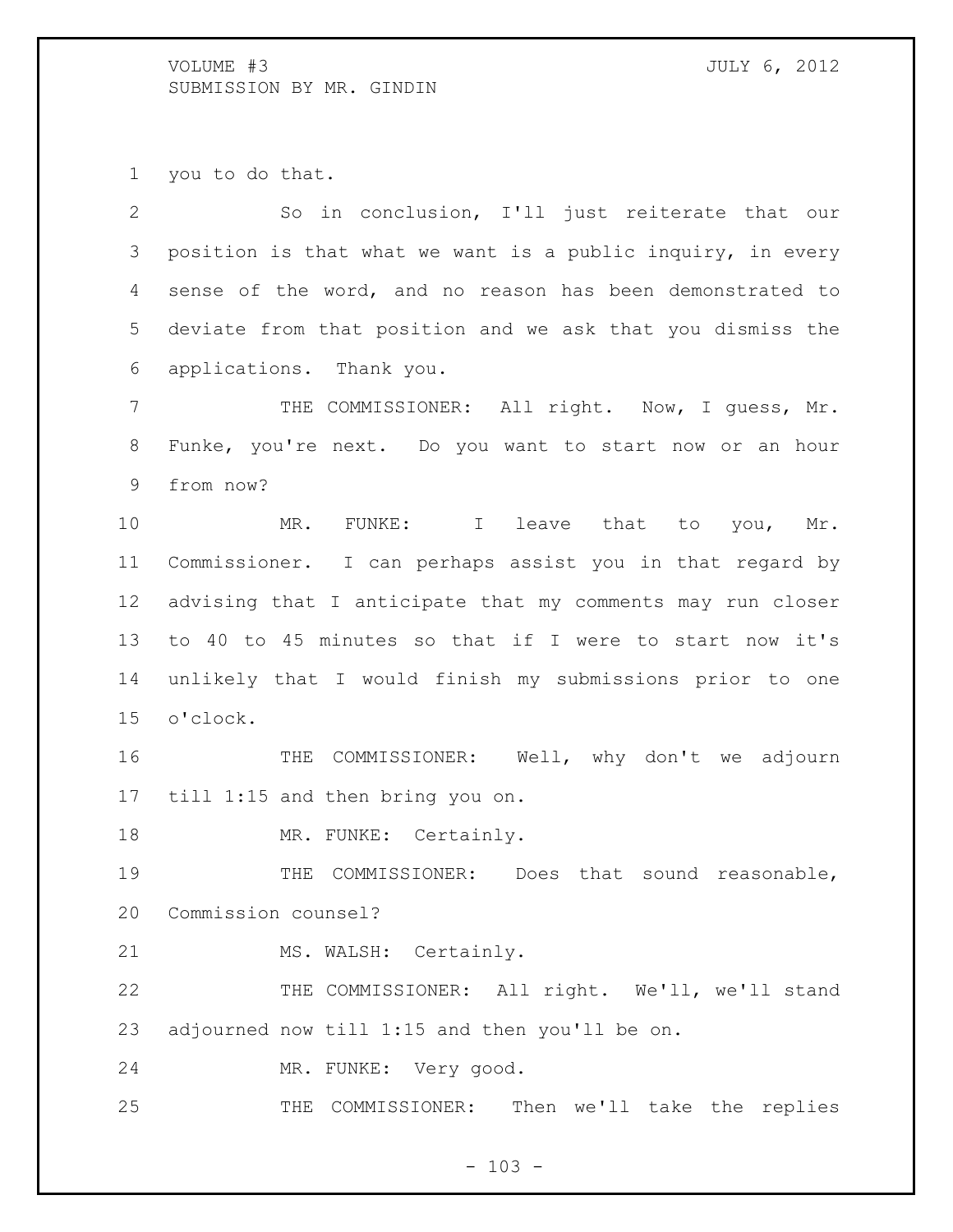you to do that.

So in conclusion, I'll just reiterate that our position is that what we want is a public inquiry, in every sense of the word, and no reason has been demonstrated to deviate from that position and we ask that you dismiss the applications. Thank you.

THE COMMISSIONER: All right. Now, I guess, Mr. Funke, you're next. Do you want to start now or an hour from now?

MR. FUNKE: I leave that to you, Mr. Commissioner. I can perhaps assist you in that regard by advising that I anticipate that my comments may run closer to 40 to 45 minutes so that if I were to start now it's unlikely that I would finish my submissions prior to one o'clock.

THE COMMISSIONER: Well, why don't we adjourn till 1:15 and then bring you on.

MR. FUNKE: Certainly.

THE COMMISSIONER: Does that sound reasonable, Commission counsel?

MS. WALSH: Certainly.

THE COMMISSIONER: All right. We'll, we'll stand adjourned now till 1:15 and then you'll be on.

MR. FUNKE: Very good.

THE COMMISSIONER: Then we'll take the replies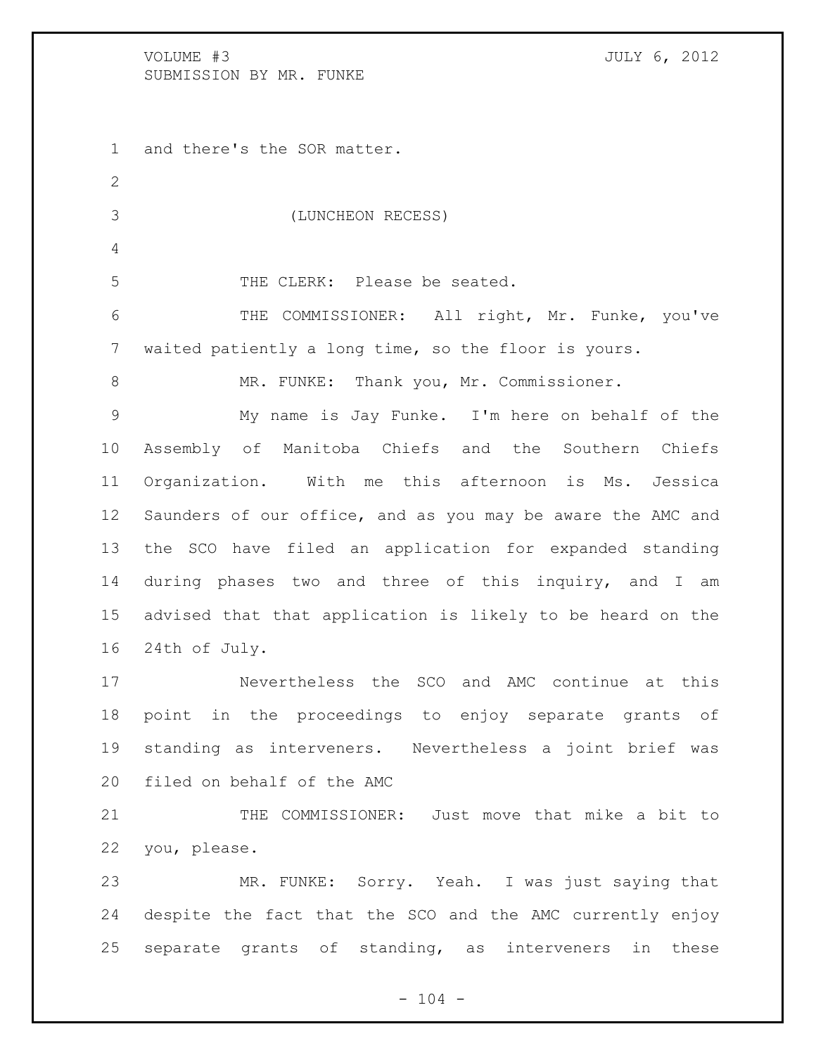and there's the SOR matter.

(LUNCHEON RECESS)

THE CLERK: Please be seated.

THE COMMISSIONER: All right, Mr. Funke, you've waited patiently a long time, so the floor is yours.

MR. FUNKE: Thank you, Mr. Commissioner.

My name is Jay Funke. I'm here on behalf of the Assembly of Manitoba Chiefs and the Southern Chiefs Organization. With me this afternoon is Ms. Jessica Saunders of our office, and as you may be aware the AMC and the SCO have filed an application for expanded standing during phases two and three of this inquiry, and I am advised that that application is likely to be heard on the 24th of July.

Nevertheless the SCO and AMC continue at this point in the proceedings to enjoy separate grants of standing as interveners. Nevertheless a joint brief was filed on behalf of the AMC

THE COMMISSIONER: Just move that mike a bit to you, please.

MR. FUNKE: Sorry. Yeah. I was just saying that despite the fact that the SCO and the AMC currently enjoy separate grants of standing, as interveners in these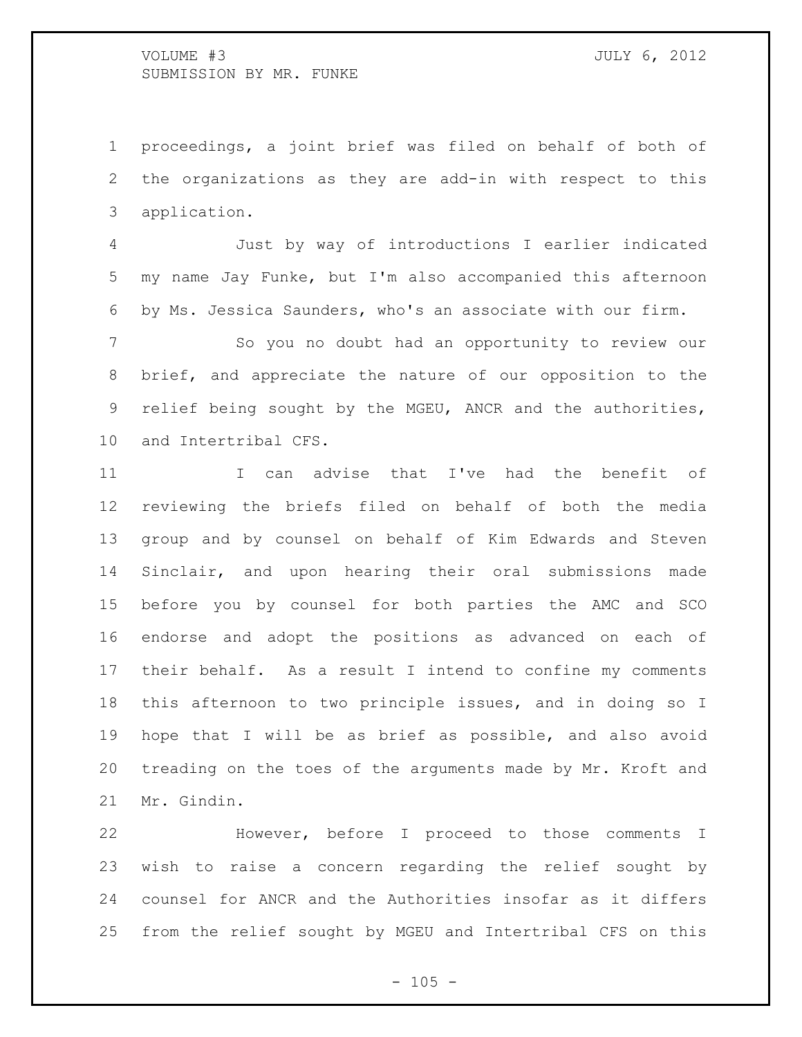proceedings, a joint brief was filed on behalf of both of the organizations as they are add-in with respect to this application.

Just by way of introductions I earlier indicated my name Jay Funke, but I'm also accompanied this afternoon by Ms. Jessica Saunders, who's an associate with our firm.

So you no doubt had an opportunity to review our brief, and appreciate the nature of our opposition to the relief being sought by the MGEU, ANCR and the authorities, and Intertribal CFS.

I can advise that I've had the benefit of reviewing the briefs filed on behalf of both the media group and by counsel on behalf of Kim Edwards and Steven Sinclair, and upon hearing their oral submissions made before you by counsel for both parties the AMC and SCO endorse and adopt the positions as advanced on each of their behalf. As a result I intend to confine my comments this afternoon to two principle issues, and in doing so I hope that I will be as brief as possible, and also avoid treading on the toes of the arguments made by Mr. Kroft and Mr. Gindin.

However, before I proceed to those comments I wish to raise a concern regarding the relief sought by counsel for ANCR and the Authorities insofar as it differs from the relief sought by MGEU and Intertribal CFS on this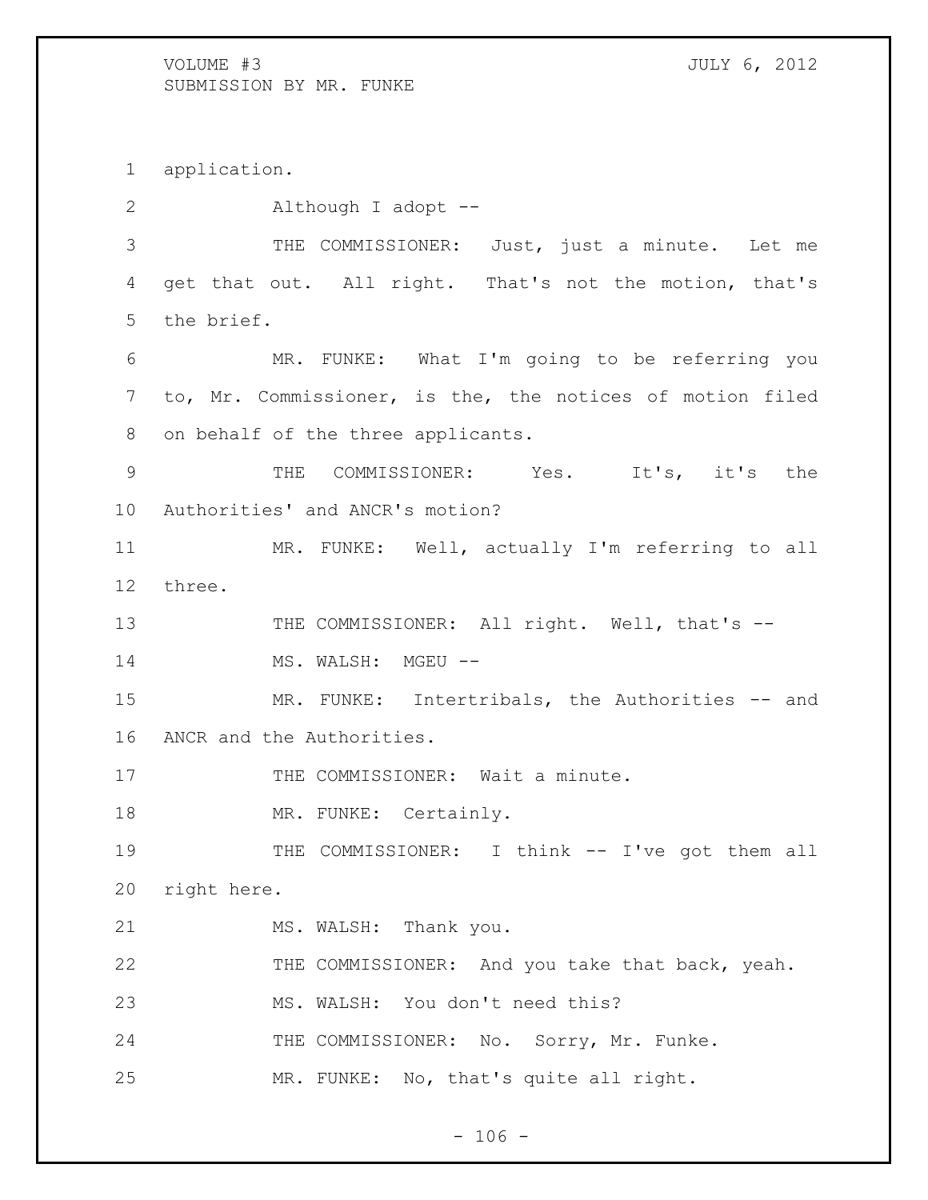application.

Although I adopt --

THE COMMISSIONER: Just, just a minute. Let me get that out. All right. That's not the motion, that's the brief.

MR. FUNKE: What I'm going to be referring you to, Mr. Commissioner, is the, the notices of motion filed on behalf of the three applicants.

THE COMMISSIONER: Yes. It's, it's the Authorities' and ANCR's motion?

MR. FUNKE: Well, actually I'm referring to all three.

THE COMMISSIONER: All right. Well, that's --

MS. WALSH: MGEU --

MR. FUNKE: Intertribals, the Authorities -- and ANCR and the Authorities.

THE COMMISSIONER: Wait a minute.

MR. FUNKE: Certainly.

THE COMMISSIONER: I think -- I've got them all right here.

MS. WALSH: Thank you.

THE COMMISSIONER: And you take that back, yeah.

MS. WALSH: You don't need this?

THE COMMISSIONER: No. Sorry, Mr. Funke.

MR. FUNKE: No, that's quite all right.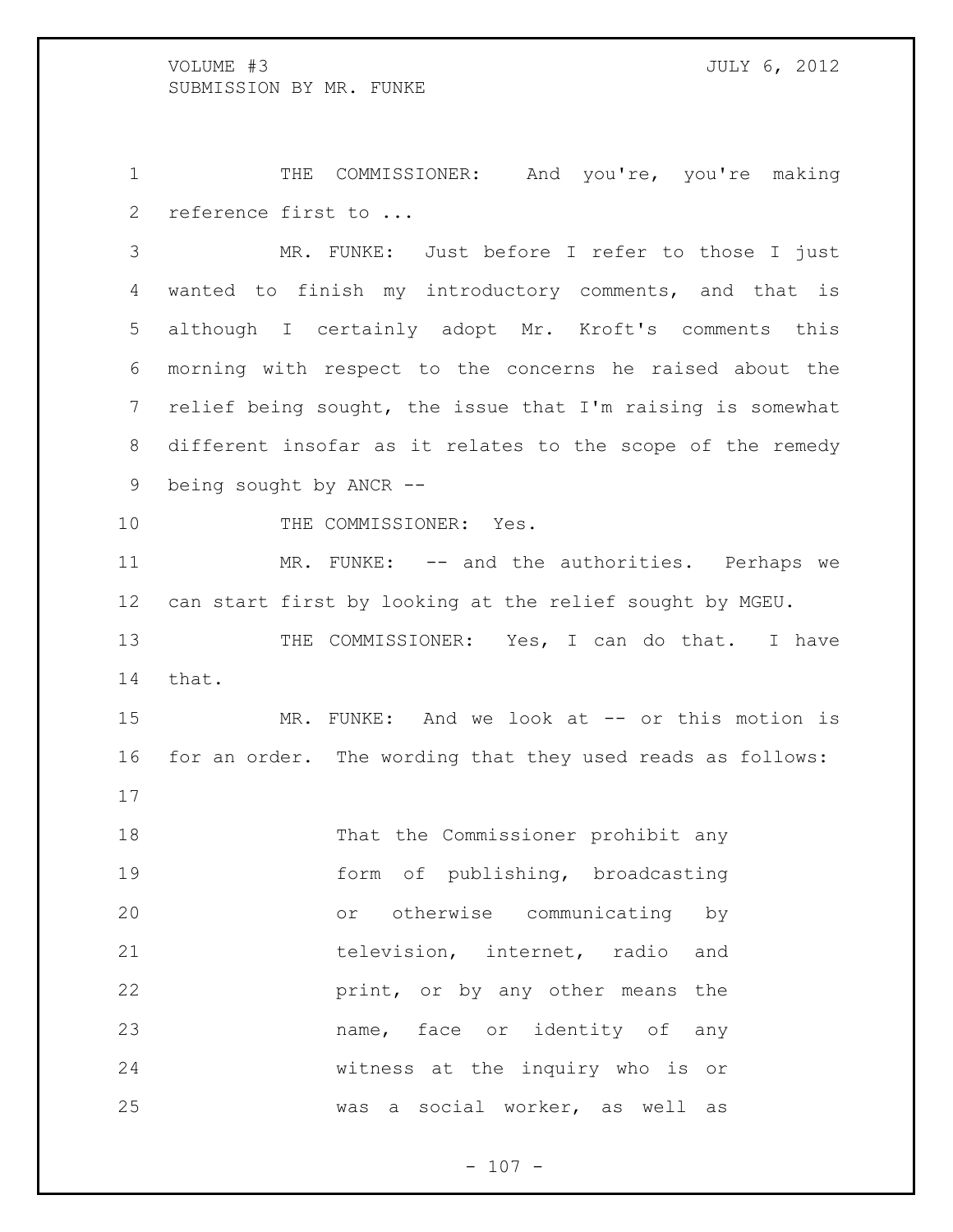THE COMMISSIONER: And you're, you're making reference first to ...

MR. FUNKE: Just before I refer to those I just wanted to finish my introductory comments, and that is although I certainly adopt Mr. Kroft's comments this morning with respect to the concerns he raised about the relief being sought, the issue that I'm raising is somewhat different insofar as it relates to the scope of the remedy being sought by ANCR --

THE COMMISSIONER: Yes.

MR. FUNKE: -- and the authorities. Perhaps we can start first by looking at the relief sought by MGEU.

THE COMMISSIONER: Yes, I can do that. I have that.

MR. FUNKE: And we look at -- or this motion is for an order. The wording that they used reads as follows:

> That the Commissioner prohibit any form of publishing, broadcasting or otherwise communicating by television, internet, radio and print, or by any other means the name, face or identity of any witness at the inquiry who is or was a social worker, as well as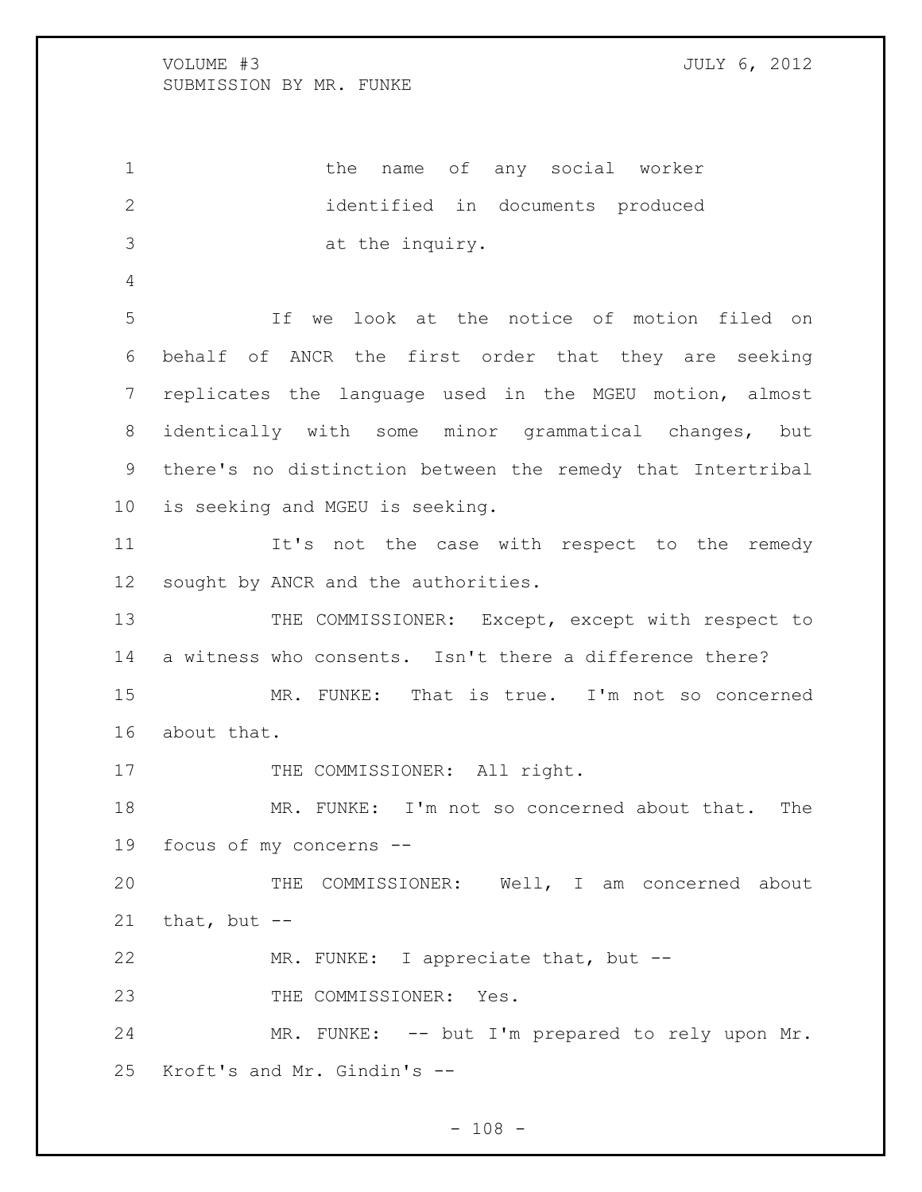the name of any social worker identified in documents produced at the inquiry.

If we look at the notice of motion filed on behalf of ANCR the first order that they are seeking replicates the language used in the MGEU motion, almost identically with some minor grammatical changes, but there's no distinction between the remedy that Intertribal is seeking and MGEU is seeking.

It's not the case with respect to the remedy sought by ANCR and the authorities.

THE COMMISSIONER: Except, except with respect to a witness who consents. Isn't there a difference there?

MR. FUNKE: That is true. I'm not so concerned about that.

THE COMMISSIONER: All right.

MR. FUNKE: I'm not so concerned about that. The focus of my concerns --

THE COMMISSIONER: Well, I am concerned about that, but --

MR. FUNKE: I appreciate that, but --

THE COMMISSIONER: Yes.

MR. FUNKE: -- but I'm prepared to rely upon Mr. Kroft's and Mr. Gindin's --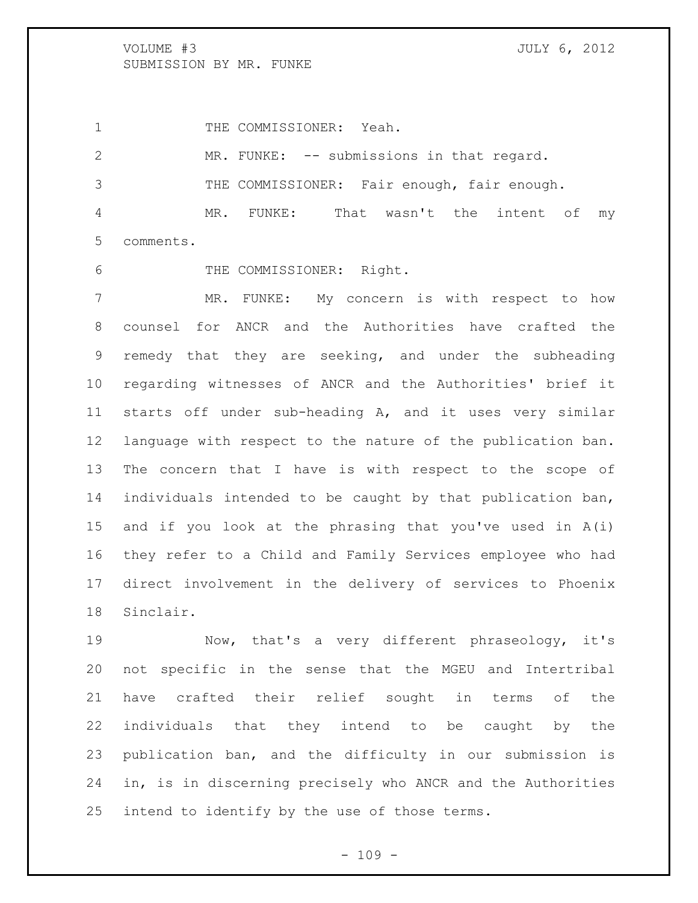THE COMMISSIONER: Yeah.

MR. FUNKE: -- submissions in that regard.

THE COMMISSIONER: Fair enough, fair enough.

MR. FUNKE: That wasn't the intent of my comments.

THE COMMISSIONER: Right.

MR. FUNKE: My concern is with respect to how counsel for ANCR and the Authorities have crafted the remedy that they are seeking, and under the subheading regarding witnesses of ANCR and the Authorities' brief it starts off under sub-heading A, and it uses very similar language with respect to the nature of the publication ban. The concern that I have is with respect to the scope of individuals intended to be caught by that publication ban, and if you look at the phrasing that you've used in A(i) they refer to a Child and Family Services employee who had direct involvement in the delivery of services to Phoenix Sinclair.

Now, that's a very different phraseology, it's not specific in the sense that the MGEU and Intertribal have crafted their relief sought in terms of the individuals that they intend to be caught by the publication ban, and the difficulty in our submission is in, is in discerning precisely who ANCR and the Authorities intend to identify by the use of those terms.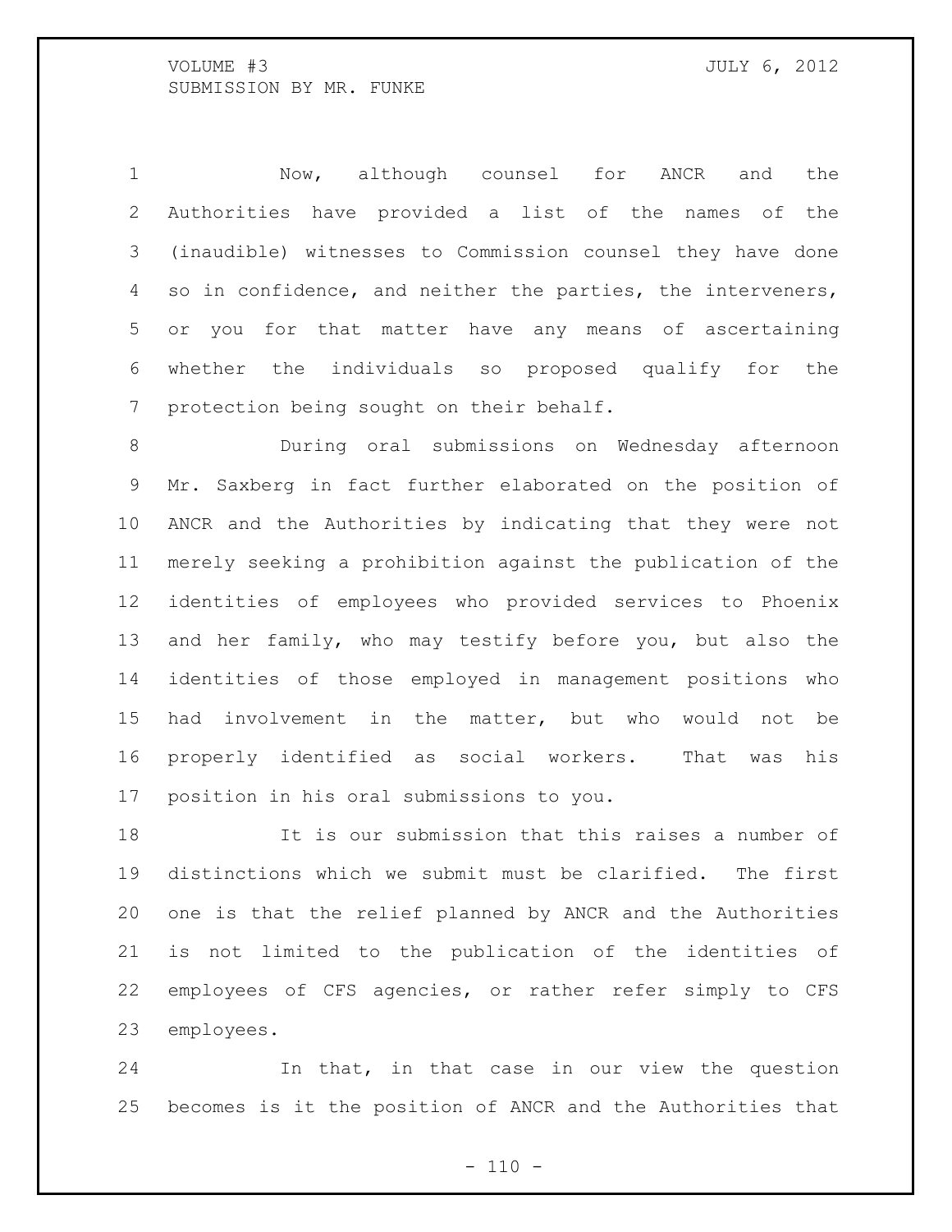Now, although counsel for ANCR and the Authorities have provided a list of the names of the (inaudible) witnesses to Commission counsel they have done so in confidence, and neither the parties, the interveners, or you for that matter have any means of ascertaining whether the individuals so proposed qualify for the protection being sought on their behalf.

During oral submissions on Wednesday afternoon Mr. Saxberg in fact further elaborated on the position of ANCR and the Authorities by indicating that they were not merely seeking a prohibition against the publication of the identities of employees who provided services to Phoenix and her family, who may testify before you, but also the identities of those employed in management positions who had involvement in the matter, but who would not be properly identified as social workers. That was his position in his oral submissions to you.

It is our submission that this raises a number of distinctions which we submit must be clarified. The first one is that the relief planned by ANCR and the Authorities is not limited to the publication of the identities of employees of CFS agencies, or rather refer simply to CFS employees.

In that, in that case in our view the question becomes is it the position of ANCR and the Authorities that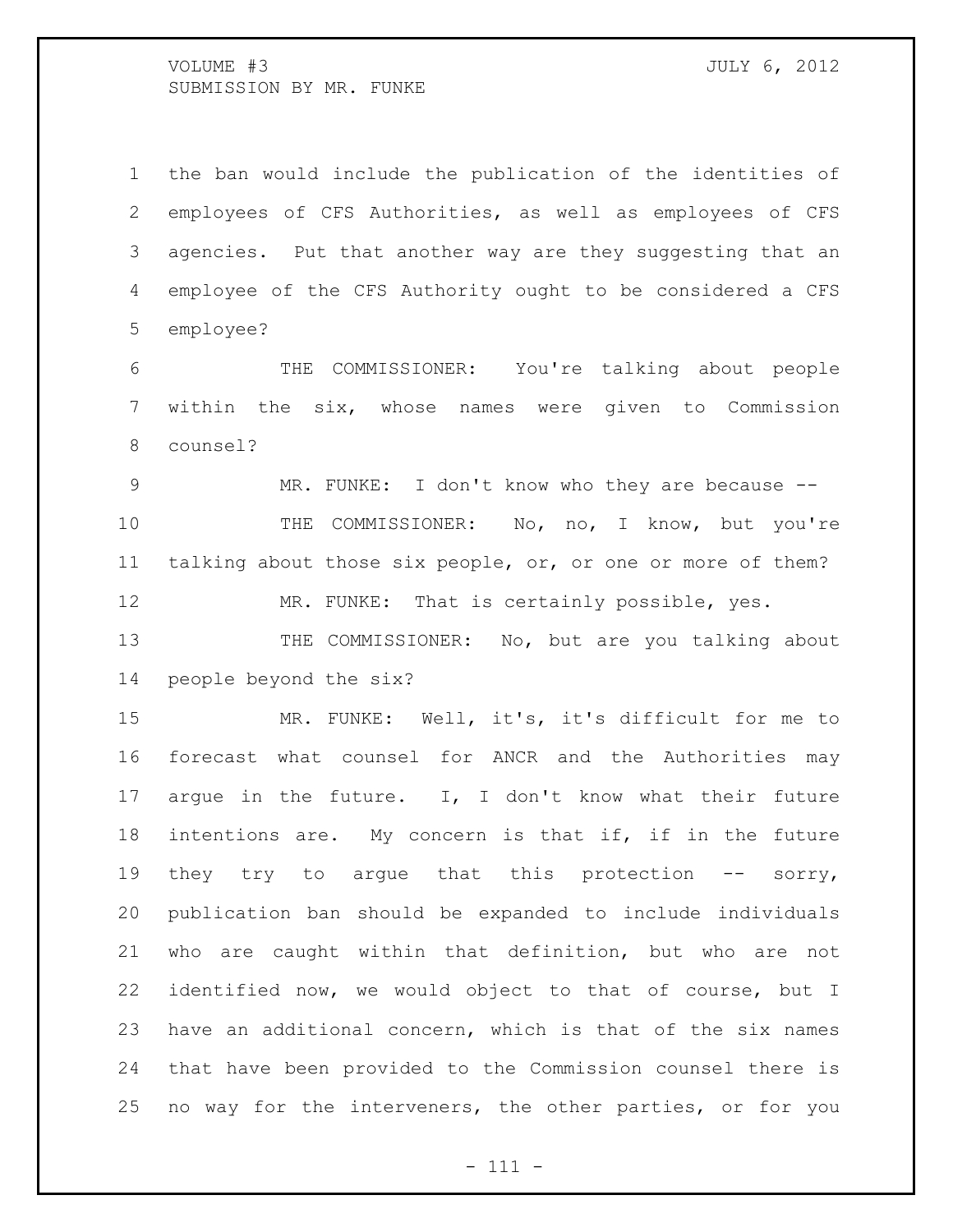the ban would include the publication of the identities of employees of CFS Authorities, as well as employees of CFS agencies. Put that another way are they suggesting that an employee of the CFS Authority ought to be considered a CFS employee?

THE COMMISSIONER: You're talking about people within the six, whose names were given to Commission counsel?

MR. FUNKE: I don't know who they are because --

THE COMMISSIONER: No, no, I know, but you're talking about those six people, or, or one or more of them?

MR. FUNKE: That is certainly possible, yes.

THE COMMISSIONER: No, but are you talking about people beyond the six?

MR. FUNKE: Well, it's, it's difficult for me to forecast what counsel for ANCR and the Authorities may argue in the future. I, I don't know what their future intentions are. My concern is that if, if in the future they try to argue that this protection -- sorry, publication ban should be expanded to include individuals who are caught within that definition, but who are not identified now, we would object to that of course, but I have an additional concern, which is that of the six names that have been provided to the Commission counsel there is no way for the interveners, the other parties, or for you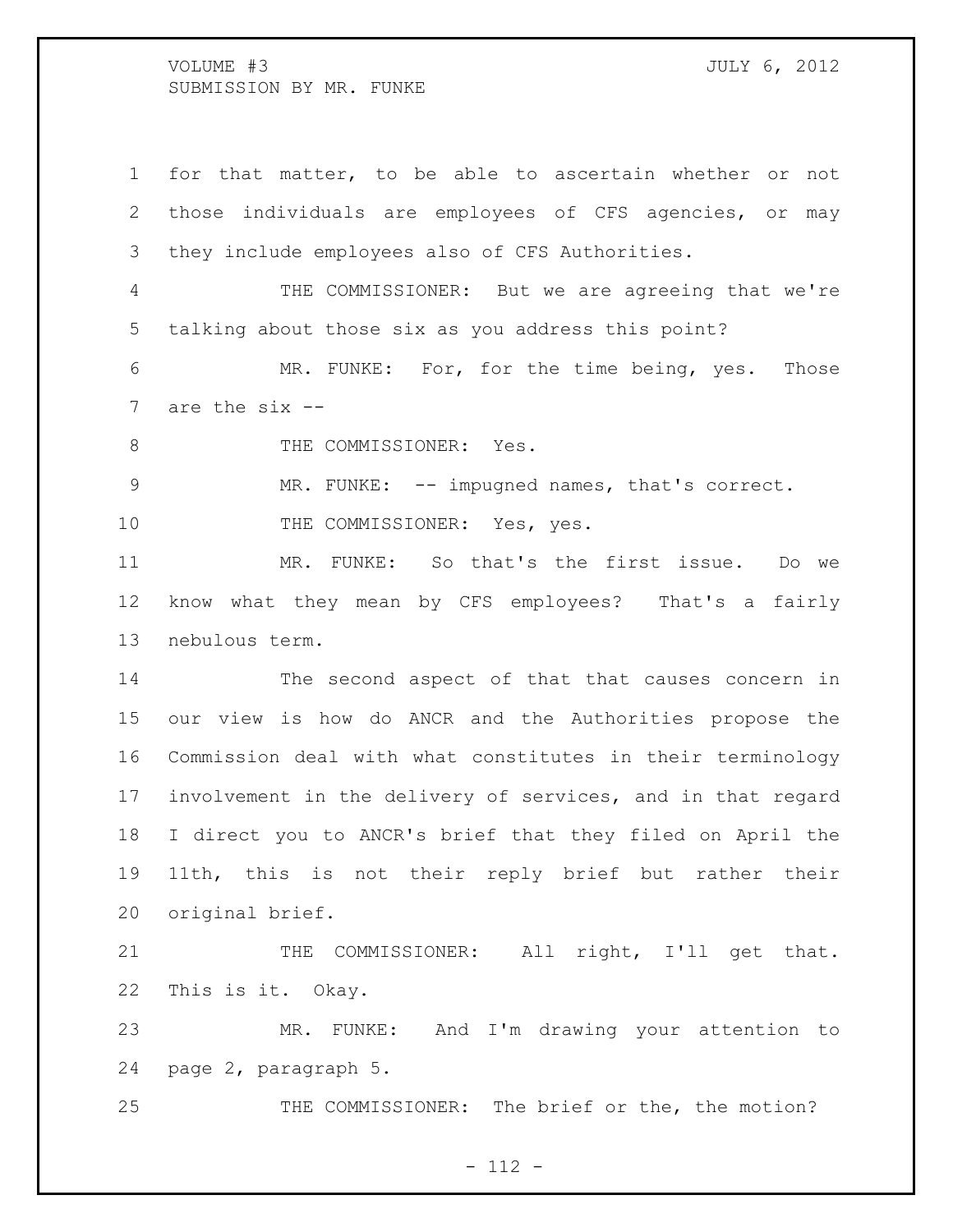for that matter, to be able to ascertain whether or not those individuals are employees of CFS agencies, or may they include employees also of CFS Authorities.

THE COMMISSIONER: But we are agreeing that we're talking about those six as you address this point?

MR. FUNKE: For, for the time being, yes. Those are the six --

THE COMMISSIONER: Yes.

MR. FUNKE: -- impugned names, that's correct.

THE COMMISSIONER: Yes, yes.

MR. FUNKE: So that's the first issue. Do we know what they mean by CFS employees? That's a fairly nebulous term.

The second aspect of that that causes concern in our view is how do ANCR and the Authorities propose the Commission deal with what constitutes in their terminology involvement in the delivery of services, and in that regard I direct you to ANCR's brief that they filed on April the 11th, this is not their reply brief but rather their original brief.

THE COMMISSIONER: All right, I'll get that. This is it. Okay.

MR. FUNKE: And I'm drawing your attention to page 2, paragraph 5.

THE COMMISSIONER: The brief or the, the motion?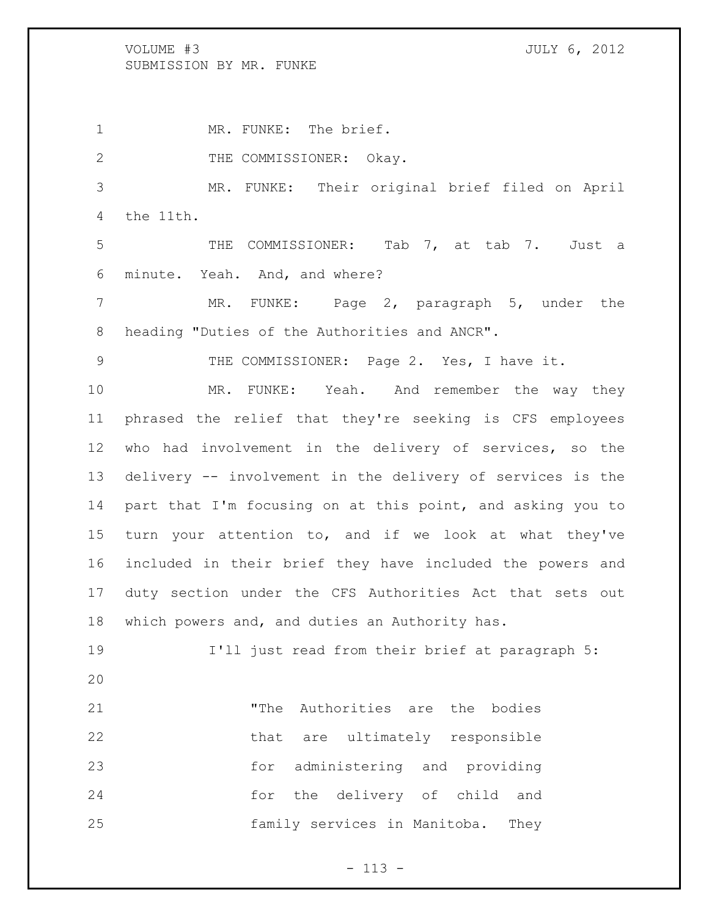MR. FUNKE: The brief.

THE COMMISSIONER: Okay.

MR. FUNKE: Their original brief filed on April the 11th.

THE COMMISSIONER: Tab 7, at tab 7. Just a minute. Yeah. And, and where?

MR. FUNKE: Page 2, paragraph 5, under the heading "Duties of the Authorities and ANCR".

THE COMMISSIONER: Page 2. Yes, I have it.

MR. FUNKE: Yeah. And remember the way they phrased the relief that they're seeking is CFS employees who had involvement in the delivery of services, so the delivery -- involvement in the delivery of services is the part that I'm focusing on at this point, and asking you to turn your attention to, and if we look at what they've included in their brief they have included the powers and duty section under the CFS Authorities Act that sets out which powers and, and duties an Authority has.

I'll just read from their brief at paragraph 5:

> "The Authorities are the bodies that are ultimately responsible for administering and providing for the delivery of child and family services in Manitoba. They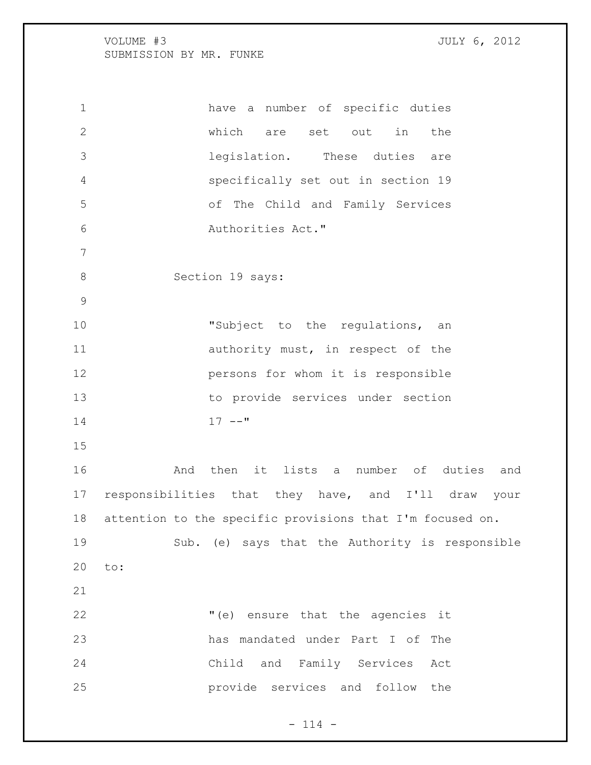> have a number of specific duties which are set out in the legislation. These duties are specifically set out in section 19 of The Child and Family Services Authorities Act."

Section 19 says:

> "Subject to the regulations, an authority must, in respect of the persons for whom it is responsible to provide services under section 17 --"

And then it lists a number of duties and responsibilities that they have, and I'll draw your attention to the specific provisions that I'm focused on.

Sub. (e) says that the Authority is responsible to:

> "(e) ensure that the agencies it has mandated under Part I of The Child and Family Services Act provide services and follow the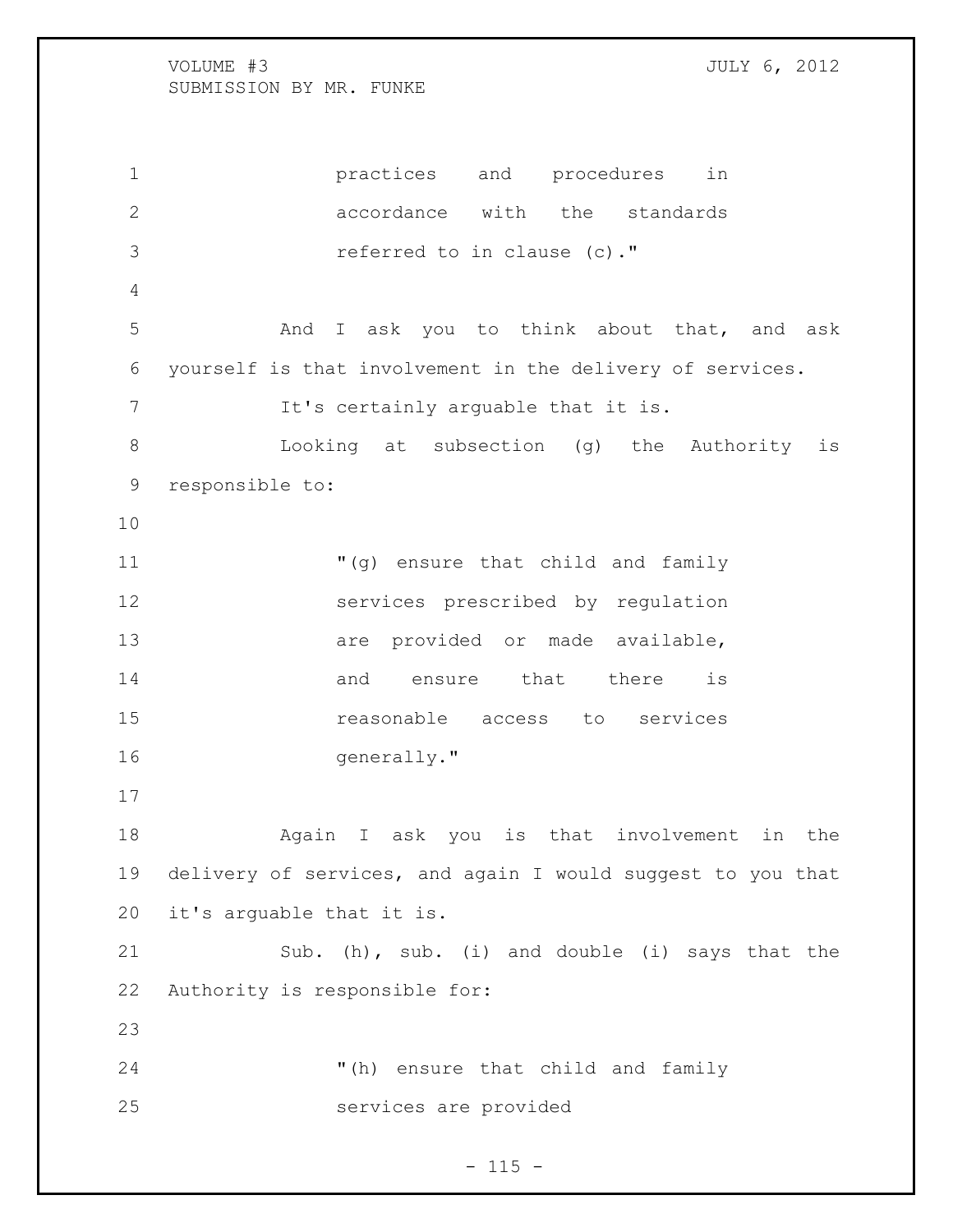practices and procedures in accordance with the standards referred to in clause (c)."

And I ask you to think about that, and ask yourself is that involvement in the delivery of services.

It's certainly arguable that it is.

Looking at subsection (g) the Authority is responsible to:

> "(g) ensure that child and family services prescribed by regulation are provided or made available, and ensure that there is reasonable access to services generally."

Again I ask you is that involvement in the delivery of services, and again I would suggest to you that it's arguable that it is.

Sub. (h), sub. (i) and double (i) says that the Authority is responsible for:

> "(h) ensure that child and family services are provided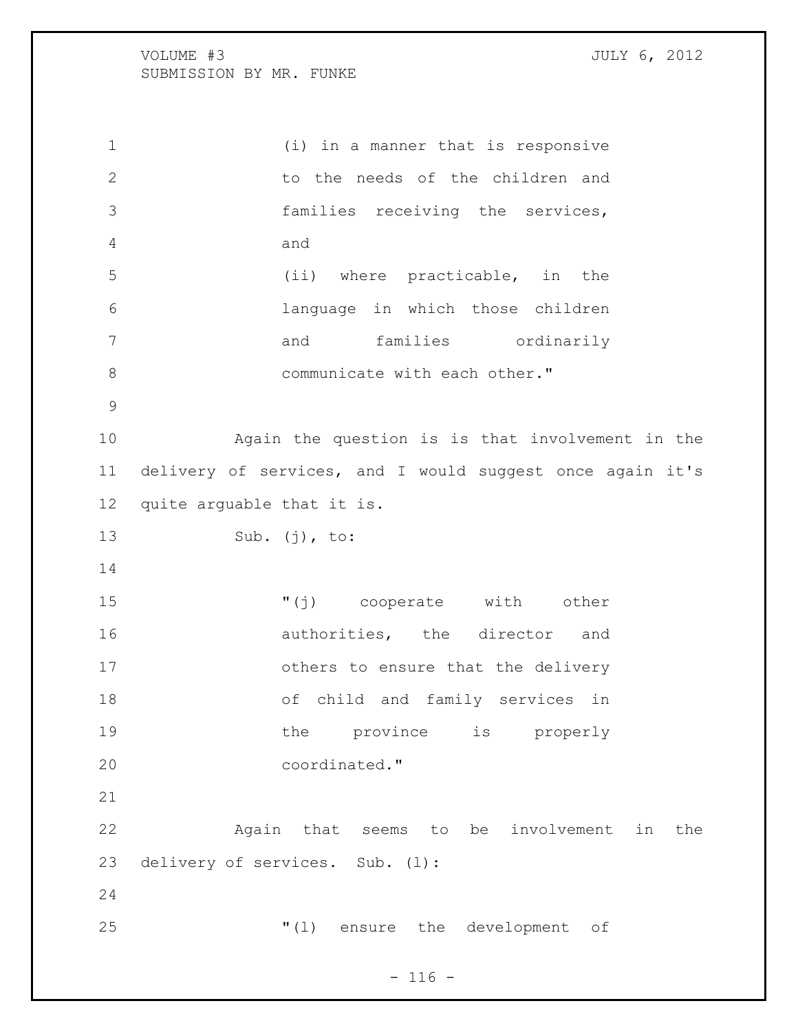(i) in a manner that is responsive to the needs of the children and families receiving the services, and

(ii) where practicable, in the language in which those children and families ordinarily communicate with each other."

Again the question is is that involvement in the delivery of services, and I would suggest once again it's quite arguable that it is.

Sub. (j), to:

"(j) cooperate with other authorities, the director and others to ensure that the delivery of child and family services in the province is properly coordinated."

Again that seems to be involvement in the delivery of services. Sub. (l):

"(l) ensure the development of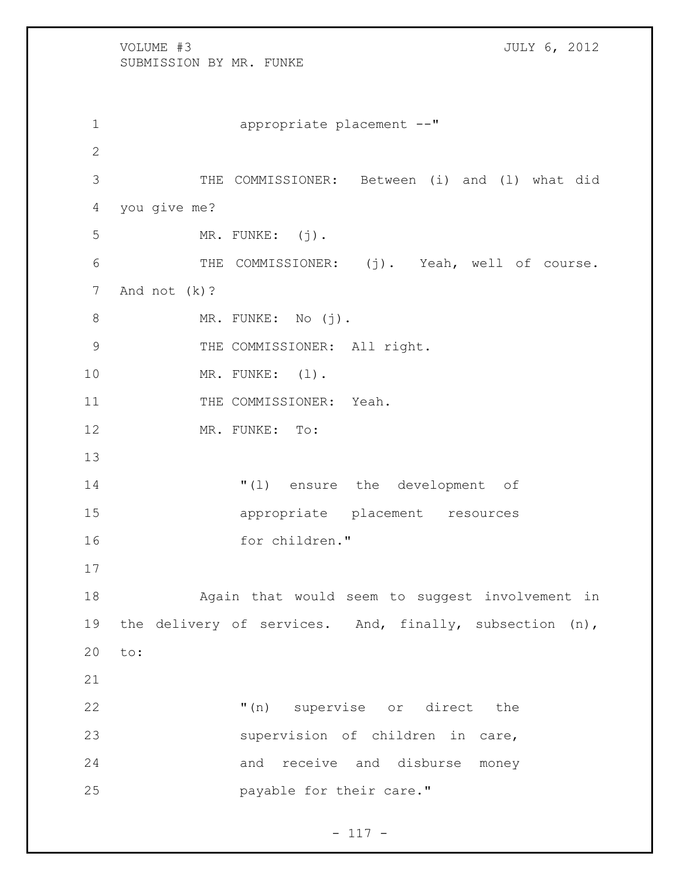appropriate placement --"

THE COMMISSIONER: Between (i) and (l) what did you give me?

MR. FUNKE: (j).

THE COMMISSIONER: (j). Yeah, well of course. And not (k)?

MR. FUNKE: No (j).

THE COMMISSIONER: All right.

MR. FUNKE: (l).

THE COMMISSIONER: Yeah.

MR. FUNKE: To:

> "(l) ensure the development of appropriate placement resources for children."

Again that would seem to suggest involvement in the delivery of services. And, finally, subsection (n), to:

> "(n) supervise or direct the supervision of children in care, and receive and disburse money payable for their care."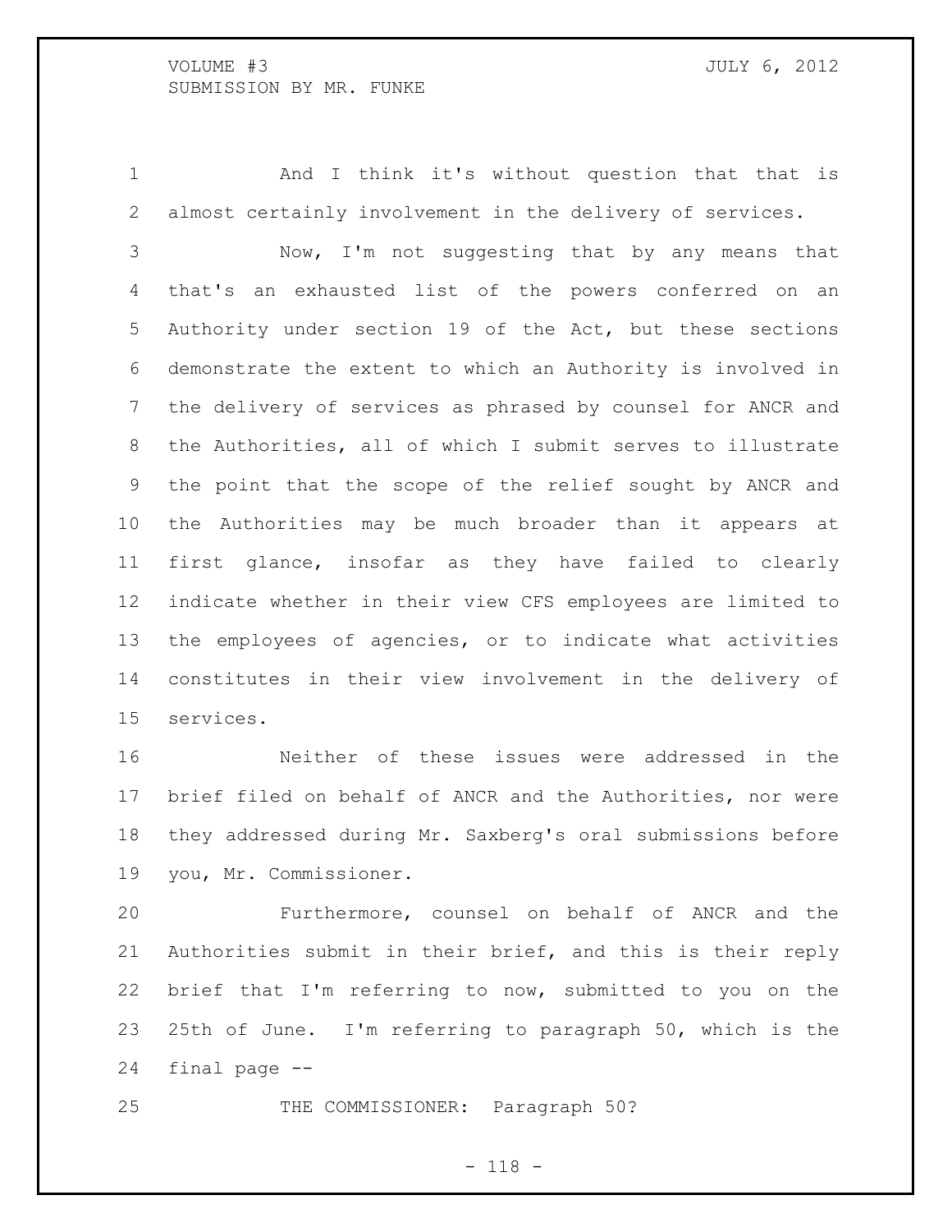And I think it's without question that that is almost certainly involvement in the delivery of services.

Now, I'm not suggesting that by any means that that's an exhausted list of the powers conferred on an Authority under section 19 of the Act, but these sections demonstrate the extent to which an Authority is involved in the delivery of services as phrased by counsel for ANCR and the Authorities, all of which I submit serves to illustrate the point that the scope of the relief sought by ANCR and the Authorities may be much broader than it appears at first glance, insofar as they have failed to clearly indicate whether in their view CFS employees are limited to the employees of agencies, or to indicate what activities constitutes in their view involvement in the delivery of services.

Neither of these issues were addressed in the brief filed on behalf of ANCR and the Authorities, nor were they addressed during Mr. Saxberg's oral submissions before you, Mr. Commissioner.

Furthermore, counsel on behalf of ANCR and the Authorities submit in their brief, and this is their reply brief that I'm referring to now, submitted to you on the 25th of June. I'm referring to paragraph 50, which is the final page --

THE COMMISSIONER: Paragraph 50?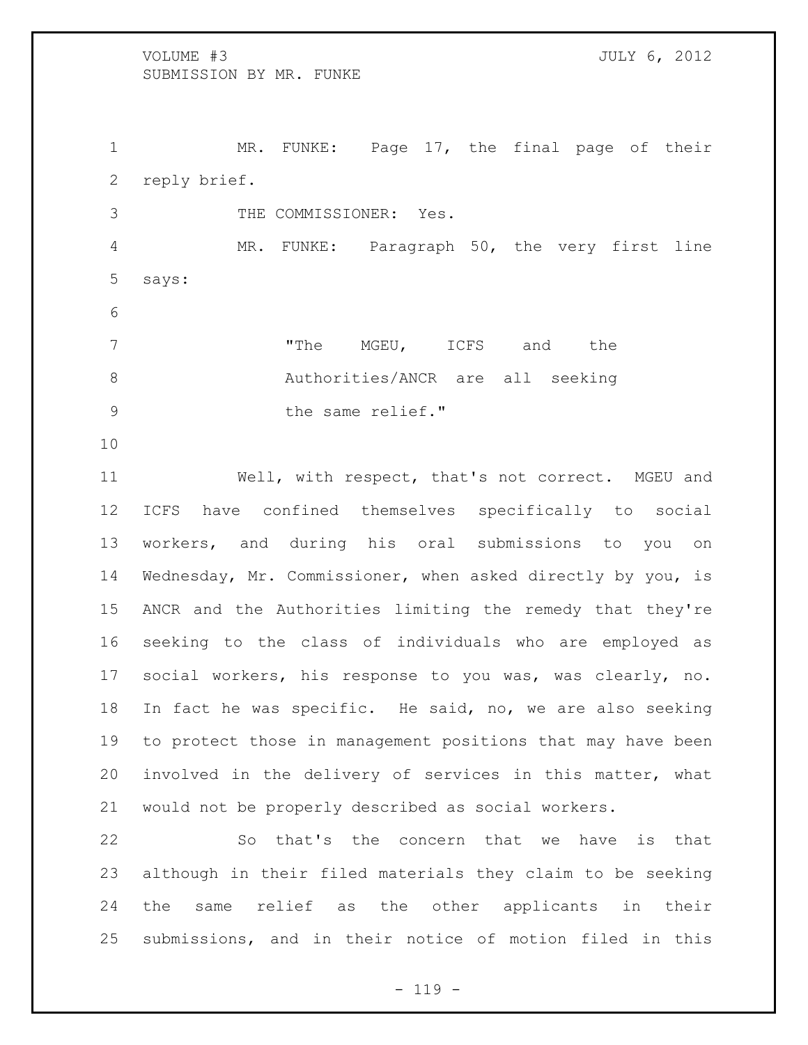MR. FUNKE: Page 17, the final page of their reply brief.

THE COMMISSIONER: Yes.

MR. FUNKE: Paragraph 50, the very first line says:

> "The MGEU, ICFS and the Authorities/ANCR are all seeking the same relief."

Well, with respect, that's not correct. MGEU and ICFS have confined themselves specifically to social workers, and during his oral submissions to you on Wednesday, Mr. Commissioner, when asked directly by you, is ANCR and the Authorities limiting the remedy that they're seeking to the class of individuals who are employed as social workers, his response to you was, was clearly, no. In fact he was specific. He said, no, we are also seeking to protect those in management positions that may have been involved in the delivery of services in this matter, what would not be properly described as social workers.

So that's the concern that we have is that although in their filed materials they claim to be seeking the same relief as the other applicants in their submissions, and in their notice of motion filed in this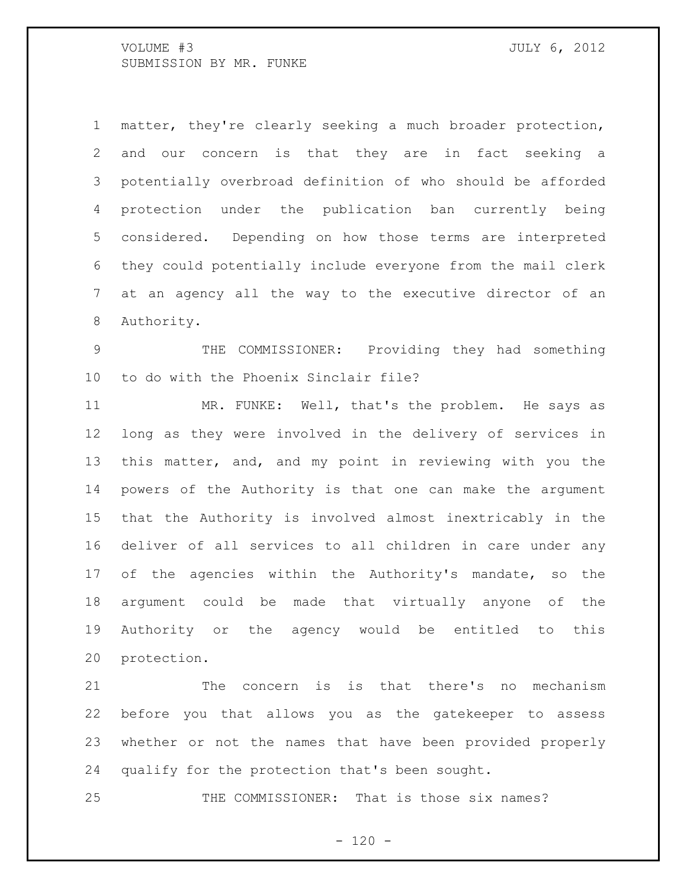matter, they're clearly seeking a much broader protection, and our concern is that they are in fact seeking a potentially overbroad definition of who should be afforded protection under the publication ban currently being considered. Depending on how those terms are interpreted they could potentially include everyone from the mail clerk at an agency all the way to the executive director of an Authority.

THE COMMISSIONER: Providing they had something to do with the Phoenix Sinclair file?

MR. FUNKE: Well, that's the problem. He says as long as they were involved in the delivery of services in this matter, and, and my point in reviewing with you the powers of the Authority is that one can make the argument that the Authority is involved almost inextricably in the deliver of all services to all children in care under any of the agencies within the Authority's mandate, so the argument could be made that virtually anyone of the Authority or the agency would be entitled to this protection.

The concern is is that there's no mechanism before you that allows you as the gatekeeper to assess whether or not the names that have been provided properly qualify for the protection that's been sought.

THE COMMISSIONER: That is those six names?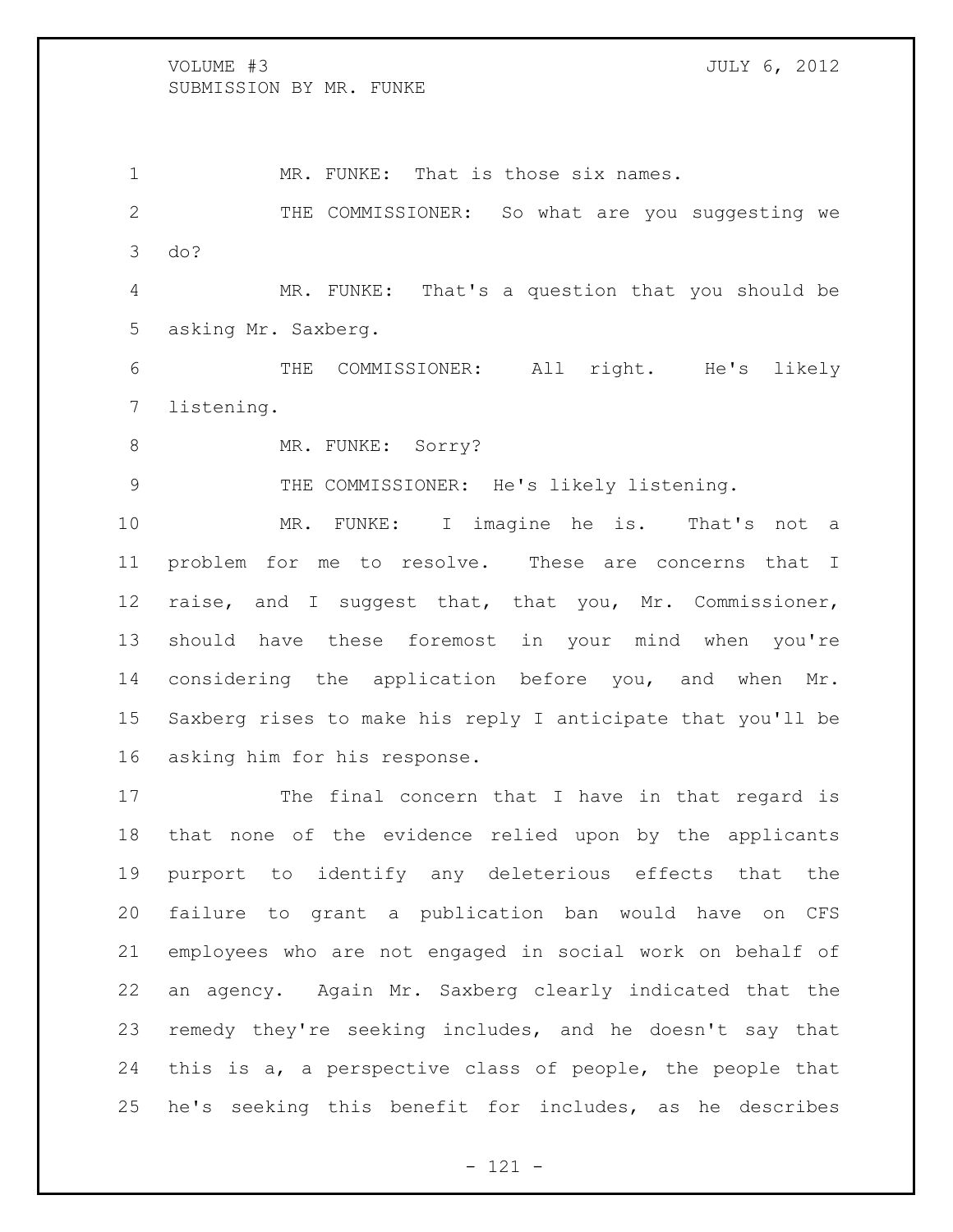MR. FUNKE: That is those six names.

THE COMMISSIONER: So what are you suggesting we do?

MR. FUNKE: That's a question that you should be asking Mr. Saxberg.

THE COMMISSIONER: All right. He's likely listening.

MR. FUNKE: Sorry?

THE COMMISSIONER: He's likely listening.

MR. FUNKE: I imagine he is. That's not a problem for me to resolve. These are concerns that I raise, and I suggest that, that you, Mr. Commissioner, should have these foremost in your mind when you're considering the application before you, and when Mr. Saxberg rises to make his reply I anticipate that you'll be asking him for his response.

The final concern that I have in that regard is that none of the evidence relied upon by the applicants purport to identify any deleterious effects that the failure to grant a publication ban would have on CFS employees who are not engaged in social work on behalf of an agency. Again Mr. Saxberg clearly indicated that the remedy they're seeking includes, and he doesn't say that this is a, a perspective class of people, the people that he's seeking this benefit for includes, as he describes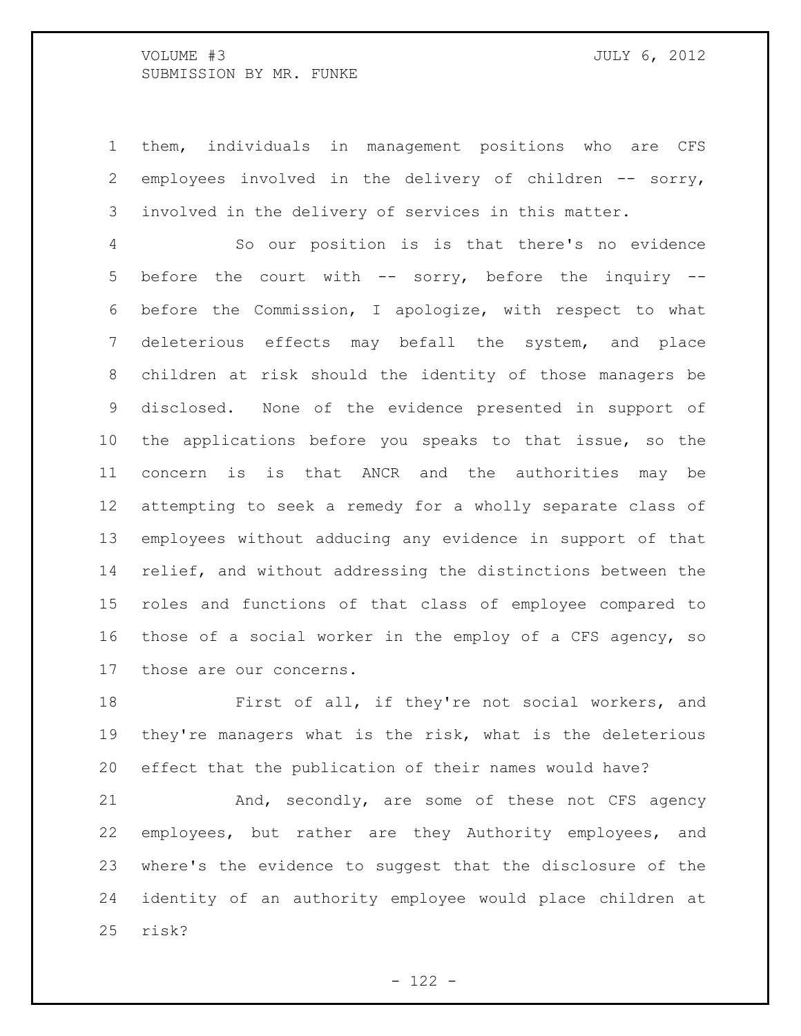them, individuals in management positions who are CFS employees involved in the delivery of children -- sorry, involved in the delivery of services in this matter.

So our position is is that there's no evidence before the court with -- sorry, before the inquiry -- before the Commission, I apologize, with respect to what deleterious effects may befall the system, and place children at risk should the identity of those managers be disclosed. None of the evidence presented in support of the applications before you speaks to that issue, so the concern is is that ANCR and the authorities may be attempting to seek a remedy for a wholly separate class of employees without adducing any evidence in support of that relief, and without addressing the distinctions between the roles and functions of that class of employee compared to those of a social worker in the employ of a CFS agency, so those are our concerns.

First of all, if they're not social workers, and they're managers what is the risk, what is the deleterious effect that the publication of their names would have?

And, secondly, are some of these not CFS agency employees, but rather are they Authority employees, and where's the evidence to suggest that the disclosure of the identity of an authority employee would place children at risk?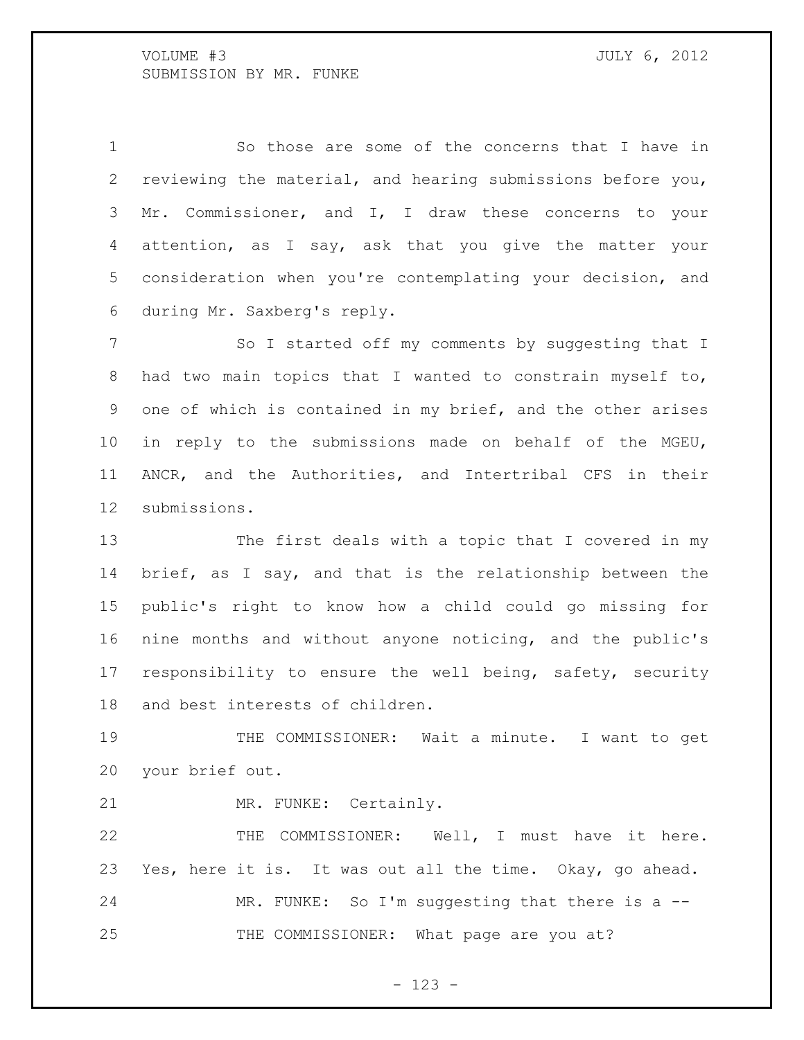So those are some of the concerns that I have in reviewing the material, and hearing submissions before you, Mr. Commissioner, and I, I draw these concerns to your attention, as I say, ask that you give the matter your consideration when you're contemplating your decision, and during Mr. Saxberg's reply.

So I started off my comments by suggesting that I had two main topics that I wanted to constrain myself to, one of which is contained in my brief, and the other arises in reply to the submissions made on behalf of the MGEU, ANCR, and the Authorities, and Intertribal CFS in their submissions.

The first deals with a topic that I covered in my brief, as I say, and that is the relationship between the public's right to know how a child could go missing for nine months and without anyone noticing, and the public's responsibility to ensure the well being, safety, security and best interests of children.

THE COMMISSIONER: Wait a minute. I want to get your brief out.

MR. FUNKE: Certainly.

THE COMMISSIONER: Well, I must have it here. Yes, here it is. It was out all the time. Okay, go ahead.

MR. FUNKE: So I'm suggesting that there is a --

THE COMMISSIONER: What page are you at?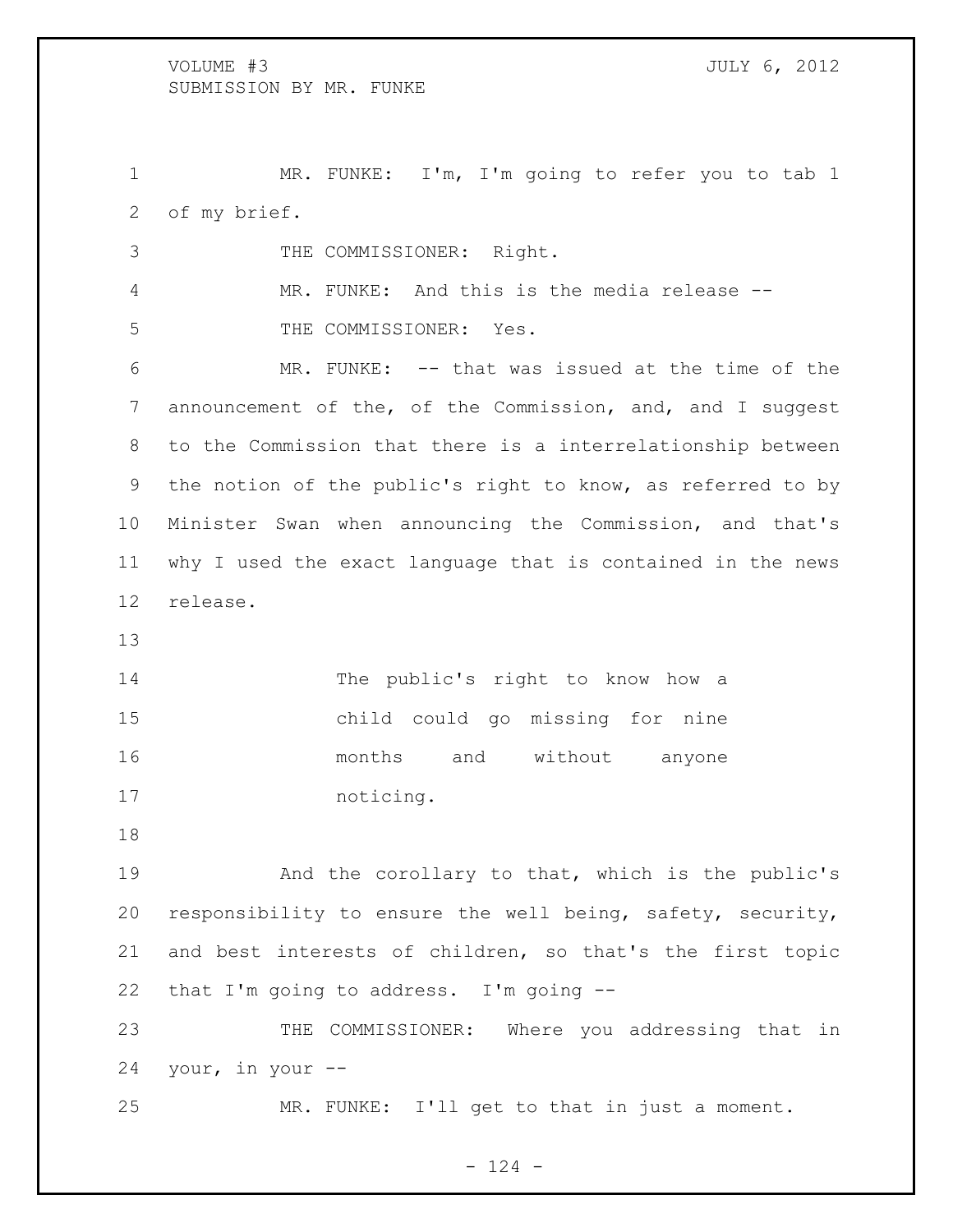MR. FUNKE: I'm, I'm going to refer you to tab 1 of my brief.

THE COMMISSIONER: Right.

MR. FUNKE: And this is the media release --

THE COMMISSIONER: Yes.

MR. FUNKE: -- that was issued at the time of the announcement of the, of the Commission, and, and I suggest to the Commission that there is a interrelationship between the notion of the public's right to know, as referred to by Minister Swan when announcing the Commission, and that's why I used the exact language that is contained in the news release.

> The public's right to know how a child could go missing for nine months and without anyone noticing.

And the corollary to that, which is the public's responsibility to ensure the well being, safety, security, and best interests of children, so that's the first topic that I'm going to address. I'm going --

THE COMMISSIONER: Where you addressing that in your, in your --

MR. FUNKE: I'll get to that in just a moment.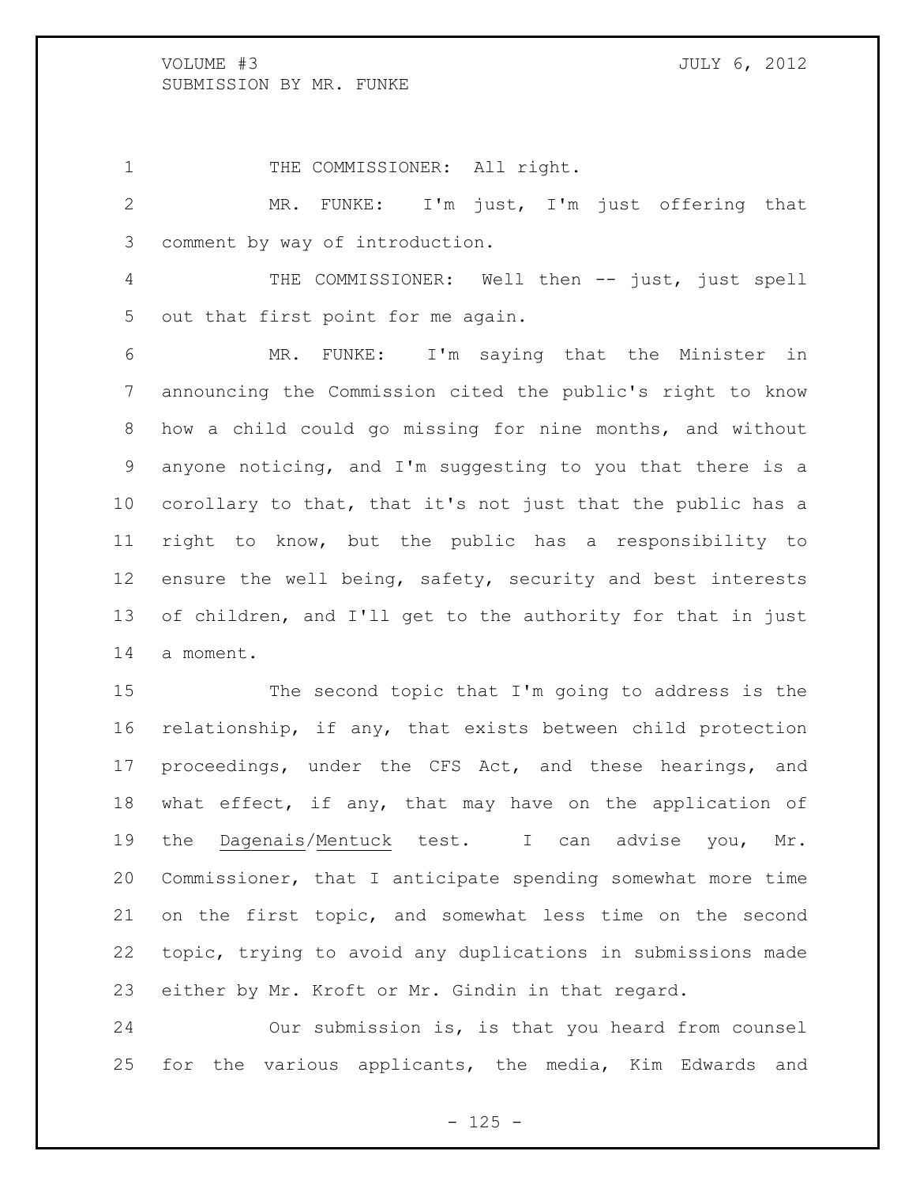THE COMMISSIONER: All right.

MR. FUNKE: I'm just, I'm just offering that comment by way of introduction.

THE COMMISSIONER: Well then -- just, just spell out that first point for me again.

MR. FUNKE: I'm saying that the Minister in announcing the Commission cited the public's right to know how a child could go missing for nine months, and without anyone noticing, and I'm suggesting to you that there is a corollary to that, that it's not just that the public has a right to know, but the public has a responsibility to ensure the well being, safety, security and best interests of children, and I'll get to the authority for that in just a moment.

The second topic that I'm going to address is the relationship, if any, that exists between child protection proceedings, under the CFS Act, and these hearings, and what effect, if any, that may have on the application of the Dagenais/Mentuck test. I can advise you, Mr. Commissioner, that I anticipate spending somewhat more time on the first topic, and somewhat less time on the second topic, trying to avoid any duplications in submissions made either by Mr. Kroft or Mr. Gindin in that regard.

Our submission is, is that you heard from counsel for the various applicants, the media, Kim Edwards and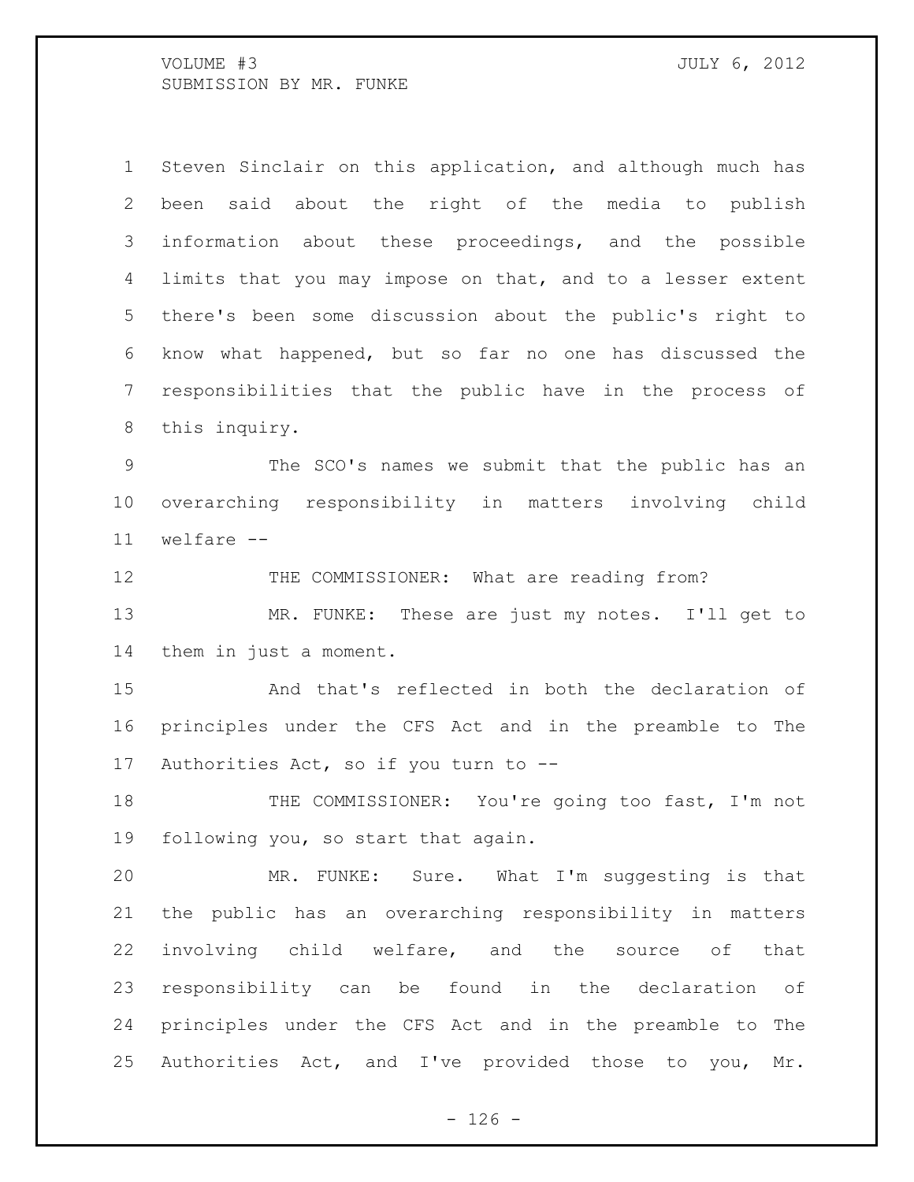Steven Sinclair on this application, and although much has been said about the right of the media to publish information about these proceedings, and the possible limits that you may impose on that, and to a lesser extent there's been some discussion about the public's right to know what happened, but so far no one has discussed the responsibilities that the public have in the process of this inquiry.

The SCO's names we submit that the public has an overarching responsibility in matters involving child welfare --

THE COMMISSIONER: What are reading from?

MR. FUNKE: These are just my notes. I'll get to them in just a moment.

And that's reflected in both the declaration of principles under the CFS Act and in the preamble to The Authorities Act, so if you turn to --

THE COMMISSIONER: You're going too fast, I'm not following you, so start that again.

MR. FUNKE: Sure. What I'm suggesting is that the public has an overarching responsibility in matters involving child welfare, and the source of that responsibility can be found in the declaration of principles under the CFS Act and in the preamble to The Authorities Act, and I've provided those to you, Mr.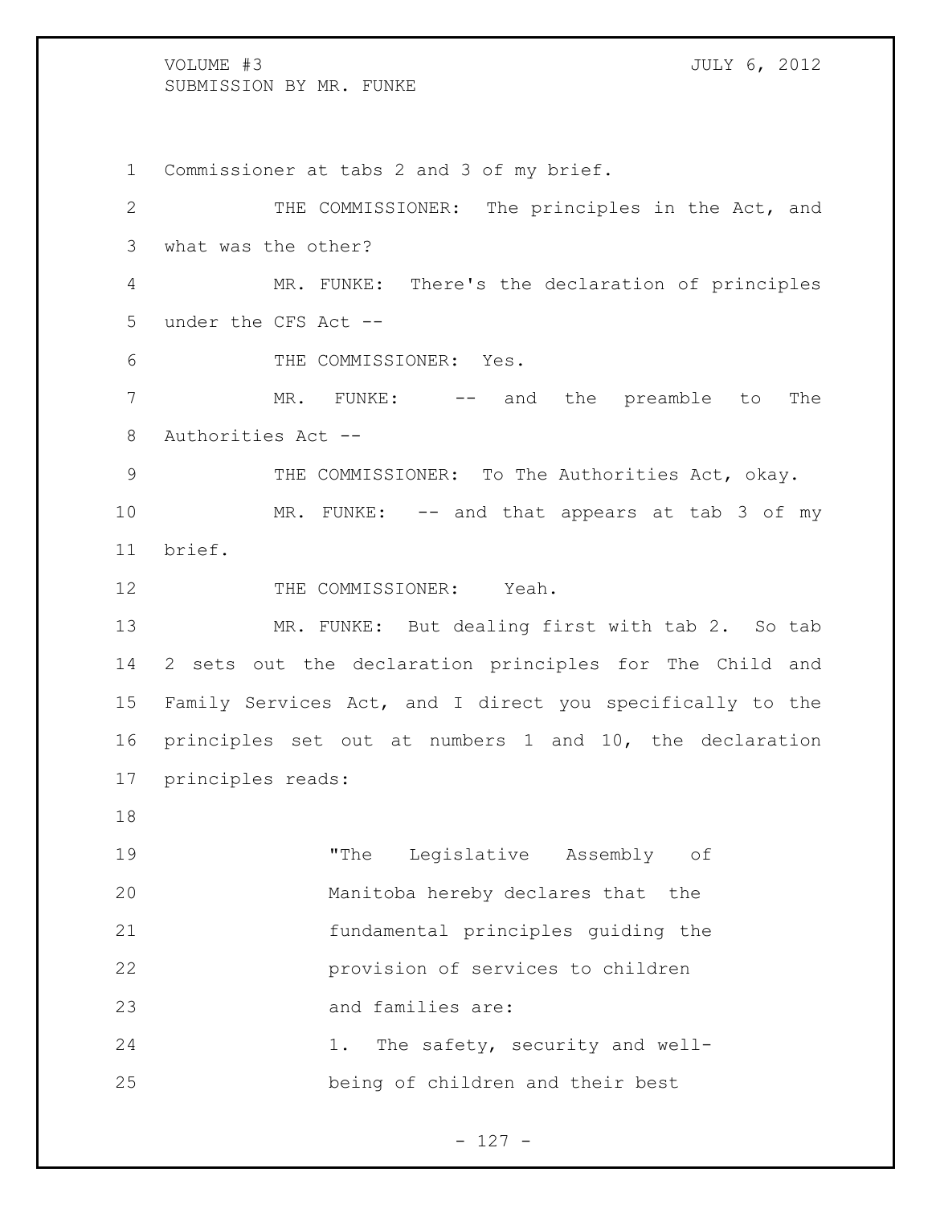Commissioner at tabs 2 and 3 of my brief.

THE COMMISSIONER: The principles in the Act, and what was the other?

MR. FUNKE: There's the declaration of principles under the CFS Act --

THE COMMISSIONER: Yes.

MR. FUNKE: -- and the preamble to The Authorities Act --

THE COMMISSIONER: To The Authorities Act, okay.

MR. FUNKE: -- and that appears at tab 3 of my brief.

THE COMMISSIONER: Yeah.

MR. FUNKE: But dealing first with tab 2. So tab 2 sets out the declaration principles for The Child and Family Services Act, and I direct you specifically to the principles set out at numbers 1 and 10, the declaration principles reads:

> "The Legislative Assembly of Manitoba hereby declares that the fundamental principles guiding the provision of services to children and families are:
>
> 1. The safety, security and well-being of children and their best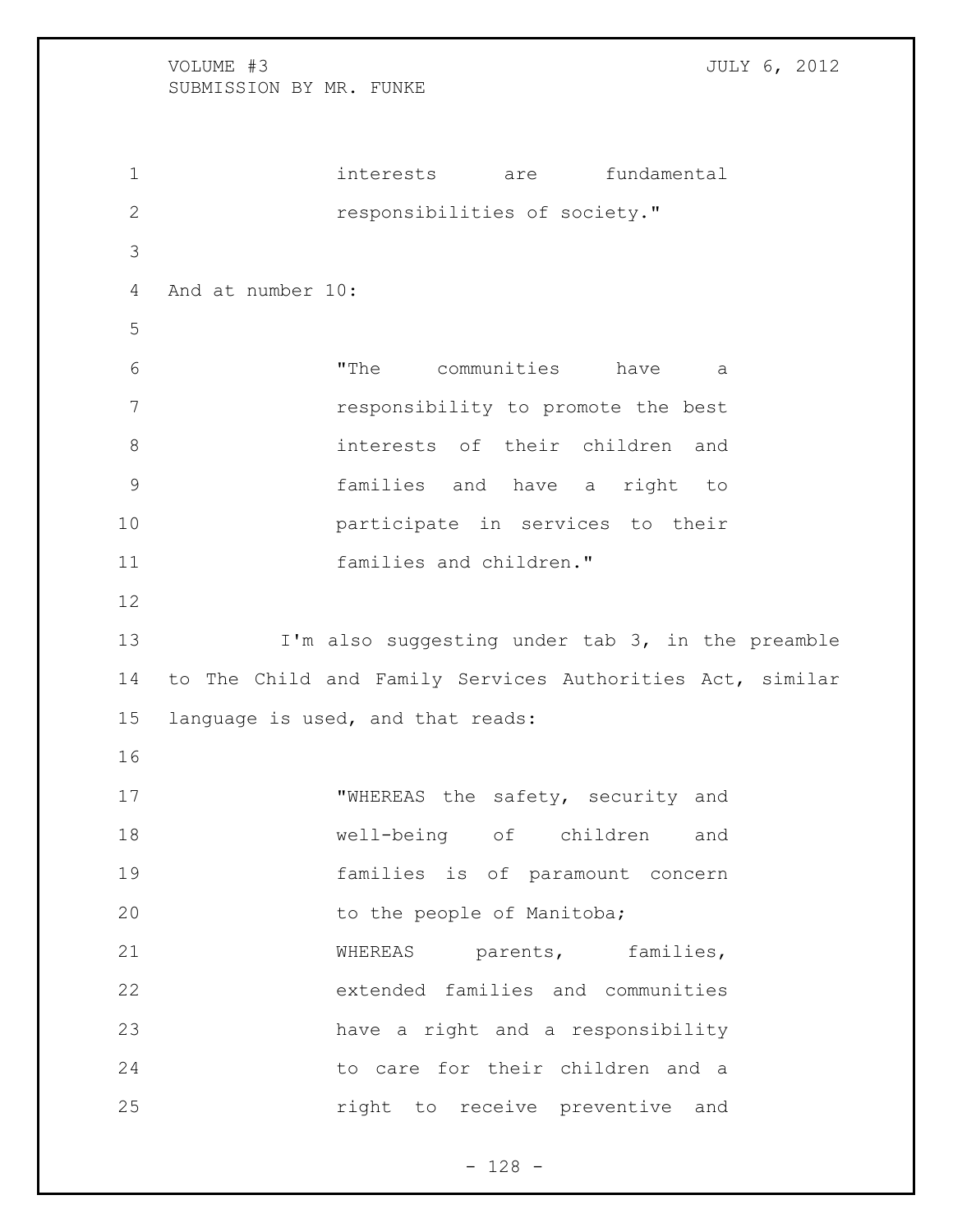interests are fundamental responsibilities of society."

And at number 10:

> "The communities have a responsibility to promote the best interests of their children and families and have a right to participate in services to their families and children."

I'm also suggesting under tab 3, in the preamble to The Child and Family Services Authorities Act, similar language is used, and that reads:

> "WHEREAS the safety, security and well-being of children and families is of paramount concern to the people of Manitoba;
> WHEREAS parents, families, extended families and communities have a right and a responsibility to care for their children and a right to receive preventive and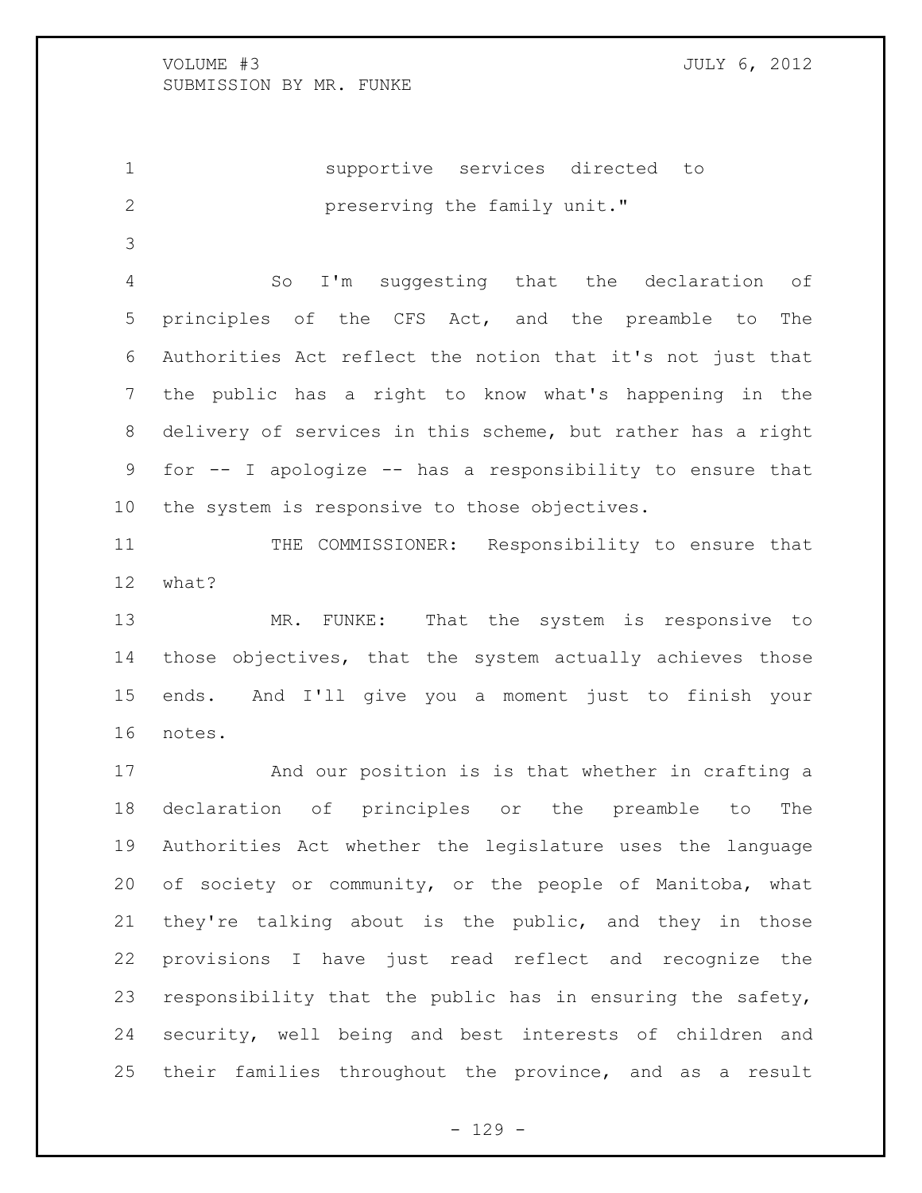supportive services directed to preserving the family unit."

So I'm suggesting that the declaration of principles of the CFS Act, and the preamble to The Authorities Act reflect the notion that it's not just that the public has a right to know what's happening in the delivery of services in this scheme, but rather has a right for -- I apologize -- has a responsibility to ensure that the system is responsive to those objectives.

THE COMMISSIONER: Responsibility to ensure that what?

MR. FUNKE: That the system is responsive to those objectives, that the system actually achieves those ends. And I'll give you a moment just to finish your notes.

And our position is is that whether in crafting a declaration of principles or the preamble to The Authorities Act whether the legislature uses the language of society or community, or the people of Manitoba, what they're talking about is the public, and they in those provisions I have just read reflect and recognize the responsibility that the public has in ensuring the safety, security, well being and best interests of children and their families throughout the province, and as a result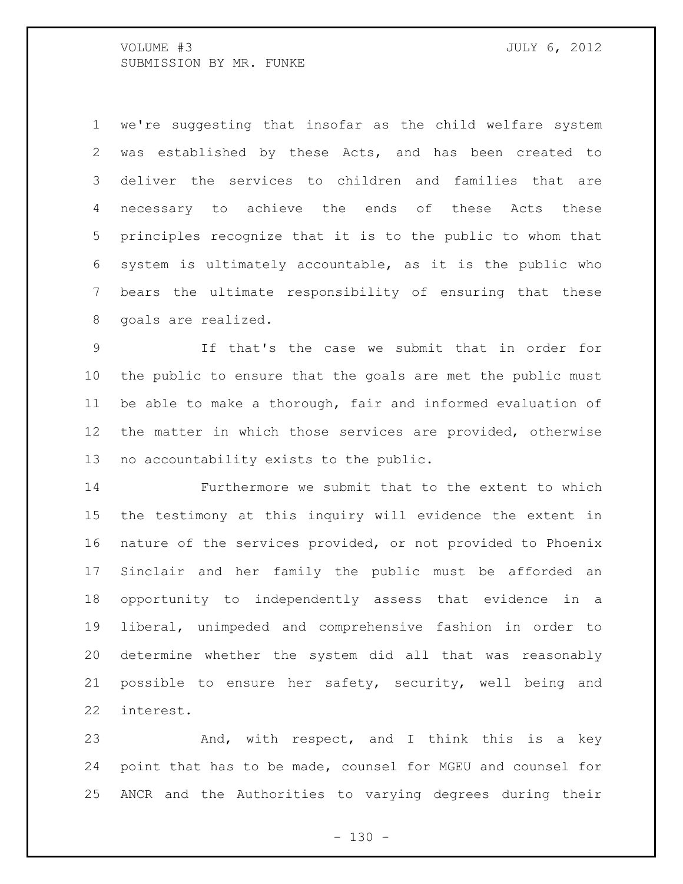we're suggesting that insofar as the child welfare system was established by these Acts, and has been created to deliver the services to children and families that are necessary to achieve the ends of these Acts these principles recognize that it is to the public to whom that system is ultimately accountable, as it is the public who bears the ultimate responsibility of ensuring that these goals are realized.

If that's the case we submit that in order for the public to ensure that the goals are met the public must be able to make a thorough, fair and informed evaluation of the matter in which those services are provided, otherwise no accountability exists to the public.

Furthermore we submit that to the extent to which the testimony at this inquiry will evidence the extent in nature of the services provided, or not provided to Phoenix Sinclair and her family the public must be afforded an opportunity to independently assess that evidence in a liberal, unimpeded and comprehensive fashion in order to determine whether the system did all that was reasonably possible to ensure her safety, security, well being and interest.

And, with respect, and I think this is a key point that has to be made, counsel for MGEU and counsel for ANCR and the Authorities to varying degrees during their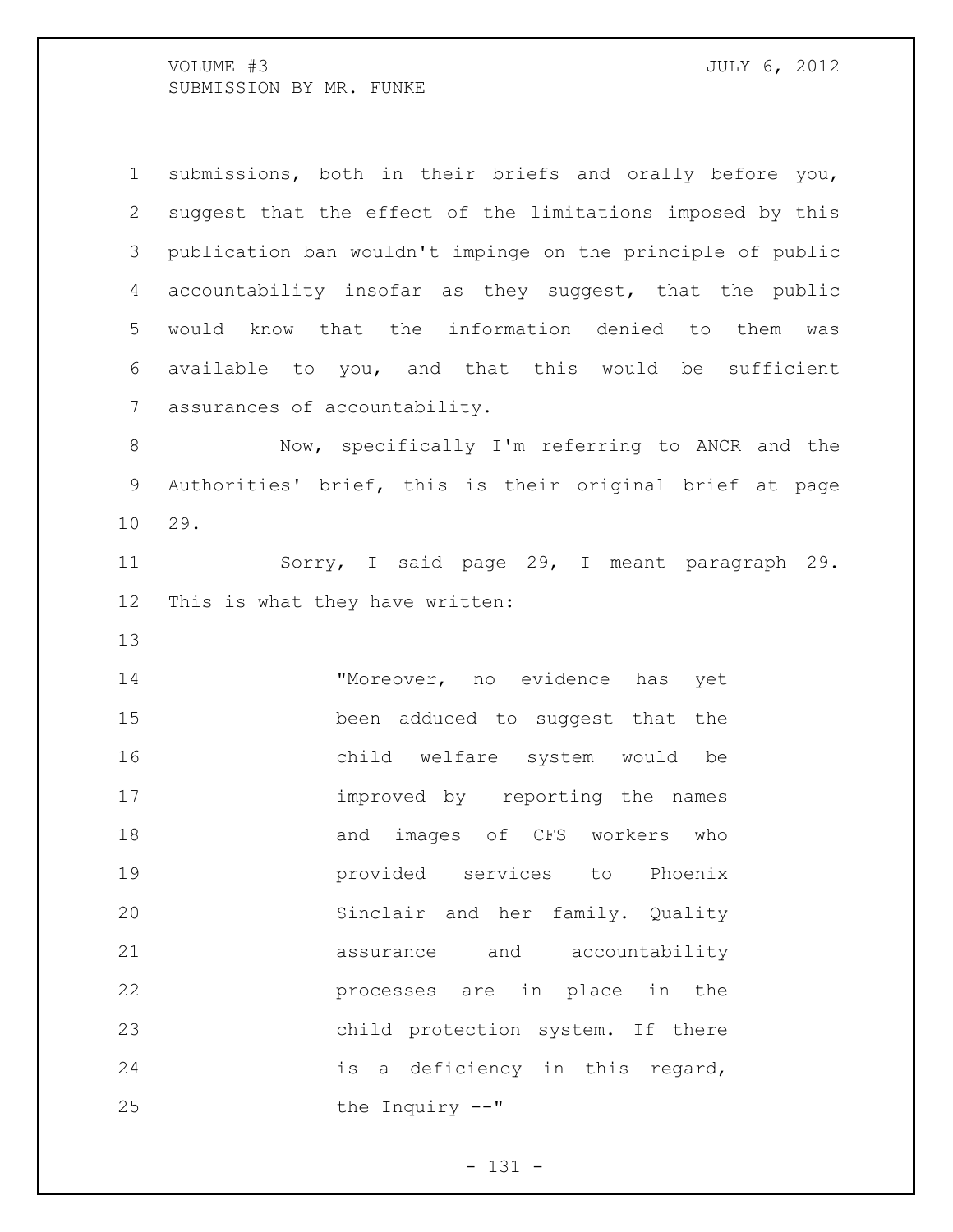submissions, both in their briefs and orally before you, suggest that the effect of the limitations imposed by this publication ban wouldn't impinge on the principle of public accountability insofar as they suggest, that the public would know that the information denied to them was available to you, and that this would be sufficient assurances of accountability.

Now, specifically I'm referring to ANCR and the Authorities' brief, this is their original brief at page 29.

Sorry, I said page 29, I meant paragraph 29. This is what they have written:

> "Moreover, no evidence has yet been adduced to suggest that the child welfare system would be improved by reporting the names and images of CFS workers who provided services to Phoenix Sinclair and her family. Quality assurance and accountability processes are in place in the child protection system. If there is a deficiency in this regard, the Inquiry --"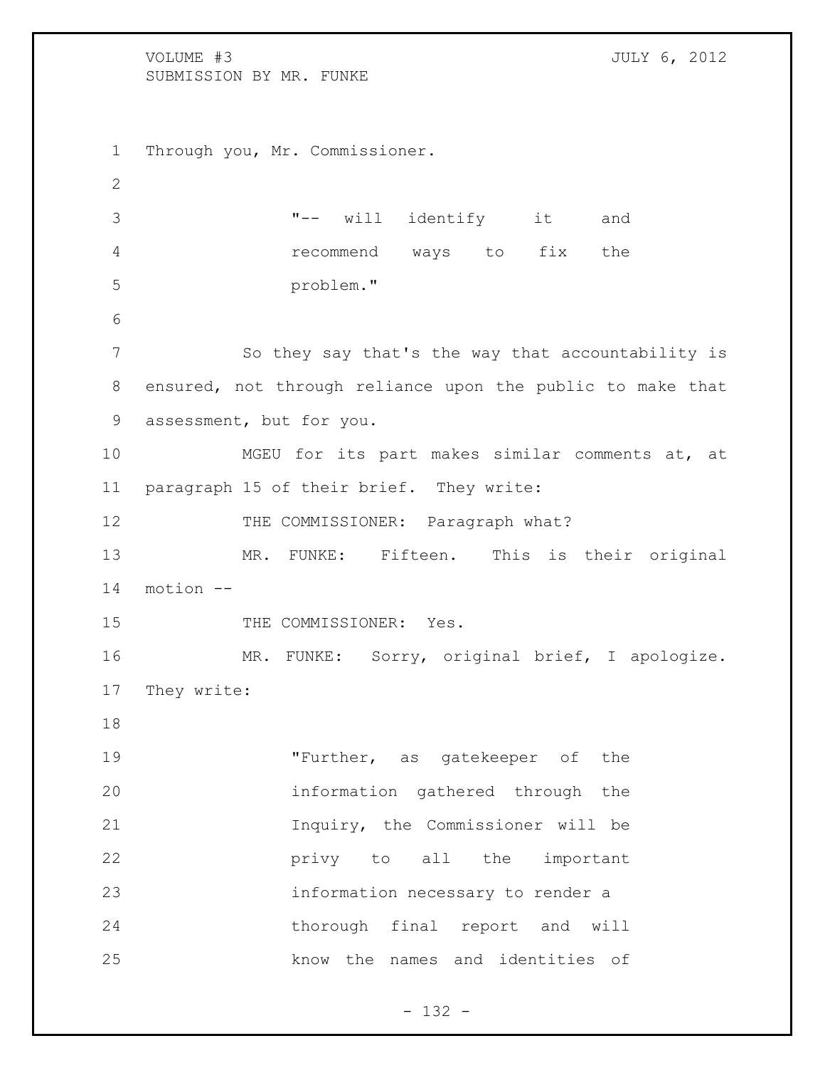Through you, Mr. Commissioner.

> "-- will identify it and recommend ways to fix the problem."

So they say that's the way that accountability is ensured, not through reliance upon the public to make that assessment, but for you.

MGEU for its part makes similar comments at, at paragraph 15 of their brief. They write:

THE COMMISSIONER: Paragraph what?

MR. FUNKE: Fifteen. This is their original motion --

THE COMMISSIONER: Yes.

MR. FUNKE: Sorry, original brief, I apologize. They write:

> "Further, as gatekeeper of the information gathered through the Inquiry, the Commissioner will be privy to all the important information necessary to render a thorough final report and will know the names and identities of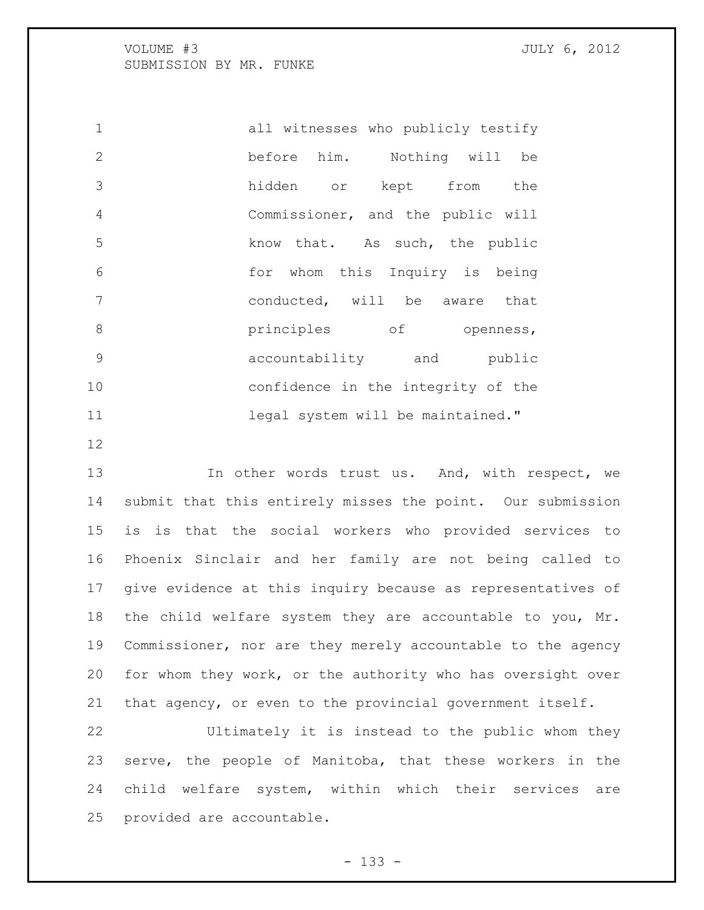all witnesses who publicly testify before him. Nothing will be hidden or kept from the Commissioner, and the public will know that. As such, the public for whom this Inquiry is being conducted, will be aware that principles of openness, accountability and public confidence in the integrity of the legal system will be maintained."

In other words trust us. And, with respect, we submit that this entirely misses the point. Our submission is is that the social workers who provided services to Phoenix Sinclair and her family are not being called to give evidence at this inquiry because as representatives of the child welfare system they are accountable to you, Mr. Commissioner, nor are they merely accountable to the agency for whom they work, or the authority who has oversight over that agency, or even to the provincial government itself.

Ultimately it is instead to the public whom they serve, the people of Manitoba, that these workers in the child welfare system, within which their services are provided are accountable.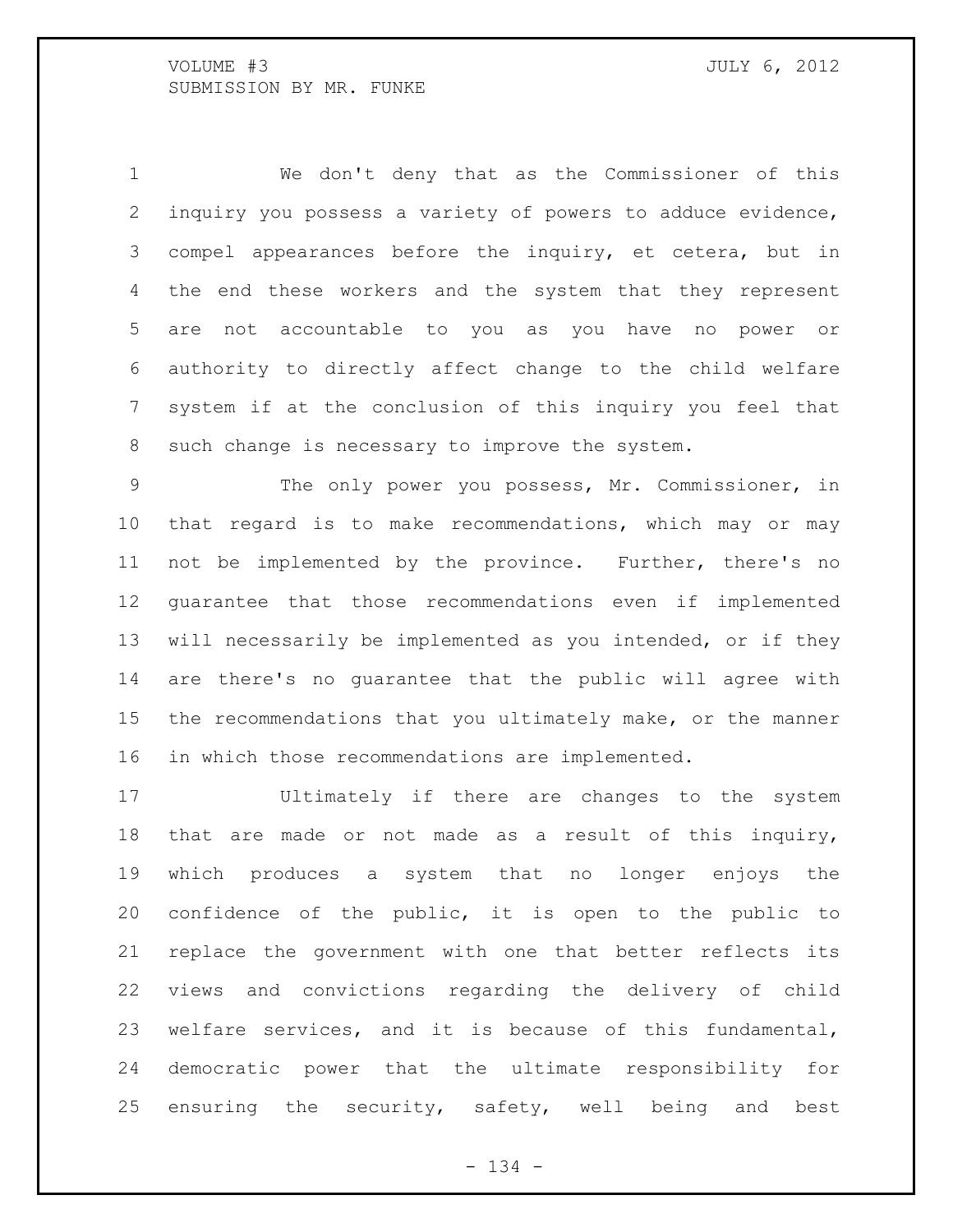We don't deny that as the Commissioner of this inquiry you possess a variety of powers to adduce evidence, compel appearances before the inquiry, et cetera, but in the end these workers and the system that they represent are not accountable to you as you have no power or authority to directly affect change to the child welfare system if at the conclusion of this inquiry you feel that such change is necessary to improve the system.

The only power you possess, Mr. Commissioner, in that regard is to make recommendations, which may or may not be implemented by the province. Further, there's no guarantee that those recommendations even if implemented will necessarily be implemented as you intended, or if they are there's no guarantee that the public will agree with the recommendations that you ultimately make, or the manner in which those recommendations are implemented.

Ultimately if there are changes to the system that are made or not made as a result of this inquiry, which produces a system that no longer enjoys the confidence of the public, it is open to the public to replace the government with one that better reflects its views and convictions regarding the delivery of child welfare services, and it is because of this fundamental, democratic power that the ultimate responsibility for ensuring the security, safety, well being and best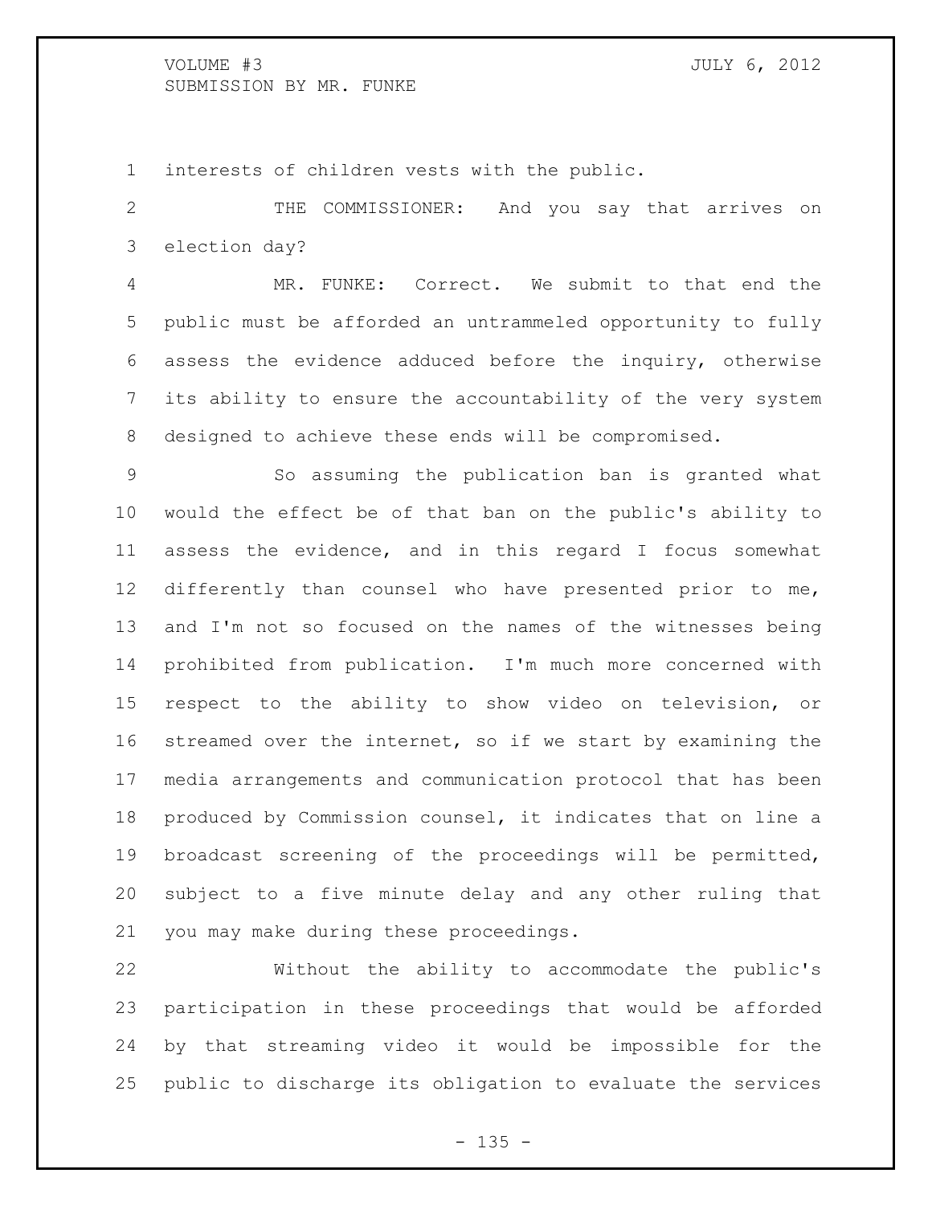interests of children vests with the public.

THE COMMISSIONER: And you say that arrives on election day?

MR. FUNKE: Correct. We submit to that end the public must be afforded an untrammeled opportunity to fully assess the evidence adduced before the inquiry, otherwise its ability to ensure the accountability of the very system designed to achieve these ends will be compromised.

So assuming the publication ban is granted what would the effect be of that ban on the public's ability to assess the evidence, and in this regard I focus somewhat differently than counsel who have presented prior to me, and I'm not so focused on the names of the witnesses being prohibited from publication. I'm much more concerned with respect to the ability to show video on television, or streamed over the internet, so if we start by examining the media arrangements and communication protocol that has been produced by Commission counsel, it indicates that on line a broadcast screening of the proceedings will be permitted, subject to a five minute delay and any other ruling that you may make during these proceedings.

Without the ability to accommodate the public's participation in these proceedings that would be afforded by that streaming video it would be impossible for the public to discharge its obligation to evaluate the services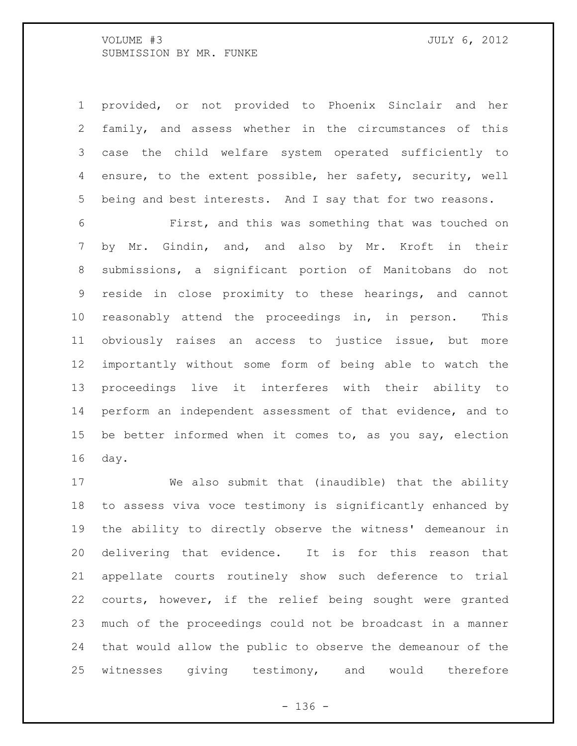provided, or not provided to Phoenix Sinclair and her family, and assess whether in the circumstances of this case the child welfare system operated sufficiently to ensure, to the extent possible, her safety, security, well being and best interests. And I say that for two reasons.

First, and this was something that was touched on by Mr. Gindin, and, and also by Mr. Kroft in their submissions, a significant portion of Manitobans do not reside in close proximity to these hearings, and cannot reasonably attend the proceedings in, in person. This obviously raises an access to justice issue, but more importantly without some form of being able to watch the proceedings live it interferes with their ability to perform an independent assessment of that evidence, and to be better informed when it comes to, as you say, election day.

We also submit that (inaudible) that the ability to assess viva voce testimony is significantly enhanced by the ability to directly observe the witness' demeanour in delivering that evidence. It is for this reason that appellate courts routinely show such deference to trial courts, however, if the relief being sought were granted much of the proceedings could not be broadcast in a manner that would allow the public to observe the demeanour of the witnesses giving testimony, and would therefore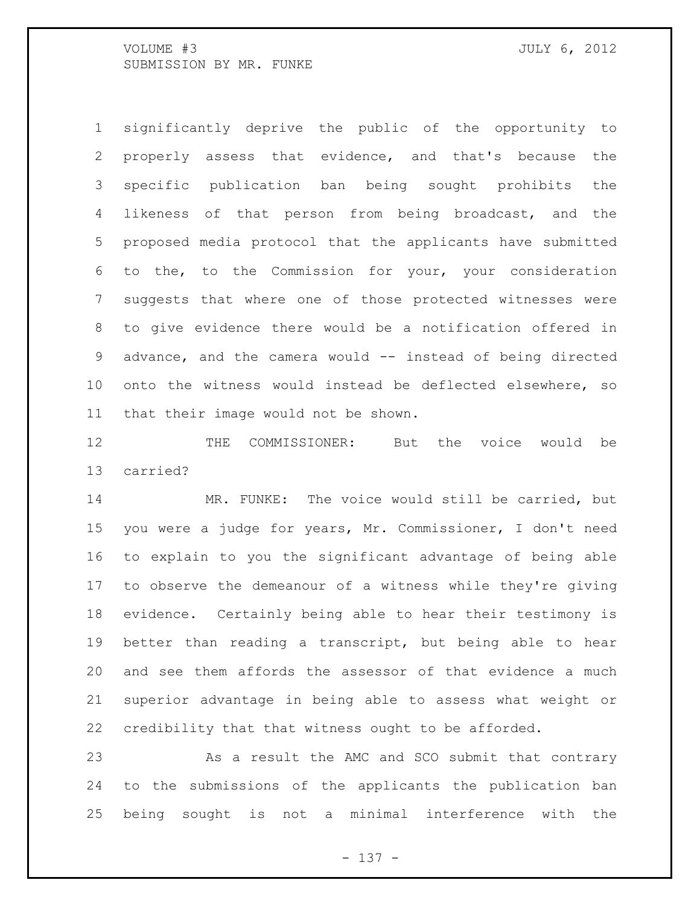significantly deprive the public of the opportunity to properly assess that evidence, and that's because the specific publication ban being sought prohibits the likeness of that person from being broadcast, and the proposed media protocol that the applicants have submitted to the, to the Commission for your, your consideration suggests that where one of those protected witnesses were to give evidence there would be a notification offered in advance, and the camera would -- instead of being directed onto the witness would instead be deflected elsewhere, so that their image would not be shown.

THE COMMISSIONER: But the voice would be carried?

MR. FUNKE: The voice would still be carried, but you were a judge for years, Mr. Commissioner, I don't need to explain to you the significant advantage of being able to observe the demeanour of a witness while they're giving evidence. Certainly being able to hear their testimony is better than reading a transcript, but being able to hear and see them affords the assessor of that evidence a much superior advantage in being able to assess what weight or credibility that that witness ought to be afforded.

As a result the AMC and SCO submit that contrary to the submissions of the applicants the publication ban being sought is not a minimal interference with the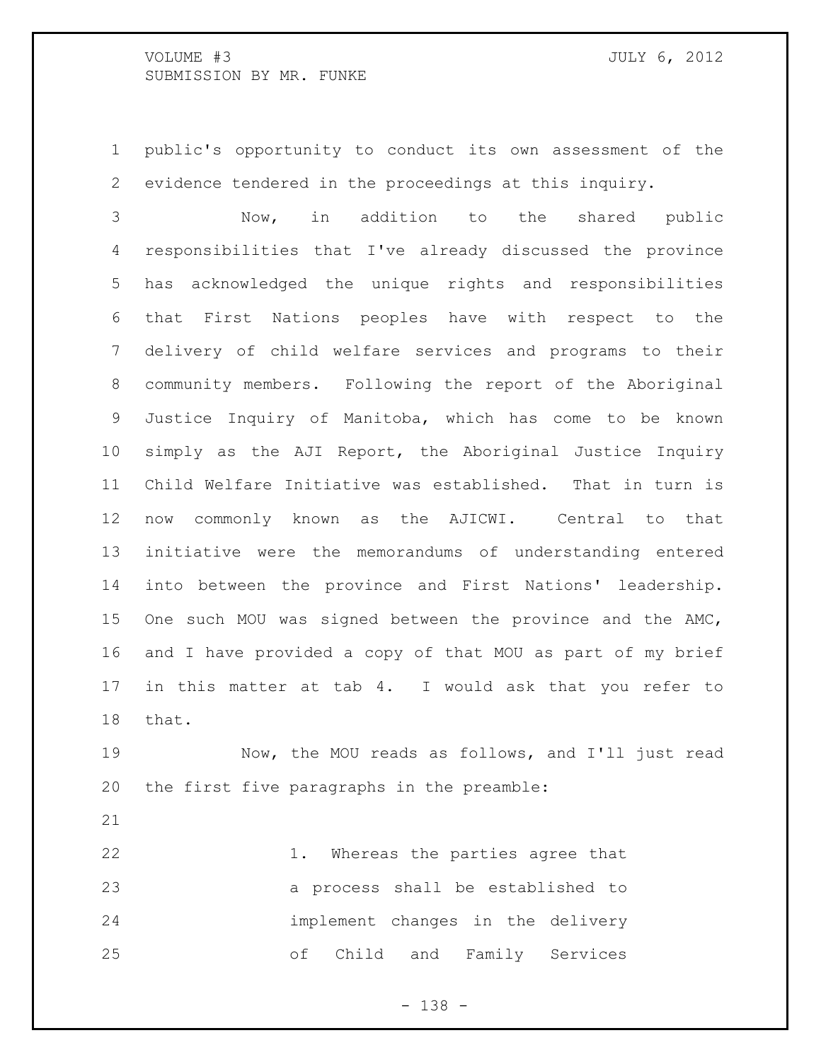public's opportunity to conduct its own assessment of the evidence tendered in the proceedings at this inquiry.

Now, in addition to the shared public responsibilities that I've already discussed the province has acknowledged the unique rights and responsibilities that First Nations peoples have with respect to the delivery of child welfare services and programs to their community members. Following the report of the Aboriginal Justice Inquiry of Manitoba, which has come to be known simply as the AJI Report, the Aboriginal Justice Inquiry Child Welfare Initiative was established. That in turn is now commonly known as the AJICWI. Central to that initiative were the memorandums of understanding entered into between the province and First Nations' leadership. One such MOU was signed between the province and the AMC, and I have provided a copy of that MOU as part of my brief in this matter at tab 4. I would ask that you refer to that.

Now, the MOU reads as follows, and I'll just read the first five paragraphs in the preamble:

> 1. Whereas the parties agree that a process shall be established to implement changes in the delivery of Child and Family Services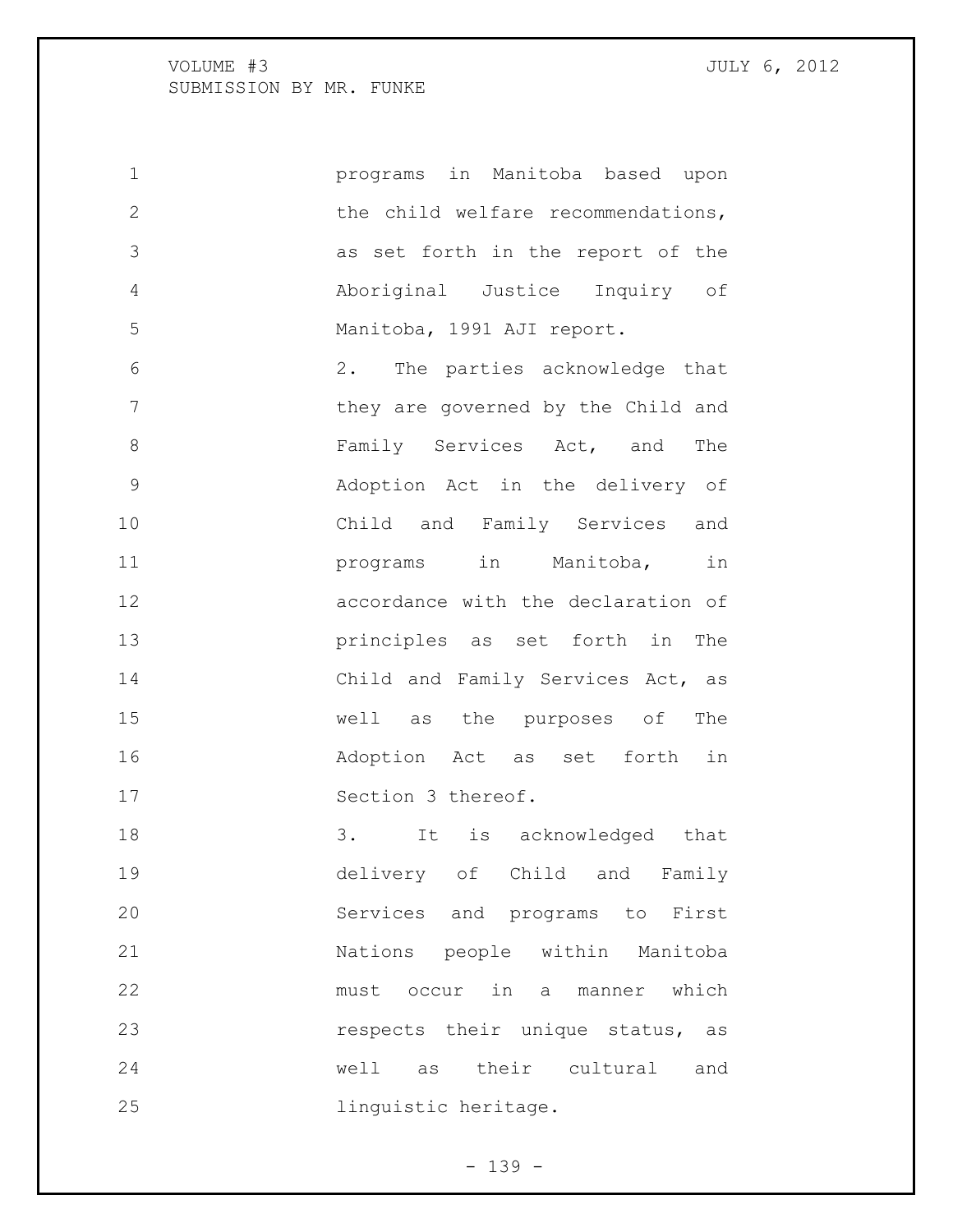programs in Manitoba based upon the child welfare recommendations, as set forth in the report of the Aboriginal Justice Inquiry of Manitoba, 1991 AJI report.

2. The parties acknowledge that they are governed by the Child and Family Services Act, and The Adoption Act in the delivery of Child and Family Services and programs in Manitoba, in accordance with the declaration of principles as set forth in The Child and Family Services Act, as well as the purposes of The Adoption Act as set forth in Section 3 thereof.

3. It is acknowledged that delivery of Child and Family Services and programs to First Nations people within Manitoba must occur in a manner which respects their unique status, as well as their cultural and linguistic heritage.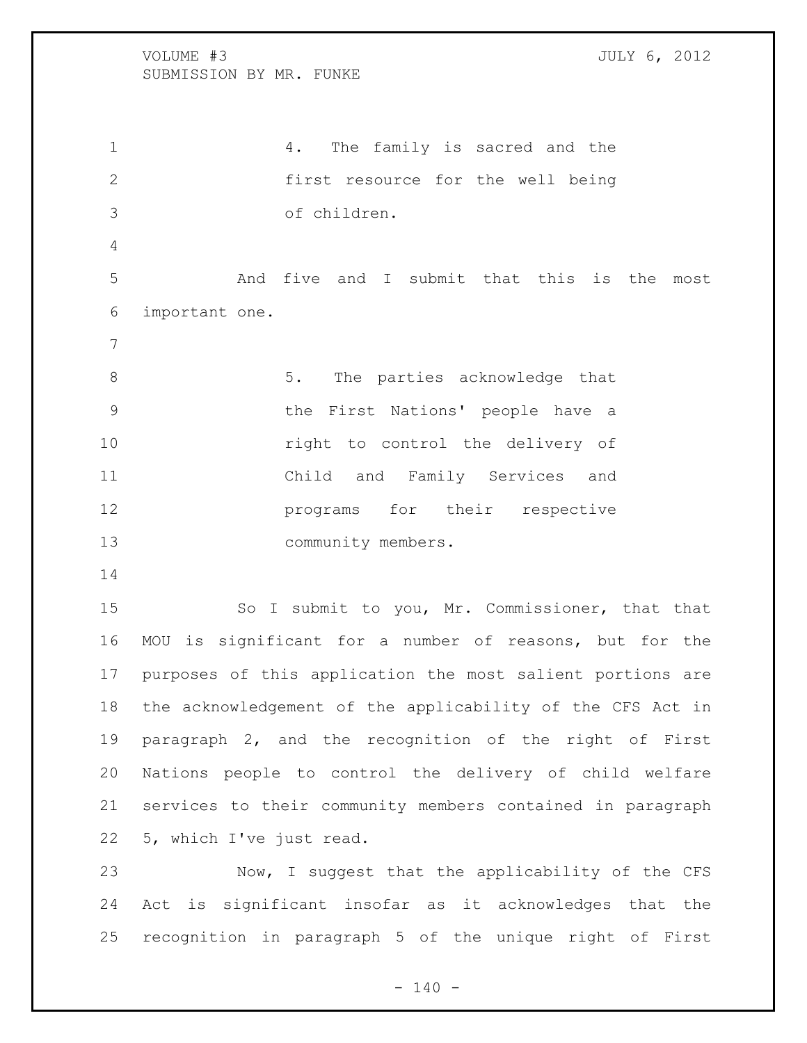> 4. The family is sacred and the first resource for the well being of children.

And five and I submit that this is the most important one.

> 5. The parties acknowledge that the First Nations' people have a right to control the delivery of Child and Family Services and programs for their respective community members.

So I submit to you, Mr. Commissioner, that that MOU is significant for a number of reasons, but for the purposes of this application the most salient portions are the acknowledgement of the applicability of the CFS Act in paragraph 2, and the recognition of the right of First Nations people to control the delivery of child welfare services to their community members contained in paragraph 5, which I've just read.

Now, I suggest that the applicability of the CFS Act is significant insofar as it acknowledges that the recognition in paragraph 5 of the unique right of First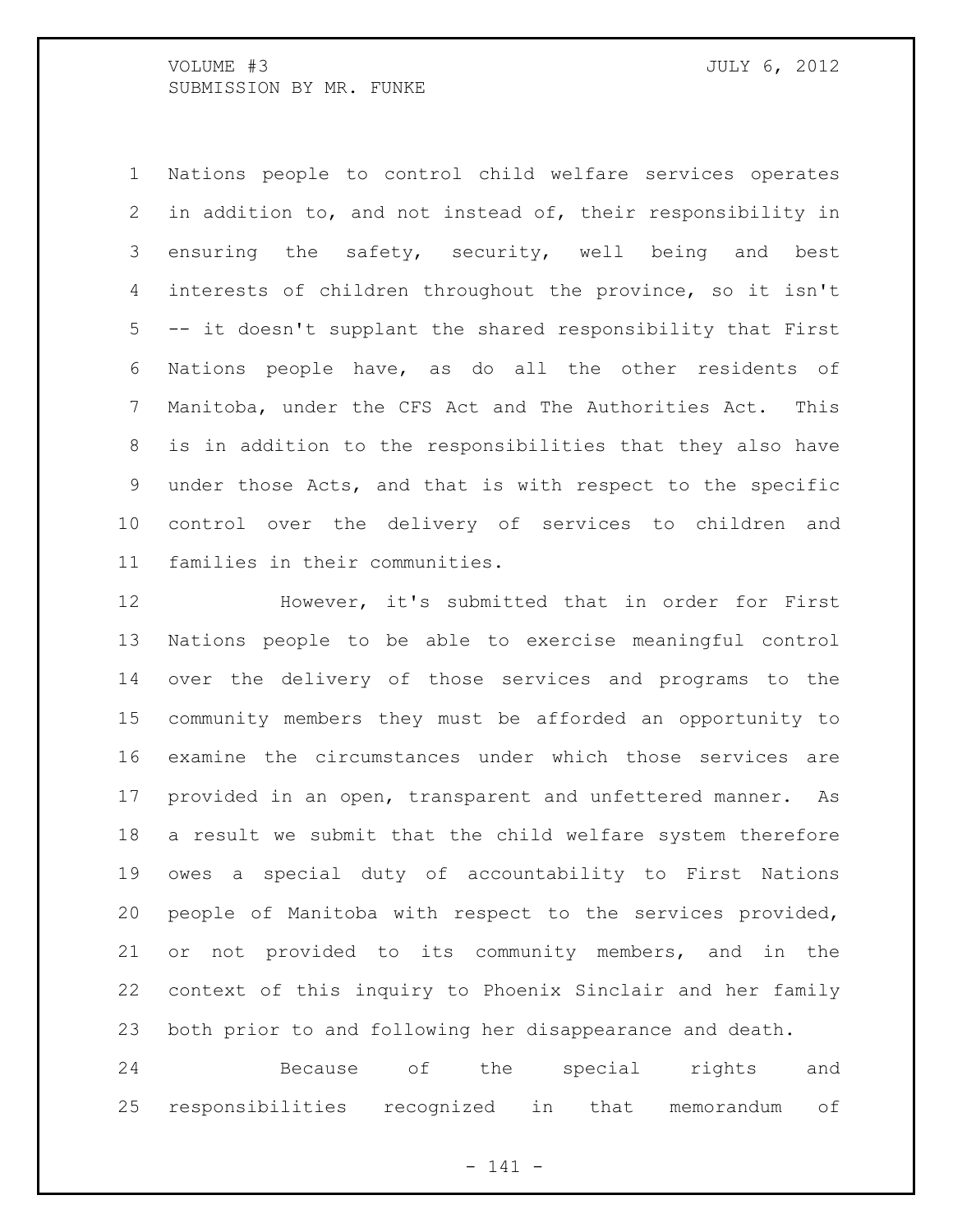Nations people to control child welfare services operates in addition to, and not instead of, their responsibility in ensuring the safety, security, well being and best interests of children throughout the province, so it isn't -- it doesn't supplant the shared responsibility that First Nations people have, as do all the other residents of Manitoba, under the CFS Act and The Authorities Act. This is in addition to the responsibilities that they also have under those Acts, and that is with respect to the specific control over the delivery of services to children and families in their communities.

However, it's submitted that in order for First Nations people to be able to exercise meaningful control over the delivery of those services and programs to the community members they must be afforded an opportunity to examine the circumstances under which those services are provided in an open, transparent and unfettered manner. As a result we submit that the child welfare system therefore owes a special duty of accountability to First Nations people of Manitoba with respect to the services provided, or not provided to its community members, and in the context of this inquiry to Phoenix Sinclair and her family both prior to and following her disappearance and death.

Because of the special rights and responsibilities recognized in that memorandum of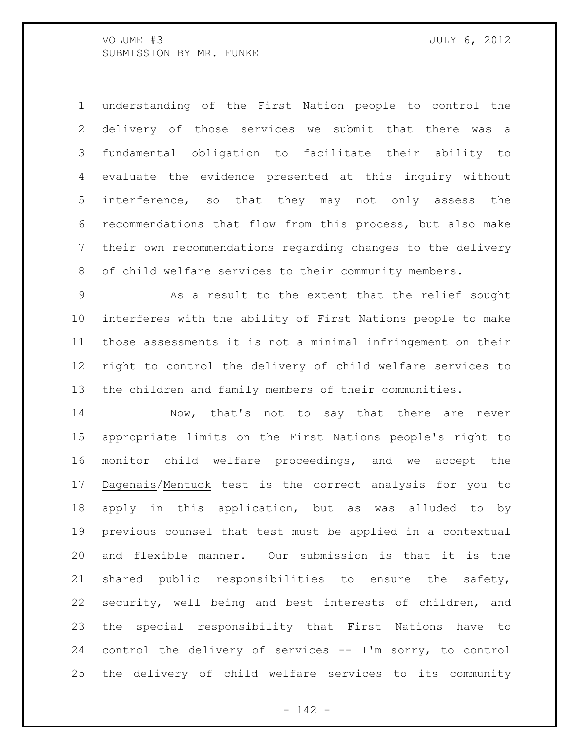understanding of the First Nation people to control the delivery of those services we submit that there was a fundamental obligation to facilitate their ability to evaluate the evidence presented at this inquiry without interference, so that they may not only assess the recommendations that flow from this process, but also make their own recommendations regarding changes to the delivery of child welfare services to their community members.

As a result to the extent that the relief sought interferes with the ability of First Nations people to make those assessments it is not a minimal infringement on their right to control the delivery of child welfare services to the children and family members of their communities.

Now, that's not to say that there are never appropriate limits on the First Nations people's right to monitor child welfare proceedings, and we accept the Dagenais/Mentuck test is the correct analysis for you to apply in this application, but as was alluded to by previous counsel that test must be applied in a contextual and flexible manner. Our submission is that it is the shared public responsibilities to ensure the safety, security, well being and best interests of children, and the special responsibility that First Nations have to control the delivery of services -- I'm sorry, to control the delivery of child welfare services to its community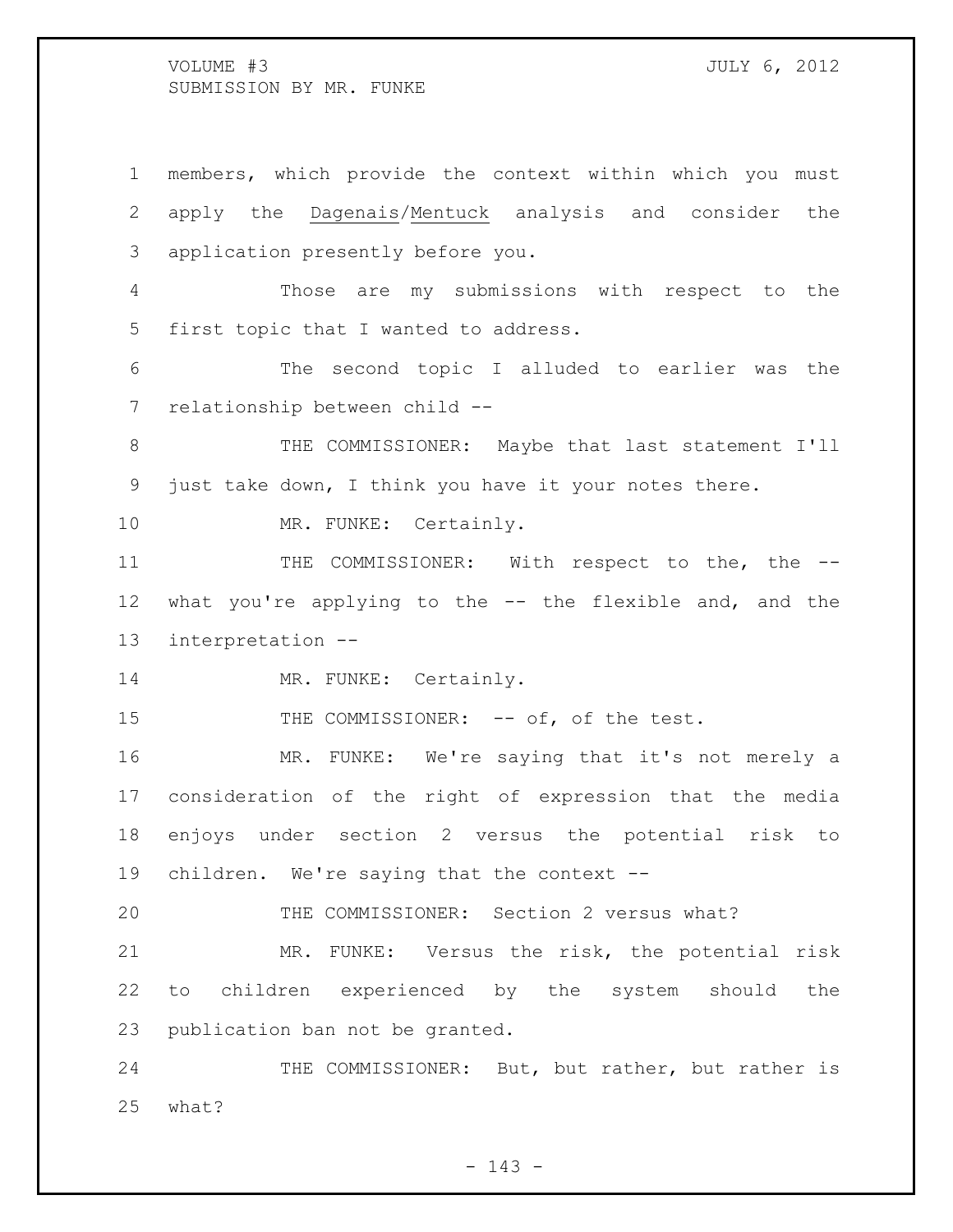members, which provide the context within which you must apply the <u>Dagenais</u>/<u>Mentuck</u> analysis and consider the application presently before you.

Those are my submissions with respect to the first topic that I wanted to address.

The second topic I alluded to earlier was the relationship between child --

THE COMMISSIONER: Maybe that last statement I'll just take down, I think you have it your notes there.

MR. FUNKE: Certainly.

THE COMMISSIONER: With respect to the, the -- what you're applying to the -- the flexible and, and the interpretation --

MR. FUNKE: Certainly.

THE COMMISSIONER: -- of, of the test.

MR. FUNKE: We're saying that it's not merely a consideration of the right of expression that the media enjoys under section 2 versus the potential risk to children. We're saying that the context --

THE COMMISSIONER: Section 2 versus what?

MR. FUNKE: Versus the risk, the potential risk to children experienced by the system should the publication ban not be granted.

THE COMMISSIONER: But, but rather, but rather is what?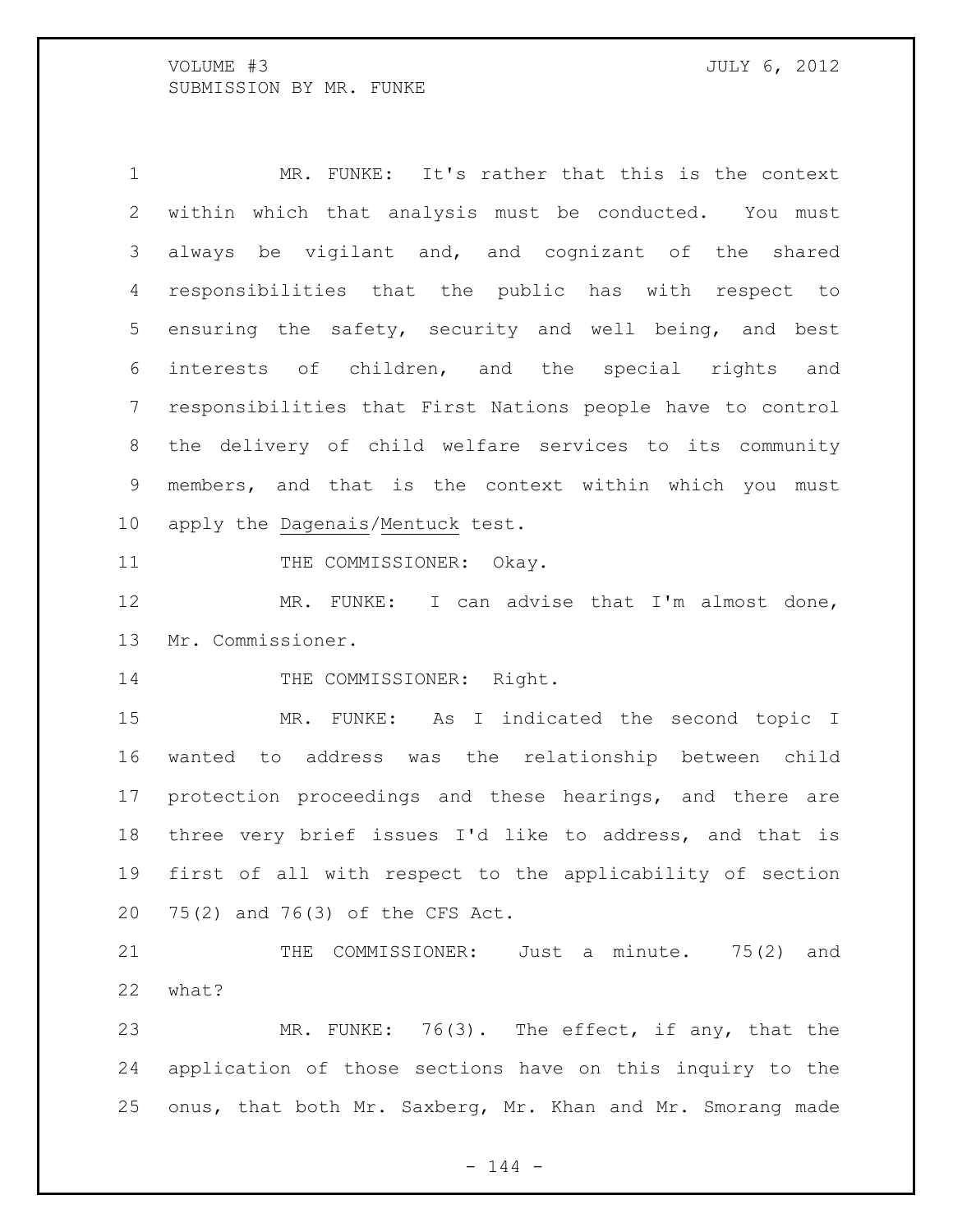MR. FUNKE: It's rather that this is the context within which that analysis must be conducted. You must always be vigilant and, and cognizant of the shared responsibilities that the public has with respect to ensuring the safety, security and well being, and best interests of children, and the special rights and responsibilities that First Nations people have to control the delivery of child welfare services to its community members, and that is the context within which you must apply the Dagenais/Mentuck test.

THE COMMISSIONER: Okay.

MR. FUNKE: I can advise that I'm almost done, Mr. Commissioner.

THE COMMISSIONER: Right.

MR. FUNKE: As I indicated the second topic I wanted to address was the relationship between child protection proceedings and these hearings, and there are three very brief issues I'd like to address, and that is first of all with respect to the applicability of section 75(2) and 76(3) of the CFS Act.

THE COMMISSIONER: Just a minute. 75(2) and what?

MR. FUNKE: 76(3). The effect, if any, that the application of those sections have on this inquiry to the onus, that both Mr. Saxberg, Mr. Khan and Mr. Smorang made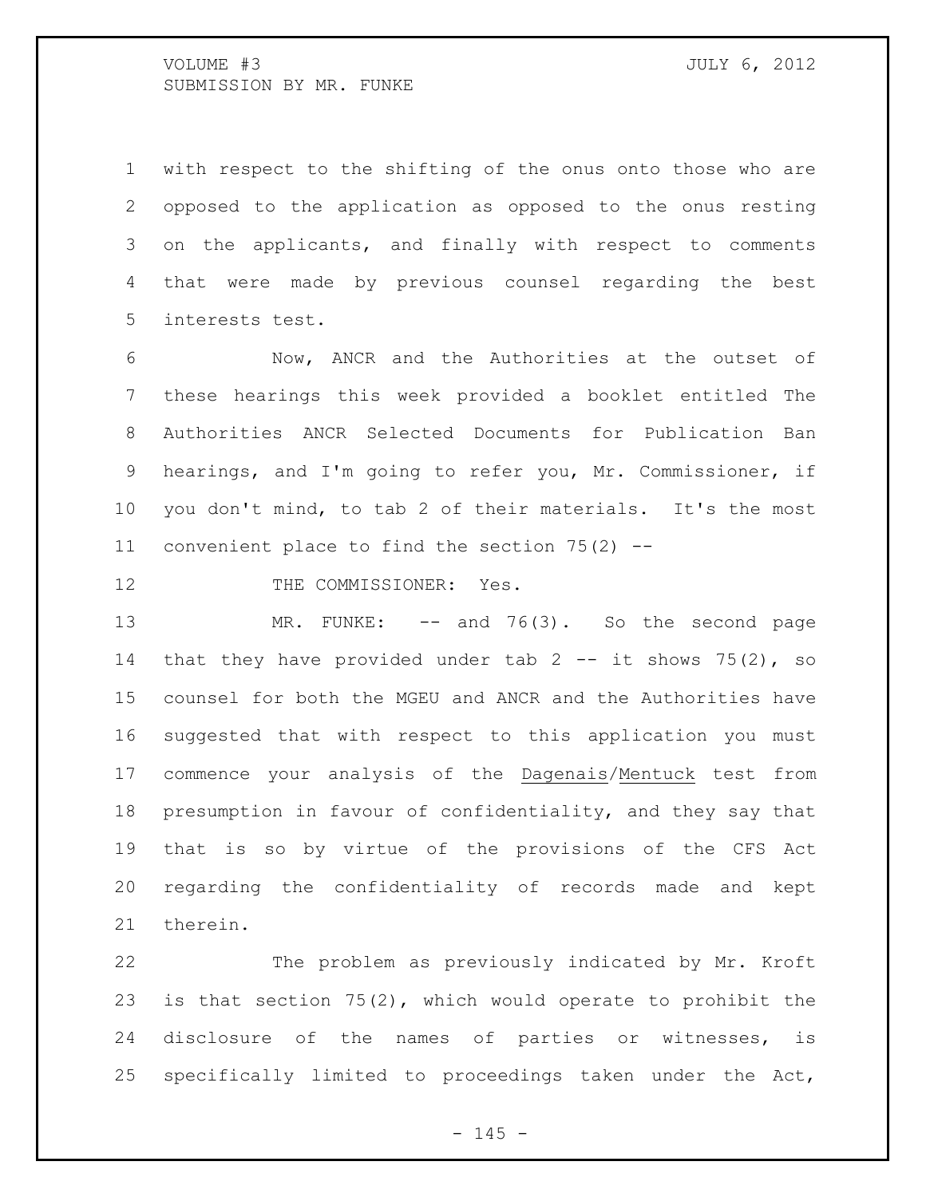with respect to the shifting of the onus onto those who are opposed to the application as opposed to the onus resting on the applicants, and finally with respect to comments that were made by previous counsel regarding the best interests test.

Now, ANCR and the Authorities at the outset of these hearings this week provided a booklet entitled The Authorities ANCR Selected Documents for Publication Ban hearings, and I'm going to refer you, Mr. Commissioner, if you don't mind, to tab 2 of their materials. It's the most convenient place to find the section 75(2) --

THE COMMISSIONER: Yes.

MR. FUNKE: -- and 76(3). So the second page that they have provided under tab 2 -- it shows 75(2), so counsel for both the MGEU and ANCR and the Authorities have suggested that with respect to this application you must commence your analysis of the Dagenais/Mentuck test from presumption in favour of confidentiality, and they say that that is so by virtue of the provisions of the CFS Act regarding the confidentiality of records made and kept therein.

The problem as previously indicated by Mr. Kroft is that section 75(2), which would operate to prohibit the disclosure of the names of parties or witnesses, is specifically limited to proceedings taken under the Act,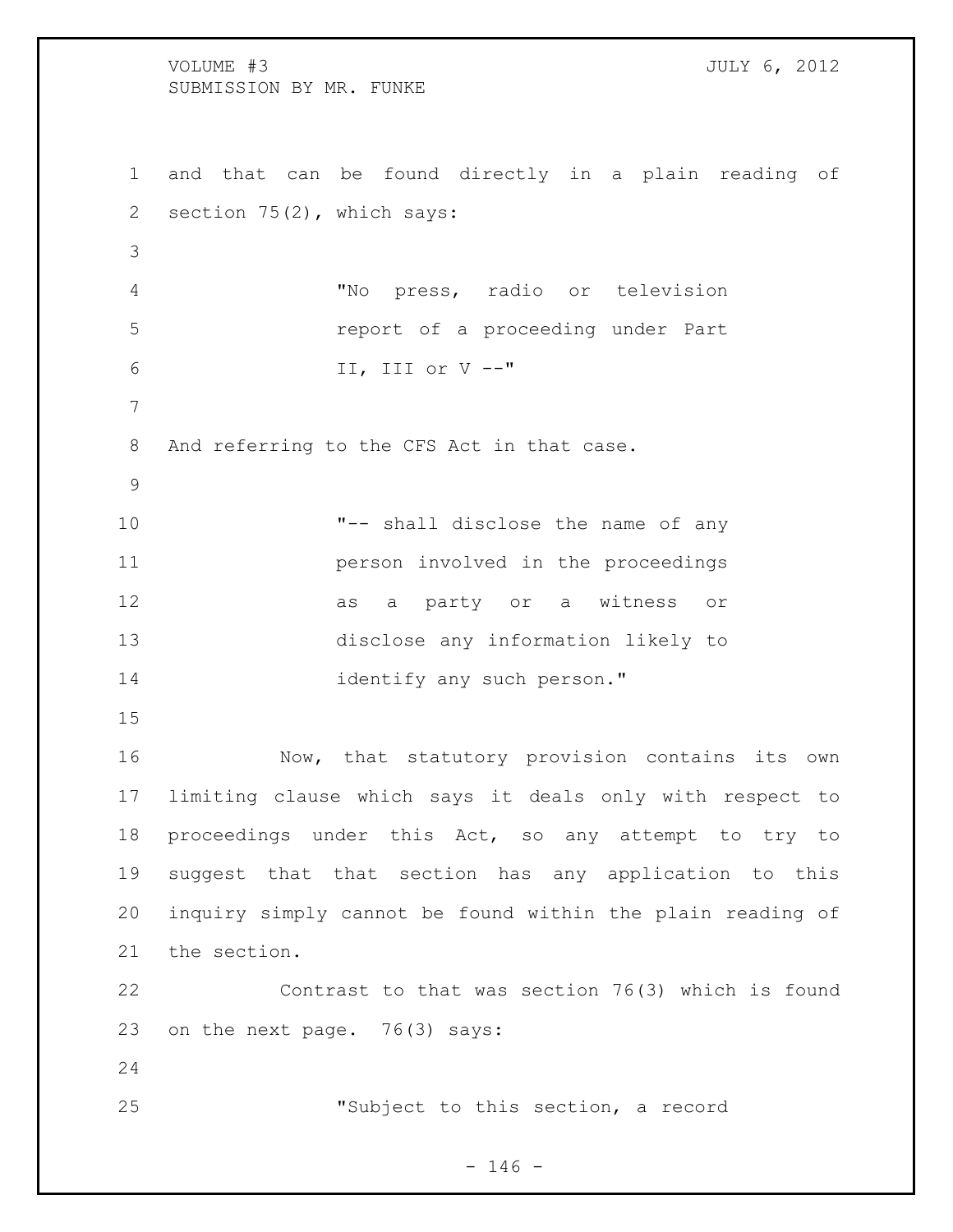and that can be found directly in a plain reading of section 75(2), which says:

> "No press, radio or television report of a proceeding under Part II, III or V --"

And referring to the CFS Act in that case.

> "-- shall disclose the name of any person involved in the proceedings as a party or a witness or disclose any information likely to identify any such person."

Now, that statutory provision contains its own limiting clause which says it deals only with respect to proceedings under this Act, so any attempt to try to suggest that that section has any application to this inquiry simply cannot be found within the plain reading of the section.

Contrast to that was section 76(3) which is found on the next page. 76(3) says:

> "Subject to this section, a record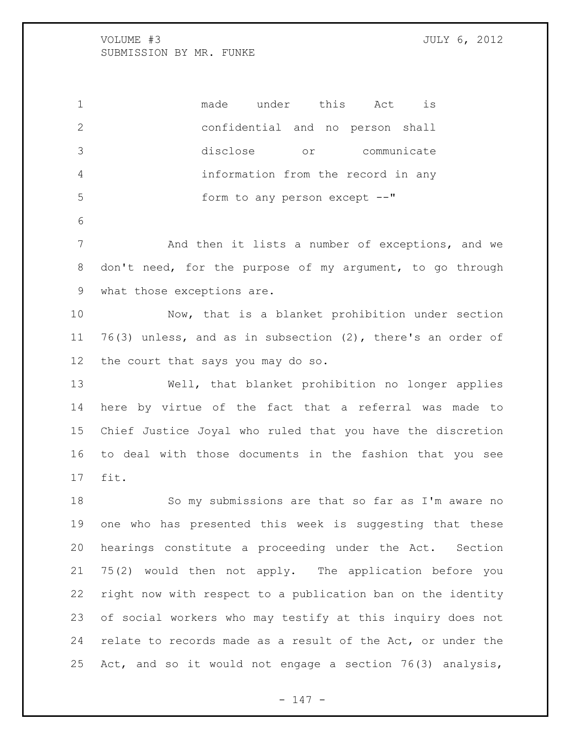> made under this Act is confidential and no person shall disclose or communicate information from the record in any form to any person except --"

And then it lists a number of exceptions, and we don't need, for the purpose of my argument, to go through what those exceptions are.

Now, that is a blanket prohibition under section 76(3) unless, and as in subsection (2), there's an order of the court that says you may do so.

Well, that blanket prohibition no longer applies here by virtue of the fact that a referral was made to Chief Justice Joyal who ruled that you have the discretion to deal with those documents in the fashion that you see fit.

So my submissions are that so far as I'm aware no one who has presented this week is suggesting that these hearings constitute a proceeding under the Act. Section 75(2) would then not apply. The application before you right now with respect to a publication ban on the identity of social workers who may testify at this inquiry does not relate to records made as a result of the Act, or under the Act, and so it would not engage a section 76(3) analysis,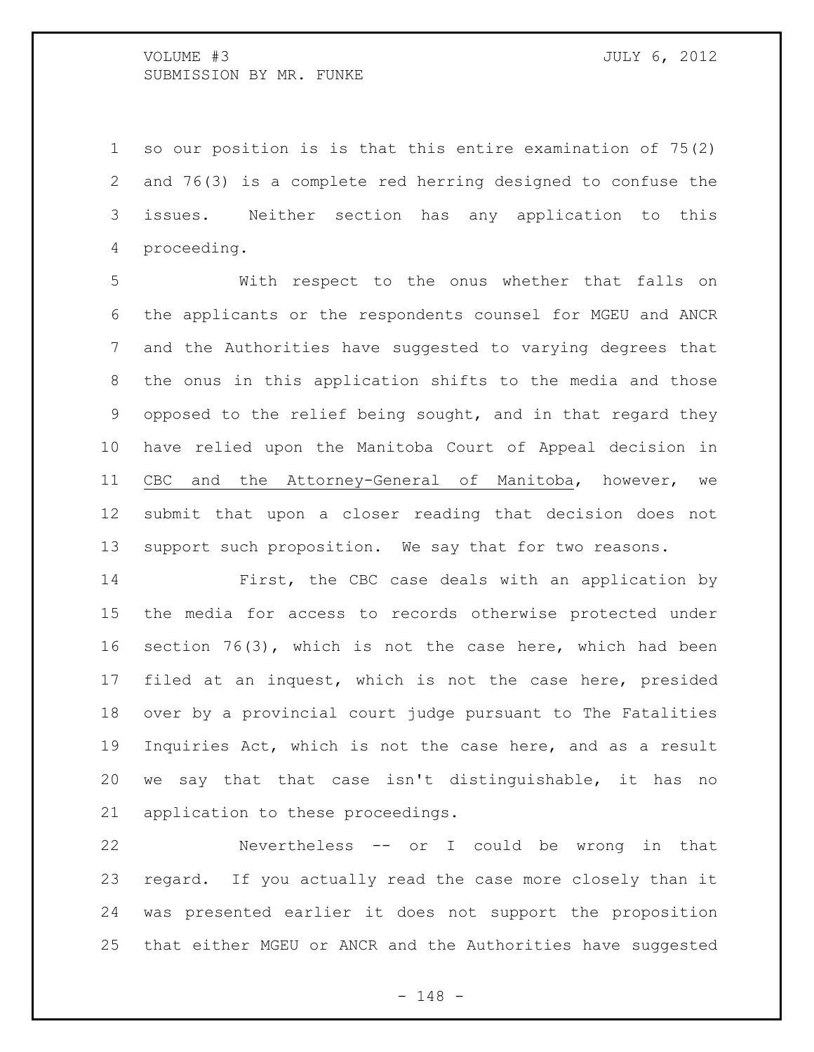so our position is is that this entire examination of 75(2) and 76(3) is a complete red herring designed to confuse the issues. Neither section has any application to this proceeding.

With respect to the onus whether that falls on the applicants or the respondents counsel for MGEU and ANCR and the Authorities have suggested to varying degrees that the onus in this application shifts to the media and those opposed to the relief being sought, and in that regard they have relied upon the Manitoba Court of Appeal decision in CBC and the Attorney-General of Manitoba, however, we submit that upon a closer reading that decision does not support such proposition. We say that for two reasons.

First, the CBC case deals with an application by the media for access to records otherwise protected under section 76(3), which is not the case here, which had been filed at an inquest, which is not the case here, presided over by a provincial court judge pursuant to The Fatalities Inquiries Act, which is not the case here, and as a result we say that that case isn't distinguishable, it has no application to these proceedings.

Nevertheless -- or I could be wrong in that regard. If you actually read the case more closely than it was presented earlier it does not support the proposition that either MGEU or ANCR and the Authorities have suggested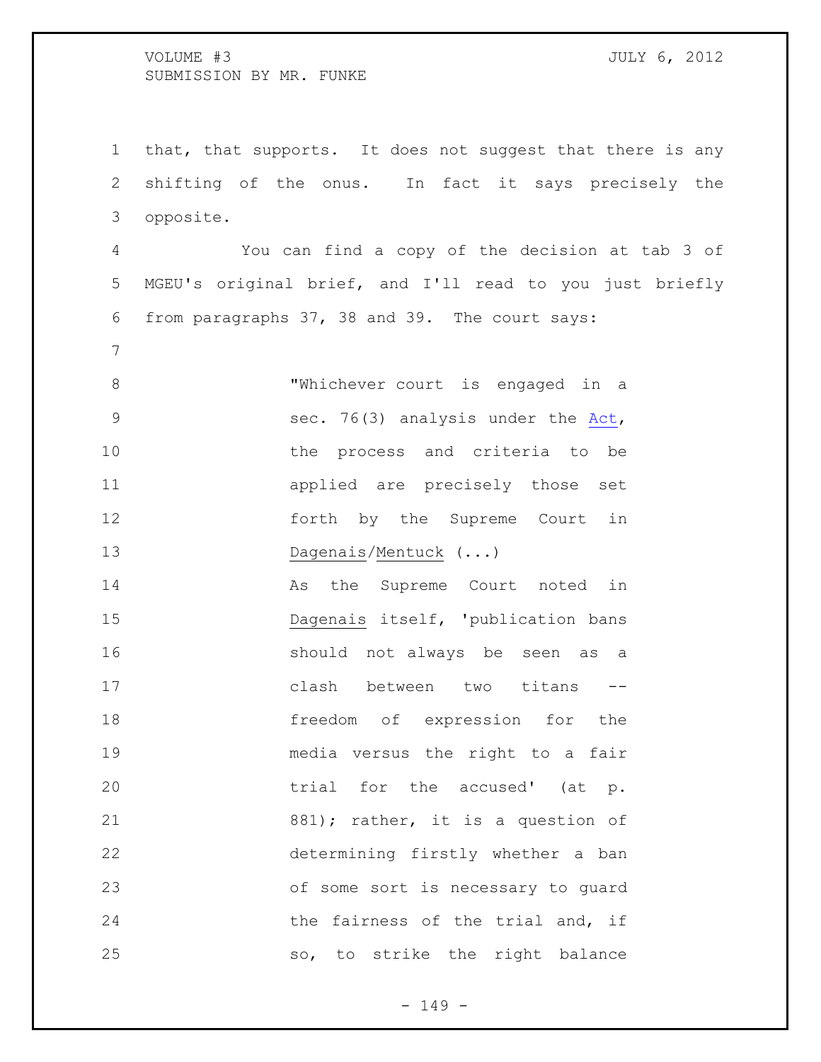that, that supports. It does not suggest that there is any shifting of the onus. In fact it says precisely the opposite.

You can find a copy of the decision at tab 3 of MGEU's original brief, and I'll read to you just briefly from paragraphs 37, 38 and 39. The court says:

> "Whichever court is engaged in a sec. 76(3) analysis under the Act, the process and criteria to be applied are precisely those set forth by the Supreme Court in Dagenais/Mentuck (...)
>
> As the Supreme Court noted in Dagenais itself, 'publication bans should not always be seen as a clash between two titans -- freedom of expression for the media versus the right to a fair trial for the accused' (at p. 881); rather, it is a question of determining firstly whether a ban of some sort is necessary to guard the fairness of the trial and, if so, to strike the right balance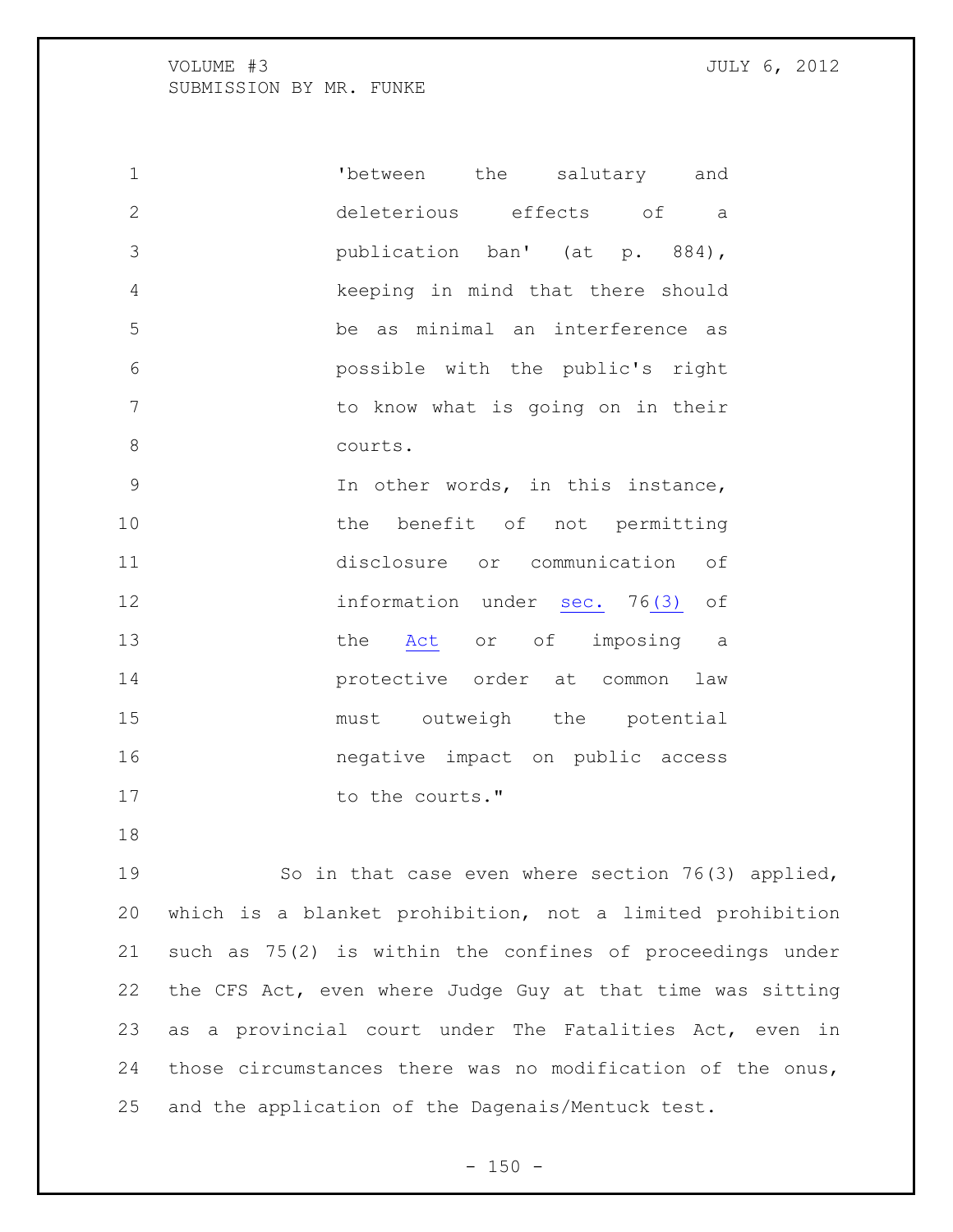> 'between the salutary and deleterious effects of a publication ban' (at p. 884), keeping in mind that there should be as minimal an interference as possible with the public's right to know what is going on in their courts.
>
> In other words, in this instance, the benefit of not permitting disclosure or communication of information under sec. 76(3) of the Act or of imposing a protective order at common law must outweigh the potential negative impact on public access to the courts."

So in that case even where section 76(3) applied, which is a blanket prohibition, not a limited prohibition such as 75(2) is within the confines of proceedings under the CFS Act, even where Judge Guy at that time was sitting as a provincial court under The Fatalities Act, even in those circumstances there was no modification of the onus, and the application of the Dagenais/Mentuck test.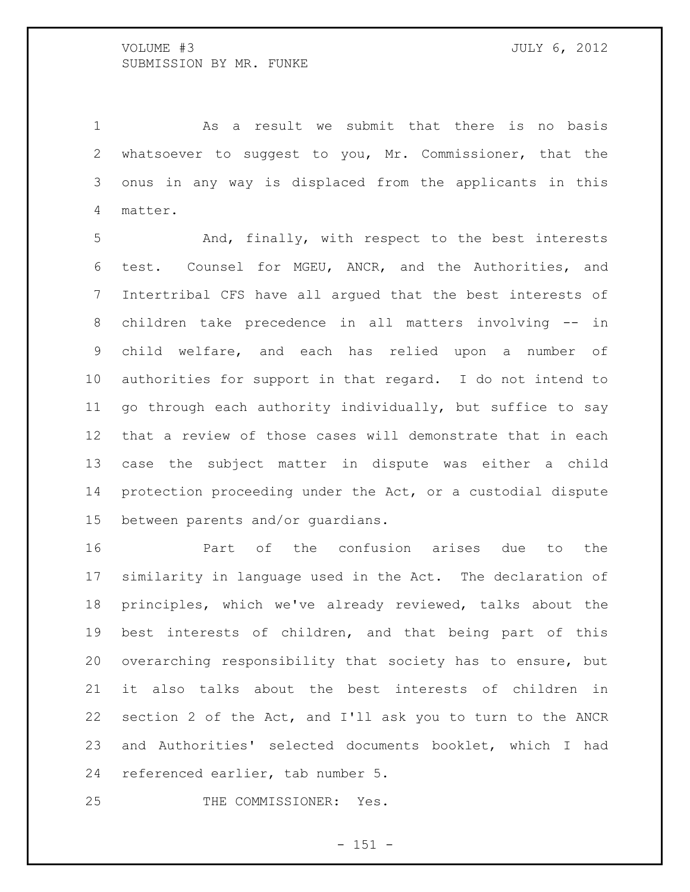As a result we submit that there is no basis whatsoever to suggest to you, Mr. Commissioner, that the onus in any way is displaced from the applicants in this matter.

And, finally, with respect to the best interests test. Counsel for MGEU, ANCR, and the Authorities, and Intertribal CFS have all argued that the best interests of children take precedence in all matters involving -- in child welfare, and each has relied upon a number of authorities for support in that regard. I do not intend to go through each authority individually, but suffice to say that a review of those cases will demonstrate that in each case the subject matter in dispute was either a child protection proceeding under the Act, or a custodial dispute between parents and/or guardians.

Part of the confusion arises due to the similarity in language used in the Act. The declaration of principles, which we've already reviewed, talks about the best interests of children, and that being part of this overarching responsibility that society has to ensure, but it also talks about the best interests of children in section 2 of the Act, and I'll ask you to turn to the ANCR and Authorities' selected documents booklet, which I had referenced earlier, tab number 5.

THE COMMISSIONER: Yes.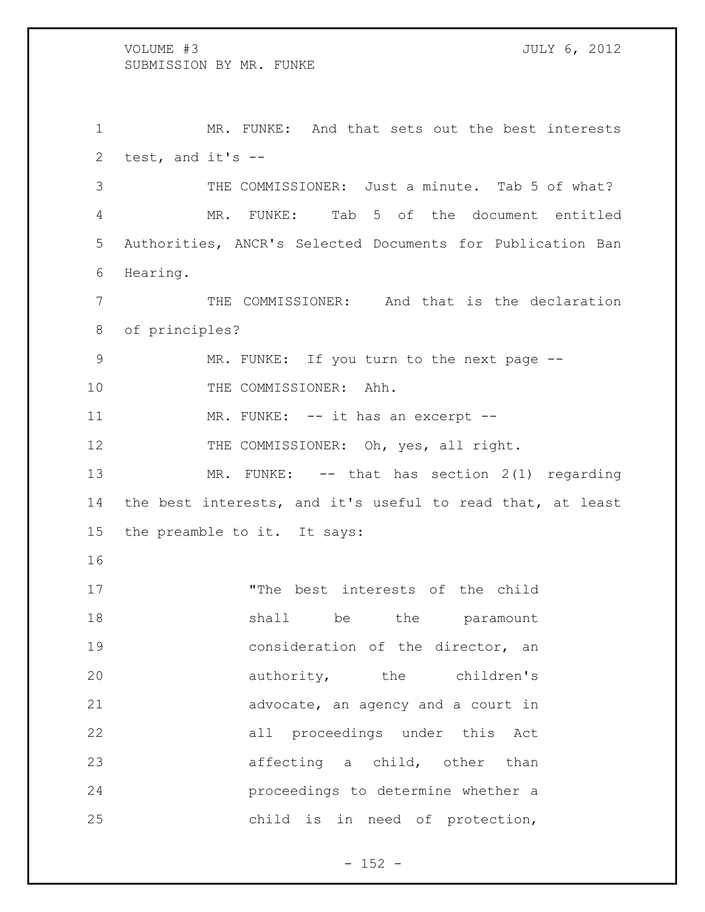MR. FUNKE: And that sets out the best interests test, and it's --

THE COMMISSIONER: Just a minute. Tab 5 of what?

MR. FUNKE: Tab 5 of the document entitled Authorities, ANCR's Selected Documents for Publication Ban Hearing.

THE COMMISSIONER: And that is the declaration of principles?

MR. FUNKE: If you turn to the next page --

THE COMMISSIONER: Ahh.

MR. FUNKE: -- it has an excerpt --

THE COMMISSIONER: Oh, yes, all right.

MR. FUNKE: -- that has section 2(1) regarding the best interests, and it's useful to read that, at least the preamble to it. It says:

> "The best interests of the child shall be the paramount consideration of the director, an authority, the children's advocate, an agency and a court in all proceedings under this Act affecting a child, other than proceedings to determine whether a child is in need of protection,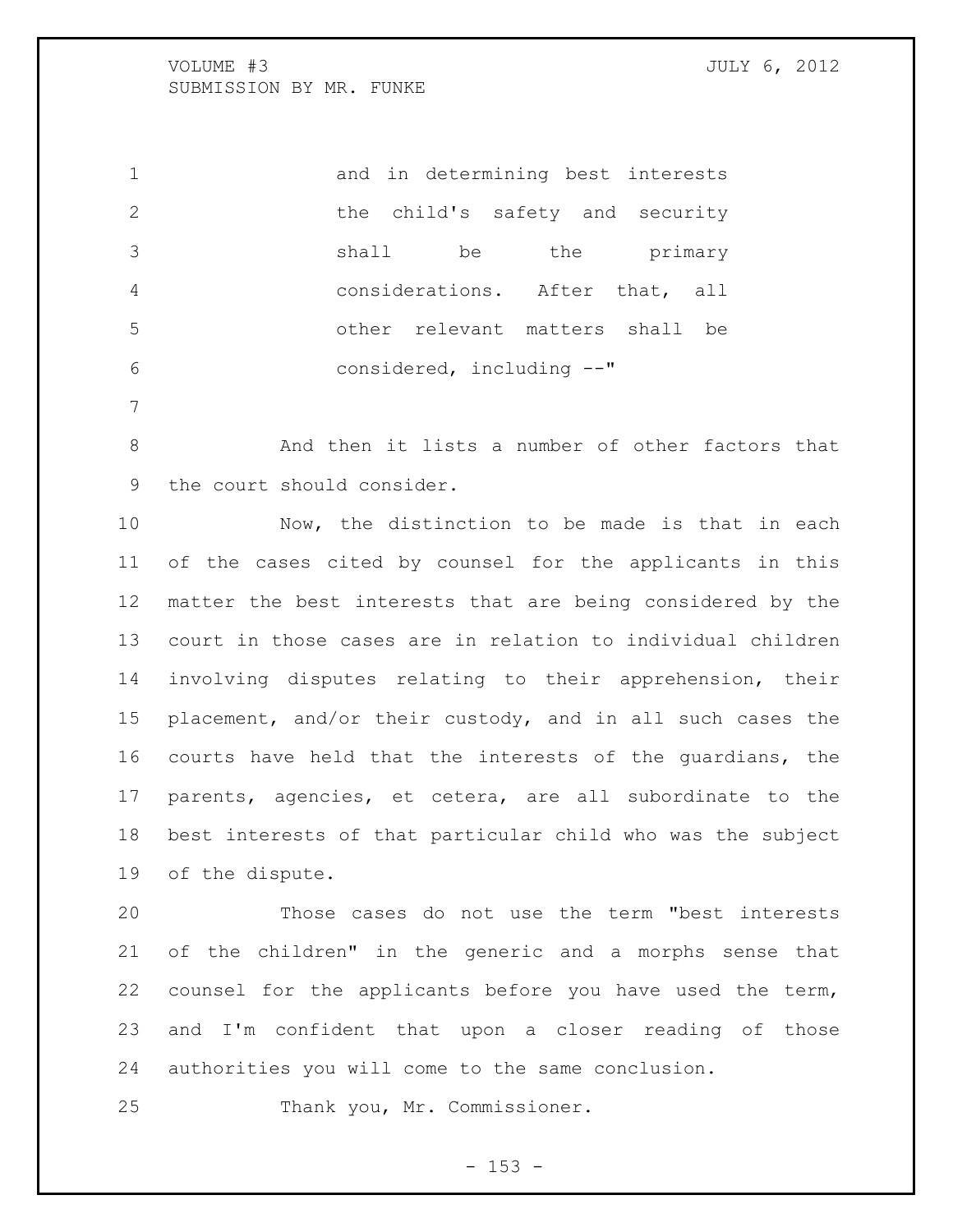and in determining best interests the child's safety and security shall be the primary considerations. After that, all other relevant matters shall be considered, including --"

And then it lists a number of other factors that the court should consider.

Now, the distinction to be made is that in each of the cases cited by counsel for the applicants in this matter the best interests that are being considered by the court in those cases are in relation to individual children involving disputes relating to their apprehension, their placement, and/or their custody, and in all such cases the courts have held that the interests of the guardians, the parents, agencies, et cetera, are all subordinate to the best interests of that particular child who was the subject of the dispute.

Those cases do not use the term "best interests of the children" in the generic and a morphs sense that counsel for the applicants before you have used the term, and I'm confident that upon a closer reading of those authorities you will come to the same conclusion.

Thank you, Mr. Commissioner.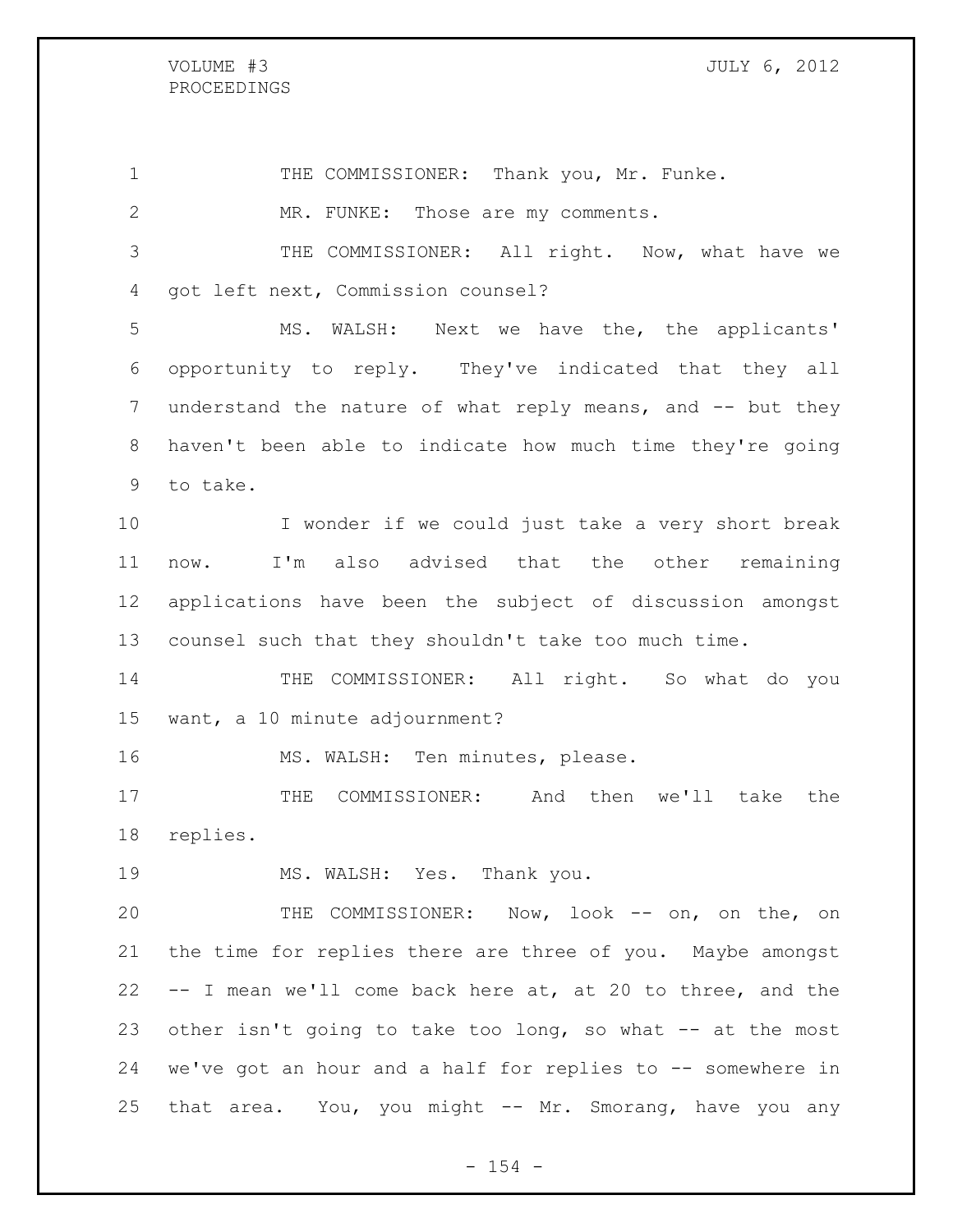THE COMMISSIONER: Thank you, Mr. Funke.

MR. FUNKE: Those are my comments.

THE COMMISSIONER: All right. Now, what have we got left next, Commission counsel?

MS. WALSH: Next we have the, the applicants' opportunity to reply. They've indicated that they all understand the nature of what reply means, and -- but they haven't been able to indicate how much time they're going to take.

I wonder if we could just take a very short break now. I'm also advised that the other remaining applications have been the subject of discussion amongst counsel such that they shouldn't take too much time.

THE COMMISSIONER: All right. So what do you want, a 10 minute adjournment?

MS. WALSH: Ten minutes, please.

THE COMMISSIONER: And then we'll take the replies.

MS. WALSH: Yes. Thank you.

THE COMMISSIONER: Now, look -- on, on the, on the time for replies there are three of you. Maybe amongst -- I mean we'll come back here at, at 20 to three, and the other isn't going to take too long, so what -- at the most we've got an hour and a half for replies to -- somewhere in that area. You, you might -- Mr. Smorang, have you any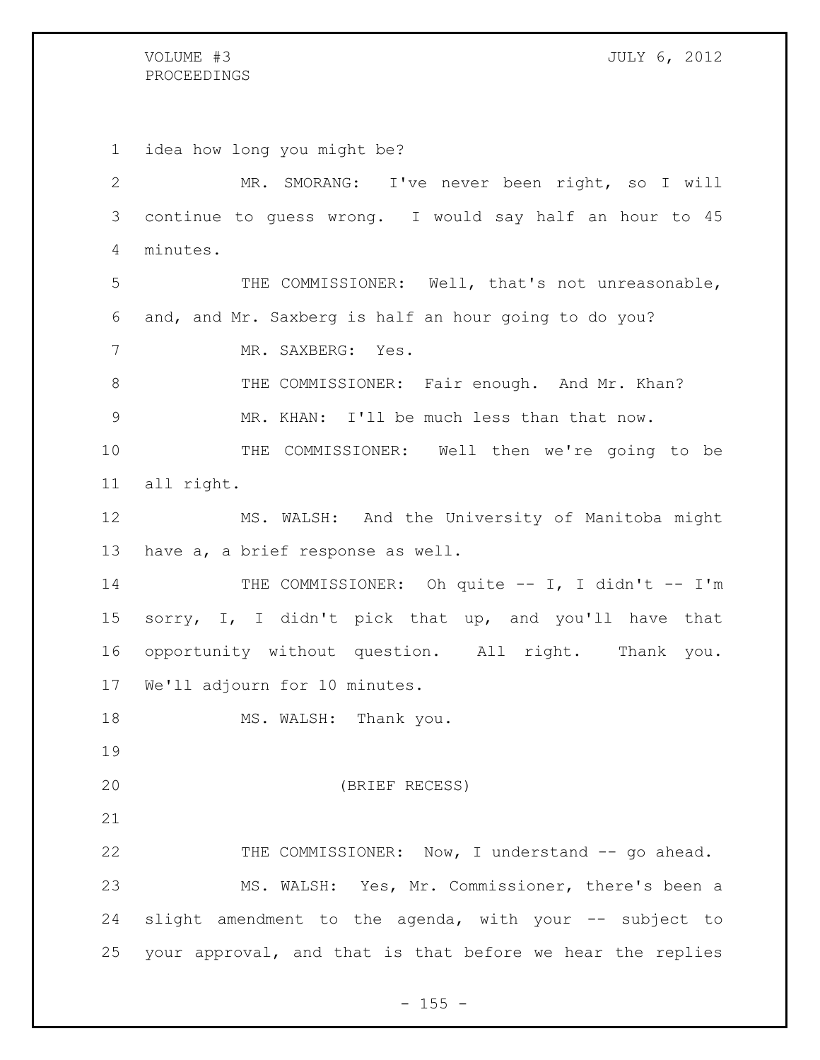idea how long you might be?

MR. SMORANG: I've never been right, so I will continue to guess wrong. I would say half an hour to 45 minutes.

THE COMMISSIONER: Well, that's not unreasonable, and, and Mr. Saxberg is half an hour going to do you?

MR. SAXBERG: Yes.

THE COMMISSIONER: Fair enough. And Mr. Khan?

MR. KHAN: I'll be much less than that now.

THE COMMISSIONER: Well then we're going to be all right.

MS. WALSH: And the University of Manitoba might have a, a brief response as well.

THE COMMISSIONER: Oh quite -- I, I didn't -- I'm sorry, I, I didn't pick that up, and you'll have that opportunity without question. All right. Thank you. We'll adjourn for 10 minutes.

MS. WALSH: Thank you.

(BRIEF RECESS)

THE COMMISSIONER: Now, I understand -- go ahead.

MS. WALSH: Yes, Mr. Commissioner, there's been a slight amendment to the agenda, with your -- subject to your approval, and that is that before we hear the replies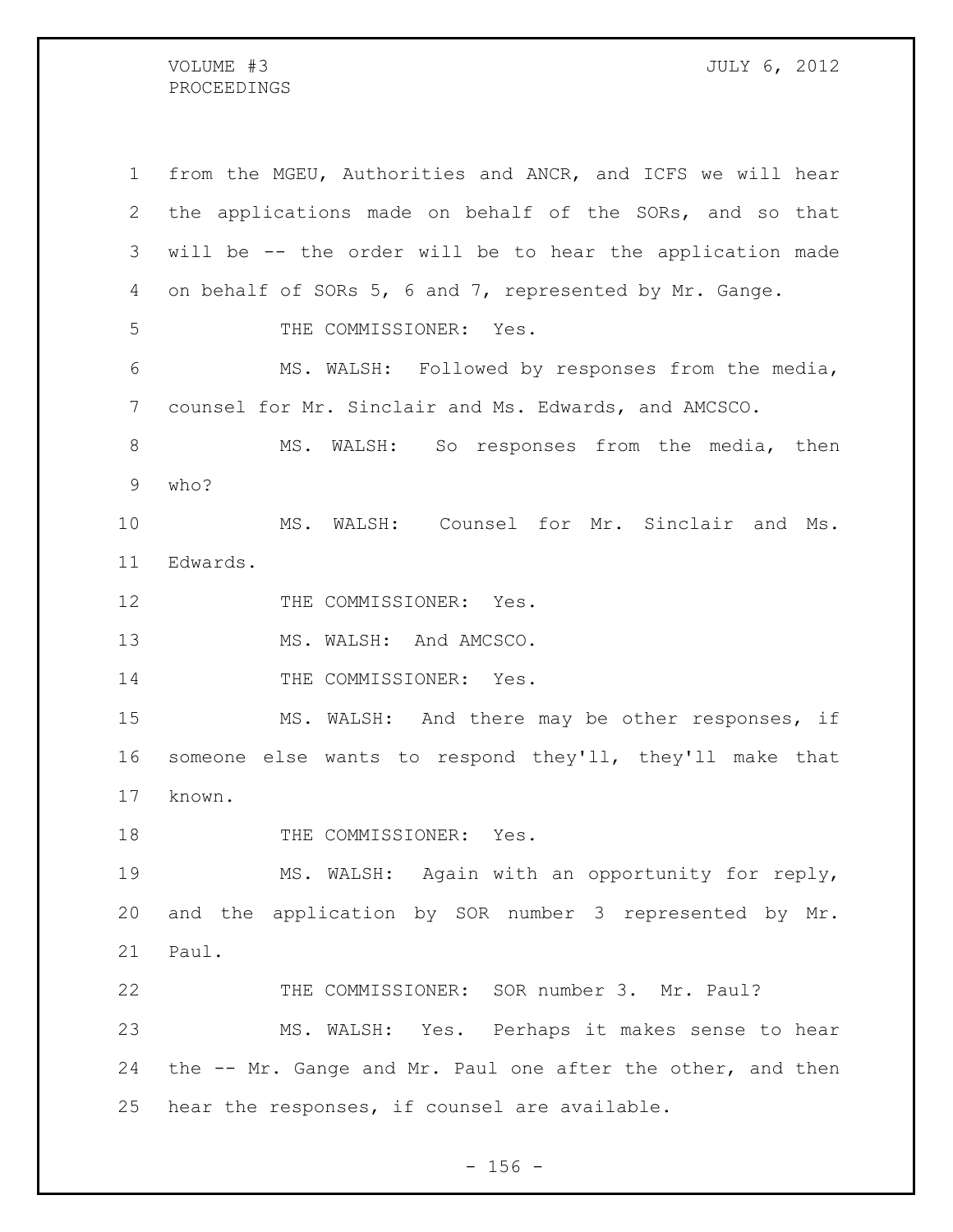from the MGEU, Authorities and ANCR, and ICFS we will hear the applications made on behalf of the SORs, and so that will be -- the order will be to hear the application made on behalf of SORs 5, 6 and 7, represented by Mr. Gange.

THE COMMISSIONER: Yes.

MS. WALSH: Followed by responses from the media, counsel for Mr. Sinclair and Ms. Edwards, and AMCSCO.

MS. WALSH: So responses from the media, then who?

MS. WALSH: Counsel for Mr. Sinclair and Ms. Edwards.

THE COMMISSIONER: Yes.

MS. WALSH: And AMCSCO.

THE COMMISSIONER: Yes.

MS. WALSH: And there may be other responses, if someone else wants to respond they'll, they'll make that known.

THE COMMISSIONER: Yes.

MS. WALSH: Again with an opportunity for reply, and the application by SOR number 3 represented by Mr. Paul.

THE COMMISSIONER: SOR number 3. Mr. Paul?

MS. WALSH: Yes. Perhaps it makes sense to hear the -- Mr. Gange and Mr. Paul one after the other, and then hear the responses, if counsel are available.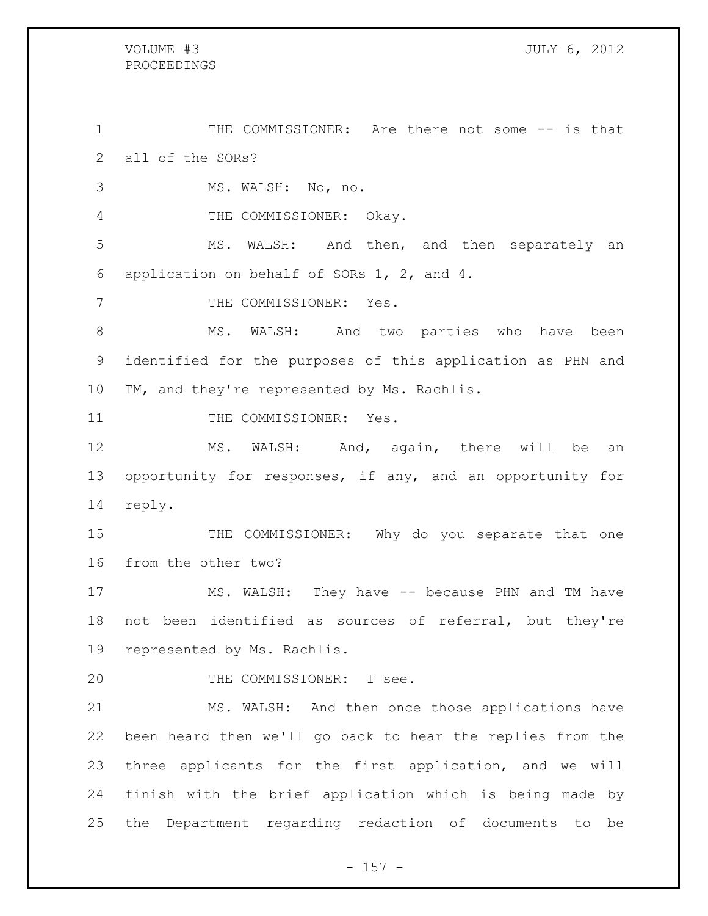THE COMMISSIONER: Are there not some -- is that all of the SORs?

MS. WALSH: No, no.

THE COMMISSIONER: Okay.

MS. WALSH: And then, and then separately an application on behalf of SORs 1, 2, and 4.

THE COMMISSIONER: Yes.

MS. WALSH: And two parties who have been identified for the purposes of this application as PHN and TM, and they're represented by Ms. Rachlis.

THE COMMISSIONER: Yes.

MS. WALSH: And, again, there will be an opportunity for responses, if any, and an opportunity for reply.

THE COMMISSIONER: Why do you separate that one from the other two?

MS. WALSH: They have -- because PHN and TM have not been identified as sources of referral, but they're represented by Ms. Rachlis.

THE COMMISSIONER: I see.

MS. WALSH: And then once those applications have been heard then we'll go back to hear the replies from the three applicants for the first application, and we will finish with the brief application which is being made by the Department regarding redaction of documents to be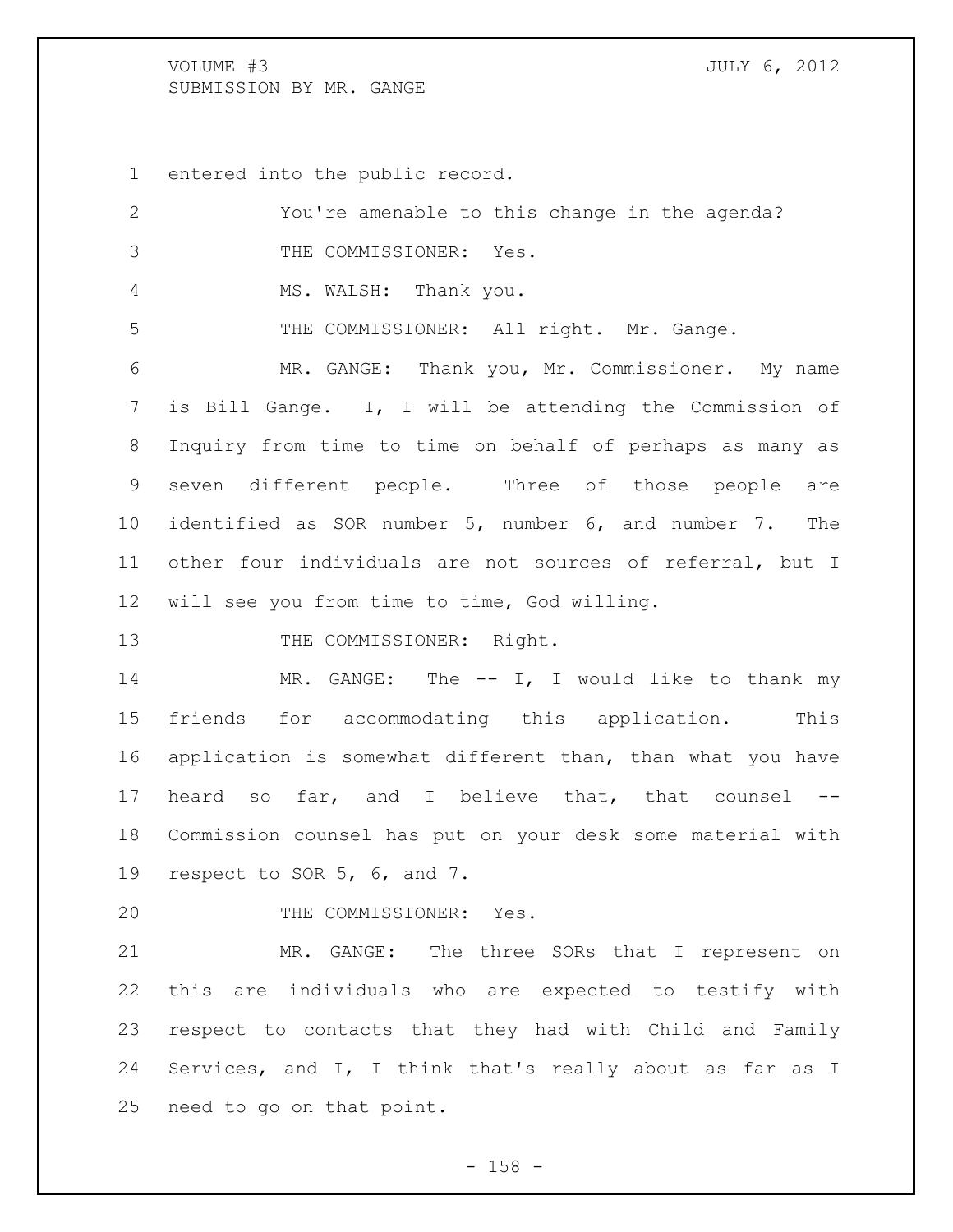entered into the public record.

You're amenable to this change in the agenda?

THE COMMISSIONER: Yes.

MS. WALSH: Thank you.

THE COMMISSIONER: All right. Mr. Gange.

MR. GANGE: Thank you, Mr. Commissioner. My name is Bill Gange. I, I will be attending the Commission of Inquiry from time to time on behalf of perhaps as many as seven different people. Three of those people are identified as SOR number 5, number 6, and number 7. The other four individuals are not sources of referral, but I will see you from time to time, God willing.

THE COMMISSIONER: Right.

MR. GANGE: The -- I, I would like to thank my friends for accommodating this application. This application is somewhat different than, than what you have heard so far, and I believe that, that counsel -- Commission counsel has put on your desk some material with respect to SOR 5, 6, and 7.

THE COMMISSIONER: Yes.

MR. GANGE: The three SORs that I represent on this are individuals who are expected to testify with respect to contacts that they had with Child and Family Services, and I, I think that's really about as far as I need to go on that point.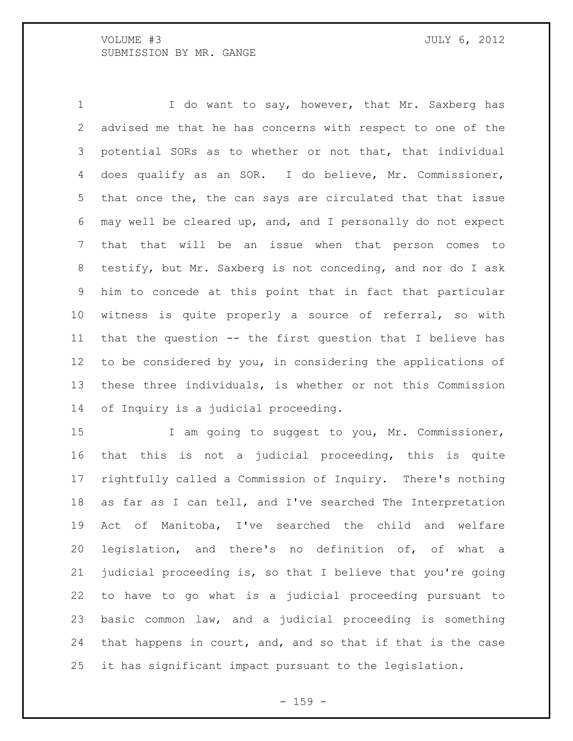I do want to say, however, that Mr. Saxberg has advised me that he has concerns with respect to one of the potential SORs as to whether or not that, that individual does qualify as an SOR. I do believe, Mr. Commissioner, that once the, the can says are circulated that that issue may well be cleared up, and, and I personally do not expect that that will be an issue when that person comes to testify, but Mr. Saxberg is not conceding, and nor do I ask him to concede at this point that in fact that particular witness is quite properly a source of referral, so with that the question -- the first question that I believe has to be considered by you, in considering the applications of these three individuals, is whether or not this Commission of Inquiry is a judicial proceeding.

I am going to suggest to you, Mr. Commissioner, that this is not a judicial proceeding, this is quite rightfully called a Commission of Inquiry. There's nothing as far as I can tell, and I've searched The Interpretation Act of Manitoba, I've searched the child and welfare legislation, and there's no definition of, of what a judicial proceeding is, so that I believe that you're going to have to go what is a judicial proceeding pursuant to basic common law, and a judicial proceeding is something that happens in court, and, and so that if that is the case it has significant impact pursuant to the legislation.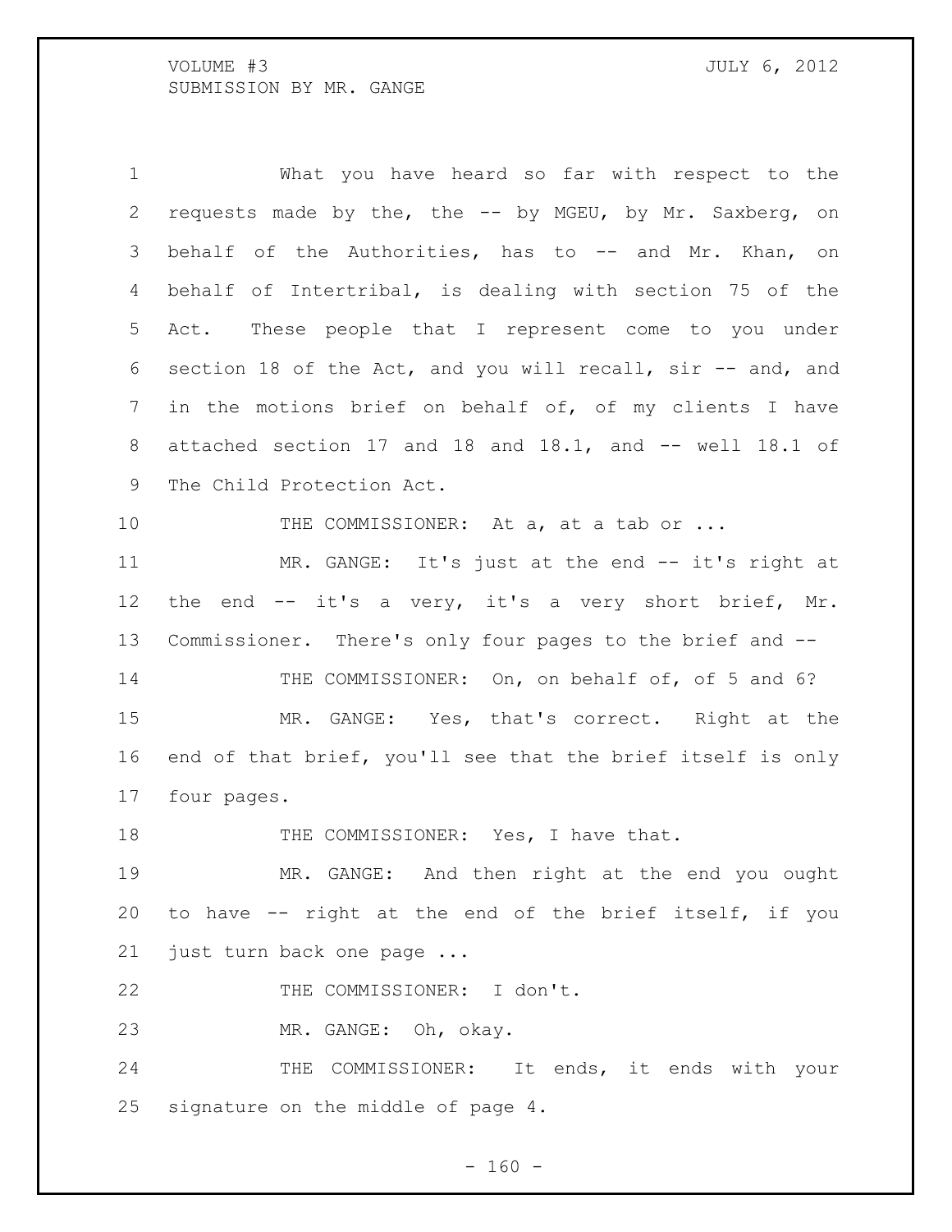What you have heard so far with respect to the requests made by the, the -- by MGEU, by Mr. Saxberg, on behalf of the Authorities, has to -- and Mr. Khan, on behalf of Intertribal, is dealing with section 75 of the Act. These people that I represent come to you under section 18 of the Act, and you will recall, sir -- and, and in the motions brief on behalf of, of my clients I have attached section 17 and 18 and 18.1, and -- well 18.1 of The Child Protection Act.

THE COMMISSIONER: At a, at a tab or ...

MR. GANGE: It's just at the end -- it's right at the end -- it's a very, it's a very short brief, Mr. Commissioner. There's only four pages to the brief and --

THE COMMISSIONER: On, on behalf of, of 5 and 6?

MR. GANGE: Yes, that's correct. Right at the end of that brief, you'll see that the brief itself is only four pages.

THE COMMISSIONER: Yes, I have that.

MR. GANGE: And then right at the end you ought to have -- right at the end of the brief itself, if you just turn back one page ...

THE COMMISSIONER: I don't.

MR. GANGE: Oh, okay.

THE COMMISSIONER: It ends, it ends with your signature on the middle of page 4.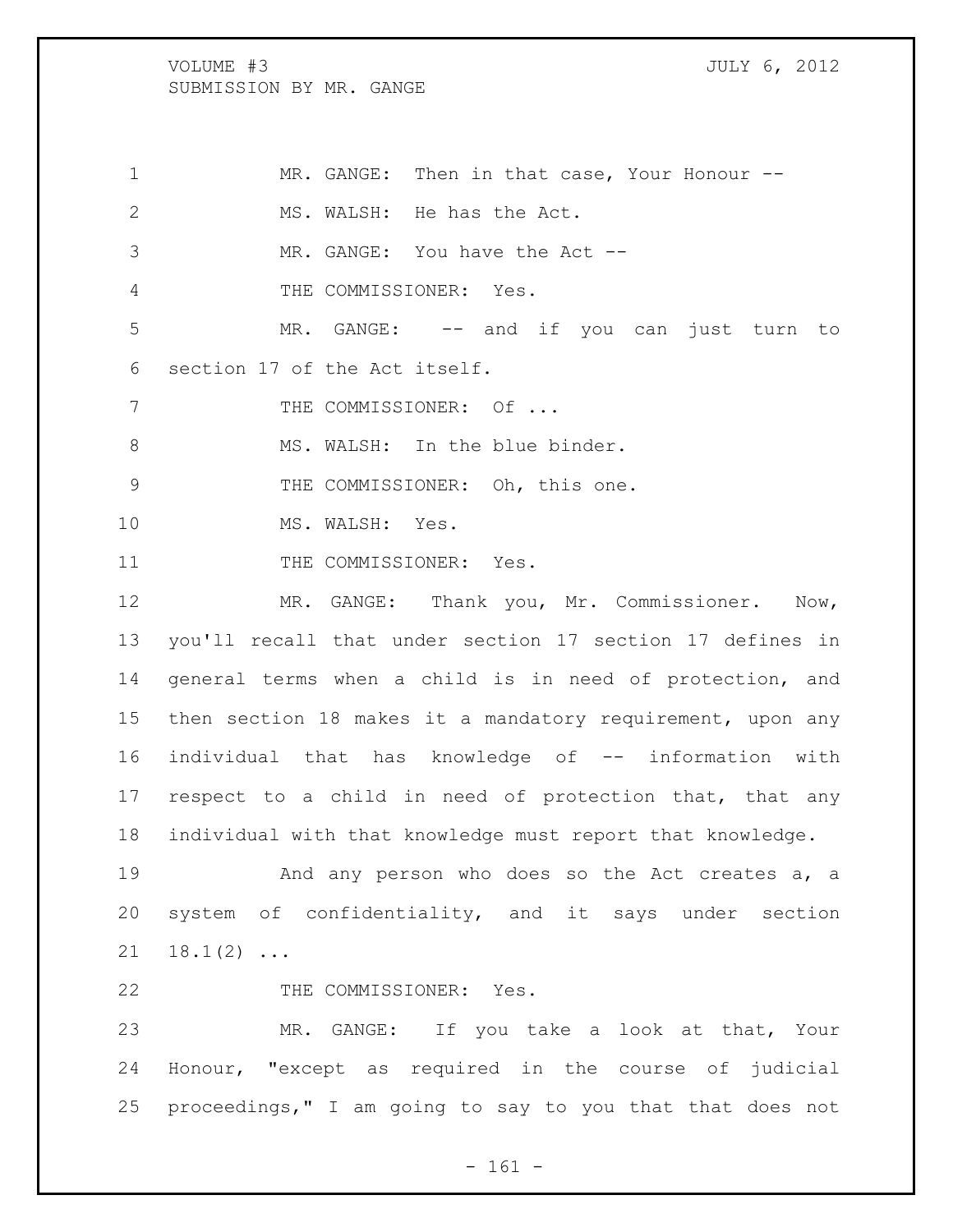MR. GANGE: Then in that case, Your Honour --

MS. WALSH: He has the Act.

MR. GANGE: You have the Act --

THE COMMISSIONER: Yes.

MR. GANGE: -- and if you can just turn to section 17 of the Act itself.

THE COMMISSIONER: Of ...

MS. WALSH: In the blue binder.

THE COMMISSIONER: Oh, this one.

MS. WALSH: Yes.

THE COMMISSIONER: Yes.

MR. GANGE: Thank you, Mr. Commissioner. Now, you'll recall that under section 17 section 17 defines in general terms when a child is in need of protection, and then section 18 makes it a mandatory requirement, upon any individual that has knowledge of -- information with respect to a child in need of protection that, that any individual with that knowledge must report that knowledge.

And any person who does so the Act creates a, a system of confidentiality, and it says under section 18.1(2) ...

THE COMMISSIONER: Yes.

MR. GANGE: If you take a look at that, Your Honour, "except as required in the course of judicial proceedings," I am going to say to you that that does not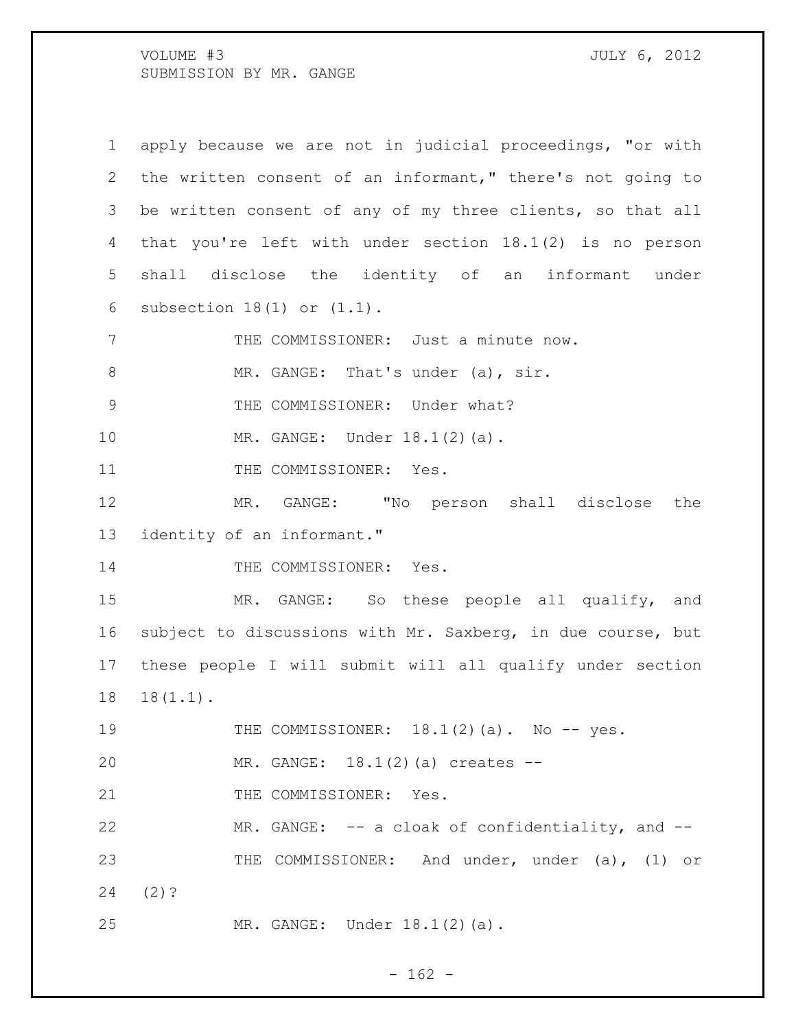apply because we are not in judicial proceedings, "or with the written consent of an informant," there's not going to be written consent of any of my three clients, so that all that you're left with under section 18.1(2) is no person shall disclose the identity of an informant under subsection 18(1) or (1.1).

THE COMMISSIONER: Just a minute now.

MR. GANGE: That's under (a), sir.

THE COMMISSIONER: Under what?

MR. GANGE: Under 18.1(2)(a).

THE COMMISSIONER: Yes.

MR. GANGE: "No person shall disclose the identity of an informant."

THE COMMISSIONER: Yes.

MR. GANGE: So these people all qualify, and subject to discussions with Mr. Saxberg, in due course, but these people I will submit will all qualify under section 18(1.1).

THE COMMISSIONER: 18.1(2)(a). No -- yes.

MR. GANGE: 18.1(2)(a) creates --

THE COMMISSIONER: Yes.

MR. GANGE: -- a cloak of confidentiality, and --

THE COMMISSIONER: And under, under (a), (1) or (2)?

MR. GANGE: Under 18.1(2)(a).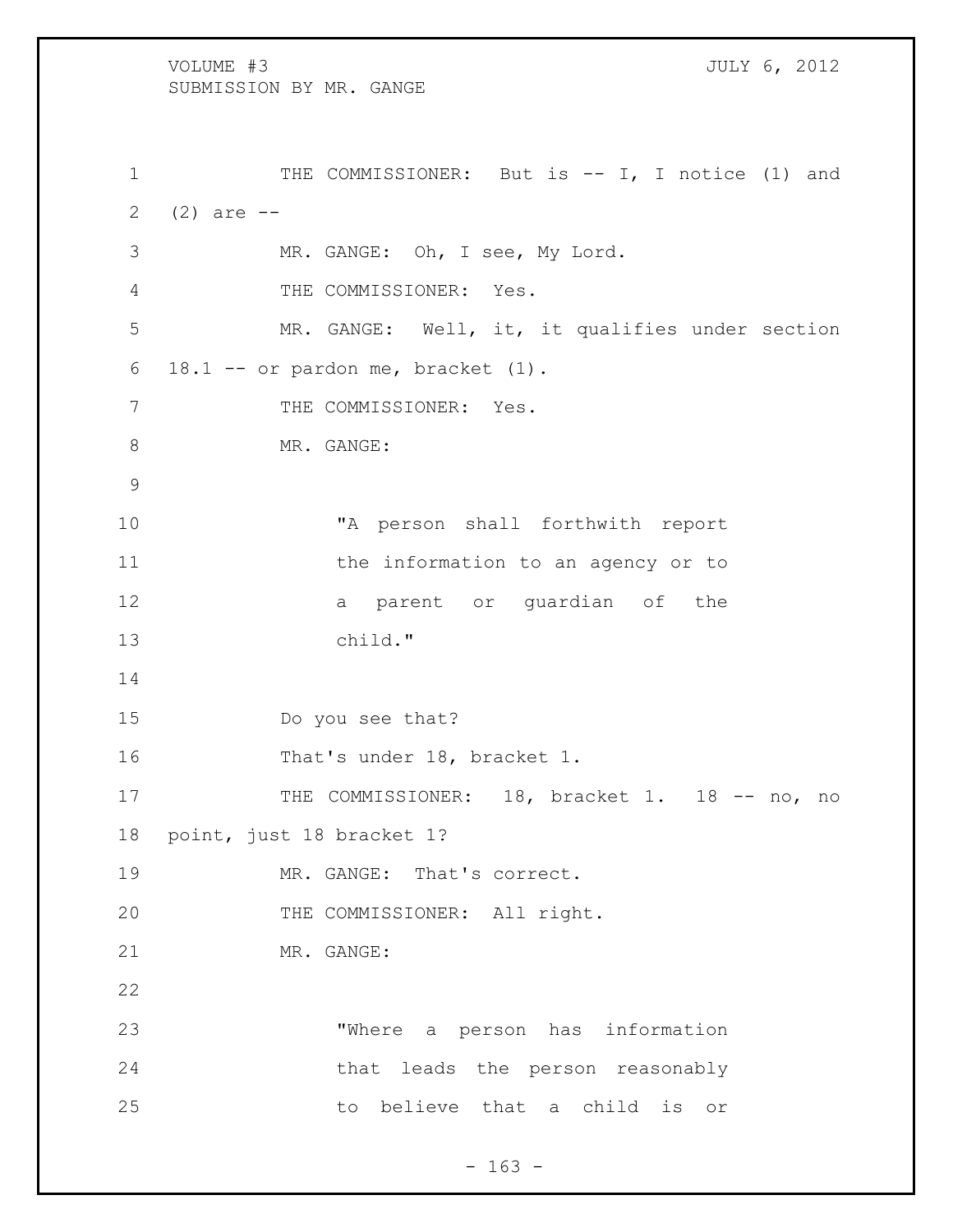THE COMMISSIONER: But is -- I, I notice (1) and (2) are --

MR. GANGE: Oh, I see, My Lord.

THE COMMISSIONER: Yes.

MR. GANGE: Well, it, it qualifies under section 18.1 -- or pardon me, bracket (1).

THE COMMISSIONER: Yes.

MR. GANGE:

> "A person shall forthwith report the information to an agency or to a parent or guardian of the child."

Do you see that?

That's under 18, bracket 1.

THE COMMISSIONER: 18, bracket 1. 18 -- no, no point, just 18 bracket 1?

MR. GANGE: That's correct.

THE COMMISSIONER: All right.

MR. GANGE:

> "Where a person has information that leads the person reasonably to believe that a child is or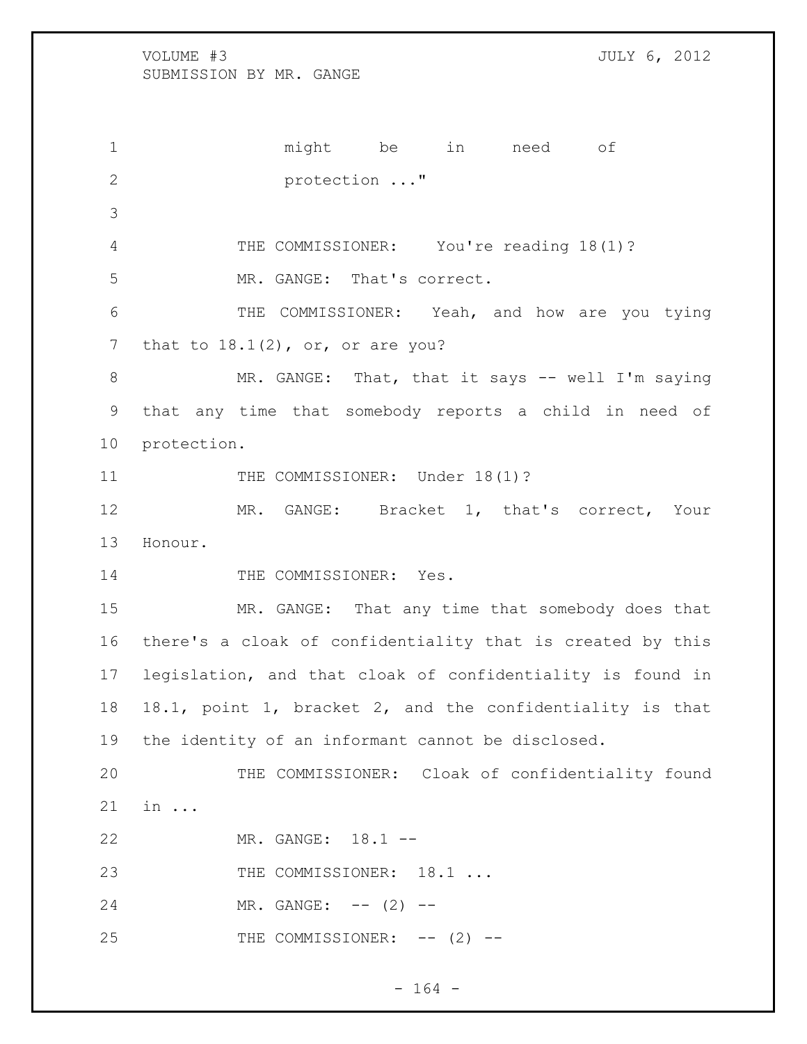might be in need of protection ..."

THE COMMISSIONER: You're reading 18(1)?

MR. GANGE: That's correct.

THE COMMISSIONER: Yeah, and how are you tying that to 18.1(2), or, or are you?

MR. GANGE: That, that it says -- well I'm saying that any time that somebody reports a child in need of protection.

THE COMMISSIONER: Under 18(1)?

MR. GANGE: Bracket 1, that's correct, Your Honour.

THE COMMISSIONER: Yes.

MR. GANGE: That any time that somebody does that there's a cloak of confidentiality that is created by this legislation, and that cloak of confidentiality is found in 18.1, point 1, bracket 2, and the confidentiality is that the identity of an informant cannot be disclosed.

THE COMMISSIONER: Cloak of confidentiality found in ...

MR. GANGE: 18.1 --

THE COMMISSIONER: 18.1 ...

MR. GANGE: -- (2) --

THE COMMISSIONER: -- (2) --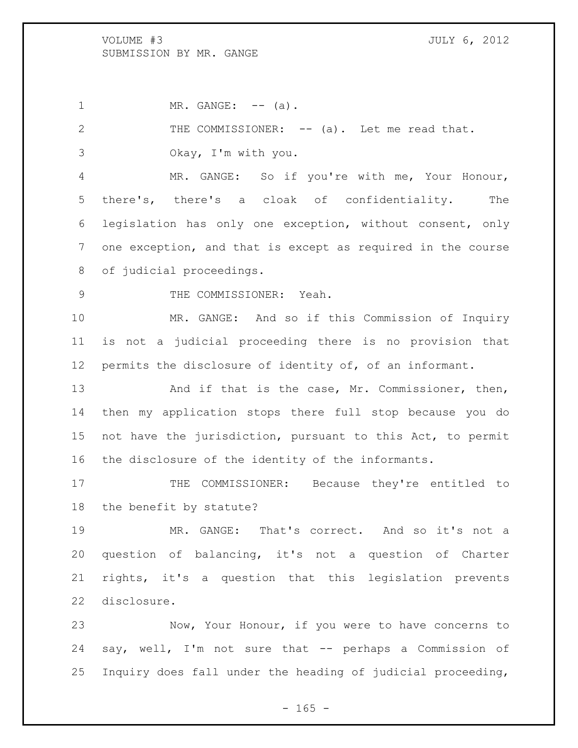MR. GANGE: -- (a).

THE COMMISSIONER: -- (a). Let me read that. Okay, I'm with you.

MR. GANGE: So if you're with me, Your Honour, there's, there's a cloak of confidentiality. The legislation has only one exception, without consent, only one exception, and that is except as required in the course of judicial proceedings.

THE COMMISSIONER: Yeah.

MR. GANGE: And so if this Commission of Inquiry is not a judicial proceeding there is no provision that permits the disclosure of identity of, of an informant.

And if that is the case, Mr. Commissioner, then, then my application stops there full stop because you do not have the jurisdiction, pursuant to this Act, to permit the disclosure of the identity of the informants.

THE COMMISSIONER: Because they're entitled to the benefit by statute?

MR. GANGE: That's correct. And so it's not a question of balancing, it's not a question of Charter rights, it's a question that this legislation prevents disclosure.

Now, Your Honour, if you were to have concerns to say, well, I'm not sure that -- perhaps a Commission of Inquiry does fall under the heading of judicial proceeding,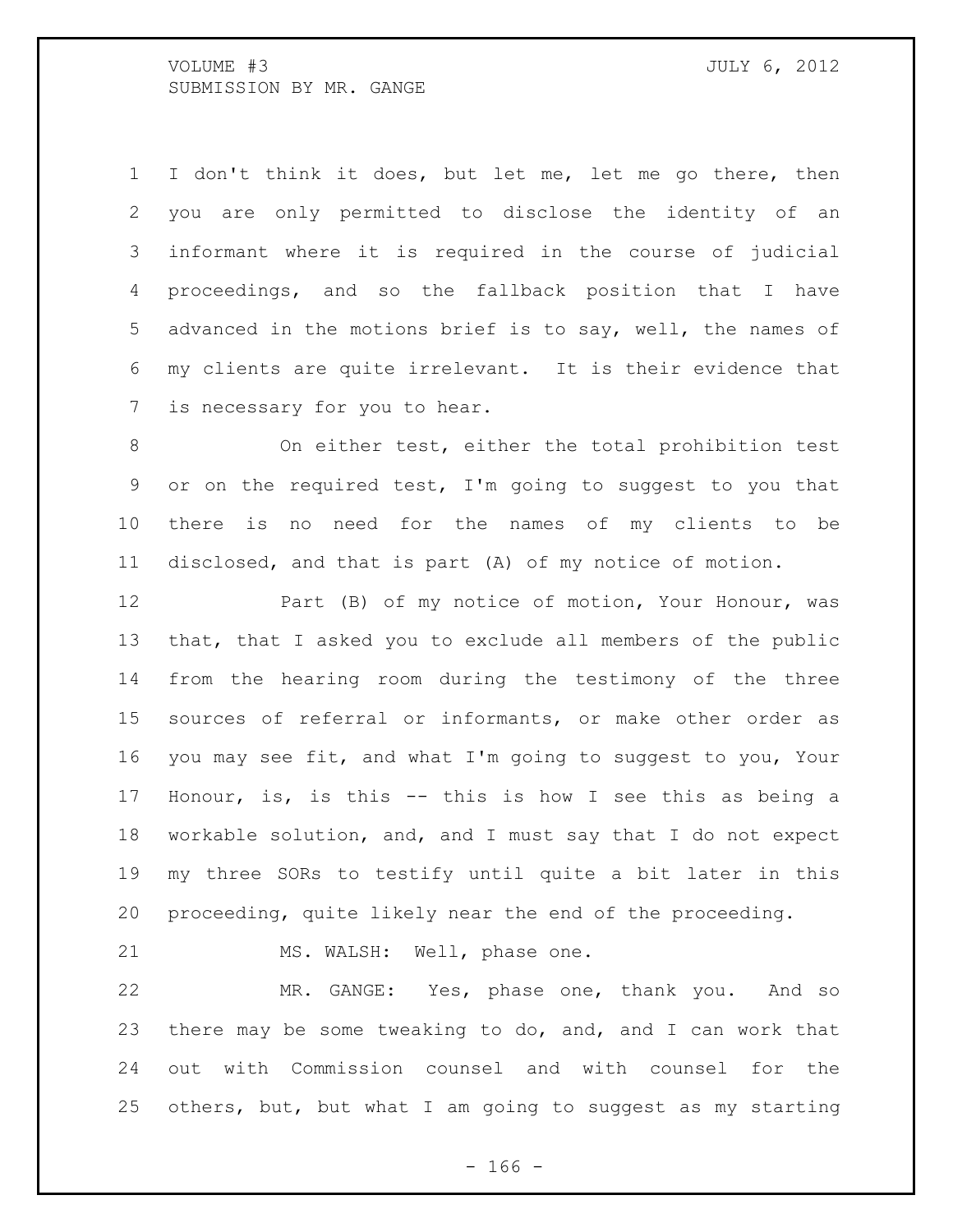I don't think it does, but let me, let me go there, then you are only permitted to disclose the identity of an informant where it is required in the course of judicial proceedings, and so the fallback position that I have advanced in the motions brief is to say, well, the names of my clients are quite irrelevant. It is their evidence that is necessary for you to hear.

On either test, either the total prohibition test or on the required test, I'm going to suggest to you that there is no need for the names of my clients to be disclosed, and that is part (A) of my notice of motion.

Part (B) of my notice of motion, Your Honour, was that, that I asked you to exclude all members of the public from the hearing room during the testimony of the three sources of referral or informants, or make other order as you may see fit, and what I'm going to suggest to you, Your Honour, is, is this -- this is how I see this as being a workable solution, and, and I must say that I do not expect my three SORs to testify until quite a bit later in this proceeding, quite likely near the end of the proceeding.

MS. WALSH: Well, phase one.

MR. GANGE: Yes, phase one, thank you. And so there may be some tweaking to do, and, and I can work that out with Commission counsel and with counsel for the others, but, but what I am going to suggest as my starting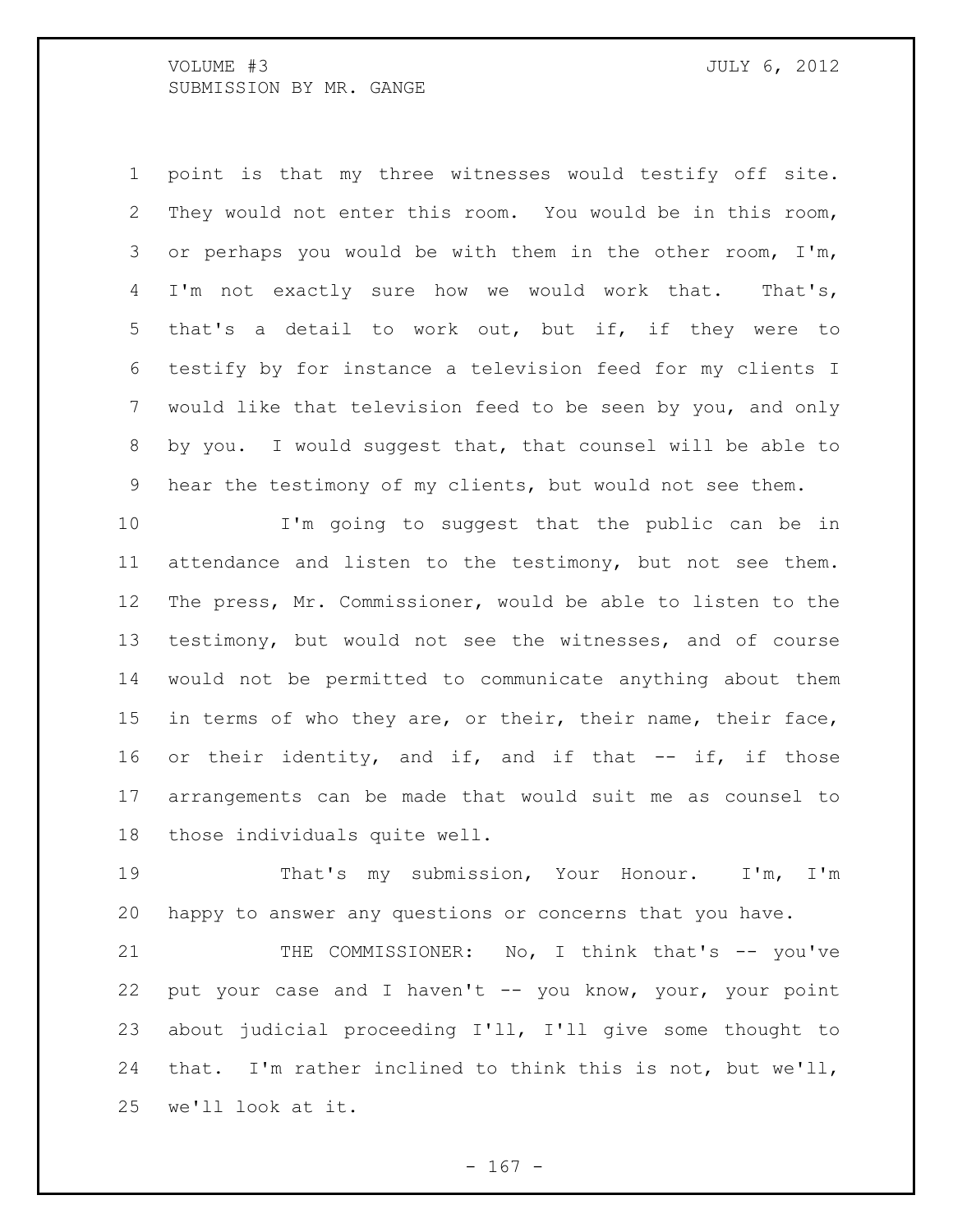point is that my three witnesses would testify off site. They would not enter this room. You would be in this room, or perhaps you would be with them in the other room, I'm, I'm not exactly sure how we would work that. That's, that's a detail to work out, but if, if they were to testify by for instance a television feed for my clients I would like that television feed to be seen by you, and only by you. I would suggest that, that counsel will be able to hear the testimony of my clients, but would not see them.

I'm going to suggest that the public can be in attendance and listen to the testimony, but not see them. The press, Mr. Commissioner, would be able to listen to the testimony, but would not see the witnesses, and of course would not be permitted to communicate anything about them in terms of who they are, or their, their name, their face, or their identity, and if, and if that -- if, if those arrangements can be made that would suit me as counsel to those individuals quite well.

That's my submission, Your Honour. I'm, I'm happy to answer any questions or concerns that you have.

THE COMMISSIONER: No, I think that's -- you've put your case and I haven't -- you know, your, your point about judicial proceeding I'll, I'll give some thought to that. I'm rather inclined to think this is not, but we'll, we'll look at it.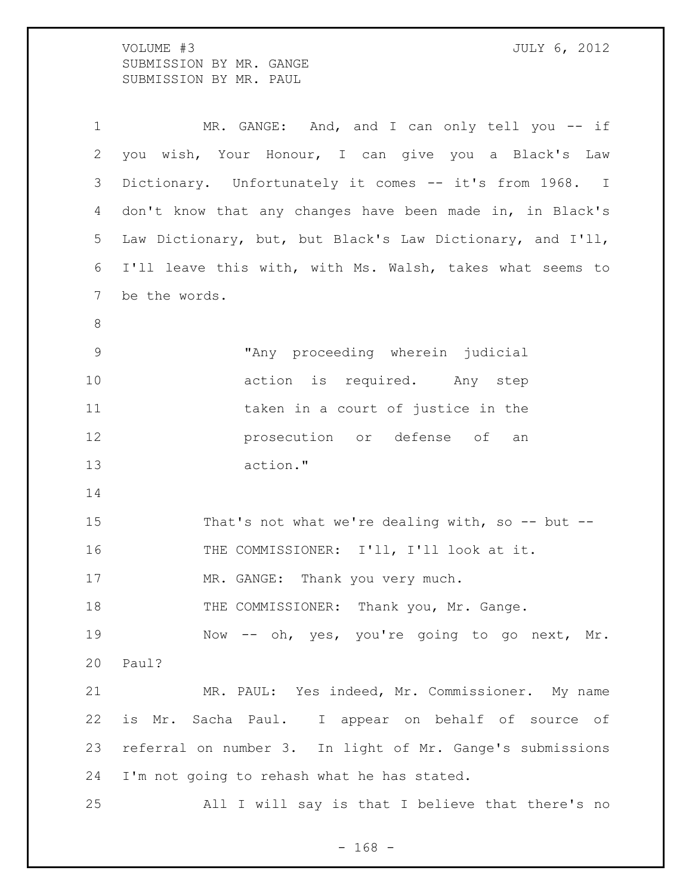MR. GANGE: And, and I can only tell you -- if you wish, Your Honour, I can give you a Black's Law Dictionary. Unfortunately it comes -- it's from 1968. I don't know that any changes have been made in, in Black's Law Dictionary, but, but Black's Law Dictionary, and I'll, I'll leave this with, with Ms. Walsh, takes what seems to be the words.

> "Any proceeding wherein judicial action is required. Any step taken in a court of justice in the prosecution or defense of an action."

That's not what we're dealing with, so -- but --

THE COMMISSIONER: I'll, I'll look at it.

MR. GANGE: Thank you very much.

THE COMMISSIONER: Thank you, Mr. Gange.

Now -- oh, yes, you're going to go next, Mr. Paul?

MR. PAUL: Yes indeed, Mr. Commissioner. My name is Mr. Sacha Paul. I appear on behalf of source of referral on number 3. In light of Mr. Gange's submissions I'm not going to rehash what he has stated.

All I will say is that I believe that there's no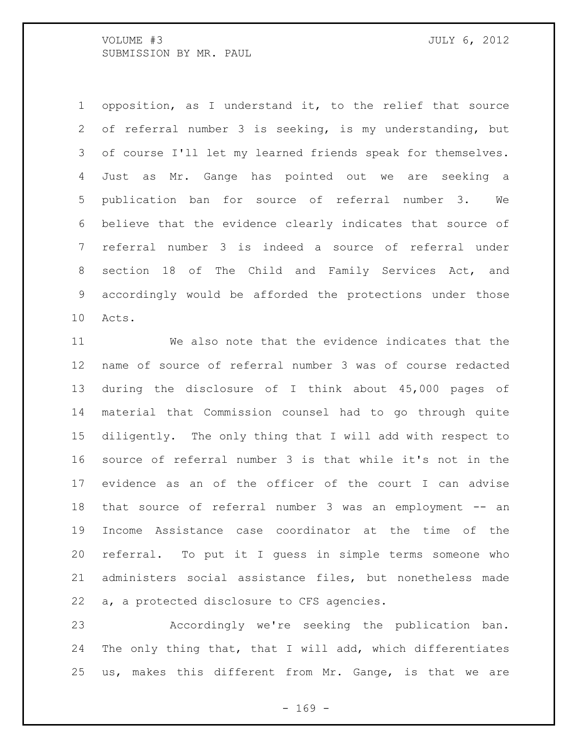opposition, as I understand it, to the relief that source of referral number 3 is seeking, is my understanding, but of course I'll let my learned friends speak for themselves. Just as Mr. Gange has pointed out we are seeking a publication ban for source of referral number 3. We believe that the evidence clearly indicates that source of referral number 3 is indeed a source of referral under section 18 of The Child and Family Services Act, and accordingly would be afforded the protections under those Acts.

We also note that the evidence indicates that the name of source of referral number 3 was of course redacted during the disclosure of I think about 45,000 pages of material that Commission counsel had to go through quite diligently. The only thing that I will add with respect to source of referral number 3 is that while it's not in the evidence as an of the officer of the court I can advise that source of referral number 3 was an employment -- an Income Assistance case coordinator at the time of the referral. To put it I guess in simple terms someone who administers social assistance files, but nonetheless made a, a protected disclosure to CFS agencies.

Accordingly we're seeking the publication ban. The only thing that, that I will add, which differentiates us, makes this different from Mr. Gange, is that we are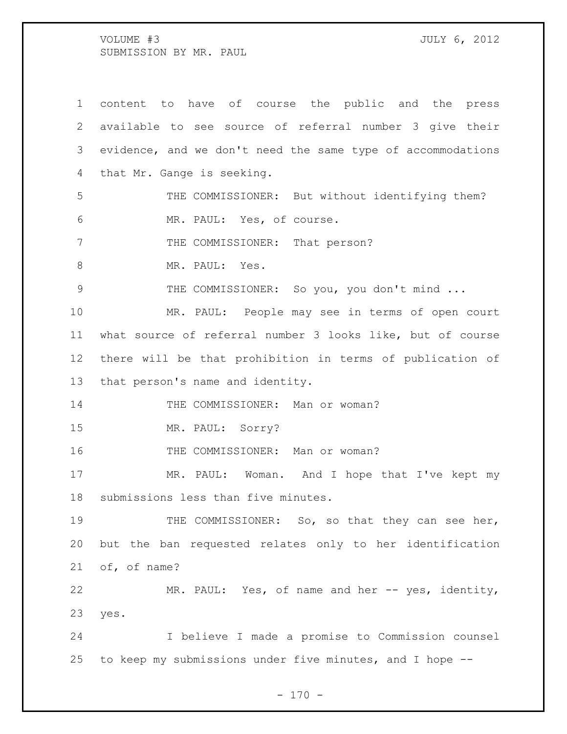content to have of course the public and the press available to see source of referral number 3 give their evidence, and we don't need the same type of accommodations that Mr. Gange is seeking.

THE COMMISSIONER: But without identifying them?

MR. PAUL: Yes, of course.

THE COMMISSIONER: That person?

MR. PAUL: Yes.

THE COMMISSIONER: So you, you don't mind ...

MR. PAUL: People may see in terms of open court what source of referral number 3 looks like, but of course there will be that prohibition in terms of publication of that person's name and identity.

THE COMMISSIONER: Man or woman?

MR. PAUL: Sorry?

THE COMMISSIONER: Man or woman?

MR. PAUL: Woman. And I hope that I've kept my submissions less than five minutes.

THE COMMISSIONER: So, so that they can see her, but the ban requested relates only to her identification of, of name?

MR. PAUL: Yes, of name and her -- yes, identity, yes.

I believe I made a promise to Commission counsel to keep my submissions under five minutes, and I hope --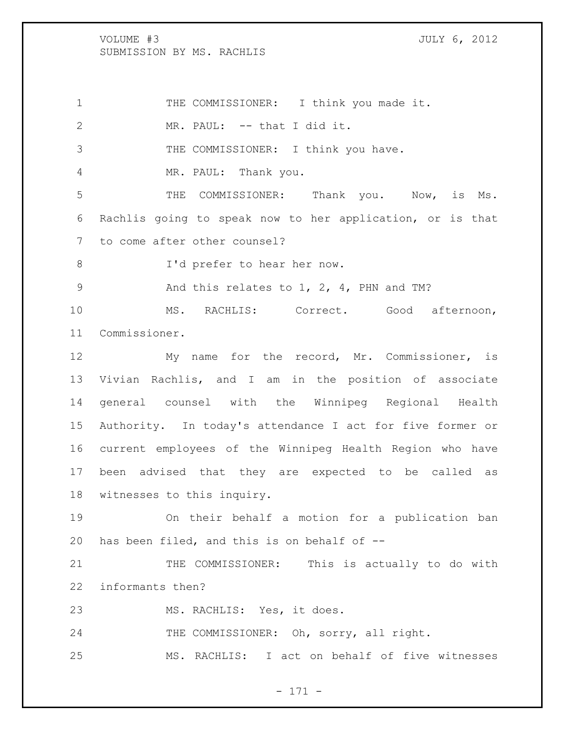THE COMMISSIONER: I think you made it.

MR. PAUL: -- that I did it.

THE COMMISSIONER: I think you have.

MR. PAUL: Thank you.

THE COMMISSIONER: Thank you. Now, is Ms. Rachlis going to speak now to her application, or is that to come after other counsel?

I'd prefer to hear her now.

And this relates to 1, 2, 4, PHN and TM?

MS. RACHLIS: Correct. Good afternoon, Commissioner.

My name for the record, Mr. Commissioner, is Vivian Rachlis, and I am in the position of associate general counsel with the Winnipeg Regional Health Authority. In today's attendance I act for five former or current employees of the Winnipeg Health Region who have been advised that they are expected to be called as witnesses to this inquiry.

On their behalf a motion for a publication ban has been filed, and this is on behalf of --

THE COMMISSIONER: This is actually to do with informants then?

MS. RACHLIS: Yes, it does.

THE COMMISSIONER: Oh, sorry, all right.

MS. RACHLIS: I act on behalf of five witnesses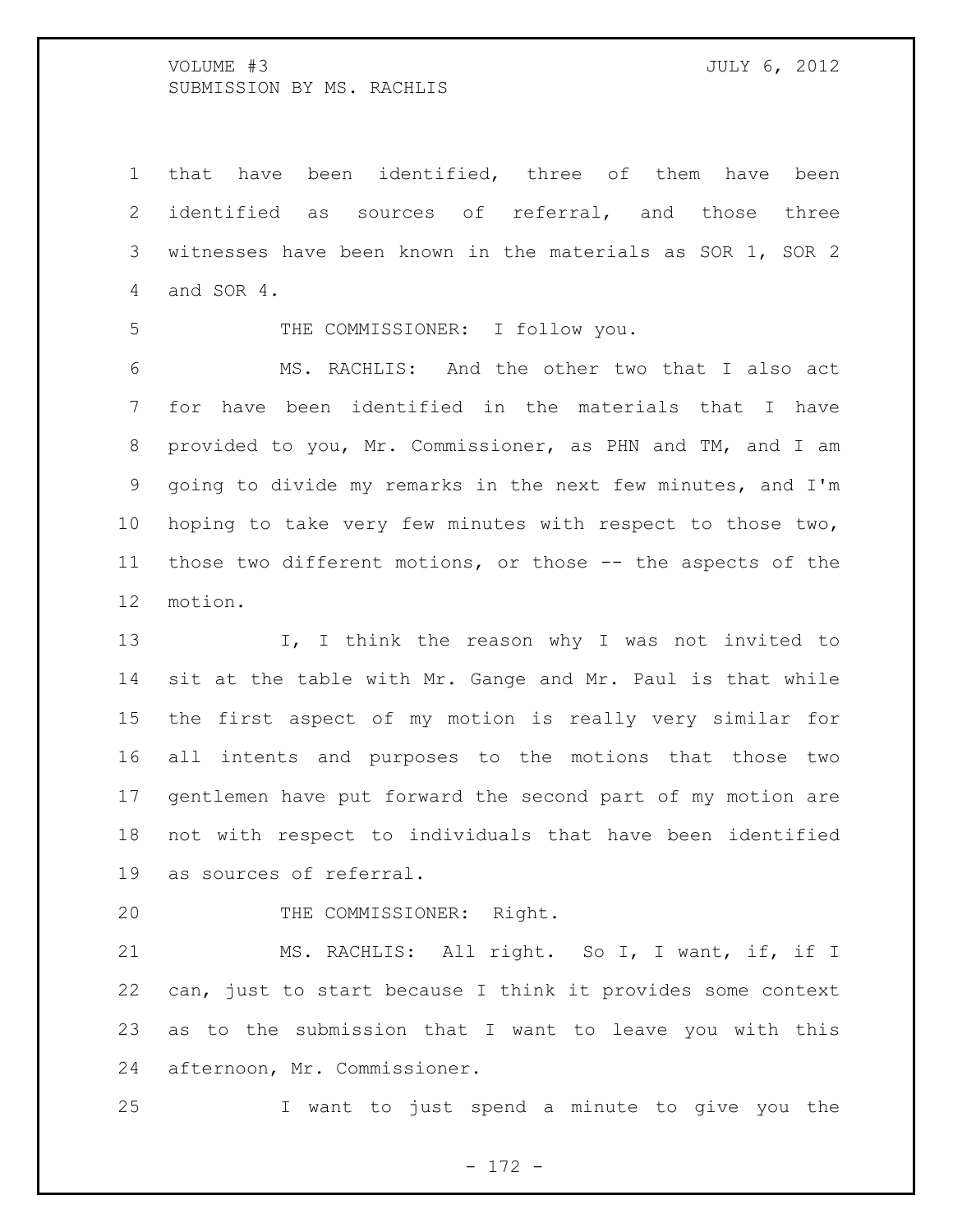that have been identified, three of them have been identified as sources of referral, and those three witnesses have been known in the materials as SOR 1, SOR 2 and SOR 4.

THE COMMISSIONER: I follow you.

MS. RACHLIS: And the other two that I also act for have been identified in the materials that I have provided to you, Mr. Commissioner, as PHN and TM, and I am going to divide my remarks in the next few minutes, and I'm hoping to take very few minutes with respect to those two, those two different motions, or those -- the aspects of the motion.

I, I think the reason why I was not invited to sit at the table with Mr. Gange and Mr. Paul is that while the first aspect of my motion is really very similar for all intents and purposes to the motions that those two gentlemen have put forward the second part of my motion are not with respect to individuals that have been identified as sources of referral.

THE COMMISSIONER: Right.

MS. RACHLIS: All right. So I, I want, if, if I can, just to start because I think it provides some context as to the submission that I want to leave you with this afternoon, Mr. Commissioner.

I want to just spend a minute to give you the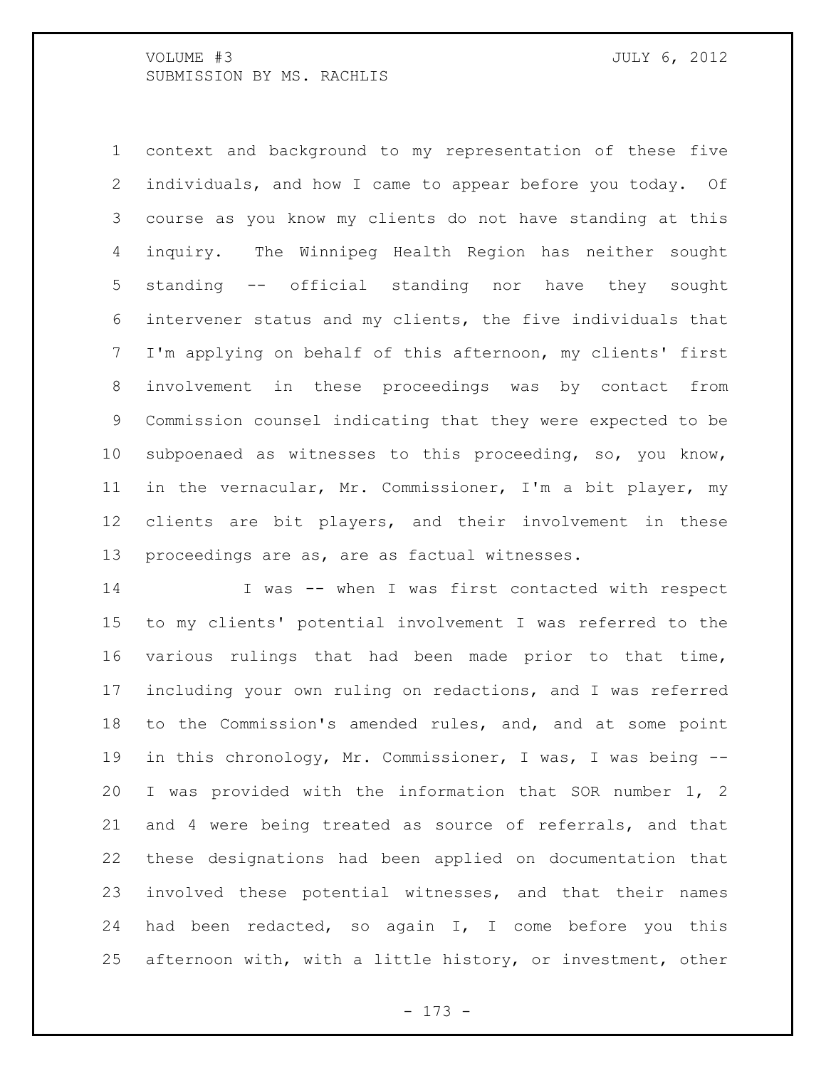context and background to my representation of these five individuals, and how I came to appear before you today. Of course as you know my clients do not have standing at this inquiry. The Winnipeg Health Region has neither sought standing -- official standing nor have they sought intervener status and my clients, the five individuals that I'm applying on behalf of this afternoon, my clients' first involvement in these proceedings was by contact from Commission counsel indicating that they were expected to be subpoenaed as witnesses to this proceeding, so, you know, in the vernacular, Mr. Commissioner, I'm a bit player, my clients are bit players, and their involvement in these proceedings are as, are as factual witnesses.

I was -- when I was first contacted with respect to my clients' potential involvement I was referred to the various rulings that had been made prior to that time, including your own ruling on redactions, and I was referred to the Commission's amended rules, and, and at some point in this chronology, Mr. Commissioner, I was, I was being -- I was provided with the information that SOR number 1, 2 and 4 were being treated as source of referrals, and that these designations had been applied on documentation that involved these potential witnesses, and that their names had been redacted, so again I, I come before you this afternoon with, with a little history, or investment, other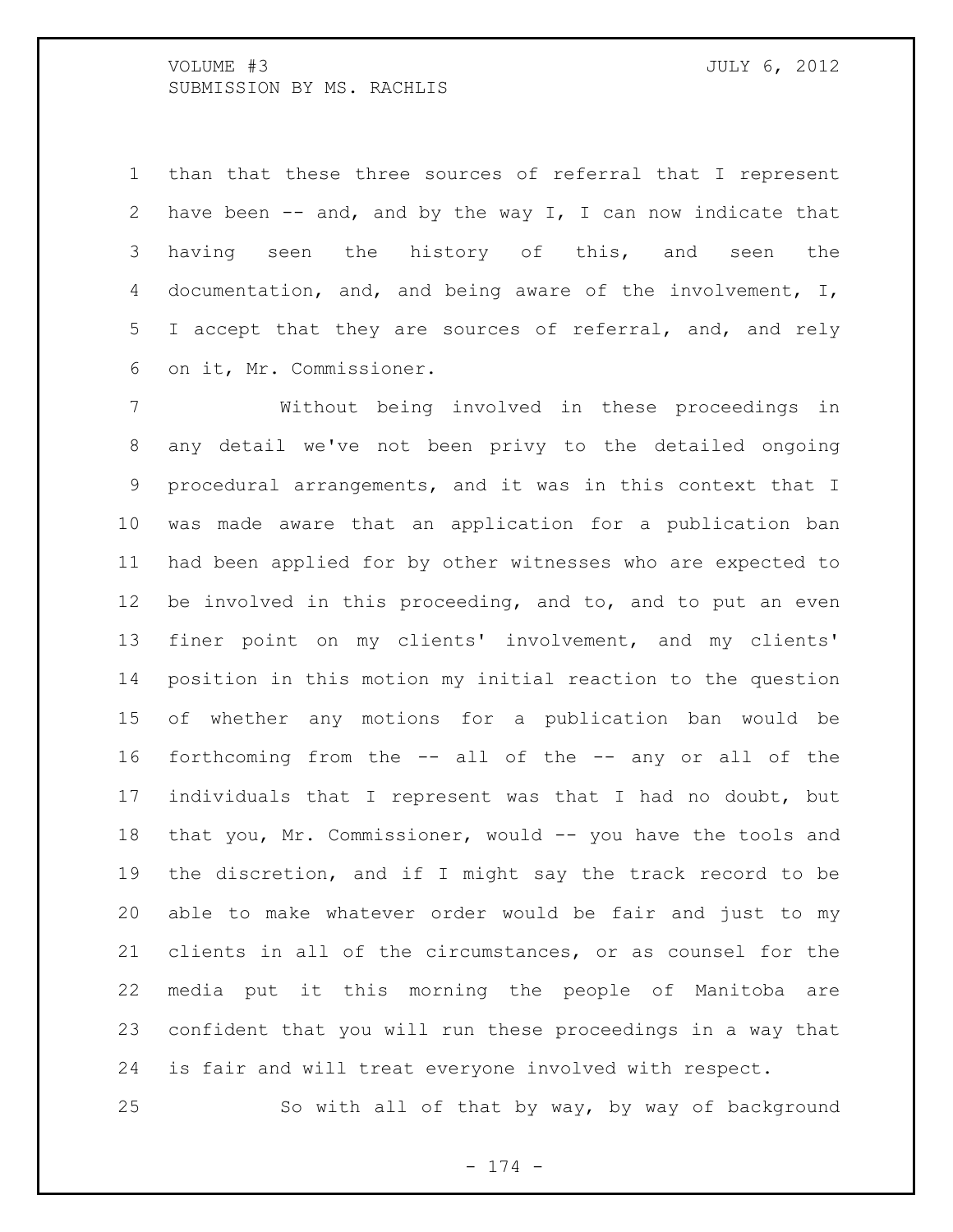than that these three sources of referral that I represent have been -- and, and by the way I, I can now indicate that having seen the history of this, and seen the documentation, and, and being aware of the involvement, I, I accept that they are sources of referral, and, and rely on it, Mr. Commissioner.

Without being involved in these proceedings in any detail we've not been privy to the detailed ongoing procedural arrangements, and it was in this context that I was made aware that an application for a publication ban had been applied for by other witnesses who are expected to be involved in this proceeding, and to, and to put an even finer point on my clients' involvement, and my clients' position in this motion my initial reaction to the question of whether any motions for a publication ban would be forthcoming from the -- all of the -- any or all of the individuals that I represent was that I had no doubt, but that you, Mr. Commissioner, would -- you have the tools and the discretion, and if I might say the track record to be able to make whatever order would be fair and just to my clients in all of the circumstances, or as counsel for the media put it this morning the people of Manitoba are confident that you will run these proceedings in a way that is fair and will treat everyone involved with respect.

So with all of that by way, by way of background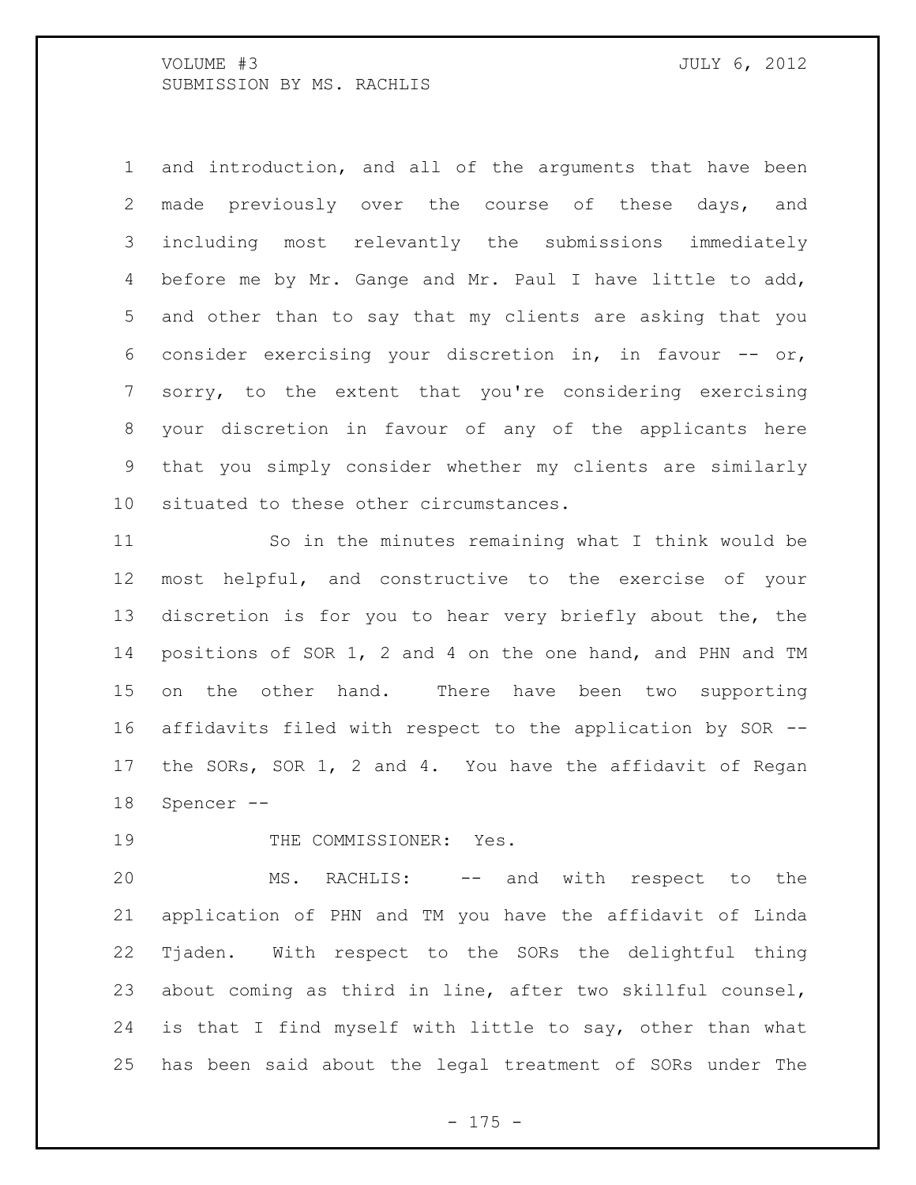and introduction, and all of the arguments that have been made previously over the course of these days, and including most relevantly the submissions immediately before me by Mr. Gange and Mr. Paul I have little to add, and other than to say that my clients are asking that you consider exercising your discretion in, in favour -- or, sorry, to the extent that you're considering exercising your discretion in favour of any of the applicants here that you simply consider whether my clients are similarly situated to these other circumstances.

So in the minutes remaining what I think would be most helpful, and constructive to the exercise of your discretion is for you to hear very briefly about the, the positions of SOR 1, 2 and 4 on the one hand, and PHN and TM on the other hand. There have been two supporting affidavits filed with respect to the application by SOR -- the SORs, SOR 1, 2 and 4. You have the affidavit of Regan Spencer --

THE COMMISSIONER: Yes.

MS. RACHLIS: -- and with respect to the application of PHN and TM you have the affidavit of Linda Tjaden. With respect to the SORs the delightful thing about coming as third in line, after two skillful counsel, is that I find myself with little to say, other than what has been said about the legal treatment of SORs under The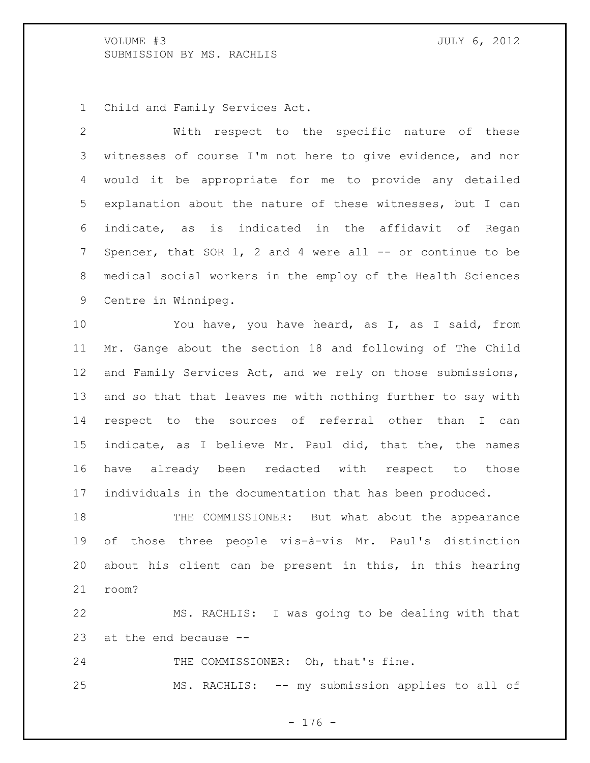Child and Family Services Act.

With respect to the specific nature of these witnesses of course I'm not here to give evidence, and nor would it be appropriate for me to provide any detailed explanation about the nature of these witnesses, but I can indicate, as is indicated in the affidavit of Regan Spencer, that SOR 1, 2 and 4 were all -- or continue to be medical social workers in the employ of the Health Sciences Centre in Winnipeg.

You have, you have heard, as I, as I said, from Mr. Gange about the section 18 and following of The Child and Family Services Act, and we rely on those submissions, and so that that leaves me with nothing further to say with respect to the sources of referral other than I can indicate, as I believe Mr. Paul did, that the, the names have already been redacted with respect to those individuals in the documentation that has been produced.

THE COMMISSIONER: But what about the appearance of those three people vis-à-vis Mr. Paul's distinction about his client can be present in this, in this hearing room?

MS. RACHLIS: I was going to be dealing with that at the end because --

THE COMMISSIONER: Oh, that's fine.

MS. RACHLIS: -- my submission applies to all of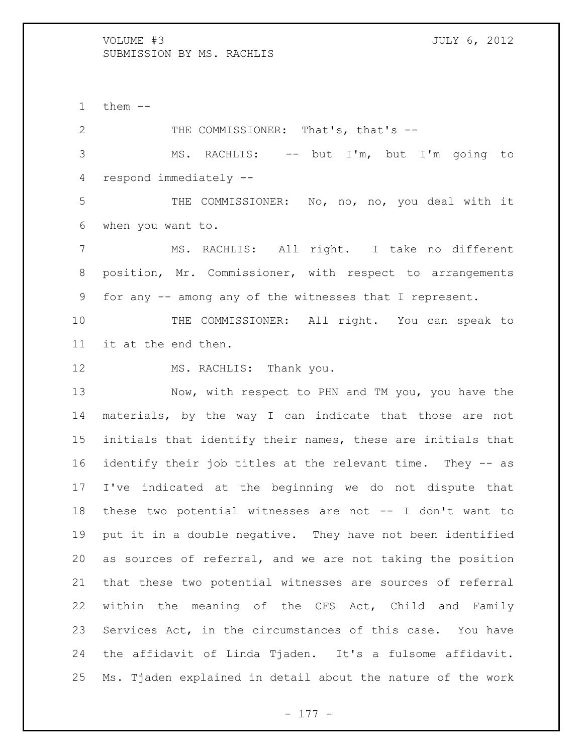them --

THE COMMISSIONER: That's, that's --

MS. RACHLIS: -- but I'm, but I'm going to respond immediately --

THE COMMISSIONER: No, no, no, you deal with it when you want to.

MS. RACHLIS: All right. I take no different position, Mr. Commissioner, with respect to arrangements for any -- among any of the witnesses that I represent.

THE COMMISSIONER: All right. You can speak to it at the end then.

MS. RACHLIS: Thank you.

Now, with respect to PHN and TM you, you have the materials, by the way I can indicate that those are not initials that identify their names, these are initials that identify their job titles at the relevant time. They -- as I've indicated at the beginning we do not dispute that these two potential witnesses are not -- I don't want to put it in a double negative. They have not been identified as sources of referral, and we are not taking the position that these two potential witnesses are sources of referral within the meaning of the CFS Act, Child and Family Services Act, in the circumstances of this case. You have the affidavit of Linda Tjaden. It's a fulsome affidavit. Ms. Tjaden explained in detail about the nature of the work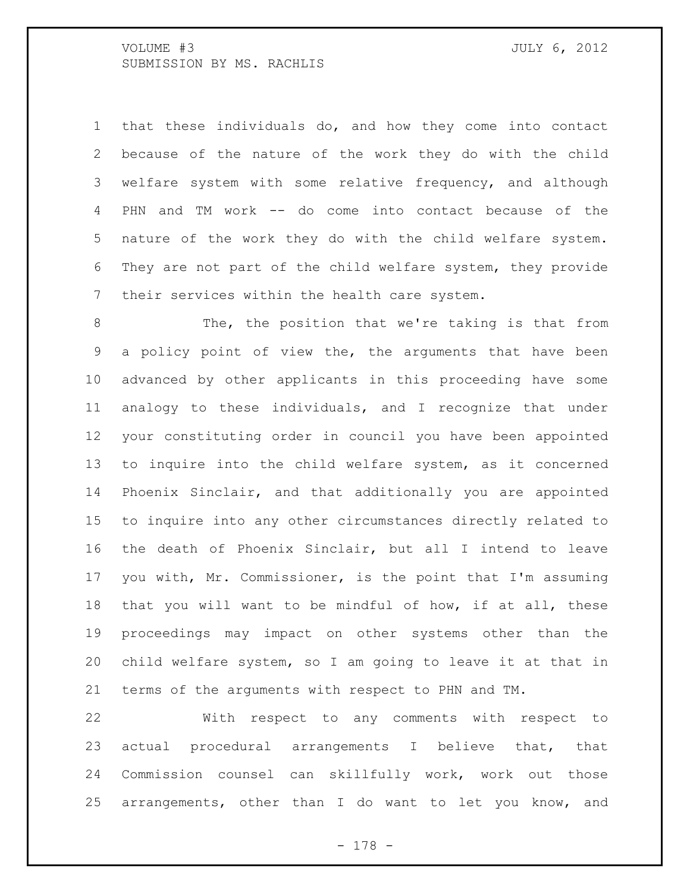that these individuals do, and how they come into contact because of the nature of the work they do with the child welfare system with some relative frequency, and although PHN and TM work -- do come into contact because of the nature of the work they do with the child welfare system. They are not part of the child welfare system, they provide their services within the health care system.

The, the position that we're taking is that from a policy point of view the, the arguments that have been advanced by other applicants in this proceeding have some analogy to these individuals, and I recognize that under your constituting order in council you have been appointed to inquire into the child welfare system, as it concerned Phoenix Sinclair, and that additionally you are appointed to inquire into any other circumstances directly related to the death of Phoenix Sinclair, but all I intend to leave you with, Mr. Commissioner, is the point that I'm assuming that you will want to be mindful of how, if at all, these proceedings may impact on other systems other than the child welfare system, so I am going to leave it at that in terms of the arguments with respect to PHN and TM.

With respect to any comments with respect to actual procedural arrangements I believe that, that Commission counsel can skillfully work, work out those arrangements, other than I do want to let you know, and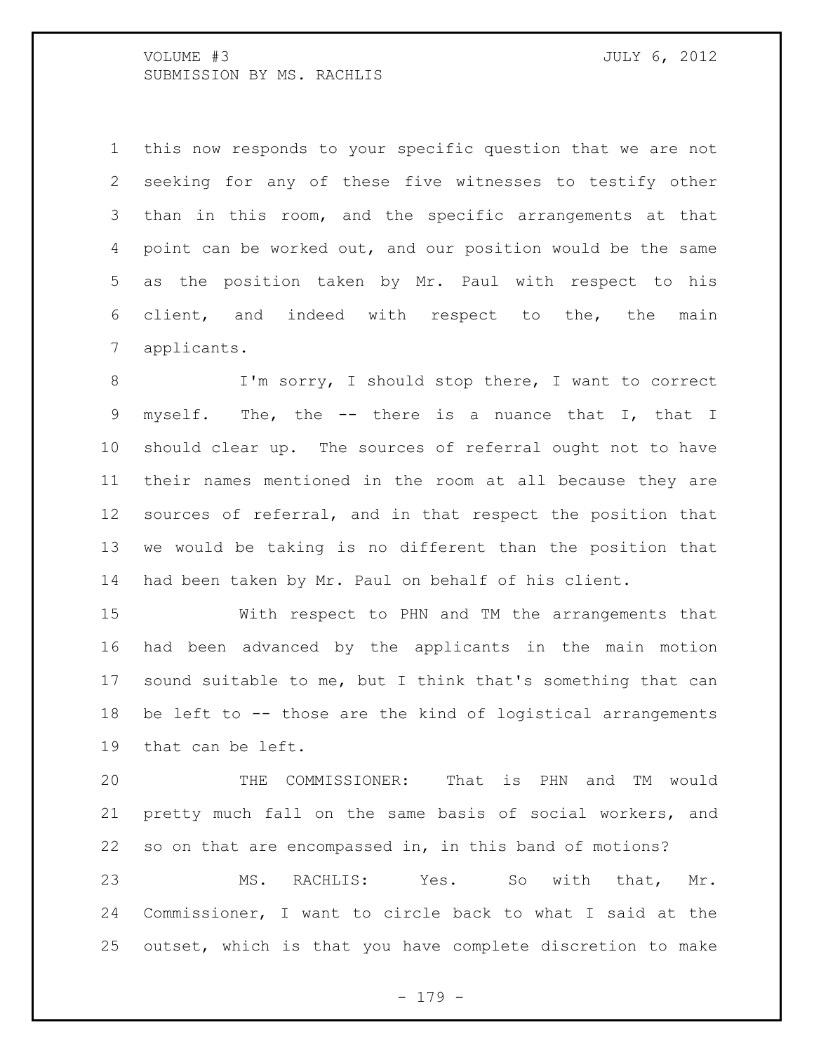this now responds to your specific question that we are not seeking for any of these five witnesses to testify other than in this room, and the specific arrangements at that point can be worked out, and our position would be the same as the position taken by Mr. Paul with respect to his client, and indeed with respect to the, the main applicants.

I'm sorry, I should stop there, I want to correct myself. The, the -- there is a nuance that I, that I should clear up. The sources of referral ought not to have their names mentioned in the room at all because they are sources of referral, and in that respect the position that we would be taking is no different than the position that had been taken by Mr. Paul on behalf of his client.

With respect to PHN and TM the arrangements that had been advanced by the applicants in the main motion sound suitable to me, but I think that's something that can be left to -- those are the kind of logistical arrangements that can be left.

THE COMMISSIONER: That is PHN and TM would pretty much fall on the same basis of social workers, and so on that are encompassed in, in this band of motions?

MS. RACHLIS: Yes. So with that, Mr. Commissioner, I want to circle back to what I said at the outset, which is that you have complete discretion to make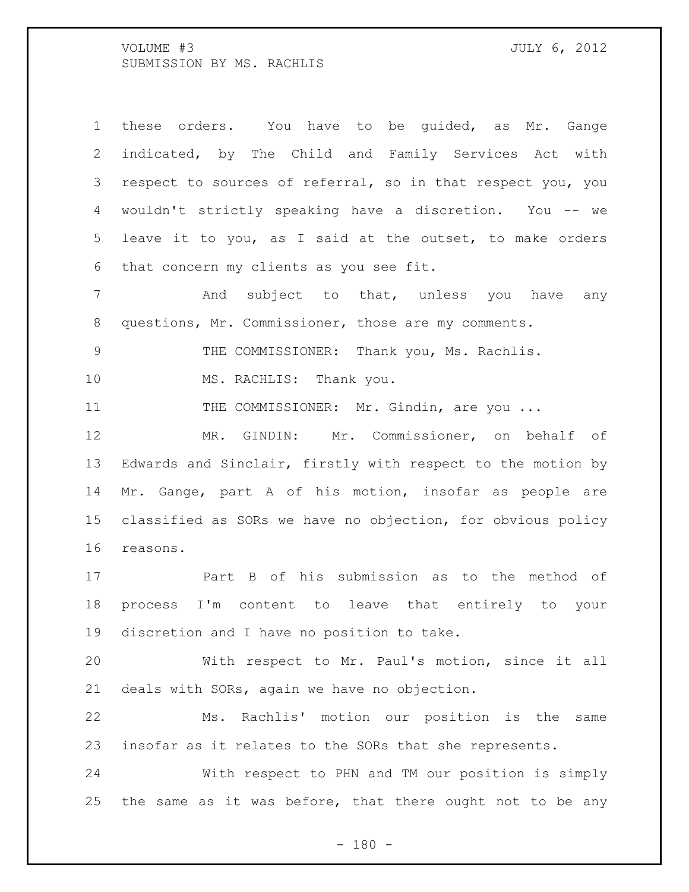these orders. You have to be guided, as Mr. Gange indicated, by The Child and Family Services Act with respect to sources of referral, so in that respect you, you wouldn't strictly speaking have a discretion. You -- we leave it to you, as I said at the outset, to make orders that concern my clients as you see fit.

And subject to that, unless you have any questions, Mr. Commissioner, those are my comments.

THE COMMISSIONER: Thank you, Ms. Rachlis.

MS. RACHLIS: Thank you.

THE COMMISSIONER: Mr. Gindin, are you ...

MR. GINDIN: Mr. Commissioner, on behalf of Edwards and Sinclair, firstly with respect to the motion by Mr. Gange, part A of his motion, insofar as people are classified as SORs we have no objection, for obvious policy reasons.

Part B of his submission as to the method of process I'm content to leave that entirely to your discretion and I have no position to take.

With respect to Mr. Paul's motion, since it all deals with SORs, again we have no objection.

Ms. Rachlis' motion our position is the same insofar as it relates to the SORs that she represents.

With respect to PHN and TM our position is simply the same as it was before, that there ought not to be any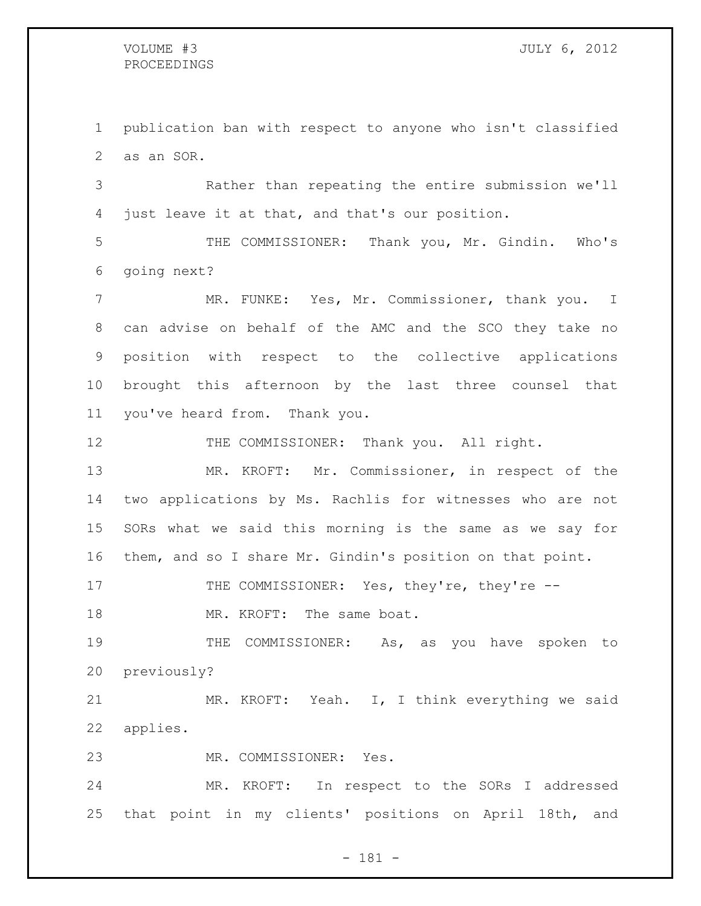publication ban with respect to anyone who isn't classified as an SOR.

Rather than repeating the entire submission we'll just leave it at that, and that's our position.

THE COMMISSIONER: Thank you, Mr. Gindin. Who's going next?

MR. FUNKE: Yes, Mr. Commissioner, thank you. I can advise on behalf of the AMC and the SCO they take no position with respect to the collective applications brought this afternoon by the last three counsel that you've heard from. Thank you.

THE COMMISSIONER: Thank you. All right.

MR. KROFT: Mr. Commissioner, in respect of the two applications by Ms. Rachlis for witnesses who are not SORs what we said this morning is the same as we say for them, and so I share Mr. Gindin's position on that point.

THE COMMISSIONER: Yes, they're, they're --

MR. KROFT: The same boat.

THE COMMISSIONER: As, as you have spoken to previously?

MR. KROFT: Yeah. I, I think everything we said applies.

MR. COMMISSIONER: Yes.

MR. KROFT: In respect to the SORs I addressed that point in my clients' positions on April 18th, and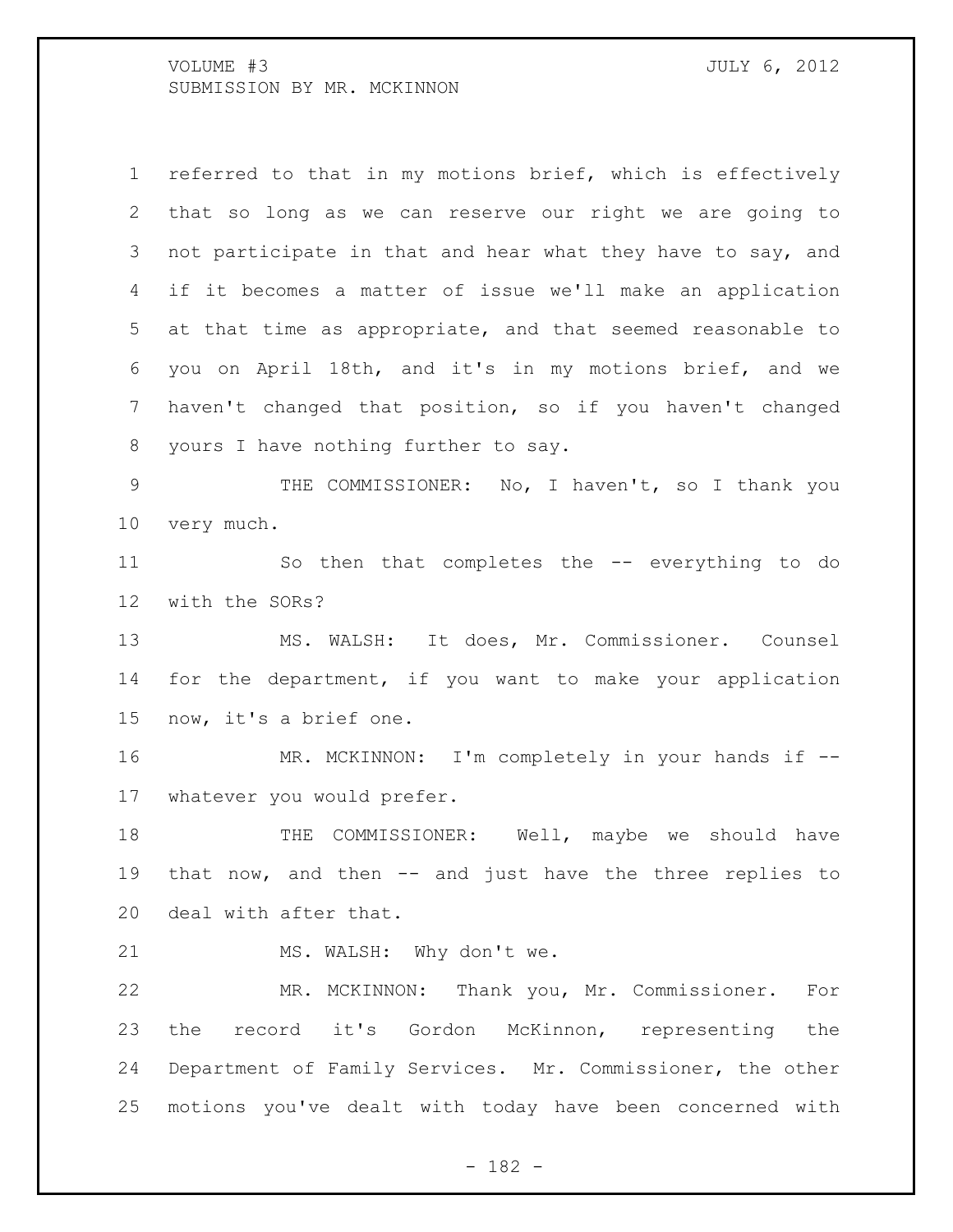referred to that in my motions brief, which is effectively that so long as we can reserve our right we are going to not participate in that and hear what they have to say, and if it becomes a matter of issue we'll make an application at that time as appropriate, and that seemed reasonable to you on April 18th, and it's in my motions brief, and we haven't changed that position, so if you haven't changed yours I have nothing further to say.

THE COMMISSIONER: No, I haven't, so I thank you very much.

So then that completes the -- everything to do with the SORs?

MS. WALSH: It does, Mr. Commissioner. Counsel for the department, if you want to make your application now, it's a brief one.

MR. MCKINNON: I'm completely in your hands if -- whatever you would prefer.

THE COMMISSIONER: Well, maybe we should have that now, and then -- and just have the three replies to deal with after that.

MS. WALSH: Why don't we.

MR. MCKINNON: Thank you, Mr. Commissioner. For the record it's Gordon McKinnon, representing the Department of Family Services. Mr. Commissioner, the other motions you've dealt with today have been concerned with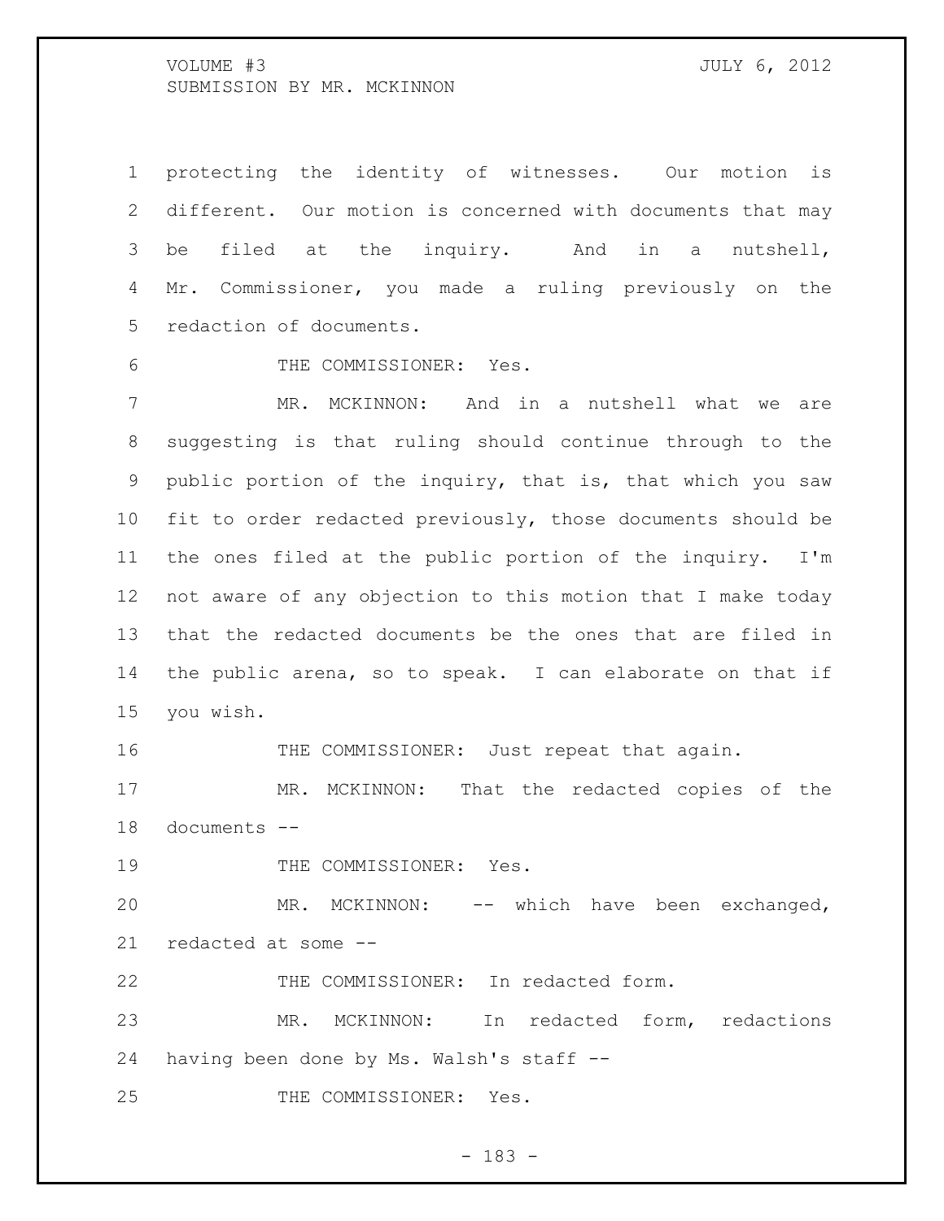protecting the identity of witnesses. Our motion is different. Our motion is concerned with documents that may be filed at the inquiry. And in a nutshell, Mr. Commissioner, you made a ruling previously on the redaction of documents.

THE COMMISSIONER: Yes.

MR. MCKINNON: And in a nutshell what we are suggesting is that ruling should continue through to the public portion of the inquiry, that is, that which you saw fit to order redacted previously, those documents should be the ones filed at the public portion of the inquiry. I'm not aware of any objection to this motion that I make today that the redacted documents be the ones that are filed in the public arena, so to speak. I can elaborate on that if you wish.

THE COMMISSIONER: Just repeat that again.

MR. MCKINNON: That the redacted copies of the documents --

THE COMMISSIONER: Yes.

MR. MCKINNON: -- which have been exchanged, redacted at some --

THE COMMISSIONER: In redacted form.

MR. MCKINNON: In redacted form, redactions having been done by Ms. Walsh's staff --

THE COMMISSIONER: Yes.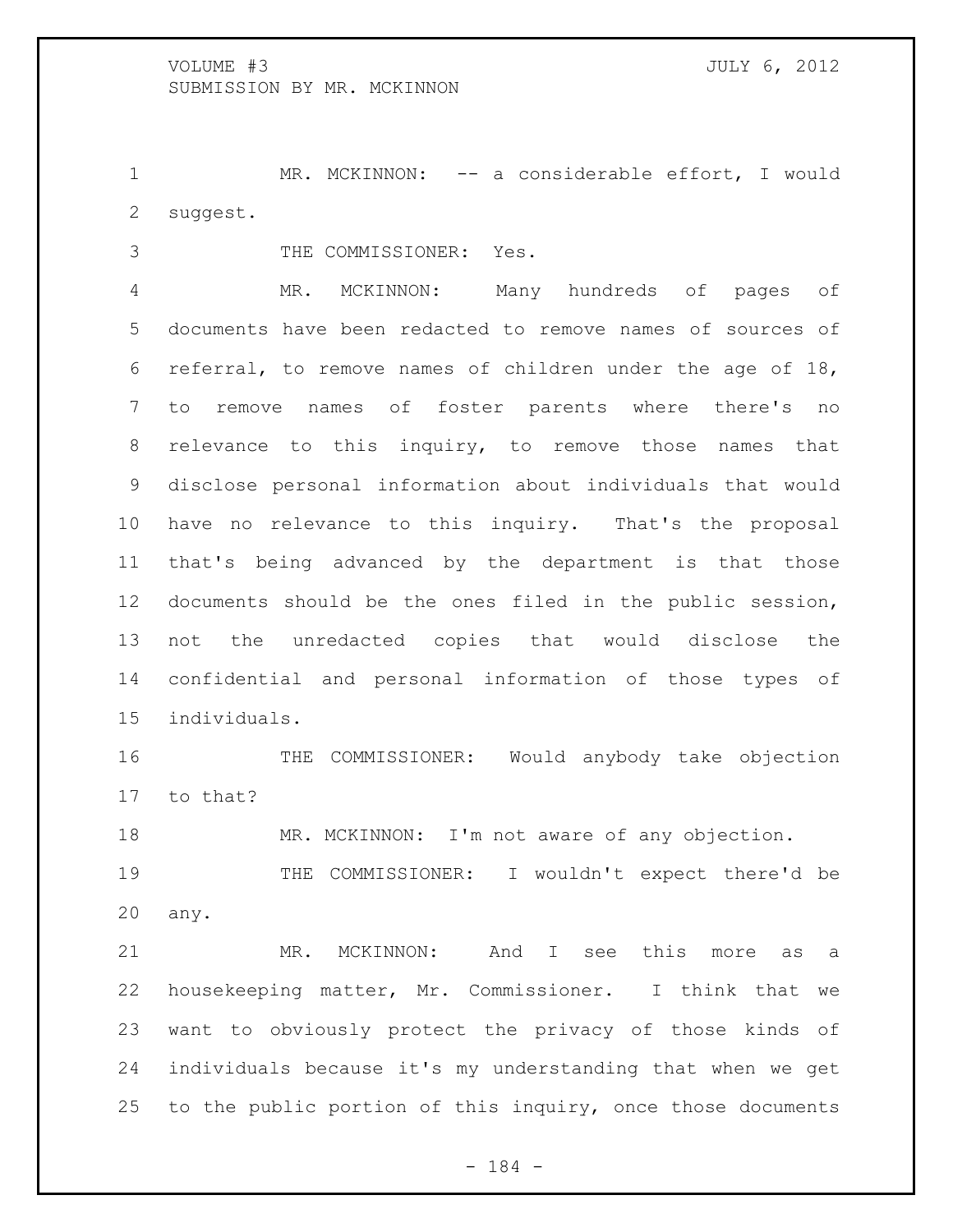MR. MCKINNON: -- a considerable effort, I would suggest.

THE COMMISSIONER: Yes.

MR. MCKINNON: Many hundreds of pages of documents have been redacted to remove names of sources of referral, to remove names of children under the age of 18, to remove names of foster parents where there's no relevance to this inquiry, to remove those names that disclose personal information about individuals that would have no relevance to this inquiry. That's the proposal that's being advanced by the department is that those documents should be the ones filed in the public session, not the unredacted copies that would disclose the confidential and personal information of those types of individuals.

THE COMMISSIONER: Would anybody take objection to that?

MR. MCKINNON: I'm not aware of any objection.

THE COMMISSIONER: I wouldn't expect there'd be any.

MR. MCKINNON: And I see this more as a housekeeping matter, Mr. Commissioner. I think that we want to obviously protect the privacy of those kinds of individuals because it's my understanding that when we get to the public portion of this inquiry, once those documents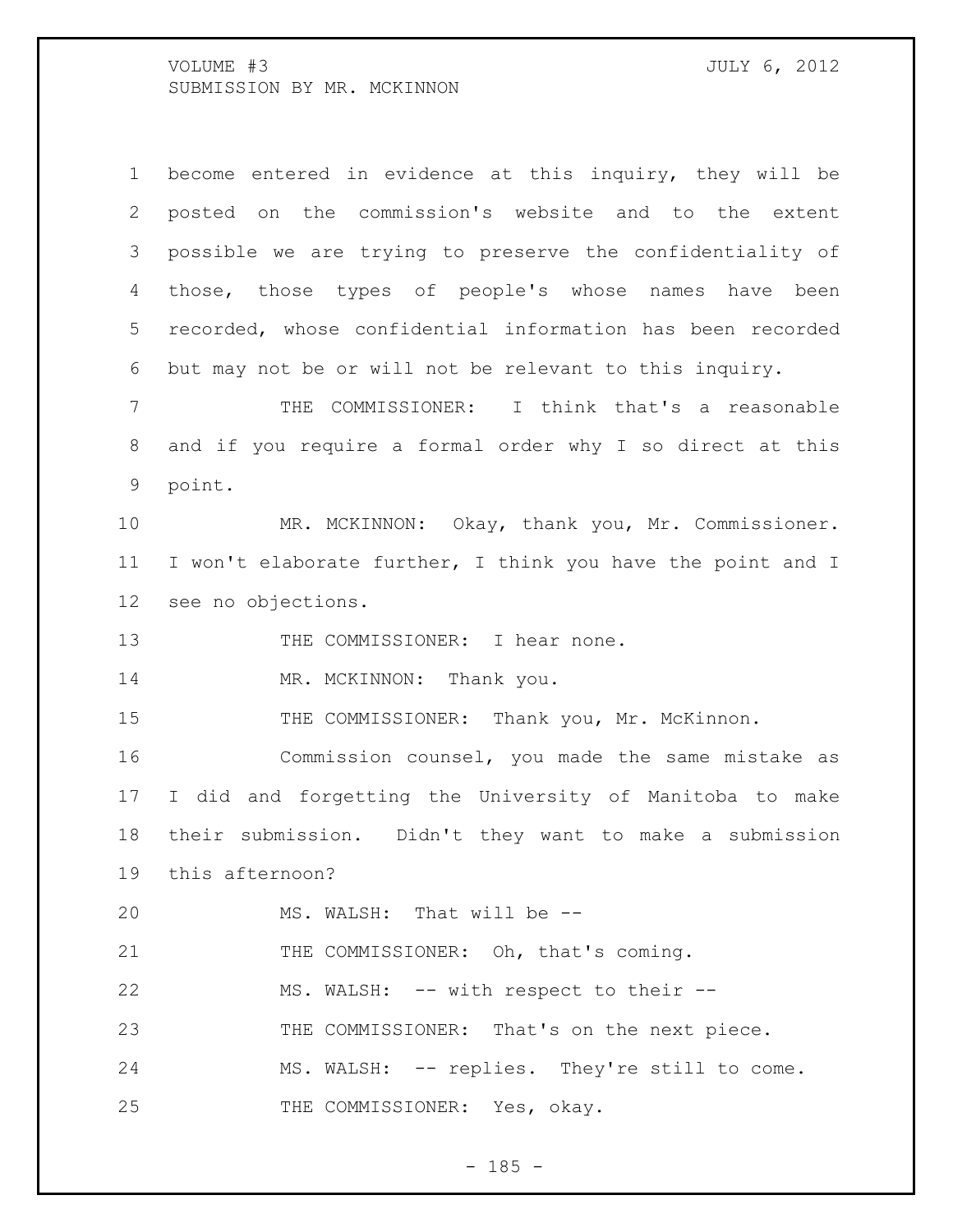become entered in evidence at this inquiry, they will be posted on the commission's website and to the extent possible we are trying to preserve the confidentiality of those, those types of people's whose names have been recorded, whose confidential information has been recorded but may not be or will not be relevant to this inquiry.

THE COMMISSIONER: I think that's a reasonable and if you require a formal order why I so direct at this point.

MR. MCKINNON: Okay, thank you, Mr. Commissioner. I won't elaborate further, I think you have the point and I see no objections.

THE COMMISSIONER: I hear none.

MR. MCKINNON: Thank you.

THE COMMISSIONER: Thank you, Mr. McKinnon.

Commission counsel, you made the same mistake as I did and forgetting the University of Manitoba to make their submission. Didn't they want to make a submission this afternoon?

MS. WALSH: That will be --

THE COMMISSIONER: Oh, that's coming.

MS. WALSH: -- with respect to their --

THE COMMISSIONER: That's on the next piece.

MS. WALSH: -- replies. They're still to come.

THE COMMISSIONER: Yes, okay.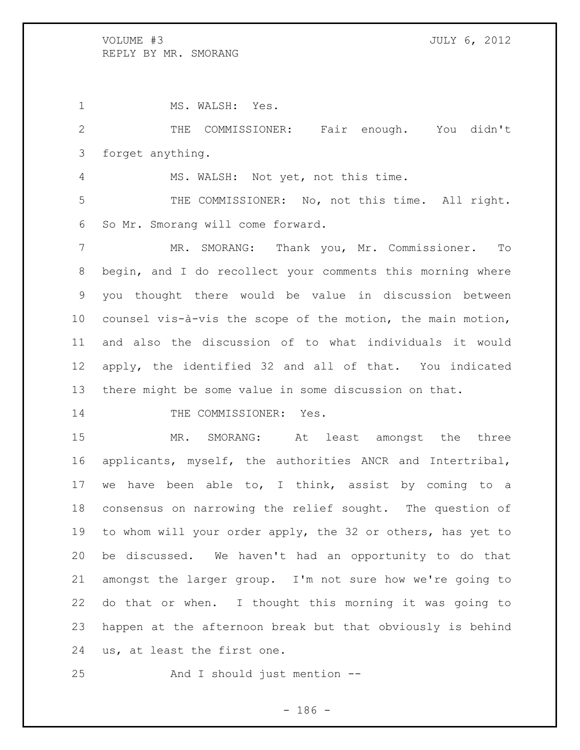MS. WALSH: Yes.

THE COMMISSIONER: Fair enough. You didn't forget anything.

MS. WALSH: Not yet, not this time.

THE COMMISSIONER: No, not this time. All right. So Mr. Smorang will come forward.

MR. SMORANG: Thank you, Mr. Commissioner. To begin, and I do recollect your comments this morning where you thought there would be value in discussion between counsel vis-à-vis the scope of the motion, the main motion, and also the discussion of to what individuals it would apply, the identified 32 and all of that. You indicated there might be some value in some discussion on that.

THE COMMISSIONER: Yes.

MR. SMORANG: At least amongst the three applicants, myself, the authorities ANCR and Intertribal, we have been able to, I think, assist by coming to a consensus on narrowing the relief sought. The question of to whom will your order apply, the 32 or others, has yet to be discussed. We haven't had an opportunity to do that amongst the larger group. I'm not sure how we're going to do that or when. I thought this morning it was going to happen at the afternoon break but that obviously is behind us, at least the first one.

And I should just mention --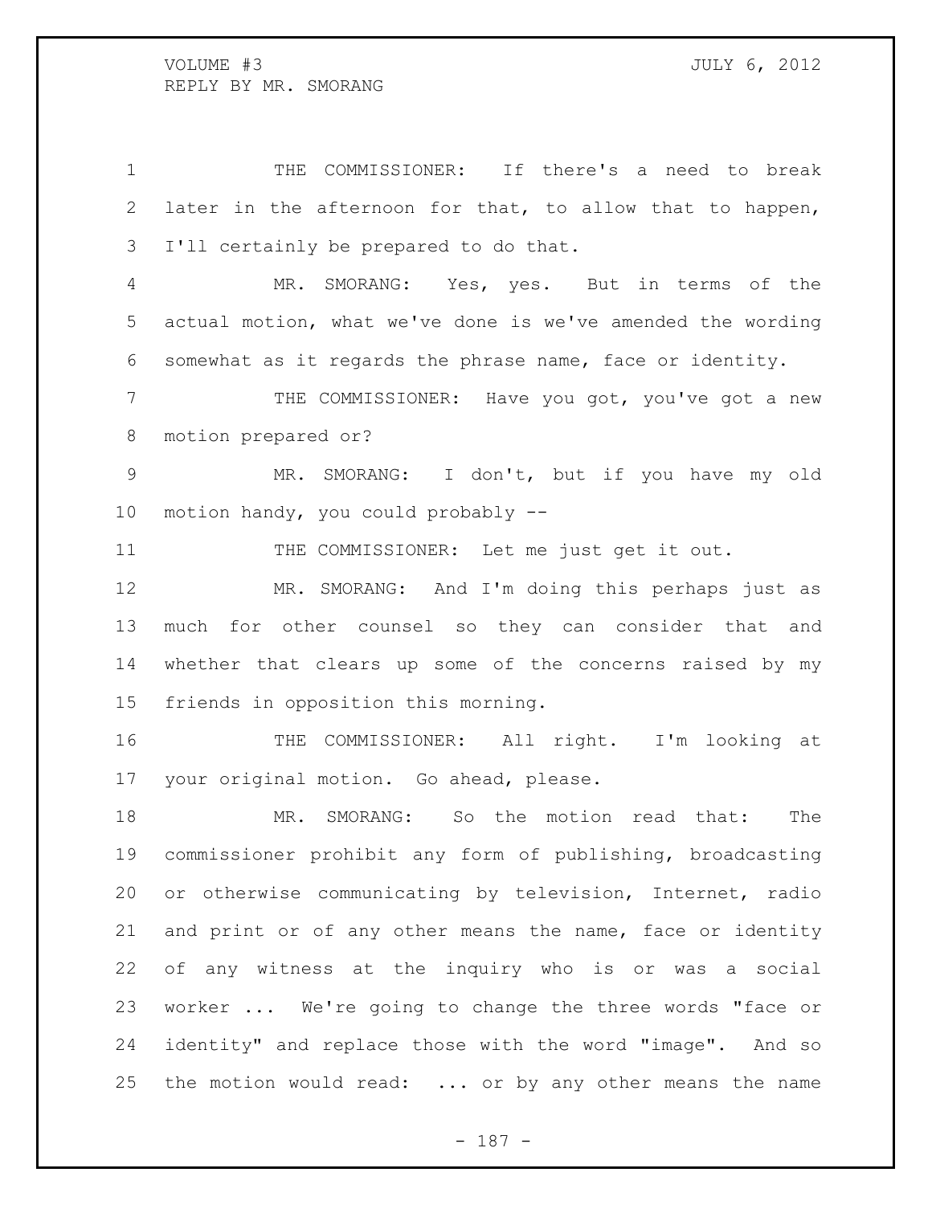THE COMMISSIONER: If there's a need to break later in the afternoon for that, to allow that to happen, I'll certainly be prepared to do that.

MR. SMORANG: Yes, yes. But in terms of the actual motion, what we've done is we've amended the wording somewhat as it regards the phrase name, face or identity.

THE COMMISSIONER: Have you got, you've got a new motion prepared or?

MR. SMORANG: I don't, but if you have my old motion handy, you could probably --

THE COMMISSIONER: Let me just get it out.

MR. SMORANG: And I'm doing this perhaps just as much for other counsel so they can consider that and whether that clears up some of the concerns raised by my friends in opposition this morning.

THE COMMISSIONER: All right. I'm looking at your original motion. Go ahead, please.

MR. SMORANG: So the motion read that: The commissioner prohibit any form of publishing, broadcasting or otherwise communicating by television, Internet, radio and print or of any other means the name, face or identity of any witness at the inquiry who is or was a social worker ... We're going to change the three words "face or identity" and replace those with the word "image". And so the motion would read: ... or by any other means the name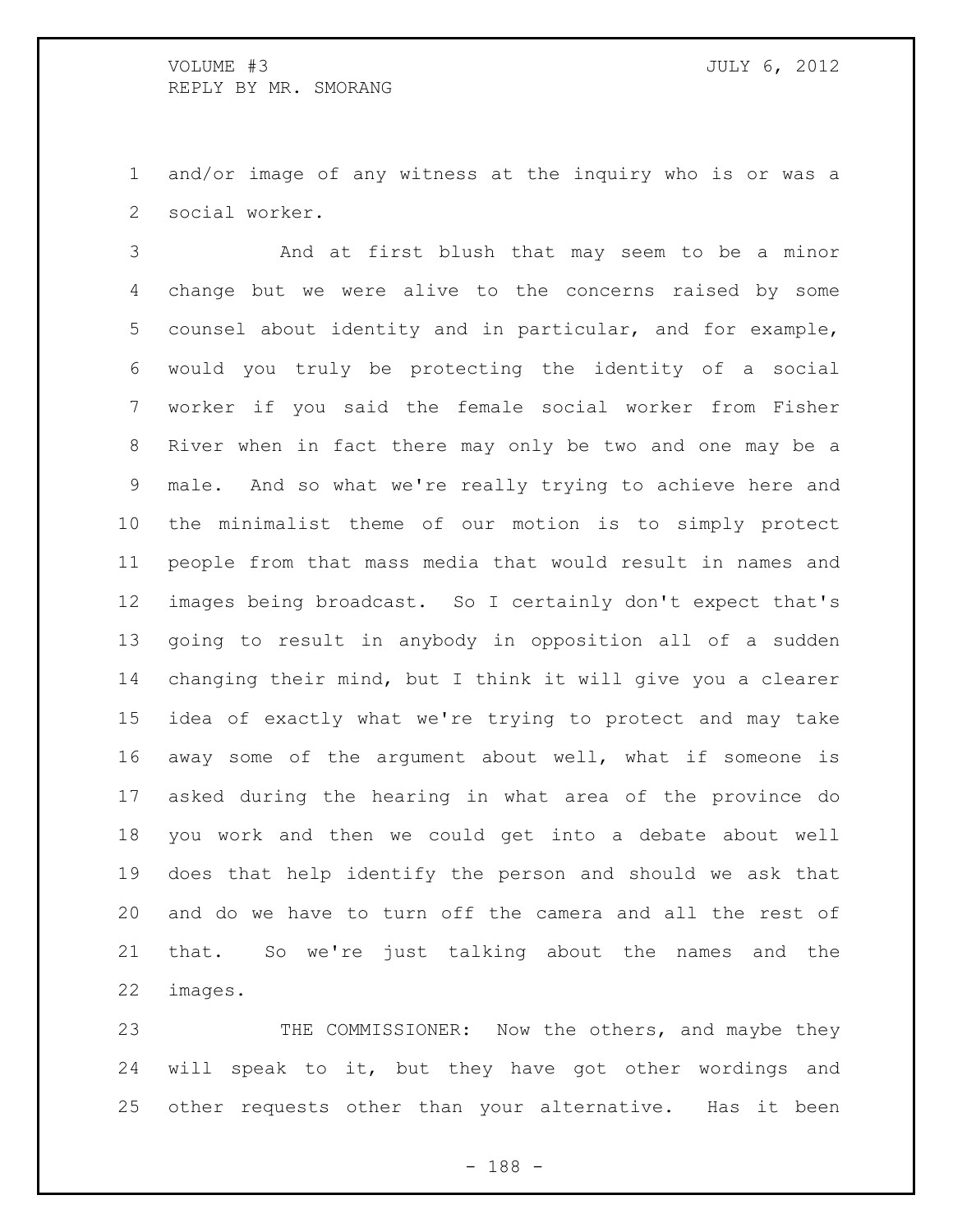and/or image of any witness at the inquiry who is or was a social worker.

And at first blush that may seem to be a minor change but we were alive to the concerns raised by some counsel about identity and in particular, and for example, would you truly be protecting the identity of a social worker if you said the female social worker from Fisher River when in fact there may only be two and one may be a male. And so what we're really trying to achieve here and the minimalist theme of our motion is to simply protect people from that mass media that would result in names and images being broadcast. So I certainly don't expect that's going to result in anybody in opposition all of a sudden changing their mind, but I think it will give you a clearer idea of exactly what we're trying to protect and may take away some of the argument about well, what if someone is asked during the hearing in what area of the province do you work and then we could get into a debate about well does that help identify the person and should we ask that and do we have to turn off the camera and all the rest of that. So we're just talking about the names and the images.

THE COMMISSIONER: Now the others, and maybe they will speak to it, but they have got other wordings and other requests other than your alternative. Has it been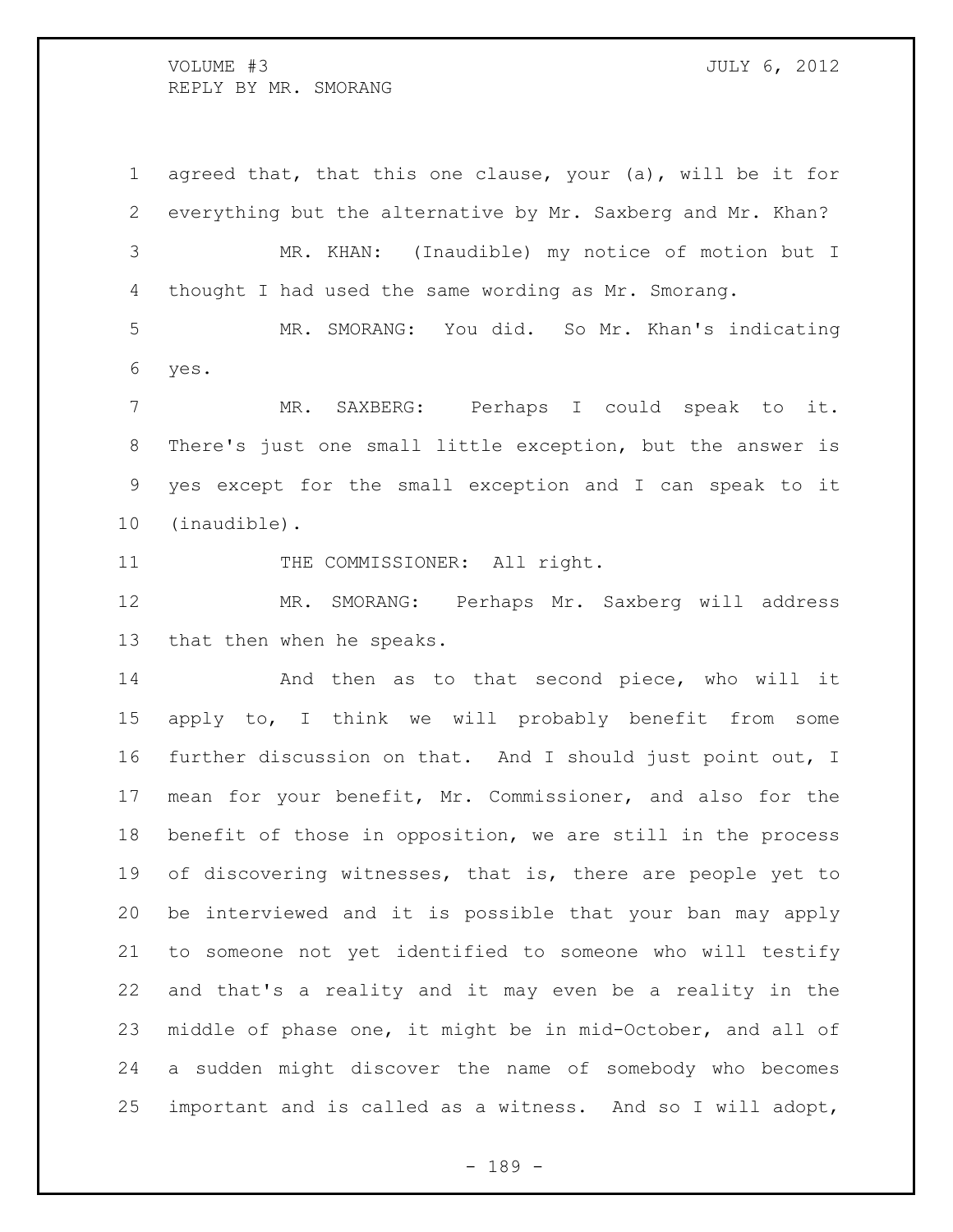agreed that, that this one clause, your (a), will be it for everything but the alternative by Mr. Saxberg and Mr. Khan?

MR. KHAN: (Inaudible) my notice of motion but I thought I had used the same wording as Mr. Smorang.

MR. SMORANG: You did. So Mr. Khan's indicating yes.

MR. SAXBERG: Perhaps I could speak to it. There's just one small little exception, but the answer is yes except for the small exception and I can speak to it (inaudible).

THE COMMISSIONER: All right.

MR. SMORANG: Perhaps Mr. Saxberg will address that then when he speaks.

And then as to that second piece, who will it apply to, I think we will probably benefit from some further discussion on that. And I should just point out, I mean for your benefit, Mr. Commissioner, and also for the benefit of those in opposition, we are still in the process of discovering witnesses, that is, there are people yet to be interviewed and it is possible that your ban may apply to someone not yet identified to someone who will testify and that's a reality and it may even be a reality in the middle of phase one, it might be in mid-October, and all of a sudden might discover the name of somebody who becomes important and is called as a witness. And so I will adopt,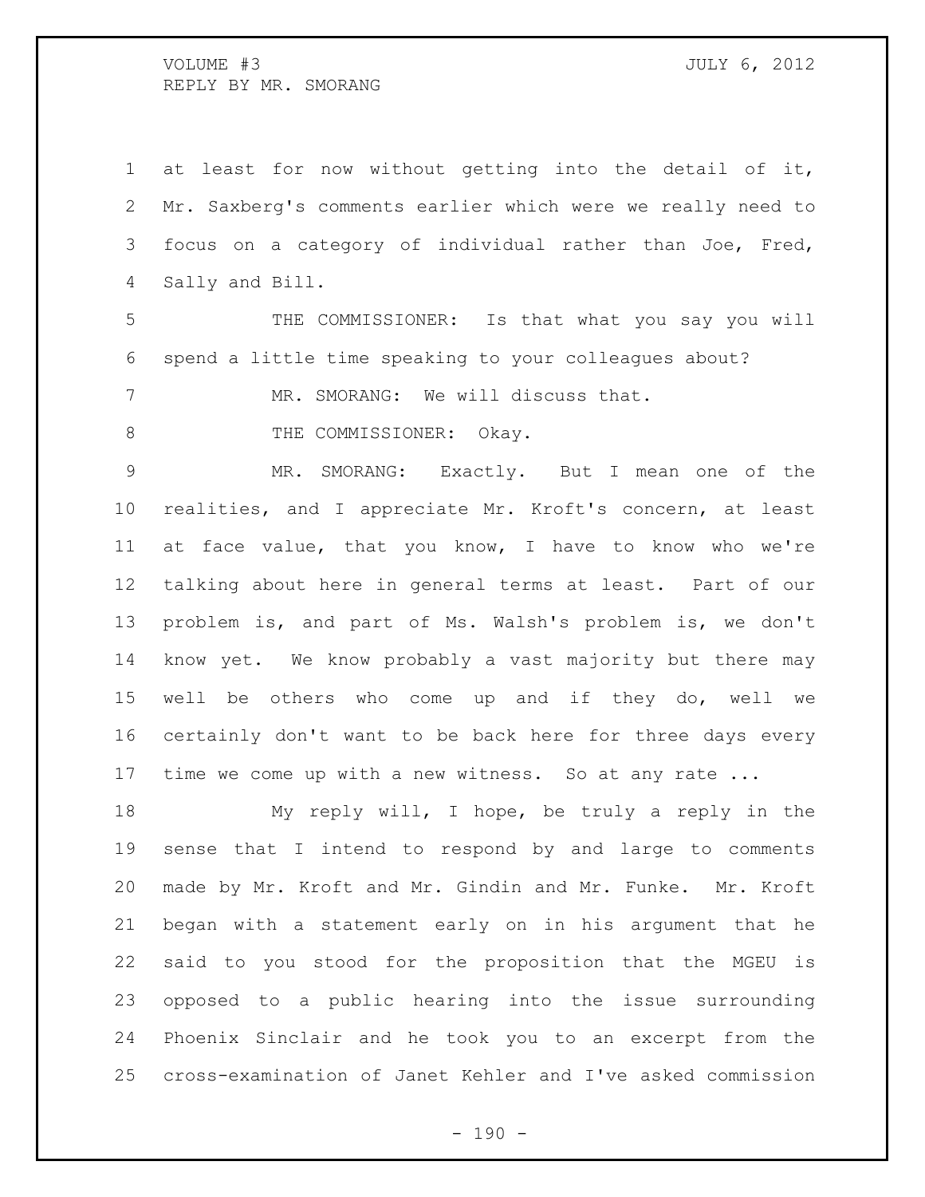at least for now without getting into the detail of it, Mr. Saxberg's comments earlier which were we really need to focus on a category of individual rather than Joe, Fred, Sally and Bill.

THE COMMISSIONER: Is that what you say you will spend a little time speaking to your colleagues about?

MR. SMORANG: We will discuss that.

THE COMMISSIONER: Okay.

MR. SMORANG: Exactly. But I mean one of the realities, and I appreciate Mr. Kroft's concern, at least at face value, that you know, I have to know who we're talking about here in general terms at least. Part of our problem is, and part of Ms. Walsh's problem is, we don't know yet. We know probably a vast majority but there may well be others who come up and if they do, well we certainly don't want to be back here for three days every time we come up with a new witness. So at any rate ...

My reply will, I hope, be truly a reply in the sense that I intend to respond by and large to comments made by Mr. Kroft and Mr. Gindin and Mr. Funke. Mr. Kroft began with a statement early on in his argument that he said to you stood for the proposition that the MGEU is opposed to a public hearing into the issue surrounding Phoenix Sinclair and he took you to an excerpt from the cross-examination of Janet Kehler and I've asked commission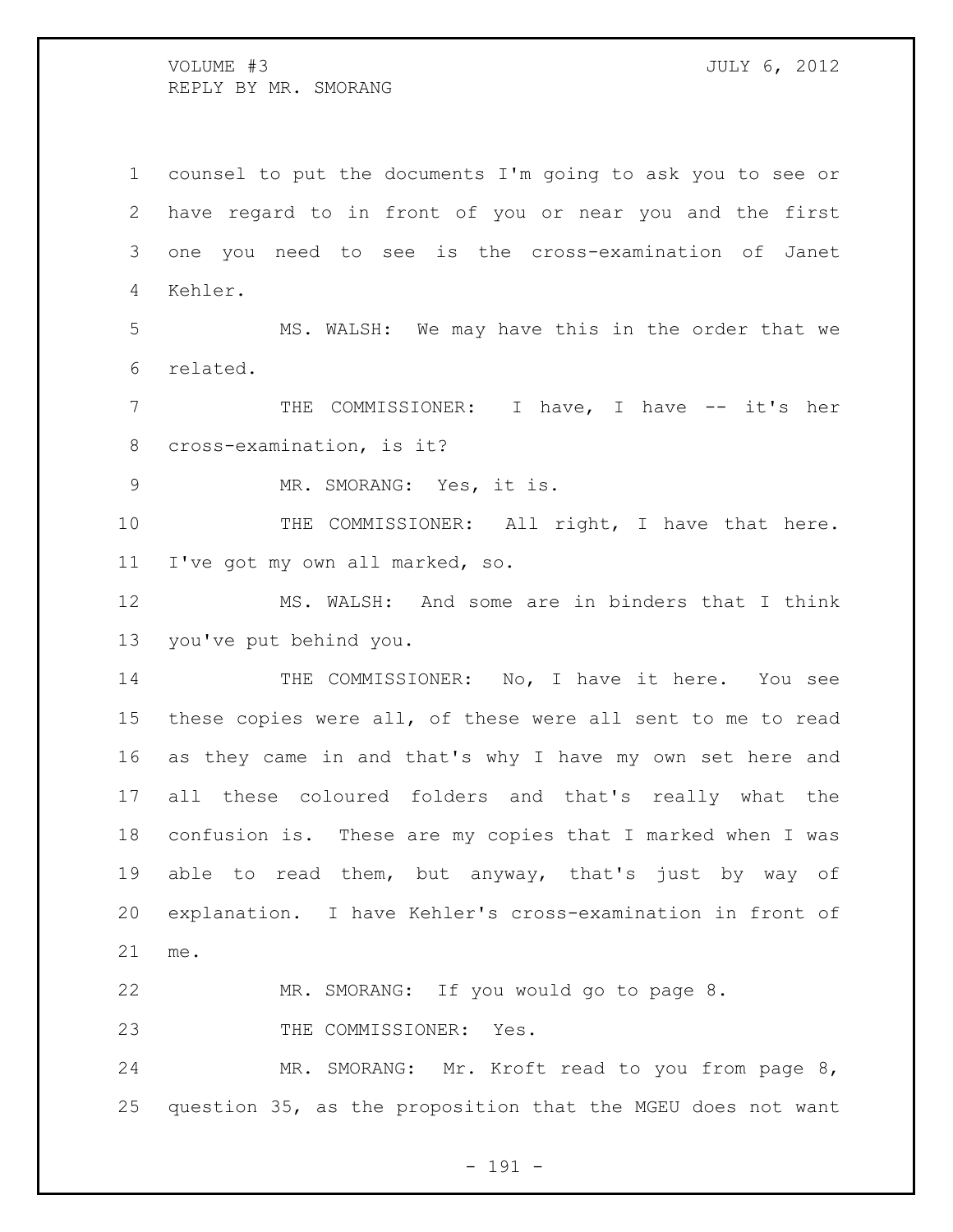counsel to put the documents I'm going to ask you to see or have regard to in front of you or near you and the first one you need to see is the cross-examination of Janet Kehler.

MS. WALSH: We may have this in the order that we related.

THE COMMISSIONER: I have, I have -- it's her cross-examination, is it?

MR. SMORANG: Yes, it is.

THE COMMISSIONER: All right, I have that here. I've got my own all marked, so.

MS. WALSH: And some are in binders that I think you've put behind you.

THE COMMISSIONER: No, I have it here. You see these copies were all, of these were all sent to me to read as they came in and that's why I have my own set here and all these coloured folders and that's really what the confusion is. These are my copies that I marked when I was able to read them, but anyway, that's just by way of explanation. I have Kehler's cross-examination in front of me.

MR. SMORANG: If you would go to page 8.

THE COMMISSIONER: Yes.

MR. SMORANG: Mr. Kroft read to you from page 8, question 35, as the proposition that the MGEU does not want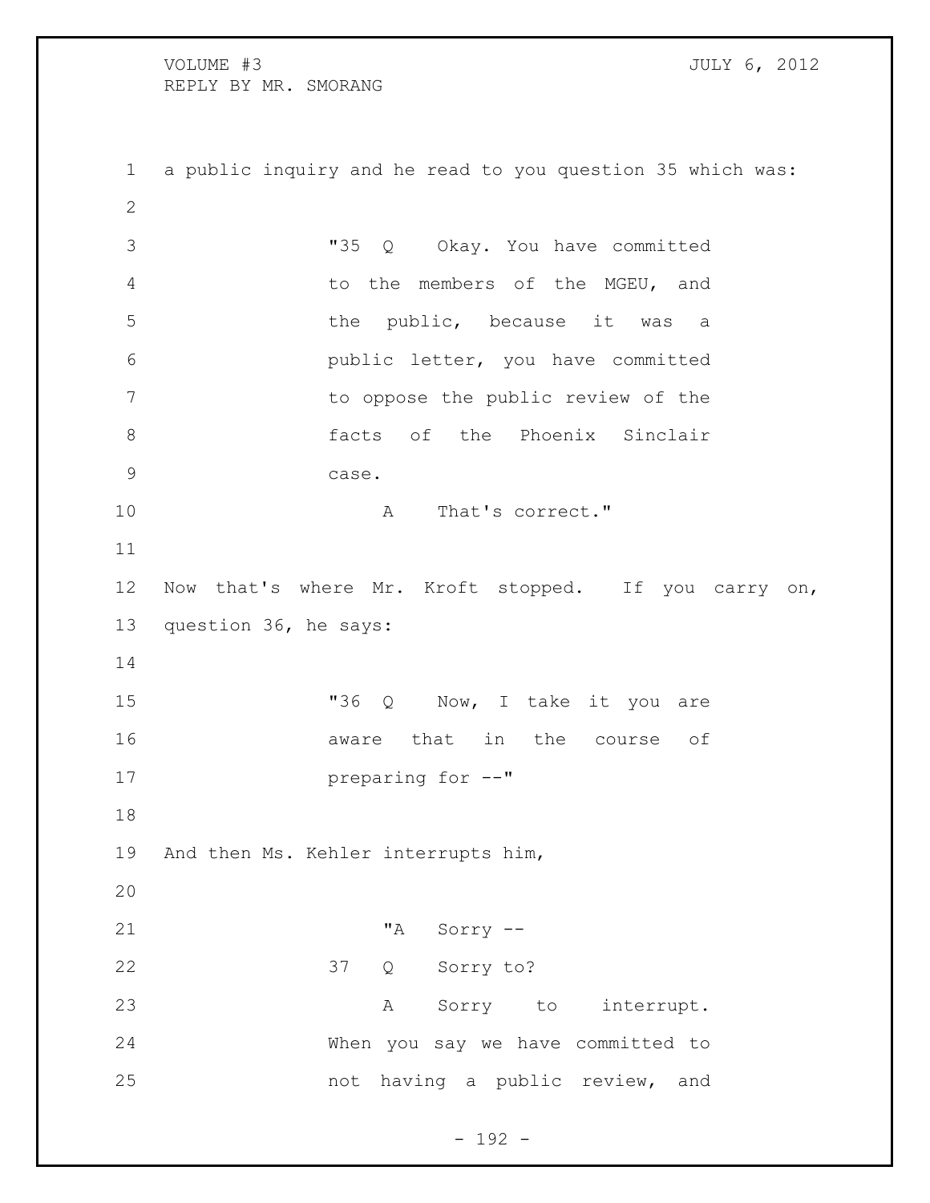a public inquiry and he read to you question 35 which was:

> "35 Q Okay. You have committed to the members of the MGEU, and the public, because it was a public letter, you have committed to oppose the public review of the facts of the Phoenix Sinclair case.
>
> A That's correct."

Now that's where Mr. Kroft stopped. If you carry on, question 36, he says:

> "36 Q Now, I take it you are aware that in the course of preparing for --"

And then Ms. Kehler interrupts him,

> "A Sorry --
>
> 37 Q Sorry to?
>
> A Sorry to interrupt. When you say we have committed to not having a public review, and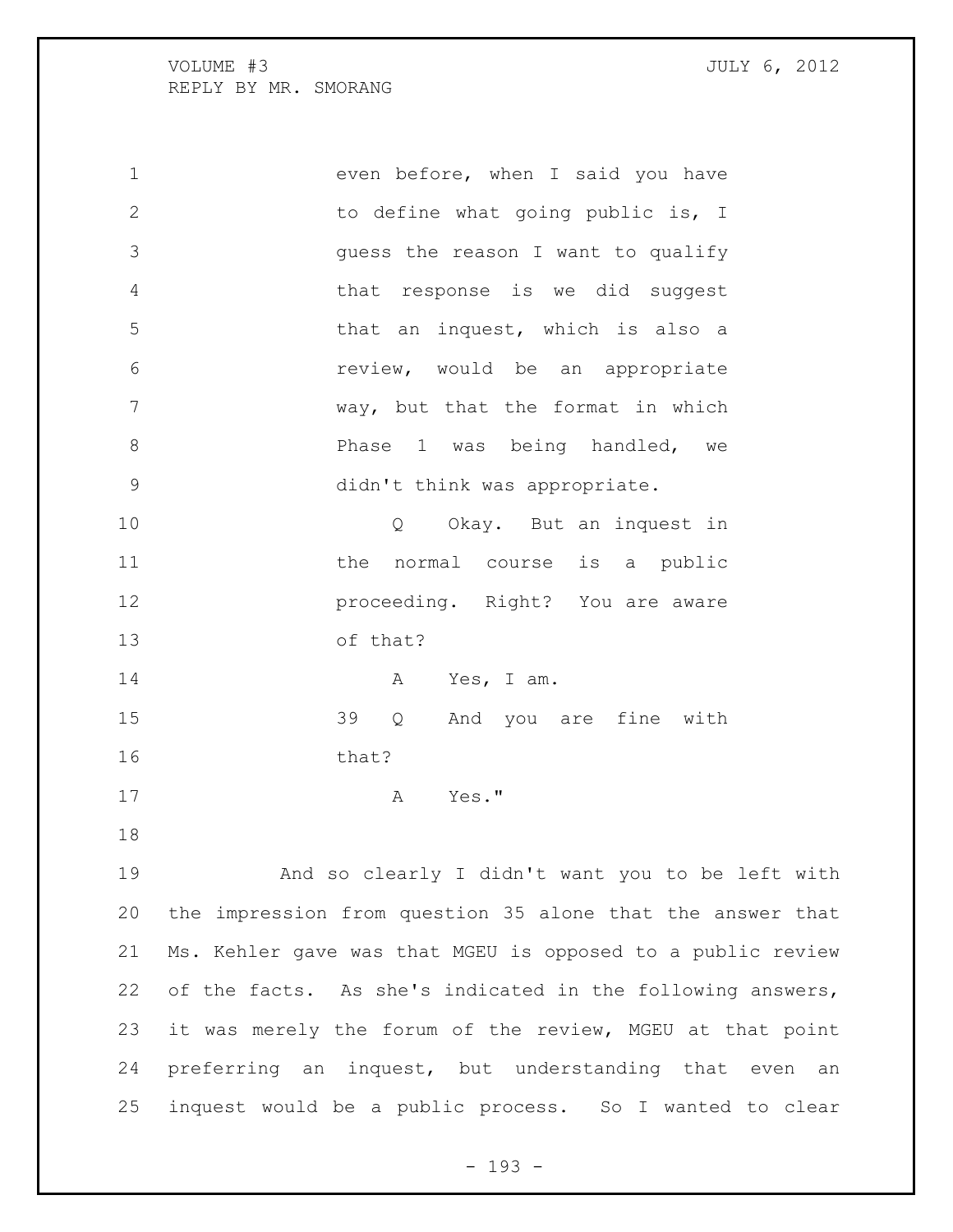even before, when I said you have to define what going public is, I guess the reason I want to qualify that response is we did suggest that an inquest, which is also a review, would be an appropriate way, but that the format in which Phase 1 was being handled, we didn't think was appropriate.

Q Okay. But an inquest in the normal course is a public proceeding. Right? You are aware of that?

A Yes, I am.

39 Q And you are fine with that?

A Yes."

And so clearly I didn't want you to be left with the impression from question 35 alone that the answer that Ms. Kehler gave was that MGEU is opposed to a public review of the facts. As she's indicated in the following answers, it was merely the forum of the review, MGEU at that point preferring an inquest, but understanding that even an inquest would be a public process. So I wanted to clear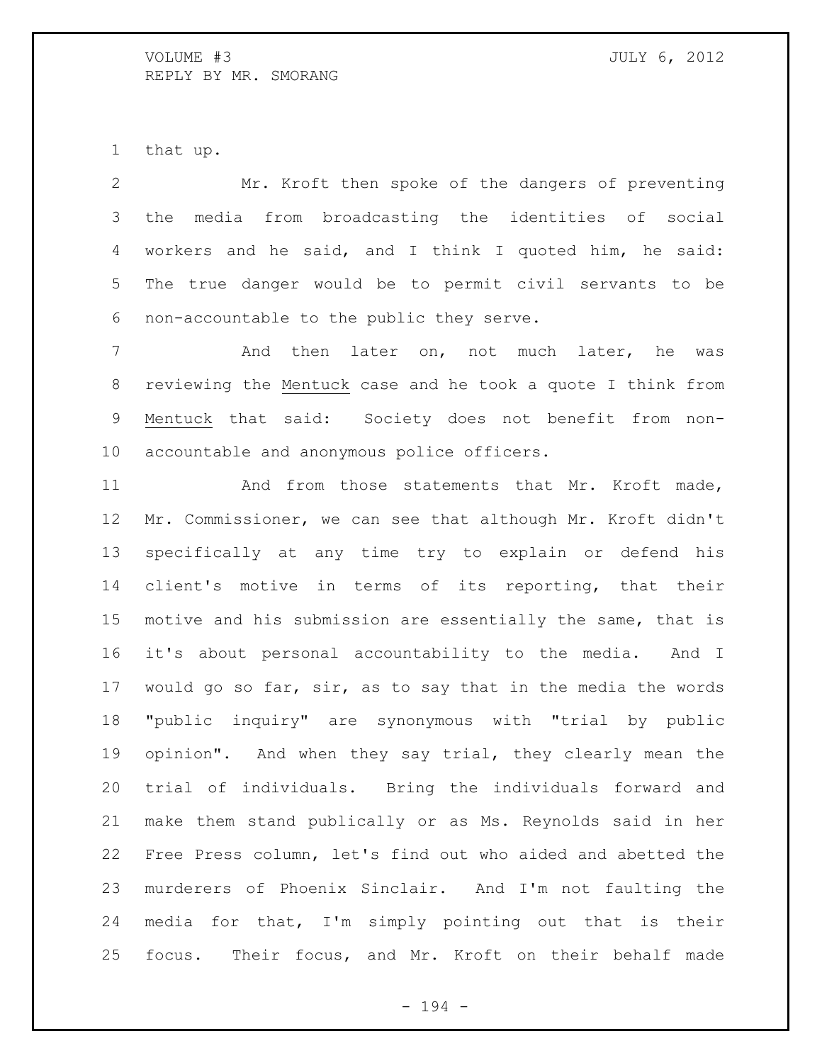that up.

Mr. Kroft then spoke of the dangers of preventing the media from broadcasting the identities of social workers and he said, and I think I quoted him, he said: The true danger would be to permit civil servants to be non-accountable to the public they serve.

And then later on, not much later, he was reviewing the _Mentuck_ case and he took a quote I think from _Mentuck_ that said: Society does not benefit from non-accountable and anonymous police officers.

And from those statements that Mr. Kroft made, Mr. Commissioner, we can see that although Mr. Kroft didn't specifically at any time try to explain or defend his client's motive in terms of its reporting, that their motive and his submission are essentially the same, that is it's about personal accountability to the media. And I would go so far, sir, as to say that in the media the words "public inquiry" are synonymous with "trial by public opinion". And when they say trial, they clearly mean the trial of individuals. Bring the individuals forward and make them stand publically or as Ms. Reynolds said in her Free Press column, let's find out who aided and abetted the murderers of Phoenix Sinclair. And I'm not faulting the media for that, I'm simply pointing out that is their focus. Their focus, and Mr. Kroft on their behalf made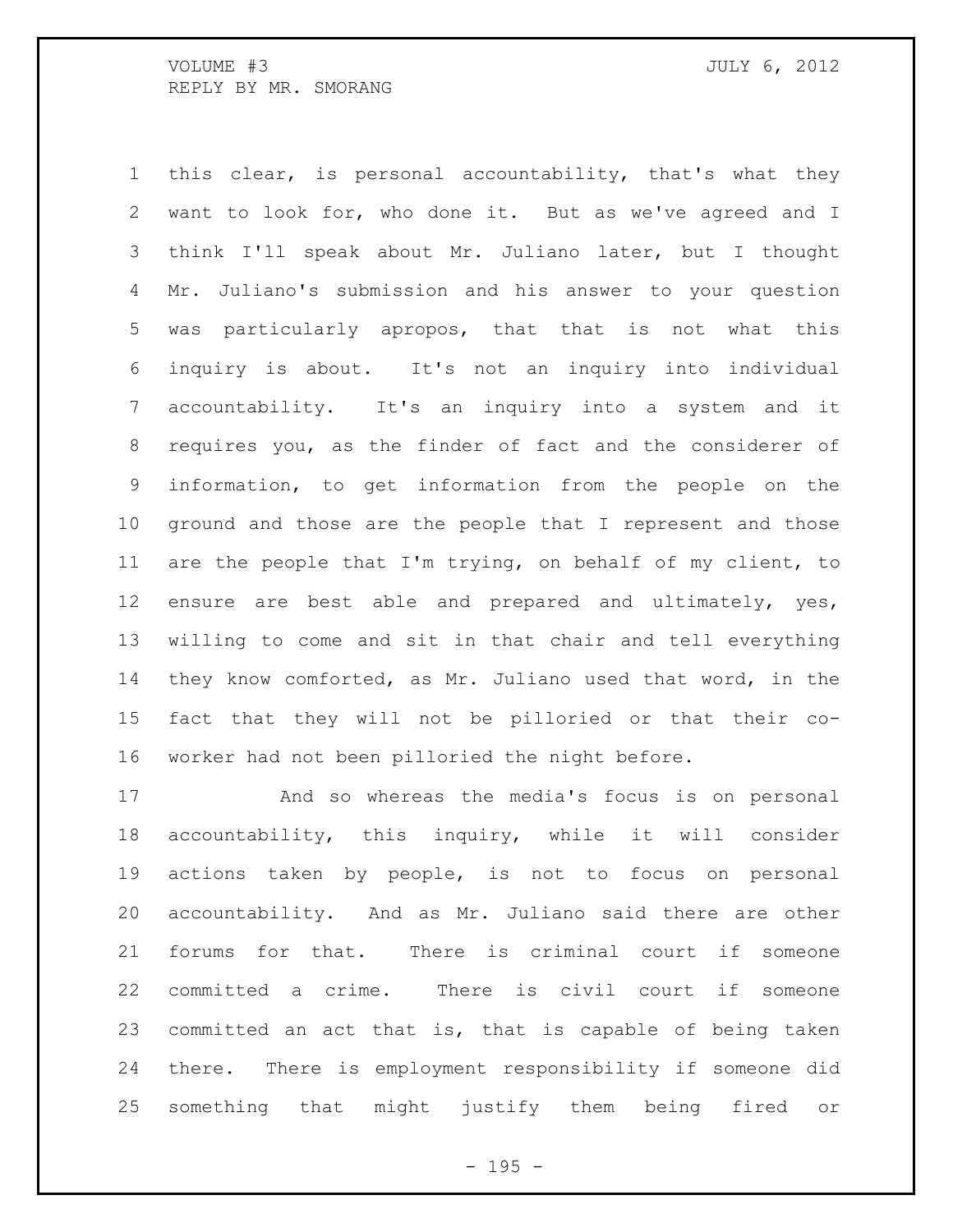this clear, is personal accountability, that's what they want to look for, who done it. But as we've agreed and I think I'll speak about Mr. Juliano later, but I thought Mr. Juliano's submission and his answer to your question was particularly apropos, that that is not what this inquiry is about. It's not an inquiry into individual accountability. It's an inquiry into a system and it requires you, as the finder of fact and the considerer of information, to get information from the people on the ground and those are the people that I represent and those are the people that I'm trying, on behalf of my client, to ensure are best able and prepared and ultimately, yes, willing to come and sit in that chair and tell everything they know comforted, as Mr. Juliano used that word, in the fact that they will not be pilloried or that their co-worker had not been pilloried the night before.

And so whereas the media's focus is on personal accountability, this inquiry, while it will consider actions taken by people, is not to focus on personal accountability. And as Mr. Juliano said there are other forums for that. There is criminal court if someone committed a crime. There is civil court if someone committed an act that is, that is capable of being taken there. There is employment responsibility if someone did something that might justify them being fired or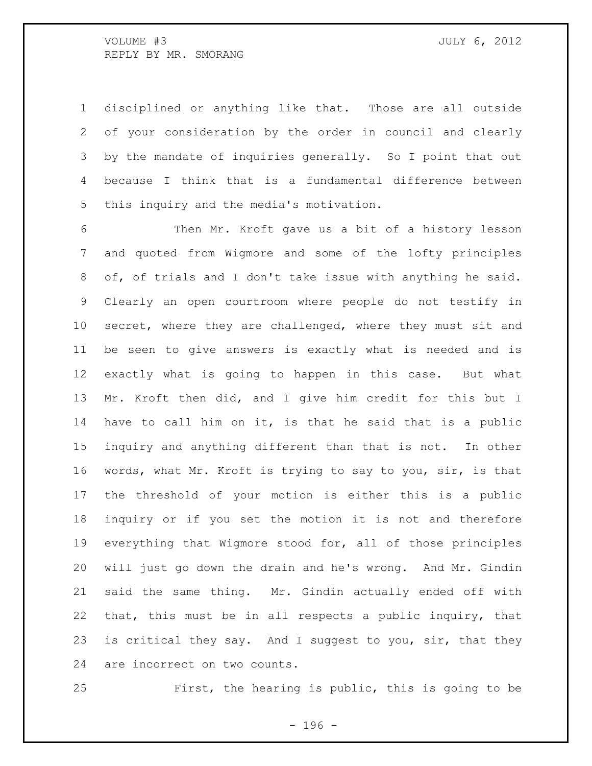disciplined or anything like that. Those are all outside of your consideration by the order in council and clearly by the mandate of inquiries generally. So I point that out because I think that is a fundamental difference between this inquiry and the media's motivation.

Then Mr. Kroft gave us a bit of a history lesson and quoted from Wigmore and some of the lofty principles of, of trials and I don't take issue with anything he said. Clearly an open courtroom where people do not testify in secret, where they are challenged, where they must sit and be seen to give answers is exactly what is needed and is exactly what is going to happen in this case. But what Mr. Kroft then did, and I give him credit for this but I have to call him on it, is that he said that is a public inquiry and anything different than that is not. In other words, what Mr. Kroft is trying to say to you, sir, is that the threshold of your motion is either this is a public inquiry or if you set the motion it is not and therefore everything that Wigmore stood for, all of those principles will just go down the drain and he's wrong. And Mr. Gindin said the same thing. Mr. Gindin actually ended off with that, this must be in all respects a public inquiry, that is critical they say. And I suggest to you, sir, that they are incorrect on two counts.

First, the hearing is public, this is going to be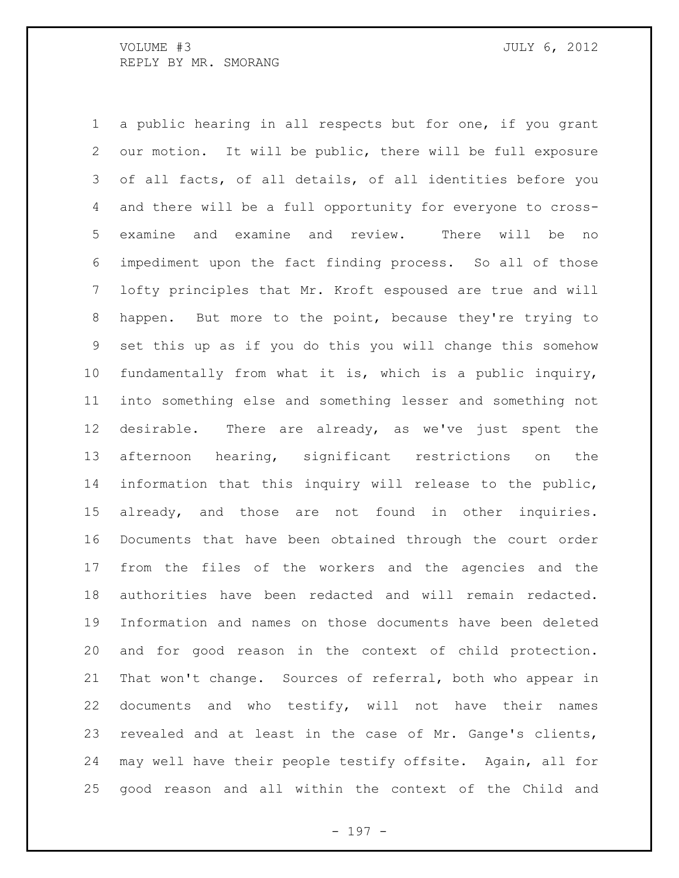a public hearing in all respects but for one, if you grant our motion. It will be public, there will be full exposure of all facts, of all details, of all identities before you and there will be a full opportunity for everyone to cross-examine and examine and review. There will be no impediment upon the fact finding process. So all of those lofty principles that Mr. Kroft espoused are true and will happen. But more to the point, because they're trying to set this up as if you do this you will change this somehow fundamentally from what it is, which is a public inquiry, into something else and something lesser and something not desirable. There are already, as we've just spent the afternoon hearing, significant restrictions on the information that this inquiry will release to the public, already, and those are not found in other inquiries. Documents that have been obtained through the court order from the files of the workers and the agencies and the authorities have been redacted and will remain redacted. Information and names on those documents have been deleted and for good reason in the context of child protection. That won't change. Sources of referral, both who appear in documents and who testify, will not have their names revealed and at least in the case of Mr. Gange's clients, may well have their people testify offsite. Again, all for good reason and all within the context of the Child and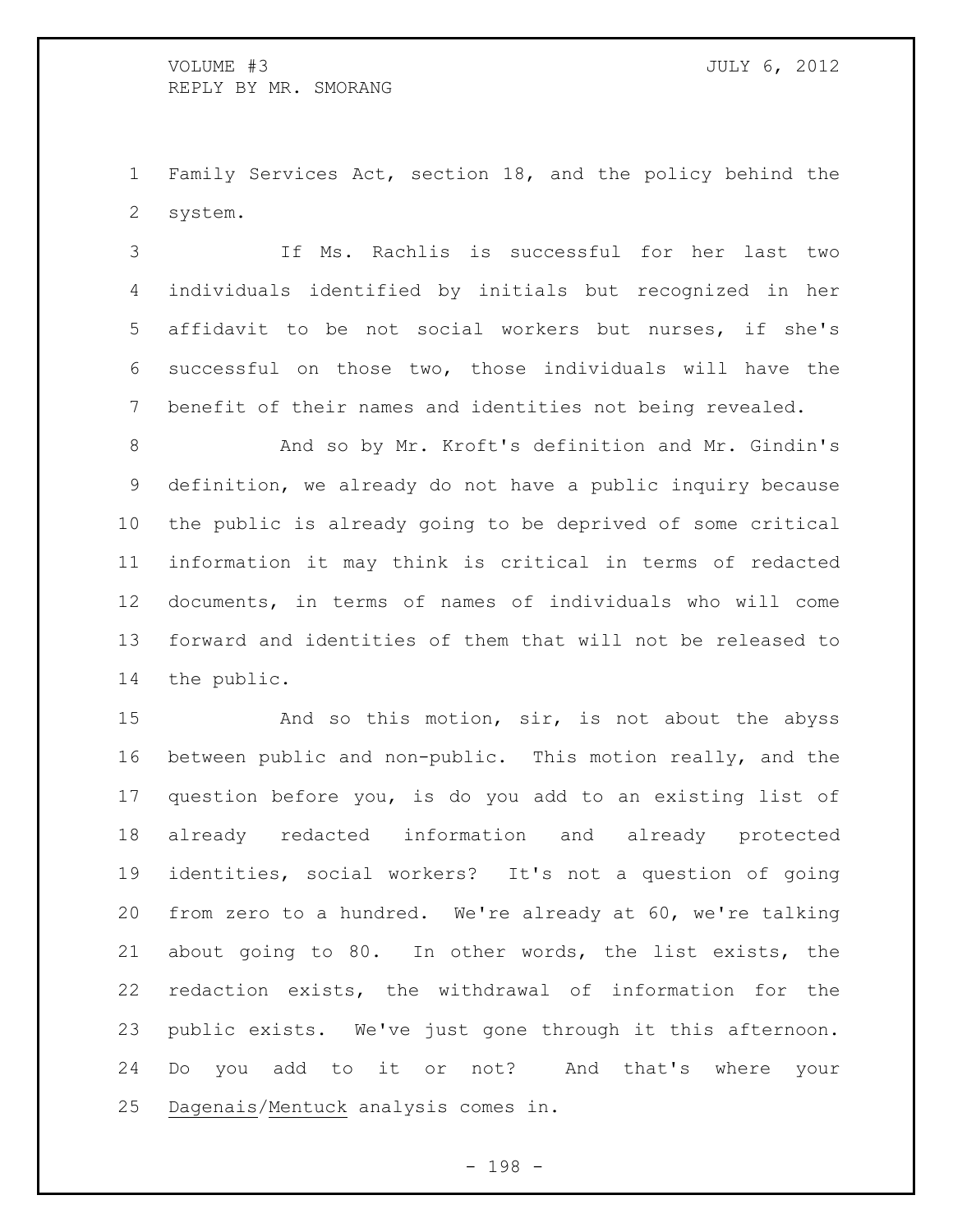Family Services Act, section 18, and the policy behind the system.

If Ms. Rachlis is successful for her last two individuals identified by initials but recognized in her affidavit to be not social workers but nurses, if she's successful on those two, those individuals will have the benefit of their names and identities not being revealed.

And so by Mr. Kroft's definition and Mr. Gindin's definition, we already do not have a public inquiry because the public is already going to be deprived of some critical information it may think is critical in terms of redacted documents, in terms of names of individuals who will come forward and identities of them that will not be released to the public.

And so this motion, sir, is not about the abyss between public and non-public. This motion really, and the question before you, is do you add to an existing list of already redacted information and already protected identities, social workers? It's not a question of going from zero to a hundred. We're already at 60, we're talking about going to 80. In other words, the list exists, the redaction exists, the withdrawal of information for the public exists. We've just gone through it this afternoon. Do you add to it or not? And that's where your Dagenais/Mentuck analysis comes in.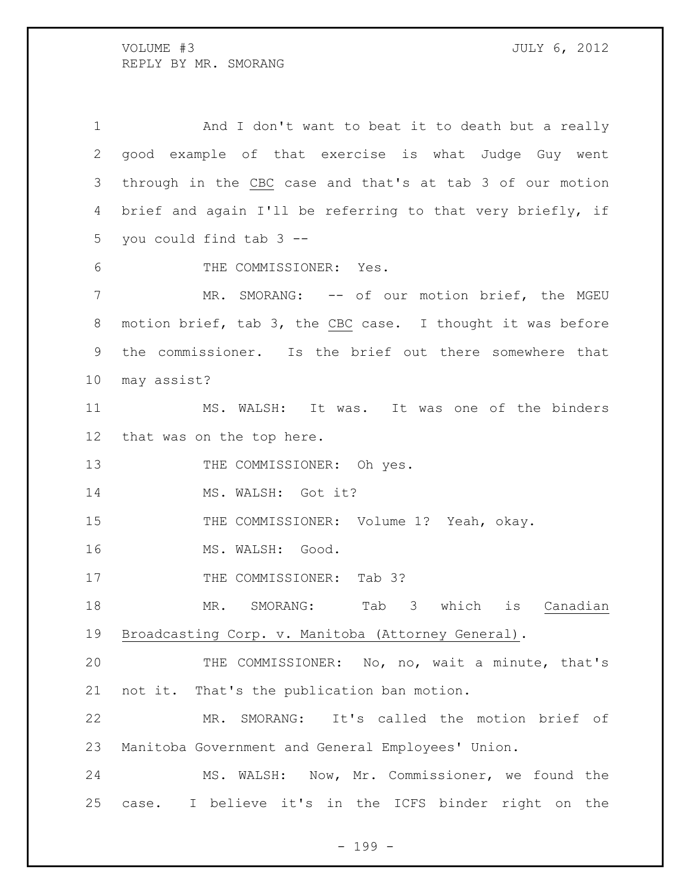And I don't want to beat it to death but a really good example of that exercise is what Judge Guy went through in the CBC case and that's at tab 3 of our motion brief and again I'll be referring to that very briefly, if you could find tab 3 --

THE COMMISSIONER: Yes.

MR. SMORANG: -- of our motion brief, the MGEU motion brief, tab 3, the CBC case. I thought it was before the commissioner. Is the brief out there somewhere that may assist?

MS. WALSH: It was. It was one of the binders that was on the top here.

THE COMMISSIONER: Oh yes.

MS. WALSH: Got it?

THE COMMISSIONER: Volume 1? Yeah, okay.

MS. WALSH: Good.

THE COMMISSIONER: Tab 3?

MR. SMORANG: Tab 3 which is Canadian Broadcasting Corp. v. Manitoba (Attorney General).

THE COMMISSIONER: No, no, wait a minute, that's not it. That's the publication ban motion.

MR. SMORANG: It's called the motion brief of Manitoba Government and General Employees' Union.

MS. WALSH: Now, Mr. Commissioner, we found the case. I believe it's in the ICFS binder right on the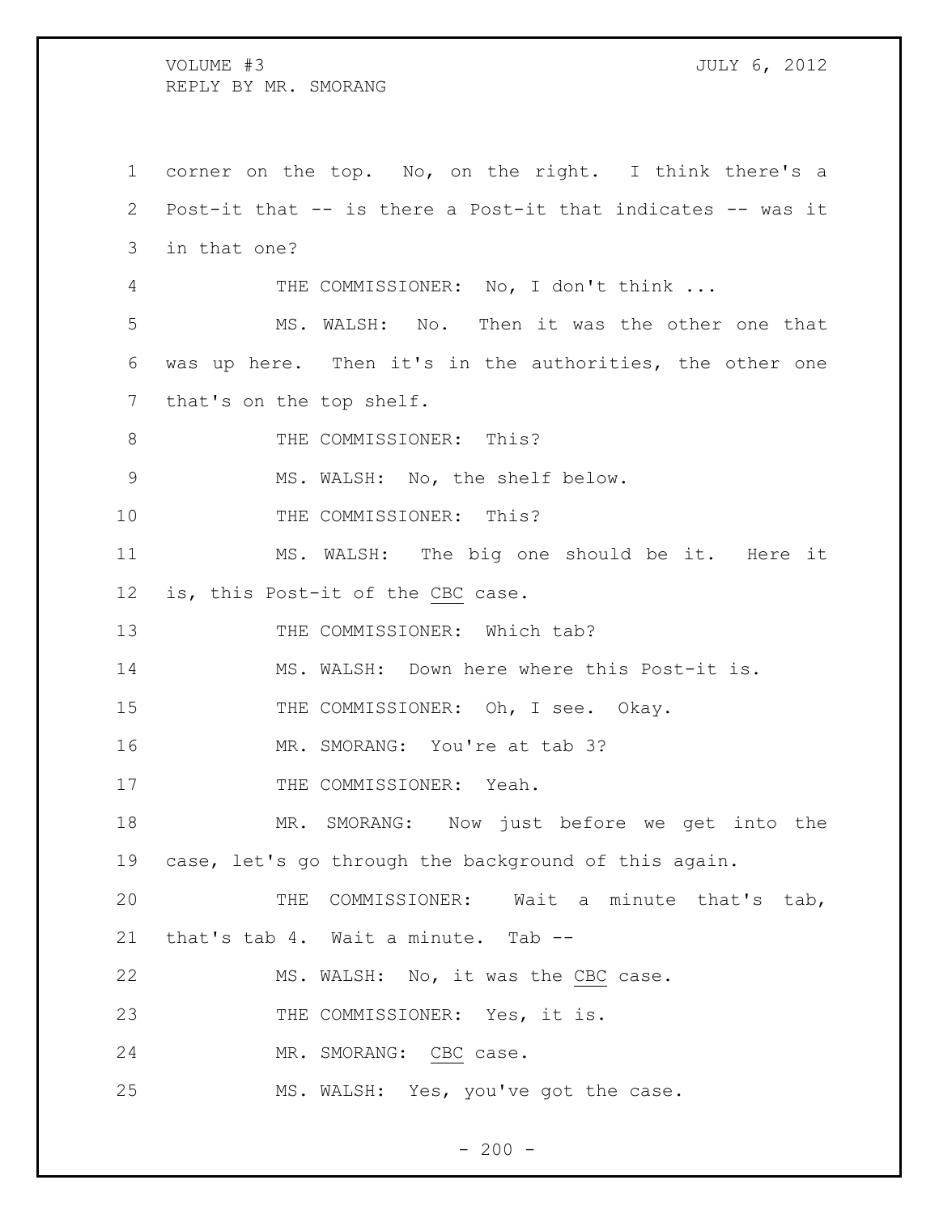corner on the top. No, on the right. I think there's a Post-it that -- is there a Post-it that indicates -- was it in that one?

THE COMMISSIONER: No, I don't think ...

MS. WALSH: No. Then it was the other one that was up here. Then it's in the authorities, the other one that's on the top shelf.

THE COMMISSIONER: This?

MS. WALSH: No, the shelf below.

THE COMMISSIONER: This?

MS. WALSH: The big one should be it. Here it is, this Post-it of the <u>CBC</u> case.

THE COMMISSIONER: Which tab?

MS. WALSH: Down here where this Post-it is.

THE COMMISSIONER: Oh, I see. Okay.

MR. SMORANG: You're at tab 3?

THE COMMISSIONER: Yeah.

MR. SMORANG: Now just before we get into the case, let's go through the background of this again.

THE COMMISSIONER: Wait a minute that's tab, that's tab 4. Wait a minute. Tab --

MS. WALSH: No, it was the <u>CBC</u> case.

THE COMMISSIONER: Yes, it is.

MR. SMORANG: <u>CBC</u> case.

MS. WALSH: Yes, you've got the case.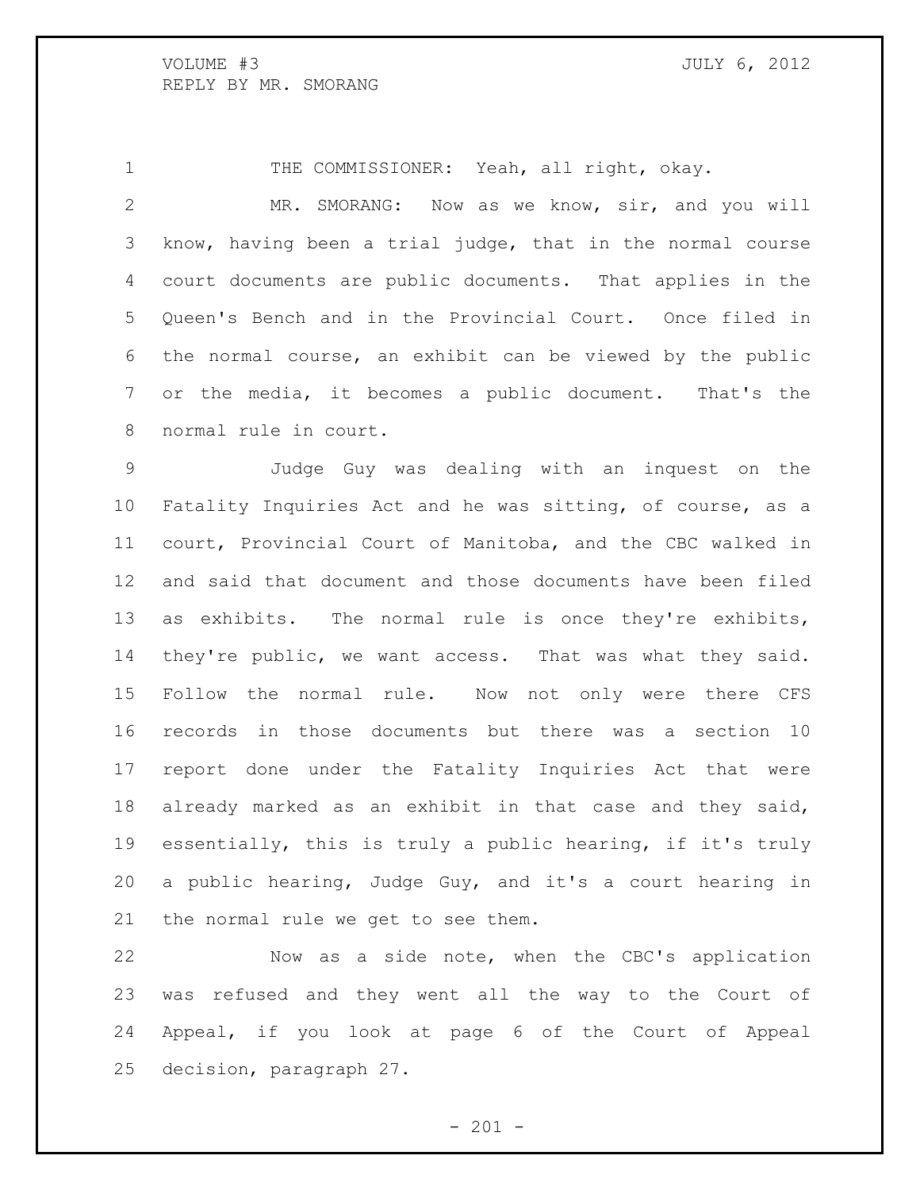THE COMMISSIONER: Yeah, all right, okay.

MR. SMORANG: Now as we know, sir, and you will know, having been a trial judge, that in the normal course court documents are public documents. That applies in the Queen's Bench and in the Provincial Court. Once filed in the normal course, an exhibit can be viewed by the public or the media, it becomes a public document. That's the normal rule in court.

Judge Guy was dealing with an inquest on the Fatality Inquiries Act and he was sitting, of course, as a court, Provincial Court of Manitoba, and the CBC walked in and said that document and those documents have been filed as exhibits. The normal rule is once they're exhibits, they're public, we want access. That was what they said. Follow the normal rule. Now not only were there CFS records in those documents but there was a section 10 report done under the Fatality Inquiries Act that were already marked as an exhibit in that case and they said, essentially, this is truly a public hearing, if it's truly a public hearing, Judge Guy, and it's a court hearing in the normal rule we get to see them.

Now as a side note, when the CBC's application was refused and they went all the way to the Court of Appeal, if you look at page 6 of the Court of Appeal decision, paragraph 27.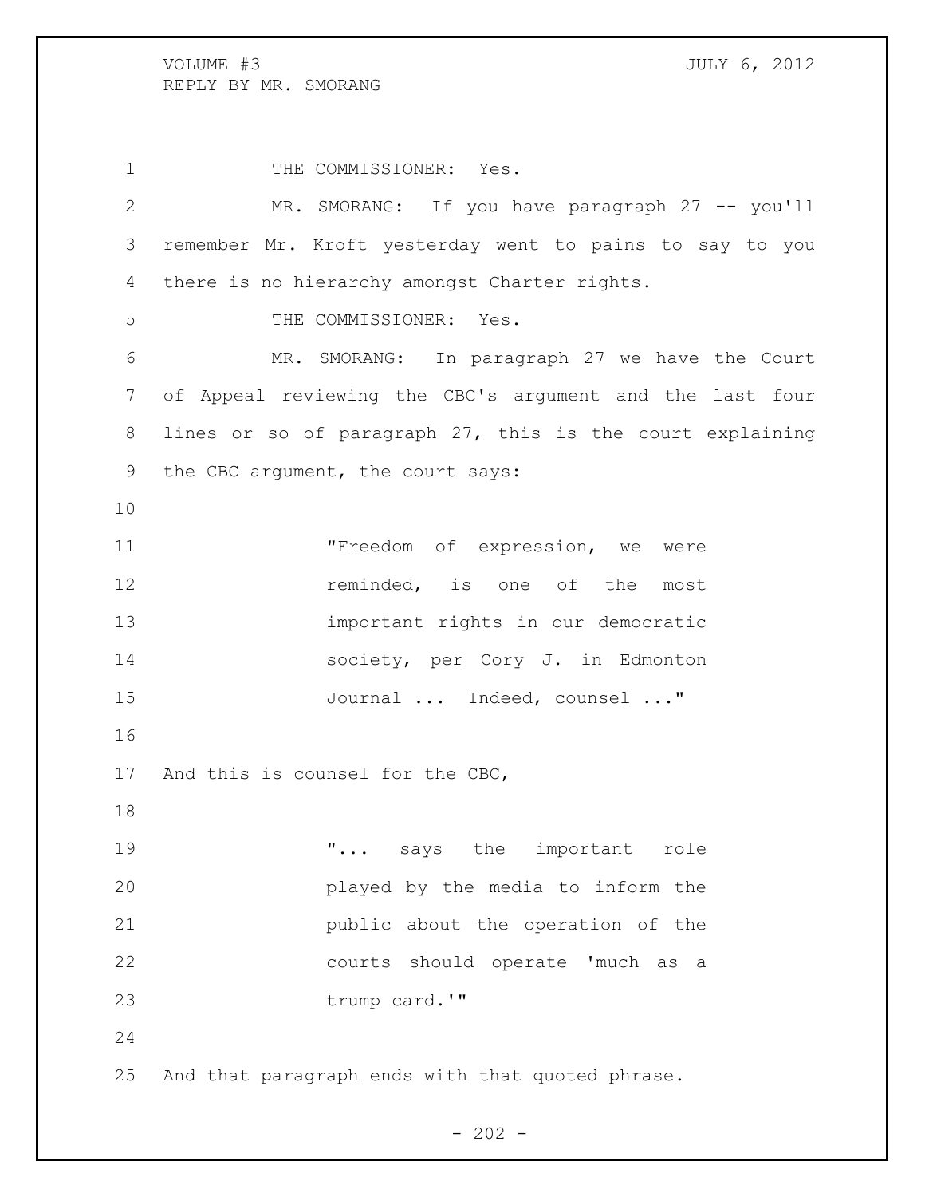THE COMMISSIONER: Yes.

MR. SMORANG: If you have paragraph 27 -- you'll remember Mr. Kroft yesterday went to pains to say to you there is no hierarchy amongst Charter rights.

THE COMMISSIONER: Yes.

MR. SMORANG: In paragraph 27 we have the Court of Appeal reviewing the CBC's argument and the last four lines or so of paragraph 27, this is the court explaining the CBC argument, the court says:

> "Freedom of expression, we were reminded, is one of the most important rights in our democratic society, per Cory J. in Edmonton Journal ... Indeed, counsel ..."

And this is counsel for the CBC,

> "... says the important role played by the media to inform the public about the operation of the courts should operate 'much as a trump card.'"

And that paragraph ends with that quoted phrase.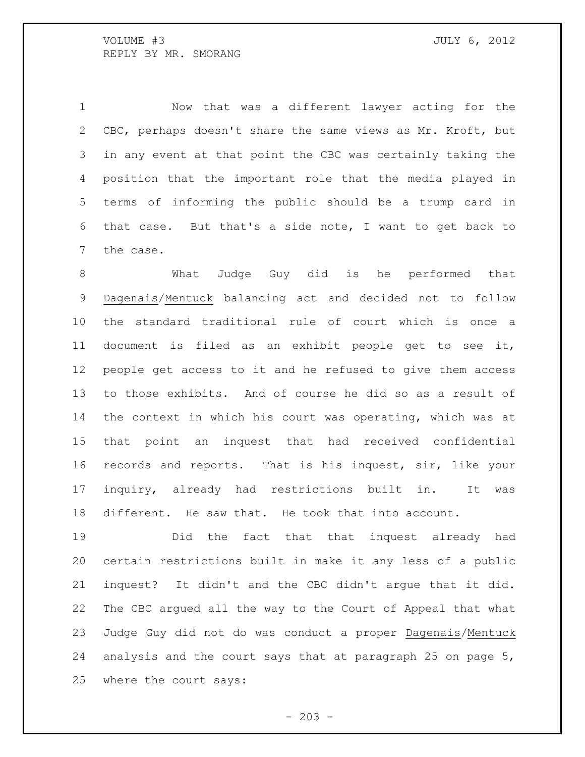Now that was a different lawyer acting for the CBC, perhaps doesn't share the same views as Mr. Kroft, but in any event at that point the CBC was certainly taking the position that the important role that the media played in terms of informing the public should be a trump card in that case. But that's a side note, I want to get back to the case.

What Judge Guy did is he performed that Dagenais/Mentuck balancing act and decided not to follow the standard traditional rule of court which is once a document is filed as an exhibit people get to see it, people get access to it and he refused to give them access to those exhibits. And of course he did so as a result of the context in which his court was operating, which was at that point an inquest that had received confidential records and reports. That is his inquest, sir, like your inquiry, already had restrictions built in. It was different. He saw that. He took that into account.

Did the fact that that inquest already had certain restrictions built in make it any less of a public inquest? It didn't and the CBC didn't argue that it did. The CBC argued all the way to the Court of Appeal that what Judge Guy did not do was conduct a proper Dagenais/Mentuck analysis and the court says that at paragraph 25 on page 5, where the court says: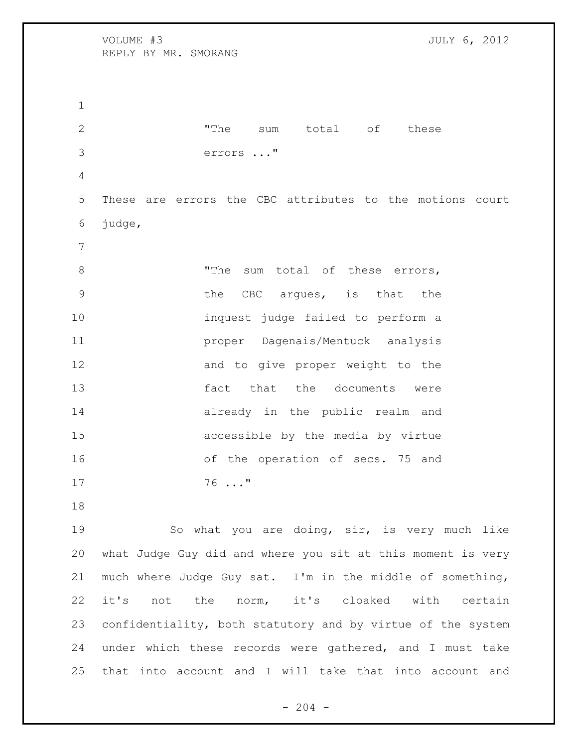> "The sum total of these errors ..."

These are errors the CBC attributes to the motions court judge,

> "The sum total of these errors, the CBC argues, is that the inquest judge failed to perform a proper Dagenais/Mentuck analysis and to give proper weight to the fact that the documents were already in the public realm and accessible by the media by virtue of the operation of secs. 75 and 76 ..."

So what you are doing, sir, is very much like what Judge Guy did and where you sit at this moment is very much where Judge Guy sat. I'm in the middle of something, it's not the norm, it's cloaked with certain confidentiality, both statutory and by virtue of the system under which these records were gathered, and I must take that into account and I will take that into account and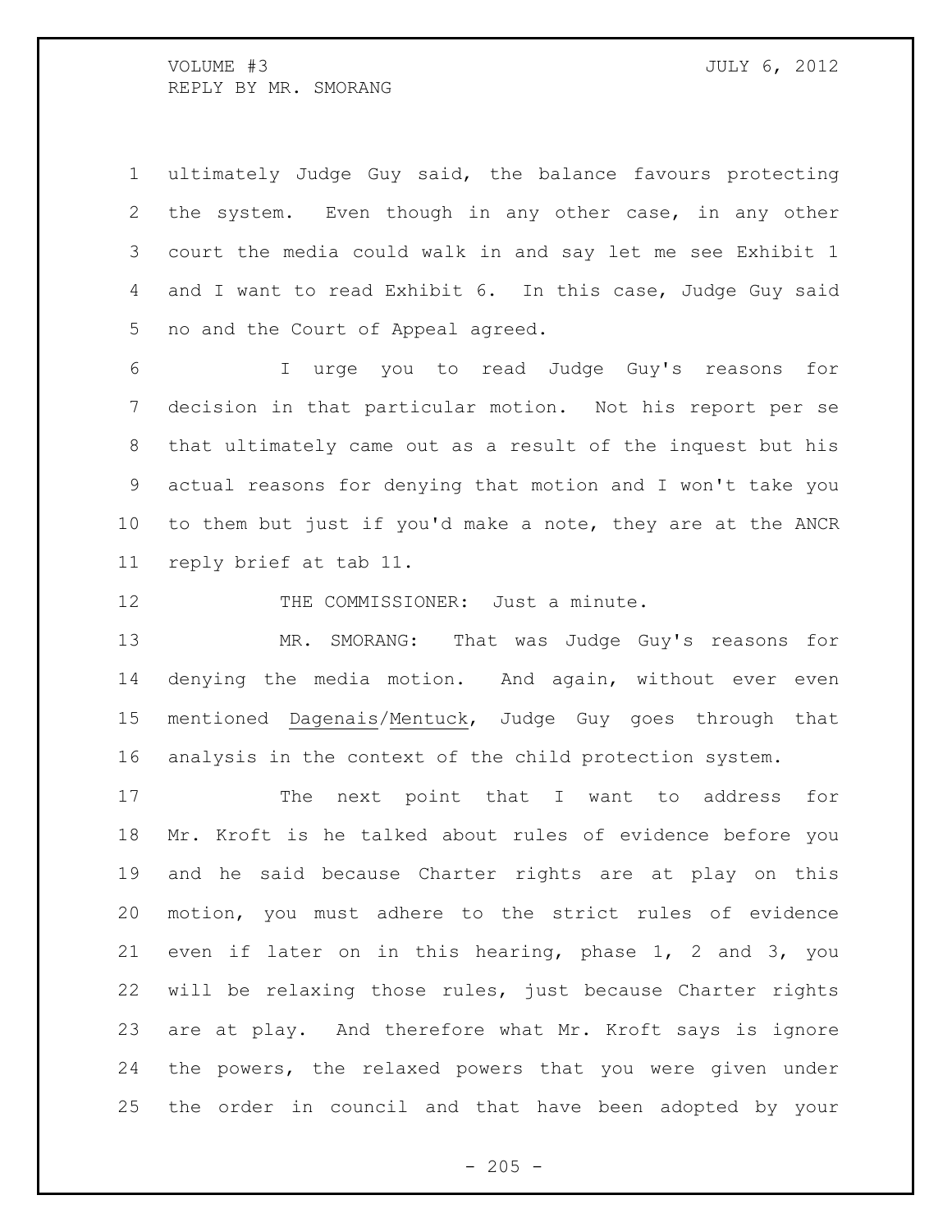ultimately Judge Guy said, the balance favours protecting the system. Even though in any other case, in any other court the media could walk in and say let me see Exhibit 1 and I want to read Exhibit 6. In this case, Judge Guy said no and the Court of Appeal agreed.

I urge you to read Judge Guy's reasons for decision in that particular motion. Not his report per se that ultimately came out as a result of the inquest but his actual reasons for denying that motion and I won't take you to them but just if you'd make a note, they are at the ANCR reply brief at tab 11.

THE COMMISSIONER: Just a minute.

MR. SMORANG: That was Judge Guy's reasons for denying the media motion. And again, without ever even mentioned Dagenais/Mentuck, Judge Guy goes through that analysis in the context of the child protection system.

The next point that I want to address for Mr. Kroft is he talked about rules of evidence before you and he said because Charter rights are at play on this motion, you must adhere to the strict rules of evidence even if later on in this hearing, phase 1, 2 and 3, you will be relaxing those rules, just because Charter rights are at play. And therefore what Mr. Kroft says is ignore the powers, the relaxed powers that you were given under the order in council and that have been adopted by your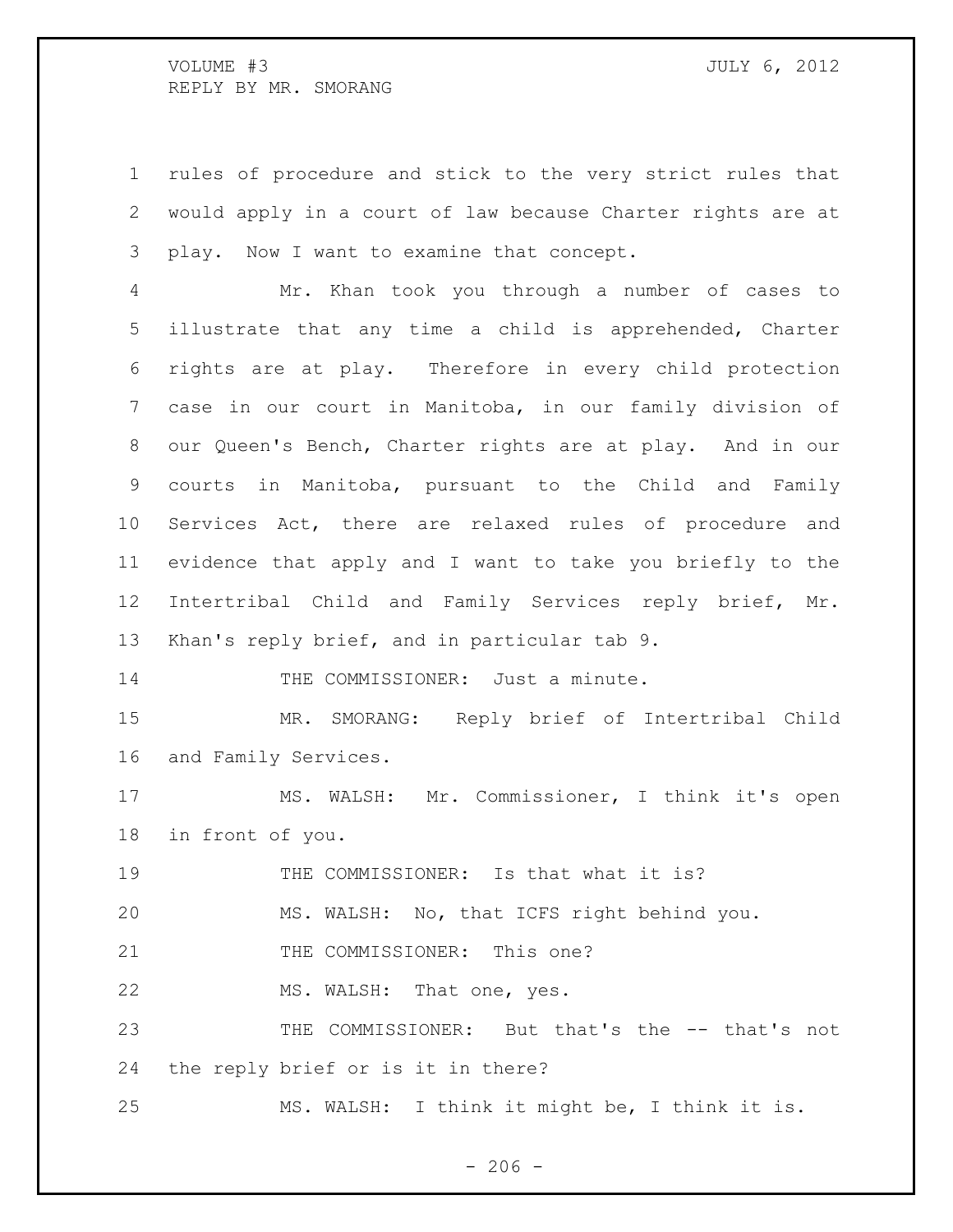rules of procedure and stick to the very strict rules that would apply in a court of law because Charter rights are at play. Now I want to examine that concept.

Mr. Khan took you through a number of cases to illustrate that any time a child is apprehended, Charter rights are at play. Therefore in every child protection case in our court in Manitoba, in our family division of our Queen's Bench, Charter rights are at play. And in our courts in Manitoba, pursuant to the Child and Family Services Act, there are relaxed rules of procedure and evidence that apply and I want to take you briefly to the Intertribal Child and Family Services reply brief, Mr. Khan's reply brief, and in particular tab 9.

THE COMMISSIONER: Just a minute.

MR. SMORANG: Reply brief of Intertribal Child and Family Services.

MS. WALSH: Mr. Commissioner, I think it's open in front of you.

THE COMMISSIONER: Is that what it is?

MS. WALSH: No, that ICFS right behind you.

THE COMMISSIONER: This one?

MS. WALSH: That one, yes.

THE COMMISSIONER: But that's the -- that's not the reply brief or is it in there?

MS. WALSH: I think it might be, I think it is.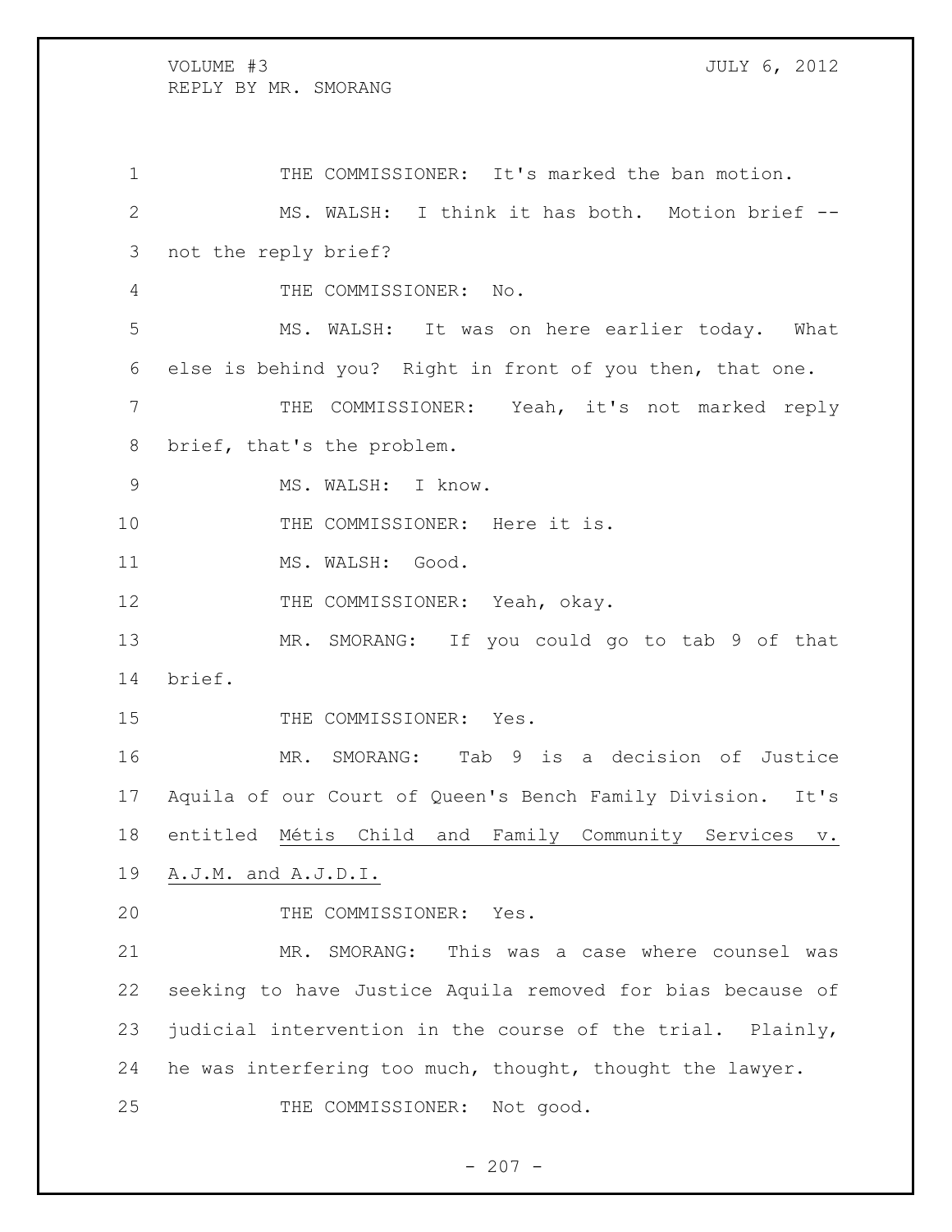THE COMMISSIONER: It's marked the ban motion.

MS. WALSH: I think it has both. Motion brief -- not the reply brief?

THE COMMISSIONER: No.

MS. WALSH: It was on here earlier today. What else is behind you? Right in front of you then, that one.

THE COMMISSIONER: Yeah, it's not marked reply brief, that's the problem.

MS. WALSH: I know.

THE COMMISSIONER: Here it is.

MS. WALSH: Good.

THE COMMISSIONER: Yeah, okay.

MR. SMORANG: If you could go to tab 9 of that brief.

THE COMMISSIONER: Yes.

MR. SMORANG: Tab 9 is a decision of Justice Aquila of our Court of Queen's Bench Family Division. It's entitled Métis Child and Family Community Services v. A.J.M. and A.J.D.I.

THE COMMISSIONER: Yes.

MR. SMORANG: This was a case where counsel was seeking to have Justice Aquila removed for bias because of judicial intervention in the course of the trial. Plainly, he was interfering too much, thought, thought the lawyer.

THE COMMISSIONER: Not good.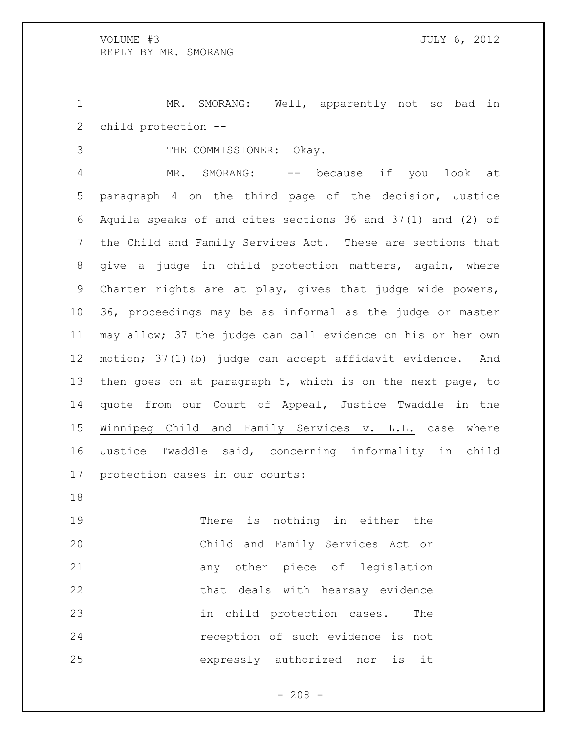MR. SMORANG: Well, apparently not so bad in child protection --

THE COMMISSIONER: Okay.

MR. SMORANG: -- because if you look at paragraph 4 on the third page of the decision, Justice Aquila speaks of and cites sections 36 and 37(1) and (2) of the Child and Family Services Act. These are sections that give a judge in child protection matters, again, where Charter rights are at play, gives that judge wide powers, 36, proceedings may be as informal as the judge or master may allow; 37 the judge can call evidence on his or her own motion; 37(1)(b) judge can accept affidavit evidence. And then goes on at paragraph 5, which is on the next page, to quote from our Court of Appeal, Justice Twaddle in the Winnipeg Child and Family Services v. L.L. case where Justice Twaddle said, concerning informality in child protection cases in our courts:

> There is nothing in either the Child and Family Services Act or any other piece of legislation that deals with hearsay evidence in child protection cases. The reception of such evidence is not expressly authorized nor is it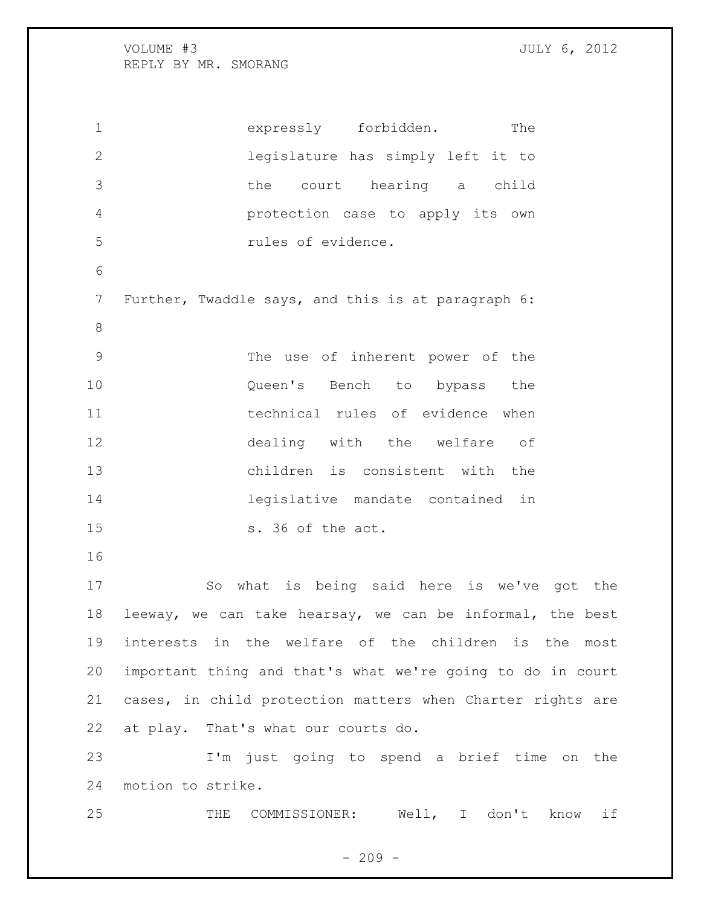> expressly forbidden. The legislature has simply left it to the court hearing a child protection case to apply its own rules of evidence.

Further, Twaddle says, and this is at paragraph 6:

> The use of inherent power of the Queen's Bench to bypass the technical rules of evidence when dealing with the welfare of children is consistent with the legislative mandate contained in s. 36 of the act.

So what is being said here is we've got the leeway, we can take hearsay, we can be informal, the best interests in the welfare of the children is the most important thing and that's what we're going to do in court cases, in child protection matters when Charter rights are at play. That's what our courts do.

I'm just going to spend a brief time on the motion to strike.

THE COMMISSIONER: Well, I don't know if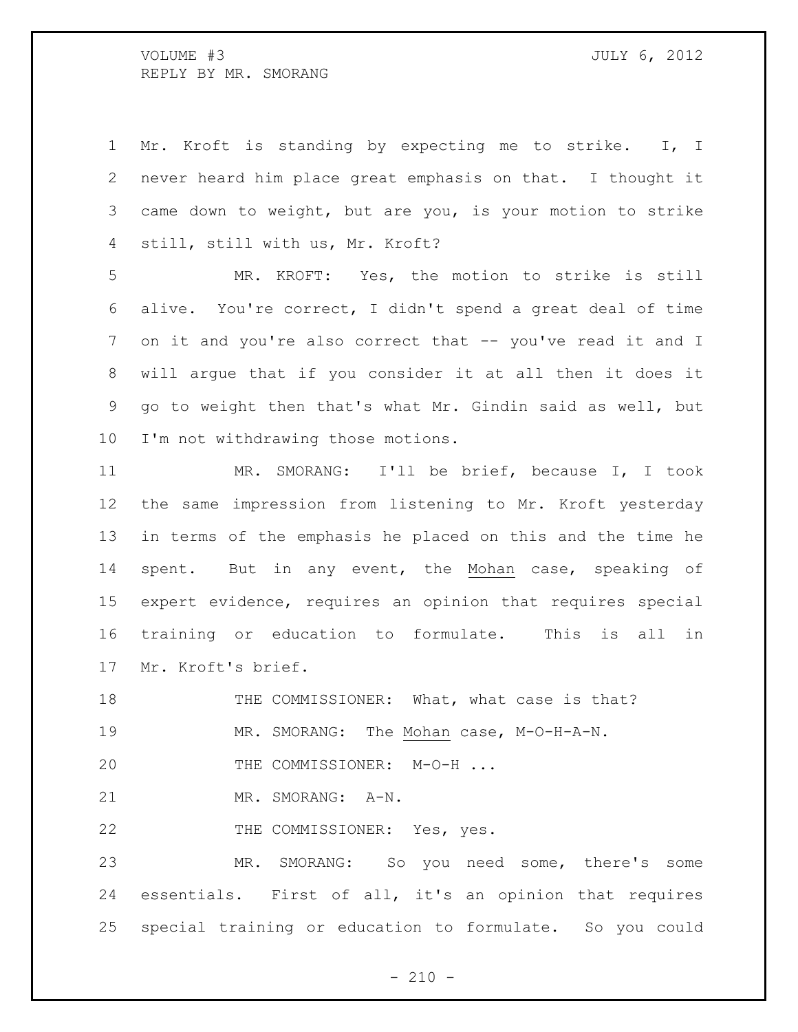Mr. Kroft is standing by expecting me to strike. I, I never heard him place great emphasis on that. I thought it came down to weight, but are you, is your motion to strike still, still with us, Mr. Kroft?

MR. KROFT: Yes, the motion to strike is still alive. You're correct, I didn't spend a great deal of time on it and you're also correct that -- you've read it and I will argue that if you consider it at all then it does it go to weight then that's what Mr. Gindin said as well, but I'm not withdrawing those motions.

MR. SMORANG: I'll be brief, because I, I took the same impression from listening to Mr. Kroft yesterday in terms of the emphasis he placed on this and the time he spent. But in any event, the Mohan case, speaking of expert evidence, requires an opinion that requires special training or education to formulate. This is all in Mr. Kroft's brief.

THE COMMISSIONER: What, what case is that?

MR. SMORANG: The Mohan case, M-O-H-A-N.

THE COMMISSIONER: M-O-H ...

MR. SMORANG: A-N.

THE COMMISSIONER: Yes, yes.

MR. SMORANG: So you need some, there's some essentials. First of all, it's an opinion that requires special training or education to formulate. So you could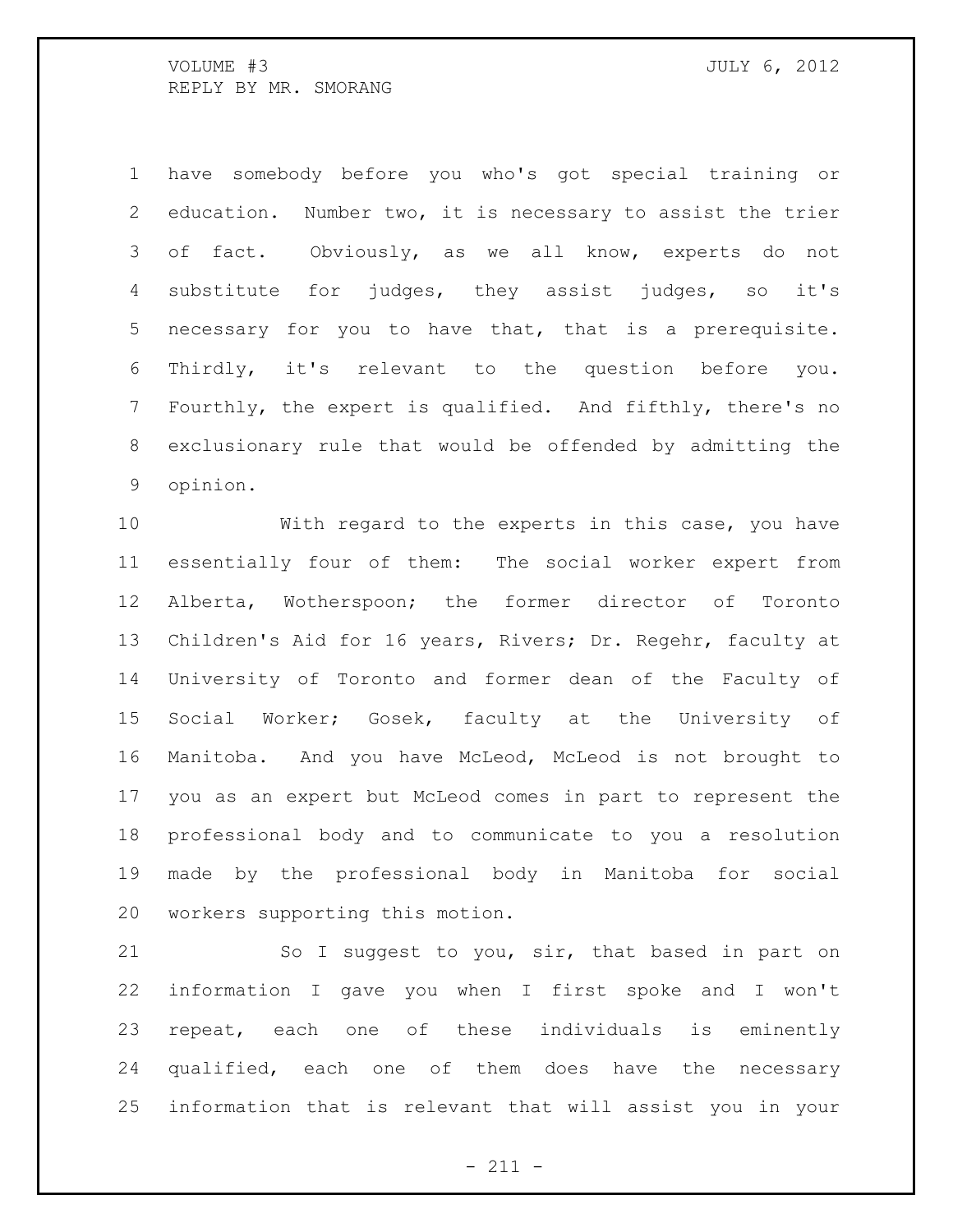have somebody before you who's got special training or education. Number two, it is necessary to assist the trier of fact. Obviously, as we all know, experts do not substitute for judges, they assist judges, so it's necessary for you to have that, that is a prerequisite. Thirdly, it's relevant to the question before you. Fourthly, the expert is qualified. And fifthly, there's no exclusionary rule that would be offended by admitting the opinion.

With regard to the experts in this case, you have essentially four of them: The social worker expert from Alberta, Wotherspoon; the former director of Toronto Children's Aid for 16 years, Rivers; Dr. Regehr, faculty at University of Toronto and former dean of the Faculty of Social Worker; Gosek, faculty at the University of Manitoba. And you have McLeod, McLeod is not brought to you as an expert but McLeod comes in part to represent the professional body and to communicate to you a resolution made by the professional body in Manitoba for social workers supporting this motion.

So I suggest to you, sir, that based in part on information I gave you when I first spoke and I won't repeat, each one of these individuals is eminently qualified, each one of them does have the necessary information that is relevant that will assist you in your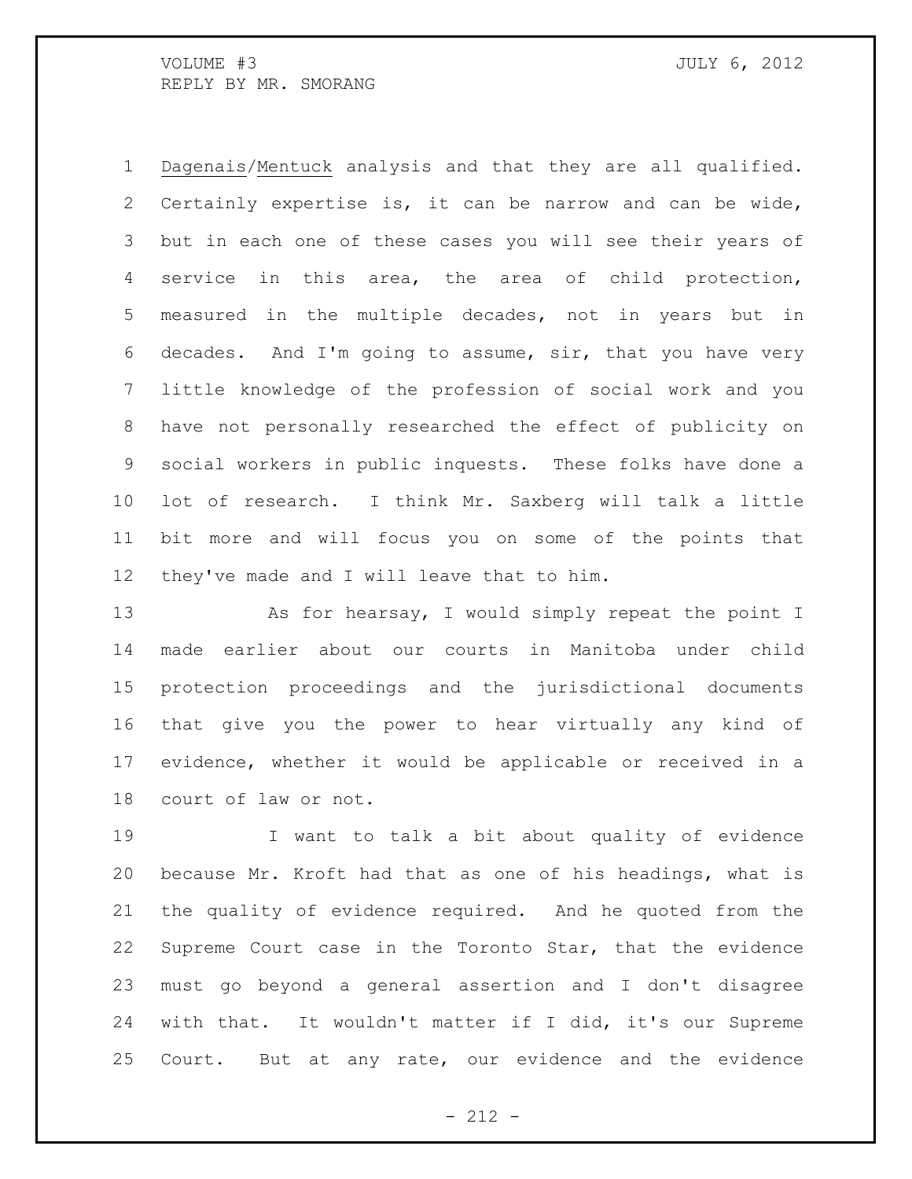Dagenais/Mentuck analysis and that they are all qualified. Certainly expertise is, it can be narrow and can be wide, but in each one of these cases you will see their years of service in this area, the area of child protection, measured in the multiple decades, not in years but in decades. And I'm going to assume, sir, that you have very little knowledge of the profession of social work and you have not personally researched the effect of publicity on social workers in public inquests. These folks have done a lot of research. I think Mr. Saxberg will talk a little bit more and will focus you on some of the points that they've made and I will leave that to him.

As for hearsay, I would simply repeat the point I made earlier about our courts in Manitoba under child protection proceedings and the jurisdictional documents that give you the power to hear virtually any kind of evidence, whether it would be applicable or received in a court of law or not.

I want to talk a bit about quality of evidence because Mr. Kroft had that as one of his headings, what is the quality of evidence required. And he quoted from the Supreme Court case in the Toronto Star, that the evidence must go beyond a general assertion and I don't disagree with that. It wouldn't matter if I did, it's our Supreme Court. But at any rate, our evidence and the evidence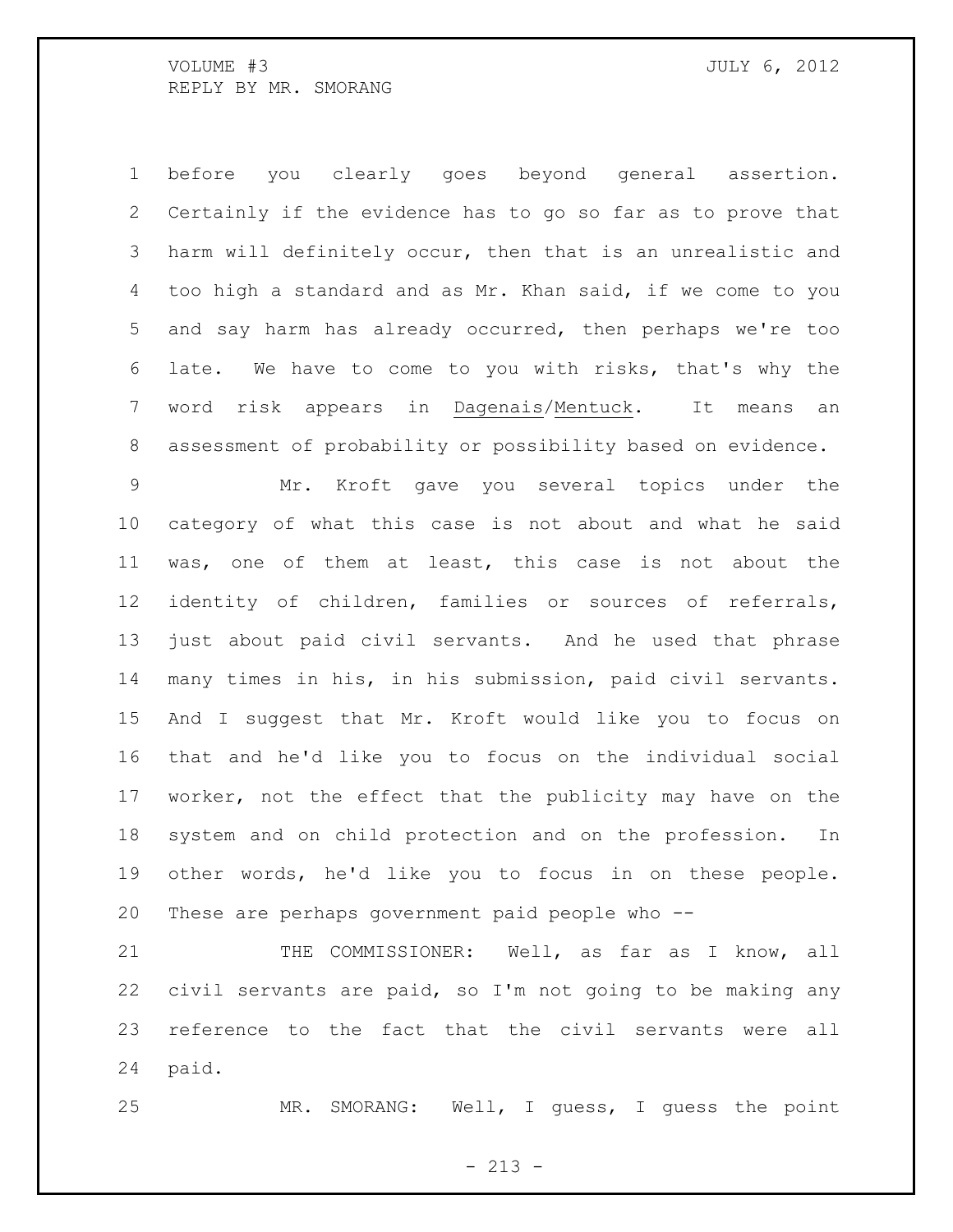before you clearly goes beyond general assertion. Certainly if the evidence has to go so far as to prove that harm will definitely occur, then that is an unrealistic and too high a standard and as Mr. Khan said, if we come to you and say harm has already occurred, then perhaps we're too late. We have to come to you with risks, that's why the word risk appears in _Dagenais_/_Mentuck_. It means an assessment of probability or possibility based on evidence.

Mr. Kroft gave you several topics under the category of what this case is not about and what he said was, one of them at least, this case is not about the identity of children, families or sources of referrals, just about paid civil servants. And he used that phrase many times in his, in his submission, paid civil servants. And I suggest that Mr. Kroft would like you to focus on that and he'd like you to focus on the individual social worker, not the effect that the publicity may have on the system and on child protection and on the profession. In other words, he'd like you to focus in on these people. These are perhaps government paid people who --

THE COMMISSIONER: Well, as far as I know, all civil servants are paid, so I'm not going to be making any reference to the fact that the civil servants were all paid.

MR. SMORANG: Well, I guess, I guess the point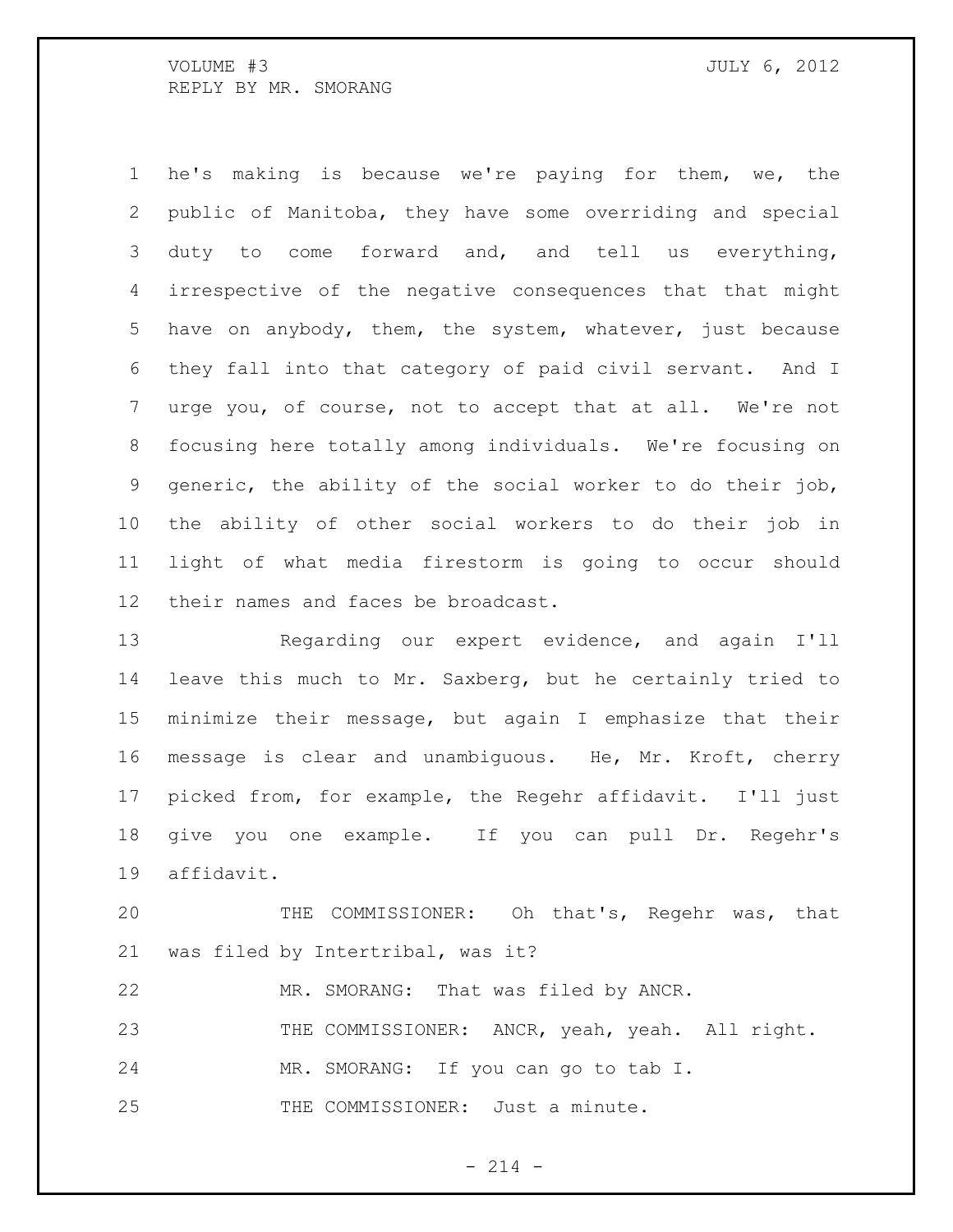he's making is because we're paying for them, we, the public of Manitoba, they have some overriding and special duty to come forward and, and tell us everything, irrespective of the negative consequences that that might have on anybody, them, the system, whatever, just because they fall into that category of paid civil servant. And I urge you, of course, not to accept that at all. We're not focusing here totally among individuals. We're focusing on generic, the ability of the social worker to do their job, the ability of other social workers to do their job in light of what media firestorm is going to occur should their names and faces be broadcast.

Regarding our expert evidence, and again I'll leave this much to Mr. Saxberg, but he certainly tried to minimize their message, but again I emphasize that their message is clear and unambiguous. He, Mr. Kroft, cherry picked from, for example, the Regehr affidavit. I'll just give you one example. If you can pull Dr. Regehr's affidavit.

THE COMMISSIONER: Oh that's, Regehr was, that was filed by Intertribal, was it?

MR. SMORANG: That was filed by ANCR.

THE COMMISSIONER: ANCR, yeah, yeah. All right.

MR. SMORANG: If you can go to tab I.

THE COMMISSIONER: Just a minute.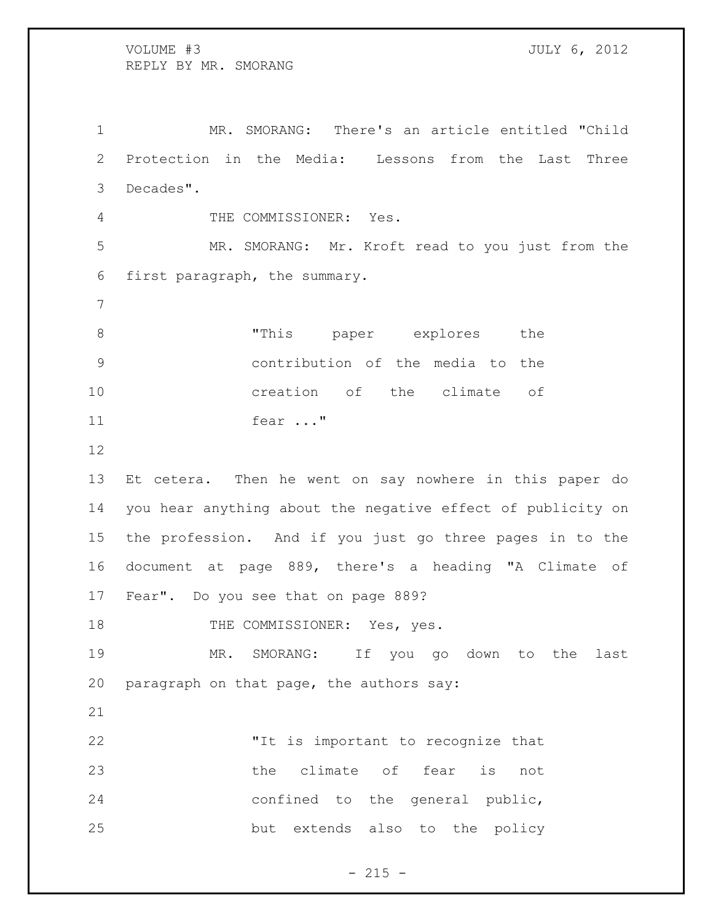MR. SMORANG: There's an article entitled "Child Protection in the Media: Lessons from the Last Three Decades".

THE COMMISSIONER: Yes.

MR. SMORANG: Mr. Kroft read to you just from the first paragraph, the summary.

> "This paper explores the contribution of the media to the creation of the climate of fear ..."

Et cetera. Then he went on say nowhere in this paper do you hear anything about the negative effect of publicity on the profession. And if you just go three pages in to the document at page 889, there's a heading "A Climate of Fear". Do you see that on page 889?

THE COMMISSIONER: Yes, yes.

MR. SMORANG: If you go down to the last paragraph on that page, the authors say:

> "It is important to recognize that the climate of fear is not confined to the general public, but extends also to the policy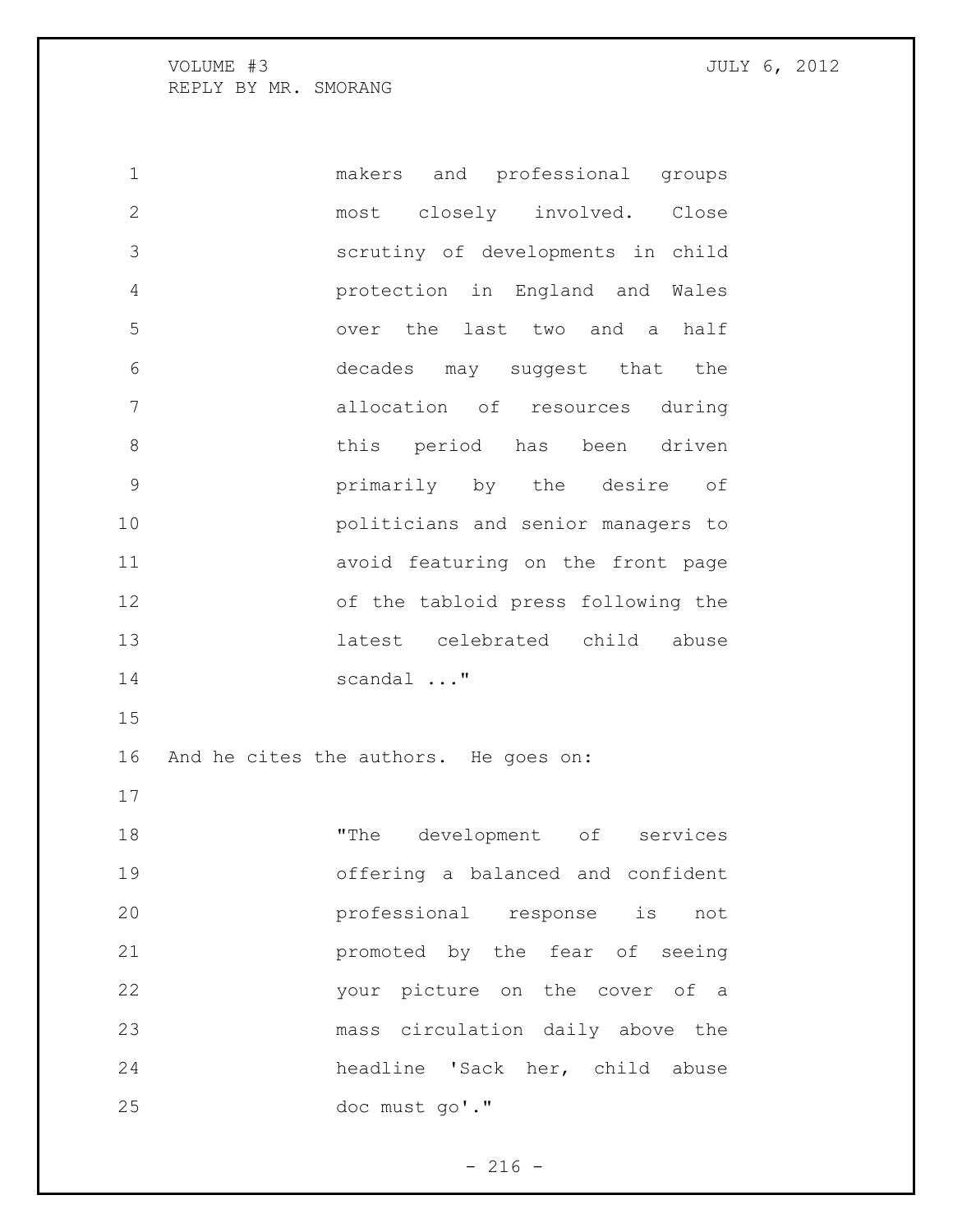> makers and professional groups most closely involved. Close scrutiny of developments in child protection in England and Wales over the last two and a half decades may suggest that the allocation of resources during this period has been driven primarily by the desire of politicians and senior managers to avoid featuring on the front page of the tabloid press following the latest celebrated child abuse scandal ..."

And he cites the authors. He goes on:

> "The development of services offering a balanced and confident professional response is not promoted by the fear of seeing your picture on the cover of a mass circulation daily above the headline 'Sack her, child abuse doc must go'."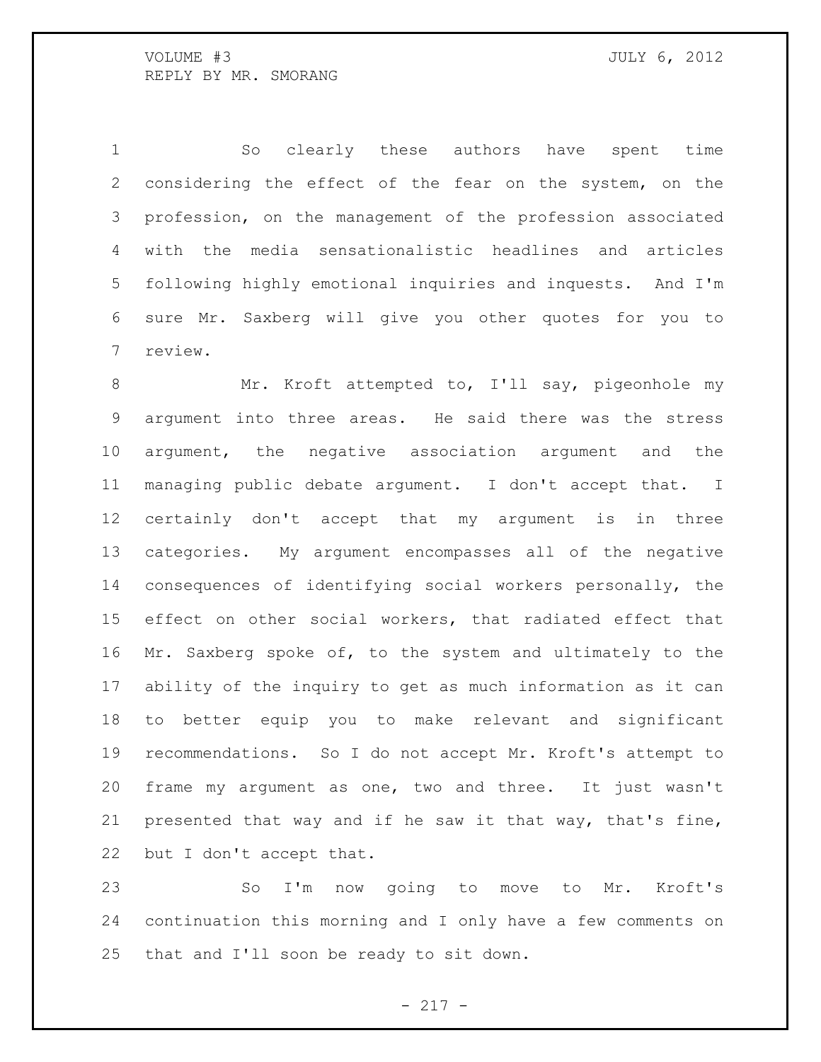So clearly these authors have spent time considering the effect of the fear on the system, on the profession, on the management of the profession associated with the media sensationalistic headlines and articles following highly emotional inquiries and inquests. And I'm sure Mr. Saxberg will give you other quotes for you to review.

Mr. Kroft attempted to, I'll say, pigeonhole my argument into three areas. He said there was the stress argument, the negative association argument and the managing public debate argument. I don't accept that. I certainly don't accept that my argument is in three categories. My argument encompasses all of the negative consequences of identifying social workers personally, the effect on other social workers, that radiated effect that Mr. Saxberg spoke of, to the system and ultimately to the ability of the inquiry to get as much information as it can to better equip you to make relevant and significant recommendations. So I do not accept Mr. Kroft's attempt to frame my argument as one, two and three. It just wasn't presented that way and if he saw it that way, that's fine, but I don't accept that.

So I'm now going to move to Mr. Kroft's continuation this morning and I only have a few comments on that and I'll soon be ready to sit down.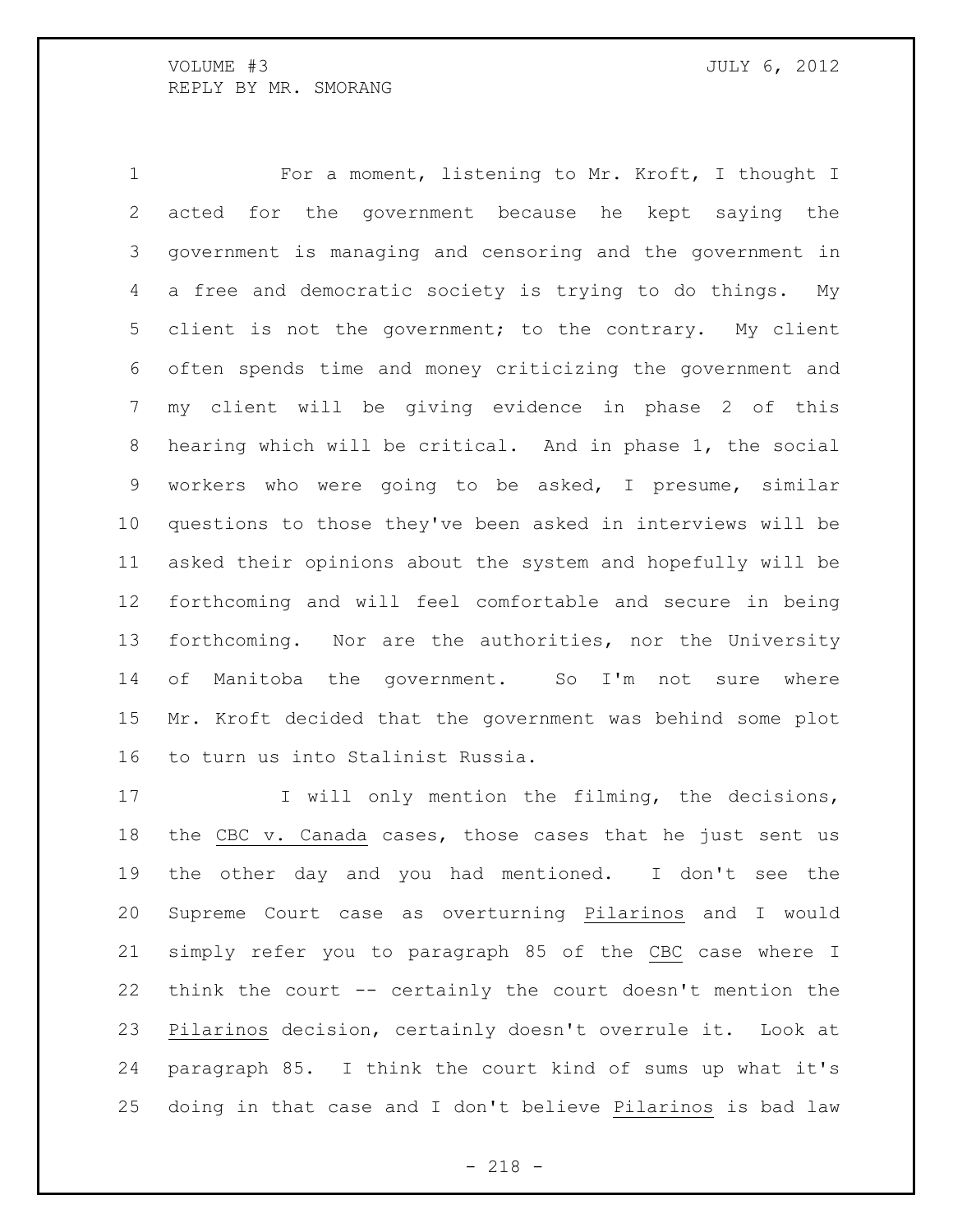For a moment, listening to Mr. Kroft, I thought I acted for the government because he kept saying the government is managing and censoring and the government in a free and democratic society is trying to do things. My client is not the government; to the contrary. My client often spends time and money criticizing the government and my client will be giving evidence in phase 2 of this hearing which will be critical. And in phase 1, the social workers who were going to be asked, I presume, similar questions to those they've been asked in interviews will be asked their opinions about the system and hopefully will be forthcoming and will feel comfortable and secure in being forthcoming. Nor are the authorities, nor the University of Manitoba the government. So I'm not sure where Mr. Kroft decided that the government was behind some plot to turn us into Stalinist Russia.

I will only mention the filming, the decisions, the _CBC v. Canada_ cases, those cases that he just sent us the other day and you had mentioned. I don't see the Supreme Court case as overturning _Pilarinos_ and I would simply refer you to paragraph 85 of the _CBC_ case where I think the court -- certainly the court doesn't mention the _Pilarinos_ decision, certainly doesn't overrule it. Look at paragraph 85. I think the court kind of sums up what it's doing in that case and I don't believe _Pilarinos_ is bad law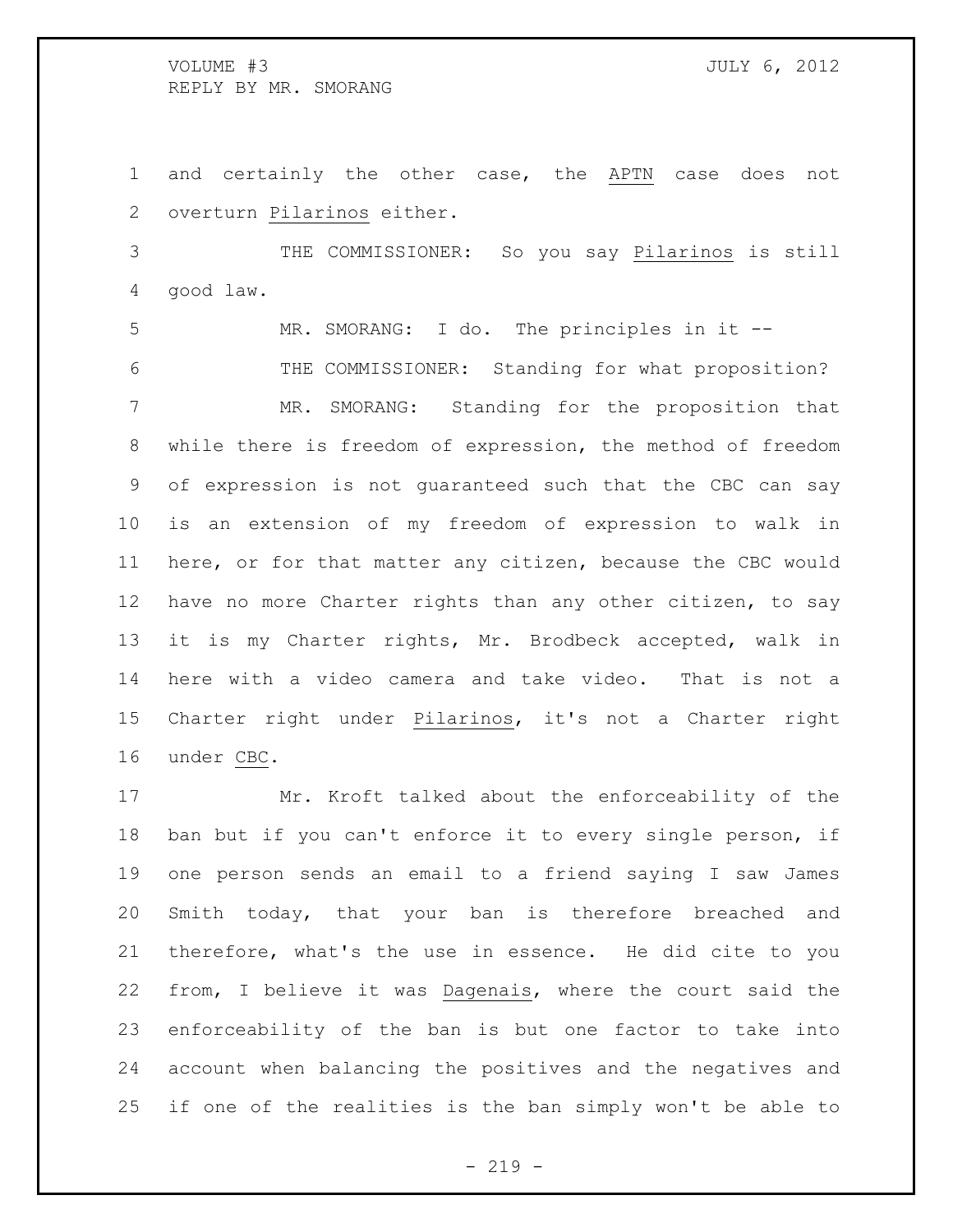and certainly the other case, the APTN case does not overturn Pilarinos either.

THE COMMISSIONER: So you say Pilarinos is still good law.

MR. SMORANG: I do. The principles in it --

THE COMMISSIONER: Standing for what proposition?

MR. SMORANG: Standing for the proposition that while there is freedom of expression, the method of freedom of expression is not guaranteed such that the CBC can say is an extension of my freedom of expression to walk in here, or for that matter any citizen, because the CBC would have no more Charter rights than any other citizen, to say it is my Charter rights, Mr. Brodbeck accepted, walk in here with a video camera and take video. That is not a Charter right under Pilarinos, it's not a Charter right under CBC.

Mr. Kroft talked about the enforceability of the ban but if you can't enforce it to every single person, if one person sends an email to a friend saying I saw James Smith today, that your ban is therefore breached and therefore, what's the use in essence. He did cite to you from, I believe it was Dagenais, where the court said the enforceability of the ban is but one factor to take into account when balancing the positives and the negatives and if one of the realities is the ban simply won't be able to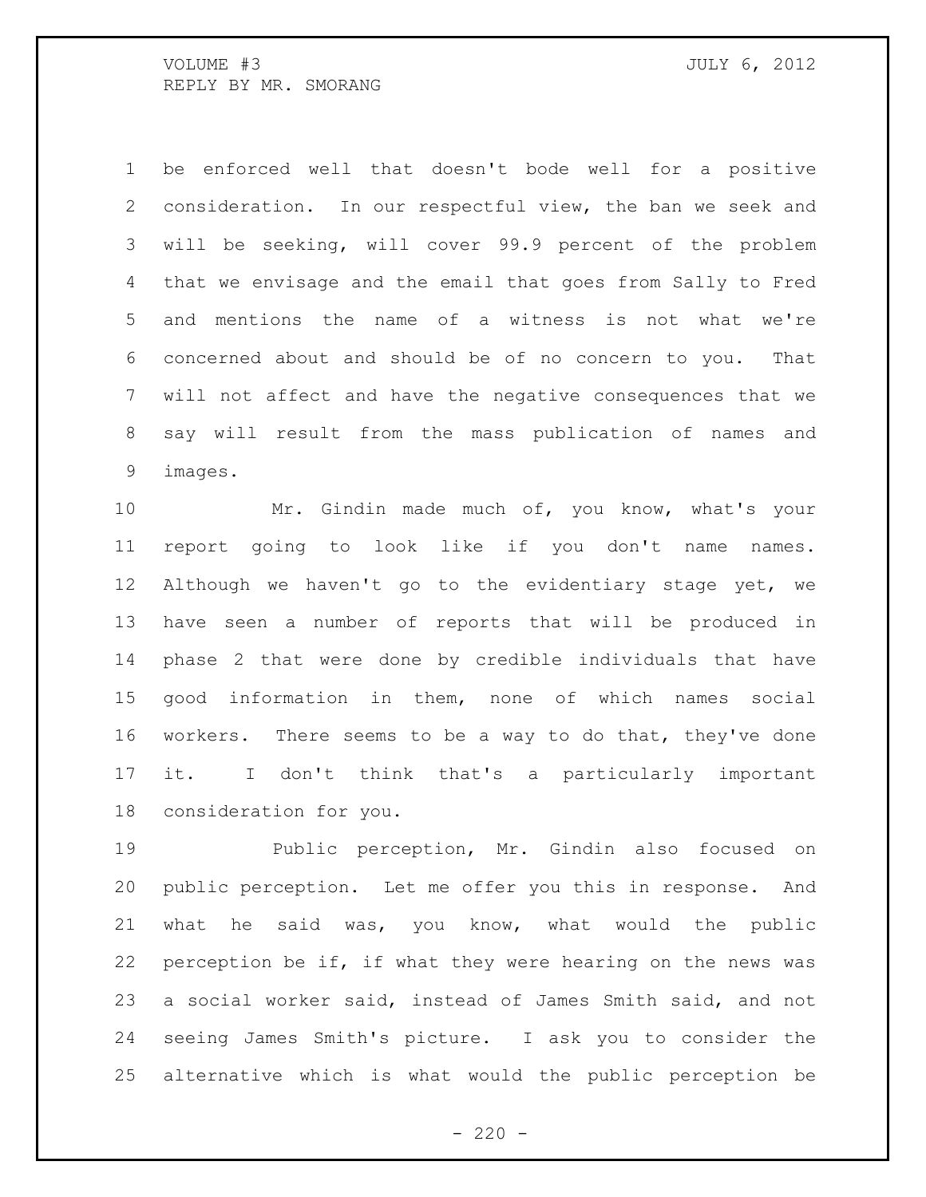be enforced well that doesn't bode well for a positive consideration. In our respectful view, the ban we seek and will be seeking, will cover 99.9 percent of the problem that we envisage and the email that goes from Sally to Fred and mentions the name of a witness is not what we're concerned about and should be of no concern to you. That will not affect and have the negative consequences that we say will result from the mass publication of names and images.

Mr. Gindin made much of, you know, what's your report going to look like if you don't name names. Although we haven't go to the evidentiary stage yet, we have seen a number of reports that will be produced in phase 2 that were done by credible individuals that have good information in them, none of which names social workers. There seems to be a way to do that, they've done it. I don't think that's a particularly important consideration for you.

Public perception, Mr. Gindin also focused on public perception. Let me offer you this in response. And what he said was, you know, what would the public perception be if, if what they were hearing on the news was a social worker said, instead of James Smith said, and not seeing James Smith's picture. I ask you to consider the alternative which is what would the public perception be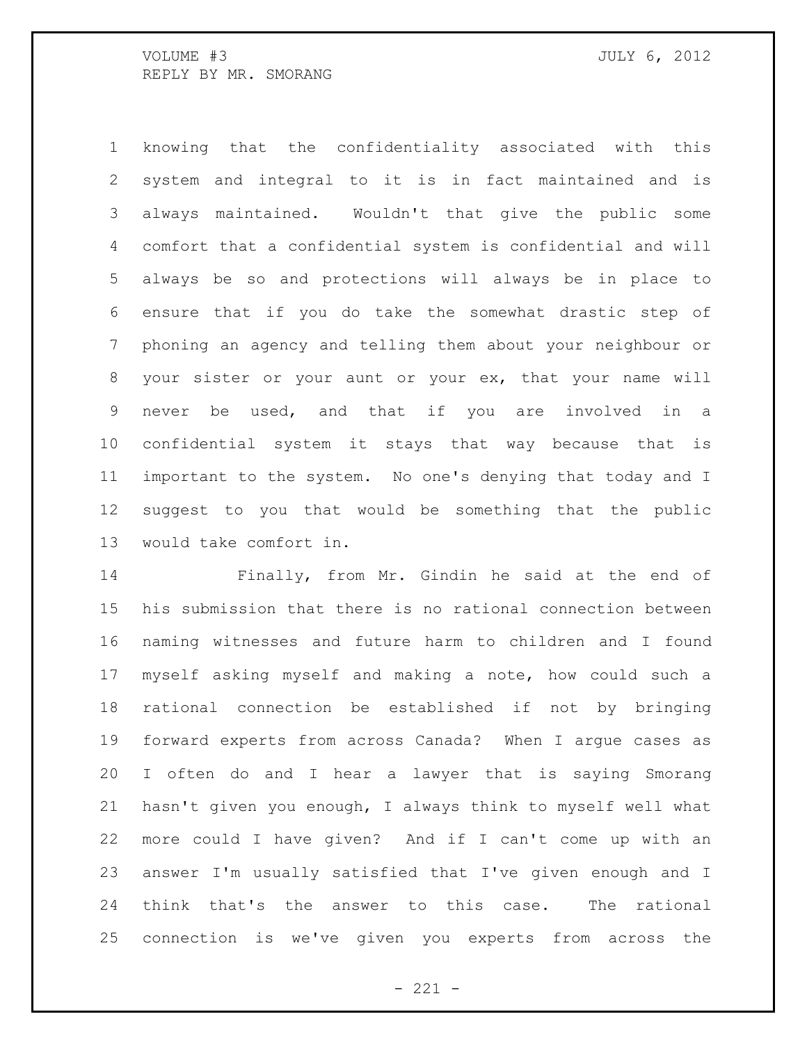knowing that the confidentiality associated with this system and integral to it is in fact maintained and is always maintained. Wouldn't that give the public some comfort that a confidential system is confidential and will always be so and protections will always be in place to ensure that if you do take the somewhat drastic step of phoning an agency and telling them about your neighbour or your sister or your aunt or your ex, that your name will never be used, and that if you are involved in a confidential system it stays that way because that is important to the system. No one's denying that today and I suggest to you that would be something that the public would take comfort in.

Finally, from Mr. Gindin he said at the end of his submission that there is no rational connection between naming witnesses and future harm to children and I found myself asking myself and making a note, how could such a rational connection be established if not by bringing forward experts from across Canada? When I argue cases as I often do and I hear a lawyer that is saying Smorang hasn't given you enough, I always think to myself well what more could I have given? And if I can't come up with an answer I'm usually satisfied that I've given enough and I think that's the answer to this case. The rational connection is we've given you experts from across the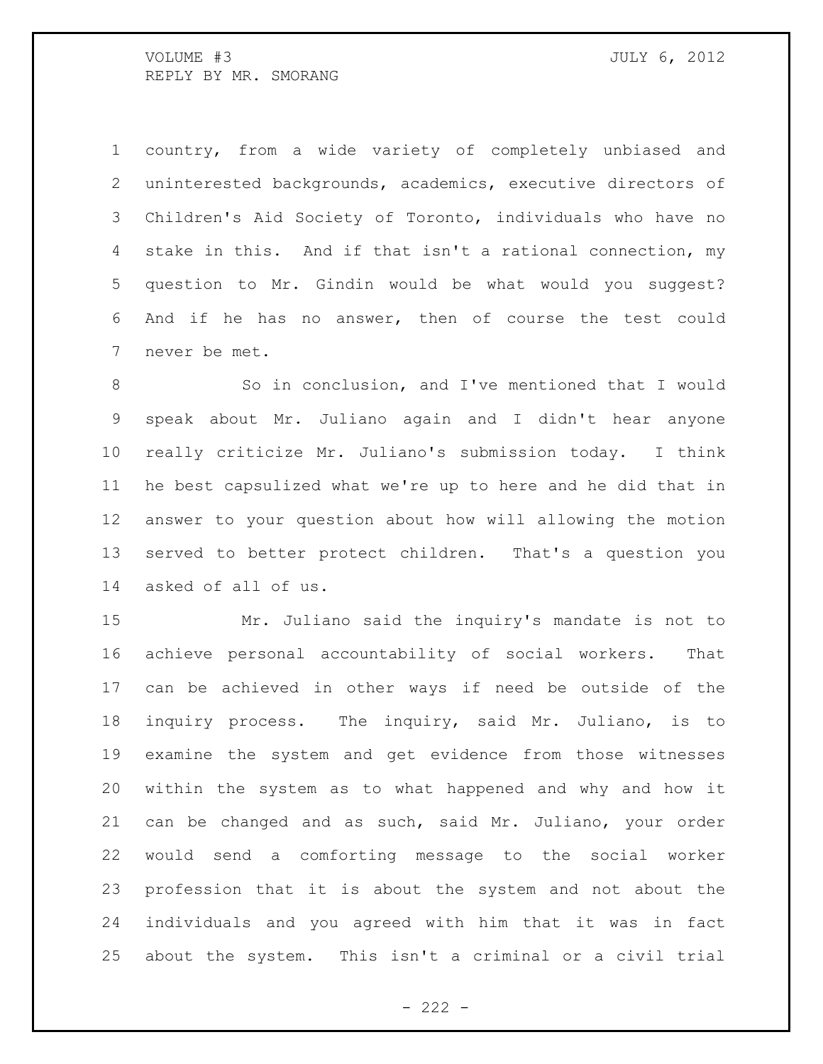country, from a wide variety of completely unbiased and uninterested backgrounds, academics, executive directors of Children's Aid Society of Toronto, individuals who have no stake in this. And if that isn't a rational connection, my question to Mr. Gindin would be what would you suggest? And if he has no answer, then of course the test could never be met.

So in conclusion, and I've mentioned that I would speak about Mr. Juliano again and I didn't hear anyone really criticize Mr. Juliano's submission today. I think he best capsulized what we're up to here and he did that in answer to your question about how will allowing the motion served to better protect children. That's a question you asked of all of us.

Mr. Juliano said the inquiry's mandate is not to achieve personal accountability of social workers. That can be achieved in other ways if need be outside of the inquiry process. The inquiry, said Mr. Juliano, is to examine the system and get evidence from those witnesses within the system as to what happened and why and how it can be changed and as such, said Mr. Juliano, your order would send a comforting message to the social worker profession that it is about the system and not about the individuals and you agreed with him that it was in fact about the system. This isn't a criminal or a civil trial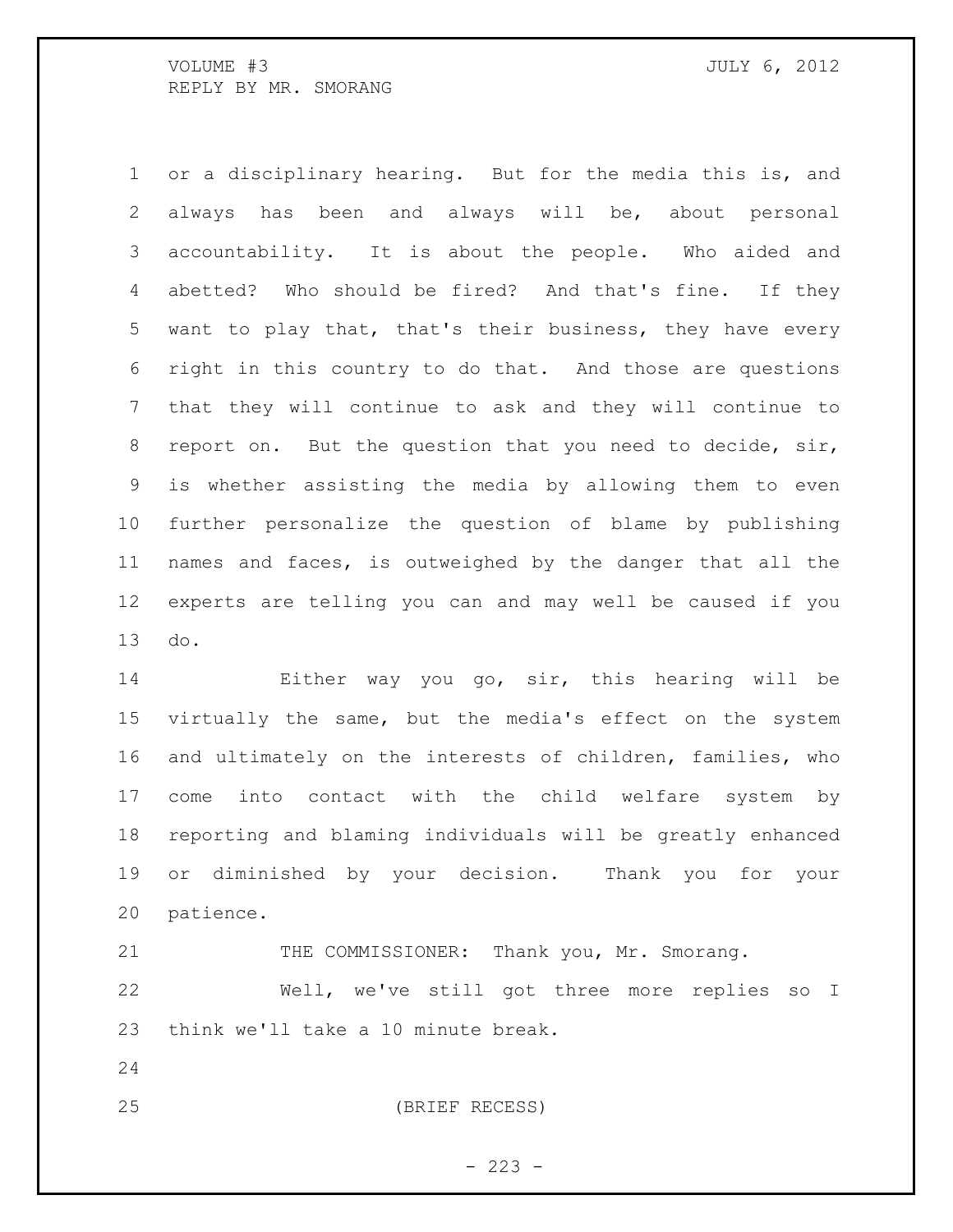or a disciplinary hearing. But for the media this is, and always has been and always will be, about personal accountability. It is about the people. Who aided and abetted? Who should be fired? And that's fine. If they want to play that, that's their business, they have every right in this country to do that. And those are questions that they will continue to ask and they will continue to report on. But the question that you need to decide, sir, is whether assisting the media by allowing them to even further personalize the question of blame by publishing names and faces, is outweighed by the danger that all the experts are telling you can and may well be caused if you do.

Either way you go, sir, this hearing will be virtually the same, but the media's effect on the system and ultimately on the interests of children, families, who come into contact with the child welfare system by reporting and blaming individuals will be greatly enhanced or diminished by your decision. Thank you for your patience.

THE COMMISSIONER: Thank you, Mr. Smorang.

Well, we've still got three more replies so I think we'll take a 10 minute break.

(BRIEF RECESS)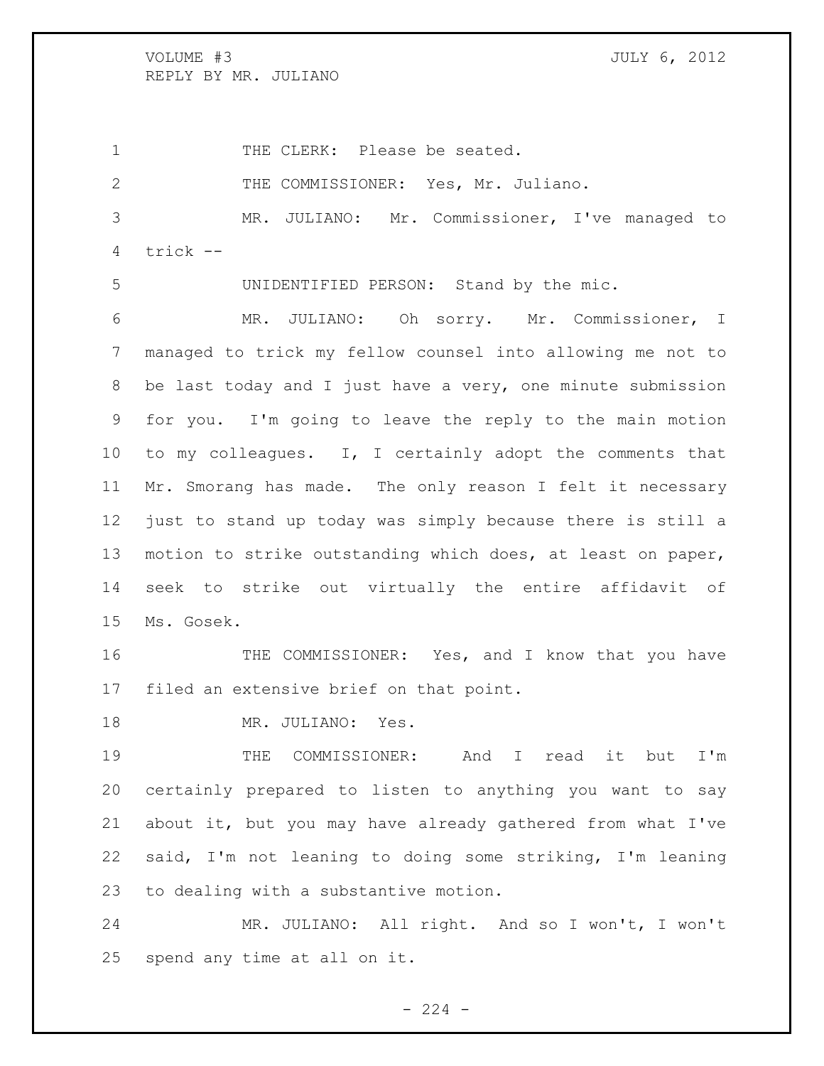THE CLERK: Please be seated.

THE COMMISSIONER: Yes, Mr. Juliano.

MR. JULIANO: Mr. Commissioner, I've managed to trick --

UNIDENTIFIED PERSON: Stand by the mic.

MR. JULIANO: Oh sorry. Mr. Commissioner, I managed to trick my fellow counsel into allowing me not to be last today and I just have a very, one minute submission for you. I'm going to leave the reply to the main motion to my colleagues. I, I certainly adopt the comments that Mr. Smorang has made. The only reason I felt it necessary just to stand up today was simply because there is still a motion to strike outstanding which does, at least on paper, seek to strike out virtually the entire affidavit of Ms. Gosek.

THE COMMISSIONER: Yes, and I know that you have filed an extensive brief on that point.

MR. JULIANO: Yes.

THE COMMISSIONER: And I read it but I'm certainly prepared to listen to anything you want to say about it, but you may have already gathered from what I've said, I'm not leaning to doing some striking, I'm leaning to dealing with a substantive motion.

MR. JULIANO: All right. And so I won't, I won't spend any time at all on it.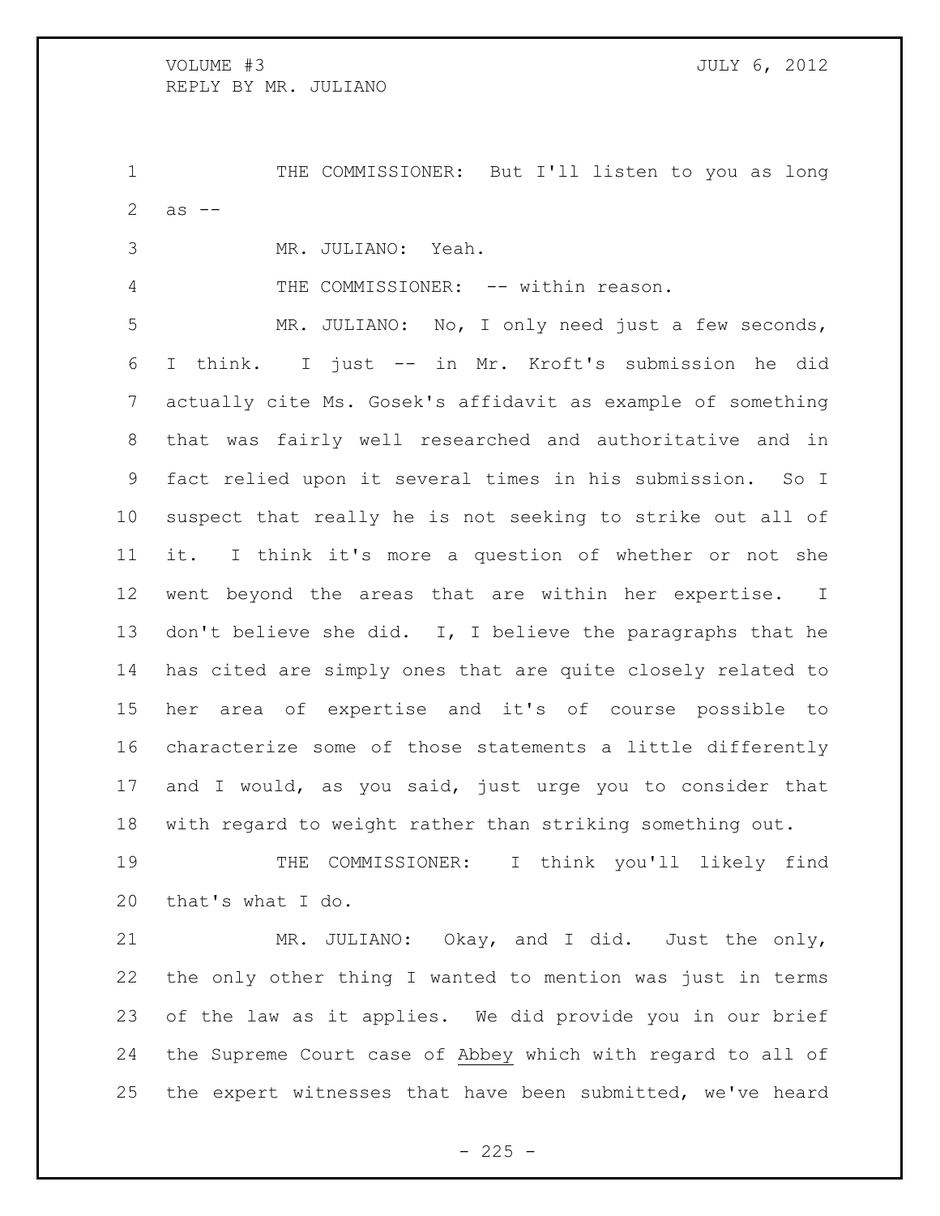THE COMMISSIONER: But I'll listen to you as long as --

MR. JULIANO: Yeah.

THE COMMISSIONER: -- within reason.

MR. JULIANO: No, I only need just a few seconds, I think. I just -- in Mr. Kroft's submission he did actually cite Ms. Gosek's affidavit as example of something that was fairly well researched and authoritative and in fact relied upon it several times in his submission. So I suspect that really he is not seeking to strike out all of it. I think it's more a question of whether or not she went beyond the areas that are within her expertise. I don't believe she did. I, I believe the paragraphs that he has cited are simply ones that are quite closely related to her area of expertise and it's of course possible to characterize some of those statements a little differently and I would, as you said, just urge you to consider that with regard to weight rather than striking something out.

THE COMMISSIONER: I think you'll likely find that's what I do.

MR. JULIANO: Okay, and I did. Just the only, the only other thing I wanted to mention was just in terms of the law as it applies. We did provide you in our brief the Supreme Court case of <u>Abbey</u> which with regard to all of the expert witnesses that have been submitted, we've heard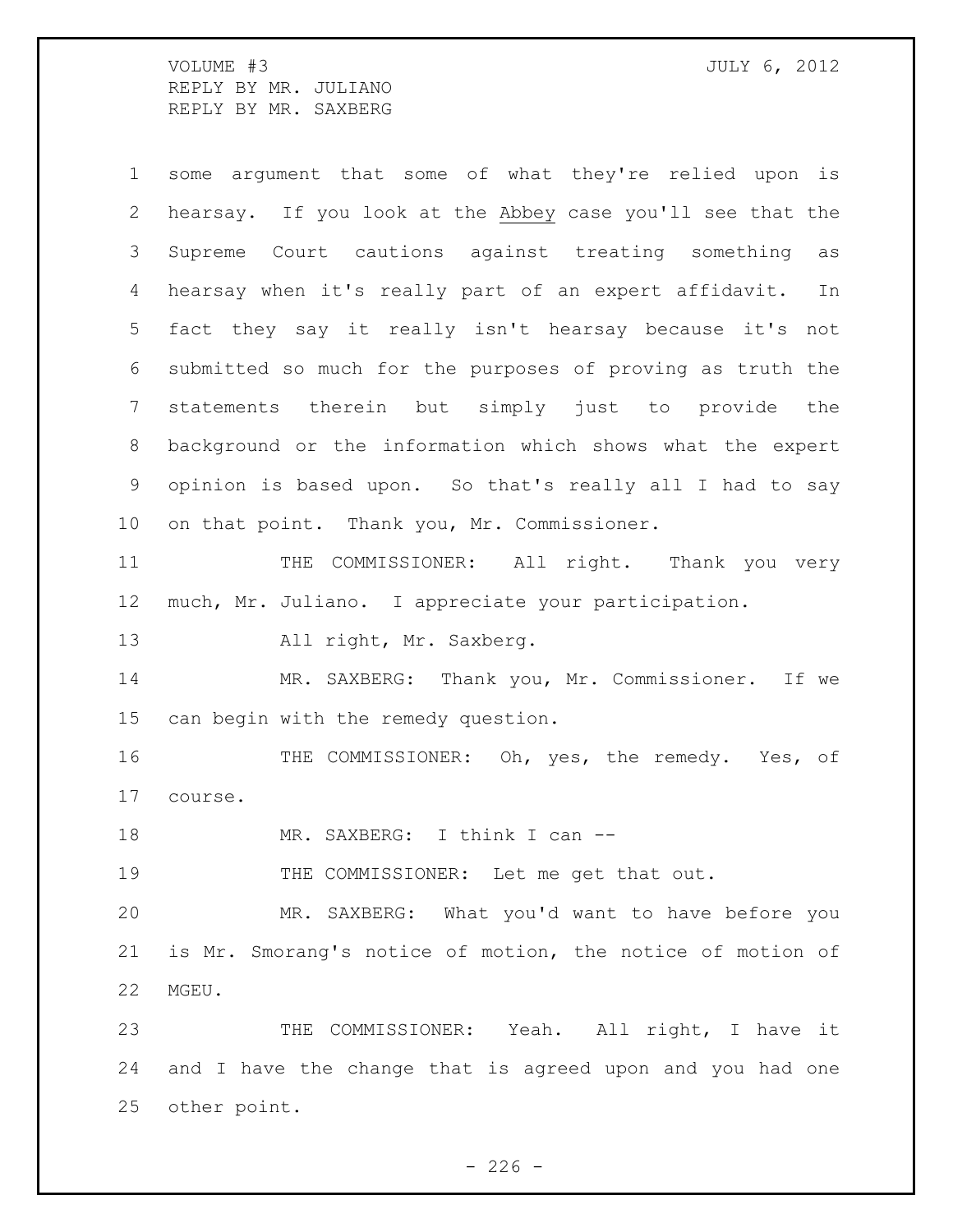some argument that some of what they're relied upon is hearsay. If you look at the Abbey case you'll see that the Supreme Court cautions against treating something as hearsay when it's really part of an expert affidavit. In fact they say it really isn't hearsay because it's not submitted so much for the purposes of proving as truth the statements therein but simply just to provide the background or the information which shows what the expert opinion is based upon. So that's really all I had to say on that point. Thank you, Mr. Commissioner.

THE COMMISSIONER: All right. Thank you very much, Mr. Juliano. I appreciate your participation.

All right, Mr. Saxberg.

MR. SAXBERG: Thank you, Mr. Commissioner. If we can begin with the remedy question.

THE COMMISSIONER: Oh, yes, the remedy. Yes, of course.

MR. SAXBERG: I think I can --

THE COMMISSIONER: Let me get that out.

MR. SAXBERG: What you'd want to have before you is Mr. Smorang's notice of motion, the notice of motion of MGEU.

THE COMMISSIONER: Yeah. All right, I have it and I have the change that is agreed upon and you had one other point.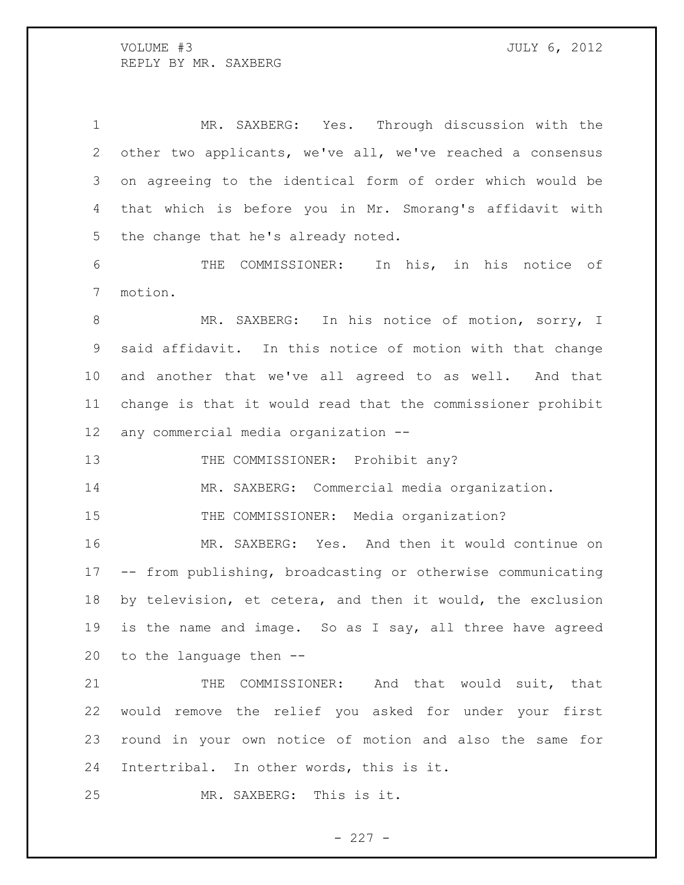MR. SAXBERG: Yes. Through discussion with the other two applicants, we've all, we've reached a consensus on agreeing to the identical form of order which would be that which is before you in Mr. Smorang's affidavit with the change that he's already noted.

THE COMMISSIONER: In his, in his notice of motion.

MR. SAXBERG: In his notice of motion, sorry, I said affidavit. In this notice of motion with that change and another that we've all agreed to as well. And that change is that it would read that the commissioner prohibit any commercial media organization --

THE COMMISSIONER: Prohibit any?

MR. SAXBERG: Commercial media organization.

THE COMMISSIONER: Media organization?

MR. SAXBERG: Yes. And then it would continue on -- from publishing, broadcasting or otherwise communicating by television, et cetera, and then it would, the exclusion is the name and image. So as I say, all three have agreed to the language then --

THE COMMISSIONER: And that would suit, that would remove the relief you asked for under your first round in your own notice of motion and also the same for Intertribal. In other words, this is it.

MR. SAXBERG: This is it.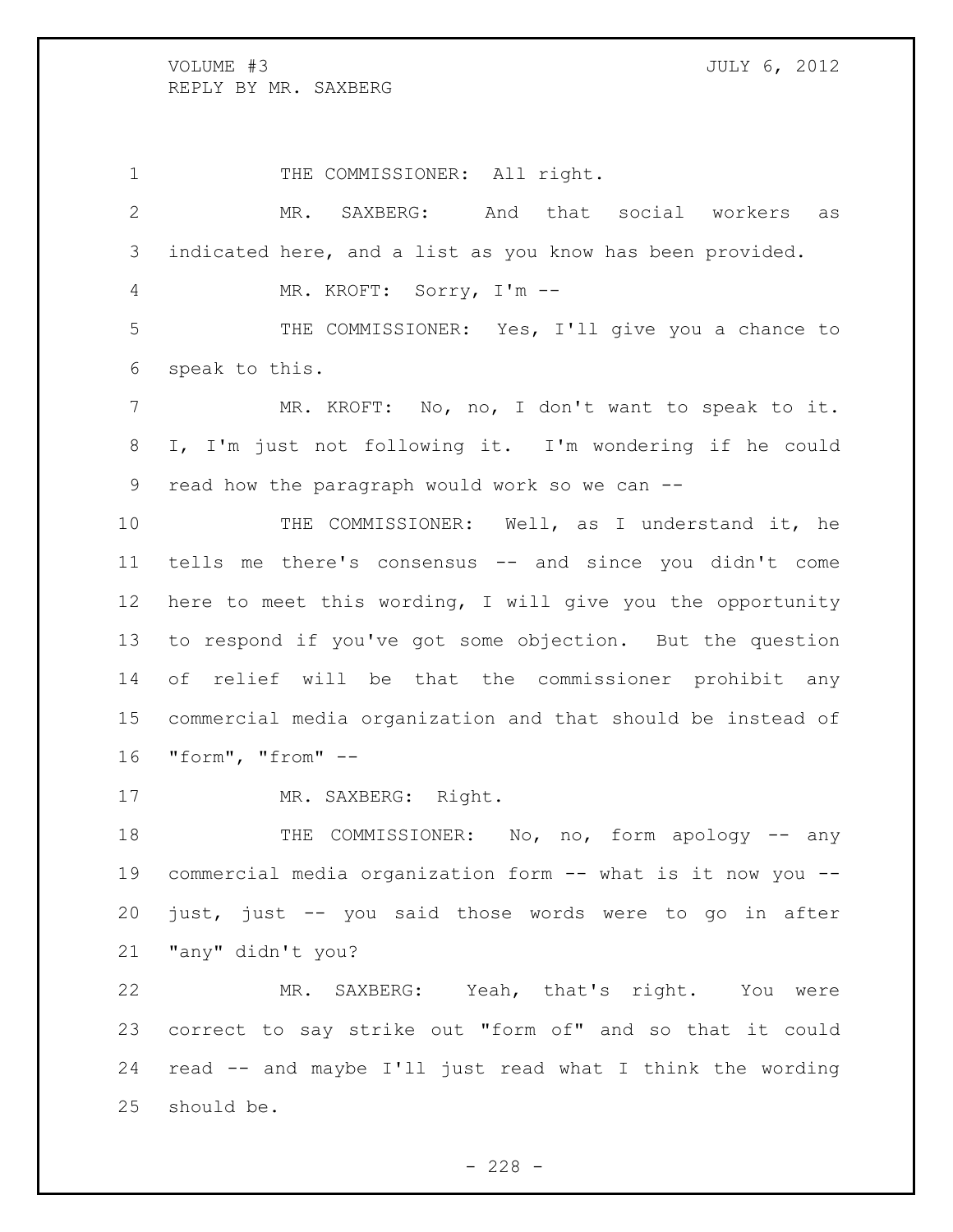THE COMMISSIONER: All right.

MR. SAXBERG: And that social workers as indicated here, and a list as you know has been provided.

MR. KROFT: Sorry, I'm --

THE COMMISSIONER: Yes, I'll give you a chance to speak to this.

MR. KROFT: No, no, I don't want to speak to it. I, I'm just not following it. I'm wondering if he could read how the paragraph would work so we can --

THE COMMISSIONER: Well, as I understand it, he tells me there's consensus -- and since you didn't come here to meet this wording, I will give you the opportunity to respond if you've got some objection. But the question of relief will be that the commissioner prohibit any commercial media organization and that should be instead of "form", "from" --

MR. SAXBERG: Right.

THE COMMISSIONER: No, no, form apology -- any commercial media organization form -- what is it now you -- just, just -- you said those words were to go in after "any" didn't you?

MR. SAXBERG: Yeah, that's right. You were correct to say strike out "form of" and so that it could read -- and maybe I'll just read what I think the wording should be.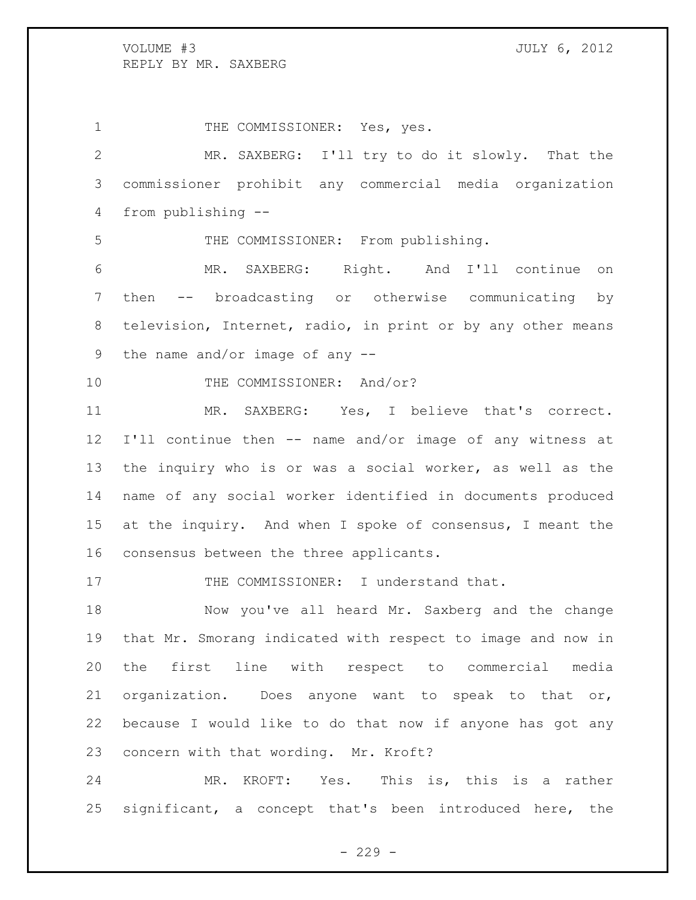THE COMMISSIONER: Yes, yes.

MR. SAXBERG: I'll try to do it slowly. That the commissioner prohibit any commercial media organization from publishing --

THE COMMISSIONER: From publishing.

MR. SAXBERG: Right. And I'll continue on then -- broadcasting or otherwise communicating by television, Internet, radio, in print or by any other means the name and/or image of any --

THE COMMISSIONER: And/or?

MR. SAXBERG: Yes, I believe that's correct. I'll continue then -- name and/or image of any witness at the inquiry who is or was a social worker, as well as the name of any social worker identified in documents produced at the inquiry. And when I spoke of consensus, I meant the consensus between the three applicants.

THE COMMISSIONER: I understand that.

Now you've all heard Mr. Saxberg and the change that Mr. Smorang indicated with respect to image and now in the first line with respect to commercial media organization. Does anyone want to speak to that or, because I would like to do that now if anyone has got any concern with that wording. Mr. Kroft?

MR. KROFT: Yes. This is, this is a rather significant, a concept that's been introduced here, the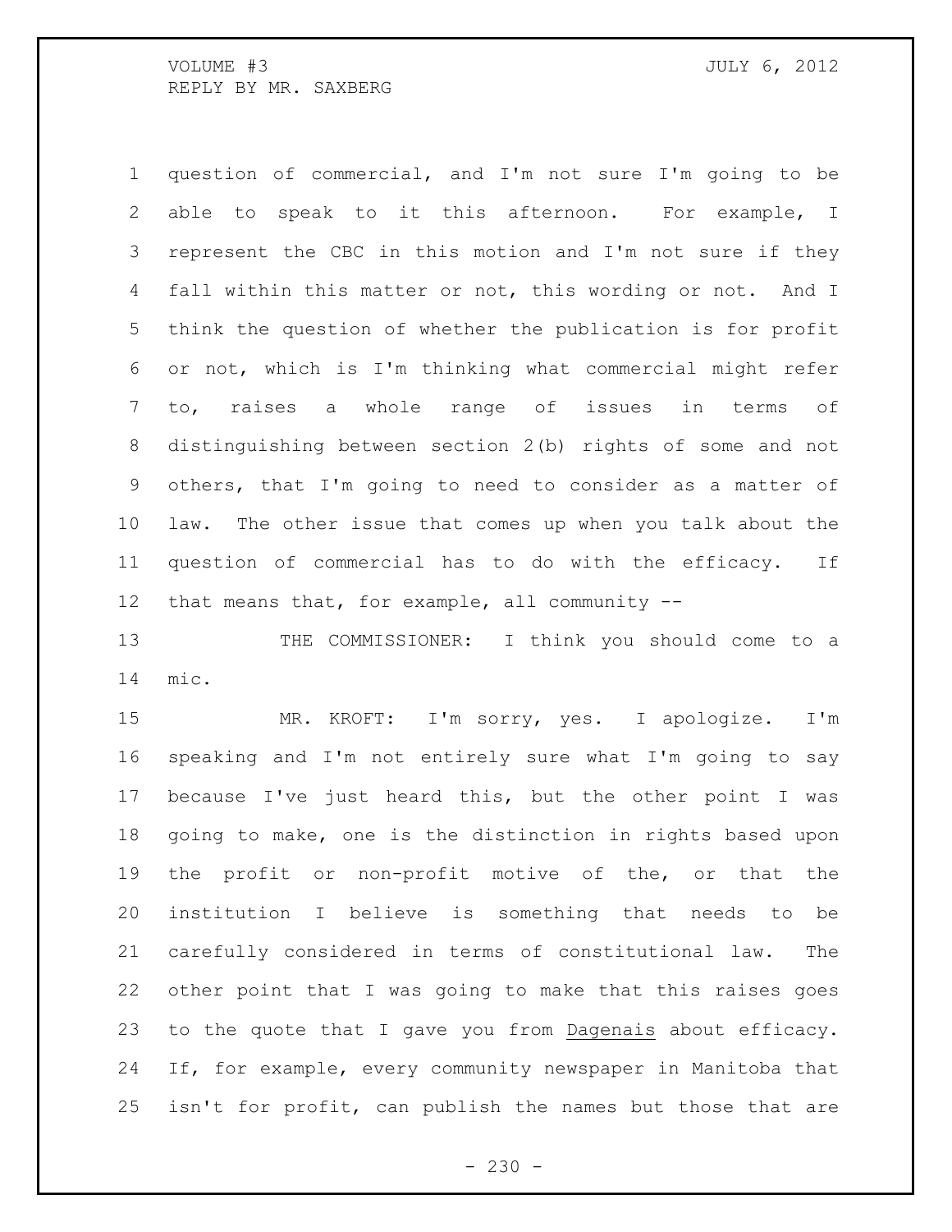question of commercial, and I'm not sure I'm going to be able to speak to it this afternoon. For example, I represent the CBC in this motion and I'm not sure if they fall within this matter or not, this wording or not. And I think the question of whether the publication is for profit or not, which is I'm thinking what commercial might refer to, raises a whole range of issues in terms of distinguishing between section 2(b) rights of some and not others, that I'm going to need to consider as a matter of law. The other issue that comes up when you talk about the question of commercial has to do with the efficacy. If that means that, for example, all community --

THE COMMISSIONER: I think you should come to a mic.

MR. KROFT: I'm sorry, yes. I apologize. I'm speaking and I'm not entirely sure what I'm going to say because I've just heard this, but the other point I was going to make, one is the distinction in rights based upon the profit or non-profit motive of the, or that the institution I believe is something that needs to be carefully considered in terms of constitutional law. The other point that I was going to make that this raises goes to the quote that I gave you from Dagenais about efficacy. If, for example, every community newspaper in Manitoba that isn't for profit, can publish the names but those that are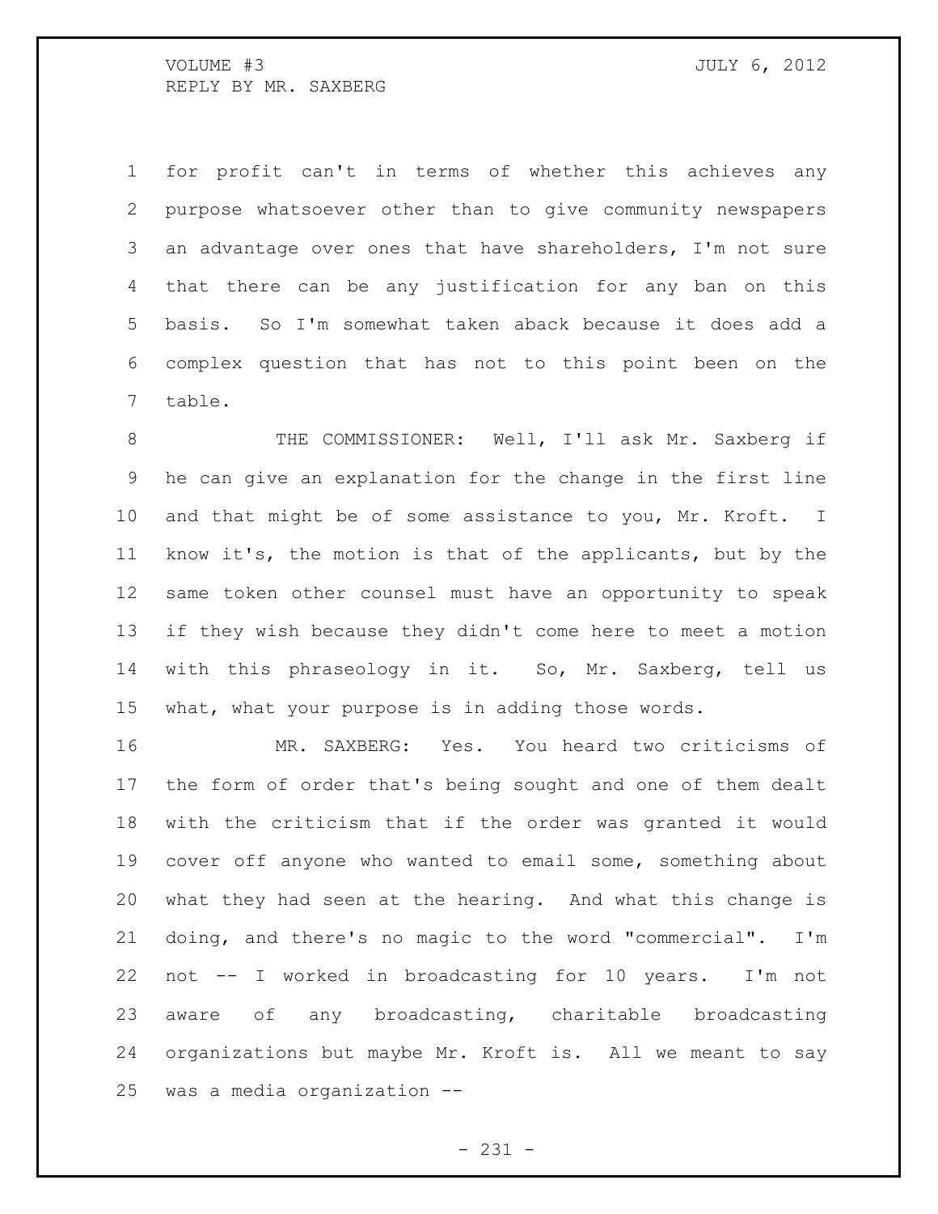for profit can't in terms of whether this achieves any purpose whatsoever other than to give community newspapers an advantage over ones that have shareholders, I'm not sure that there can be any justification for any ban on this basis. So I'm somewhat taken aback because it does add a complex question that has not to this point been on the table.

THE COMMISSIONER: Well, I'll ask Mr. Saxberg if he can give an explanation for the change in the first line and that might be of some assistance to you, Mr. Kroft. I know it's, the motion is that of the applicants, but by the same token other counsel must have an opportunity to speak if they wish because they didn't come here to meet a motion with this phraseology in it. So, Mr. Saxberg, tell us what, what your purpose is in adding those words.

MR. SAXBERG: Yes. You heard two criticisms of the form of order that's being sought and one of them dealt with the criticism that if the order was granted it would cover off anyone who wanted to email some, something about what they had seen at the hearing. And what this change is doing, and there's no magic to the word "commercial". I'm not -- I worked in broadcasting for 10 years. I'm not aware of any broadcasting, charitable broadcasting organizations but maybe Mr. Kroft is. All we meant to say was a media organization --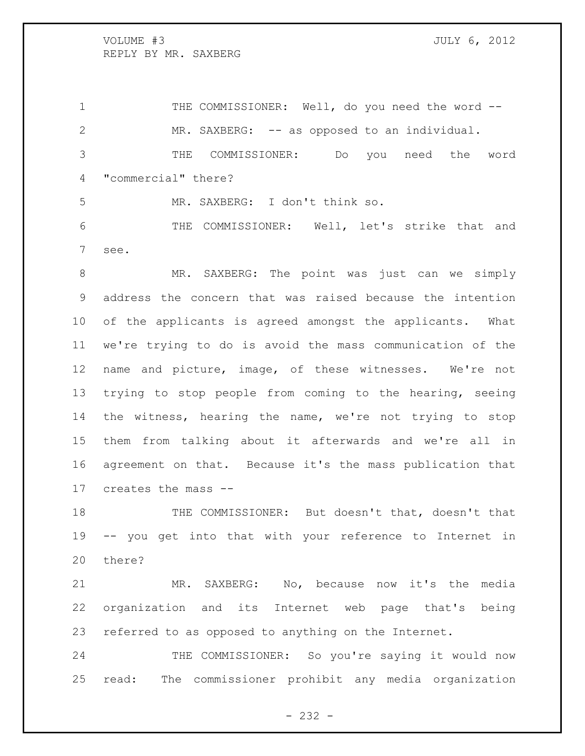THE COMMISSIONER: Well, do you need the word --

MR. SAXBERG: -- as opposed to an individual.

THE COMMISSIONER: Do you need the word "commercial" there?

MR. SAXBERG: I don't think so.

THE COMMISSIONER: Well, let's strike that and see.

MR. SAXBERG: The point was just can we simply address the concern that was raised because the intention of the applicants is agreed amongst the applicants. What we're trying to do is avoid the mass communication of the name and picture, image, of these witnesses. We're not trying to stop people from coming to the hearing, seeing the witness, hearing the name, we're not trying to stop them from talking about it afterwards and we're all in agreement on that. Because it's the mass publication that creates the mass --

THE COMMISSIONER: But doesn't that, doesn't that -- you get into that with your reference to Internet in there?

MR. SAXBERG: No, because now it's the media organization and its Internet web page that's being referred to as opposed to anything on the Internet.

THE COMMISSIONER: So you're saying it would now read: The commissioner prohibit any media organization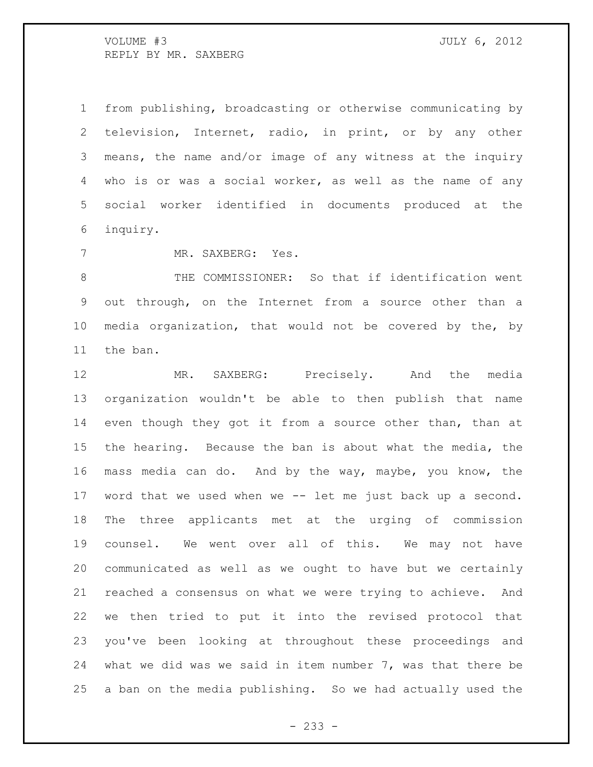from publishing, broadcasting or otherwise communicating by television, Internet, radio, in print, or by any other means, the name and/or image of any witness at the inquiry who is or was a social worker, as well as the name of any social worker identified in documents produced at the inquiry.

MR. SAXBERG: Yes.

THE COMMISSIONER: So that if identification went out through, on the Internet from a source other than a media organization, that would not be covered by the, by the ban.

MR. SAXBERG: Precisely. And the media organization wouldn't be able to then publish that name even though they got it from a source other than, than at the hearing. Because the ban is about what the media, the mass media can do. And by the way, maybe, you know, the word that we used when we -- let me just back up a second. The three applicants met at the urging of commission counsel. We went over all of this. We may not have communicated as well as we ought to have but we certainly reached a consensus on what we were trying to achieve. And we then tried to put it into the revised protocol that you've been looking at throughout these proceedings and what we did was we said in item number 7, was that there be a ban on the media publishing. So we had actually used the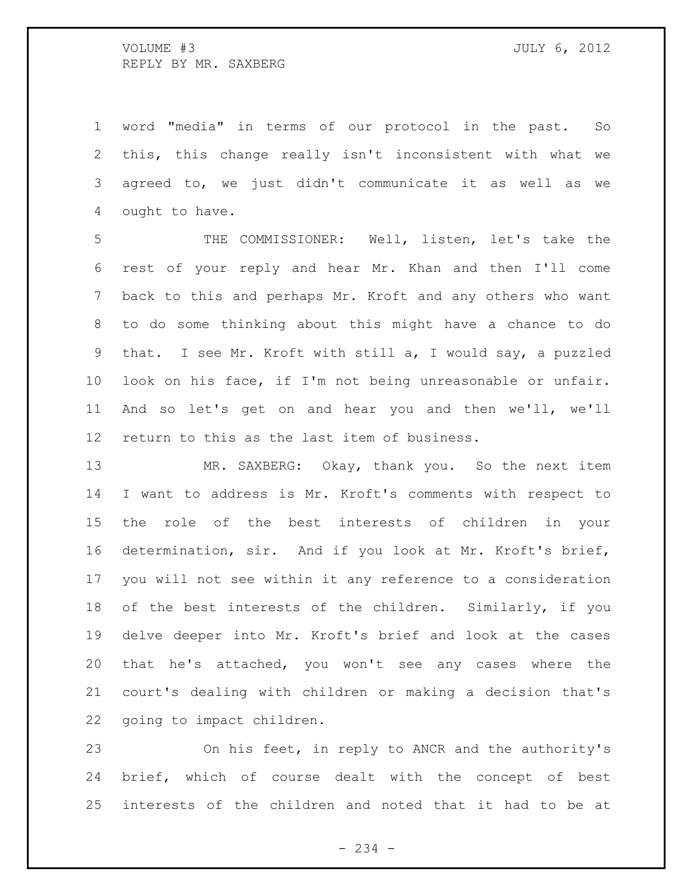word "media" in terms of our protocol in the past. So this, this change really isn't inconsistent with what we agreed to, we just didn't communicate it as well as we ought to have.

THE COMMISSIONER: Well, listen, let's take the rest of your reply and hear Mr. Khan and then I'll come back to this and perhaps Mr. Kroft and any others who want to do some thinking about this might have a chance to do that. I see Mr. Kroft with still a, I would say, a puzzled look on his face, if I'm not being unreasonable or unfair. And so let's get on and hear you and then we'll, we'll return to this as the last item of business.

MR. SAXBERG: Okay, thank you. So the next item I want to address is Mr. Kroft's comments with respect to the role of the best interests of children in your determination, sir. And if you look at Mr. Kroft's brief, you will not see within it any reference to a consideration of the best interests of the children. Similarly, if you delve deeper into Mr. Kroft's brief and look at the cases that he's attached, you won't see any cases where the court's dealing with children or making a decision that's going to impact children.

On his feet, in reply to ANCR and the authority's brief, which of course dealt with the concept of best interests of the children and noted that it had to be at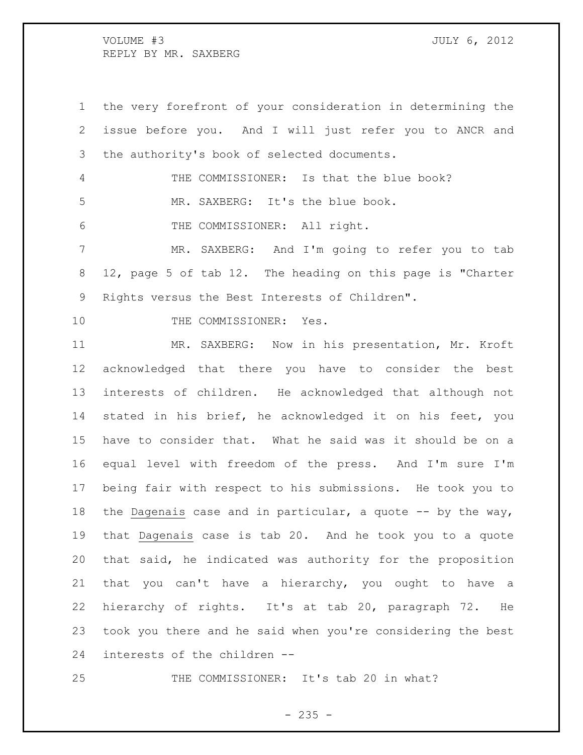the very forefront of your consideration in determining the issue before you. And I will just refer you to ANCR and the authority's book of selected documents.

THE COMMISSIONER: Is that the blue book?

MR. SAXBERG: It's the blue book.

THE COMMISSIONER: All right.

MR. SAXBERG: And I'm going to refer you to tab 12, page 5 of tab 12. The heading on this page is "Charter Rights versus the Best Interests of Children".

THE COMMISSIONER: Yes.

MR. SAXBERG: Now in his presentation, Mr. Kroft acknowledged that there you have to consider the best interests of children. He acknowledged that although not stated in his brief, he acknowledged it on his feet, you have to consider that. What he said was it should be on a equal level with freedom of the press. And I'm sure I'm being fair with respect to his submissions. He took you to the Dagenais case and in particular, a quote -- by the way, that Dagenais case is tab 20. And he took you to a quote that said, he indicated was authority for the proposition that you can't have a hierarchy, you ought to have a hierarchy of rights. It's at tab 20, paragraph 72. He took you there and he said when you're considering the best interests of the children --

THE COMMISSIONER: It's tab 20 in what?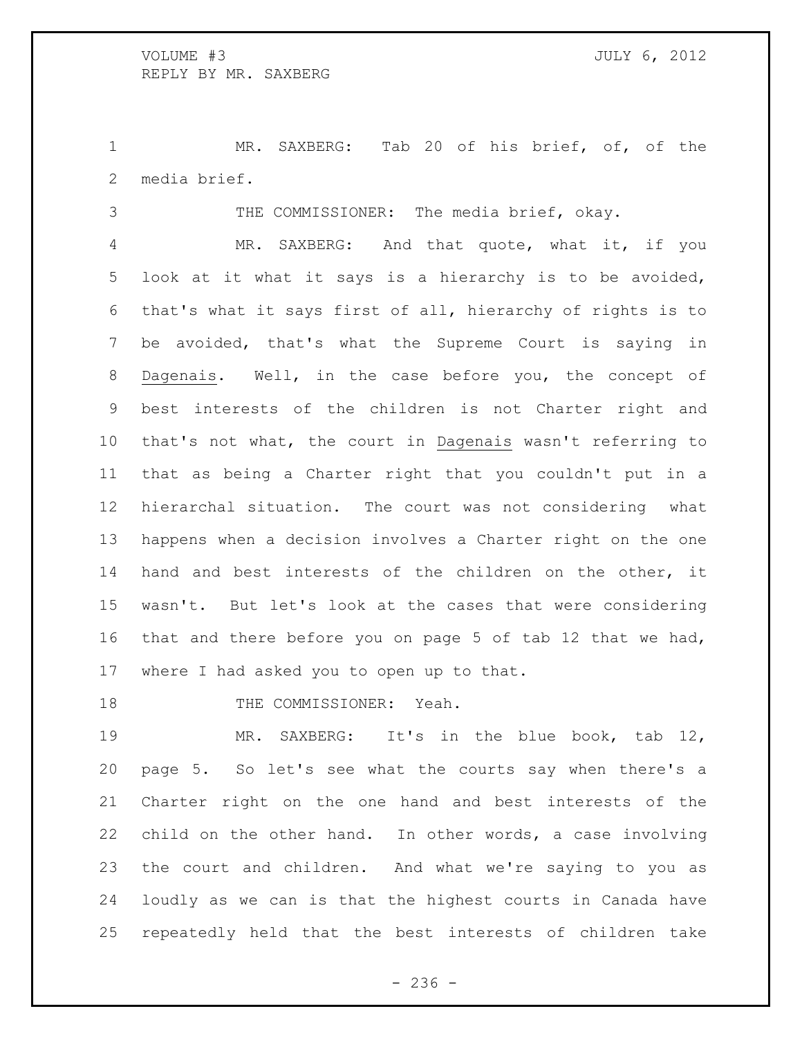MR. SAXBERG: Tab 20 of his brief, of, of the media brief.

THE COMMISSIONER: The media brief, okay.

MR. SAXBERG: And that quote, what it, if you look at it what it says is a hierarchy is to be avoided, that's what it says first of all, hierarchy of rights is to be avoided, that's what the Supreme Court is saying in Dagenais. Well, in the case before you, the concept of best interests of the children is not Charter right and that's not what, the court in Dagenais wasn't referring to that as being a Charter right that you couldn't put in a hierarchal situation. The court was not considering what happens when a decision involves a Charter right on the one hand and best interests of the children on the other, it wasn't. But let's look at the cases that were considering that and there before you on page 5 of tab 12 that we had, where I had asked you to open up to that.

THE COMMISSIONER: Yeah.

MR. SAXBERG: It's in the blue book, tab 12, page 5. So let's see what the courts say when there's a Charter right on the one hand and best interests of the child on the other hand. In other words, a case involving the court and children. And what we're saying to you as loudly as we can is that the highest courts in Canada have repeatedly held that the best interests of children take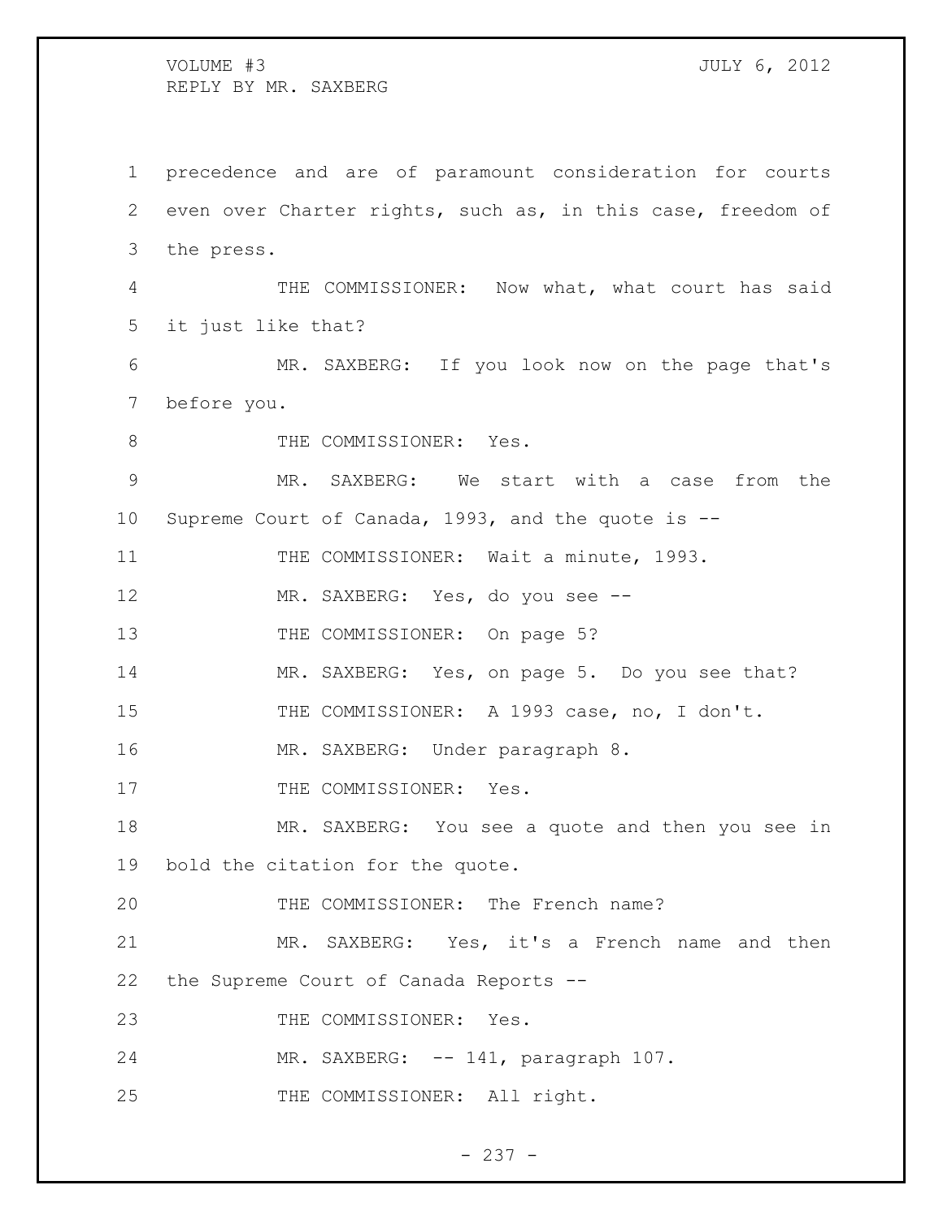precedence and are of paramount consideration for courts even over Charter rights, such as, in this case, freedom of the press.

THE COMMISSIONER: Now what, what court has said it just like that?

MR. SAXBERG: If you look now on the page that's before you.

THE COMMISSIONER: Yes.

MR. SAXBERG: We start with a case from the Supreme Court of Canada, 1993, and the quote is --

THE COMMISSIONER: Wait a minute, 1993.

MR. SAXBERG: Yes, do you see --

THE COMMISSIONER: On page 5?

MR. SAXBERG: Yes, on page 5. Do you see that?

THE COMMISSIONER: A 1993 case, no, I don't.

MR. SAXBERG: Under paragraph 8.

THE COMMISSIONER: Yes.

MR. SAXBERG: You see a quote and then you see in bold the citation for the quote.

THE COMMISSIONER: The French name?

MR. SAXBERG: Yes, it's a French name and then the Supreme Court of Canada Reports --

THE COMMISSIONER: Yes.

MR. SAXBERG: -- 141, paragraph 107.

THE COMMISSIONER: All right.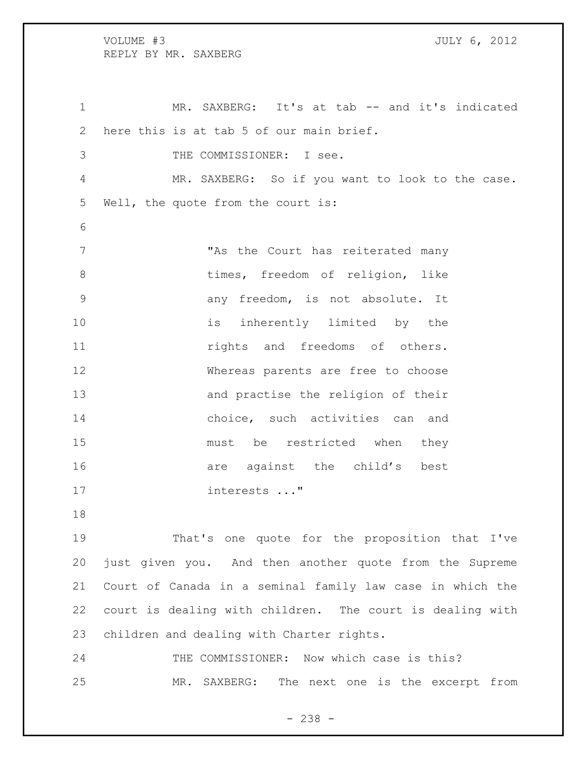MR. SAXBERG: It's at tab -- and it's indicated here this is at tab 5 of our main brief.

THE COMMISSIONER: I see.

MR. SAXBERG: So if you want to look to the case. Well, the quote from the court is:

> "As the Court has reiterated many times, freedom of religion, like any freedom, is not absolute. It is inherently limited by the rights and freedoms of others. Whereas parents are free to choose and practise the religion of their choice, such activities can and must be restricted when they are against the child's best interests ..."

That's one quote for the proposition that I've just given you. And then another quote from the Supreme Court of Canada in a seminal family law case in which the court is dealing with children. The court is dealing with children and dealing with Charter rights.

THE COMMISSIONER: Now which case is this?

MR. SAXBERG: The next one is the excerpt from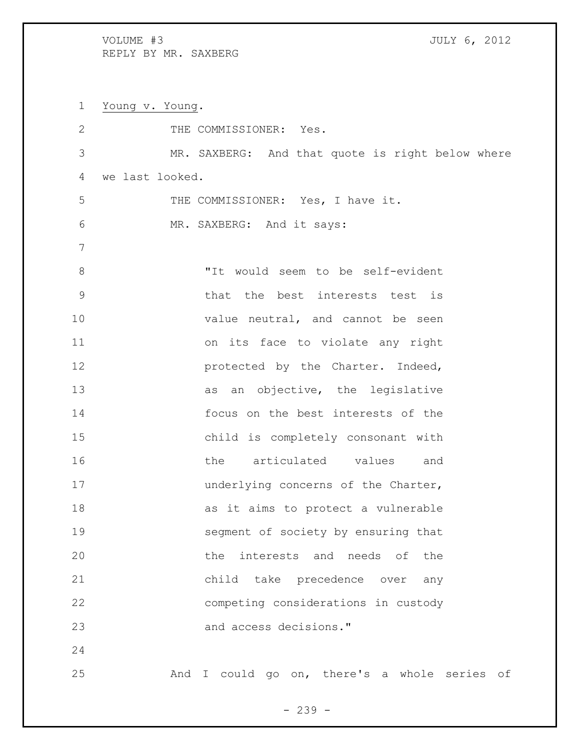Young v. Young.

THE COMMISSIONER: Yes.

MR. SAXBERG: And that quote is right below where we last looked.

THE COMMISSIONER: Yes, I have it.

MR. SAXBERG: And it says:

> "It would seem to be self-evident that the best interests test is value neutral, and cannot be seen on its face to violate any right protected by the Charter. Indeed, as an objective, the legislative focus on the best interests of the child is completely consonant with the articulated values and underlying concerns of the Charter, as it aims to protect a vulnerable segment of society by ensuring that the interests and needs of the child take precedence over any competing considerations in custody and access decisions."

And I could go on, there's a whole series of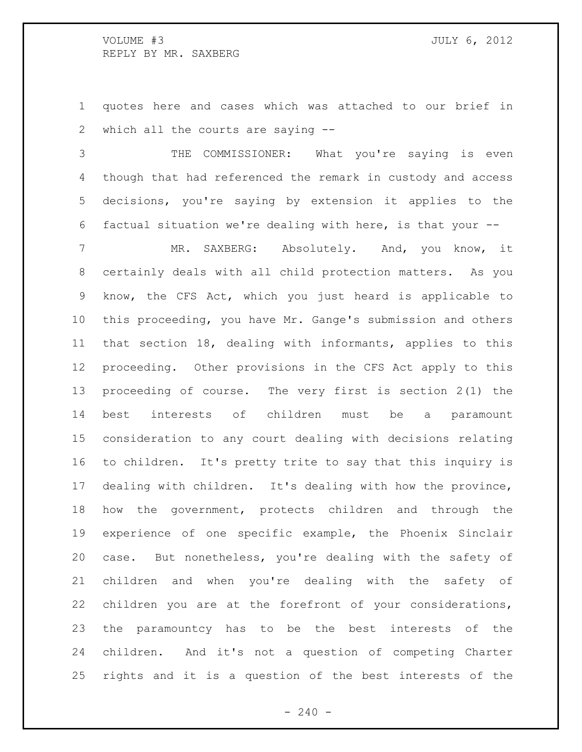quotes here and cases which was attached to our brief in which all the courts are saying --

THE COMMISSIONER: What you're saying is even though that had referenced the remark in custody and access decisions, you're saying by extension it applies to the factual situation we're dealing with here, is that your --

MR. SAXBERG: Absolutely. And, you know, it certainly deals with all child protection matters. As you know, the CFS Act, which you just heard is applicable to this proceeding, you have Mr. Gange's submission and others that section 18, dealing with informants, applies to this proceeding. Other provisions in the CFS Act apply to this proceeding of course. The very first is section 2(1) the best interests of children must be a paramount consideration to any court dealing with decisions relating to children. It's pretty trite to say that this inquiry is dealing with children. It's dealing with how the province, how the government, protects children and through the experience of one specific example, the Phoenix Sinclair case. But nonetheless, you're dealing with the safety of children and when you're dealing with the safety of children you are at the forefront of your considerations, the paramountcy has to be the best interests of the children. And it's not a question of competing Charter rights and it is a question of the best interests of the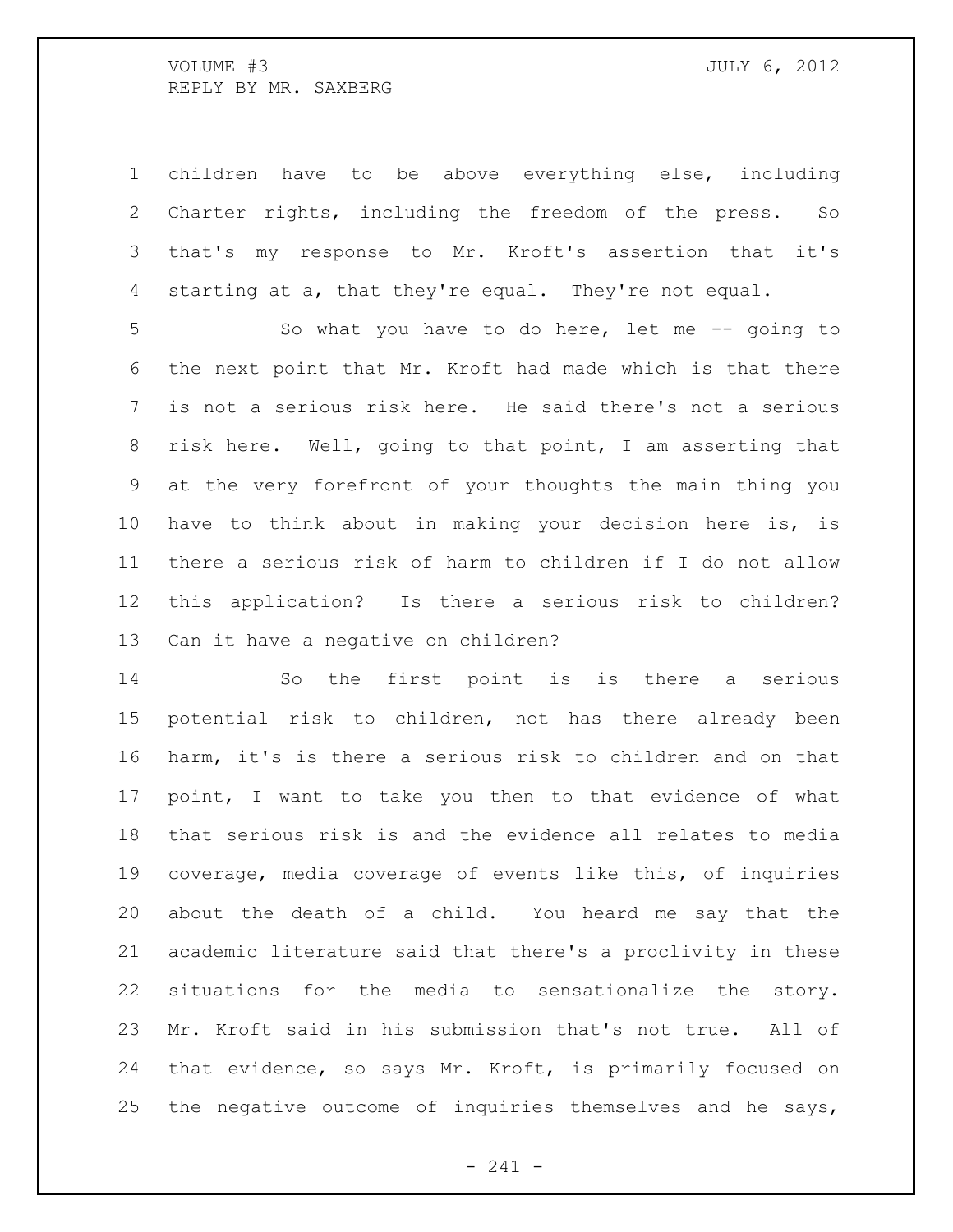children have to be above everything else, including Charter rights, including the freedom of the press. So that's my response to Mr. Kroft's assertion that it's starting at a, that they're equal. They're not equal.

So what you have to do here, let me -- going to the next point that Mr. Kroft had made which is that there is not a serious risk here. He said there's not a serious risk here. Well, going to that point, I am asserting that at the very forefront of your thoughts the main thing you have to think about in making your decision here is, is there a serious risk of harm to children if I do not allow this application? Is there a serious risk to children? Can it have a negative on children?

So the first point is is there a serious potential risk to children, not has there already been harm, it's is there a serious risk to children and on that point, I want to take you then to that evidence of what that serious risk is and the evidence all relates to media coverage, media coverage of events like this, of inquiries about the death of a child. You heard me say that the academic literature said that there's a proclivity in these situations for the media to sensationalize the story. Mr. Kroft said in his submission that's not true. All of that evidence, so says Mr. Kroft, is primarily focused on the negative outcome of inquiries themselves and he says,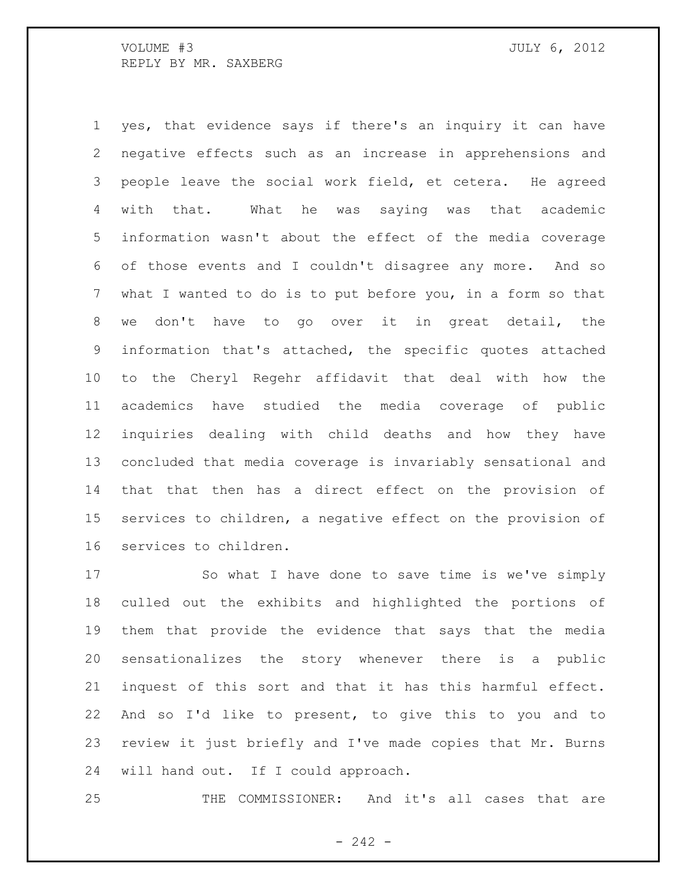yes, that evidence says if there's an inquiry it can have negative effects such as an increase in apprehensions and people leave the social work field, et cetera. He agreed with that. What he was saying was that academic information wasn't about the effect of the media coverage of those events and I couldn't disagree any more. And so what I wanted to do is to put before you, in a form so that we don't have to go over it in great detail, the information that's attached, the specific quotes attached to the Cheryl Regehr affidavit that deal with how the academics have studied the media coverage of public inquiries dealing with child deaths and how they have concluded that media coverage is invariably sensational and that that then has a direct effect on the provision of services to children, a negative effect on the provision of services to children.

So what I have done to save time is we've simply culled out the exhibits and highlighted the portions of them that provide the evidence that says that the media sensationalizes the story whenever there is a public inquest of this sort and that it has this harmful effect. And so I'd like to present, to give this to you and to review it just briefly and I've made copies that Mr. Burns will hand out. If I could approach.

THE COMMISSIONER: And it's all cases that are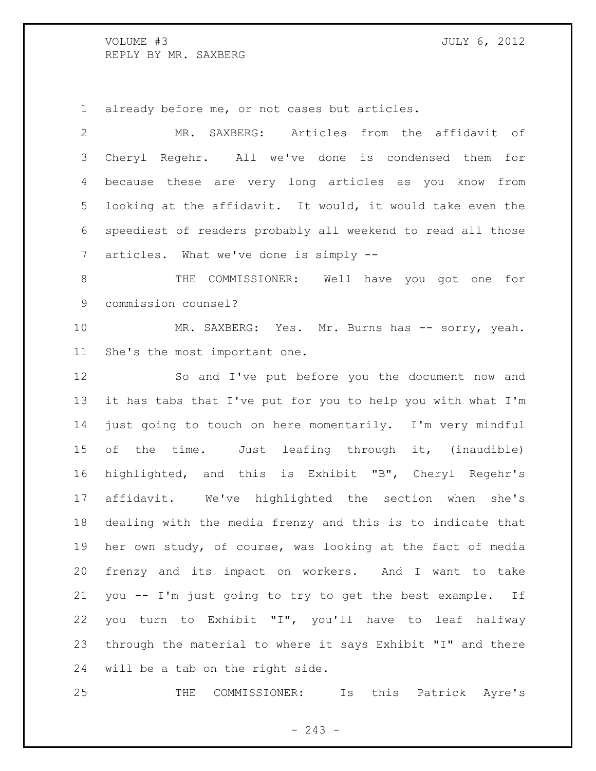already before me, or not cases but articles.

MR. SAXBERG: Articles from the affidavit of Cheryl Regehr. All we've done is condensed them for because these are very long articles as you know from looking at the affidavit. It would, it would take even the speediest of readers probably all weekend to read all those articles. What we've done is simply --

THE COMMISSIONER: Well have you got one for commission counsel?

MR. SAXBERG: Yes. Mr. Burns has -- sorry, yeah. She's the most important one.

So and I've put before you the document now and it has tabs that I've put for you to help you with what I'm just going to touch on here momentarily. I'm very mindful of the time. Just leafing through it, (inaudible) highlighted, and this is Exhibit "B", Cheryl Regehr's affidavit. We've highlighted the section when she's dealing with the media frenzy and this is to indicate that her own study, of course, was looking at the fact of media frenzy and its impact on workers. And I want to take you -- I'm just going to try to get the best example. If you turn to Exhibit "I", you'll have to leaf halfway through the material to where it says Exhibit "I" and there will be a tab on the right side.

THE COMMISSIONER: Is this Patrick Ayre's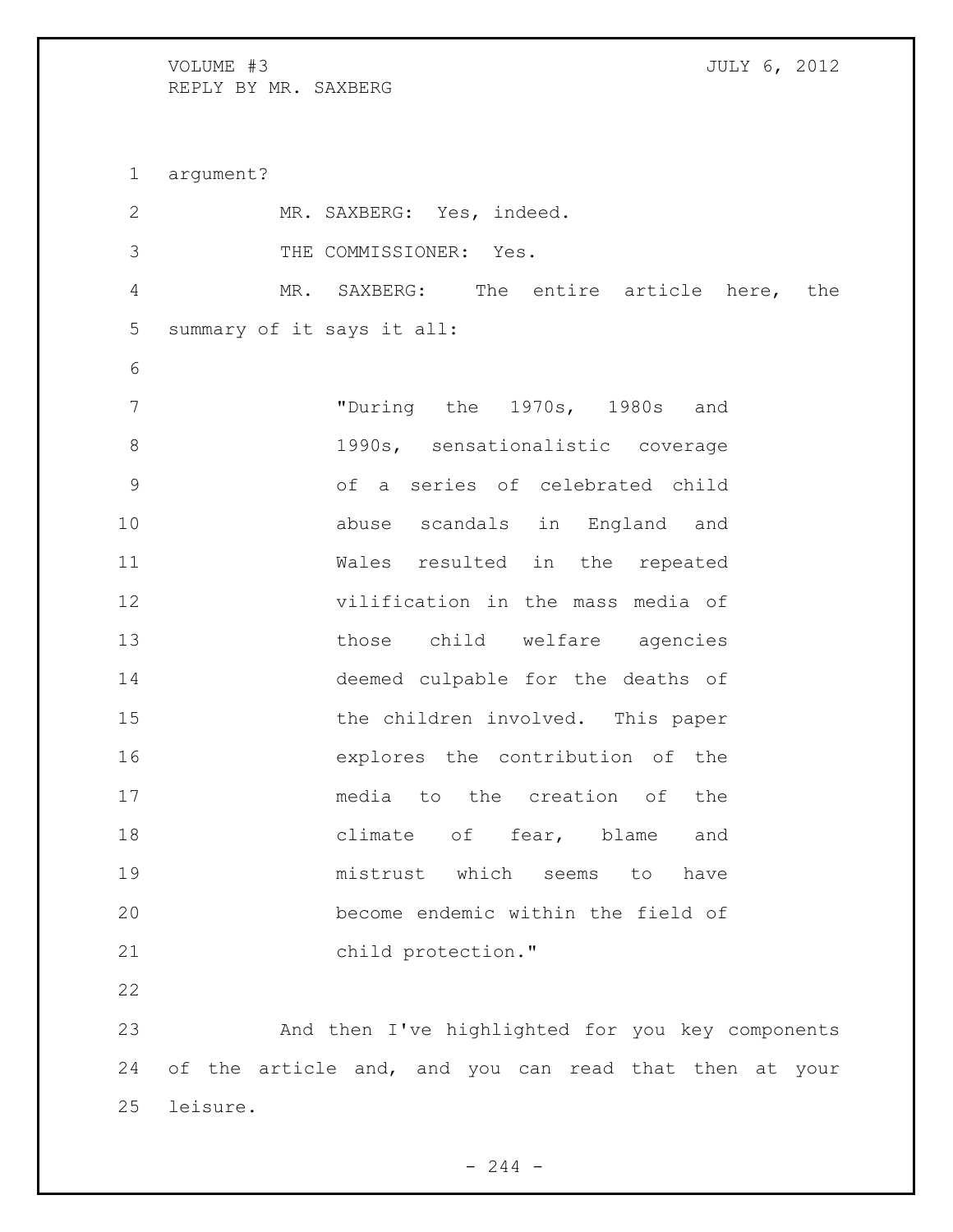argument?

MR. SAXBERG: Yes, indeed.

THE COMMISSIONER: Yes.

MR. SAXBERG: The entire article here, the summary of it says it all:

> "During the 1970s, 1980s and 1990s, sensationalistic coverage of a series of celebrated child abuse scandals in England and Wales resulted in the repeated vilification in the mass media of those child welfare agencies deemed culpable for the deaths of the children involved. This paper explores the contribution of the media to the creation of the climate of fear, blame and mistrust which seems to have become endemic within the field of child protection."

And then I've highlighted for you key components of the article and, and you can read that then at your leisure.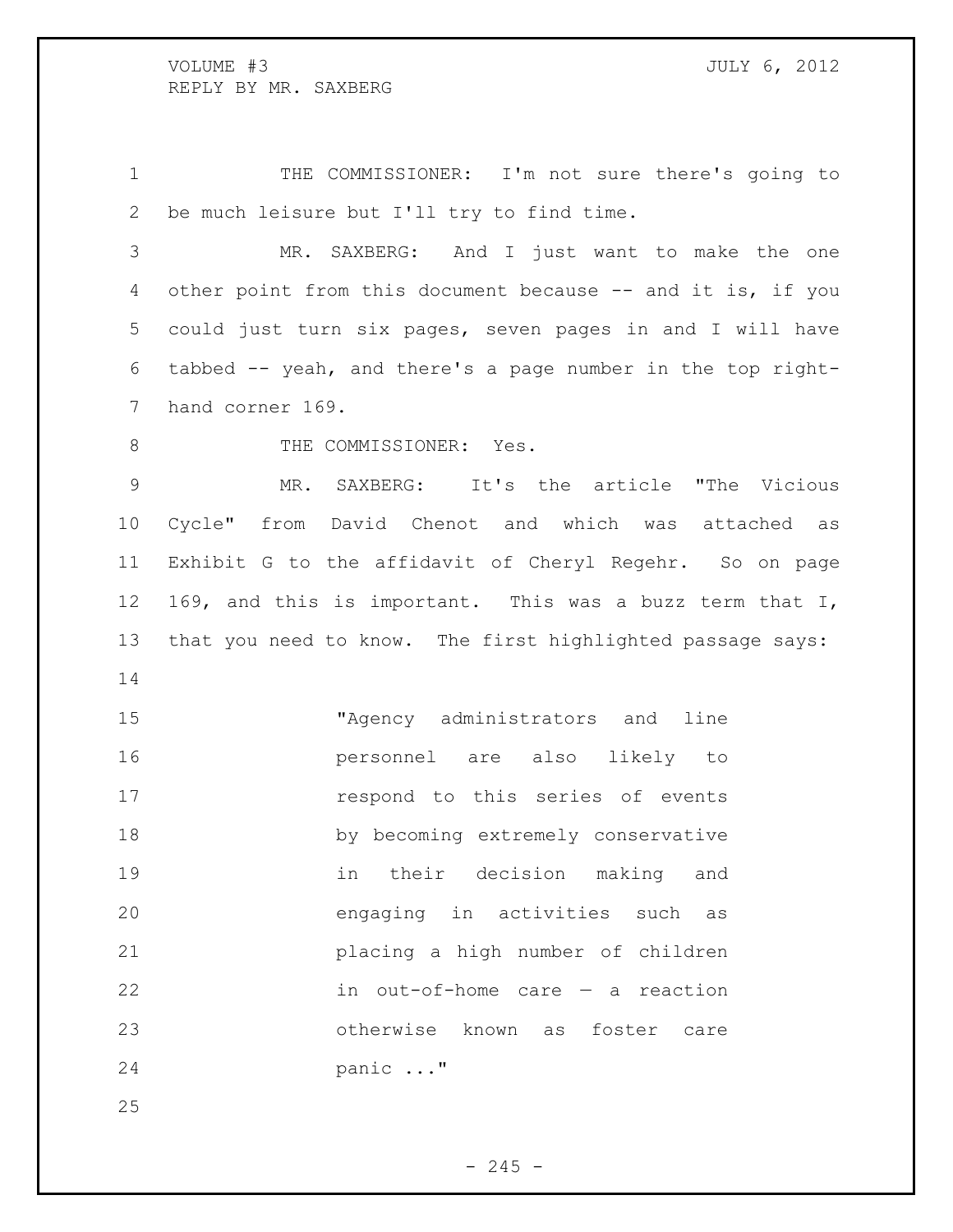THE COMMISSIONER: I'm not sure there's going to be much leisure but I'll try to find time.

MR. SAXBERG: And I just want to make the one other point from this document because -- and it is, if you could just turn six pages, seven pages in and I will have tabbed -- yeah, and there's a page number in the top right-hand corner 169.

THE COMMISSIONER: Yes.

MR. SAXBERG: It's the article "The Vicious Cycle" from David Chenot and which was attached as Exhibit G to the affidavit of Cheryl Regehr. So on page 169, and this is important. This was a buzz term that I, that you need to know. The first highlighted passage says:

> "Agency administrators and line personnel are also likely to respond to this series of events by becoming extremely conservative in their decision making and engaging in activities such as placing a high number of children in out-of-home care — a reaction otherwise known as foster care panic ..."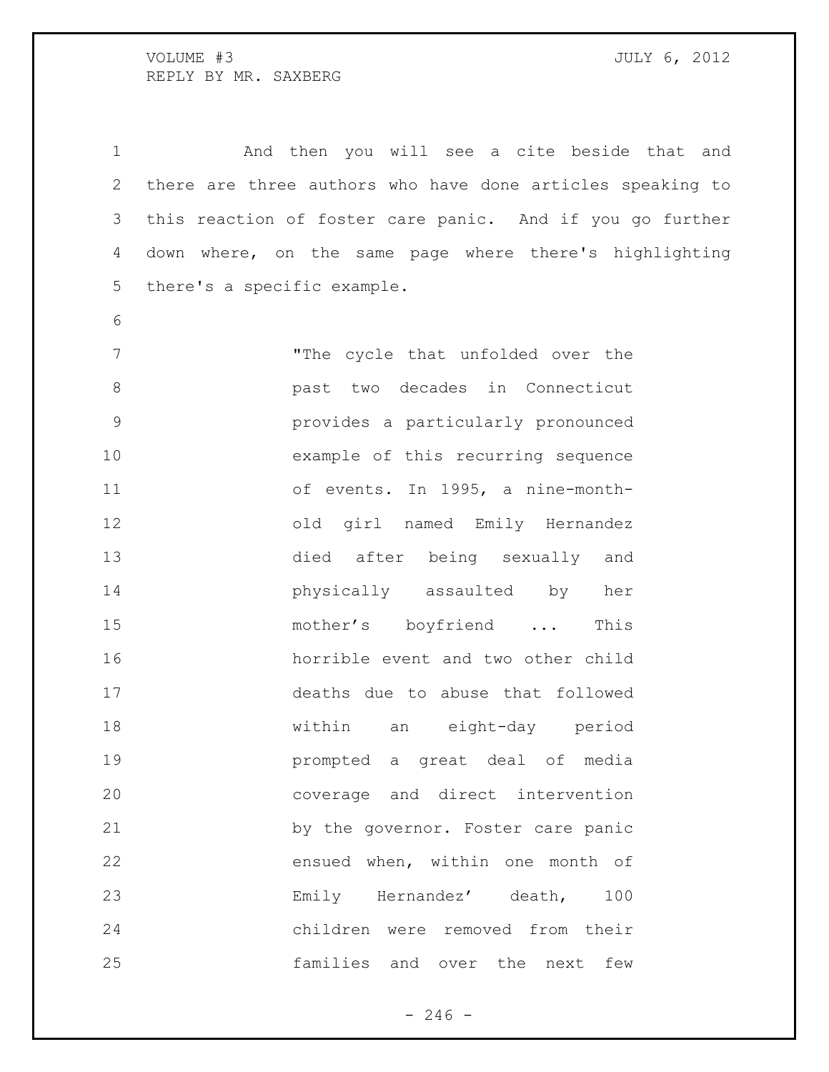And then you will see a cite beside that and there are three authors who have done articles speaking to this reaction of foster care panic. And if you go further down where, on the same page where there's highlighting there's a specific example.

> "The cycle that unfolded over the past two decades in Connecticut provides a particularly pronounced example of this recurring sequence of events. In 1995, a nine-month-old girl named Emily Hernandez died after being sexually and physically assaulted by her mother's boyfriend ... This horrible event and two other child deaths due to abuse that followed within an eight-day period prompted a great deal of media coverage and direct intervention by the governor. Foster care panic ensued when, within one month of Emily Hernandez' death, 100 children were removed from their families and over the next few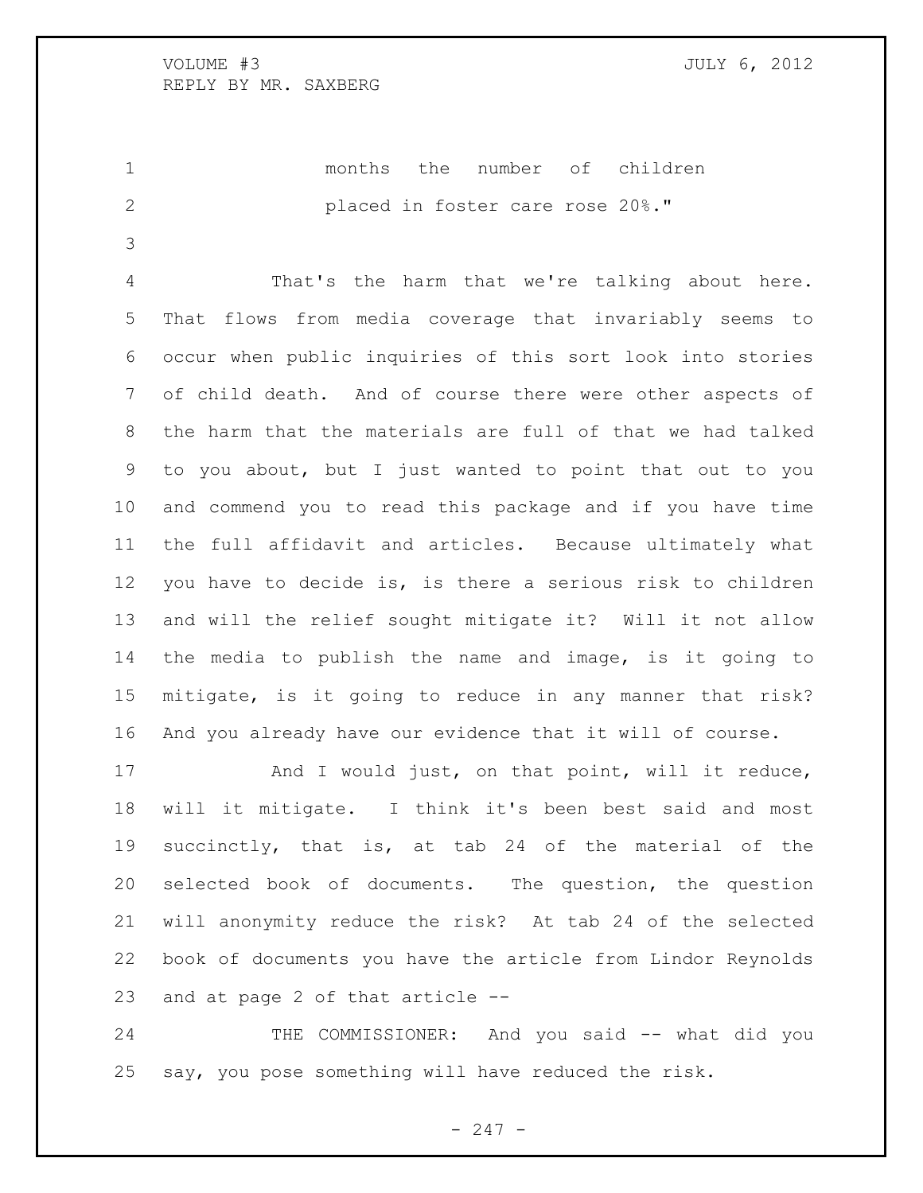months the number of children placed in foster care rose 20%."

That's the harm that we're talking about here. That flows from media coverage that invariably seems to occur when public inquiries of this sort look into stories of child death. And of course there were other aspects of the harm that the materials are full of that we had talked to you about, but I just wanted to point that out to you and commend you to read this package and if you have time the full affidavit and articles. Because ultimately what you have to decide is, is there a serious risk to children and will the relief sought mitigate it? Will it not allow the media to publish the name and image, is it going to mitigate, is it going to reduce in any manner that risk? And you already have our evidence that it will of course.

And I would just, on that point, will it reduce, will it mitigate. I think it's been best said and most succinctly, that is, at tab 24 of the material of the selected book of documents. The question, the question will anonymity reduce the risk? At tab 24 of the selected book of documents you have the article from Lindor Reynolds and at page 2 of that article --

THE COMMISSIONER: And you said -- what did you say, you pose something will have reduced the risk.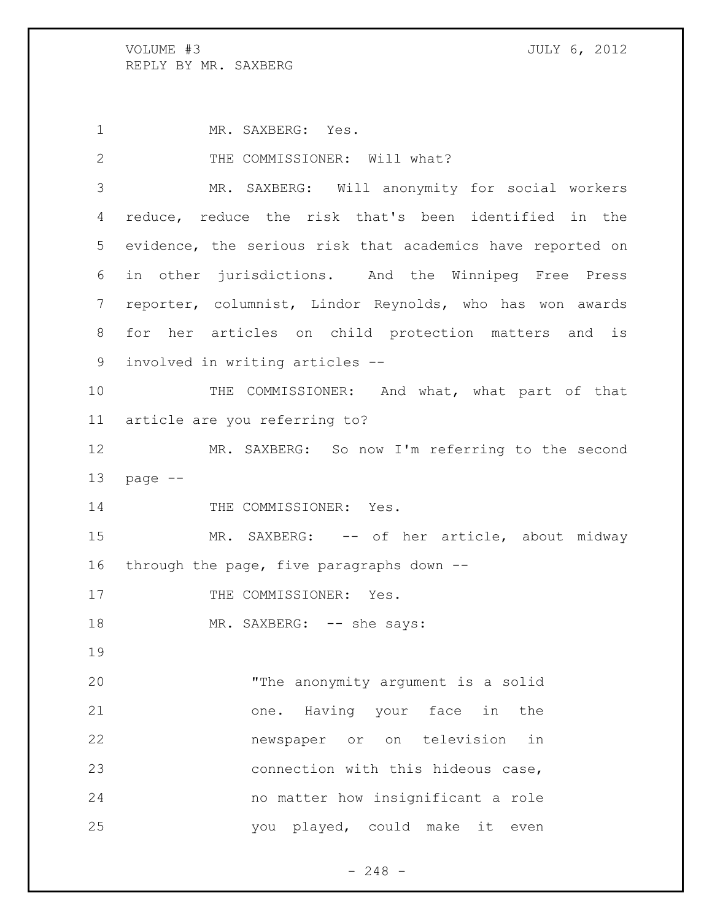MR. SAXBERG: Yes.

THE COMMISSIONER: Will what?

MR. SAXBERG: Will anonymity for social workers reduce, reduce the risk that's been identified in the evidence, the serious risk that academics have reported on in other jurisdictions. And the Winnipeg Free Press reporter, columnist, Lindor Reynolds, who has won awards for her articles on child protection matters and is involved in writing articles --

THE COMMISSIONER: And what, what part of that article are you referring to?

MR. SAXBERG: So now I'm referring to the second page --

THE COMMISSIONER: Yes.

MR. SAXBERG: -- of her article, about midway through the page, five paragraphs down --

THE COMMISSIONER: Yes.

MR. SAXBERG: -- she says:

> "The anonymity argument is a solid one. Having your face in the newspaper or on television in connection with this hideous case, no matter how insignificant a role you played, could make it even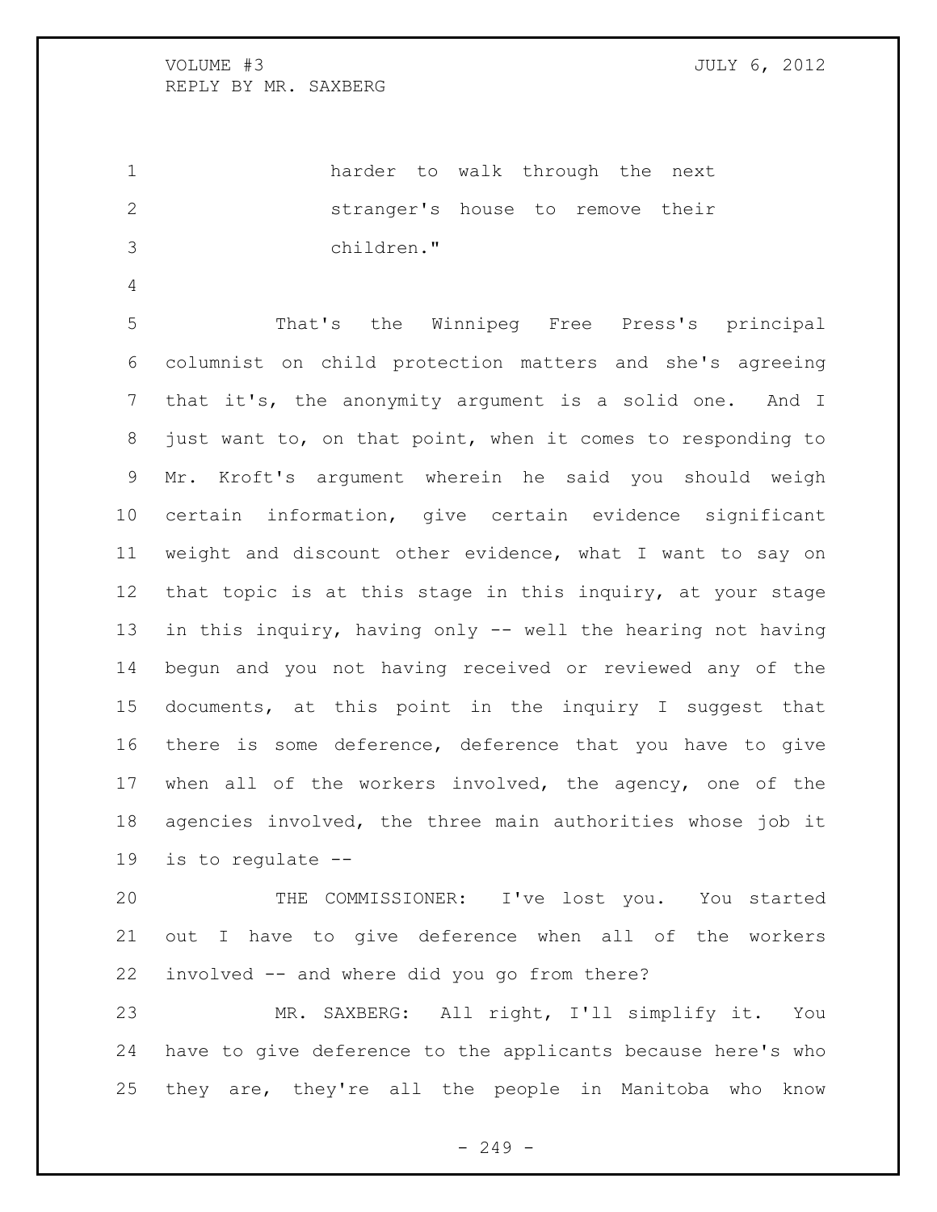harder to walk through the next stranger's house to remove their children."

That's the Winnipeg Free Press's principal columnist on child protection matters and she's agreeing that it's, the anonymity argument is a solid one. And I just want to, on that point, when it comes to responding to Mr. Kroft's argument wherein he said you should weigh certain information, give certain evidence significant weight and discount other evidence, what I want to say on that topic is at this stage in this inquiry, at your stage in this inquiry, having only -- well the hearing not having begun and you not having received or reviewed any of the documents, at this point in the inquiry I suggest that there is some deference, deference that you have to give when all of the workers involved, the agency, one of the agencies involved, the three main authorities whose job it is to regulate --

THE COMMISSIONER: I've lost you. You started out I have to give deference when all of the workers involved -- and where did you go from there?

MR. SAXBERG: All right, I'll simplify it. You have to give deference to the applicants because here's who they are, they're all the people in Manitoba who know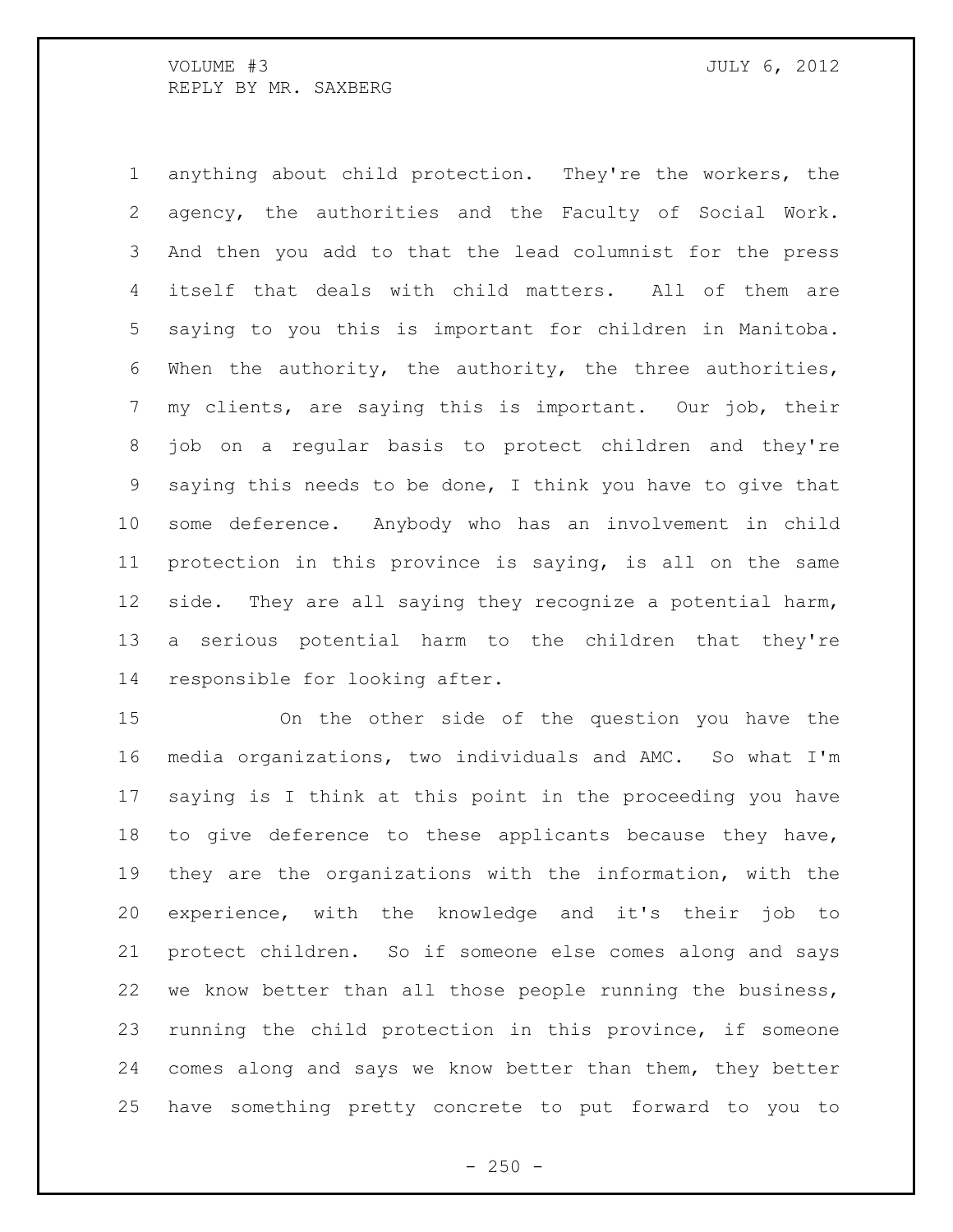anything about child protection. They're the workers, the agency, the authorities and the Faculty of Social Work. And then you add to that the lead columnist for the press itself that deals with child matters. All of them are saying to you this is important for children in Manitoba. When the authority, the authority, the three authorities, my clients, are saying this is important. Our job, their job on a regular basis to protect children and they're saying this needs to be done, I think you have to give that some deference. Anybody who has an involvement in child protection in this province is saying, is all on the same side. They are all saying they recognize a potential harm, a serious potential harm to the children that they're responsible for looking after.

On the other side of the question you have the media organizations, two individuals and AMC. So what I'm saying is I think at this point in the proceeding you have to give deference to these applicants because they have, they are the organizations with the information, with the experience, with the knowledge and it's their job to protect children. So if someone else comes along and says we know better than all those people running the business, running the child protection in this province, if someone comes along and says we know better than them, they better have something pretty concrete to put forward to you to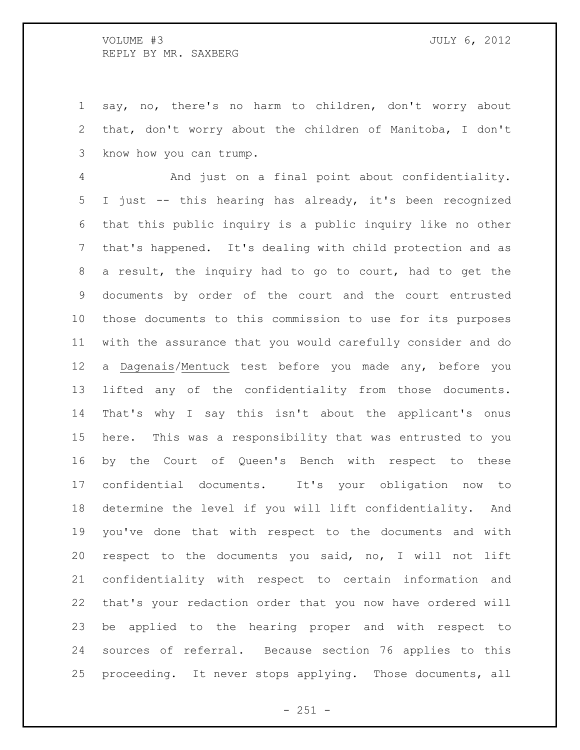say, no, there's no harm to children, don't worry about that, don't worry about the children of Manitoba, I don't know how you can trump.

And just on a final point about confidentiality. I just -- this hearing has already, it's been recognized that this public inquiry is a public inquiry like no other that's happened. It's dealing with child protection and as a result, the inquiry had to go to court, had to get the documents by order of the court and the court entrusted those documents to this commission to use for its purposes with the assurance that you would carefully consider and do a Dagenais/Mentuck test before you made any, before you lifted any of the confidentiality from those documents. That's why I say this isn't about the applicant's onus here. This was a responsibility that was entrusted to you by the Court of Queen's Bench with respect to these confidential documents. It's your obligation now to determine the level if you will lift confidentiality. And you've done that with respect to the documents and with respect to the documents you said, no, I will not lift confidentiality with respect to certain information and that's your redaction order that you now have ordered will be applied to the hearing proper and with respect to sources of referral. Because section 76 applies to this proceeding. It never stops applying. Those documents, all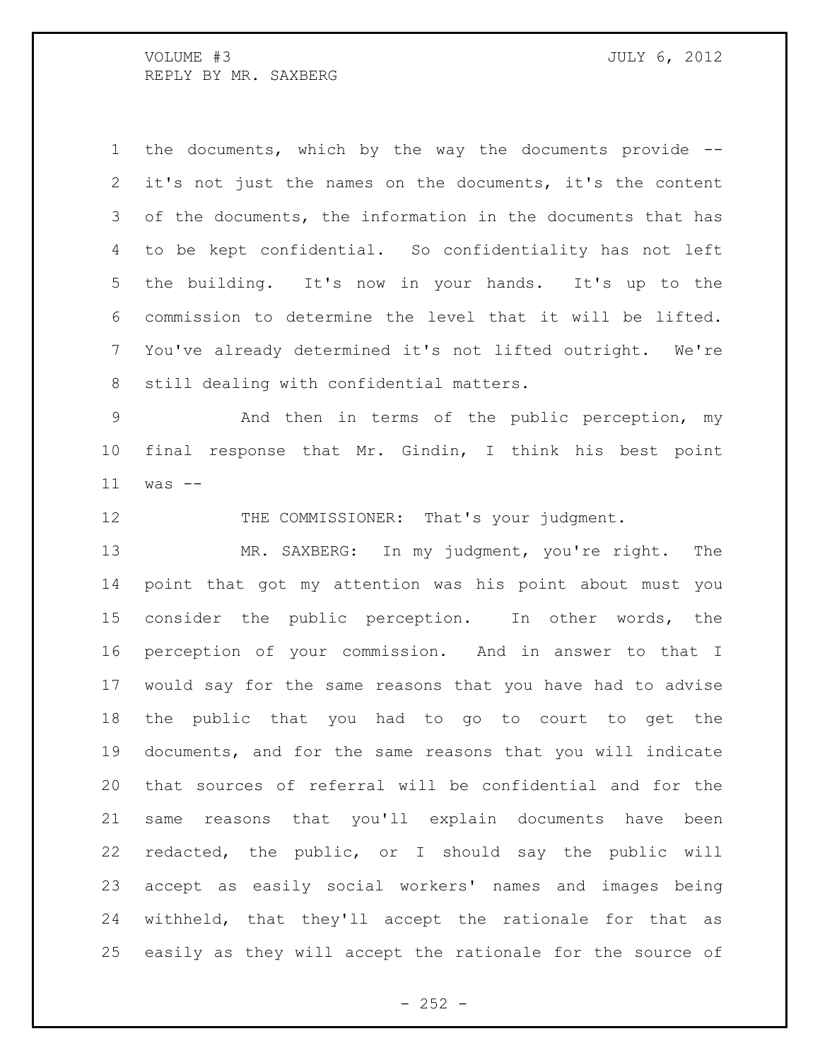the documents, which by the way the documents provide -- it's not just the names on the documents, it's the content of the documents, the information in the documents that has to be kept confidential. So confidentiality has not left the building. It's now in your hands. It's up to the commission to determine the level that it will be lifted. You've already determined it's not lifted outright. We're still dealing with confidential matters.

And then in terms of the public perception, my final response that Mr. Gindin, I think his best point was --

THE COMMISSIONER: That's your judgment.

MR. SAXBERG: In my judgment, you're right. The point that got my attention was his point about must you consider the public perception. In other words, the perception of your commission. And in answer to that I would say for the same reasons that you have had to advise the public that you had to go to court to get the documents, and for the same reasons that you will indicate that sources of referral will be confidential and for the same reasons that you'll explain documents have been redacted, the public, or I should say the public will accept as easily social workers' names and images being withheld, that they'll accept the rationale for that as easily as they will accept the rationale for the source of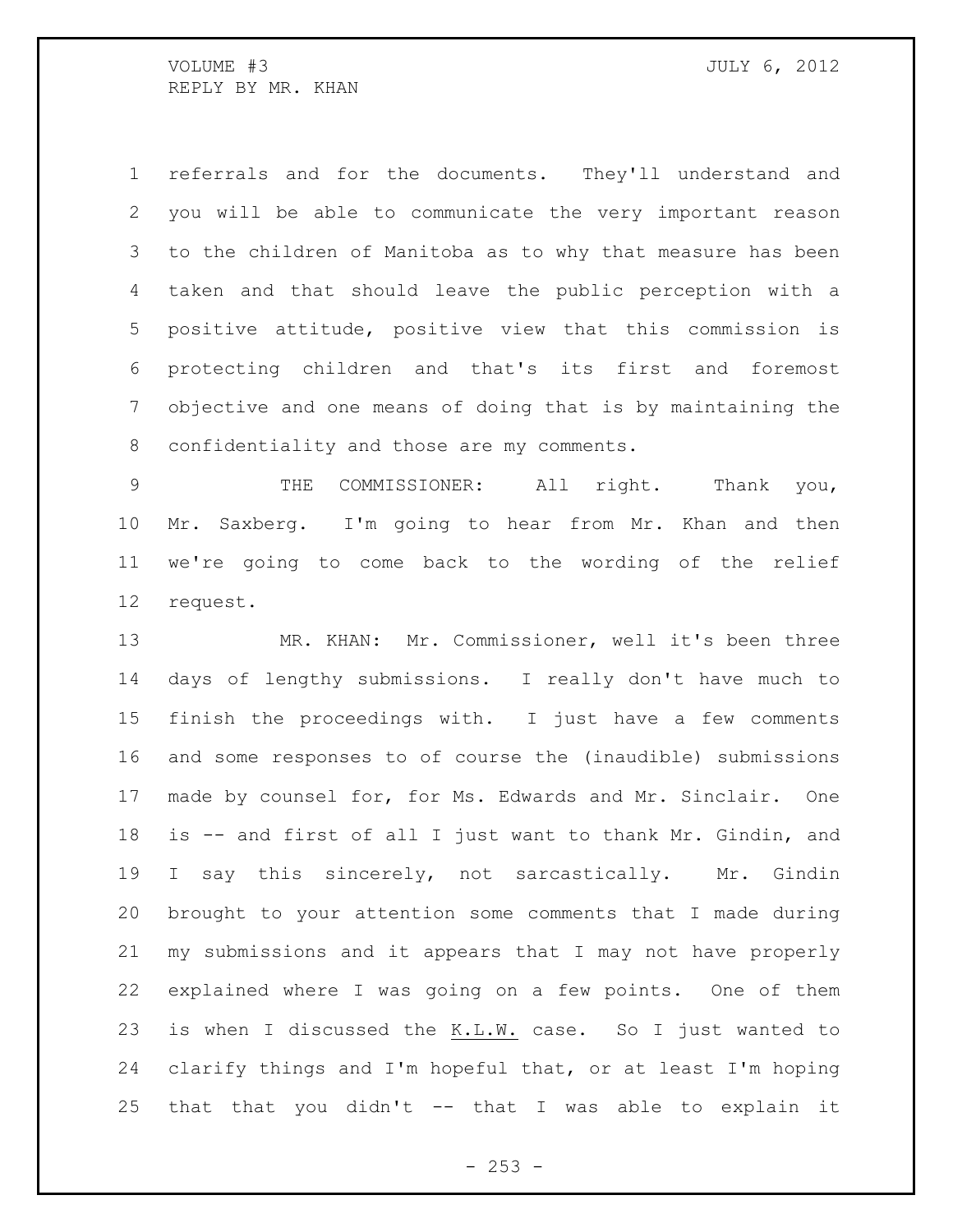referrals and for the documents. They'll understand and you will be able to communicate the very important reason to the children of Manitoba as to why that measure has been taken and that should leave the public perception with a positive attitude, positive view that this commission is protecting children and that's its first and foremost objective and one means of doing that is by maintaining the confidentiality and those are my comments.

THE COMMISSIONER: All right. Thank you, Mr. Saxberg. I'm going to hear from Mr. Khan and then we're going to come back to the wording of the relief request.

MR. KHAN: Mr. Commissioner, well it's been three days of lengthy submissions. I really don't have much to finish the proceedings with. I just have a few comments and some responses to of course the (inaudible) submissions made by counsel for, for Ms. Edwards and Mr. Sinclair. One is -- and first of all I just want to thank Mr. Gindin, and I say this sincerely, not sarcastically. Mr. Gindin brought to your attention some comments that I made during my submissions and it appears that I may not have properly explained where I was going on a few points. One of them is when I discussed the K.L.W. case. So I just wanted to clarify things and I'm hopeful that, or at least I'm hoping that that you didn't -- that I was able to explain it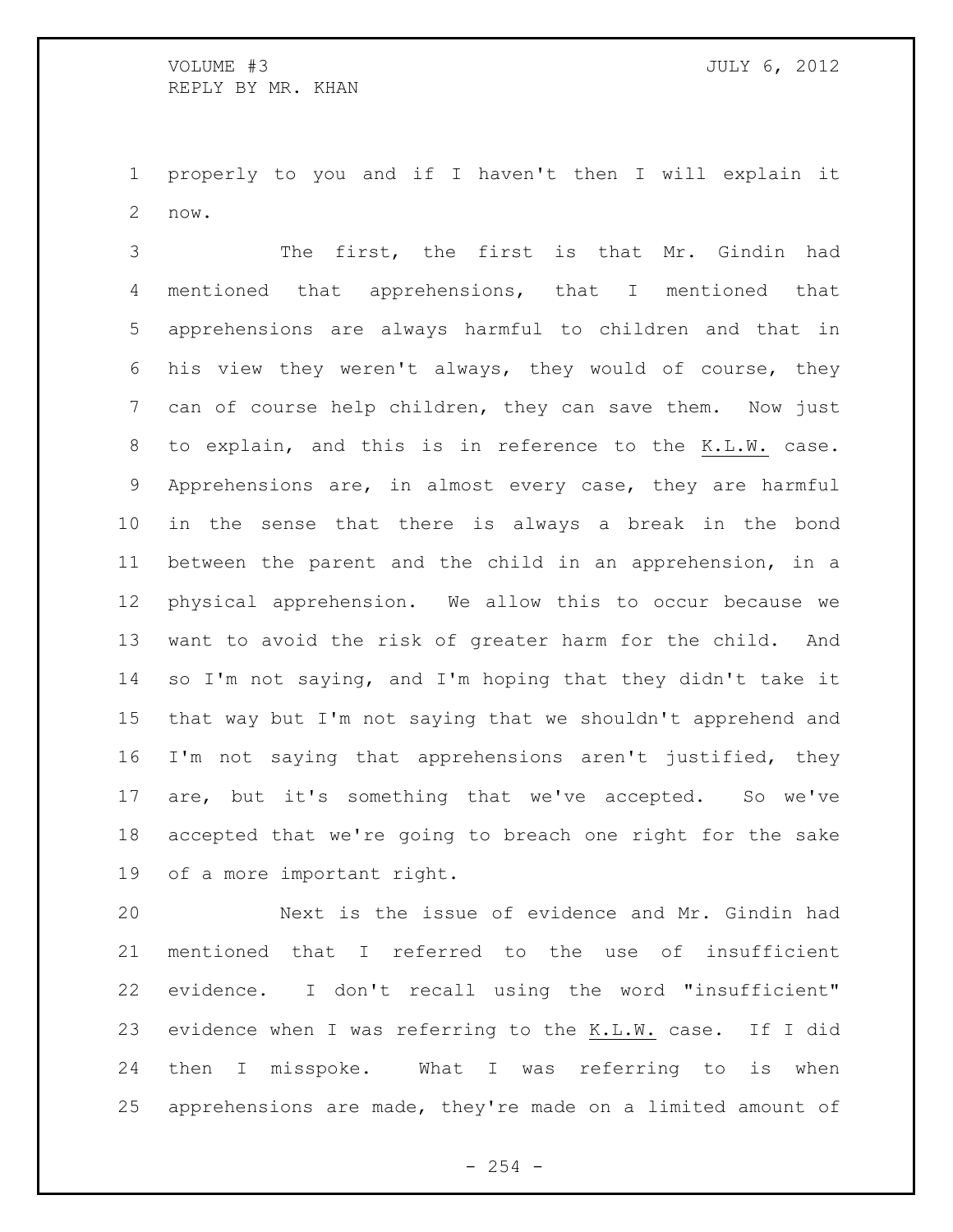properly to you and if I haven't then I will explain it now.

The first, the first is that Mr. Gindin had mentioned that apprehensions, that I mentioned that apprehensions are always harmful to children and that in his view they weren't always, they would of course, they can of course help children, they can save them. Now just to explain, and this is in reference to the K.L.W. case. Apprehensions are, in almost every case, they are harmful in the sense that there is always a break in the bond between the parent and the child in an apprehension, in a physical apprehension. We allow this to occur because we want to avoid the risk of greater harm for the child. And so I'm not saying, and I'm hoping that they didn't take it that way but I'm not saying that we shouldn't apprehend and I'm not saying that apprehensions aren't justified, they are, but it's something that we've accepted. So we've accepted that we're going to breach one right for the sake of a more important right.

Next is the issue of evidence and Mr. Gindin had mentioned that I referred to the use of insufficient evidence. I don't recall using the word "insufficient" evidence when I was referring to the K.L.W. case. If I did then I misspoke. What I was referring to is when apprehensions are made, they're made on a limited amount of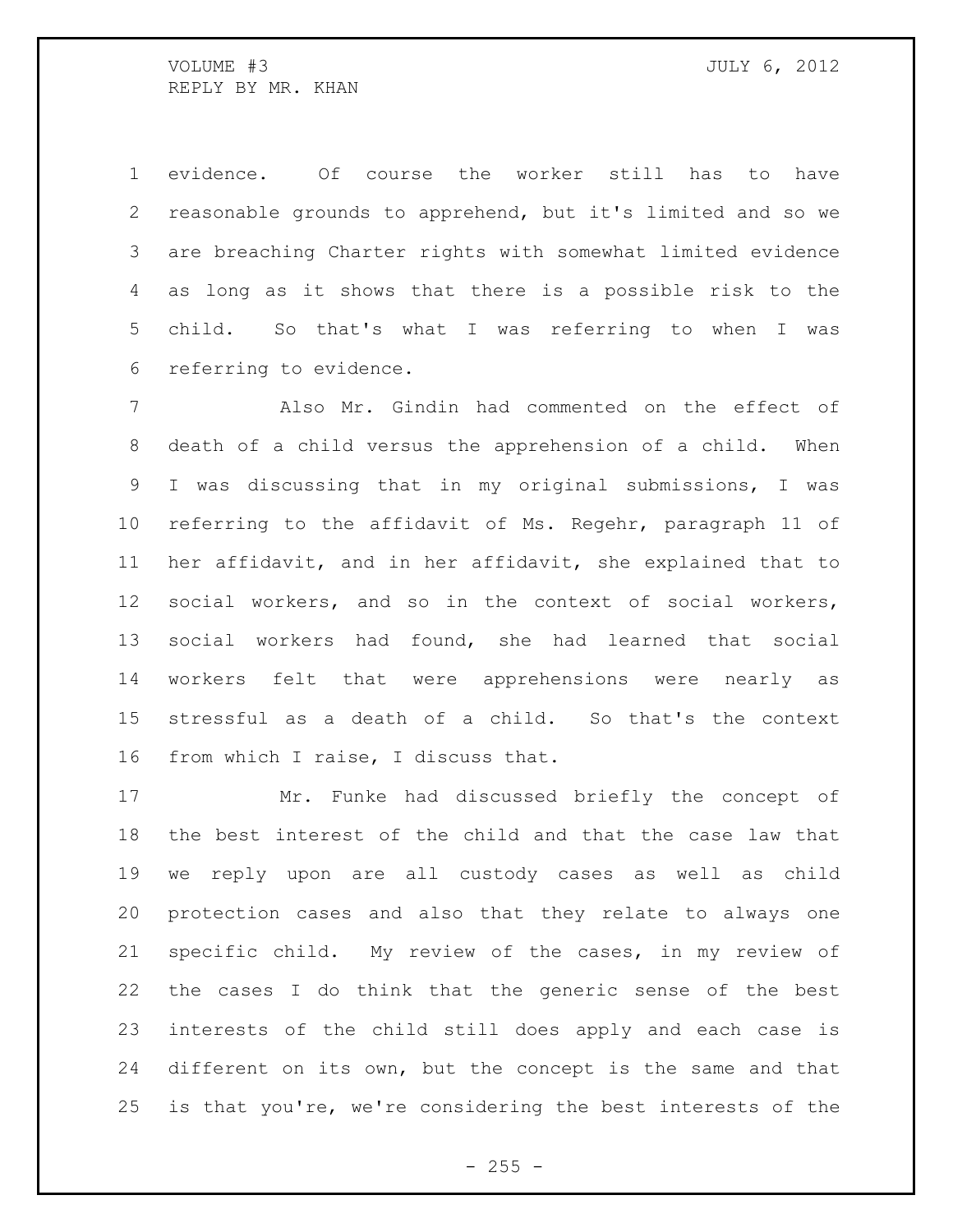evidence. Of course the worker still has to have reasonable grounds to apprehend, but it's limited and so we are breaching Charter rights with somewhat limited evidence as long as it shows that there is a possible risk to the child. So that's what I was referring to when I was referring to evidence.

Also Mr. Gindin had commented on the effect of death of a child versus the apprehension of a child. When I was discussing that in my original submissions, I was referring to the affidavit of Ms. Regehr, paragraph 11 of her affidavit, and in her affidavit, she explained that to social workers, and so in the context of social workers, social workers had found, she had learned that social workers felt that were apprehensions were nearly as stressful as a death of a child. So that's the context from which I raise, I discuss that.

Mr. Funke had discussed briefly the concept of the best interest of the child and that the case law that we reply upon are all custody cases as well as child protection cases and also that they relate to always one specific child. My review of the cases, in my review of the cases I do think that the generic sense of the best interests of the child still does apply and each case is different on its own, but the concept is the same and that is that you're, we're considering the best interests of the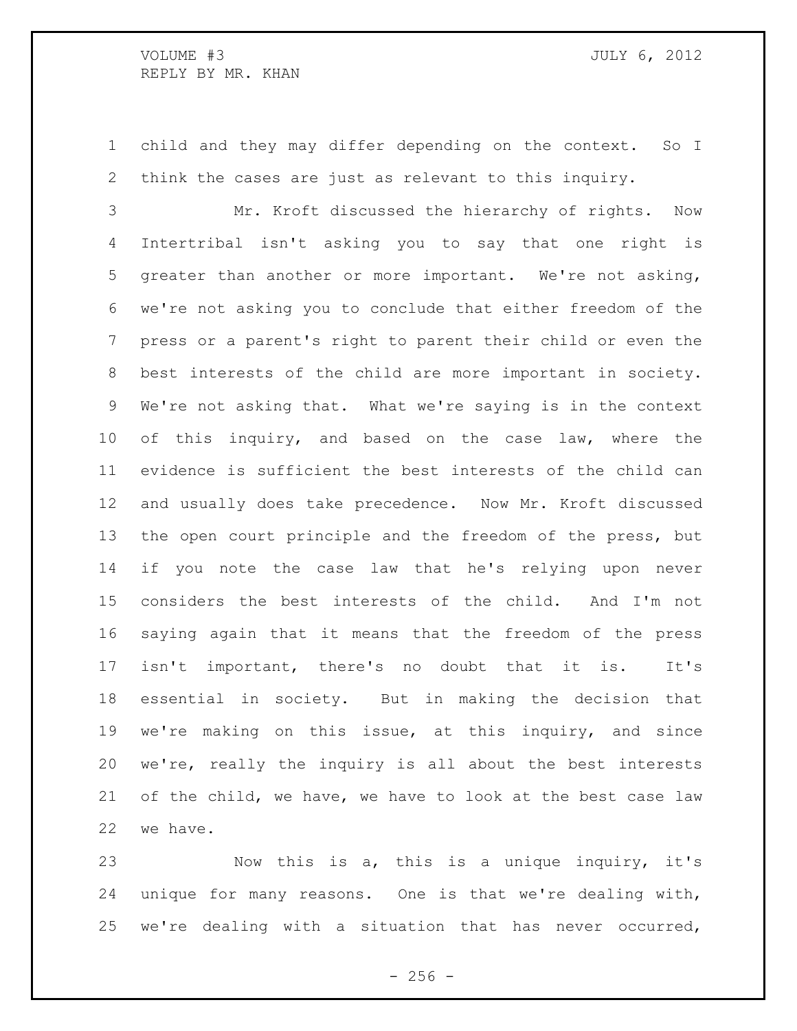child and they may differ depending on the context. So I think the cases are just as relevant to this inquiry.

Mr. Kroft discussed the hierarchy of rights. Now Intertribal isn't asking you to say that one right is greater than another or more important. We're not asking, we're not asking you to conclude that either freedom of the press or a parent's right to parent their child or even the best interests of the child are more important in society. We're not asking that. What we're saying is in the context of this inquiry, and based on the case law, where the evidence is sufficient the best interests of the child can and usually does take precedence. Now Mr. Kroft discussed the open court principle and the freedom of the press, but if you note the case law that he's relying upon never considers the best interests of the child. And I'm not saying again that it means that the freedom of the press isn't important, there's no doubt that it is. It's essential in society. But in making the decision that we're making on this issue, at this inquiry, and since we're, really the inquiry is all about the best interests of the child, we have, we have to look at the best case law we have.

Now this is a, this is a unique inquiry, it's unique for many reasons. One is that we're dealing with, we're dealing with a situation that has never occurred,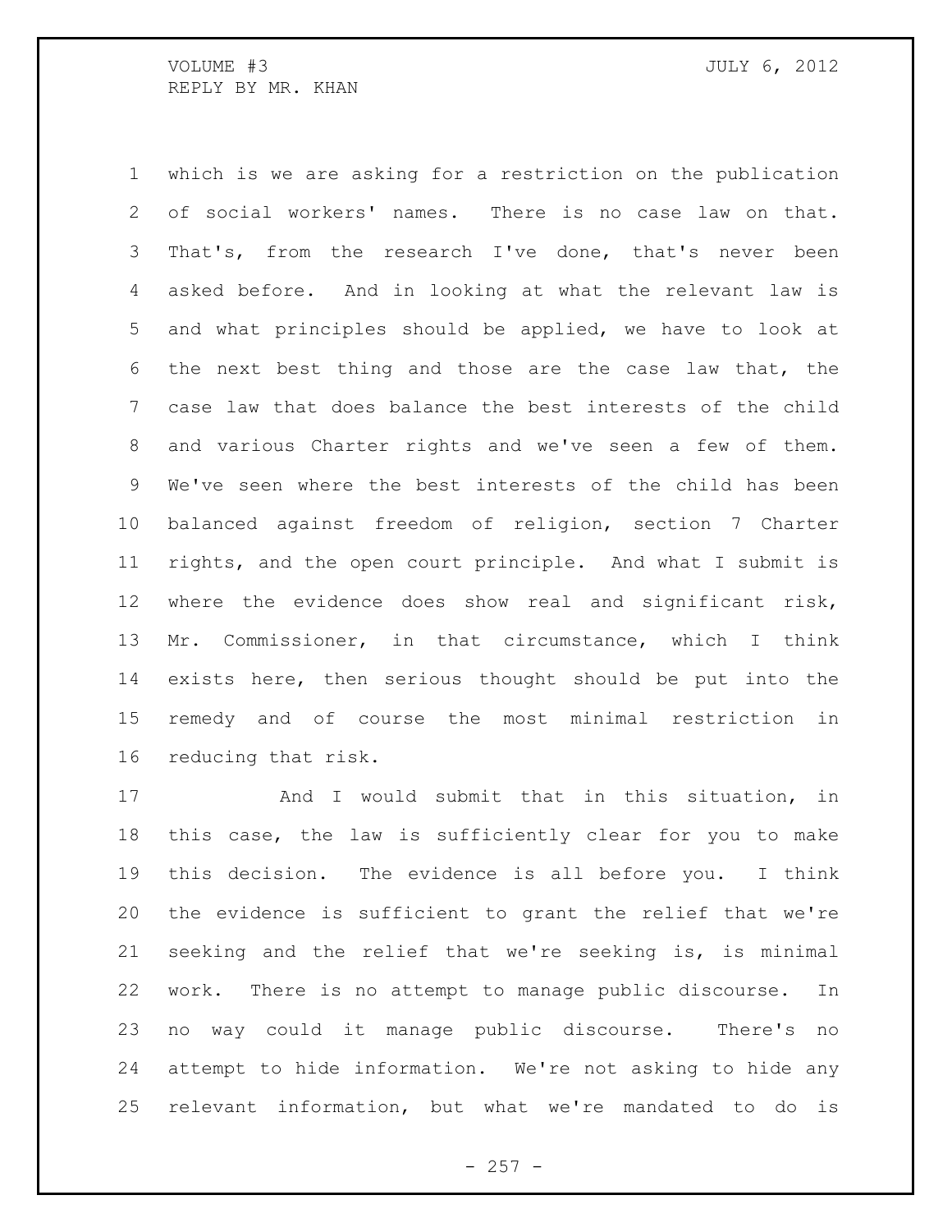which is we are asking for a restriction on the publication of social workers' names. There is no case law on that. That's, from the research I've done, that's never been asked before. And in looking at what the relevant law is and what principles should be applied, we have to look at the next best thing and those are the case law that, the case law that does balance the best interests of the child and various Charter rights and we've seen a few of them. We've seen where the best interests of the child has been balanced against freedom of religion, section 7 Charter rights, and the open court principle. And what I submit is where the evidence does show real and significant risk, Mr. Commissioner, in that circumstance, which I think exists here, then serious thought should be put into the remedy and of course the most minimal restriction in reducing that risk.

And I would submit that in this situation, in this case, the law is sufficiently clear for you to make this decision. The evidence is all before you. I think the evidence is sufficient to grant the relief that we're seeking and the relief that we're seeking is, is minimal work. There is no attempt to manage public discourse. In no way could it manage public discourse. There's no attempt to hide information. We're not asking to hide any relevant information, but what we're mandated to do is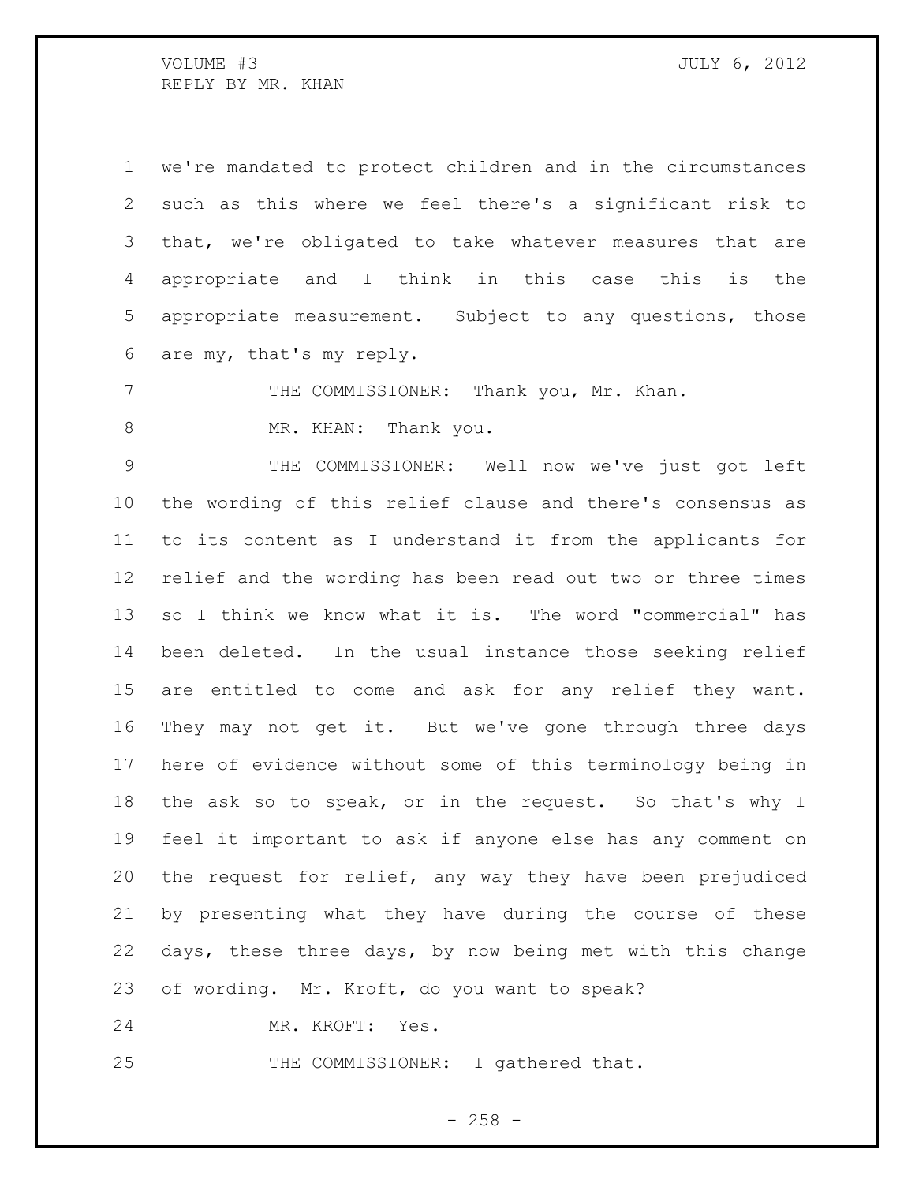we're mandated to protect children and in the circumstances such as this where we feel there's a significant risk to that, we're obligated to take whatever measures that are appropriate and I think in this case this is the appropriate measurement. Subject to any questions, those are my, that's my reply.

THE COMMISSIONER: Thank you, Mr. Khan.

MR. KHAN: Thank you.

THE COMMISSIONER: Well now we've just got left the wording of this relief clause and there's consensus as to its content as I understand it from the applicants for relief and the wording has been read out two or three times so I think we know what it is. The word "commercial" has been deleted. In the usual instance those seeking relief are entitled to come and ask for any relief they want. They may not get it. But we've gone through three days here of evidence without some of this terminology being in the ask so to speak, or in the request. So that's why I feel it important to ask if anyone else has any comment on the request for relief, any way they have been prejudiced by presenting what they have during the course of these days, these three days, by now being met with this change of wording. Mr. Kroft, do you want to speak?

MR. KROFT: Yes.

THE COMMISSIONER: I gathered that.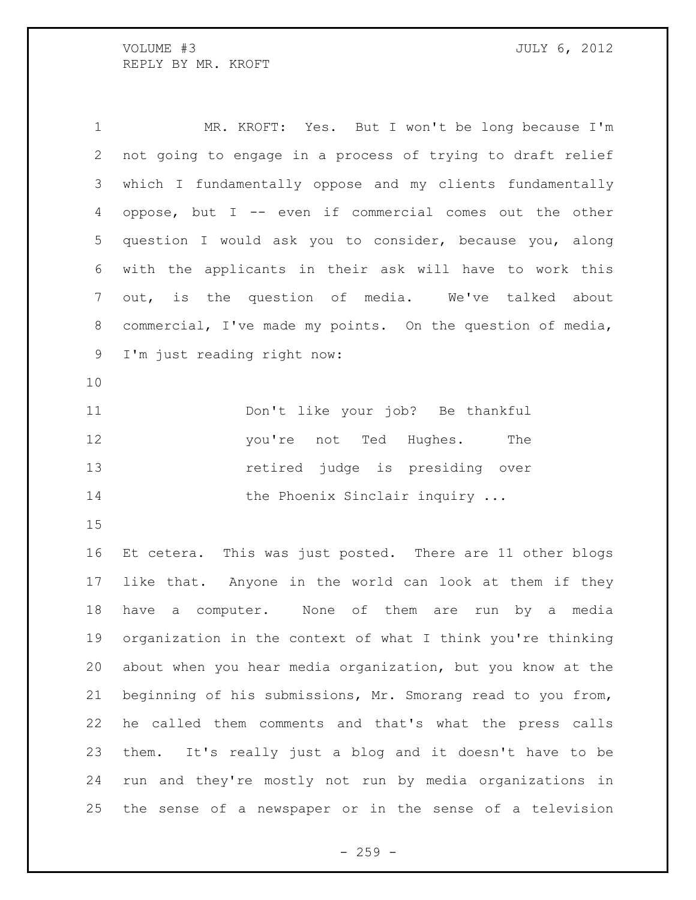MR. KROFT: Yes. But I won't be long because I'm not going to engage in a process of trying to draft relief which I fundamentally oppose and my clients fundamentally oppose, but I -- even if commercial comes out the other question I would ask you to consider, because you, along with the applicants in their ask will have to work this out, is the question of media. We've talked about commercial, I've made my points. On the question of media, I'm just reading right now:

> Don't like your job? Be thankful you're not Ted Hughes. The retired judge is presiding over the Phoenix Sinclair inquiry ...

Et cetera. This was just posted. There are 11 other blogs like that. Anyone in the world can look at them if they have a computer. None of them are run by a media organization in the context of what I think you're thinking about when you hear media organization, but you know at the beginning of his submissions, Mr. Smorang read to you from, he called them comments and that's what the press calls them. It's really just a blog and it doesn't have to be run and they're mostly not run by media organizations in the sense of a newspaper or in the sense of a television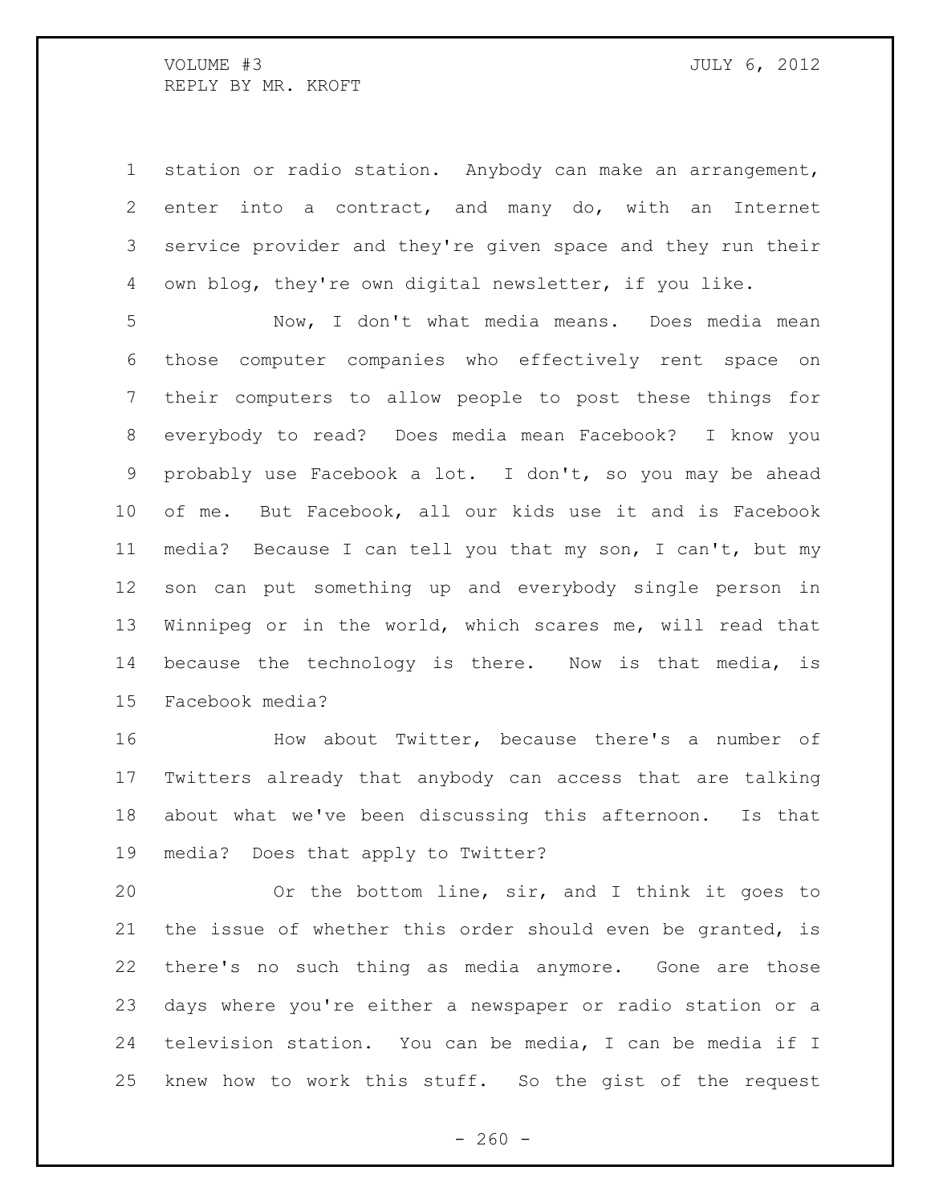station or radio station. Anybody can make an arrangement, enter into a contract, and many do, with an Internet service provider and they're given space and they run their own blog, they're own digital newsletter, if you like.

Now, I don't what media means. Does media mean those computer companies who effectively rent space on their computers to allow people to post these things for everybody to read? Does media mean Facebook? I know you probably use Facebook a lot. I don't, so you may be ahead of me. But Facebook, all our kids use it and is Facebook media? Because I can tell you that my son, I can't, but my son can put something up and everybody single person in Winnipeg or in the world, which scares me, will read that because the technology is there. Now is that media, is Facebook media?

How about Twitter, because there's a number of Twitters already that anybody can access that are talking about what we've been discussing this afternoon. Is that media? Does that apply to Twitter?

Or the bottom line, sir, and I think it goes to the issue of whether this order should even be granted, is there's no such thing as media anymore. Gone are those days where you're either a newspaper or radio station or a television station. You can be media, I can be media if I knew how to work this stuff. So the gist of the request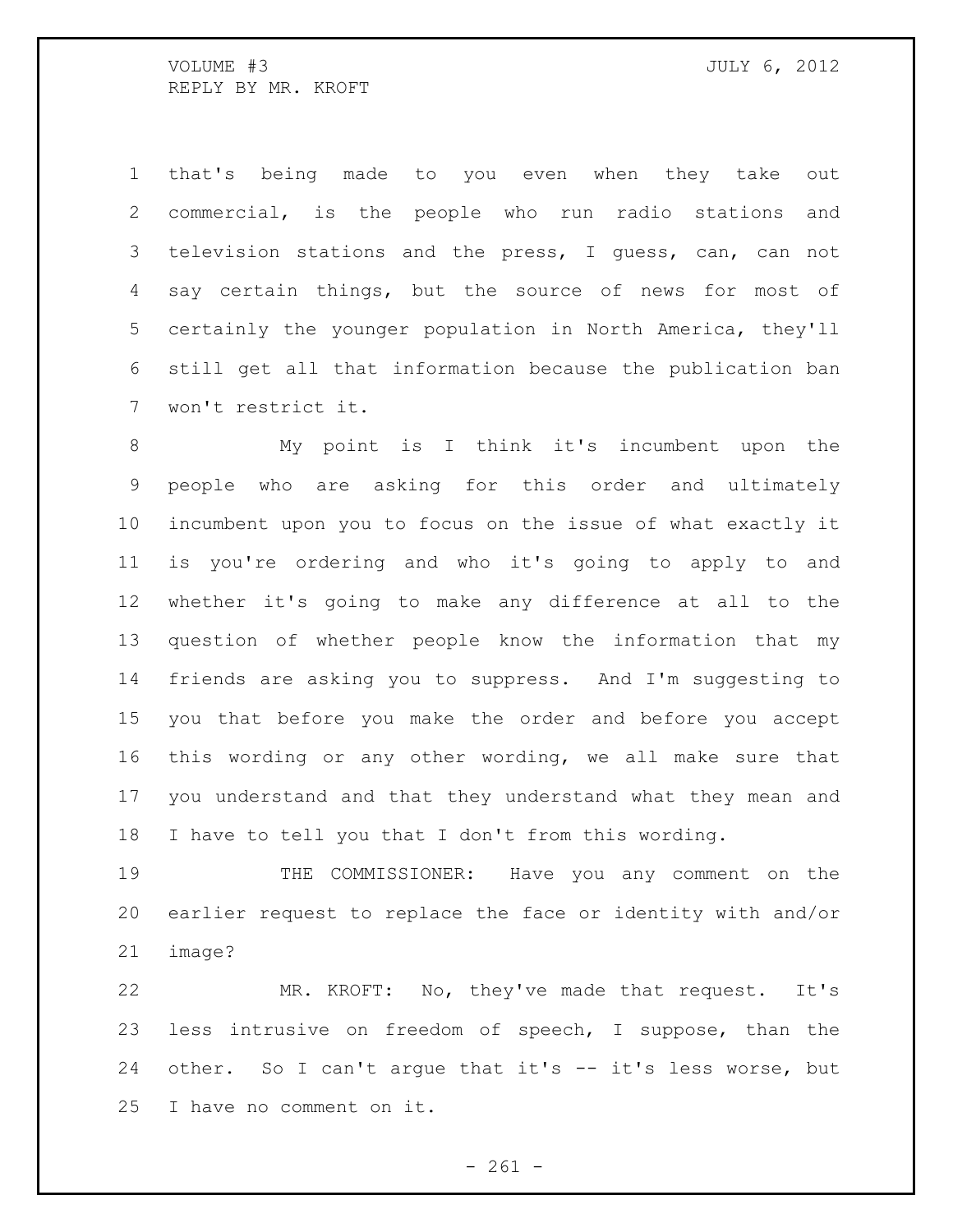that's being made to you even when they take out commercial, is the people who run radio stations and television stations and the press, I guess, can, can not say certain things, but the source of news for most of certainly the younger population in North America, they'll still get all that information because the publication ban won't restrict it.

My point is I think it's incumbent upon the people who are asking for this order and ultimately incumbent upon you to focus on the issue of what exactly it is you're ordering and who it's going to apply to and whether it's going to make any difference at all to the question of whether people know the information that my friends are asking you to suppress. And I'm suggesting to you that before you make the order and before you accept this wording or any other wording, we all make sure that you understand and that they understand what they mean and I have to tell you that I don't from this wording.

THE COMMISSIONER: Have you any comment on the earlier request to replace the face or identity with and/or image?

MR. KROFT: No, they've made that request. It's less intrusive on freedom of speech, I suppose, than the other. So I can't argue that it's -- it's less worse, but I have no comment on it.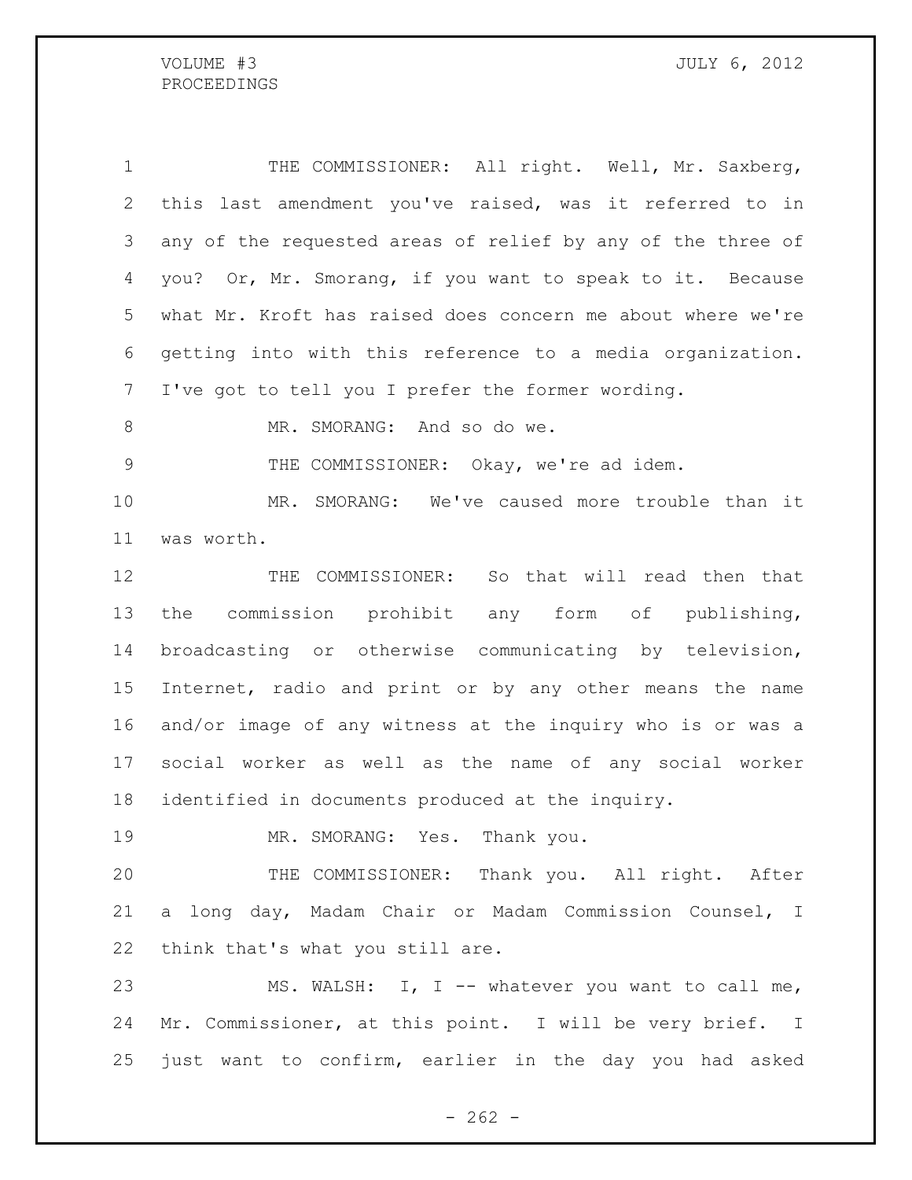THE COMMISSIONER: All right. Well, Mr. Saxberg, this last amendment you've raised, was it referred to in any of the requested areas of relief by any of the three of you? Or, Mr. Smorang, if you want to speak to it. Because what Mr. Kroft has raised does concern me about where we're getting into with this reference to a media organization. I've got to tell you I prefer the former wording.

MR. SMORANG: And so do we.

THE COMMISSIONER: Okay, we're ad idem.

MR. SMORANG: We've caused more trouble than it was worth.

THE COMMISSIONER: So that will read then that the commission prohibit any form of publishing, broadcasting or otherwise communicating by television, Internet, radio and print or by any other means the name and/or image of any witness at the inquiry who is or was a social worker as well as the name of any social worker identified in documents produced at the inquiry.

MR. SMORANG: Yes. Thank you.

THE COMMISSIONER: Thank you. All right. After a long day, Madam Chair or Madam Commission Counsel, I think that's what you still are.

MS. WALSH: I, I -- whatever you want to call me, Mr. Commissioner, at this point. I will be very brief. I just want to confirm, earlier in the day you had asked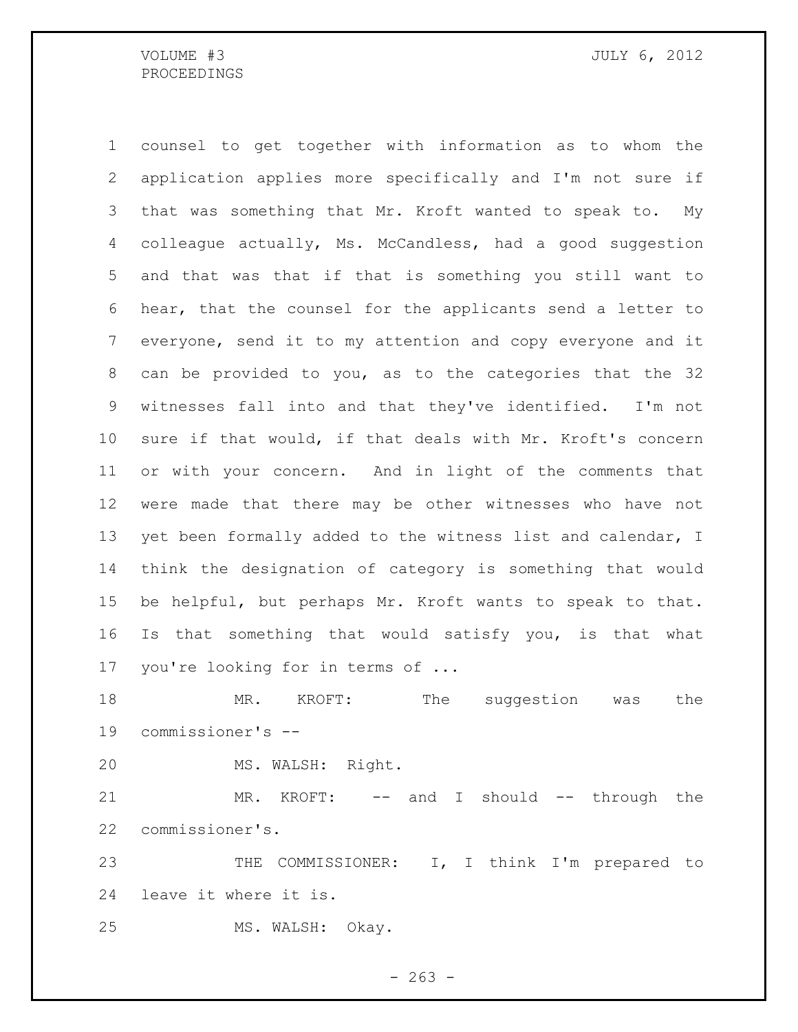counsel to get together with information as to whom the application applies more specifically and I'm not sure if that was something that Mr. Kroft wanted to speak to. My colleague actually, Ms. McCandless, had a good suggestion and that was that if that is something you still want to hear, that the counsel for the applicants send a letter to everyone, send it to my attention and copy everyone and it can be provided to you, as to the categories that the 32 witnesses fall into and that they've identified. I'm not sure if that would, if that deals with Mr. Kroft's concern or with your concern. And in light of the comments that were made that there may be other witnesses who have not yet been formally added to the witness list and calendar, I think the designation of category is something that would be helpful, but perhaps Mr. Kroft wants to speak to that. Is that something that would satisfy you, is that what you're looking for in terms of ...

MR. KROFT: The suggestion was the commissioner's --

MS. WALSH: Right.

MR. KROFT: -- and I should -- through the commissioner's.

THE COMMISSIONER: I, I think I'm prepared to leave it where it is.

MS. WALSH: Okay.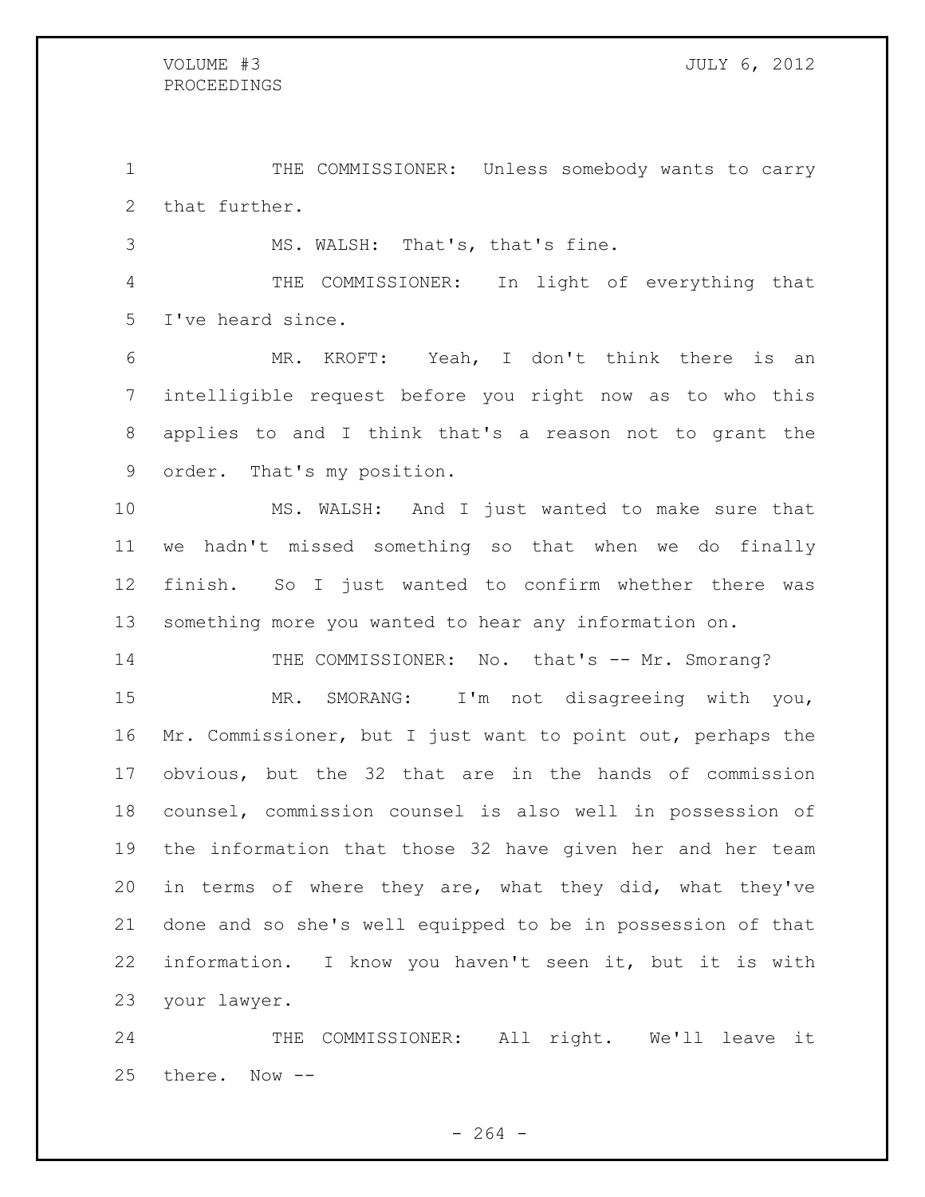THE COMMISSIONER: Unless somebody wants to carry that further.

MS. WALSH: That's, that's fine.

THE COMMISSIONER: In light of everything that I've heard since.

MR. KROFT: Yeah, I don't think there is an intelligible request before you right now as to who this applies to and I think that's a reason not to grant the order. That's my position.

MS. WALSH: And I just wanted to make sure that we hadn't missed something so that when we do finally finish. So I just wanted to confirm whether there was something more you wanted to hear any information on.

THE COMMISSIONER: No. that's -- Mr. Smorang?

MR. SMORANG: I'm not disagreeing with you, Mr. Commissioner, but I just want to point out, perhaps the obvious, but the 32 that are in the hands of commission counsel, commission counsel is also well in possession of the information that those 32 have given her and her team in terms of where they are, what they did, what they've done and so she's well equipped to be in possession of that information. I know you haven't seen it, but it is with your lawyer.

THE COMMISSIONER: All right. We'll leave it there. Now --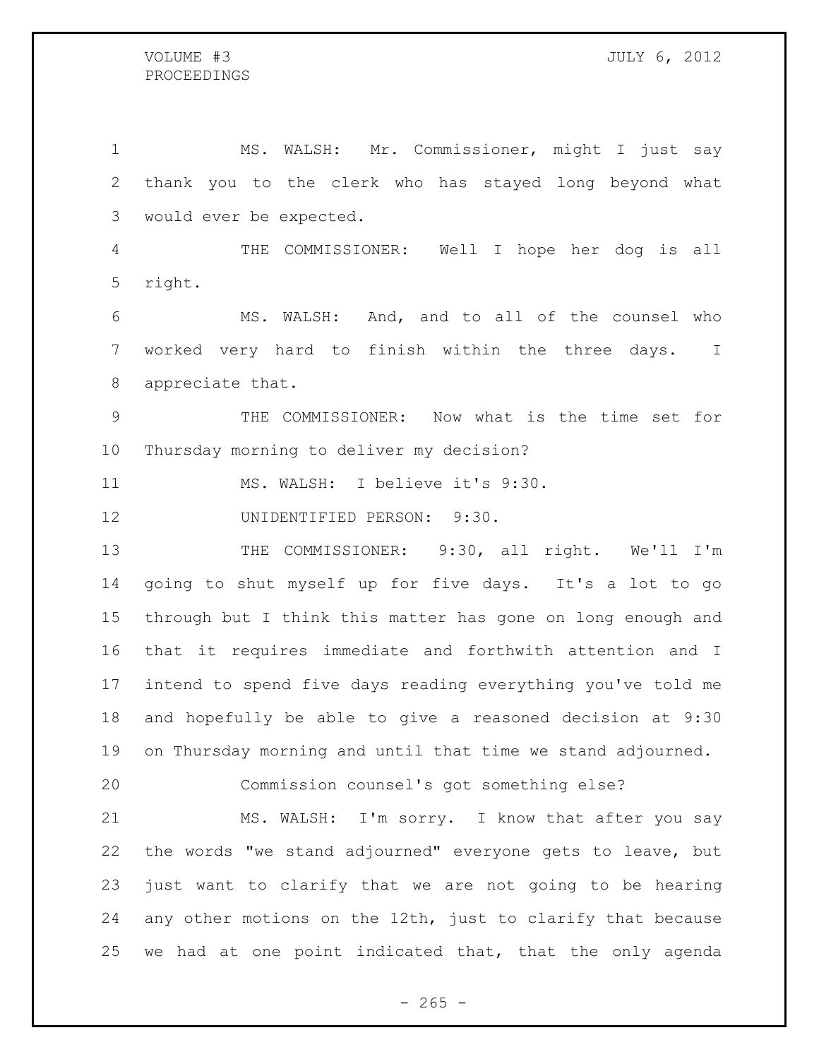MS. WALSH: Mr. Commissioner, might I just say thank you to the clerk who has stayed long beyond what would ever be expected.

THE COMMISSIONER: Well I hope her dog is all right.

MS. WALSH: And, and to all of the counsel who worked very hard to finish within the three days. I appreciate that.

THE COMMISSIONER: Now what is the time set for Thursday morning to deliver my decision?

MS. WALSH: I believe it's 9:30.

UNIDENTIFIED PERSON: 9:30.

THE COMMISSIONER: 9:30, all right. We'll I'm going to shut myself up for five days. It's a lot to go through but I think this matter has gone on long enough and that it requires immediate and forthwith attention and I intend to spend five days reading everything you've told me and hopefully be able to give a reasoned decision at 9:30 on Thursday morning and until that time we stand adjourned.

Commission counsel's got something else?

MS. WALSH: I'm sorry. I know that after you say the words "we stand adjourned" everyone gets to leave, but just want to clarify that we are not going to be hearing any other motions on the 12th, just to clarify that because we had at one point indicated that, that the only agenda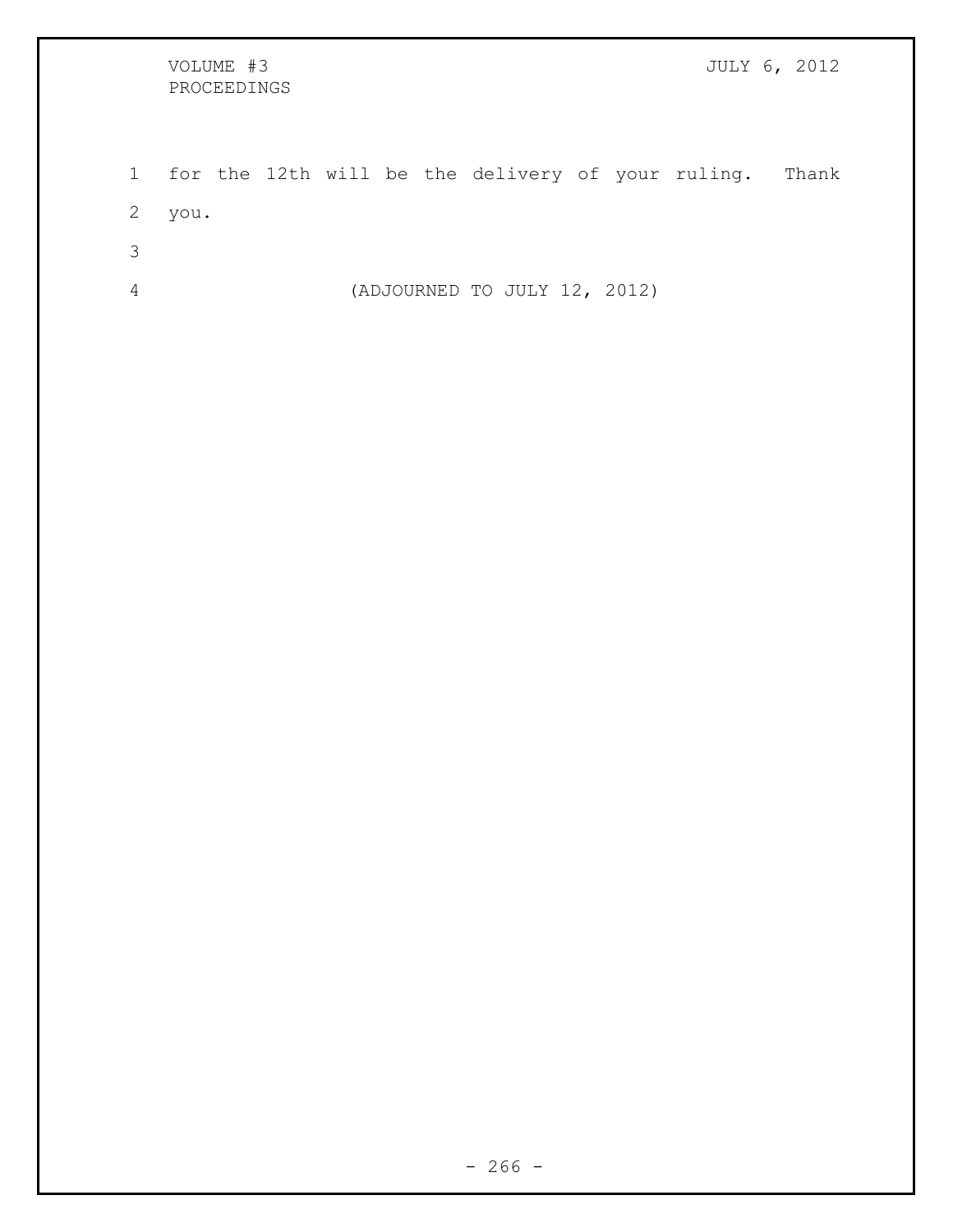for the 12th will be the delivery of your ruling. Thank you.

(ADJOURNED TO JULY 12, 2012)